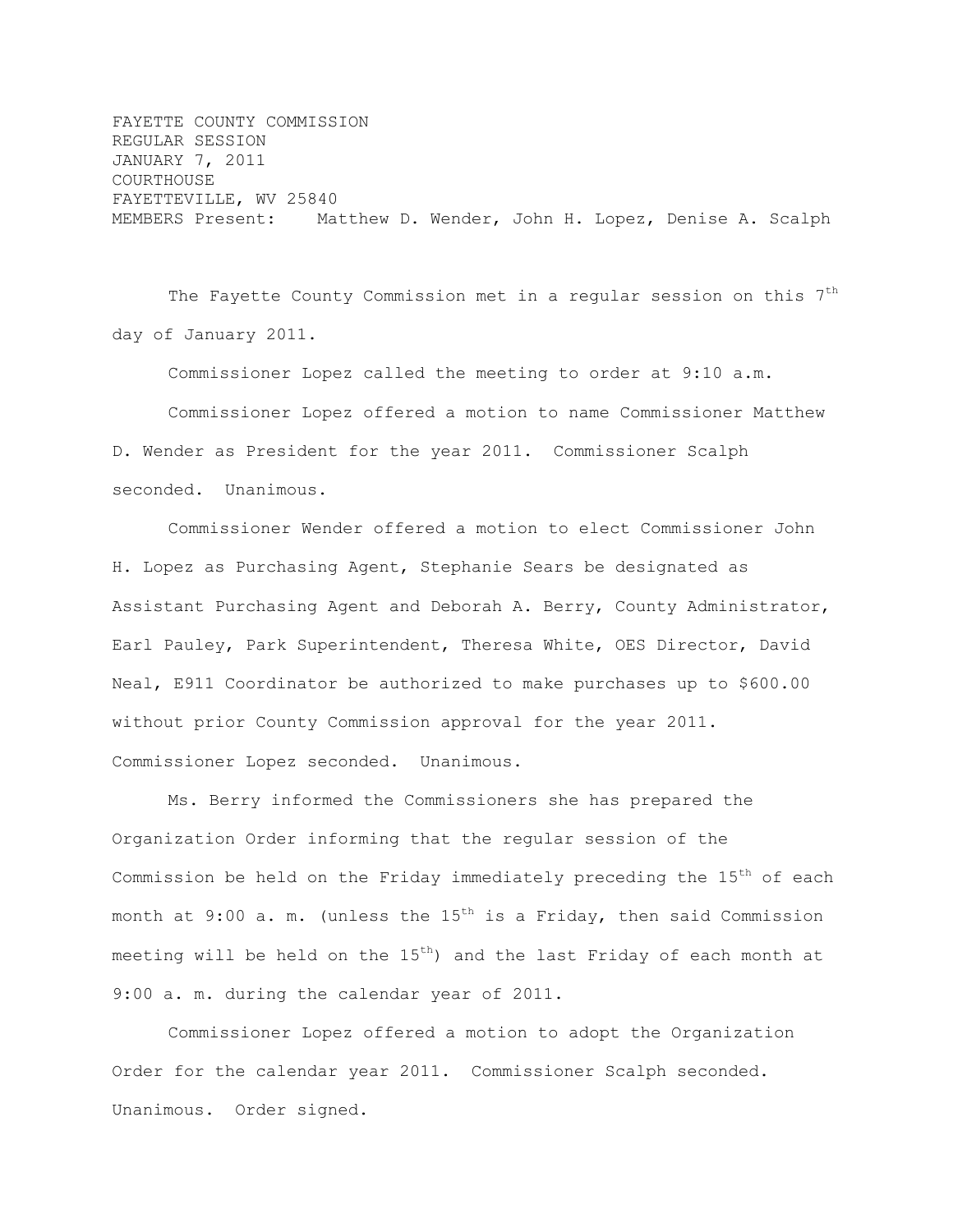FAYETTE COUNTY COMMISSION
REGULAR SESSION
JANUARY 7, 2011
COURTHOUSE
FAYETTEVILLE, WV 25840
MEMBERS Present: Matthew D. Wender, John H. Lopez, Denise A. Scalph

The Fayette County Commission met in a regular session on this 7th day of January 2011.

Commissioner Lopez called the meeting to order at 9:10 a.m.

Commissioner Lopez offered a motion to name Commissioner Matthew D. Wender as President for the year 2011. Commissioner Scalph seconded. Unanimous.

Commissioner Wender offered a motion to elect Commissioner John H. Lopez as Purchasing Agent, Stephanie Sears be designated as Assistant Purchasing Agent and Deborah A. Berry, County Administrator, Earl Pauley, Park Superintendent, Theresa White, OES Director, David Neal, E911 Coordinator be authorized to make purchases up to $600.00 without prior County Commission approval for the year 2011. Commissioner Lopez seconded. Unanimous.

Ms. Berry informed the Commissioners she has prepared the Organization Order informing that the regular session of the Commission be held on the Friday immediately preceding the 15th of each month at 9:00 a. m. (unless the 15th is a Friday, then said Commission meeting will be held on the 15th) and the last Friday of each month at 9:00 a. m. during the calendar year of 2011.

Commissioner Lopez offered a motion to adopt the Organization Order for the calendar year 2011. Commissioner Scalph seconded. Unanimous. Order signed.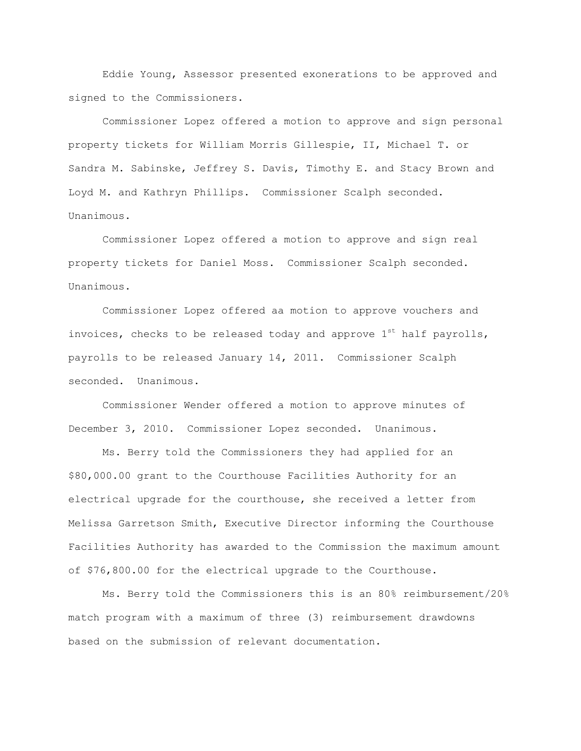Eddie Young, Assessor presented exonerations to be approved and signed to the Commissioners.

Commissioner Lopez offered a motion to approve and sign personal property tickets for William Morris Gillespie, II, Michael T. or Sandra M. Sabinske, Jeffrey S. Davis, Timothy E. and Stacy Brown and Loyd M. and Kathryn Phillips. Commissioner Scalph seconded. Unanimous.

Commissioner Lopez offered a motion to approve and sign real property tickets for Daniel Moss. Commissioner Scalph seconded. Unanimous.

Commissioner Lopez offered aa motion to approve vouchers and invoices, checks to be released today and approve 1st half payrolls, payrolls to be released January 14, 2011. Commissioner Scalph seconded. Unanimous.

Commissioner Wender offered a motion to approve minutes of December 3, 2010. Commissioner Lopez seconded. Unanimous.

Ms. Berry told the Commissioners they had applied for an $80,000.00 grant to the Courthouse Facilities Authority for an electrical upgrade for the courthouse, she received a letter from Melissa Garretson Smith, Executive Director informing the Courthouse Facilities Authority has awarded to the Commission the maximum amount of $76,800.00 for the electrical upgrade to the Courthouse.

Ms. Berry told the Commissioners this is an 80% reimbursement/20% match program with a maximum of three (3) reimbursement drawdowns based on the submission of relevant documentation.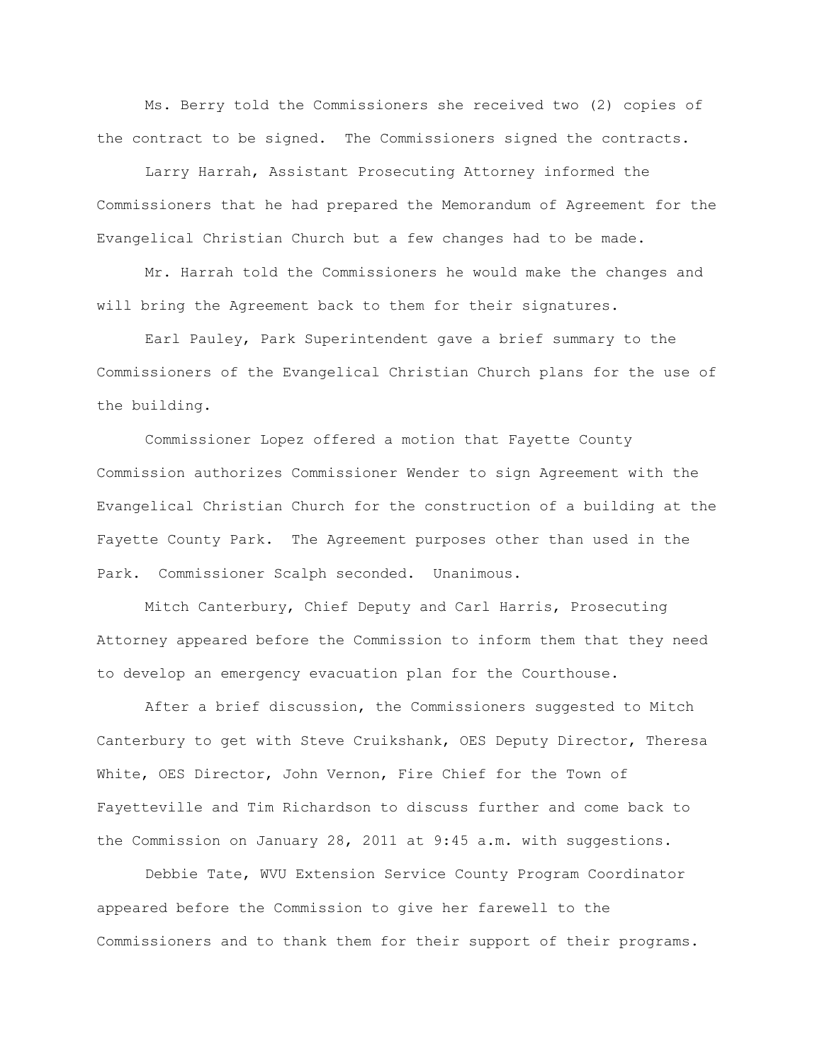Ms. Berry told the Commissioners she received two (2) copies of the contract to be signed. The Commissioners signed the contracts.

Larry Harrah, Assistant Prosecuting Attorney informed the Commissioners that he had prepared the Memorandum of Agreement for the Evangelical Christian Church but a few changes had to be made.

Mr. Harrah told the Commissioners he would make the changes and will bring the Agreement back to them for their signatures.

Earl Pauley, Park Superintendent gave a brief summary to the Commissioners of the Evangelical Christian Church plans for the use of the building.

Commissioner Lopez offered a motion that Fayette County Commission authorizes Commissioner Wender to sign Agreement with the Evangelical Christian Church for the construction of a building at the Fayette County Park. The Agreement purposes other than used in the Park. Commissioner Scalph seconded. Unanimous.

Mitch Canterbury, Chief Deputy and Carl Harris, Prosecuting Attorney appeared before the Commission to inform them that they need to develop an emergency evacuation plan for the Courthouse.

After a brief discussion, the Commissioners suggested to Mitch Canterbury to get with Steve Cruikshank, OES Deputy Director, Theresa White, OES Director, John Vernon, Fire Chief for the Town of Fayetteville and Tim Richardson to discuss further and come back to the Commission on January 28, 2011 at 9:45 a.m. with suggestions.

Debbie Tate, WVU Extension Service County Program Coordinator appeared before the Commission to give her farewell to the Commissioners and to thank them for their support of their programs.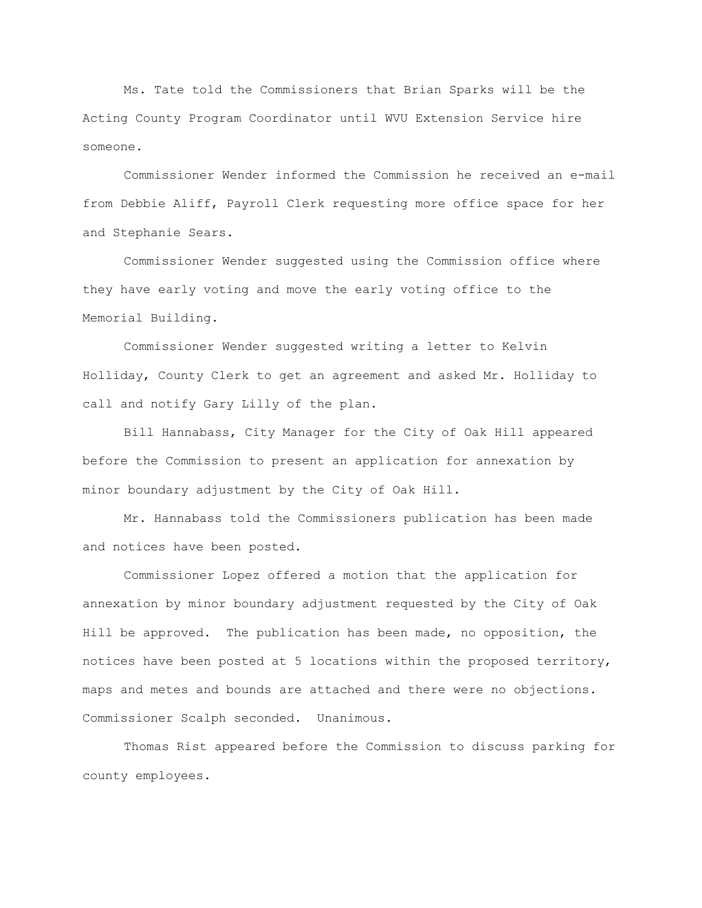Ms. Tate told the Commissioners that Brian Sparks will be the Acting County Program Coordinator until WVU Extension Service hire someone.

Commissioner Wender informed the Commission he received an e-mail from Debbie Aliff, Payroll Clerk requesting more office space for her and Stephanie Sears.

Commissioner Wender suggested using the Commission office where they have early voting and move the early voting office to the Memorial Building.

Commissioner Wender suggested writing a letter to Kelvin Holliday, County Clerk to get an agreement and asked Mr. Holliday to call and notify Gary Lilly of the plan.

Bill Hannabass, City Manager for the City of Oak Hill appeared before the Commission to present an application for annexation by minor boundary adjustment by the City of Oak Hill.

Mr. Hannabass told the Commissioners publication has been made and notices have been posted.

Commissioner Lopez offered a motion that the application for annexation by minor boundary adjustment requested by the City of Oak Hill be approved. The publication has been made, no opposition, the notices have been posted at 5 locations within the proposed territory, maps and metes and bounds are attached and there were no objections. Commissioner Scalph seconded. Unanimous.

Thomas Rist appeared before the Commission to discuss parking for county employees.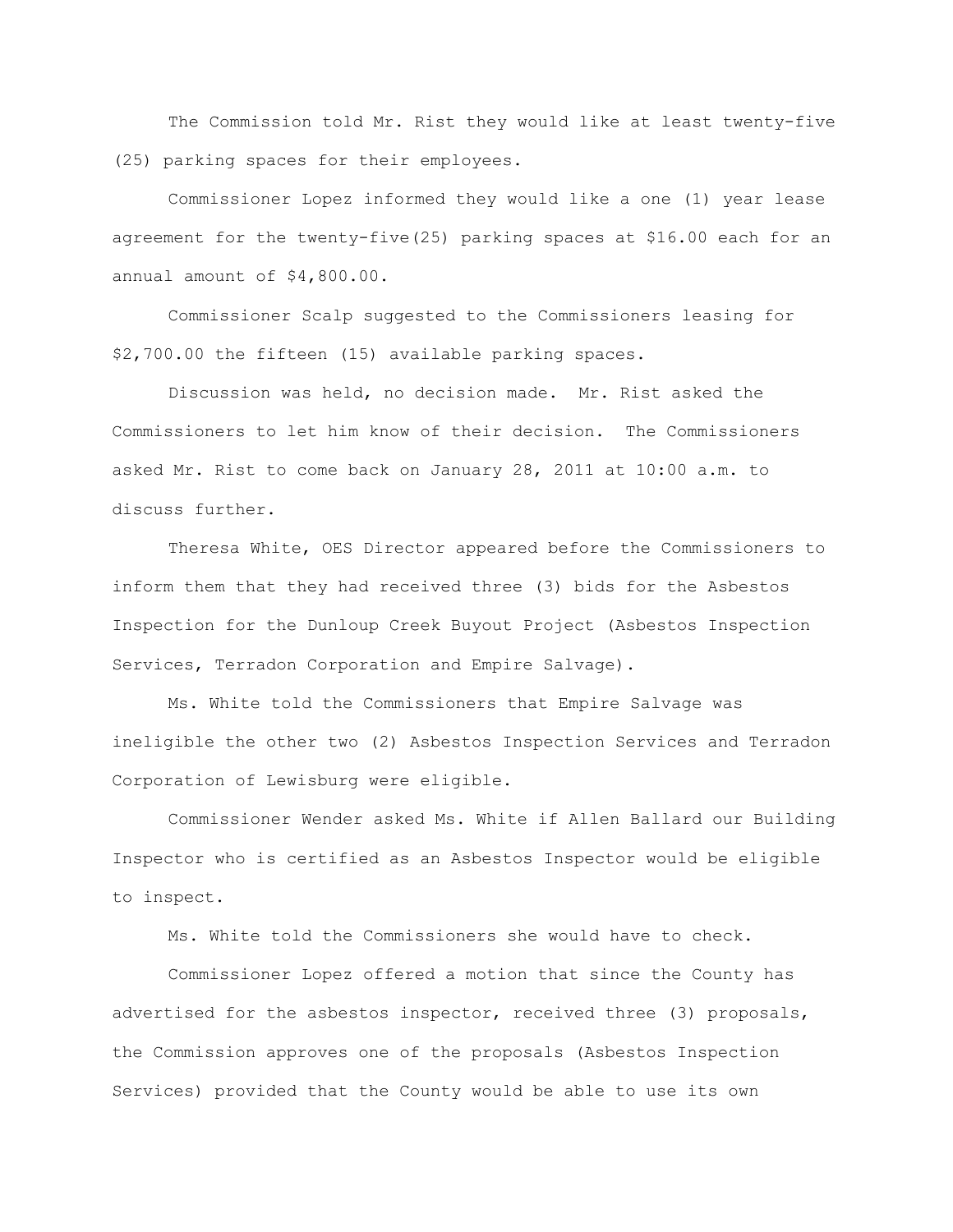The Commission told Mr. Rist they would like at least twenty-five (25) parking spaces for their employees.

Commissioner Lopez informed they would like a one (1) year lease agreement for the twenty-five(25) parking spaces at $16.00 each for an annual amount of $4,800.00.

Commissioner Scalp suggested to the Commissioners leasing for $2,700.00 the fifteen (15) available parking spaces.

Discussion was held, no decision made. Mr. Rist asked the Commissioners to let him know of their decision. The Commissioners asked Mr. Rist to come back on January 28, 2011 at 10:00 a.m. to discuss further.

Theresa White, OES Director appeared before the Commissioners to inform them that they had received three (3) bids for the Asbestos Inspection for the Dunloup Creek Buyout Project (Asbestos Inspection Services, Terradon Corporation and Empire Salvage).

Ms. White told the Commissioners that Empire Salvage was ineligible the other two (2) Asbestos Inspection Services and Terradon Corporation of Lewisburg were eligible.

Commissioner Wender asked Ms. White if Allen Ballard our Building Inspector who is certified as an Asbestos Inspector would be eligible to inspect.

Ms. White told the Commissioners she would have to check.

Commissioner Lopez offered a motion that since the County has advertised for the asbestos inspector, received three (3) proposals, the Commission approves one of the proposals (Asbestos Inspection Services) provided that the County would be able to use its own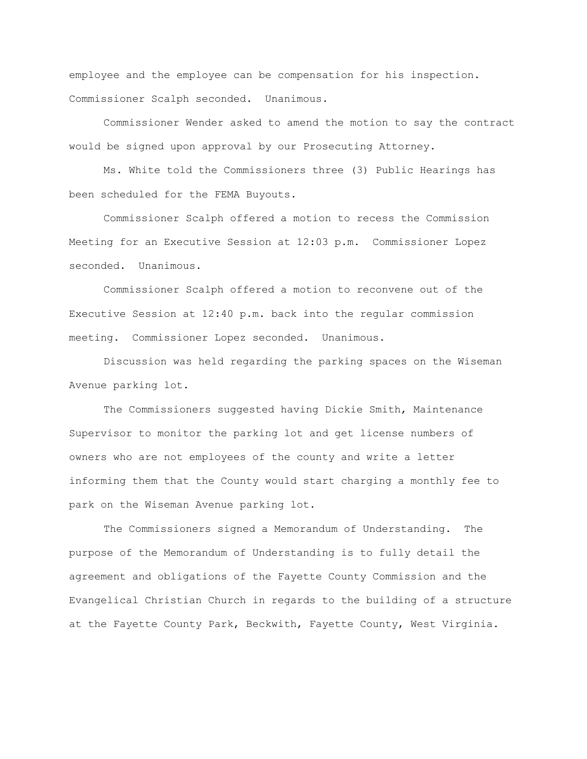employee and the employee can be compensation for his inspection. Commissioner Scalph seconded. Unanimous.

Commissioner Wender asked to amend the motion to say the contract would be signed upon approval by our Prosecuting Attorney.

Ms. White told the Commissioners three (3) Public Hearings has been scheduled for the FEMA Buyouts.

Commissioner Scalph offered a motion to recess the Commission Meeting for an Executive Session at 12:03 p.m. Commissioner Lopez seconded. Unanimous.

Commissioner Scalph offered a motion to reconvene out of the Executive Session at 12:40 p.m. back into the regular commission meeting. Commissioner Lopez seconded. Unanimous.

Discussion was held regarding the parking spaces on the Wiseman Avenue parking lot.

The Commissioners suggested having Dickie Smith, Maintenance Supervisor to monitor the parking lot and get license numbers of owners who are not employees of the county and write a letter informing them that the County would start charging a monthly fee to park on the Wiseman Avenue parking lot.

The Commissioners signed a Memorandum of Understanding. The purpose of the Memorandum of Understanding is to fully detail the agreement and obligations of the Fayette County Commission and the Evangelical Christian Church in regards to the building of a structure at the Fayette County Park, Beckwith, Fayette County, West Virginia.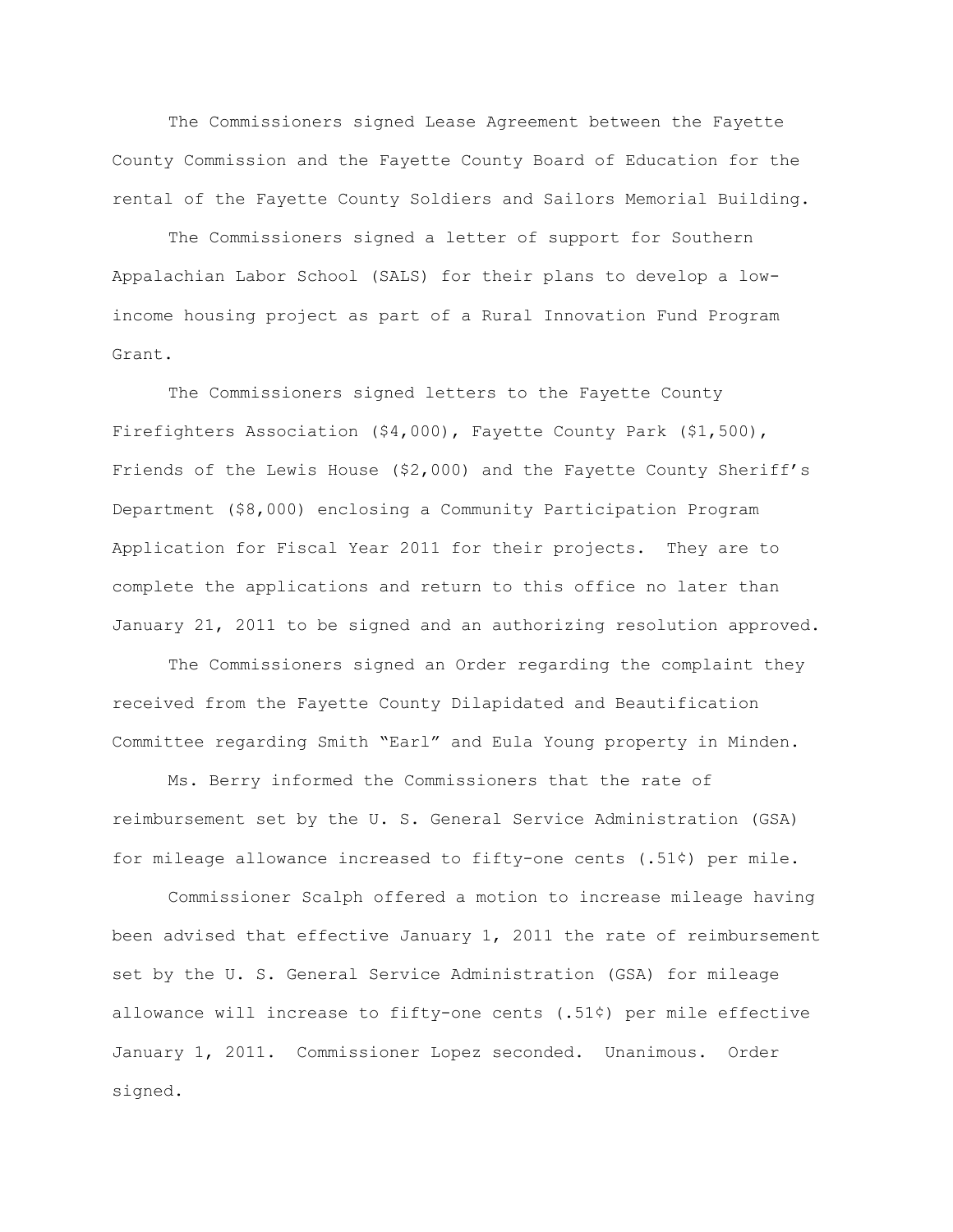The Commissioners signed Lease Agreement between the Fayette County Commission and the Fayette County Board of Education for the rental of the Fayette County Soldiers and Sailors Memorial Building.

The Commissioners signed a letter of support for Southern Appalachian Labor School (SALS) for their plans to develop a low-income housing project as part of a Rural Innovation Fund Program Grant.

The Commissioners signed letters to the Fayette County Firefighters Association ($4,000), Fayette County Park ($1,500), Friends of the Lewis House ($2,000) and the Fayette County Sheriff's Department ($8,000) enclosing a Community Participation Program Application for Fiscal Year 2011 for their projects. They are to complete the applications and return to this office no later than January 21, 2011 to be signed and an authorizing resolution approved.

The Commissioners signed an Order regarding the complaint they received from the Fayette County Dilapidated and Beautification Committee regarding Smith "Earl" and Eula Young property in Minden.

Ms. Berry informed the Commissioners that the rate of reimbursement set by the U. S. General Service Administration (GSA) for mileage allowance increased to fifty-one cents (.51¢) per mile.

Commissioner Scalph offered a motion to increase mileage having been advised that effective January 1, 2011 the rate of reimbursement set by the U. S. General Service Administration (GSA) for mileage allowance will increase to fifty-one cents (.51¢) per mile effective January 1, 2011. Commissioner Lopez seconded. Unanimous. Order signed.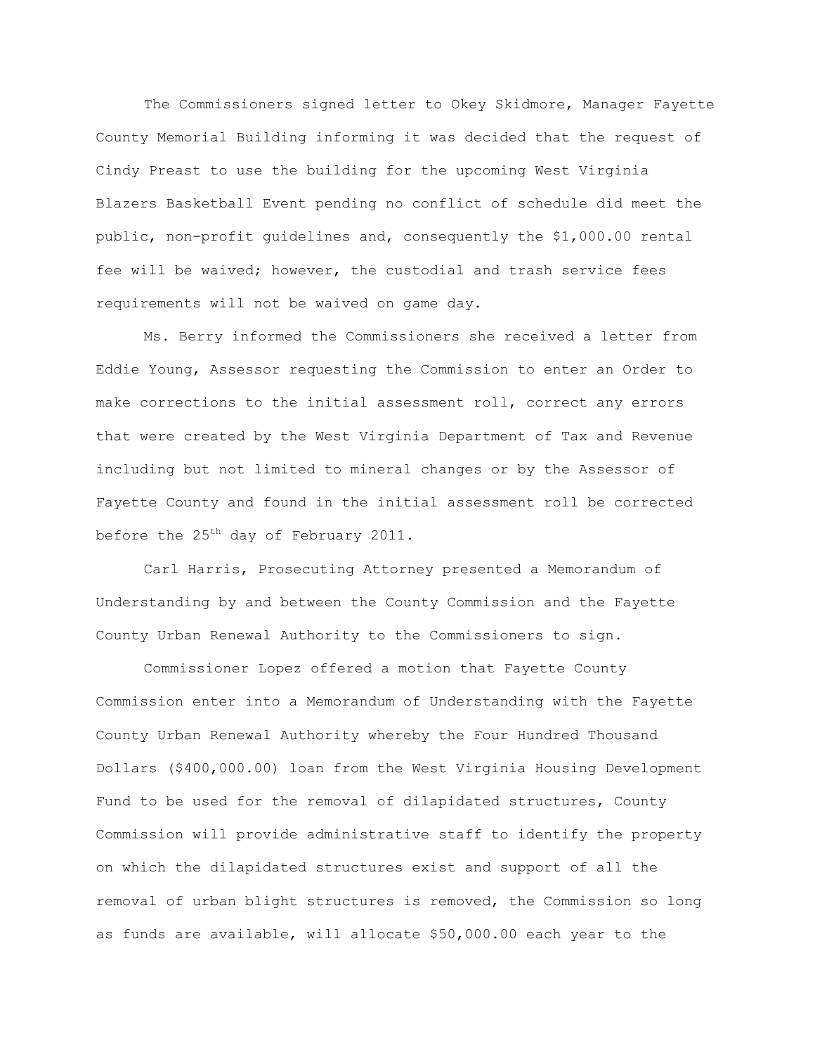The Commissioners signed letter to Okey Skidmore, Manager Fayette County Memorial Building informing it was decided that the request of Cindy Preast to use the building for the upcoming West Virginia Blazers Basketball Event pending no conflict of schedule did meet the public, non-profit guidelines and, consequently the $1,000.00 rental fee will be waived; however, the custodial and trash service fees requirements will not be waived on game day.

Ms. Berry informed the Commissioners she received a letter from Eddie Young, Assessor requesting the Commission to enter an Order to make corrections to the initial assessment roll, correct any errors that were created by the West Virginia Department of Tax and Revenue including but not limited to mineral changes or by the Assessor of Fayette County and found in the initial assessment roll be corrected before the 25th day of February 2011.

Carl Harris, Prosecuting Attorney presented a Memorandum of Understanding by and between the County Commission and the Fayette County Urban Renewal Authority to the Commissioners to sign.

Commissioner Lopez offered a motion that Fayette County Commission enter into a Memorandum of Understanding with the Fayette County Urban Renewal Authority whereby the Four Hundred Thousand Dollars ($400,000.00) loan from the West Virginia Housing Development Fund to be used for the removal of dilapidated structures, County Commission will provide administrative staff to identify the property on which the dilapidated structures exist and support of all the removal of urban blight structures is removed, the Commission so long as funds are available, will allocate $50,000.00 each year to the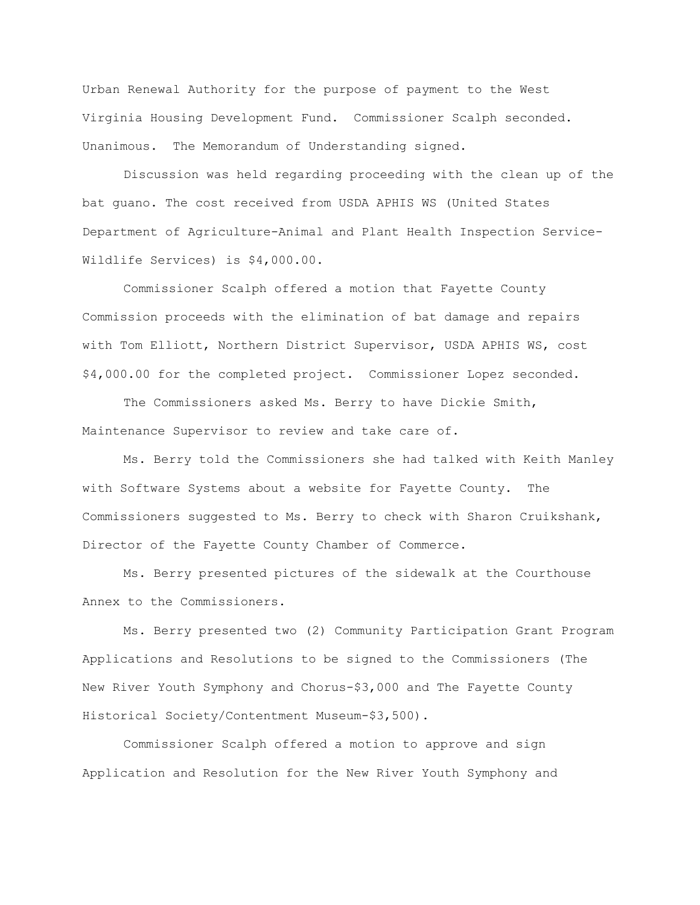Urban Renewal Authority for the purpose of payment to the West Virginia Housing Development Fund. Commissioner Scalph seconded. Unanimous. The Memorandum of Understanding signed.

Discussion was held regarding proceeding with the clean up of the bat guano. The cost received from USDA APHIS WS (United States Department of Agriculture-Animal and Plant Health Inspection Service-Wildlife Services) is $4,000.00.

Commissioner Scalph offered a motion that Fayette County Commission proceeds with the elimination of bat damage and repairs with Tom Elliott, Northern District Supervisor, USDA APHIS WS, cost $4,000.00 for the completed project. Commissioner Lopez seconded.

The Commissioners asked Ms. Berry to have Dickie Smith, Maintenance Supervisor to review and take care of.

Ms. Berry told the Commissioners she had talked with Keith Manley with Software Systems about a website for Fayette County. The Commissioners suggested to Ms. Berry to check with Sharon Cruikshank, Director of the Fayette County Chamber of Commerce.

Ms. Berry presented pictures of the sidewalk at the Courthouse Annex to the Commissioners.

Ms. Berry presented two (2) Community Participation Grant Program Applications and Resolutions to be signed to the Commissioners (The New River Youth Symphony and Chorus-$3,000 and The Fayette County Historical Society/Contentment Museum-$3,500).

Commissioner Scalph offered a motion to approve and sign Application and Resolution for the New River Youth Symphony and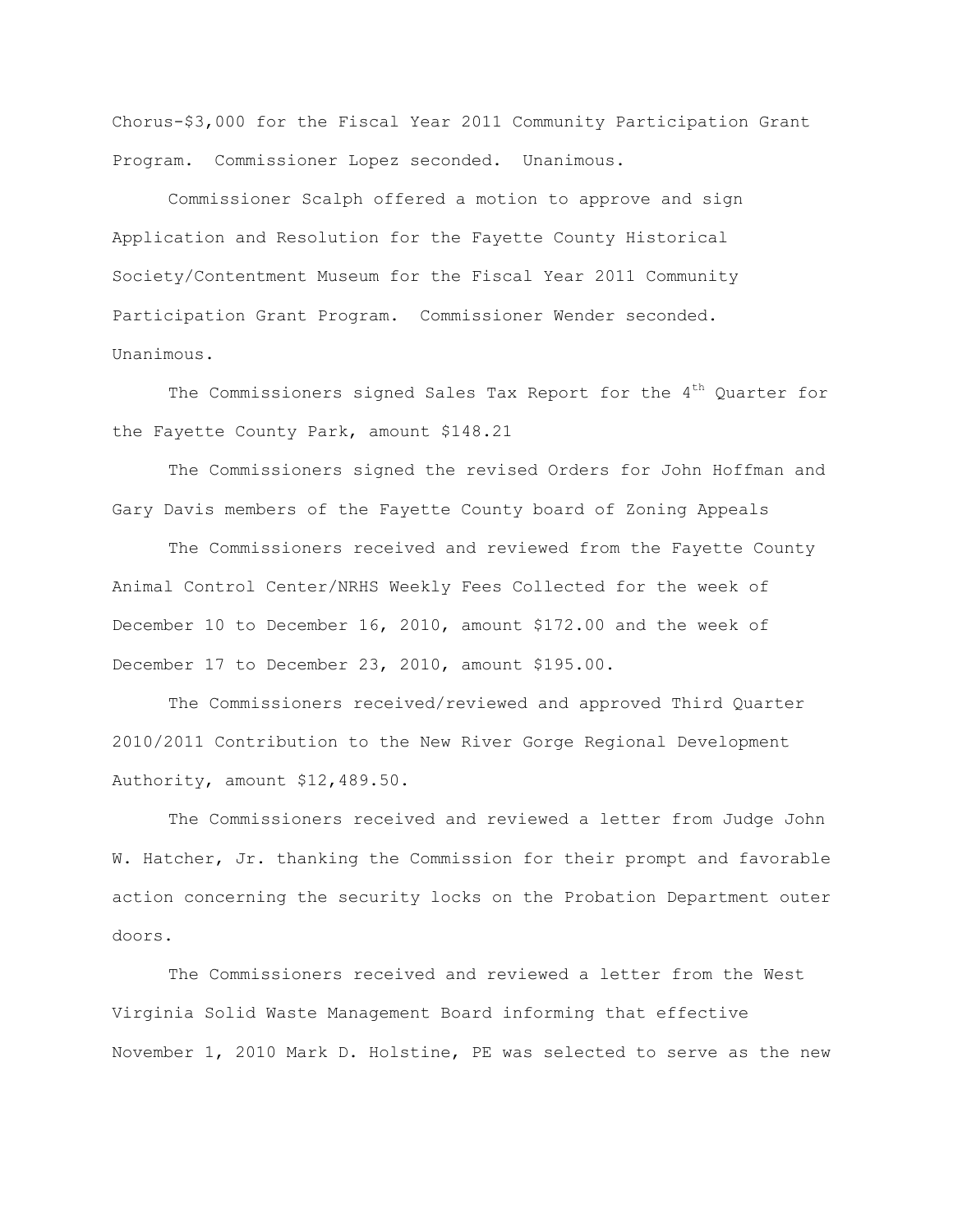Chorus-$3,000 for the Fiscal Year 2011 Community Participation Grant Program. Commissioner Lopez seconded. Unanimous.

Commissioner Scalph offered a motion to approve and sign Application and Resolution for the Fayette County Historical Society/Contentment Museum for the Fiscal Year 2011 Community Participation Grant Program. Commissioner Wender seconded. Unanimous.

The Commissioners signed Sales Tax Report for the 4th Quarter for the Fayette County Park, amount $148.21

The Commissioners signed the revised Orders for John Hoffman and Gary Davis members of the Fayette County board of Zoning Appeals

The Commissioners received and reviewed from the Fayette County Animal Control Center/NRHS Weekly Fees Collected for the week of December 10 to December 16, 2010, amount $172.00 and the week of December 17 to December 23, 2010, amount $195.00.

The Commissioners received/reviewed and approved Third Quarter 2010/2011 Contribution to the New River Gorge Regional Development Authority, amount $12,489.50.

The Commissioners received and reviewed a letter from Judge John W. Hatcher, Jr. thanking the Commission for their prompt and favorable action concerning the security locks on the Probation Department outer doors.

The Commissioners received and reviewed a letter from the West Virginia Solid Waste Management Board informing that effective November 1, 2010 Mark D. Holstine, PE was selected to serve as the new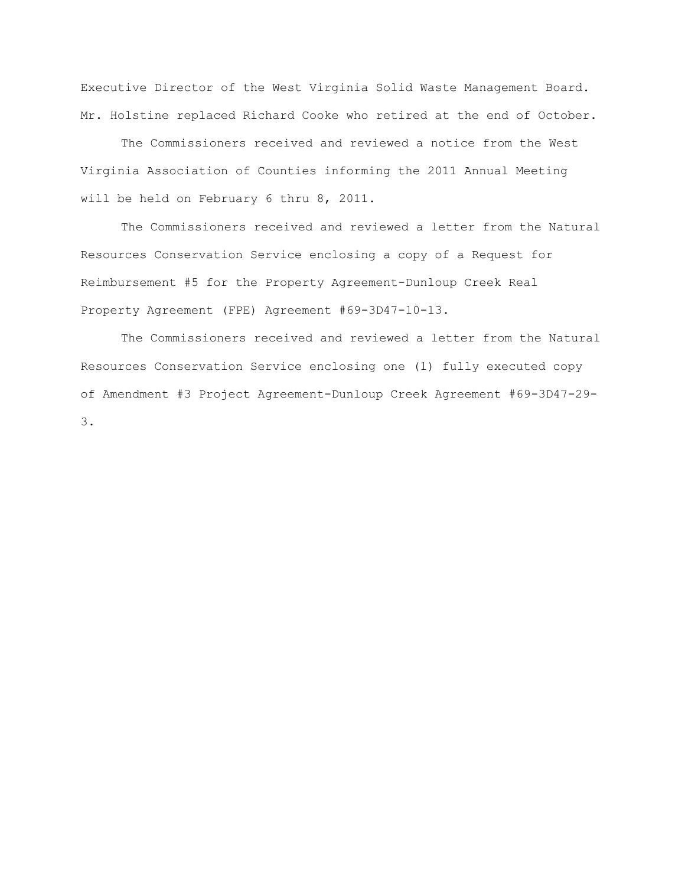Executive Director of the West Virginia Solid Waste Management Board. Mr. Holstine replaced Richard Cooke who retired at the end of October.

The Commissioners received and reviewed a notice from the West Virginia Association of Counties informing the 2011 Annual Meeting will be held on February 6 thru 8, 2011.

The Commissioners received and reviewed a letter from the Natural Resources Conservation Service enclosing a copy of a Request for Reimbursement #5 for the Property Agreement-Dunloup Creek Real Property Agreement (FPE) Agreement #69-3D47-10-13.

The Commissioners received and reviewed a letter from the Natural Resources Conservation Service enclosing one (1) fully executed copy of Amendment #3 Project Agreement-Dunloup Creek Agreement #69-3D47-29-3.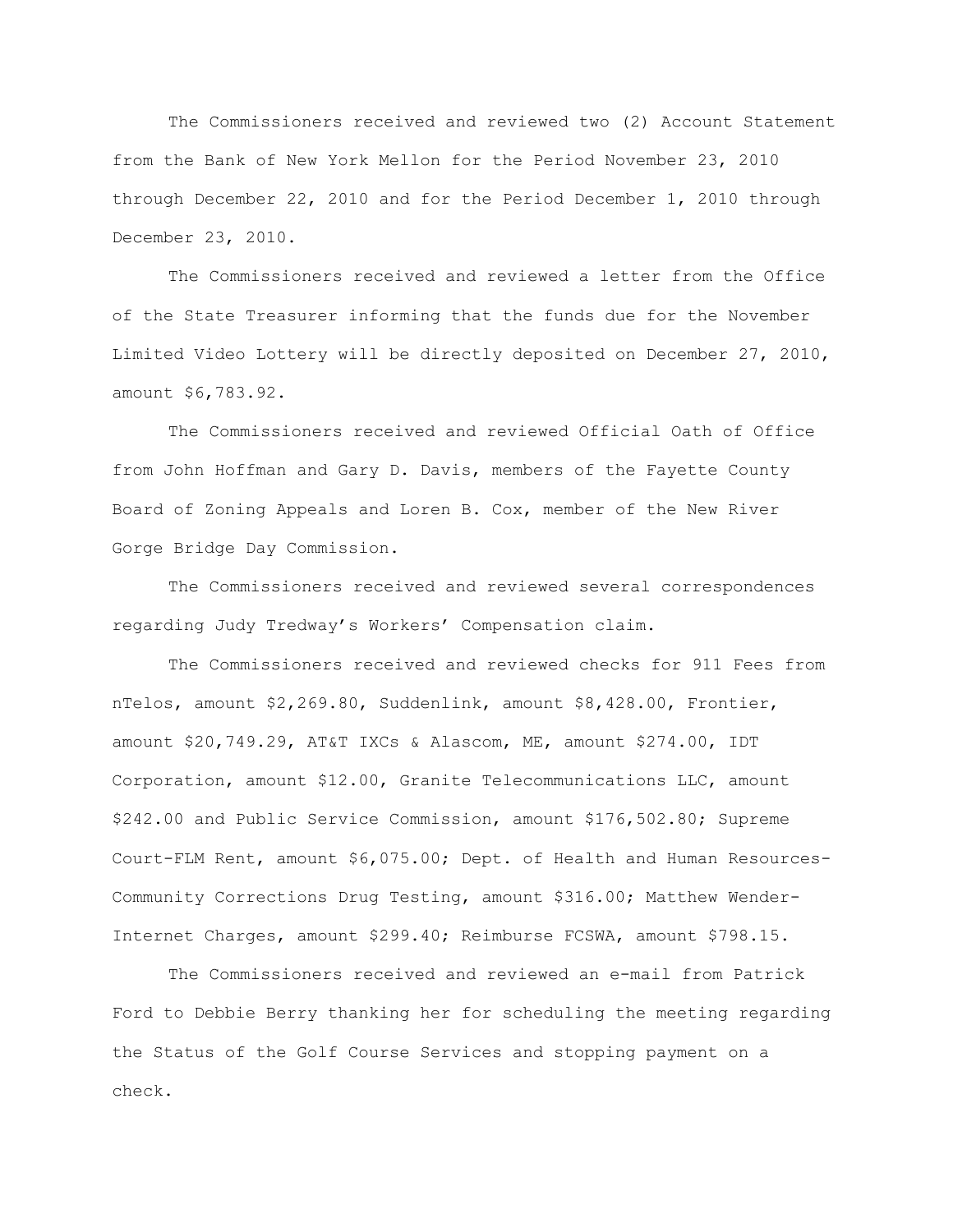The Commissioners received and reviewed two (2) Account Statement from the Bank of New York Mellon for the Period November 23, 2010 through December 22, 2010 and for the Period December 1, 2010 through December 23, 2010.

The Commissioners received and reviewed a letter from the Office of the State Treasurer informing that the funds due for the November Limited Video Lottery will be directly deposited on December 27, 2010, amount $6,783.92.

The Commissioners received and reviewed Official Oath of Office from John Hoffman and Gary D. Davis, members of the Fayette County Board of Zoning Appeals and Loren B. Cox, member of the New River Gorge Bridge Day Commission.

The Commissioners received and reviewed several correspondences regarding Judy Tredway's Workers' Compensation claim.

The Commissioners received and reviewed checks for 911 Fees from nTelos, amount $2,269.80, Suddenlink, amount $8,428.00, Frontier, amount $20,749.29, AT&T IXCs & Alascom, ME, amount $274.00, IDT Corporation, amount $12.00, Granite Telecommunications LLC, amount $242.00 and Public Service Commission, amount $176,502.80; Supreme Court-FLM Rent, amount $6,075.00; Dept. of Health and Human Resources-Community Corrections Drug Testing, amount $316.00; Matthew Wender-Internet Charges, amount $299.40; Reimburse FCSWA, amount $798.15.

The Commissioners received and reviewed an e-mail from Patrick Ford to Debbie Berry thanking her for scheduling the meeting regarding the Status of the Golf Course Services and stopping payment on a check.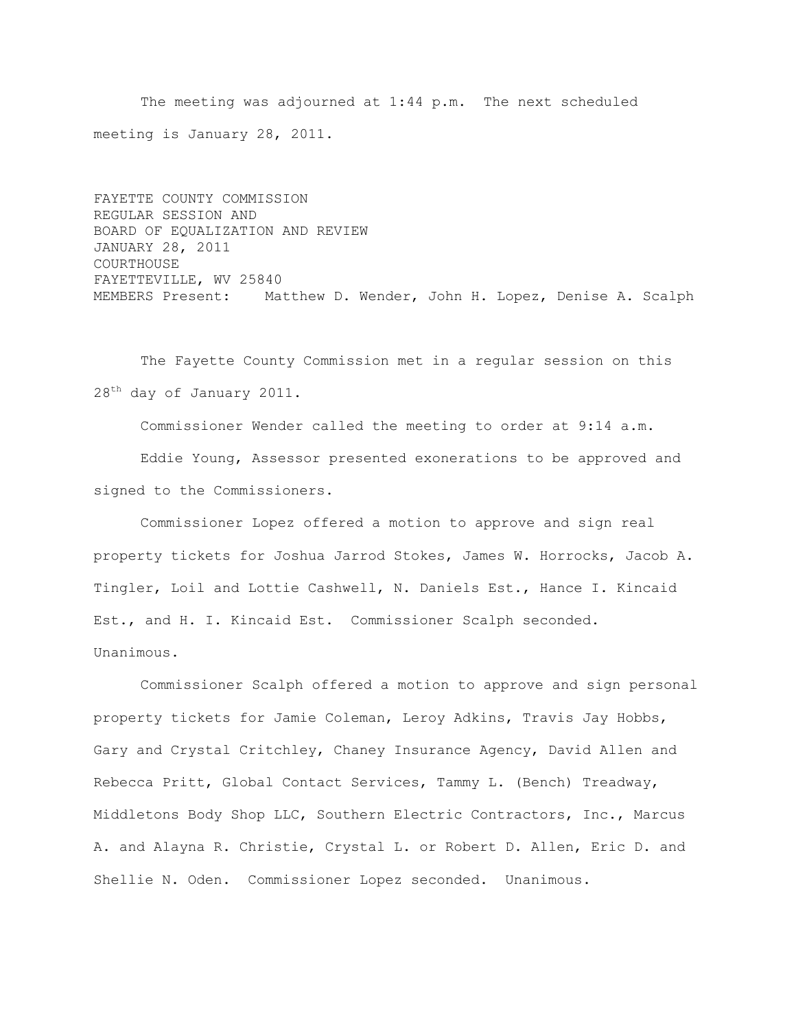The meeting was adjourned at 1:44 p.m. The next scheduled meeting is January 28, 2011.

FAYETTE COUNTY COMMISSION
REGULAR SESSION AND
BOARD OF EQUALIZATION AND REVIEW
JANUARY 28, 2011
COURTHOUSE
FAYETTEVILLE, WV 25840
MEMBERS Present: Matthew D. Wender, John H. Lopez, Denise A. Scalph

The Fayette County Commission met in a regular session on this 28th day of January 2011.

Commissioner Wender called the meeting to order at 9:14 a.m.

Eddie Young, Assessor presented exonerations to be approved and signed to the Commissioners.

Commissioner Lopez offered a motion to approve and sign real property tickets for Joshua Jarrod Stokes, James W. Horrocks, Jacob A. Tingler, Loil and Lottie Cashwell, N. Daniels Est., Hance I. Kincaid Est., and H. I. Kincaid Est. Commissioner Scalph seconded. Unanimous.

Commissioner Scalph offered a motion to approve and sign personal property tickets for Jamie Coleman, Leroy Adkins, Travis Jay Hobbs, Gary and Crystal Critchley, Chaney Insurance Agency, David Allen and Rebecca Pritt, Global Contact Services, Tammy L. (Bench) Treadway, Middletons Body Shop LLC, Southern Electric Contractors, Inc., Marcus A. and Alayna R. Christie, Crystal L. or Robert D. Allen, Eric D. and Shellie N. Oden. Commissioner Lopez seconded. Unanimous.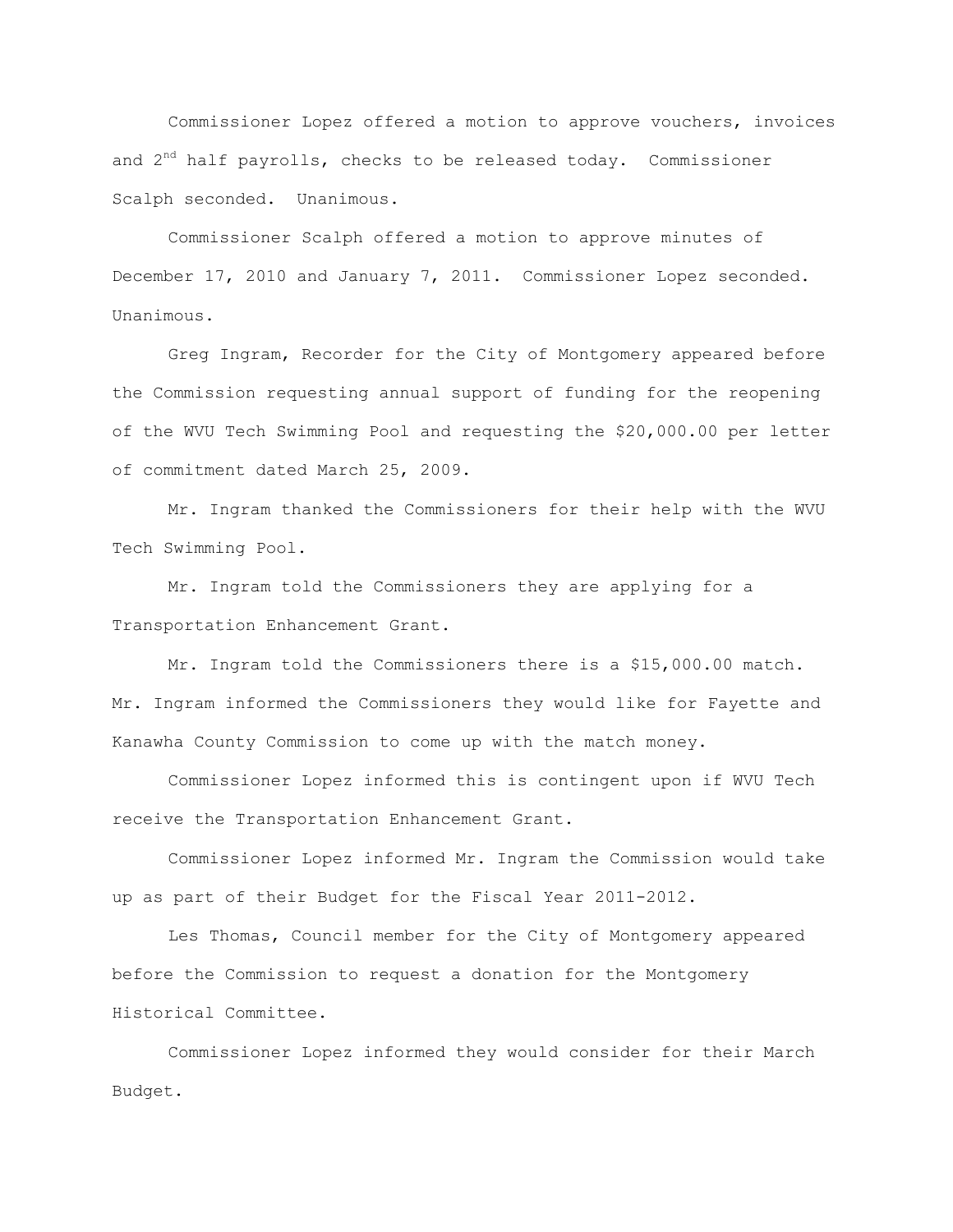Commissioner Lopez offered a motion to approve vouchers, invoices and 2nd half payrolls, checks to be released today. Commissioner Scalph seconded. Unanimous.

Commissioner Scalph offered a motion to approve minutes of December 17, 2010 and January 7, 2011. Commissioner Lopez seconded. Unanimous.

Greg Ingram, Recorder for the City of Montgomery appeared before the Commission requesting annual support of funding for the reopening of the WVU Tech Swimming Pool and requesting the $20,000.00 per letter of commitment dated March 25, 2009.

Mr. Ingram thanked the Commissioners for their help with the WVU Tech Swimming Pool.

Mr. Ingram told the Commissioners they are applying for a Transportation Enhancement Grant.

Mr. Ingram told the Commissioners there is a $15,000.00 match. Mr. Ingram informed the Commissioners they would like for Fayette and Kanawha County Commission to come up with the match money.

Commissioner Lopez informed this is contingent upon if WVU Tech receive the Transportation Enhancement Grant.

Commissioner Lopez informed Mr. Ingram the Commission would take up as part of their Budget for the Fiscal Year 2011-2012.

Les Thomas, Council member for the City of Montgomery appeared before the Commission to request a donation for the Montgomery Historical Committee.

Commissioner Lopez informed they would consider for their March Budget.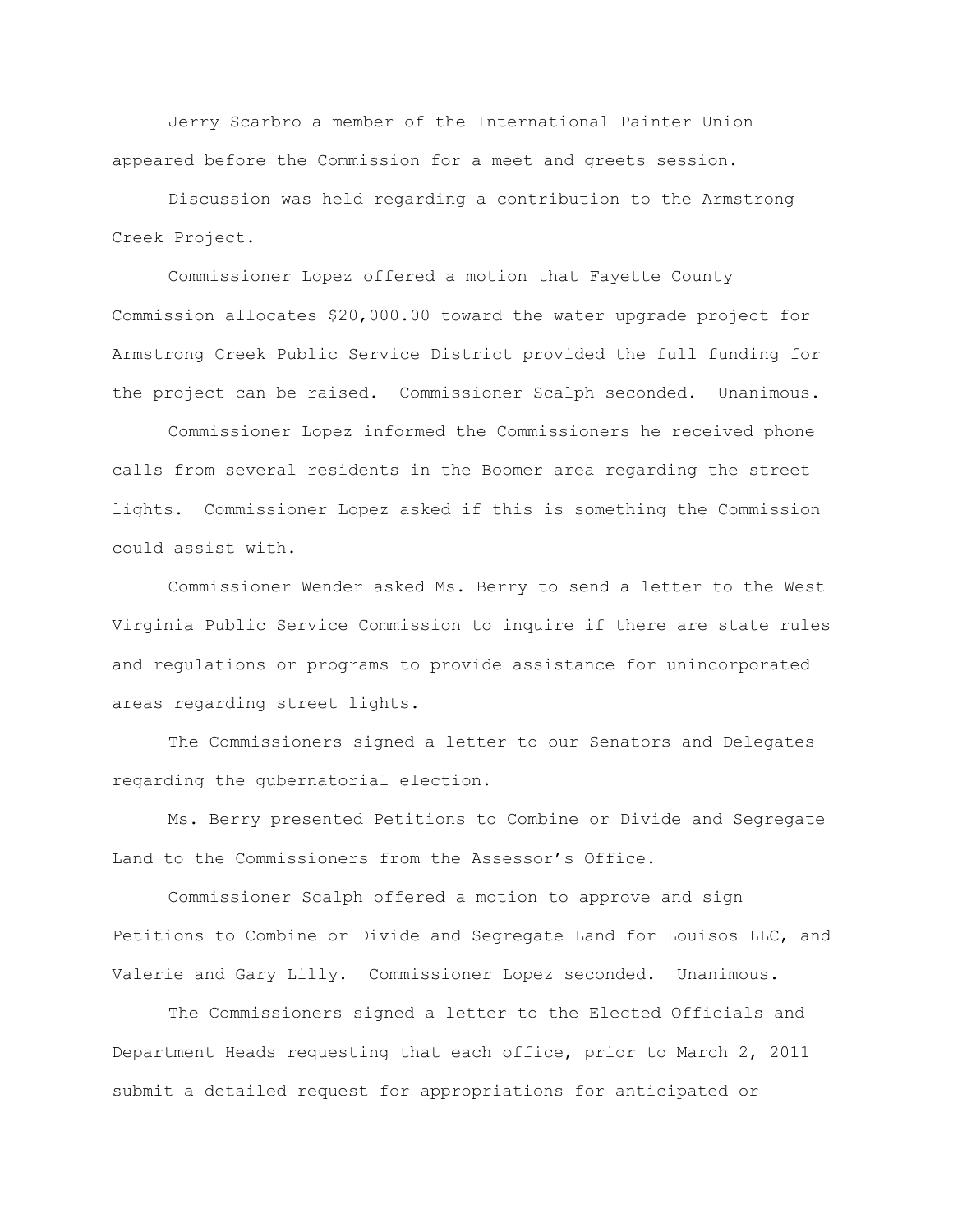Jerry Scarbro a member of the International Painter Union appeared before the Commission for a meet and greets session.

Discussion was held regarding a contribution to the Armstrong Creek Project.

Commissioner Lopez offered a motion that Fayette County Commission allocates $20,000.00 toward the water upgrade project for Armstrong Creek Public Service District provided the full funding for the project can be raised. Commissioner Scalph seconded. Unanimous.

Commissioner Lopez informed the Commissioners he received phone calls from several residents in the Boomer area regarding the street lights. Commissioner Lopez asked if this is something the Commission could assist with.

Commissioner Wender asked Ms. Berry to send a letter to the West Virginia Public Service Commission to inquire if there are state rules and regulations or programs to provide assistance for unincorporated areas regarding street lights.

The Commissioners signed a letter to our Senators and Delegates regarding the gubernatorial election.

Ms. Berry presented Petitions to Combine or Divide and Segregate Land to the Commissioners from the Assessor's Office.

Commissioner Scalph offered a motion to approve and sign Petitions to Combine or Divide and Segregate Land for Louisos LLC, and Valerie and Gary Lilly. Commissioner Lopez seconded. Unanimous.

The Commissioners signed a letter to the Elected Officials and Department Heads requesting that each office, prior to March 2, 2011 submit a detailed request for appropriations for anticipated or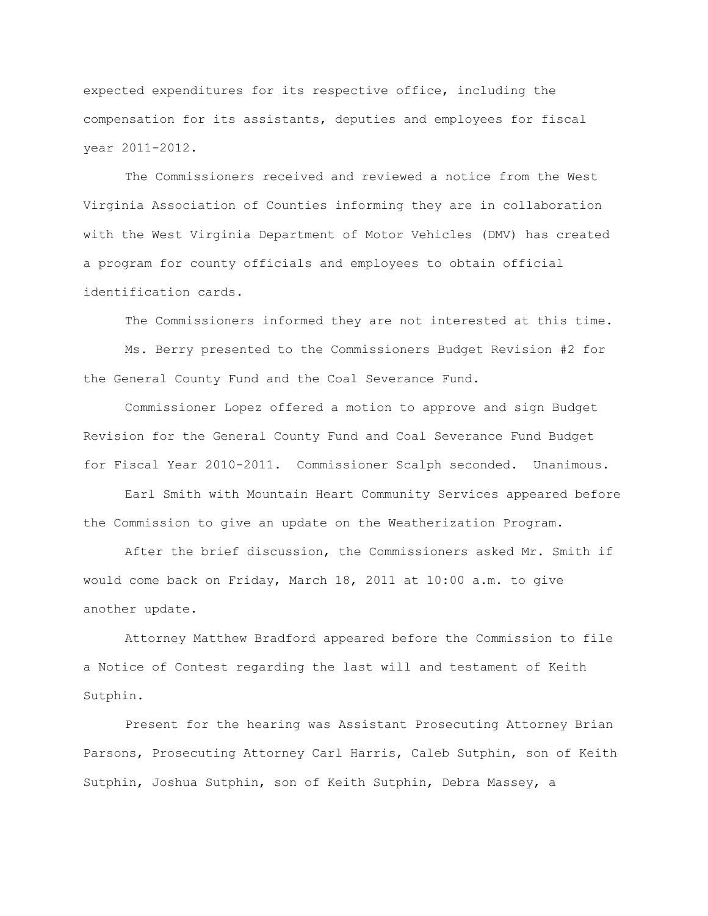expected expenditures for its respective office, including the compensation for its assistants, deputies and employees for fiscal year 2011-2012.

The Commissioners received and reviewed a notice from the West Virginia Association of Counties informing they are in collaboration with the West Virginia Department of Motor Vehicles (DMV) has created a program for county officials and employees to obtain official identification cards.

The Commissioners informed they are not interested at this time.

Ms. Berry presented to the Commissioners Budget Revision #2 for the General County Fund and the Coal Severance Fund.

Commissioner Lopez offered a motion to approve and sign Budget Revision for the General County Fund and Coal Severance Fund Budget for Fiscal Year 2010-2011. Commissioner Scalph seconded. Unanimous.

Earl Smith with Mountain Heart Community Services appeared before the Commission to give an update on the Weatherization Program.

After the brief discussion, the Commissioners asked Mr. Smith if would come back on Friday, March 18, 2011 at 10:00 a.m. to give another update.

Attorney Matthew Bradford appeared before the Commission to file a Notice of Contest regarding the last will and testament of Keith Sutphin.

Present for the hearing was Assistant Prosecuting Attorney Brian Parsons, Prosecuting Attorney Carl Harris, Caleb Sutphin, son of Keith Sutphin, Joshua Sutphin, son of Keith Sutphin, Debra Massey, a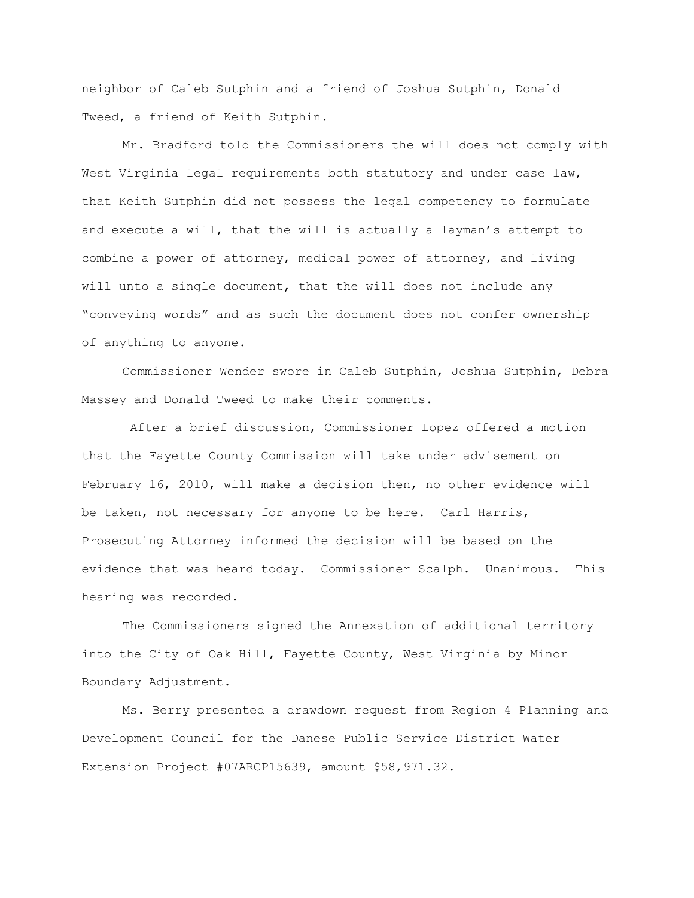neighbor of Caleb Sutphin and a friend of Joshua Sutphin, Donald Tweed, a friend of Keith Sutphin.

Mr. Bradford told the Commissioners the will does not comply with West Virginia legal requirements both statutory and under case law, that Keith Sutphin did not possess the legal competency to formulate and execute a will, that the will is actually a layman's attempt to combine a power of attorney, medical power of attorney, and living will unto a single document, that the will does not include any "conveying words" and as such the document does not confer ownership of anything to anyone.

Commissioner Wender swore in Caleb Sutphin, Joshua Sutphin, Debra Massey and Donald Tweed to make their comments.

After a brief discussion, Commissioner Lopez offered a motion that the Fayette County Commission will take under advisement on February 16, 2010, will make a decision then, no other evidence will be taken, not necessary for anyone to be here. Carl Harris, Prosecuting Attorney informed the decision will be based on the evidence that was heard today. Commissioner Scalph. Unanimous. This hearing was recorded.

The Commissioners signed the Annexation of additional territory into the City of Oak Hill, Fayette County, West Virginia by Minor Boundary Adjustment.

Ms. Berry presented a drawdown request from Region 4 Planning and Development Council for the Danese Public Service District Water Extension Project #07ARCP15639, amount $58,971.32.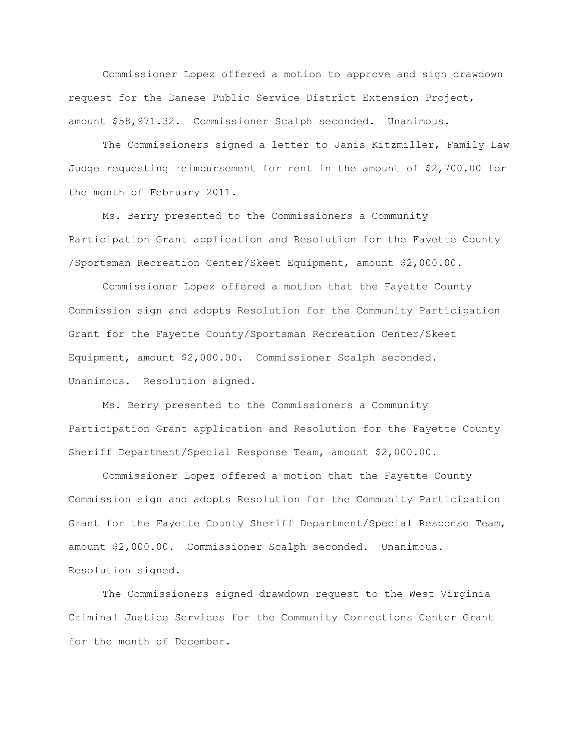Commissioner Lopez offered a motion to approve and sign drawdown request for the Danese Public Service District Extension Project, amount $58,971.32. Commissioner Scalph seconded. Unanimous.

The Commissioners signed a letter to Janis Kitzmiller, Family Law Judge requesting reimbursement for rent in the amount of $2,700.00 for the month of February 2011.

Ms. Berry presented to the Commissioners a Community Participation Grant application and Resolution for the Fayette County /Sportsman Recreation Center/Skeet Equipment, amount $2,000.00.

Commissioner Lopez offered a motion that the Fayette County Commission sign and adopts Resolution for the Community Participation Grant for the Fayette County/Sportsman Recreation Center/Skeet Equipment, amount $2,000.00. Commissioner Scalph seconded. Unanimous. Resolution signed.

Ms. Berry presented to the Commissioners a Community Participation Grant application and Resolution for the Fayette County Sheriff Department/Special Response Team, amount $2,000.00.

Commissioner Lopez offered a motion that the Fayette County Commission sign and adopts Resolution for the Community Participation Grant for the Fayette County Sheriff Department/Special Response Team, amount $2,000.00. Commissioner Scalph seconded. Unanimous. Resolution signed.

The Commissioners signed drawdown request to the West Virginia Criminal Justice Services for the Community Corrections Center Grant for the month of December.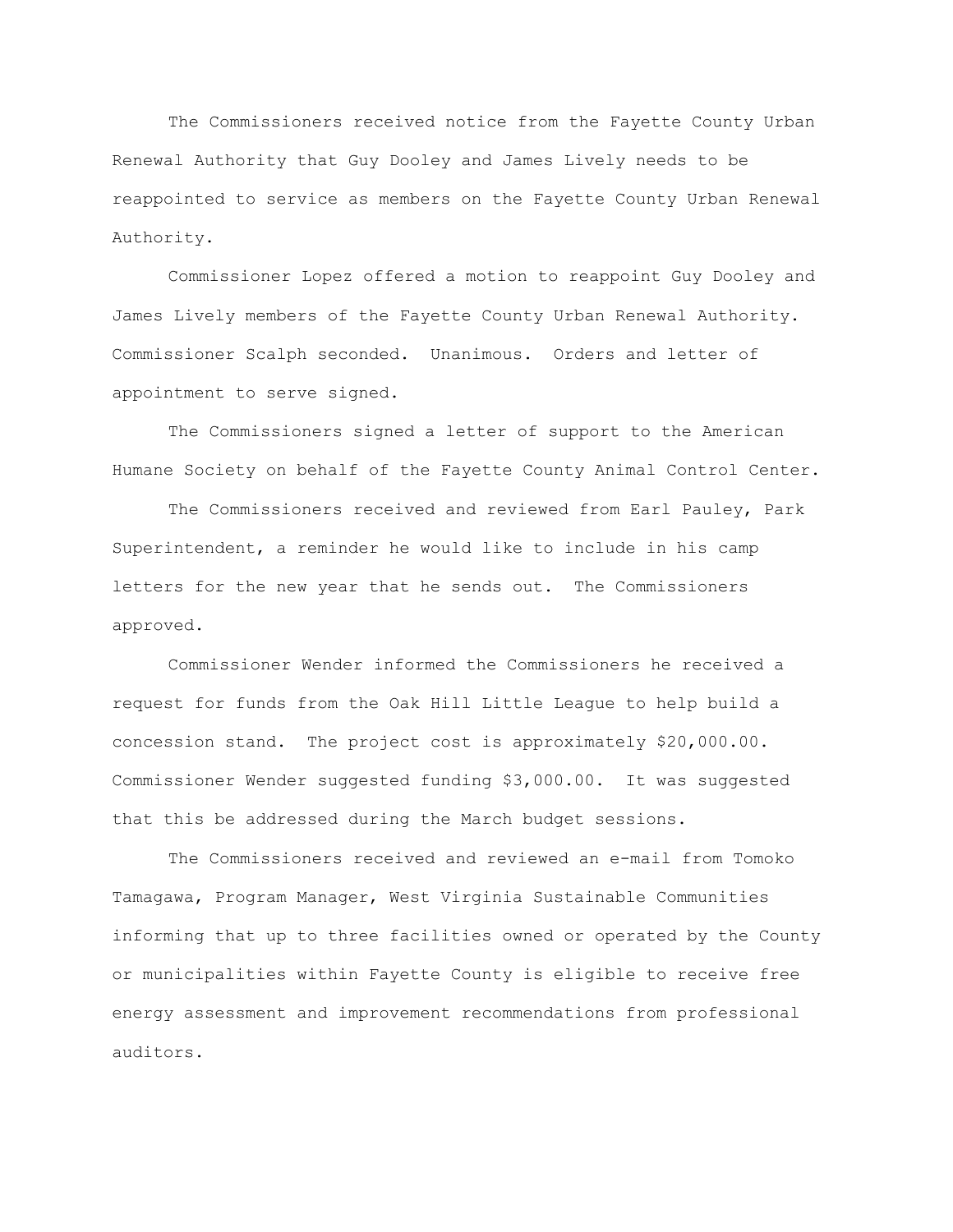The Commissioners received notice from the Fayette County Urban Renewal Authority that Guy Dooley and James Lively needs to be reappointed to service as members on the Fayette County Urban Renewal Authority.

Commissioner Lopez offered a motion to reappoint Guy Dooley and James Lively members of the Fayette County Urban Renewal Authority. Commissioner Scalph seconded. Unanimous. Orders and letter of appointment to serve signed.

The Commissioners signed a letter of support to the American Humane Society on behalf of the Fayette County Animal Control Center.

The Commissioners received and reviewed from Earl Pauley, Park Superintendent, a reminder he would like to include in his camp letters for the new year that he sends out. The Commissioners approved.

Commissioner Wender informed the Commissioners he received a request for funds from the Oak Hill Little League to help build a concession stand. The project cost is approximately $20,000.00. Commissioner Wender suggested funding $3,000.00. It was suggested that this be addressed during the March budget sessions.

The Commissioners received and reviewed an e-mail from Tomoko Tamagawa, Program Manager, West Virginia Sustainable Communities informing that up to three facilities owned or operated by the County or municipalities within Fayette County is eligible to receive free energy assessment and improvement recommendations from professional auditors.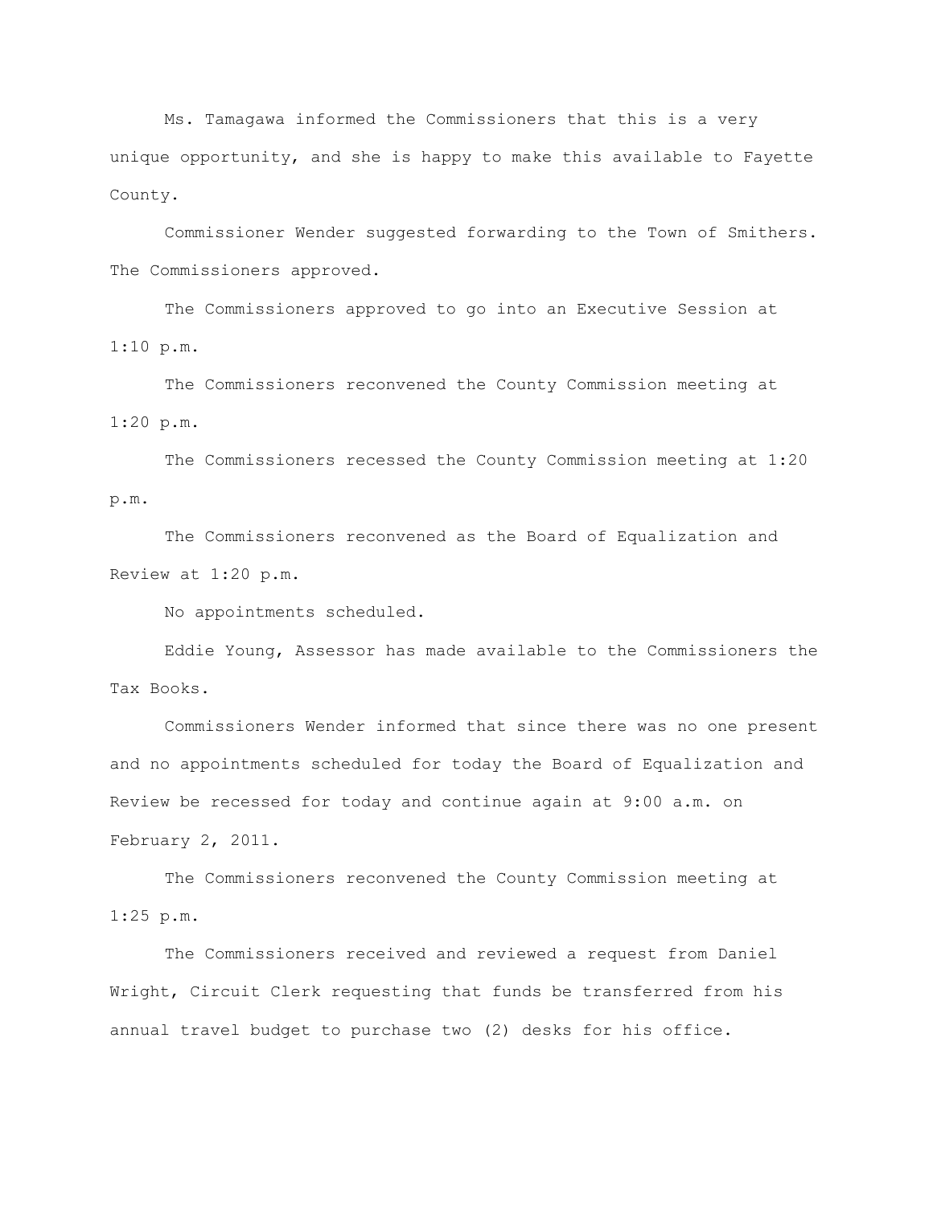Ms. Tamagawa informed the Commissioners that this is a very unique opportunity, and she is happy to make this available to Fayette County.

Commissioner Wender suggested forwarding to the Town of Smithers. The Commissioners approved.

The Commissioners approved to go into an Executive Session at 1:10 p.m.

The Commissioners reconvened the County Commission meeting at 1:20 p.m.

The Commissioners recessed the County Commission meeting at 1:20 p.m.

The Commissioners reconvened as the Board of Equalization and Review at 1:20 p.m.

No appointments scheduled.

Eddie Young, Assessor has made available to the Commissioners the Tax Books.

Commissioners Wender informed that since there was no one present and no appointments scheduled for today the Board of Equalization and Review be recessed for today and continue again at 9:00 a.m. on February 2, 2011.

The Commissioners reconvened the County Commission meeting at 1:25 p.m.

The Commissioners received and reviewed a request from Daniel Wright, Circuit Clerk requesting that funds be transferred from his annual travel budget to purchase two (2) desks for his office.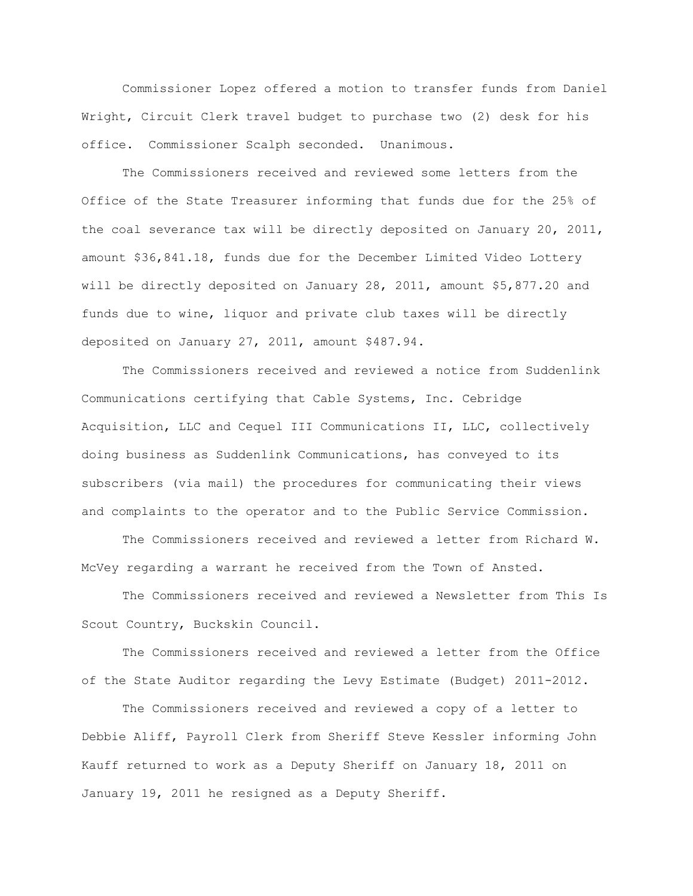Commissioner Lopez offered a motion to transfer funds from Daniel Wright, Circuit Clerk travel budget to purchase two (2) desk for his office. Commissioner Scalph seconded. Unanimous.

The Commissioners received and reviewed some letters from the Office of the State Treasurer informing that funds due for the 25% of the coal severance tax will be directly deposited on January 20, 2011, amount $36,841.18, funds due for the December Limited Video Lottery will be directly deposited on January 28, 2011, amount $5,877.20 and funds due to wine, liquor and private club taxes will be directly deposited on January 27, 2011, amount $487.94.

The Commissioners received and reviewed a notice from Suddenlink Communications certifying that Cable Systems, Inc. Cebridge Acquisition, LLC and Cequel III Communications II, LLC, collectively doing business as Suddenlink Communications, has conveyed to its subscribers (via mail) the procedures for communicating their views and complaints to the operator and to the Public Service Commission.

The Commissioners received and reviewed a letter from Richard W. McVey regarding a warrant he received from the Town of Ansted.

The Commissioners received and reviewed a Newsletter from This Is Scout Country, Buckskin Council.

The Commissioners received and reviewed a letter from the Office of the State Auditor regarding the Levy Estimate (Budget) 2011-2012.

The Commissioners received and reviewed a copy of a letter to Debbie Aliff, Payroll Clerk from Sheriff Steve Kessler informing John Kauff returned to work as a Deputy Sheriff on January 18, 2011 on January 19, 2011 he resigned as a Deputy Sheriff.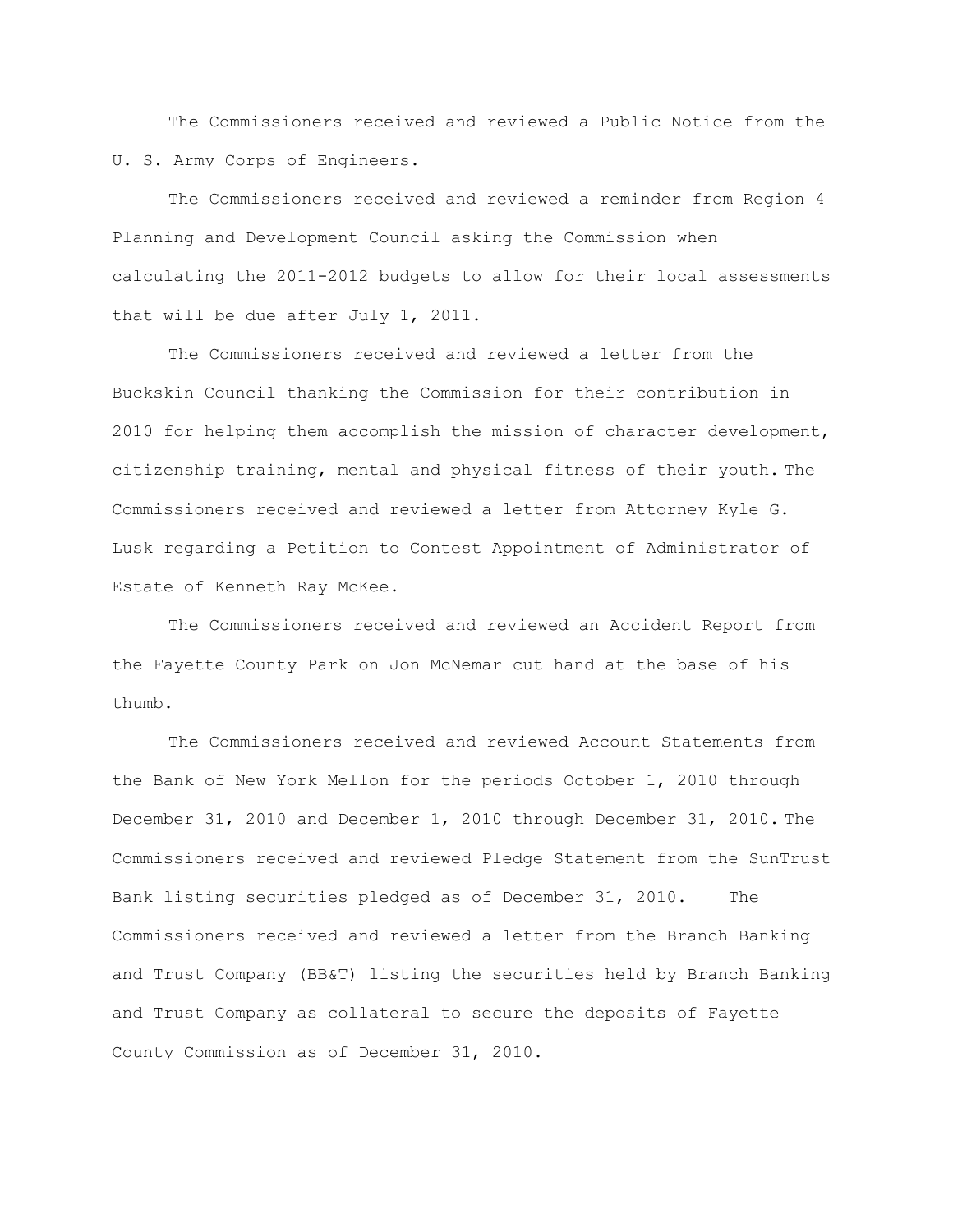The Commissioners received and reviewed a Public Notice from the U. S. Army Corps of Engineers.

The Commissioners received and reviewed a reminder from Region 4 Planning and Development Council asking the Commission when calculating the 2011-2012 budgets to allow for their local assessments that will be due after July 1, 2011.

The Commissioners received and reviewed a letter from the Buckskin Council thanking the Commission for their contribution in 2010 for helping them accomplish the mission of character development, citizenship training, mental and physical fitness of their youth. The Commissioners received and reviewed a letter from Attorney Kyle G. Lusk regarding a Petition to Contest Appointment of Administrator of Estate of Kenneth Ray McKee.

The Commissioners received and reviewed an Accident Report from the Fayette County Park on Jon McNemar cut hand at the base of his thumb.

The Commissioners received and reviewed Account Statements from the Bank of New York Mellon for the periods October 1, 2010 through December 31, 2010 and December 1, 2010 through December 31, 2010. The Commissioners received and reviewed Pledge Statement from the SunTrust Bank listing securities pledged as of December 31, 2010. The Commissioners received and reviewed a letter from the Branch Banking and Trust Company (BB&T) listing the securities held by Branch Banking and Trust Company as collateral to secure the deposits of Fayette County Commission as of December 31, 2010.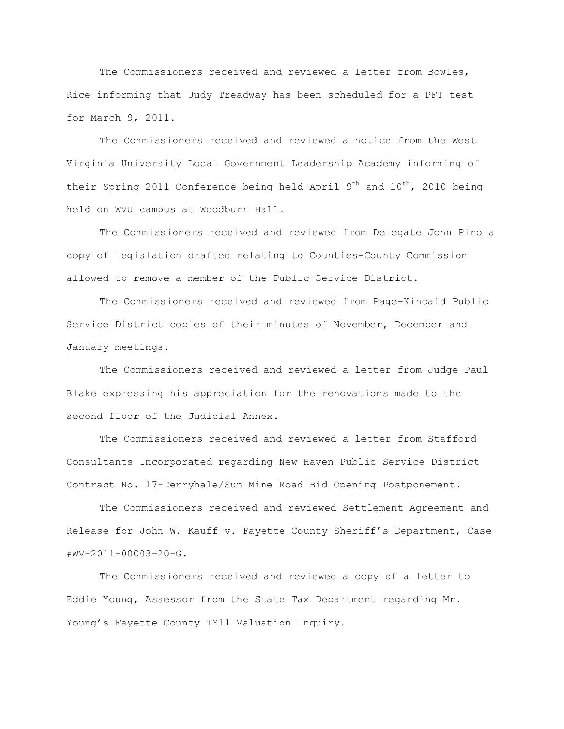The Commissioners received and reviewed a letter from Bowles, Rice informing that Judy Treadway has been scheduled for a PFT test for March 9, 2011.

The Commissioners received and reviewed a notice from the West Virginia University Local Government Leadership Academy informing of their Spring 2011 Conference being held April 9th and 10th, 2010 being held on WVU campus at Woodburn Hall.

The Commissioners received and reviewed from Delegate John Pino a copy of legislation drafted relating to Counties-County Commission allowed to remove a member of the Public Service District.

The Commissioners received and reviewed from Page-Kincaid Public Service District copies of their minutes of November, December and January meetings.

The Commissioners received and reviewed a letter from Judge Paul Blake expressing his appreciation for the renovations made to the second floor of the Judicial Annex.

The Commissioners received and reviewed a letter from Stafford Consultants Incorporated regarding New Haven Public Service District Contract No. 17-Derryhale/Sun Mine Road Bid Opening Postponement.

The Commissioners received and reviewed Settlement Agreement and Release for John W. Kauff v. Fayette County Sheriff's Department, Case #WV-2011-00003-20-G.

The Commissioners received and reviewed a copy of a letter to Eddie Young, Assessor from the State Tax Department regarding Mr. Young's Fayette County TY11 Valuation Inquiry.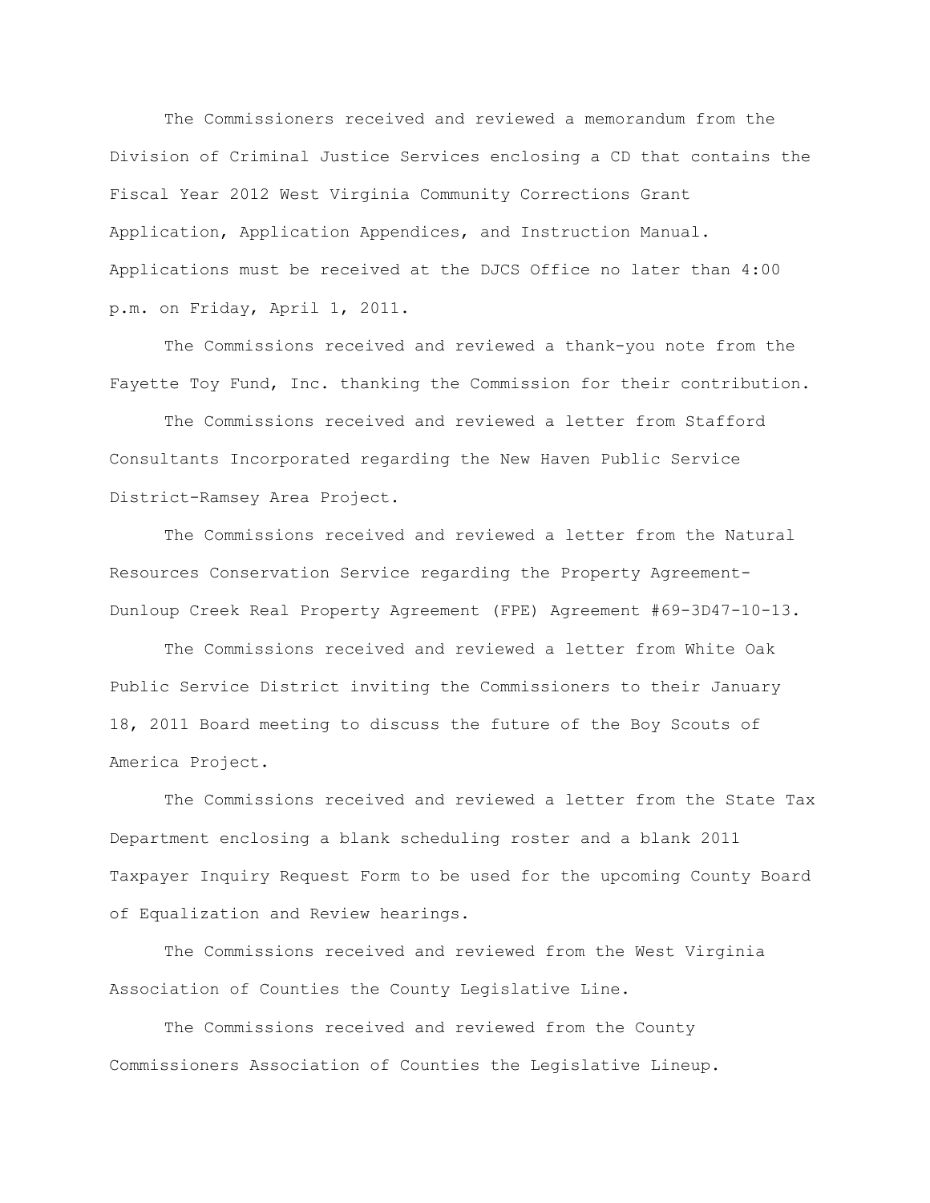The Commissioners received and reviewed a memorandum from the Division of Criminal Justice Services enclosing a CD that contains the Fiscal Year 2012 West Virginia Community Corrections Grant Application, Application Appendices, and Instruction Manual. Applications must be received at the DJCS Office no later than 4:00 p.m. on Friday, April 1, 2011.

The Commissions received and reviewed a thank-you note from the Fayette Toy Fund, Inc. thanking the Commission for their contribution.

The Commissions received and reviewed a letter from Stafford Consultants Incorporated regarding the New Haven Public Service District-Ramsey Area Project.

The Commissions received and reviewed a letter from the Natural Resources Conservation Service regarding the Property Agreement-Dunloup Creek Real Property Agreement (FPE) Agreement #69-3D47-10-13.

The Commissions received and reviewed a letter from White Oak Public Service District inviting the Commissioners to their January 18, 2011 Board meeting to discuss the future of the Boy Scouts of America Project.

The Commissions received and reviewed a letter from the State Tax Department enclosing a blank scheduling roster and a blank 2011 Taxpayer Inquiry Request Form to be used for the upcoming County Board of Equalization and Review hearings.

The Commissions received and reviewed from the West Virginia Association of Counties the County Legislative Line.

The Commissions received and reviewed from the County Commissioners Association of Counties the Legislative Lineup.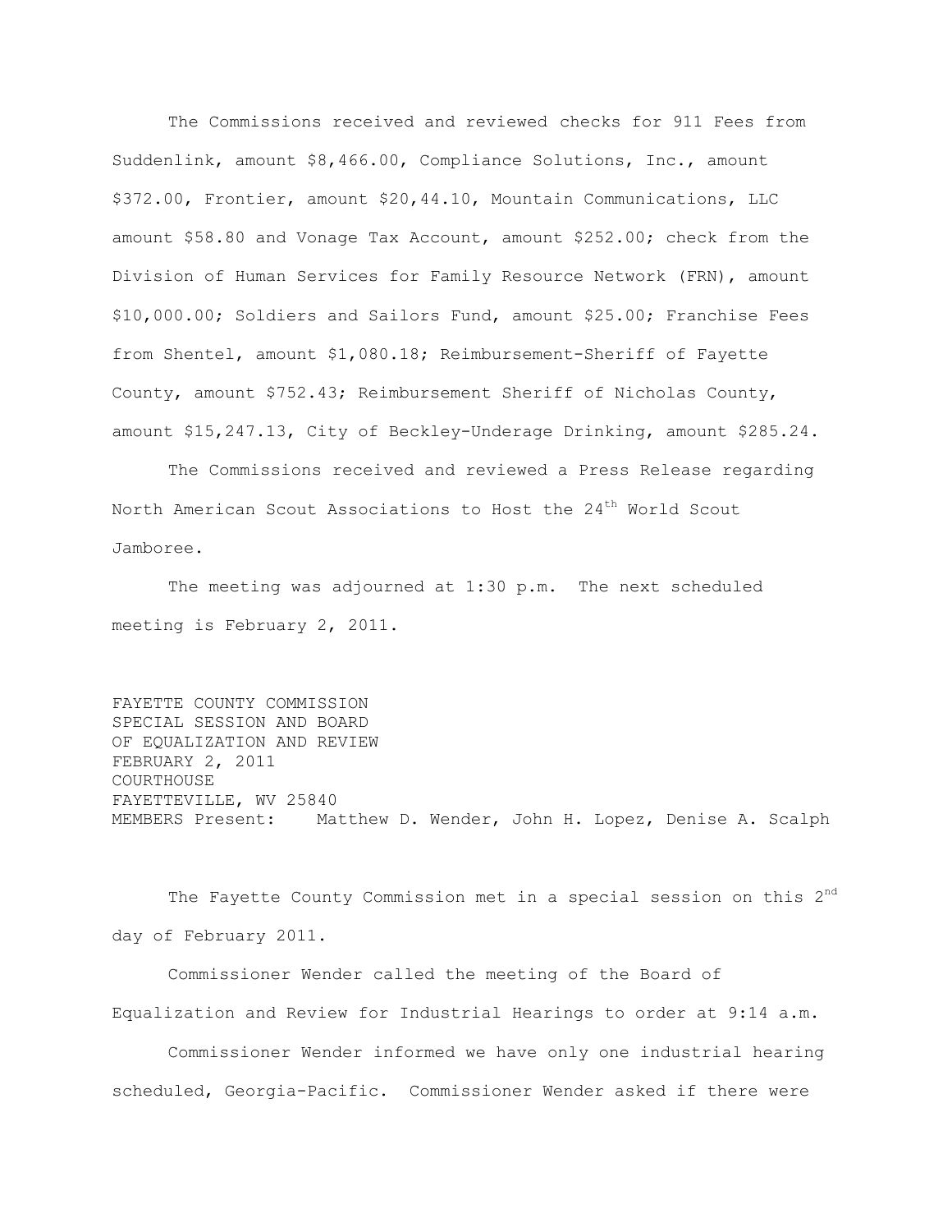The Commissions received and reviewed checks for 911 Fees from Suddenlink, amount $8,466.00, Compliance Solutions, Inc., amount $372.00, Frontier, amount $20,44.10, Mountain Communications, LLC amount $58.80 and Vonage Tax Account, amount $252.00; check from the Division of Human Services for Family Resource Network (FRN), amount $10,000.00; Soldiers and Sailors Fund, amount $25.00; Franchise Fees from Shentel, amount $1,080.18; Reimbursement-Sheriff of Fayette County, amount $752.43; Reimbursement Sheriff of Nicholas County, amount $15,247.13, City of Beckley-Underage Drinking, amount $285.24.

The Commissions received and reviewed a Press Release regarding North American Scout Associations to Host the 24th World Scout Jamboree.

The meeting was adjourned at 1:30 p.m. The next scheduled meeting is February 2, 2011.

FAYETTE COUNTY COMMISSION
SPECIAL SESSION AND BOARD
OF EQUALIZATION AND REVIEW
FEBRUARY 2, 2011
COURTHOUSE
FAYETTEVILLE, WV 25840
MEMBERS Present: Matthew D. Wender, John H. Lopez, Denise A. Scalph

The Fayette County Commission met in a special session on this 2nd day of February 2011.

Commissioner Wender called the meeting of the Board of Equalization and Review for Industrial Hearings to order at 9:14 a.m.

Commissioner Wender informed we have only one industrial hearing scheduled, Georgia-Pacific. Commissioner Wender asked if there were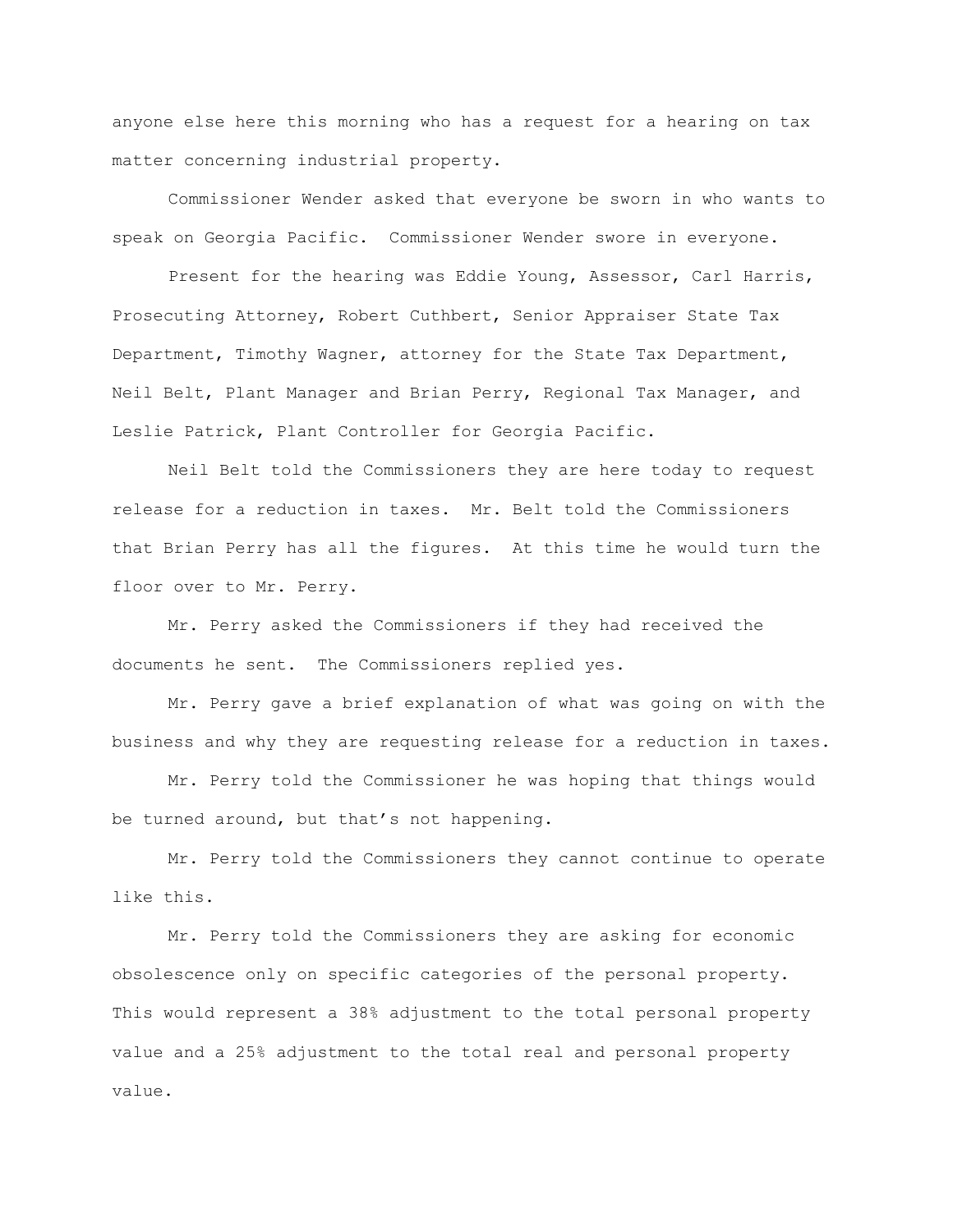anyone else here this morning who has a request for a hearing on tax matter concerning industrial property.

Commissioner Wender asked that everyone be sworn in who wants to speak on Georgia Pacific. Commissioner Wender swore in everyone.

Present for the hearing was Eddie Young, Assessor, Carl Harris, Prosecuting Attorney, Robert Cuthbert, Senior Appraiser State Tax Department, Timothy Wagner, attorney for the State Tax Department, Neil Belt, Plant Manager and Brian Perry, Regional Tax Manager, and Leslie Patrick, Plant Controller for Georgia Pacific.

Neil Belt told the Commissioners they are here today to request release for a reduction in taxes. Mr. Belt told the Commissioners that Brian Perry has all the figures. At this time he would turn the floor over to Mr. Perry.

Mr. Perry asked the Commissioners if they had received the documents he sent. The Commissioners replied yes.

Mr. Perry gave a brief explanation of what was going on with the business and why they are requesting release for a reduction in taxes.

Mr. Perry told the Commissioner he was hoping that things would be turned around, but that's not happening.

Mr. Perry told the Commissioners they cannot continue to operate like this.

Mr. Perry told the Commissioners they are asking for economic obsolescence only on specific categories of the personal property. This would represent a 38% adjustment to the total personal property value and a 25% adjustment to the total real and personal property value.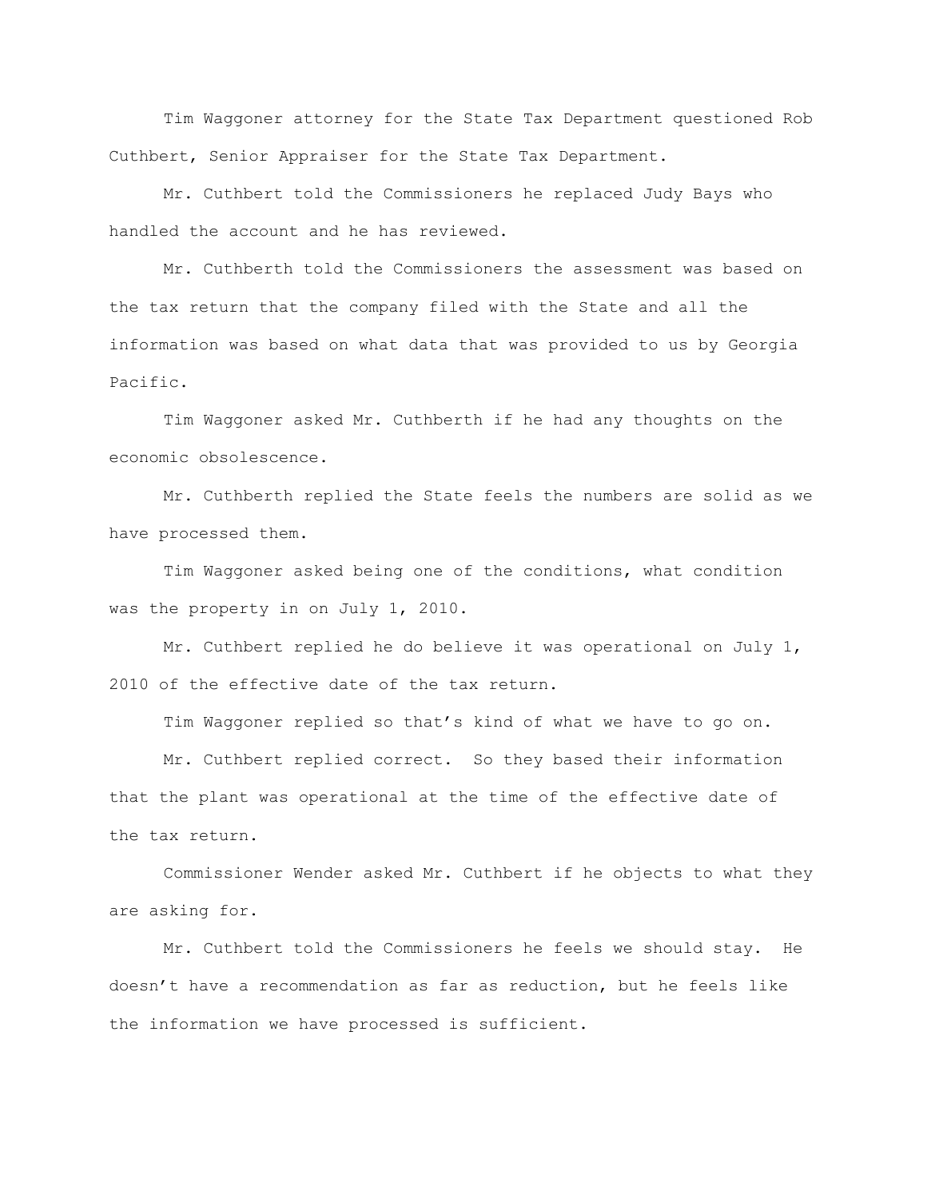Tim Waggoner attorney for the State Tax Department questioned Rob Cuthbert, Senior Appraiser for the State Tax Department.

Mr. Cuthbert told the Commissioners he replaced Judy Bays who handled the account and he has reviewed.

Mr. Cuthberth told the Commissioners the assessment was based on the tax return that the company filed with the State and all the information was based on what data that was provided to us by Georgia Pacific.

Tim Waggoner asked Mr. Cuthberth if he had any thoughts on the economic obsolescence.

Mr. Cuthberth replied the State feels the numbers are solid as we have processed them.

Tim Waggoner asked being one of the conditions, what condition was the property in on July 1, 2010.

Mr. Cuthbert replied he do believe it was operational on July 1, 2010 of the effective date of the tax return.

Tim Waggoner replied so that's kind of what we have to go on.

Mr. Cuthbert replied correct. So they based their information that the plant was operational at the time of the effective date of the tax return.

Commissioner Wender asked Mr. Cuthbert if he objects to what they are asking for.

Mr. Cuthbert told the Commissioners he feels we should stay. He doesn't have a recommendation as far as reduction, but he feels like the information we have processed is sufficient.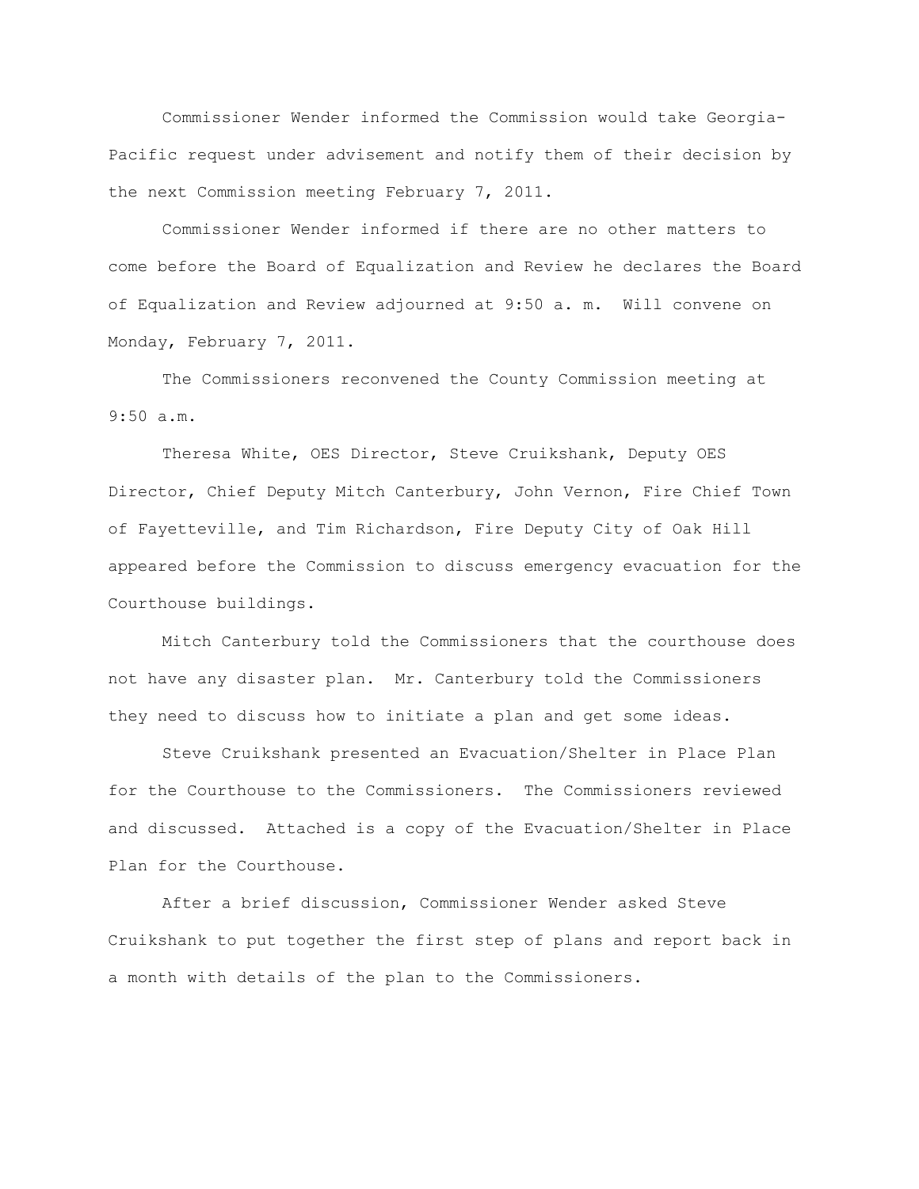Commissioner Wender informed the Commission would take Georgia-Pacific request under advisement and notify them of their decision by the next Commission meeting February 7, 2011.

Commissioner Wender informed if there are no other matters to come before the Board of Equalization and Review he declares the Board of Equalization and Review adjourned at 9:50 a. m. Will convene on Monday, February 7, 2011.

The Commissioners reconvened the County Commission meeting at 9:50 a.m.

Theresa White, OES Director, Steve Cruikshank, Deputy OES Director, Chief Deputy Mitch Canterbury, John Vernon, Fire Chief Town of Fayetteville, and Tim Richardson, Fire Deputy City of Oak Hill appeared before the Commission to discuss emergency evacuation for the Courthouse buildings.

Mitch Canterbury told the Commissioners that the courthouse does not have any disaster plan. Mr. Canterbury told the Commissioners they need to discuss how to initiate a plan and get some ideas.

Steve Cruikshank presented an Evacuation/Shelter in Place Plan for the Courthouse to the Commissioners. The Commissioners reviewed and discussed. Attached is a copy of the Evacuation/Shelter in Place Plan for the Courthouse.

After a brief discussion, Commissioner Wender asked Steve Cruikshank to put together the first step of plans and report back in a month with details of the plan to the Commissioners.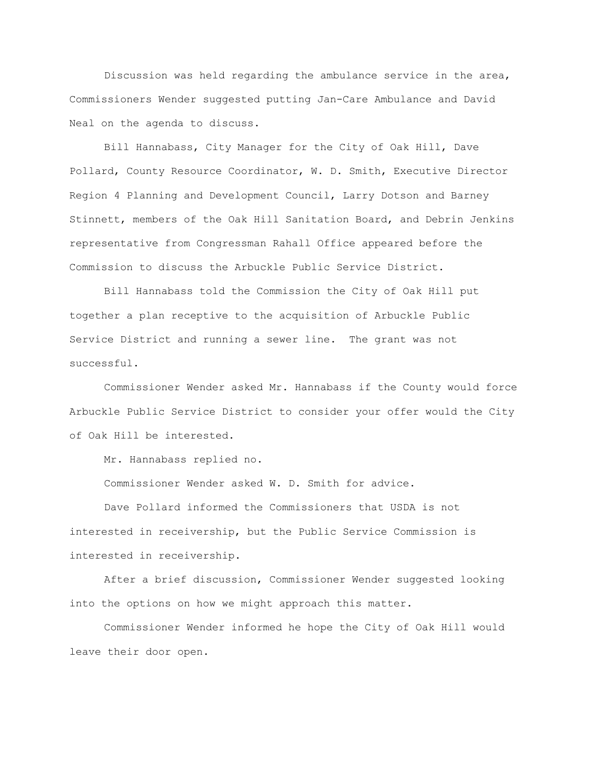Discussion was held regarding the ambulance service in the area, Commissioners Wender suggested putting Jan-Care Ambulance and David Neal on the agenda to discuss.

Bill Hannabass, City Manager for the City of Oak Hill, Dave Pollard, County Resource Coordinator, W. D. Smith, Executive Director Region 4 Planning and Development Council, Larry Dotson and Barney Stinnett, members of the Oak Hill Sanitation Board, and Debrin Jenkins representative from Congressman Rahall Office appeared before the Commission to discuss the Arbuckle Public Service District.

Bill Hannabass told the Commission the City of Oak Hill put together a plan receptive to the acquisition of Arbuckle Public Service District and running a sewer line. The grant was not successful.

Commissioner Wender asked Mr. Hannabass if the County would force Arbuckle Public Service District to consider your offer would the City of Oak Hill be interested.

Mr. Hannabass replied no.

Commissioner Wender asked W. D. Smith for advice.

Dave Pollard informed the Commissioners that USDA is not interested in receivership, but the Public Service Commission is interested in receivership.

After a brief discussion, Commissioner Wender suggested looking into the options on how we might approach this matter.

Commissioner Wender informed he hope the City of Oak Hill would leave their door open.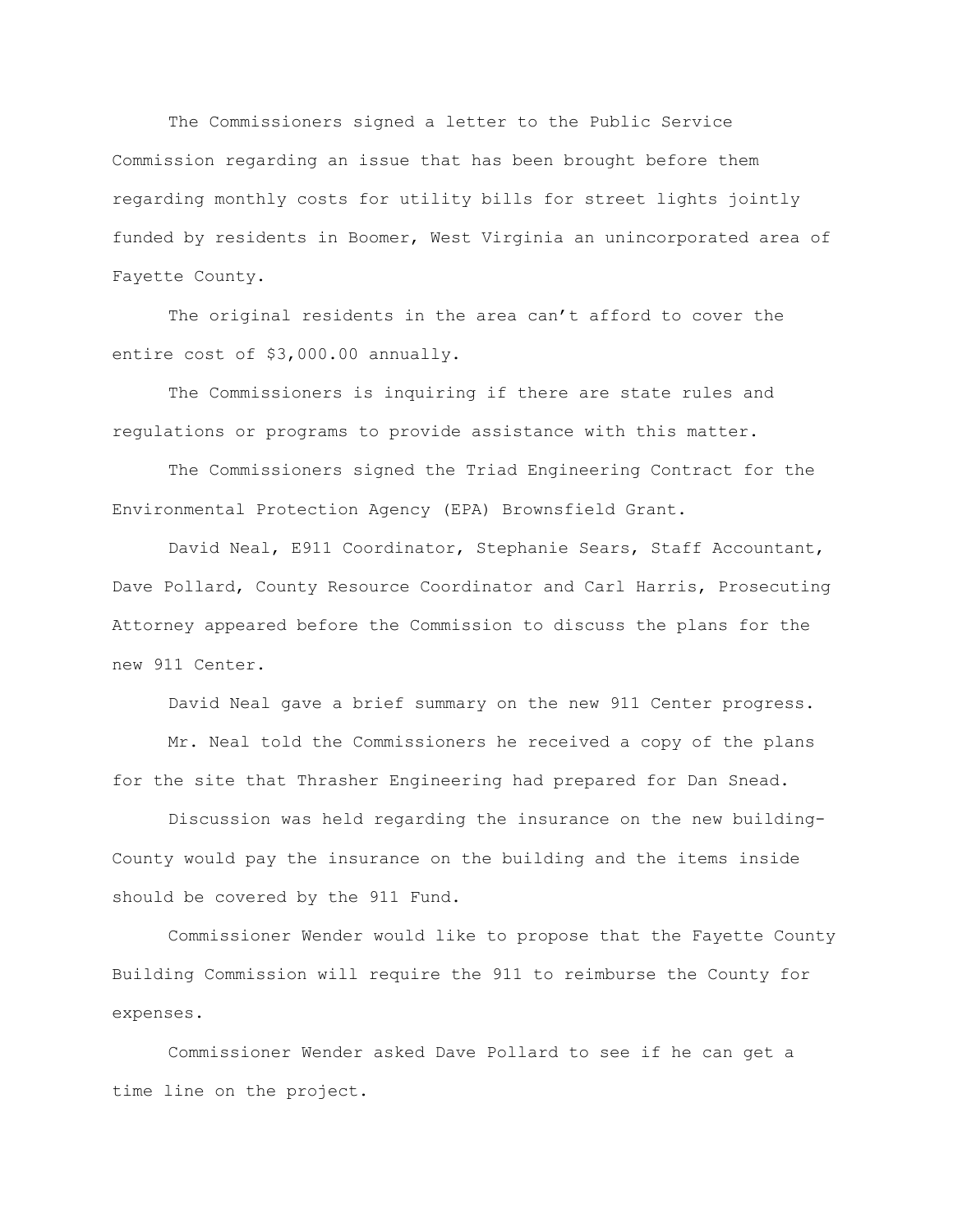The Commissioners signed a letter to the Public Service Commission regarding an issue that has been brought before them regarding monthly costs for utility bills for street lights jointly funded by residents in Boomer, West Virginia an unincorporated area of Fayette County.

The original residents in the area can't afford to cover the entire cost of $3,000.00 annually.

The Commissioners is inquiring if there are state rules and regulations or programs to provide assistance with this matter.

The Commissioners signed the Triad Engineering Contract for the Environmental Protection Agency (EPA) Brownsfield Grant.

David Neal, E911 Coordinator, Stephanie Sears, Staff Accountant, Dave Pollard, County Resource Coordinator and Carl Harris, Prosecuting Attorney appeared before the Commission to discuss the plans for the new 911 Center.

David Neal gave a brief summary on the new 911 Center progress.

Mr. Neal told the Commissioners he received a copy of the plans for the site that Thrasher Engineering had prepared for Dan Snead.

Discussion was held regarding the insurance on the new building-County would pay the insurance on the building and the items inside should be covered by the 911 Fund.

Commissioner Wender would like to propose that the Fayette County Building Commission will require the 911 to reimburse the County for expenses.

Commissioner Wender asked Dave Pollard to see if he can get a time line on the project.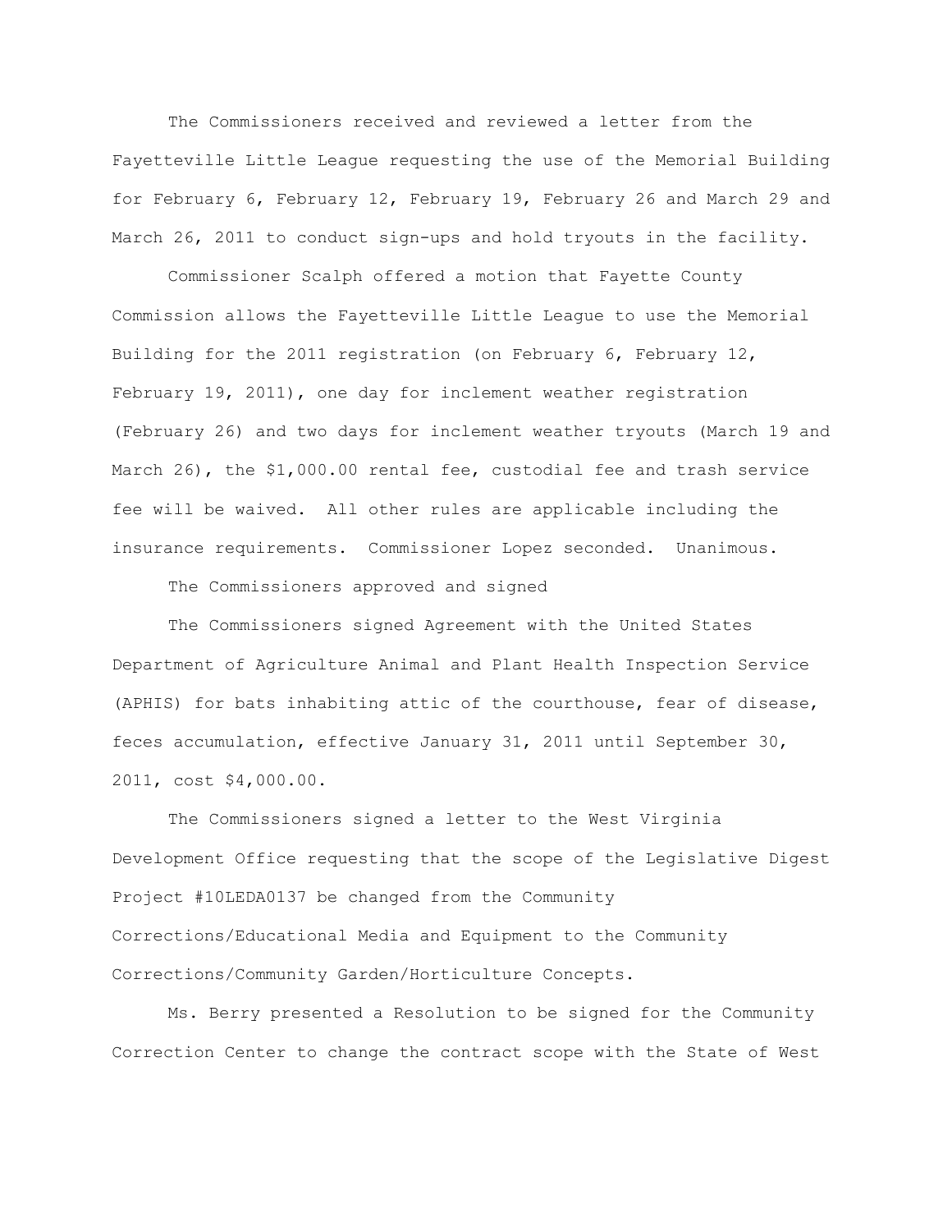The Commissioners received and reviewed a letter from the Fayetteville Little League requesting the use of the Memorial Building for February 6, February 12, February 19, February 26 and March 29 and March 26, 2011 to conduct sign-ups and hold tryouts in the facility.

Commissioner Scalph offered a motion that Fayette County Commission allows the Fayetteville Little League to use the Memorial Building for the 2011 registration (on February 6, February 12, February 19, 2011), one day for inclement weather registration (February 26) and two days for inclement weather tryouts (March 19 and March 26), the $1,000.00 rental fee, custodial fee and trash service fee will be waived. All other rules are applicable including the insurance requirements. Commissioner Lopez seconded. Unanimous.

The Commissioners approved and signed

The Commissioners signed Agreement with the United States Department of Agriculture Animal and Plant Health Inspection Service (APHIS) for bats inhabiting attic of the courthouse, fear of disease, feces accumulation, effective January 31, 2011 until September 30, 2011, cost $4,000.00.

The Commissioners signed a letter to the West Virginia Development Office requesting that the scope of the Legislative Digest Project #10LEDA0137 be changed from the Community Corrections/Educational Media and Equipment to the Community Corrections/Community Garden/Horticulture Concepts.

Ms. Berry presented a Resolution to be signed for the Community Correction Center to change the contract scope with the State of West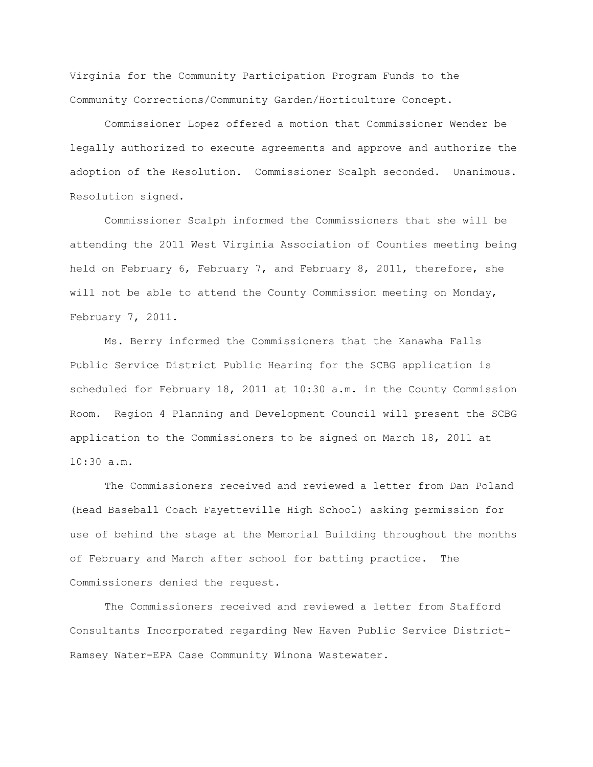Virginia for the Community Participation Program Funds to the Community Corrections/Community Garden/Horticulture Concept.

Commissioner Lopez offered a motion that Commissioner Wender be legally authorized to execute agreements and approve and authorize the adoption of the Resolution. Commissioner Scalph seconded. Unanimous. Resolution signed.

Commissioner Scalph informed the Commissioners that she will be attending the 2011 West Virginia Association of Counties meeting being held on February 6, February 7, and February 8, 2011, therefore, she will not be able to attend the County Commission meeting on Monday, February 7, 2011.

Ms. Berry informed the Commissioners that the Kanawha Falls Public Service District Public Hearing for the SCBG application is scheduled for February 18, 2011 at 10:30 a.m. in the County Commission Room. Region 4 Planning and Development Council will present the SCBG application to the Commissioners to be signed on March 18, 2011 at 10:30 a.m.

The Commissioners received and reviewed a letter from Dan Poland (Head Baseball Coach Fayetteville High School) asking permission for use of behind the stage at the Memorial Building throughout the months of February and March after school for batting practice. The Commissioners denied the request.

The Commissioners received and reviewed a letter from Stafford Consultants Incorporated regarding New Haven Public Service District-Ramsey Water-EPA Case Community Winona Wastewater.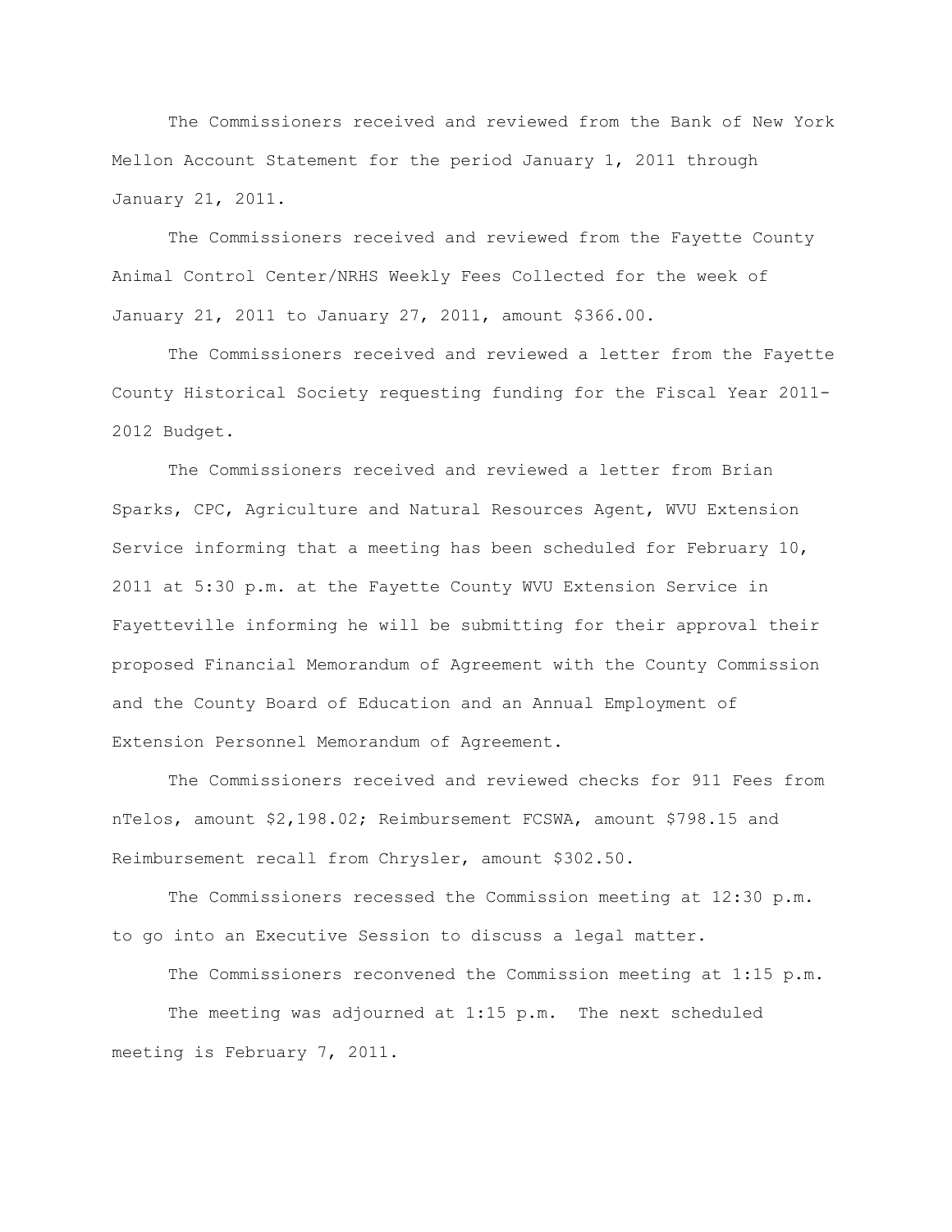The Commissioners received and reviewed from the Bank of New York Mellon Account Statement for the period January 1, 2011 through January 21, 2011.

The Commissioners received and reviewed from the Fayette County Animal Control Center/NRHS Weekly Fees Collected for the week of January 21, 2011 to January 27, 2011, amount $366.00.

The Commissioners received and reviewed a letter from the Fayette County Historical Society requesting funding for the Fiscal Year 2011-2012 Budget.

The Commissioners received and reviewed a letter from Brian Sparks, CPC, Agriculture and Natural Resources Agent, WVU Extension Service informing that a meeting has been scheduled for February 10, 2011 at 5:30 p.m. at the Fayette County WVU Extension Service in Fayetteville informing he will be submitting for their approval their proposed Financial Memorandum of Agreement with the County Commission and the County Board of Education and an Annual Employment of Extension Personnel Memorandum of Agreement.

The Commissioners received and reviewed checks for 911 Fees from nTelos, amount $2,198.02; Reimbursement FCSWA, amount $798.15 and Reimbursement recall from Chrysler, amount $302.50.

The Commissioners recessed the Commission meeting at 12:30 p.m. to go into an Executive Session to discuss a legal matter.

The Commissioners reconvened the Commission meeting at 1:15 p.m.

The meeting was adjourned at 1:15 p.m. The next scheduled meeting is February 7, 2011.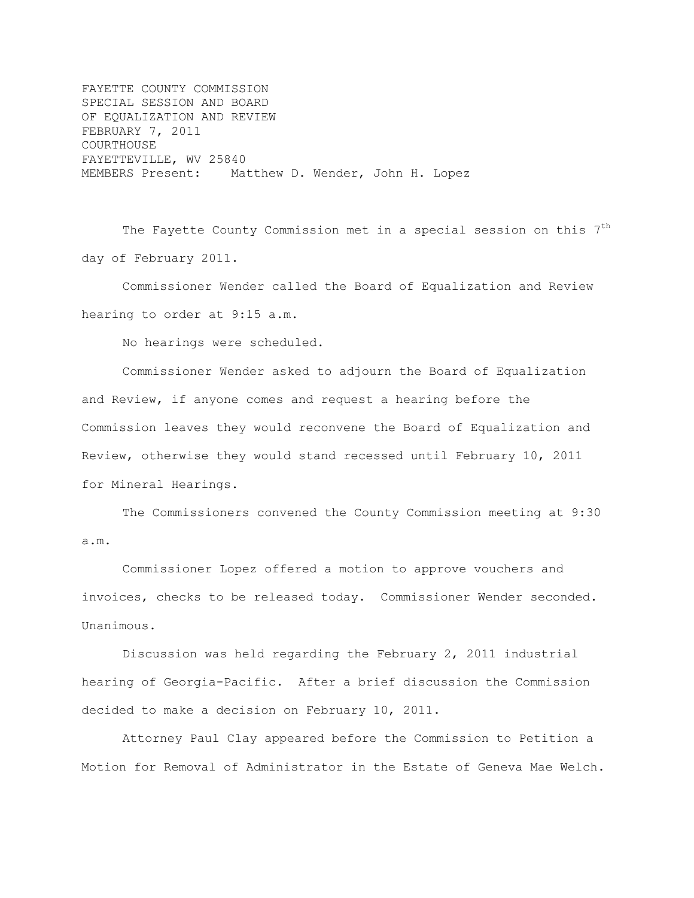FAYETTE COUNTY COMMISSION
SPECIAL SESSION AND BOARD
OF EQUALIZATION AND REVIEW
FEBRUARY 7, 2011
COURTHOUSE
FAYETTEVILLE, WV 25840
MEMBERS Present: Matthew D. Wender, John H. Lopez

The Fayette County Commission met in a special session on this 7th day of February 2011.

Commissioner Wender called the Board of Equalization and Review hearing to order at 9:15 a.m.

No hearings were scheduled.

Commissioner Wender asked to adjourn the Board of Equalization and Review, if anyone comes and request a hearing before the Commission leaves they would reconvene the Board of Equalization and Review, otherwise they would stand recessed until February 10, 2011 for Mineral Hearings.

The Commissioners convened the County Commission meeting at 9:30 a.m.

Commissioner Lopez offered a motion to approve vouchers and invoices, checks to be released today. Commissioner Wender seconded. Unanimous.

Discussion was held regarding the February 2, 2011 industrial hearing of Georgia-Pacific. After a brief discussion the Commission decided to make a decision on February 10, 2011.

Attorney Paul Clay appeared before the Commission to Petition a Motion for Removal of Administrator in the Estate of Geneva Mae Welch.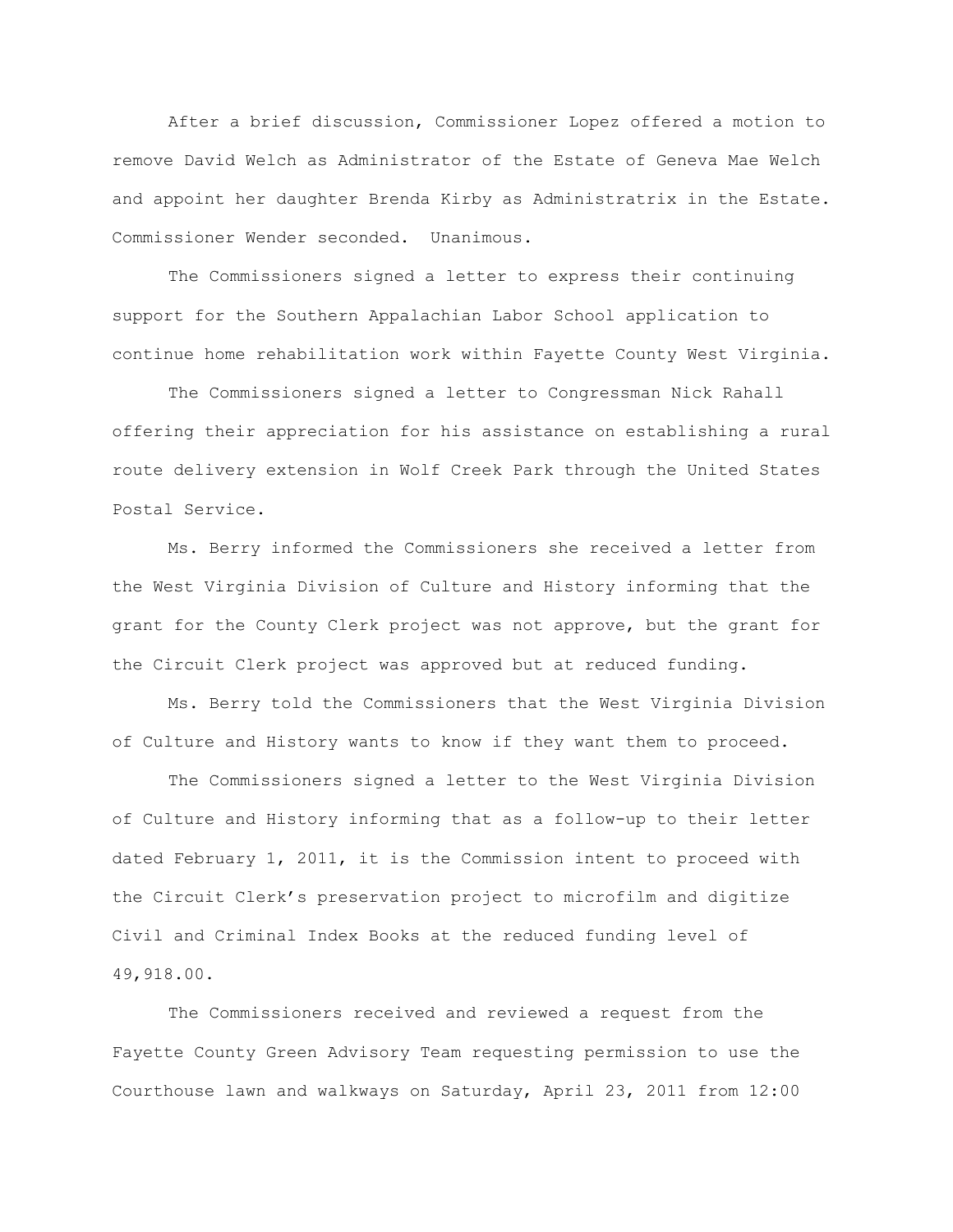After a brief discussion, Commissioner Lopez offered a motion to remove David Welch as Administrator of the Estate of Geneva Mae Welch and appoint her daughter Brenda Kirby as Administratrix in the Estate. Commissioner Wender seconded. Unanimous.

The Commissioners signed a letter to express their continuing support for the Southern Appalachian Labor School application to continue home rehabilitation work within Fayette County West Virginia.

The Commissioners signed a letter to Congressman Nick Rahall offering their appreciation for his assistance on establishing a rural route delivery extension in Wolf Creek Park through the United States Postal Service.

Ms. Berry informed the Commissioners she received a letter from the West Virginia Division of Culture and History informing that the grant for the County Clerk project was not approve, but the grant for the Circuit Clerk project was approved but at reduced funding.

Ms. Berry told the Commissioners that the West Virginia Division of Culture and History wants to know if they want them to proceed.

The Commissioners signed a letter to the West Virginia Division of Culture and History informing that as a follow-up to their letter dated February 1, 2011, it is the Commission intent to proceed with the Circuit Clerk's preservation project to microfilm and digitize Civil and Criminal Index Books at the reduced funding level of 49,918.00.

The Commissioners received and reviewed a request from the Fayette County Green Advisory Team requesting permission to use the Courthouse lawn and walkways on Saturday, April 23, 2011 from 12:00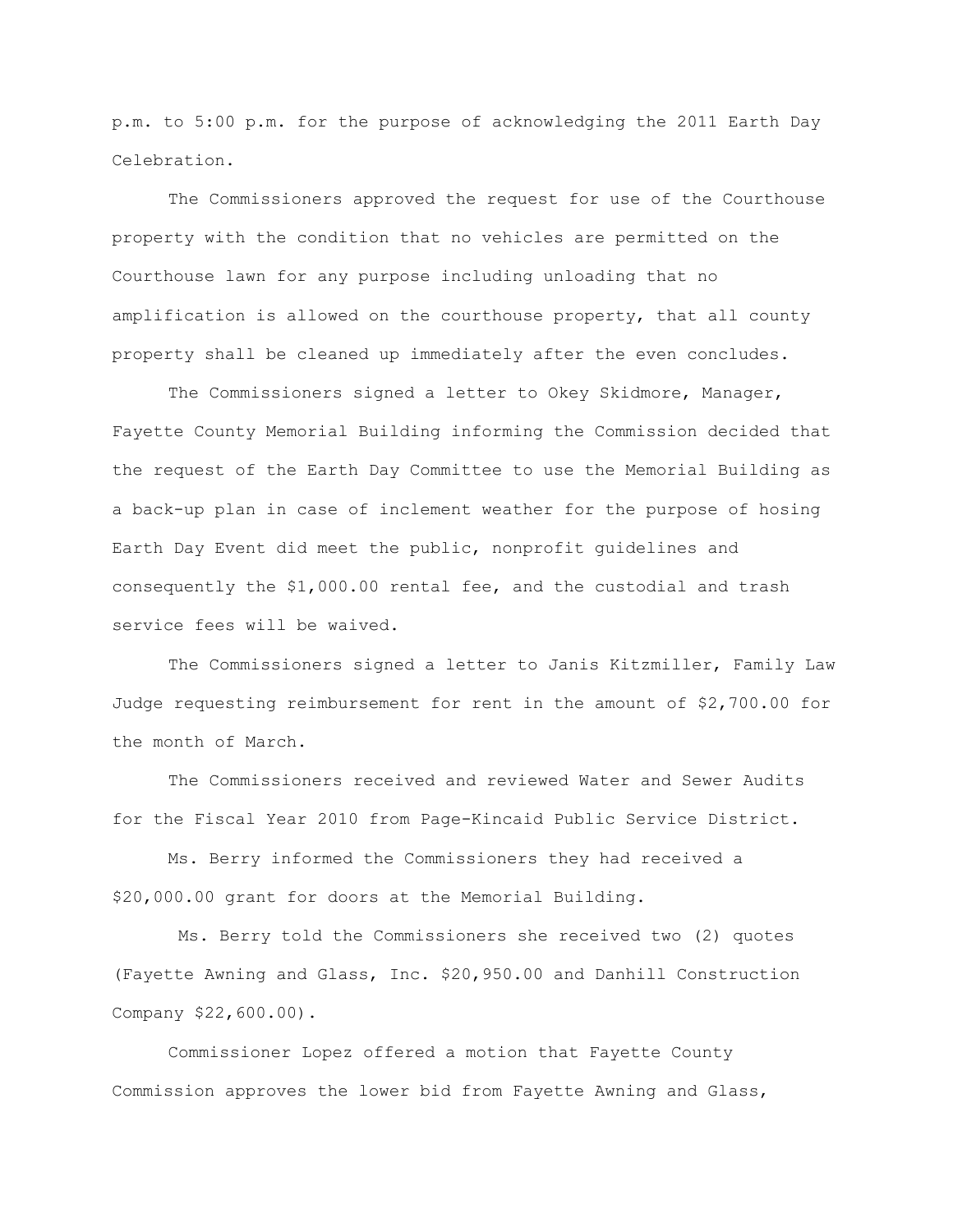p.m. to 5:00 p.m. for the purpose of acknowledging the 2011 Earth Day Celebration.

The Commissioners approved the request for use of the Courthouse property with the condition that no vehicles are permitted on the Courthouse lawn for any purpose including unloading that no amplification is allowed on the courthouse property, that all county property shall be cleaned up immediately after the even concludes.

The Commissioners signed a letter to Okey Skidmore, Manager, Fayette County Memorial Building informing the Commission decided that the request of the Earth Day Committee to use the Memorial Building as a back-up plan in case of inclement weather for the purpose of hosing Earth Day Event did meet the public, nonprofit guidelines and consequently the $1,000.00 rental fee, and the custodial and trash service fees will be waived.

The Commissioners signed a letter to Janis Kitzmiller, Family Law Judge requesting reimbursement for rent in the amount of $2,700.00 for the month of March.

The Commissioners received and reviewed Water and Sewer Audits for the Fiscal Year 2010 from Page-Kincaid Public Service District.

Ms. Berry informed the Commissioners they had received a $20,000.00 grant for doors at the Memorial Building.

Ms. Berry told the Commissioners she received two (2) quotes (Fayette Awning and Glass, Inc. $20,950.00 and Danhill Construction Company $22,600.00).

Commissioner Lopez offered a motion that Fayette County Commission approves the lower bid from Fayette Awning and Glass,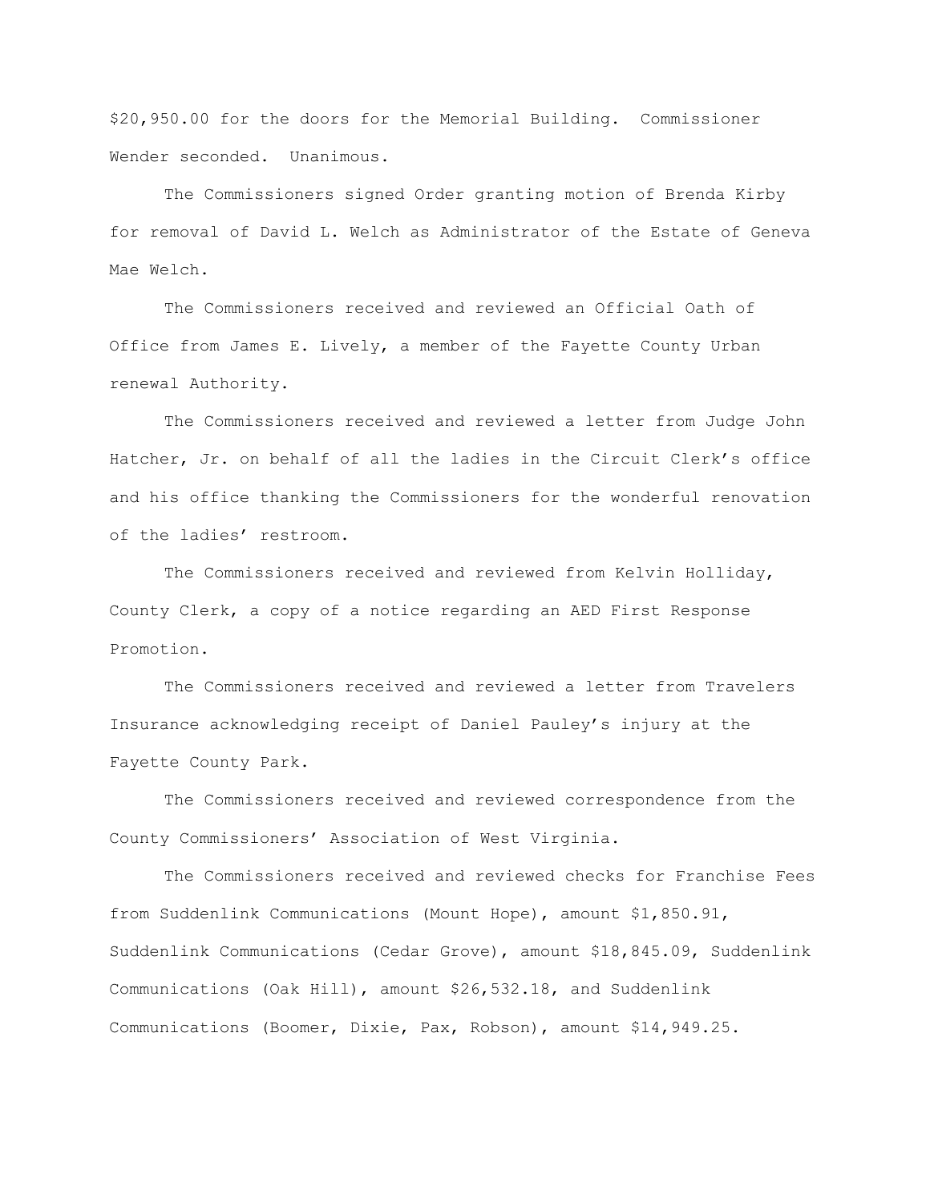$20,950.00 for the doors for the Memorial Building. Commissioner Wender seconded. Unanimous.

The Commissioners signed Order granting motion of Brenda Kirby for removal of David L. Welch as Administrator of the Estate of Geneva Mae Welch.

The Commissioners received and reviewed an Official Oath of Office from James E. Lively, a member of the Fayette County Urban renewal Authority.

The Commissioners received and reviewed a letter from Judge John Hatcher, Jr. on behalf of all the ladies in the Circuit Clerk's office and his office thanking the Commissioners for the wonderful renovation of the ladies' restroom.

The Commissioners received and reviewed from Kelvin Holliday, County Clerk, a copy of a notice regarding an AED First Response Promotion.

The Commissioners received and reviewed a letter from Travelers Insurance acknowledging receipt of Daniel Pauley's injury at the Fayette County Park.

The Commissioners received and reviewed correspondence from the County Commissioners' Association of West Virginia.

The Commissioners received and reviewed checks for Franchise Fees from Suddenlink Communications (Mount Hope), amount $1,850.91, Suddenlink Communications (Cedar Grove), amount $18,845.09, Suddenlink Communications (Oak Hill), amount $26,532.18, and Suddenlink Communications (Boomer, Dixie, Pax, Robson), amount $14,949.25.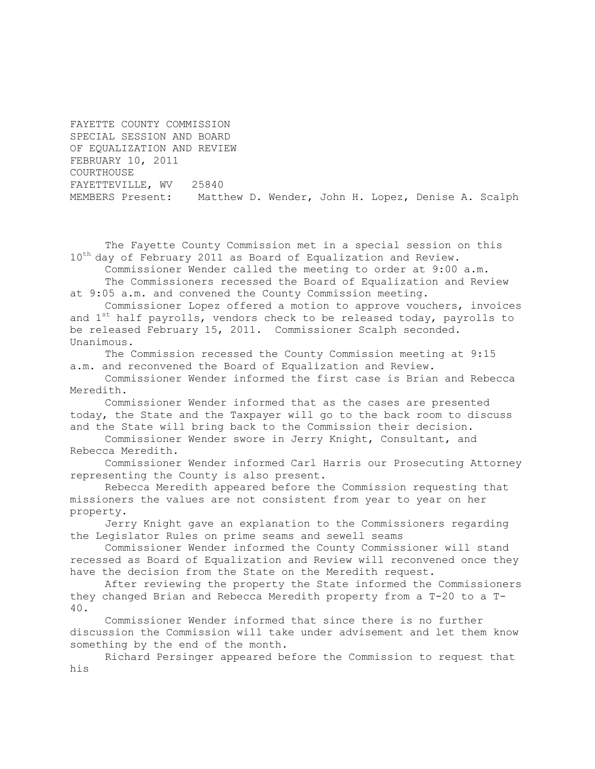FAYETTE COUNTY COMMISSION
SPECIAL SESSION AND BOARD
OF EQUALIZATION AND REVIEW
FEBRUARY 10, 2011
COURTHOUSE
FAYETTEVILLE, WV 25840
MEMBERS Present: Matthew D. Wender, John H. Lopez, Denise A. Scalph

The Fayette County Commission met in a special session on this 10th day of February 2011 as Board of Equalization and Review.

Commissioner Wender called the meeting to order at 9:00 a.m.

The Commissioners recessed the Board of Equalization and Review at 9:05 a.m. and convened the County Commission meeting.

Commissioner Lopez offered a motion to approve vouchers, invoices and 1st half payrolls, vendors check to be released today, payrolls to be released February 15, 2011. Commissioner Scalph seconded. Unanimous.

The Commission recessed the County Commission meeting at 9:15 a.m. and reconvened the Board of Equalization and Review.

Commissioner Wender informed the first case is Brian and Rebecca Meredith.

Commissioner Wender informed that as the cases are presented today, the State and the Taxpayer will go to the back room to discuss and the State will bring back to the Commission their decision.

Commissioner Wender swore in Jerry Knight, Consultant, and Rebecca Meredith.

Commissioner Wender informed Carl Harris our Prosecuting Attorney representing the County is also present.

Rebecca Meredith appeared before the Commission requesting that missioners the values are not consistent from year to year on her property.

Jerry Knight gave an explanation to the Commissioners regarding the Legislator Rules on prime seams and sewell seams

Commissioner Wender informed the County Commissioner will stand recessed as Board of Equalization and Review will reconvened once they have the decision from the State on the Meredith request.

After reviewing the property the State informed the Commissioners they changed Brian and Rebecca Meredith property from a T-20 to a T-40.

Commissioner Wender informed that since there is no further discussion the Commission will take under advisement and let them know something by the end of the month.

Richard Persinger appeared before the Commission to request that his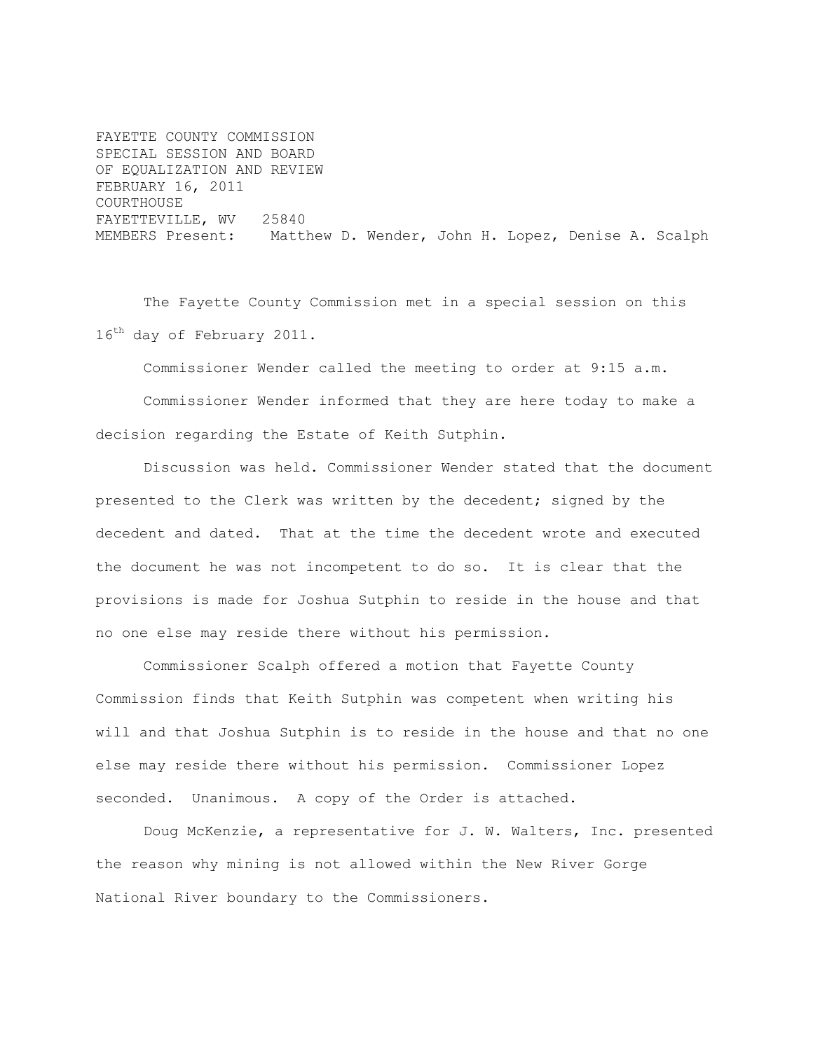FAYETTE COUNTY COMMISSION
SPECIAL SESSION AND BOARD
OF EQUALIZATION AND REVIEW
FEBRUARY 16, 2011
COURTHOUSE
FAYETTEVILLE, WV 25840
MEMBERS Present: Matthew D. Wender, John H. Lopez, Denise A. Scalph

The Fayette County Commission met in a special session on this 16th day of February 2011.

Commissioner Wender called the meeting to order at 9:15 a.m.

Commissioner Wender informed that they are here today to make a decision regarding the Estate of Keith Sutphin.

Discussion was held. Commissioner Wender stated that the document presented to the Clerk was written by the decedent; signed by the decedent and dated. That at the time the decedent wrote and executed the document he was not incompetent to do so. It is clear that the provisions is made for Joshua Sutphin to reside in the house and that no one else may reside there without his permission.

Commissioner Scalph offered a motion that Fayette County Commission finds that Keith Sutphin was competent when writing his will and that Joshua Sutphin is to reside in the house and that no one else may reside there without his permission. Commissioner Lopez seconded. Unanimous. A copy of the Order is attached.

Doug McKenzie, a representative for J. W. Walters, Inc. presented the reason why mining is not allowed within the New River Gorge National River boundary to the Commissioners.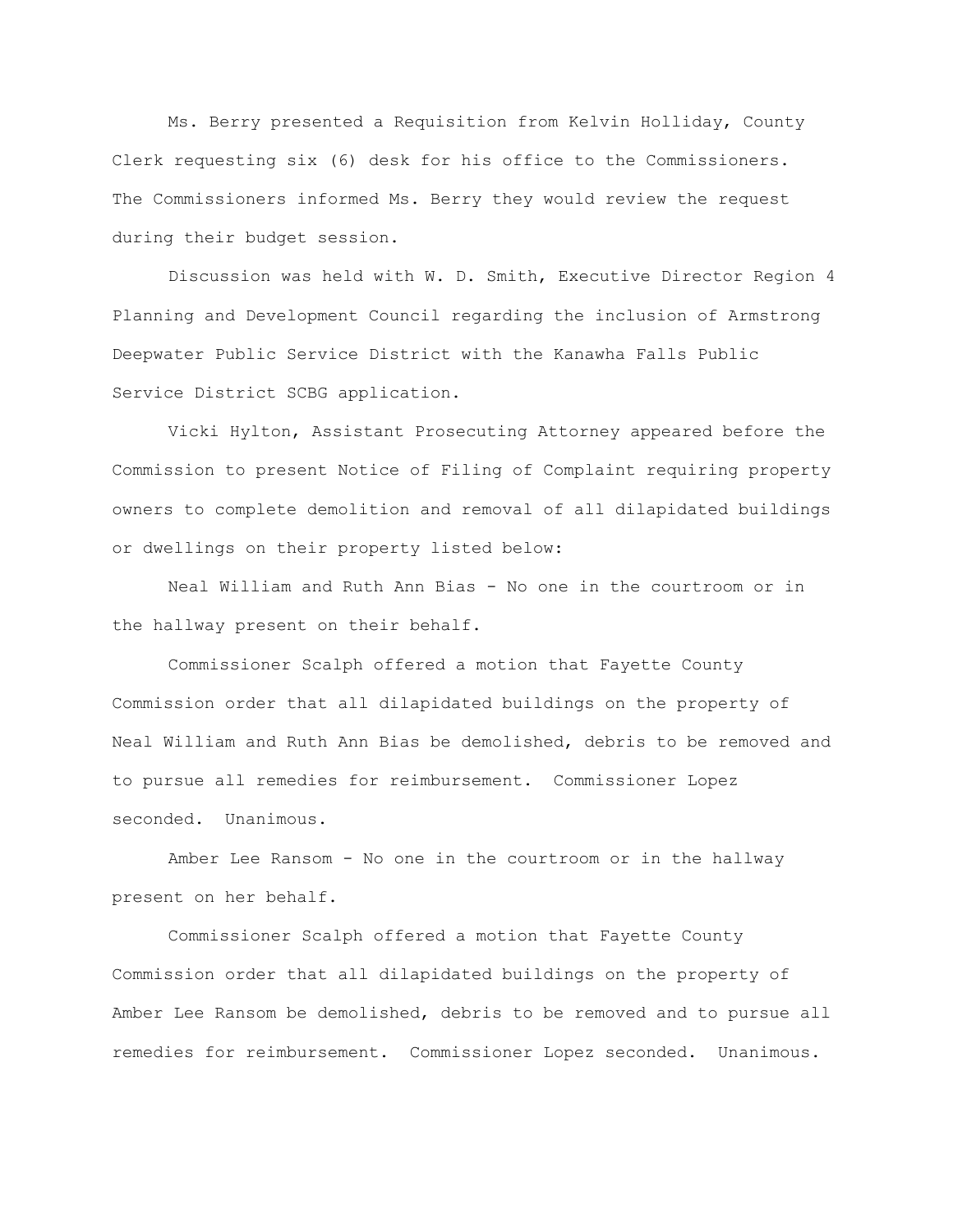Ms. Berry presented a Requisition from Kelvin Holliday, County Clerk requesting six (6) desk for his office to the Commissioners. The Commissioners informed Ms. Berry they would review the request during their budget session.

Discussion was held with W. D. Smith, Executive Director Region 4 Planning and Development Council regarding the inclusion of Armstrong Deepwater Public Service District with the Kanawha Falls Public Service District SCBG application.

Vicki Hylton, Assistant Prosecuting Attorney appeared before the Commission to present Notice of Filing of Complaint requiring property owners to complete demolition and removal of all dilapidated buildings or dwellings on their property listed below:

Neal William and Ruth Ann Bias - No one in the courtroom or in the hallway present on their behalf.

Commissioner Scalph offered a motion that Fayette County Commission order that all dilapidated buildings on the property of Neal William and Ruth Ann Bias be demolished, debris to be removed and to pursue all remedies for reimbursement. Commissioner Lopez seconded. Unanimous.

Amber Lee Ransom - No one in the courtroom or in the hallway present on her behalf.

Commissioner Scalph offered a motion that Fayette County Commission order that all dilapidated buildings on the property of Amber Lee Ransom be demolished, debris to be removed and to pursue all remedies for reimbursement. Commissioner Lopez seconded. Unanimous.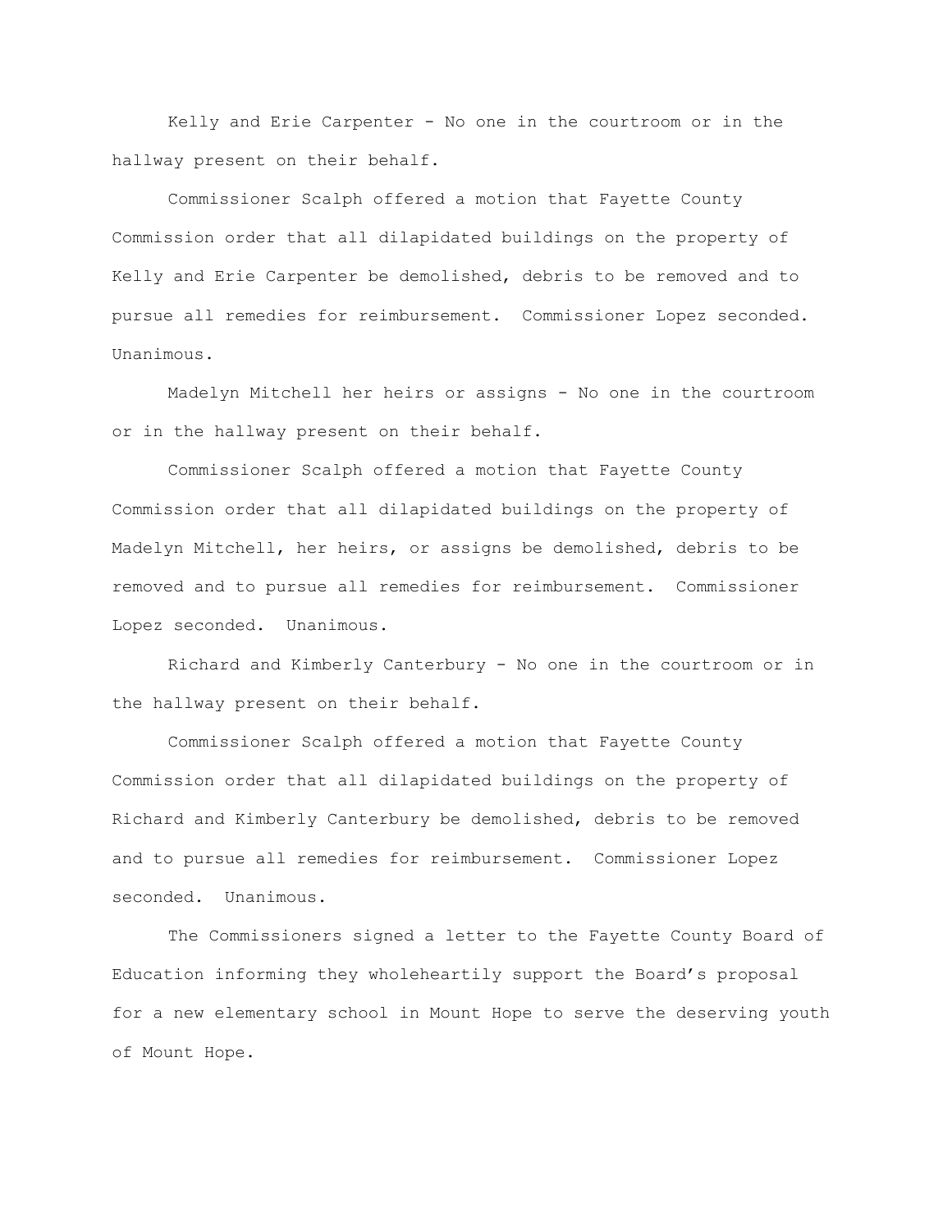Kelly and Erie Carpenter - No one in the courtroom or in the hallway present on their behalf.

Commissioner Scalph offered a motion that Fayette County Commission order that all dilapidated buildings on the property of Kelly and Erie Carpenter be demolished, debris to be removed and to pursue all remedies for reimbursement. Commissioner Lopez seconded. Unanimous.

Madelyn Mitchell her heirs or assigns - No one in the courtroom or in the hallway present on their behalf.

Commissioner Scalph offered a motion that Fayette County Commission order that all dilapidated buildings on the property of Madelyn Mitchell, her heirs, or assigns be demolished, debris to be removed and to pursue all remedies for reimbursement. Commissioner Lopez seconded. Unanimous.

Richard and Kimberly Canterbury - No one in the courtroom or in the hallway present on their behalf.

Commissioner Scalph offered a motion that Fayette County Commission order that all dilapidated buildings on the property of Richard and Kimberly Canterbury be demolished, debris to be removed and to pursue all remedies for reimbursement. Commissioner Lopez seconded. Unanimous.

The Commissioners signed a letter to the Fayette County Board of Education informing they wholeheartily support the Board’s proposal for a new elementary school in Mount Hope to serve the deserving youth of Mount Hope.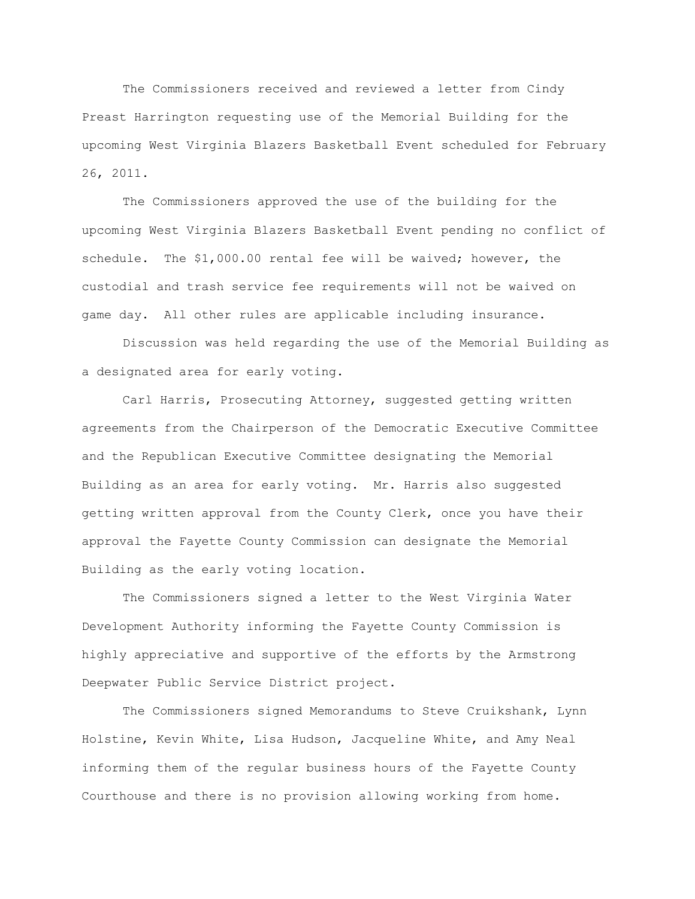The Commissioners received and reviewed a letter from Cindy Preast Harrington requesting use of the Memorial Building for the upcoming West Virginia Blazers Basketball Event scheduled for February 26, 2011.

The Commissioners approved the use of the building for the upcoming West Virginia Blazers Basketball Event pending no conflict of schedule. The $1,000.00 rental fee will be waived; however, the custodial and trash service fee requirements will not be waived on game day. All other rules are applicable including insurance.

Discussion was held regarding the use of the Memorial Building as a designated area for early voting.

Carl Harris, Prosecuting Attorney, suggested getting written agreements from the Chairperson of the Democratic Executive Committee and the Republican Executive Committee designating the Memorial Building as an area for early voting. Mr. Harris also suggested getting written approval from the County Clerk, once you have their approval the Fayette County Commission can designate the Memorial Building as the early voting location.

The Commissioners signed a letter to the West Virginia Water Development Authority informing the Fayette County Commission is highly appreciative and supportive of the efforts by the Armstrong Deepwater Public Service District project.

The Commissioners signed Memorandums to Steve Cruikshank, Lynn Holstine, Kevin White, Lisa Hudson, Jacqueline White, and Amy Neal informing them of the regular business hours of the Fayette County Courthouse and there is no provision allowing working from home.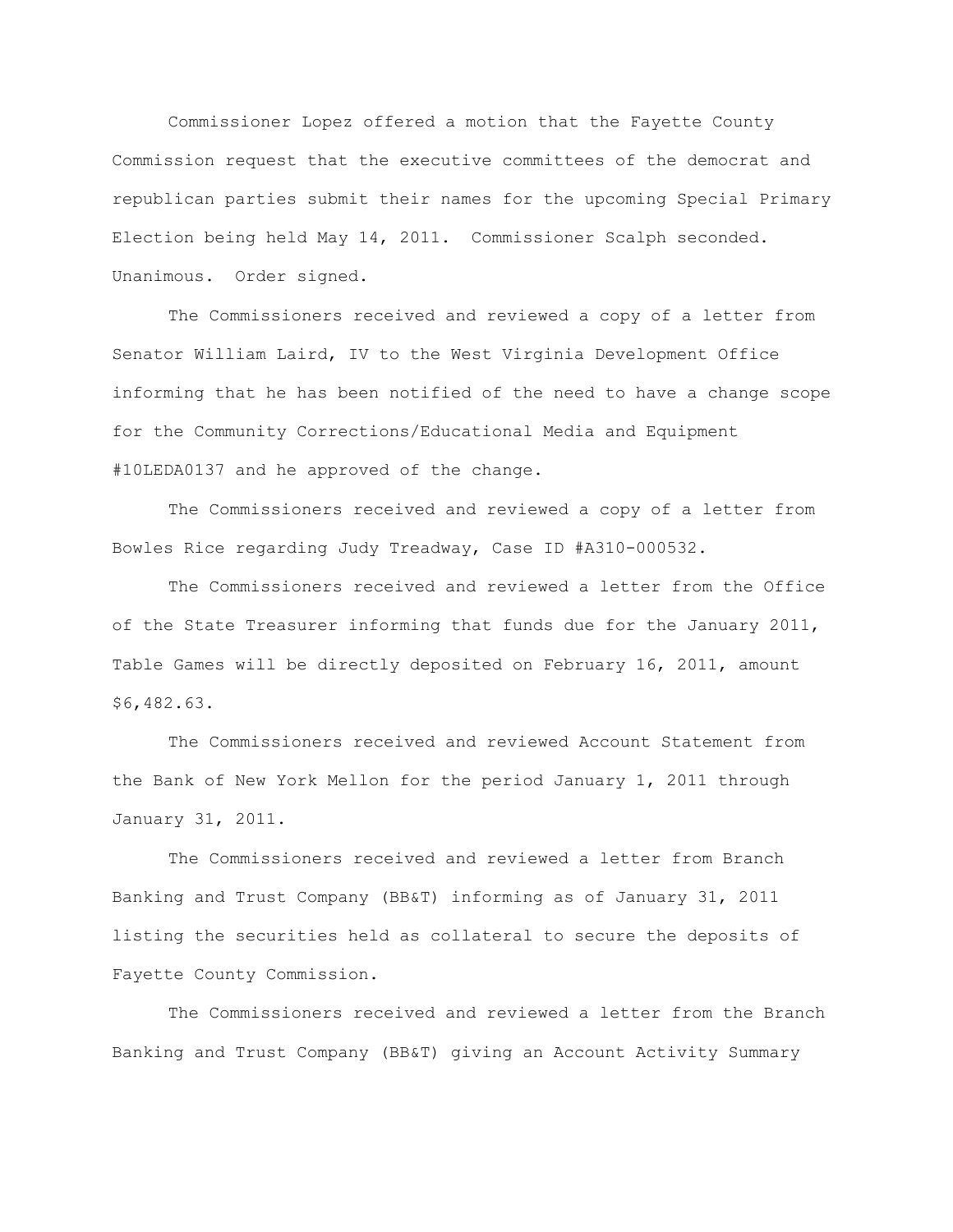Commissioner Lopez offered a motion that the Fayette County Commission request that the executive committees of the democrat and republican parties submit their names for the upcoming Special Primary Election being held May 14, 2011. Commissioner Scalph seconded. Unanimous. Order signed.

The Commissioners received and reviewed a copy of a letter from Senator William Laird, IV to the West Virginia Development Office informing that he has been notified of the need to have a change scope for the Community Corrections/Educational Media and Equipment #10LEDA0137 and he approved of the change.

The Commissioners received and reviewed a copy of a letter from Bowles Rice regarding Judy Treadway, Case ID #A310-000532.

The Commissioners received and reviewed a letter from the Office of the State Treasurer informing that funds due for the January 2011, Table Games will be directly deposited on February 16, 2011, amount $6,482.63.

The Commissioners received and reviewed Account Statement from the Bank of New York Mellon for the period January 1, 2011 through January 31, 2011.

The Commissioners received and reviewed a letter from Branch Banking and Trust Company (BB&T) informing as of January 31, 2011 listing the securities held as collateral to secure the deposits of Fayette County Commission.

The Commissioners received and reviewed a letter from the Branch Banking and Trust Company (BB&T) giving an Account Activity Summary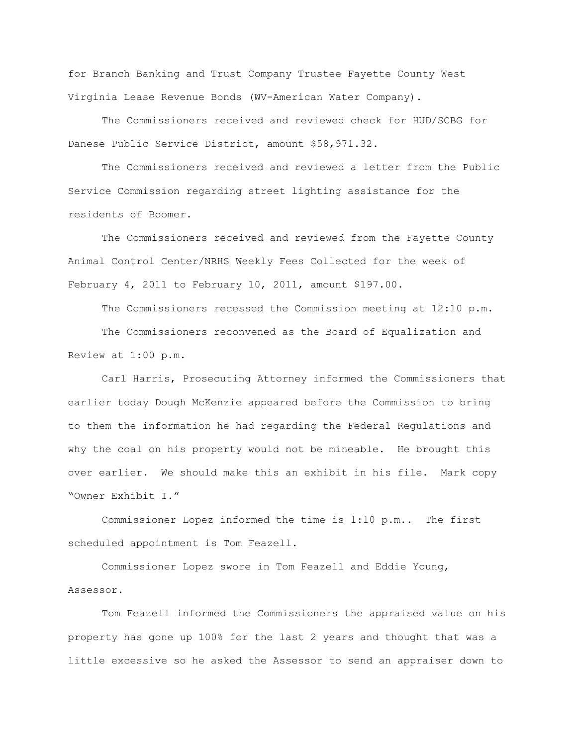for Branch Banking and Trust Company Trustee Fayette County West Virginia Lease Revenue Bonds (WV-American Water Company).

The Commissioners received and reviewed check for HUD/SCBG for Danese Public Service District, amount $58,971.32.

The Commissioners received and reviewed a letter from the Public Service Commission regarding street lighting assistance for the residents of Boomer.

The Commissioners received and reviewed from the Fayette County Animal Control Center/NRHS Weekly Fees Collected for the week of February 4, 2011 to February 10, 2011, amount $197.00.

The Commissioners recessed the Commission meeting at 12:10 p.m.

The Commissioners reconvened as the Board of Equalization and Review at 1:00 p.m.

Carl Harris, Prosecuting Attorney informed the Commissioners that earlier today Dough McKenzie appeared before the Commission to bring to them the information he had regarding the Federal Regulations and why the coal on his property would not be mineable. He brought this over earlier. We should make this an exhibit in his file. Mark copy "Owner Exhibit I."

Commissioner Lopez informed the time is 1:10 p.m.. The first scheduled appointment is Tom Feazell.

Commissioner Lopez swore in Tom Feazell and Eddie Young, Assessor.

Tom Feazell informed the Commissioners the appraised value on his property has gone up 100% for the last 2 years and thought that was a little excessive so he asked the Assessor to send an appraiser down to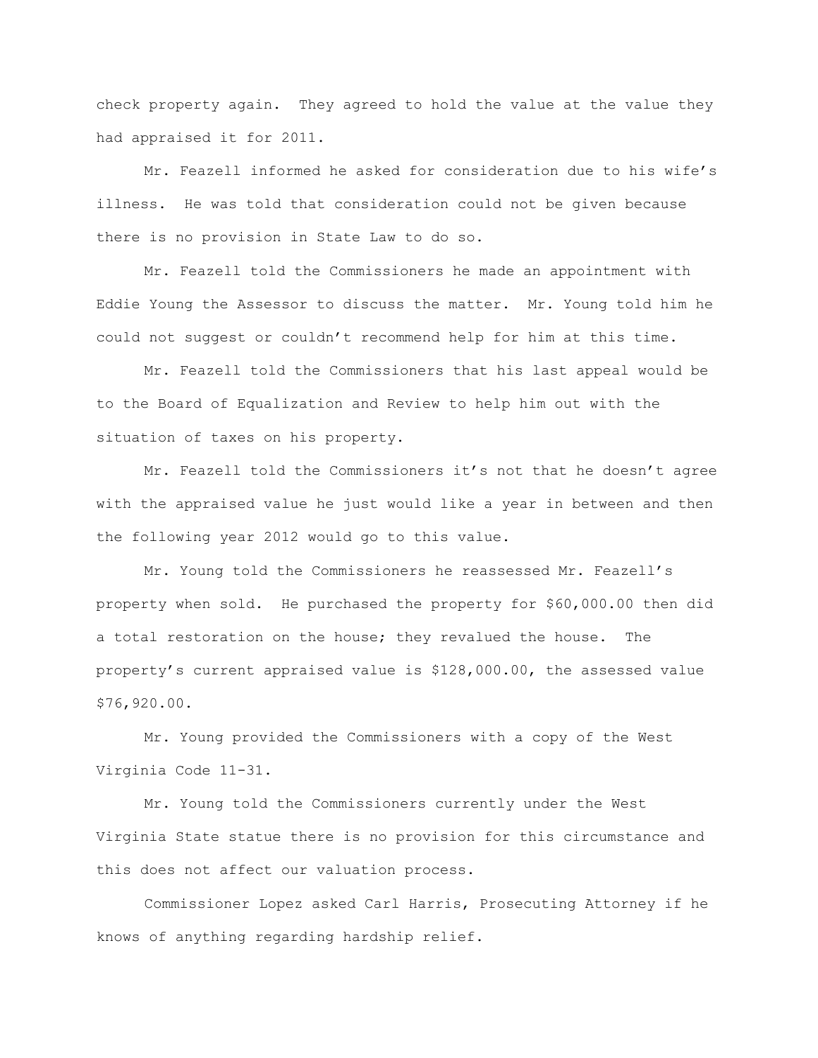check property again. They agreed to hold the value at the value they had appraised it for 2011.

Mr. Feazell informed he asked for consideration due to his wife's illness. He was told that consideration could not be given because there is no provision in State Law to do so.

Mr. Feazell told the Commissioners he made an appointment with Eddie Young the Assessor to discuss the matter. Mr. Young told him he could not suggest or couldn't recommend help for him at this time.

Mr. Feazell told the Commissioners that his last appeal would be to the Board of Equalization and Review to help him out with the situation of taxes on his property.

Mr. Feazell told the Commissioners it's not that he doesn't agree with the appraised value he just would like a year in between and then the following year 2012 would go to this value.

Mr. Young told the Commissioners he reassessed Mr. Feazell's property when sold. He purchased the property for $60,000.00 then did a total restoration on the house; they revalued the house. The property's current appraised value is $128,000.00, the assessed value $76,920.00.

Mr. Young provided the Commissioners with a copy of the West Virginia Code 11-31.

Mr. Young told the Commissioners currently under the West Virginia State statue there is no provision for this circumstance and this does not affect our valuation process.

Commissioner Lopez asked Carl Harris, Prosecuting Attorney if he knows of anything regarding hardship relief.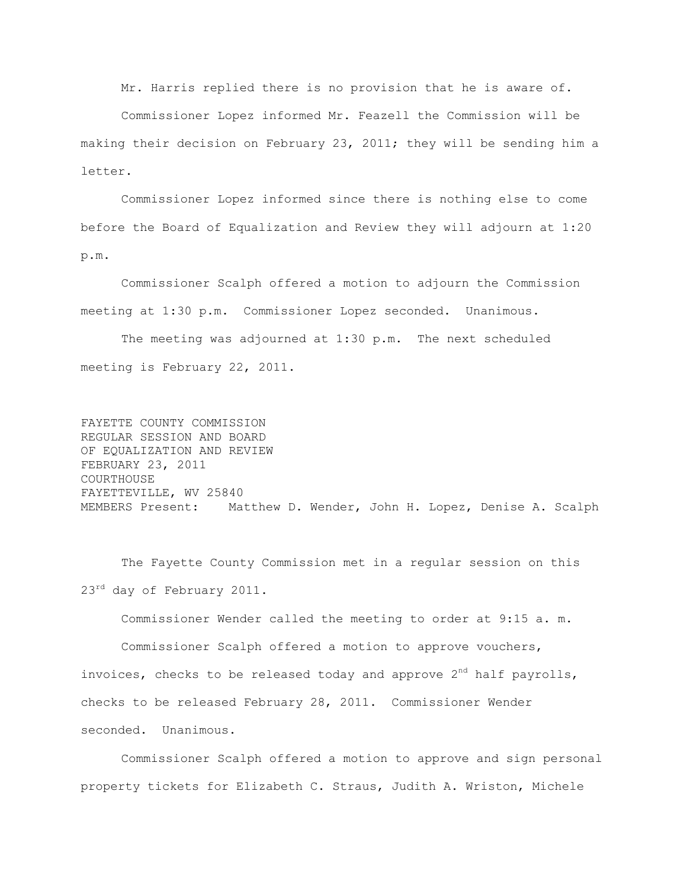Mr. Harris replied there is no provision that he is aware of.

Commissioner Lopez informed Mr. Feazell the Commission will be making their decision on February 23, 2011; they will be sending him a letter.

Commissioner Lopez informed since there is nothing else to come before the Board of Equalization and Review they will adjourn at 1:20 p.m.

Commissioner Scalph offered a motion to adjourn the Commission meeting at 1:30 p.m. Commissioner Lopez seconded. Unanimous.

The meeting was adjourned at 1:30 p.m. The next scheduled meeting is February 22, 2011.

FAYETTE COUNTY COMMISSION
REGULAR SESSION AND BOARD
OF EQUALIZATION AND REVIEW
FEBRUARY 23, 2011
COURTHOUSE
FAYETTEVILLE, WV 25840
MEMBERS Present: Matthew D. Wender, John H. Lopez, Denise A. Scalph

The Fayette County Commission met in a regular session on this 23rd day of February 2011.

Commissioner Wender called the meeting to order at 9:15 a. m.

Commissioner Scalph offered a motion to approve vouchers, invoices, checks to be released today and approve 2nd half payrolls, checks to be released February 28, 2011. Commissioner Wender seconded. Unanimous.

Commissioner Scalph offered a motion to approve and sign personal property tickets for Elizabeth C. Straus, Judith A. Wriston, Michele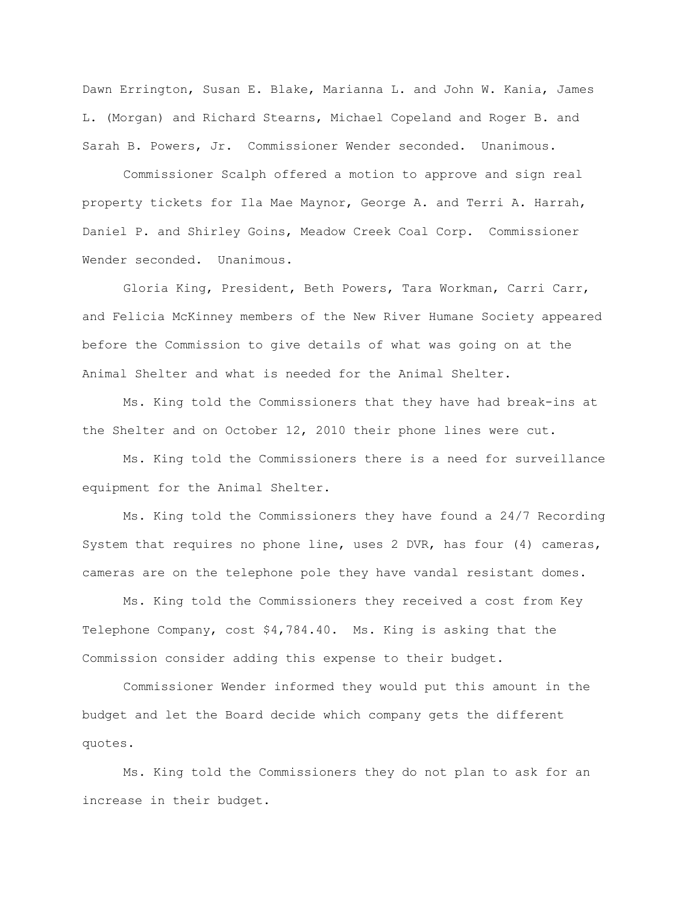Dawn Errington, Susan E. Blake, Marianna L. and John W. Kania, James L. (Morgan) and Richard Stearns, Michael Copeland and Roger B. and Sarah B. Powers, Jr.  Commissioner Wender seconded.  Unanimous.

Commissioner Scalph offered a motion to approve and sign real property tickets for Ila Mae Maynor, George A. and Terri A. Harrah, Daniel P. and Shirley Goins, Meadow Creek Coal Corp.  Commissioner Wender seconded.  Unanimous.

Gloria King, President, Beth Powers, Tara Workman, Carri Carr, and Felicia McKinney members of the New River Humane Society appeared before the Commission to give details of what was going on at the Animal Shelter and what is needed for the Animal Shelter.

Ms. King told the Commissioners that they have had break-ins at the Shelter and on October 12, 2010 their phone lines were cut.

Ms. King told the Commissioners there is a need for surveillance equipment for the Animal Shelter.

Ms. King told the Commissioners they have found a 24/7 Recording System that requires no phone line, uses 2 DVR, has four (4) cameras, cameras are on the telephone pole they have vandal resistant domes.

Ms. King told the Commissioners they received a cost from Key Telephone Company, cost $4,784.40.  Ms. King is asking that the Commission consider adding this expense to their budget.

Commissioner Wender informed they would put this amount in the budget and let the Board decide which company gets the different quotes.

Ms. King told the Commissioners they do not plan to ask for an increase in their budget.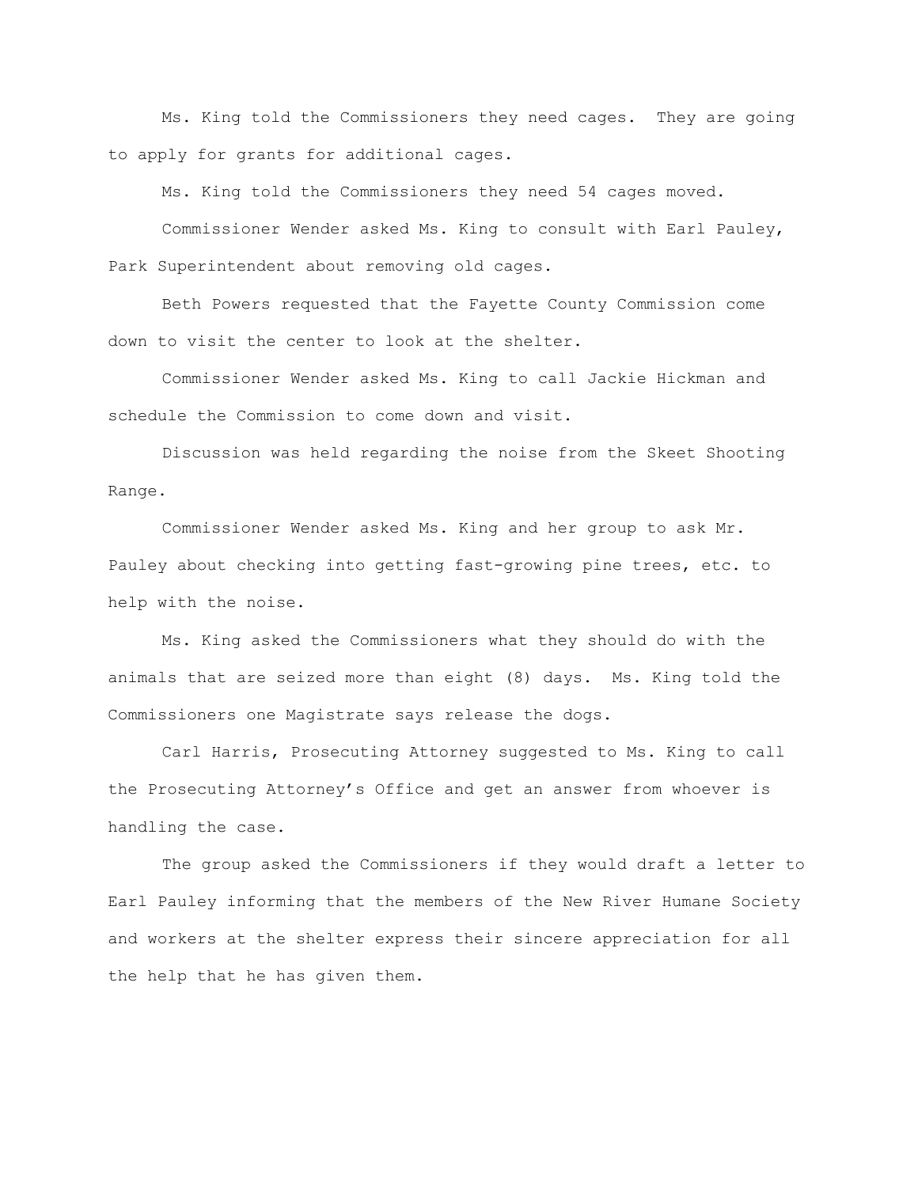Ms. King told the Commissioners they need cages. They are going to apply for grants for additional cages.

Ms. King told the Commissioners they need 54 cages moved.

Commissioner Wender asked Ms. King to consult with Earl Pauley, Park Superintendent about removing old cages.

Beth Powers requested that the Fayette County Commission come down to visit the center to look at the shelter.

Commissioner Wender asked Ms. King to call Jackie Hickman and schedule the Commission to come down and visit.

Discussion was held regarding the noise from the Skeet Shooting Range.

Commissioner Wender asked Ms. King and her group to ask Mr. Pauley about checking into getting fast-growing pine trees, etc. to help with the noise.

Ms. King asked the Commissioners what they should do with the animals that are seized more than eight (8) days. Ms. King told the Commissioners one Magistrate says release the dogs.

Carl Harris, Prosecuting Attorney suggested to Ms. King to call the Prosecuting Attorney's Office and get an answer from whoever is handling the case.

The group asked the Commissioners if they would draft a letter to Earl Pauley informing that the members of the New River Humane Society and workers at the shelter express their sincere appreciation for all the help that he has given them.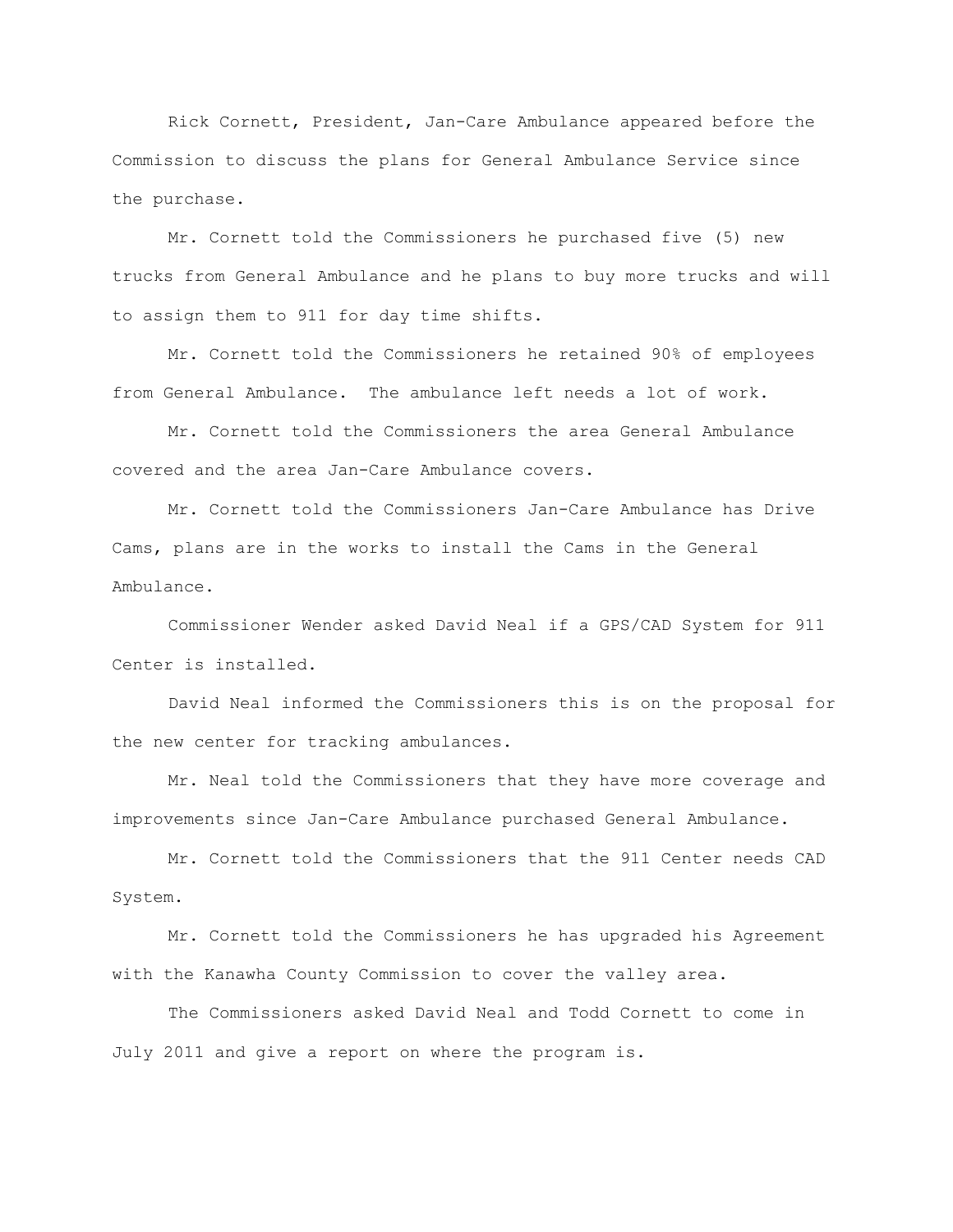Rick Cornett, President, Jan-Care Ambulance appeared before the Commission to discuss the plans for General Ambulance Service since the purchase.

Mr. Cornett told the Commissioners he purchased five (5) new trucks from General Ambulance and he plans to buy more trucks and will to assign them to 911 for day time shifts.

Mr. Cornett told the Commissioners he retained 90% of employees from General Ambulance. The ambulance left needs a lot of work.

Mr. Cornett told the Commissioners the area General Ambulance covered and the area Jan-Care Ambulance covers.

Mr. Cornett told the Commissioners Jan-Care Ambulance has Drive Cams, plans are in the works to install the Cams in the General Ambulance.

Commissioner Wender asked David Neal if a GPS/CAD System for 911 Center is installed.

David Neal informed the Commissioners this is on the proposal for the new center for tracking ambulances.

Mr. Neal told the Commissioners that they have more coverage and improvements since Jan-Care Ambulance purchased General Ambulance.

Mr. Cornett told the Commissioners that the 911 Center needs CAD System.

Mr. Cornett told the Commissioners he has upgraded his Agreement with the Kanawha County Commission to cover the valley area.

The Commissioners asked David Neal and Todd Cornett to come in July 2011 and give a report on where the program is.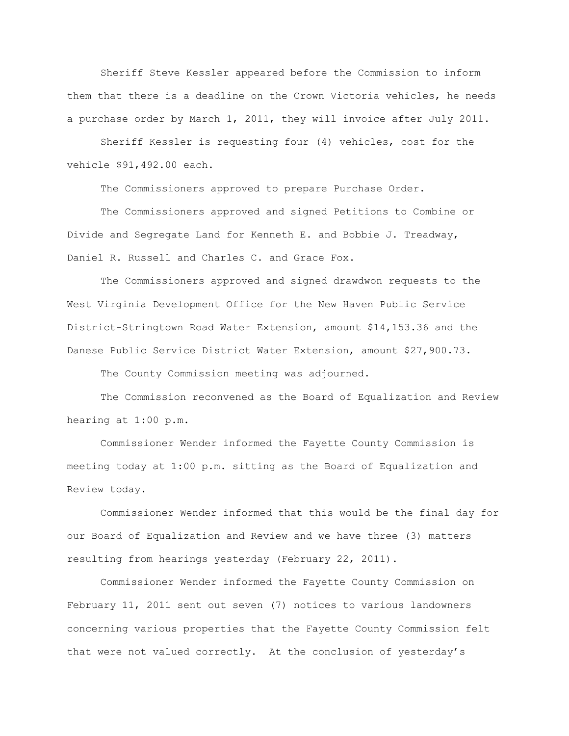Sheriff Steve Kessler appeared before the Commission to inform them that there is a deadline on the Crown Victoria vehicles, he needs a purchase order by March 1, 2011, they will invoice after July 2011.

Sheriff Kessler is requesting four (4) vehicles, cost for the vehicle $91,492.00 each.

The Commissioners approved to prepare Purchase Order.

The Commissioners approved and signed Petitions to Combine or Divide and Segregate Land for Kenneth E. and Bobbie J. Treadway, Daniel R. Russell and Charles C. and Grace Fox.

The Commissioners approved and signed drawdwon requests to the West Virginia Development Office for the New Haven Public Service District-Stringtown Road Water Extension, amount $14,153.36 and the Danese Public Service District Water Extension, amount $27,900.73.

The County Commission meeting was adjourned.

The Commission reconvened as the Board of Equalization and Review hearing at 1:00 p.m.

Commissioner Wender informed the Fayette County Commission is meeting today at 1:00 p.m. sitting as the Board of Equalization and Review today.

Commissioner Wender informed that this would be the final day for our Board of Equalization and Review and we have three (3) matters resulting from hearings yesterday (February 22, 2011).

Commissioner Wender informed the Fayette County Commission on February 11, 2011 sent out seven (7) notices to various landowners concerning various properties that the Fayette County Commission felt that were not valued correctly. At the conclusion of yesterday's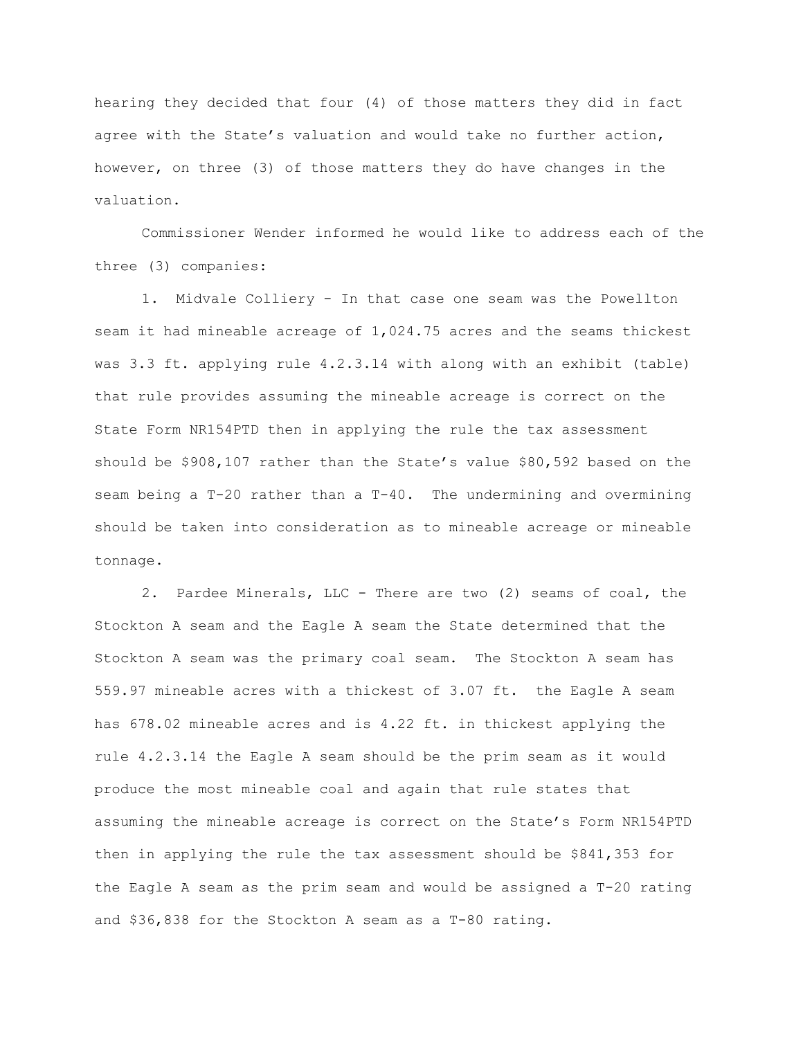hearing they decided that four (4) of those matters they did in fact agree with the State's valuation and would take no further action, however, on three (3) of those matters they do have changes in the valuation.

Commissioner Wender informed he would like to address each of the three (3) companies:

1. Midvale Colliery - In that case one seam was the Powellton seam it had mineable acreage of 1,024.75 acres and the seams thickest was 3.3 ft. applying rule 4.2.3.14 with along with an exhibit (table) that rule provides assuming the mineable acreage is correct on the State Form NR154PTD then in applying the rule the tax assessment should be $908,107 rather than the State's value $80,592 based on the seam being a T-20 rather than a T-40. The undermining and overmining should be taken into consideration as to mineable acreage or mineable tonnage.

2. Pardee Minerals, LLC - There are two (2) seams of coal, the Stockton A seam and the Eagle A seam the State determined that the Stockton A seam was the primary coal seam. The Stockton A seam has 559.97 mineable acres with a thickest of 3.07 ft. the Eagle A seam has 678.02 mineable acres and is 4.22 ft. in thickest applying the rule 4.2.3.14 the Eagle A seam should be the prim seam as it would produce the most mineable coal and again that rule states that assuming the mineable acreage is correct on the State's Form NR154PTD then in applying the rule the tax assessment should be $841,353 for the Eagle A seam as the prim seam and would be assigned a T-20 rating and $36,838 for the Stockton A seam as a T-80 rating.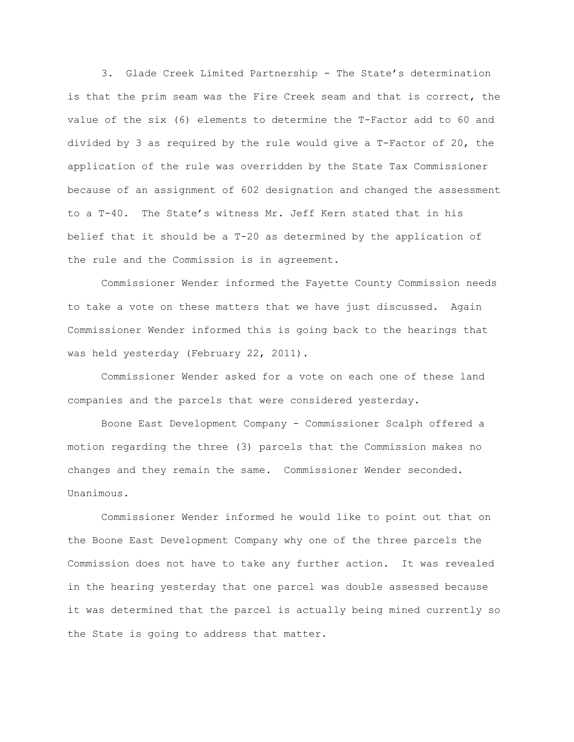3. Glade Creek Limited Partnership - The State's determination is that the prim seam was the Fire Creek seam and that is correct, the value of the six (6) elements to determine the T-Factor add to 60 and divided by 3 as required by the rule would give a T-Factor of 20, the application of the rule was overridden by the State Tax Commissioner because of an assignment of 602 designation and changed the assessment to a T-40. The State's witness Mr. Jeff Kern stated that in his belief that it should be a T-20 as determined by the application of the rule and the Commission is in agreement.

Commissioner Wender informed the Fayette County Commission needs to take a vote on these matters that we have just discussed. Again Commissioner Wender informed this is going back to the hearings that was held yesterday (February 22, 2011).

Commissioner Wender asked for a vote on each one of these land companies and the parcels that were considered yesterday.

Boone East Development Company - Commissioner Scalph offered a motion regarding the three (3) parcels that the Commission makes no changes and they remain the same. Commissioner Wender seconded. Unanimous.

Commissioner Wender informed he would like to point out that on the Boone East Development Company why one of the three parcels the Commission does not have to take any further action. It was revealed in the hearing yesterday that one parcel was double assessed because it was determined that the parcel is actually being mined currently so the State is going to address that matter.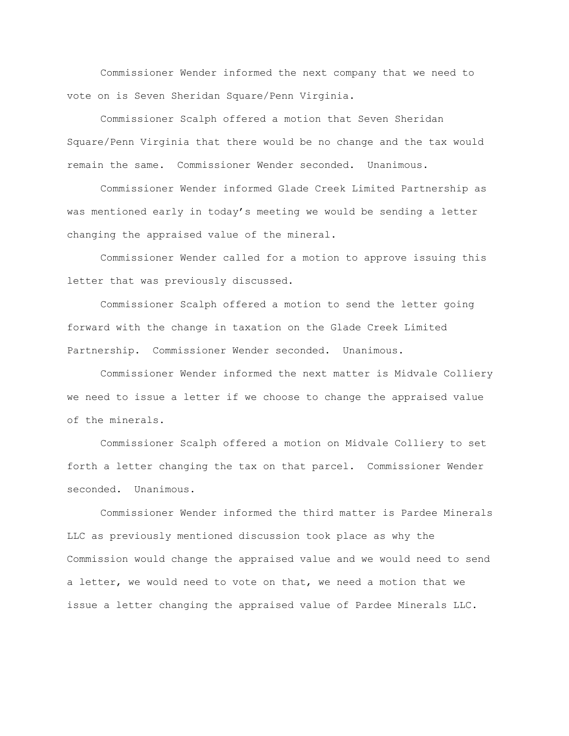Commissioner Wender informed the next company that we need to vote on is Seven Sheridan Square/Penn Virginia.

Commissioner Scalph offered a motion that Seven Sheridan Square/Penn Virginia that there would be no change and the tax would remain the same. Commissioner Wender seconded. Unanimous.

Commissioner Wender informed Glade Creek Limited Partnership as was mentioned early in today's meeting we would be sending a letter changing the appraised value of the mineral.

Commissioner Wender called for a motion to approve issuing this letter that was previously discussed.

Commissioner Scalph offered a motion to send the letter going forward with the change in taxation on the Glade Creek Limited Partnership. Commissioner Wender seconded. Unanimous.

Commissioner Wender informed the next matter is Midvale Colliery we need to issue a letter if we choose to change the appraised value of the minerals.

Commissioner Scalph offered a motion on Midvale Colliery to set forth a letter changing the tax on that parcel. Commissioner Wender seconded. Unanimous.

Commissioner Wender informed the third matter is Pardee Minerals LLC as previously mentioned discussion took place as why the Commission would change the appraised value and we would need to send a letter, we would need to vote on that, we need a motion that we issue a letter changing the appraised value of Pardee Minerals LLC.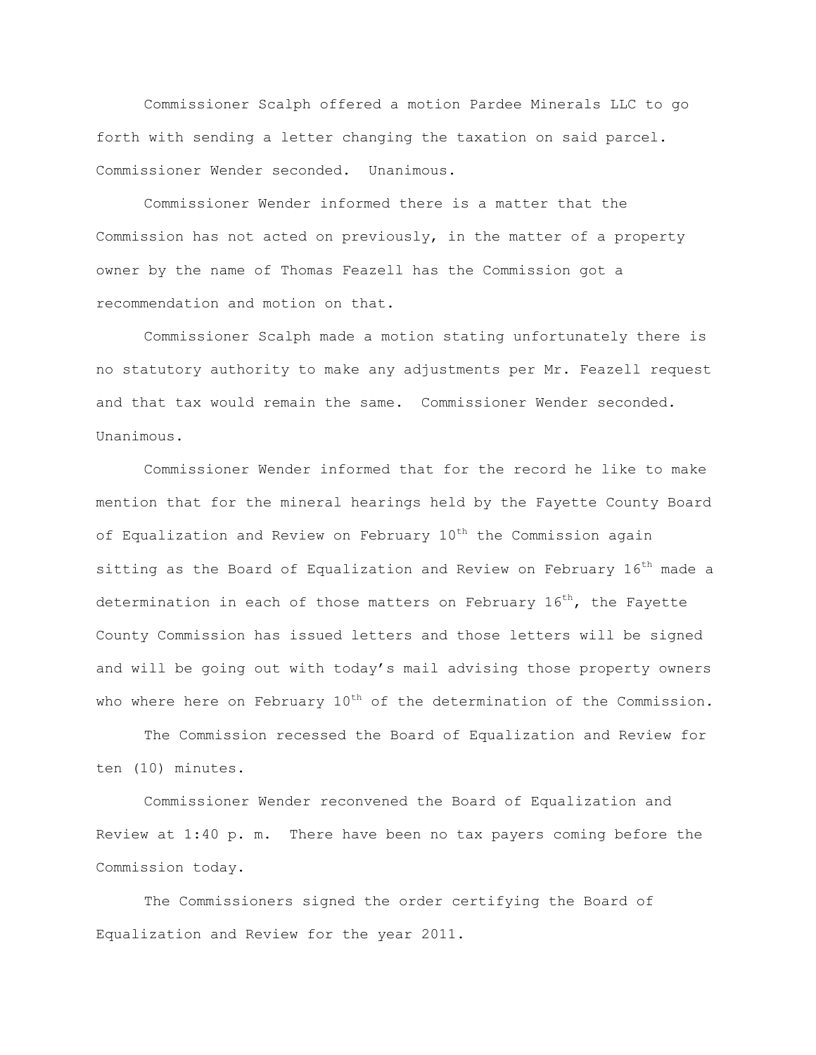Commissioner Scalph offered a motion Pardee Minerals LLC to go forth with sending a letter changing the taxation on said parcel. Commissioner Wender seconded. Unanimous.

Commissioner Wender informed there is a matter that the Commission has not acted on previously, in the matter of a property owner by the name of Thomas Feazell has the Commission got a recommendation and motion on that.

Commissioner Scalph made a motion stating unfortunately there is no statutory authority to make any adjustments per Mr. Feazell request and that tax would remain the same. Commissioner Wender seconded. Unanimous.

Commissioner Wender informed that for the record he like to make mention that for the mineral hearings held by the Fayette County Board of Equalization and Review on February 10th the Commission again sitting as the Board of Equalization and Review on February 16th made a determination in each of those matters on February 16th, the Fayette County Commission has issued letters and those letters will be signed and will be going out with today's mail advising those property owners who where here on February 10th of the determination of the Commission.

The Commission recessed the Board of Equalization and Review for ten (10) minutes.

Commissioner Wender reconvened the Board of Equalization and Review at 1:40 p. m. There have been no tax payers coming before the Commission today.

The Commissioners signed the order certifying the Board of Equalization and Review for the year 2011.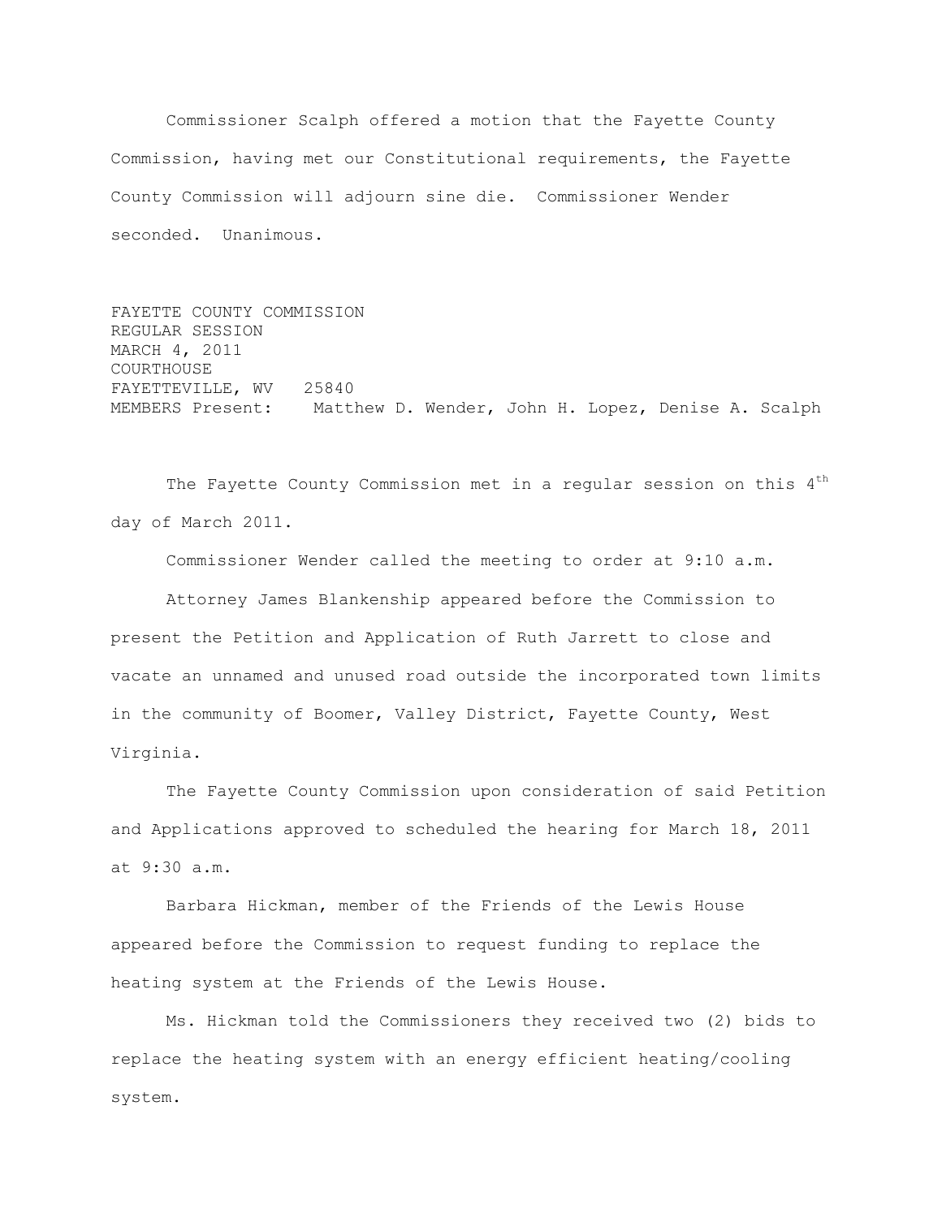Commissioner Scalph offered a motion that the Fayette County Commission, having met our Constitutional requirements, the Fayette County Commission will adjourn sine die. Commissioner Wender seconded. Unanimous.

FAYETTE COUNTY COMMISSION
REGULAR SESSION
MARCH 4, 2011
COURTHOUSE
FAYETTEVILLE, WV 25840
MEMBERS Present: Matthew D. Wender, John H. Lopez, Denise A. Scalph

The Fayette County Commission met in a regular session on this 4th day of March 2011.

Commissioner Wender called the meeting to order at 9:10 a.m.

Attorney James Blankenship appeared before the Commission to present the Petition and Application of Ruth Jarrett to close and vacate an unnamed and unused road outside the incorporated town limits in the community of Boomer, Valley District, Fayette County, West Virginia.

The Fayette County Commission upon consideration of said Petition and Applications approved to scheduled the hearing for March 18, 2011 at 9:30 a.m.

Barbara Hickman, member of the Friends of the Lewis House appeared before the Commission to request funding to replace the heating system at the Friends of the Lewis House.

Ms. Hickman told the Commissioners they received two (2) bids to replace the heating system with an energy efficient heating/cooling system.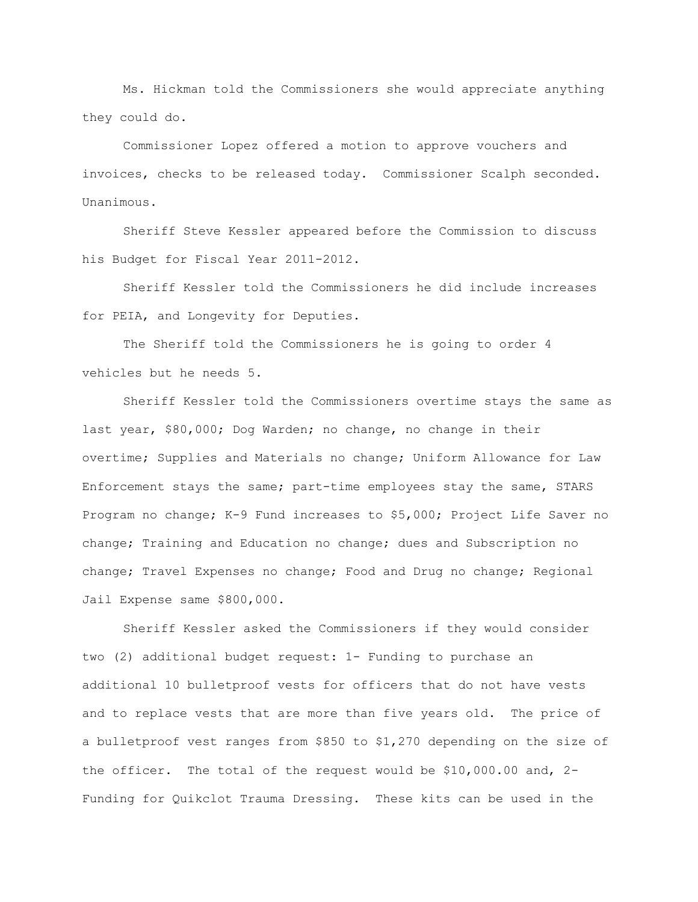Ms. Hickman told the Commissioners she would appreciate anything they could do.

Commissioner Lopez offered a motion to approve vouchers and invoices, checks to be released today. Commissioner Scalph seconded. Unanimous.

Sheriff Steve Kessler appeared before the Commission to discuss his Budget for Fiscal Year 2011-2012.

Sheriff Kessler told the Commissioners he did include increases for PEIA, and Longevity for Deputies.

The Sheriff told the Commissioners he is going to order 4 vehicles but he needs 5.

Sheriff Kessler told the Commissioners overtime stays the same as last year, $80,000; Dog Warden; no change, no change in their overtime; Supplies and Materials no change; Uniform Allowance for Law Enforcement stays the same; part-time employees stay the same, STARS Program no change; K-9 Fund increases to $5,000; Project Life Saver no change; Training and Education no change; dues and Subscription no change; Travel Expenses no change; Food and Drug no change; Regional Jail Expense same $800,000.

Sheriff Kessler asked the Commissioners if they would consider two (2) additional budget request: 1- Funding to purchase an additional 10 bulletproof vests for officers that do not have vests and to replace vests that are more than five years old. The price of a bulletproof vest ranges from $850 to $1,270 depending on the size of the officer. The total of the request would be $10,000.00 and, 2- Funding for Quikclot Trauma Dressing. These kits can be used in the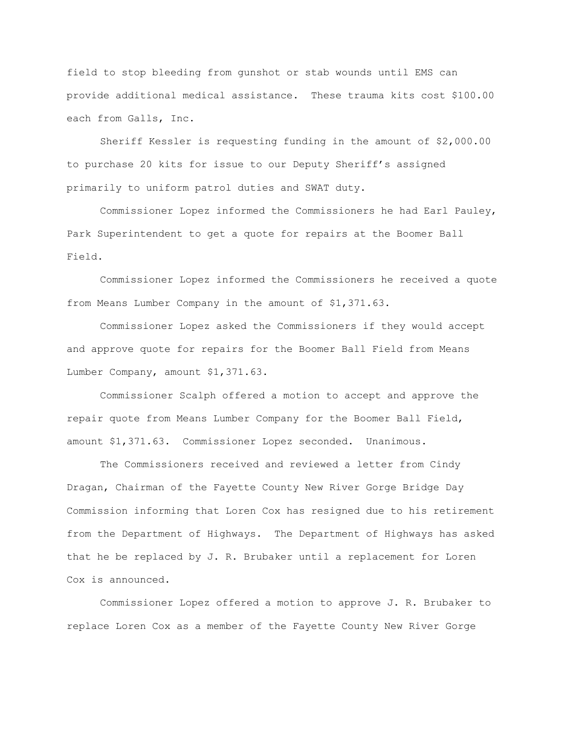field to stop bleeding from gunshot or stab wounds until EMS can provide additional medical assistance. These trauma kits cost $100.00 each from Galls, Inc.

Sheriff Kessler is requesting funding in the amount of $2,000.00 to purchase 20 kits for issue to our Deputy Sheriff's assigned primarily to uniform patrol duties and SWAT duty.

Commissioner Lopez informed the Commissioners he had Earl Pauley, Park Superintendent to get a quote for repairs at the Boomer Ball Field.

Commissioner Lopez informed the Commissioners he received a quote from Means Lumber Company in the amount of $1,371.63.

Commissioner Lopez asked the Commissioners if they would accept and approve quote for repairs for the Boomer Ball Field from Means Lumber Company, amount $1,371.63.

Commissioner Scalph offered a motion to accept and approve the repair quote from Means Lumber Company for the Boomer Ball Field, amount $1,371.63. Commissioner Lopez seconded. Unanimous.

The Commissioners received and reviewed a letter from Cindy Dragan, Chairman of the Fayette County New River Gorge Bridge Day Commission informing that Loren Cox has resigned due to his retirement from the Department of Highways. The Department of Highways has asked that he be replaced by J. R. Brubaker until a replacement for Loren Cox is announced.

Commissioner Lopez offered a motion to approve J. R. Brubaker to replace Loren Cox as a member of the Fayette County New River Gorge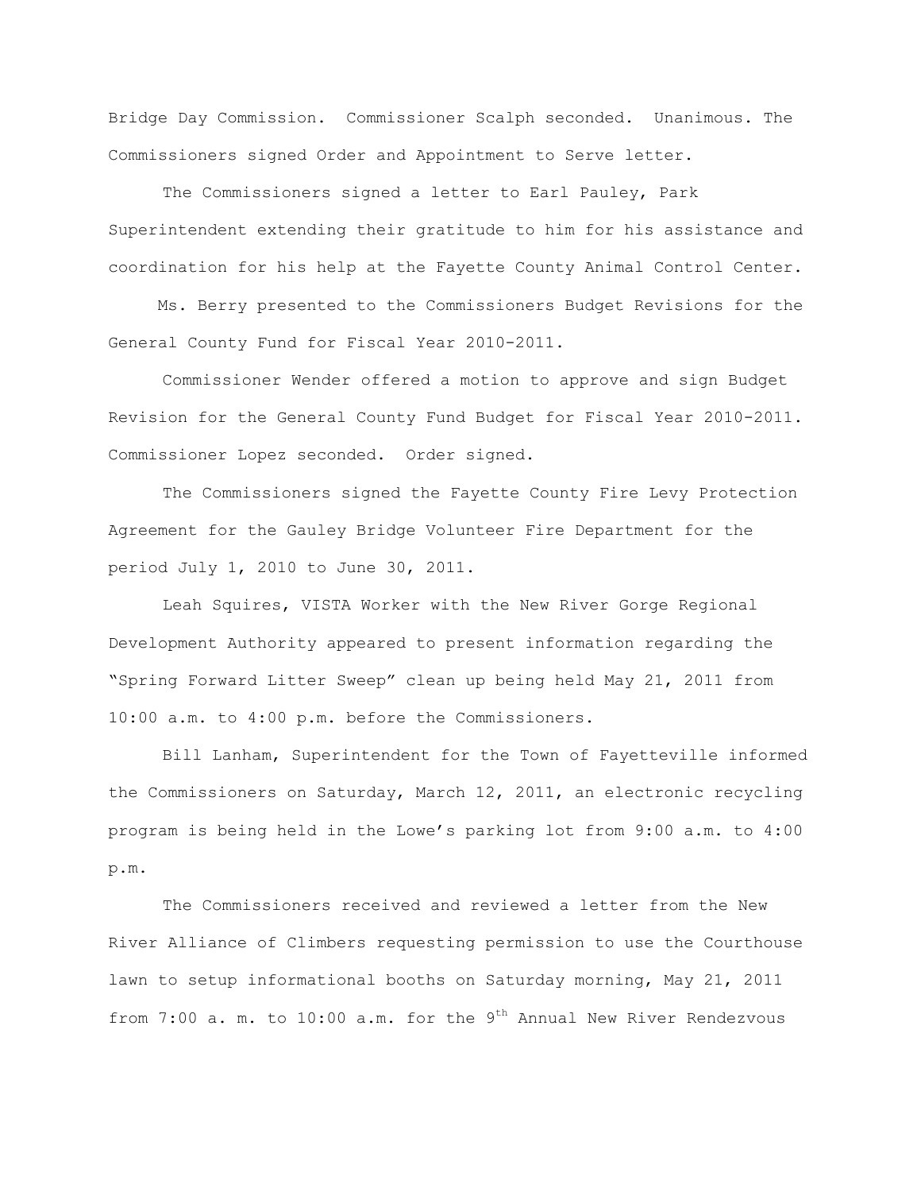Bridge Day Commission. Commissioner Scalph seconded. Unanimous. The Commissioners signed Order and Appointment to Serve letter.

The Commissioners signed a letter to Earl Pauley, Park Superintendent extending their gratitude to him for his assistance and coordination for his help at the Fayette County Animal Control Center.

Ms. Berry presented to the Commissioners Budget Revisions for the General County Fund for Fiscal Year 2010-2011.

Commissioner Wender offered a motion to approve and sign Budget Revision for the General County Fund Budget for Fiscal Year 2010-2011. Commissioner Lopez seconded. Order signed.

The Commissioners signed the Fayette County Fire Levy Protection Agreement for the Gauley Bridge Volunteer Fire Department for the period July 1, 2010 to June 30, 2011.

Leah Squires, VISTA Worker with the New River Gorge Regional Development Authority appeared to present information regarding the "Spring Forward Litter Sweep" clean up being held May 21, 2011 from 10:00 a.m. to 4:00 p.m. before the Commissioners.

Bill Lanham, Superintendent for the Town of Fayetteville informed the Commissioners on Saturday, March 12, 2011, an electronic recycling program is being held in the Lowe's parking lot from 9:00 a.m. to 4:00 p.m.

The Commissioners received and reviewed a letter from the New River Alliance of Climbers requesting permission to use the Courthouse lawn to setup informational booths on Saturday morning, May 21, 2011 from 7:00 a. m. to 10:00 a.m. for the 9th Annual New River Rendezvous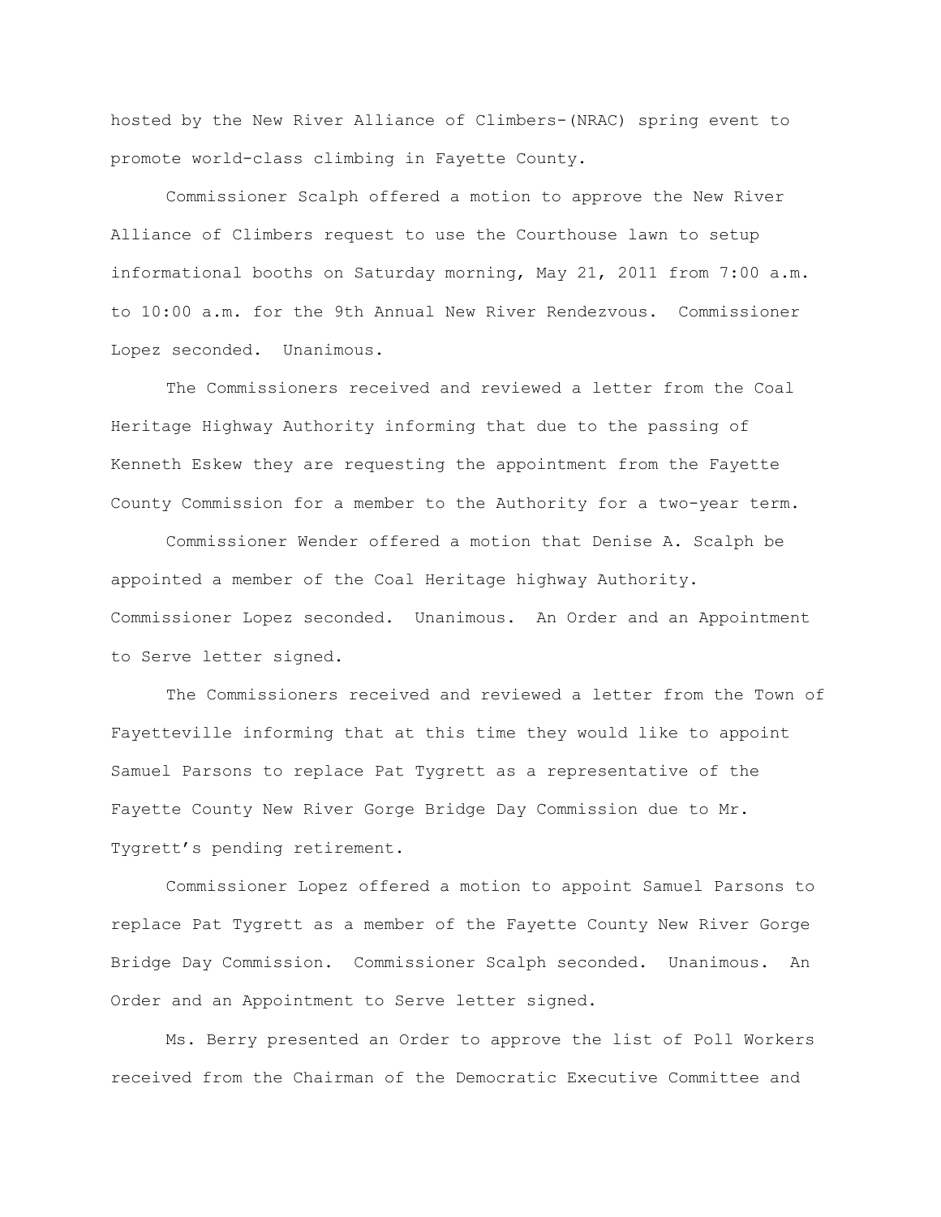hosted by the New River Alliance of Climbers-(NRAC) spring event to promote world-class climbing in Fayette County.

Commissioner Scalph offered a motion to approve the New River Alliance of Climbers request to use the Courthouse lawn to setup informational booths on Saturday morning, May 21, 2011 from 7:00 a.m. to 10:00 a.m. for the 9th Annual New River Rendezvous. Commissioner Lopez seconded. Unanimous.

The Commissioners received and reviewed a letter from the Coal Heritage Highway Authority informing that due to the passing of Kenneth Eskew they are requesting the appointment from the Fayette County Commission for a member to the Authority for a two-year term.

Commissioner Wender offered a motion that Denise A. Scalph be appointed a member of the Coal Heritage highway Authority. Commissioner Lopez seconded. Unanimous. An Order and an Appointment to Serve letter signed.

The Commissioners received and reviewed a letter from the Town of Fayetteville informing that at this time they would like to appoint Samuel Parsons to replace Pat Tygrett as a representative of the Fayette County New River Gorge Bridge Day Commission due to Mr. Tygrett's pending retirement.

Commissioner Lopez offered a motion to appoint Samuel Parsons to replace Pat Tygrett as a member of the Fayette County New River Gorge Bridge Day Commission. Commissioner Scalph seconded. Unanimous. An Order and an Appointment to Serve letter signed.

Ms. Berry presented an Order to approve the list of Poll Workers received from the Chairman of the Democratic Executive Committee and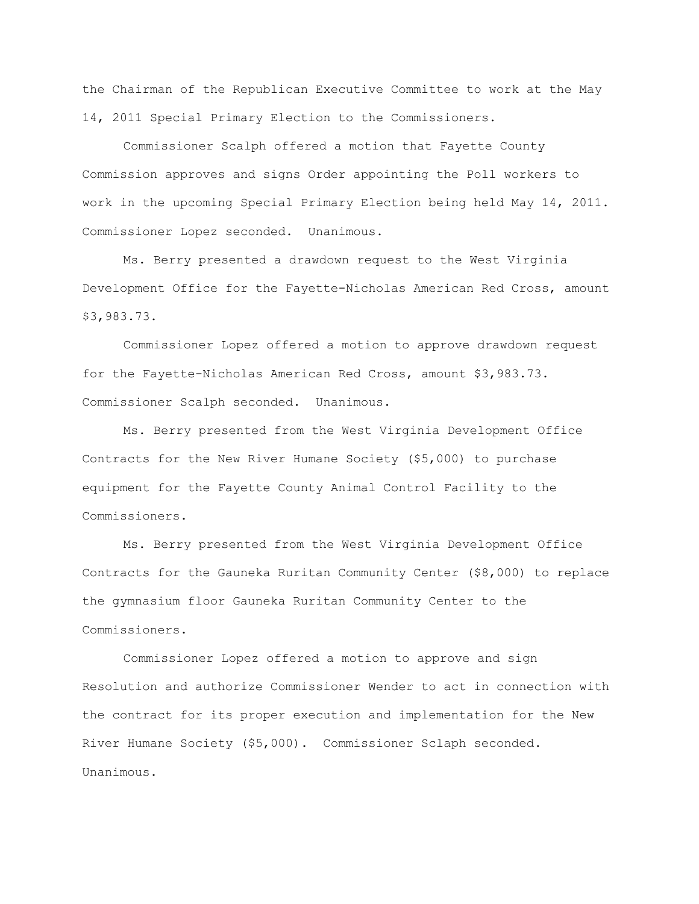the Chairman of the Republican Executive Committee to work at the May 14, 2011 Special Primary Election to the Commissioners.

Commissioner Scalph offered a motion that Fayette County Commission approves and signs Order appointing the Poll workers to work in the upcoming Special Primary Election being held May 14, 2011. Commissioner Lopez seconded. Unanimous.

Ms. Berry presented a drawdown request to the West Virginia Development Office for the Fayette-Nicholas American Red Cross, amount $3,983.73.

Commissioner Lopez offered a motion to approve drawdown request for the Fayette-Nicholas American Red Cross, amount $3,983.73. Commissioner Scalph seconded. Unanimous.

Ms. Berry presented from the West Virginia Development Office Contracts for the New River Humane Society ($5,000) to purchase equipment for the Fayette County Animal Control Facility to the Commissioners.

Ms. Berry presented from the West Virginia Development Office Contracts for the Gauneka Ruritan Community Center ($8,000) to replace the gymnasium floor Gauneka Ruritan Community Center to the Commissioners.

Commissioner Lopez offered a motion to approve and sign Resolution and authorize Commissioner Wender to act in connection with the contract for its proper execution and implementation for the New River Humane Society ($5,000). Commissioner Sclaph seconded. Unanimous.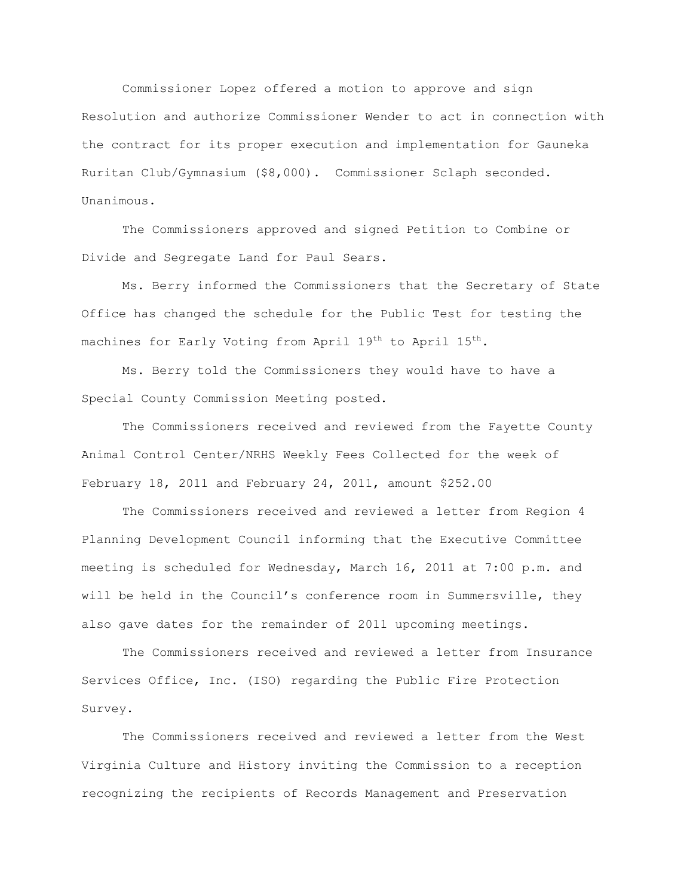Commissioner Lopez offered a motion to approve and sign Resolution and authorize Commissioner Wender to act in connection with the contract for its proper execution and implementation for Gauneka Ruritan Club/Gymnasium ($8,000). Commissioner Sclaph seconded. Unanimous.

The Commissioners approved and signed Petition to Combine or Divide and Segregate Land for Paul Sears.

Ms. Berry informed the Commissioners that the Secretary of State Office has changed the schedule for the Public Test for testing the machines for Early Voting from April 19th to April 15th.

Ms. Berry told the Commissioners they would have to have a Special County Commission Meeting posted.

The Commissioners received and reviewed from the Fayette County Animal Control Center/NRHS Weekly Fees Collected for the week of February 18, 2011 and February 24, 2011, amount $252.00

The Commissioners received and reviewed a letter from Region 4 Planning Development Council informing that the Executive Committee meeting is scheduled for Wednesday, March 16, 2011 at 7:00 p.m. and will be held in the Council's conference room in Summersville, they also gave dates for the remainder of 2011 upcoming meetings.

The Commissioners received and reviewed a letter from Insurance Services Office, Inc. (ISO) regarding the Public Fire Protection Survey.

The Commissioners received and reviewed a letter from the West Virginia Culture and History inviting the Commission to a reception recognizing the recipients of Records Management and Preservation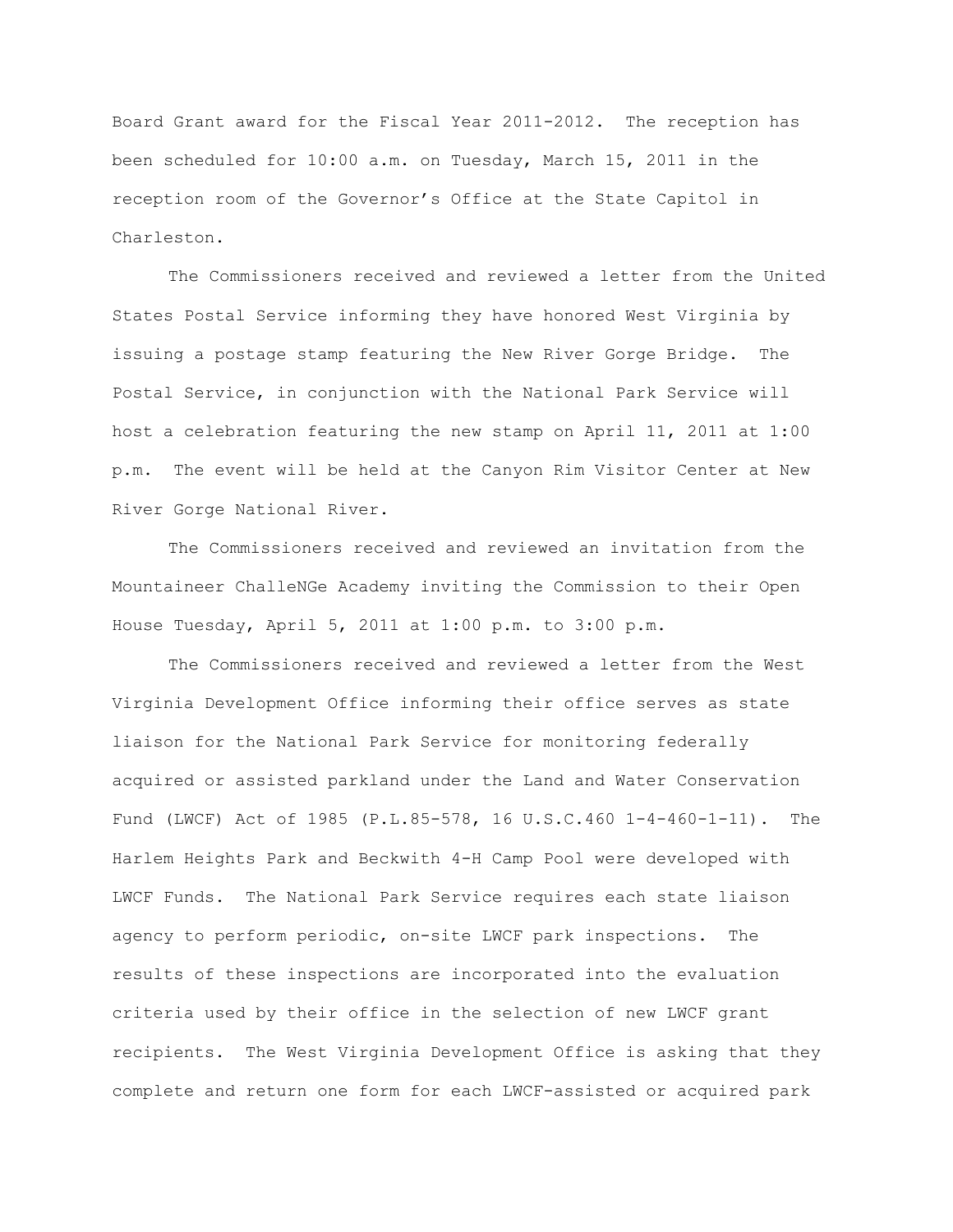Board Grant award for the Fiscal Year 2011-2012. The reception has been scheduled for 10:00 a.m. on Tuesday, March 15, 2011 in the reception room of the Governor's Office at the State Capitol in Charleston.

The Commissioners received and reviewed a letter from the United States Postal Service informing they have honored West Virginia by issuing a postage stamp featuring the New River Gorge Bridge. The Postal Service, in conjunction with the National Park Service will host a celebration featuring the new stamp on April 11, 2011 at 1:00 p.m. The event will be held at the Canyon Rim Visitor Center at New River Gorge National River.

The Commissioners received and reviewed an invitation from the Mountaineer ChalleNGe Academy inviting the Commission to their Open House Tuesday, April 5, 2011 at 1:00 p.m. to 3:00 p.m.

The Commissioners received and reviewed a letter from the West Virginia Development Office informing their office serves as state liaison for the National Park Service for monitoring federally acquired or assisted parkland under the Land and Water Conservation Fund (LWCF) Act of 1985 (P.L.85-578, 16 U.S.C.460 1-4-460-1-11). The Harlem Heights Park and Beckwith 4-H Camp Pool were developed with LWCF Funds. The National Park Service requires each state liaison agency to perform periodic, on-site LWCF park inspections. The results of these inspections are incorporated into the evaluation criteria used by their office in the selection of new LWCF grant recipients. The West Virginia Development Office is asking that they complete and return one form for each LWCF-assisted or acquired park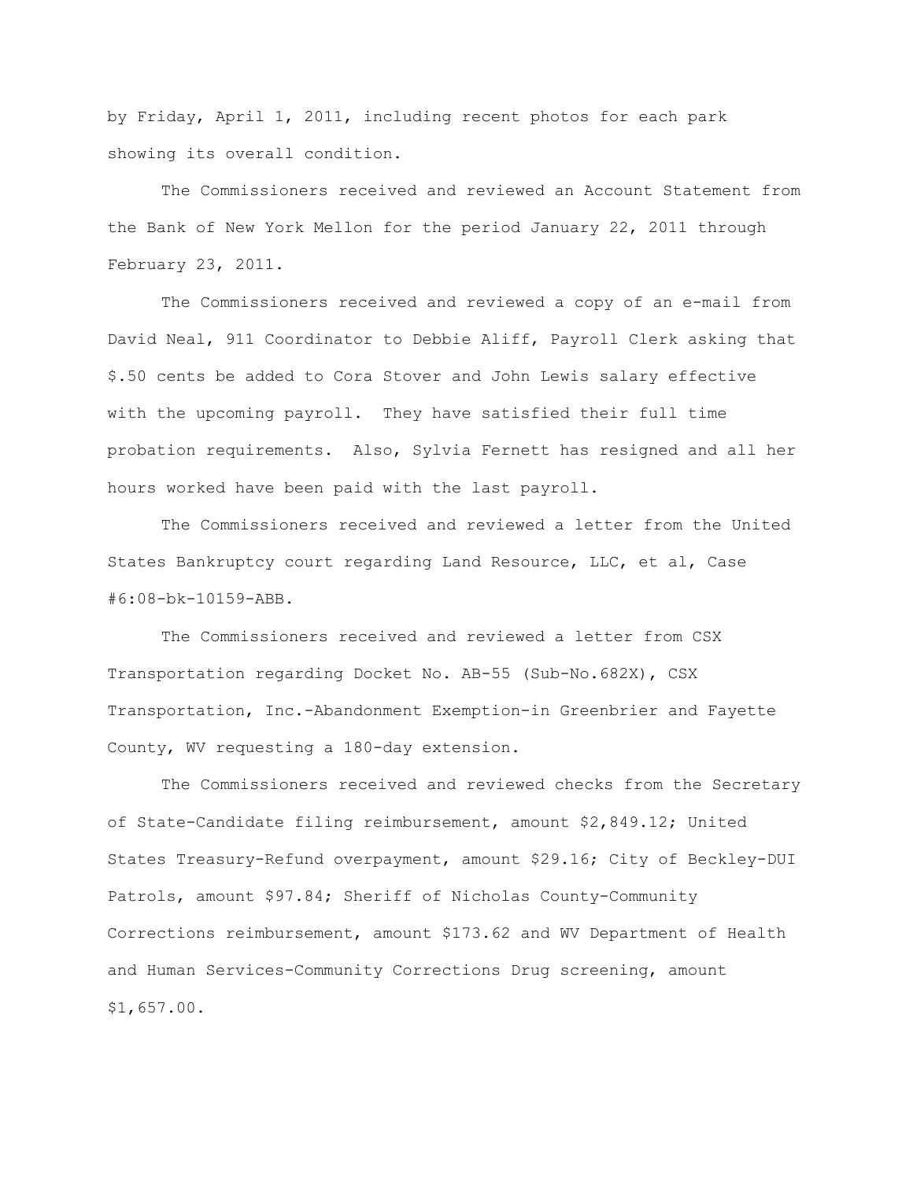by Friday, April 1, 2011, including recent photos for each park showing its overall condition.

The Commissioners received and reviewed an Account Statement from the Bank of New York Mellon for the period January 22, 2011 through February 23, 2011.

The Commissioners received and reviewed a copy of an e-mail from David Neal, 911 Coordinator to Debbie Aliff, Payroll Clerk asking that $.50 cents be added to Cora Stover and John Lewis salary effective with the upcoming payroll. They have satisfied their full time probation requirements. Also, Sylvia Fernett has resigned and all her hours worked have been paid with the last payroll.

The Commissioners received and reviewed a letter from the United States Bankruptcy court regarding Land Resource, LLC, et al, Case #6:08-bk-10159-ABB.

The Commissioners received and reviewed a letter from CSX Transportation regarding Docket No. AB-55 (Sub-No.682X), CSX Transportation, Inc.-Abandonment Exemption-in Greenbrier and Fayette County, WV requesting a 180-day extension.

The Commissioners received and reviewed checks from the Secretary of State-Candidate filing reimbursement, amount $2,849.12; United States Treasury-Refund overpayment, amount $29.16; City of Beckley-DUI Patrols, amount $97.84; Sheriff of Nicholas County-Community Corrections reimbursement, amount $173.62 and WV Department of Health and Human Services-Community Corrections Drug screening, amount $1,657.00.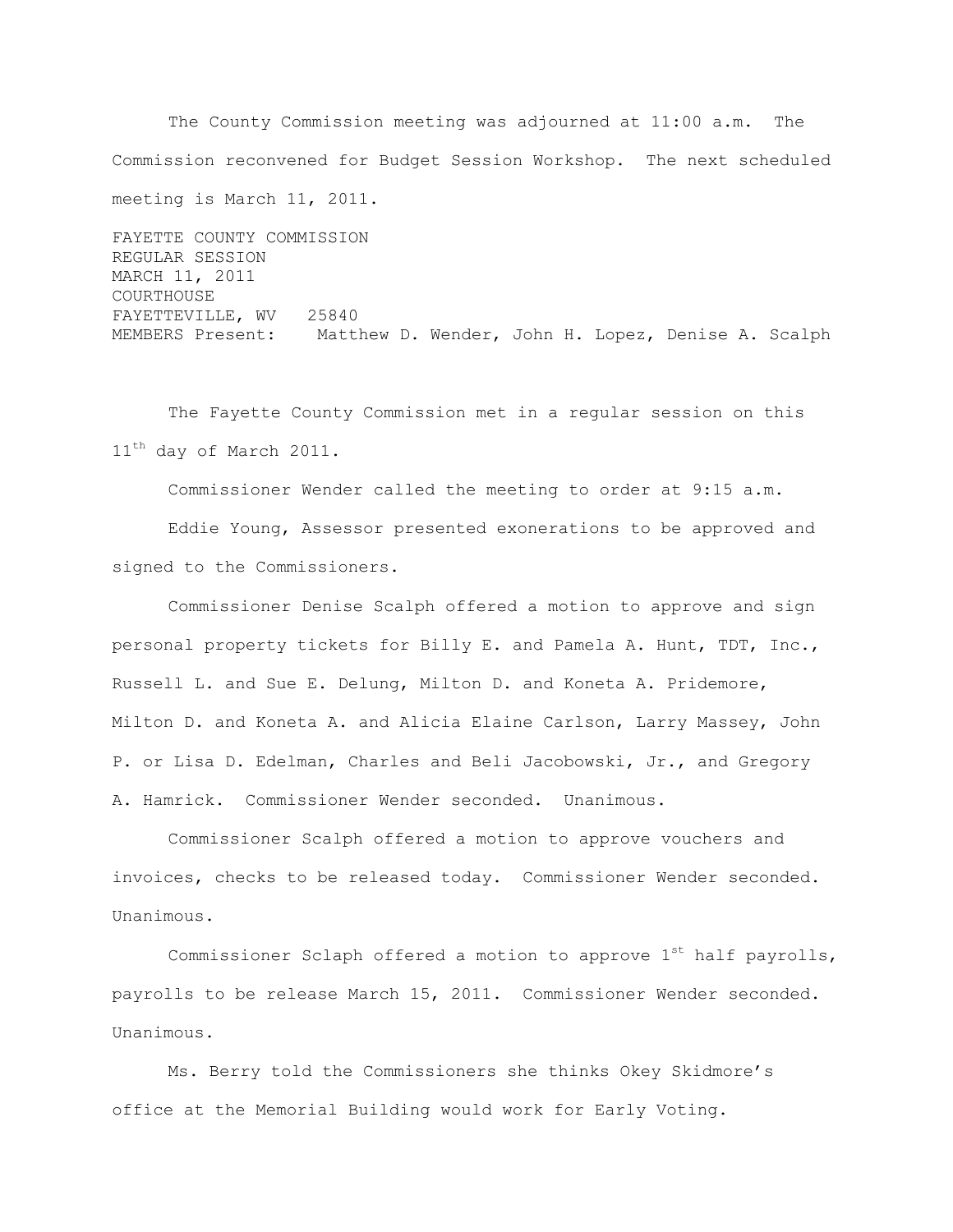The County Commission meeting was adjourned at 11:00 a.m. The Commission reconvened for Budget Session Workshop. The next scheduled meeting is March 11, 2011.

FAYETTE COUNTY COMMISSION
REGULAR SESSION
MARCH 11, 2011
COURTHOUSE
FAYETTEVILLE, WV 25840
MEMBERS Present: Matthew D. Wender, John H. Lopez, Denise A. Scalph

The Fayette County Commission met in a regular session on this 11th day of March 2011.

Commissioner Wender called the meeting to order at 9:15 a.m.

Eddie Young, Assessor presented exonerations to be approved and signed to the Commissioners.

Commissioner Denise Scalph offered a motion to approve and sign personal property tickets for Billy E. and Pamela A. Hunt, TDT, Inc., Russell L. and Sue E. Delung, Milton D. and Koneta A. Pridemore, Milton D. and Koneta A. and Alicia Elaine Carlson, Larry Massey, John P. or Lisa D. Edelman, Charles and Beli Jacobowski, Jr., and Gregory A. Hamrick. Commissioner Wender seconded. Unanimous.

Commissioner Scalph offered a motion to approve vouchers and invoices, checks to be released today. Commissioner Wender seconded. Unanimous.

Commissioner Sclaph offered a motion to approve 1st half payrolls, payrolls to be release March 15, 2011. Commissioner Wender seconded. Unanimous.

Ms. Berry told the Commissioners she thinks Okey Skidmore's office at the Memorial Building would work for Early Voting.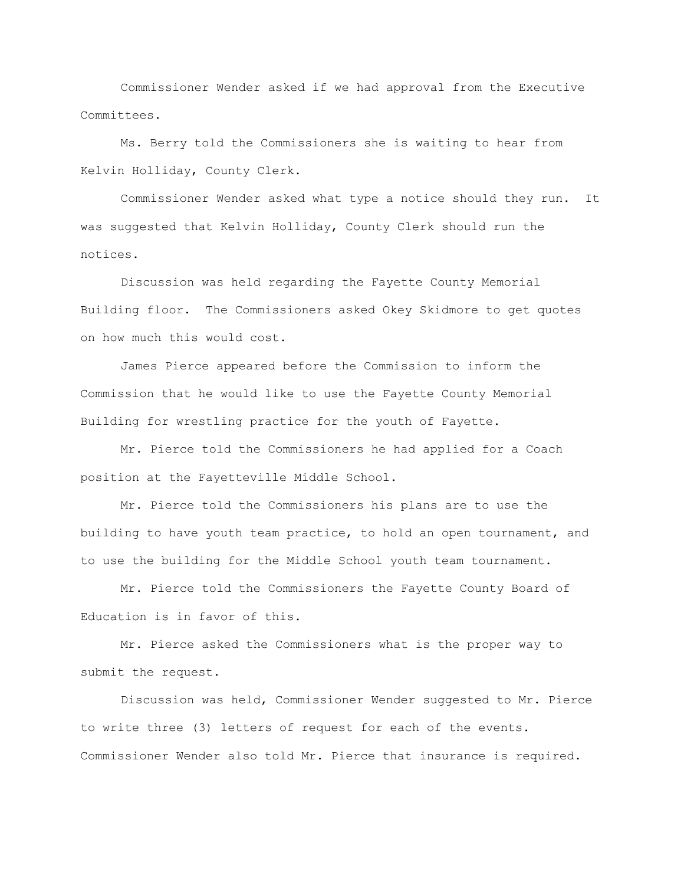Commissioner Wender asked if we had approval from the Executive Committees.

Ms. Berry told the Commissioners she is waiting to hear from Kelvin Holliday, County Clerk.

Commissioner Wender asked what type a notice should they run. It was suggested that Kelvin Holliday, County Clerk should run the notices.

Discussion was held regarding the Fayette County Memorial Building floor. The Commissioners asked Okey Skidmore to get quotes on how much this would cost.

James Pierce appeared before the Commission to inform the Commission that he would like to use the Fayette County Memorial Building for wrestling practice for the youth of Fayette.

Mr. Pierce told the Commissioners he had applied for a Coach position at the Fayetteville Middle School.

Mr. Pierce told the Commissioners his plans are to use the building to have youth team practice, to hold an open tournament, and to use the building for the Middle School youth team tournament.

Mr. Pierce told the Commissioners the Fayette County Board of Education is in favor of this.

Mr. Pierce asked the Commissioners what is the proper way to submit the request.

Discussion was held, Commissioner Wender suggested to Mr. Pierce to write three (3) letters of request for each of the events. Commissioner Wender also told Mr. Pierce that insurance is required.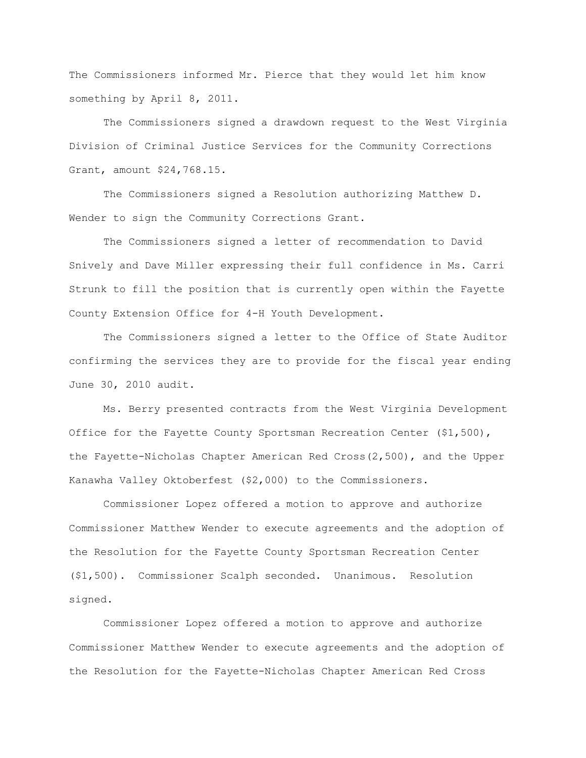The Commissioners informed Mr. Pierce that they would let him know something by April 8, 2011.

The Commissioners signed a drawdown request to the West Virginia Division of Criminal Justice Services for the Community Corrections Grant, amount $24,768.15.

The Commissioners signed a Resolution authorizing Matthew D. Wender to sign the Community Corrections Grant.

The Commissioners signed a letter of recommendation to David Snively and Dave Miller expressing their full confidence in Ms. Carri Strunk to fill the position that is currently open within the Fayette County Extension Office for 4-H Youth Development.

The Commissioners signed a letter to the Office of State Auditor confirming the services they are to provide for the fiscal year ending June 30, 2010 audit.

Ms. Berry presented contracts from the West Virginia Development Office for the Fayette County Sportsman Recreation Center ($1,500), the Fayette-Nicholas Chapter American Red Cross(2,500), and the Upper Kanawha Valley Oktoberfest ($2,000) to the Commissioners.

Commissioner Lopez offered a motion to approve and authorize Commissioner Matthew Wender to execute agreements and the adoption of the Resolution for the Fayette County Sportsman Recreation Center ($1,500). Commissioner Scalph seconded. Unanimous. Resolution signed.

Commissioner Lopez offered a motion to approve and authorize Commissioner Matthew Wender to execute agreements and the adoption of the Resolution for the Fayette-Nicholas Chapter American Red Cross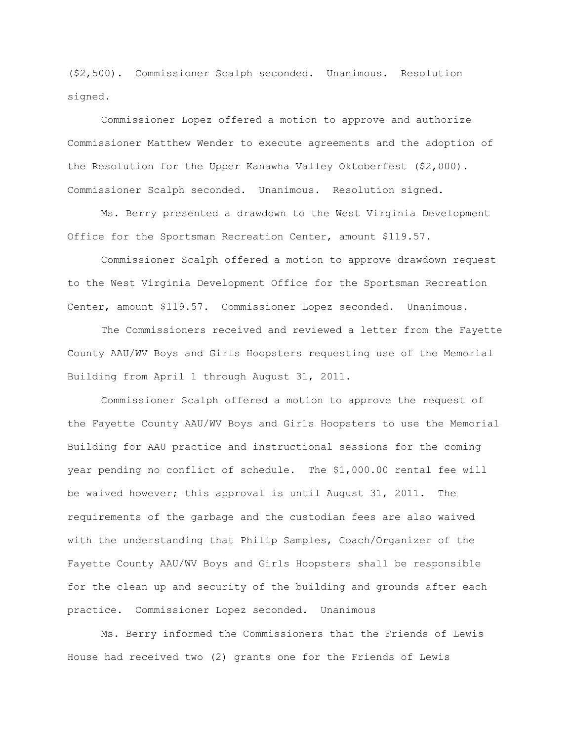($2,500). Commissioner Scalph seconded. Unanimous. Resolution signed.

Commissioner Lopez offered a motion to approve and authorize Commissioner Matthew Wender to execute agreements and the adoption of the Resolution for the Upper Kanawha Valley Oktoberfest ($2,000). Commissioner Scalph seconded. Unanimous. Resolution signed.

Ms. Berry presented a drawdown to the West Virginia Development Office for the Sportsman Recreation Center, amount $119.57.

Commissioner Scalph offered a motion to approve drawdown request to the West Virginia Development Office for the Sportsman Recreation Center, amount $119.57. Commissioner Lopez seconded. Unanimous.

The Commissioners received and reviewed a letter from the Fayette County AAU/WV Boys and Girls Hoopsters requesting use of the Memorial Building from April 1 through August 31, 2011.

Commissioner Scalph offered a motion to approve the request of the Fayette County AAU/WV Boys and Girls Hoopsters to use the Memorial Building for AAU practice and instructional sessions for the coming year pending no conflict of schedule. The $1,000.00 rental fee will be waived however; this approval is until August 31, 2011. The requirements of the garbage and the custodian fees are also waived with the understanding that Philip Samples, Coach/Organizer of the Fayette County AAU/WV Boys and Girls Hoopsters shall be responsible for the clean up and security of the building and grounds after each practice. Commissioner Lopez seconded. Unanimous

Ms. Berry informed the Commissioners that the Friends of Lewis House had received two (2) grants one for the Friends of Lewis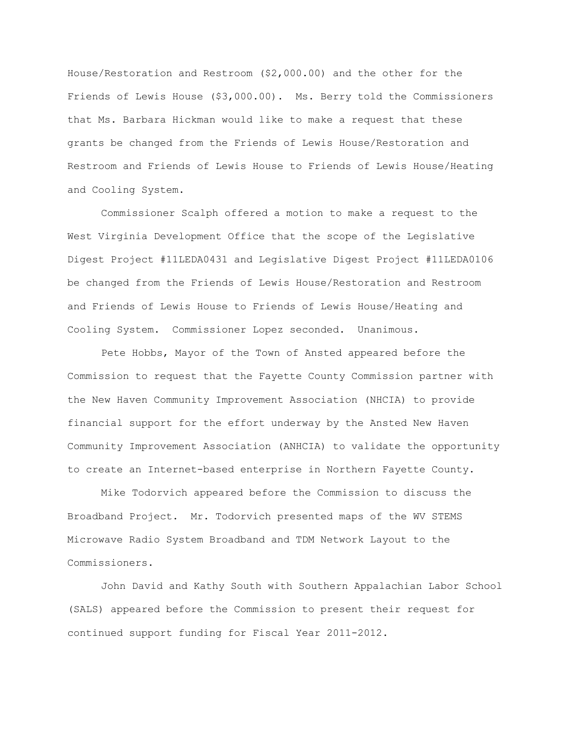House/Restoration and Restroom ($2,000.00) and the other for the Friends of Lewis House ($3,000.00). Ms. Berry told the Commissioners that Ms. Barbara Hickman would like to make a request that these grants be changed from the Friends of Lewis House/Restoration and Restroom and Friends of Lewis House to Friends of Lewis House/Heating and Cooling System.

Commissioner Scalph offered a motion to make a request to the West Virginia Development Office that the scope of the Legislative Digest Project #11LEDA0431 and Legislative Digest Project #11LEDA0106 be changed from the Friends of Lewis House/Restoration and Restroom and Friends of Lewis House to Friends of Lewis House/Heating and Cooling System. Commissioner Lopez seconded. Unanimous.

Pete Hobbs, Mayor of the Town of Ansted appeared before the Commission to request that the Fayette County Commission partner with the New Haven Community Improvement Association (NHCIA) to provide financial support for the effort underway by the Ansted New Haven Community Improvement Association (ANHCIA) to validate the opportunity to create an Internet-based enterprise in Northern Fayette County.

Mike Todorvich appeared before the Commission to discuss the Broadband Project. Mr. Todorvich presented maps of the WV STEMS Microwave Radio System Broadband and TDM Network Layout to the Commissioners.

John David and Kathy South with Southern Appalachian Labor School (SALS) appeared before the Commission to present their request for continued support funding for Fiscal Year 2011-2012.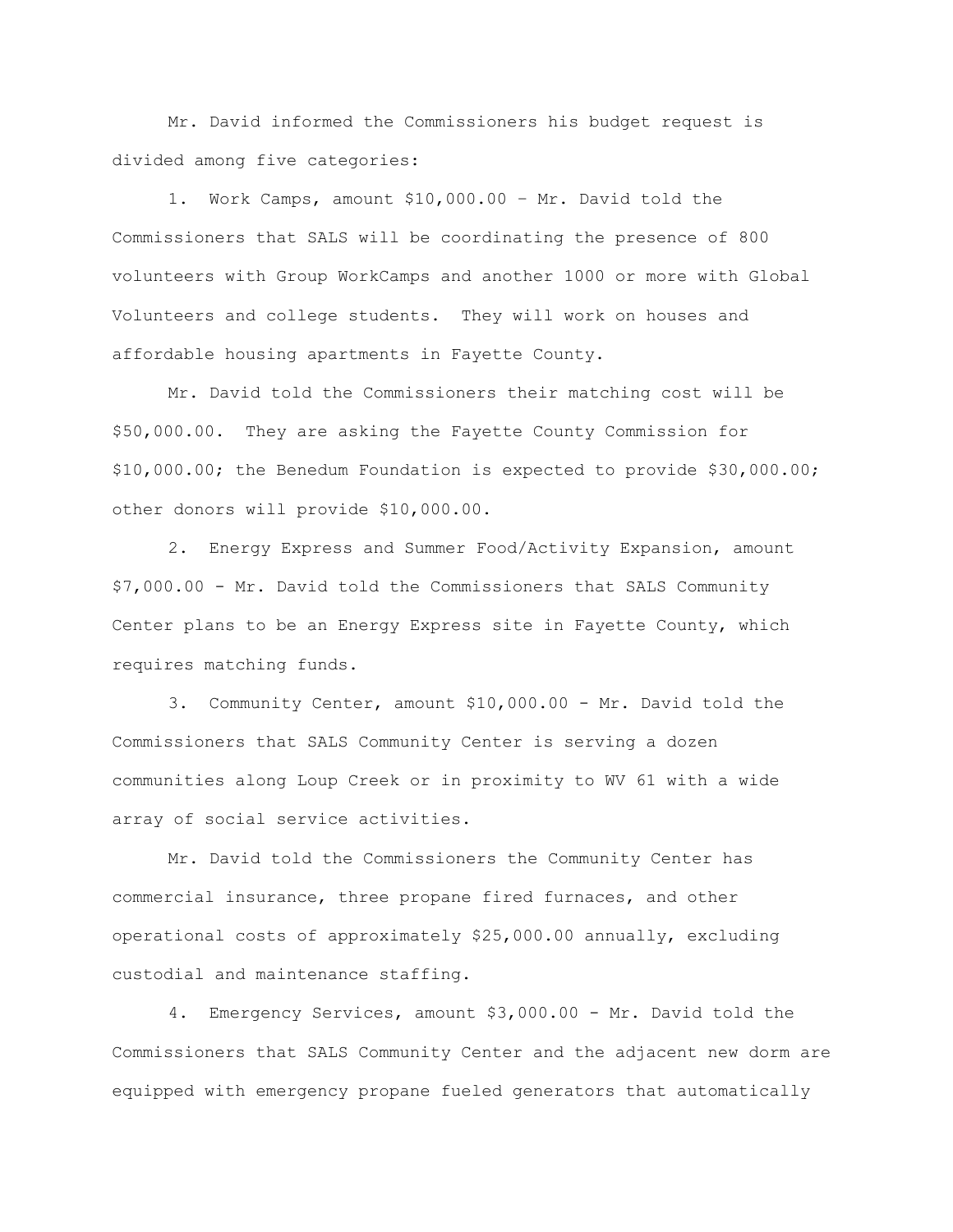Mr. David informed the Commissioners his budget request is divided among five categories:

1. Work Camps, amount $10,000.00 – Mr. David told the Commissioners that SALS will be coordinating the presence of 800 volunteers with Group WorkCamps and another 1000 or more with Global Volunteers and college students. They will work on houses and affordable housing apartments in Fayette County.

Mr. David told the Commissioners their matching cost will be $50,000.00. They are asking the Fayette County Commission for $10,000.00; the Benedum Foundation is expected to provide $30,000.00; other donors will provide $10,000.00.

2. Energy Express and Summer Food/Activity Expansion, amount $7,000.00 - Mr. David told the Commissioners that SALS Community Center plans to be an Energy Express site in Fayette County, which requires matching funds.

3. Community Center, amount $10,000.00 - Mr. David told the Commissioners that SALS Community Center is serving a dozen communities along Loup Creek or in proximity to WV 61 with a wide array of social service activities.

Mr. David told the Commissioners the Community Center has commercial insurance, three propane fired furnaces, and other operational costs of approximately $25,000.00 annually, excluding custodial and maintenance staffing.

4. Emergency Services, amount $3,000.00 - Mr. David told the Commissioners that SALS Community Center and the adjacent new dorm are equipped with emergency propane fueled generators that automatically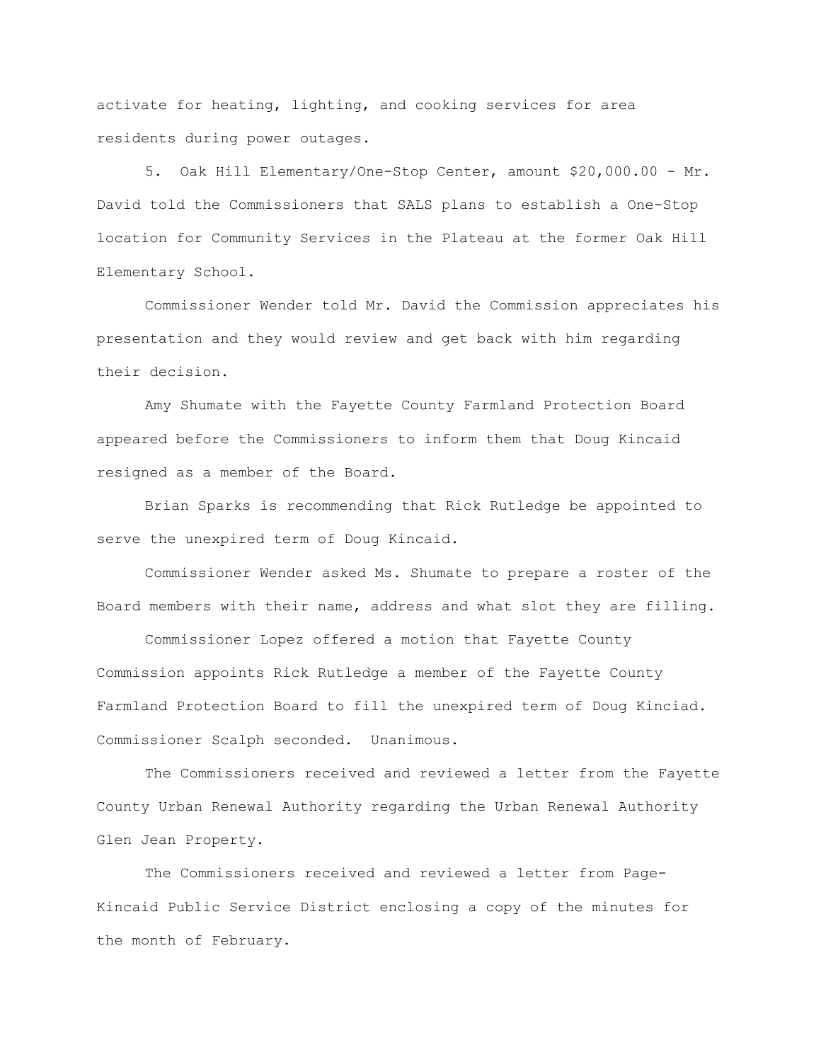activate for heating, lighting, and cooking services for area residents during power outages.

5. Oak Hill Elementary/One-Stop Center, amount $20,000.00 - Mr. David told the Commissioners that SALS plans to establish a One-Stop location for Community Services in the Plateau at the former Oak Hill Elementary School.

Commissioner Wender told Mr. David the Commission appreciates his presentation and they would review and get back with him regarding their decision.

Amy Shumate with the Fayette County Farmland Protection Board appeared before the Commissioners to inform them that Doug Kincaid resigned as a member of the Board.

Brian Sparks is recommending that Rick Rutledge be appointed to serve the unexpired term of Doug Kincaid.

Commissioner Wender asked Ms. Shumate to prepare a roster of the Board members with their name, address and what slot they are filling.

Commissioner Lopez offered a motion that Fayette County Commission appoints Rick Rutledge a member of the Fayette County Farmland Protection Board to fill the unexpired term of Doug Kinciad. Commissioner Scalph seconded. Unanimous.

The Commissioners received and reviewed a letter from the Fayette County Urban Renewal Authority regarding the Urban Renewal Authority Glen Jean Property.

The Commissioners received and reviewed a letter from Page-Kincaid Public Service District enclosing a copy of the minutes for the month of February.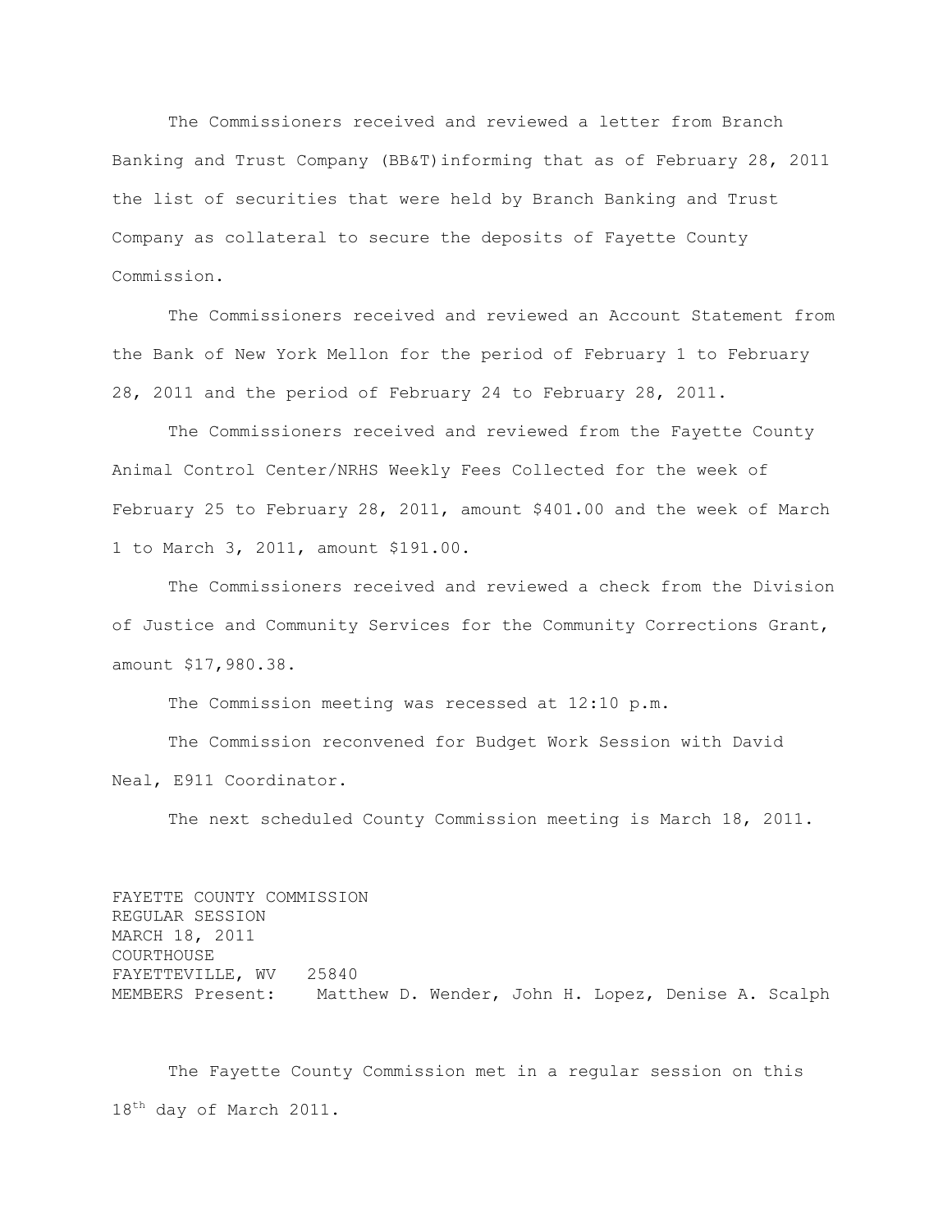The Commissioners received and reviewed a letter from Branch Banking and Trust Company (BB&T)informing that as of February 28, 2011 the list of securities that were held by Branch Banking and Trust Company as collateral to secure the deposits of Fayette County Commission.

The Commissioners received and reviewed an Account Statement from the Bank of New York Mellon for the period of February 1 to February 28, 2011 and the period of February 24 to February 28, 2011.

The Commissioners received and reviewed from the Fayette County Animal Control Center/NRHS Weekly Fees Collected for the week of February 25 to February 28, 2011, amount $401.00 and the week of March 1 to March 3, 2011, amount $191.00.

The Commissioners received and reviewed a check from the Division of Justice and Community Services for the Community Corrections Grant, amount $17,980.38.

The Commission meeting was recessed at 12:10 p.m.

The Commission reconvened for Budget Work Session with David Neal, E911 Coordinator.

The next scheduled County Commission meeting is March 18, 2011.

FAYETTE COUNTY COMMISSION
REGULAR SESSION
MARCH 18, 2011
COURTHOUSE
FAYETTEVILLE, WV 25840
MEMBERS Present: Matthew D. Wender, John H. Lopez, Denise A. Scalph

The Fayette County Commission met in a regular session on this 18th day of March 2011.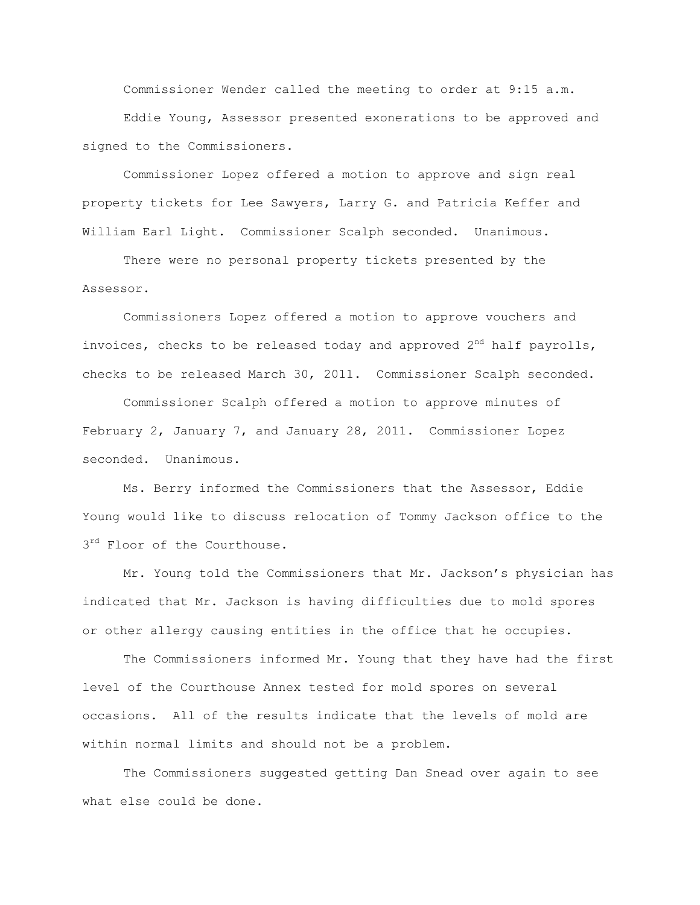Commissioner Wender called the meeting to order at 9:15 a.m.

Eddie Young, Assessor presented exonerations to be approved and signed to the Commissioners.

Commissioner Lopez offered a motion to approve and sign real property tickets for Lee Sawyers, Larry G. and Patricia Keffer and William Earl Light. Commissioner Scalph seconded. Unanimous.

There were no personal property tickets presented by the Assessor.

Commissioners Lopez offered a motion to approve vouchers and invoices, checks to be released today and approved 2nd half payrolls, checks to be released March 30, 2011. Commissioner Scalph seconded.

Commissioner Scalph offered a motion to approve minutes of February 2, January 7, and January 28, 2011. Commissioner Lopez seconded. Unanimous.

Ms. Berry informed the Commissioners that the Assessor, Eddie Young would like to discuss relocation of Tommy Jackson office to the 3rd Floor of the Courthouse.

Mr. Young told the Commissioners that Mr. Jackson's physician has indicated that Mr. Jackson is having difficulties due to mold spores or other allergy causing entities in the office that he occupies.

The Commissioners informed Mr. Young that they have had the first level of the Courthouse Annex tested for mold spores on several occasions. All of the results indicate that the levels of mold are within normal limits and should not be a problem.

The Commissioners suggested getting Dan Snead over again to see what else could be done.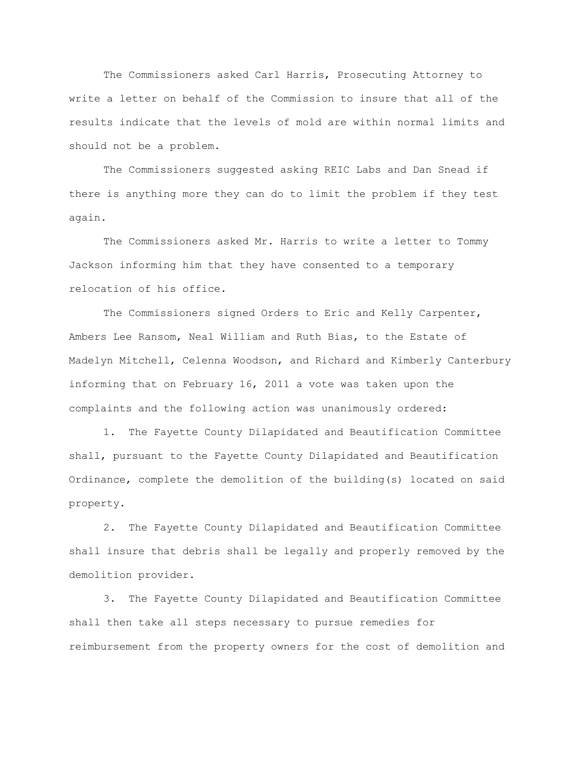The Commissioners asked Carl Harris, Prosecuting Attorney to write a letter on behalf of the Commission to insure that all of the results indicate that the levels of mold are within normal limits and should not be a problem.

The Commissioners suggested asking REIC Labs and Dan Snead if there is anything more they can do to limit the problem if they test again.

The Commissioners asked Mr. Harris to write a letter to Tommy Jackson informing him that they have consented to a temporary relocation of his office.

The Commissioners signed Orders to Eric and Kelly Carpenter, Ambers Lee Ransom, Neal William and Ruth Bias, to the Estate of Madelyn Mitchell, Celenna Woodson, and Richard and Kimberly Canterbury informing that on February 16, 2011 a vote was taken upon the complaints and the following action was unanimously ordered:

1. The Fayette County Dilapidated and Beautification Committee shall, pursuant to the Fayette County Dilapidated and Beautification Ordinance, complete the demolition of the building(s) located on said property.

2. The Fayette County Dilapidated and Beautification Committee shall insure that debris shall be legally and properly removed by the demolition provider.

3. The Fayette County Dilapidated and Beautification Committee shall then take all steps necessary to pursue remedies for reimbursement from the property owners for the cost of demolition and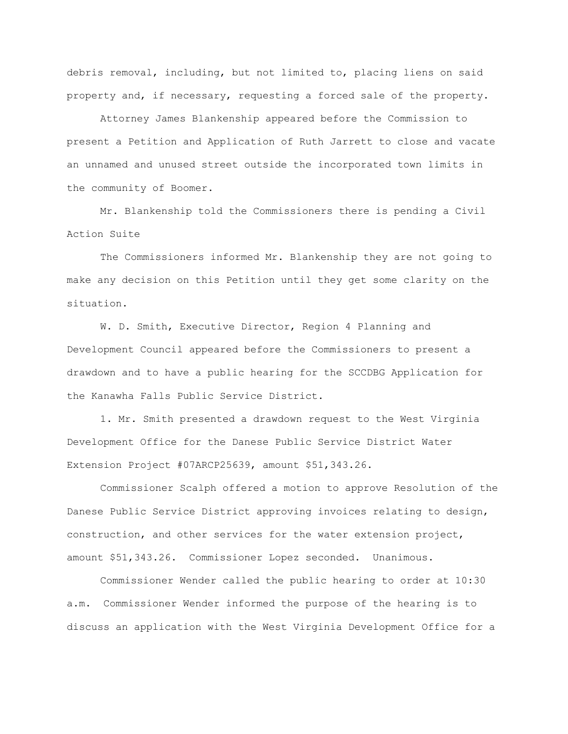debris removal, including, but not limited to, placing liens on said property and, if necessary, requesting a forced sale of the property.

Attorney James Blankenship appeared before the Commission to present a Petition and Application of Ruth Jarrett to close and vacate an unnamed and unused street outside the incorporated town limits in the community of Boomer.

Mr. Blankenship told the Commissioners there is pending a Civil Action Suite

The Commissioners informed Mr. Blankenship they are not going to make any decision on this Petition until they get some clarity on the situation.

W. D. Smith, Executive Director, Region 4 Planning and Development Council appeared before the Commissioners to present a drawdown and to have a public hearing for the SCCDBG Application for the Kanawha Falls Public Service District.

1. Mr. Smith presented a drawdown request to the West Virginia Development Office for the Danese Public Service District Water Extension Project #07ARCP25639, amount $51,343.26.

Commissioner Scalph offered a motion to approve Resolution of the Danese Public Service District approving invoices relating to design, construction, and other services for the water extension project, amount $51,343.26. Commissioner Lopez seconded. Unanimous.

Commissioner Wender called the public hearing to order at 10:30 a.m. Commissioner Wender informed the purpose of the hearing is to discuss an application with the West Virginia Development Office for a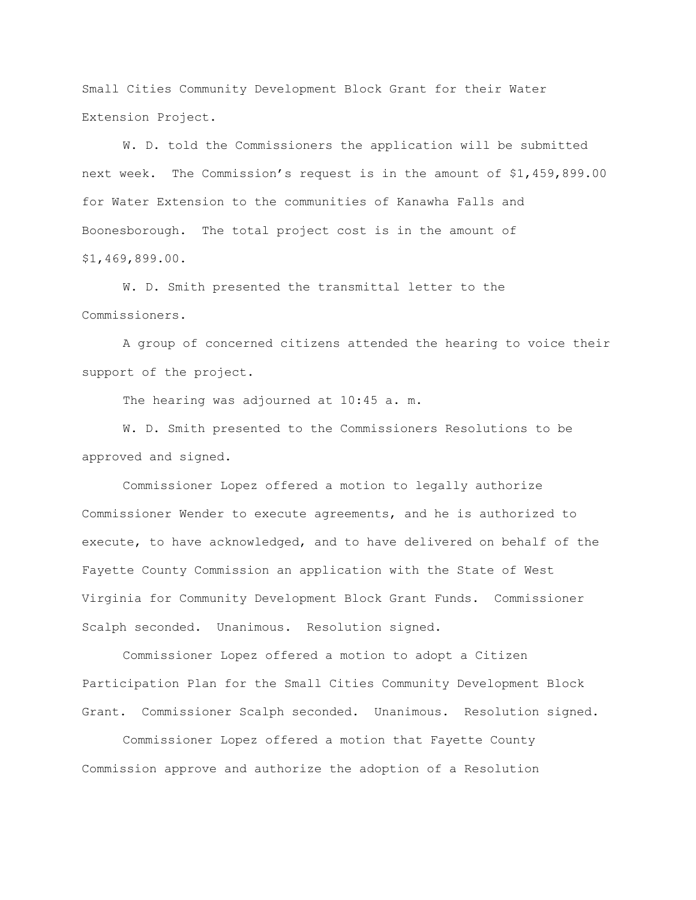Small Cities Community Development Block Grant for their Water Extension Project.

W. D. told the Commissioners the application will be submitted next week. The Commission's request is in the amount of $1,459,899.00 for Water Extension to the communities of Kanawha Falls and Boonesborough. The total project cost is in the amount of $1,469,899.00.

W. D. Smith presented the transmittal letter to the Commissioners.

A group of concerned citizens attended the hearing to voice their support of the project.

The hearing was adjourned at 10:45 a. m.

W. D. Smith presented to the Commissioners Resolutions to be approved and signed.

Commissioner Lopez offered a motion to legally authorize Commissioner Wender to execute agreements, and he is authorized to execute, to have acknowledged, and to have delivered on behalf of the Fayette County Commission an application with the State of West Virginia for Community Development Block Grant Funds. Commissioner Scalph seconded. Unanimous. Resolution signed.

Commissioner Lopez offered a motion to adopt a Citizen Participation Plan for the Small Cities Community Development Block Grant. Commissioner Scalph seconded. Unanimous. Resolution signed.

Commissioner Lopez offered a motion that Fayette County Commission approve and authorize the adoption of a Resolution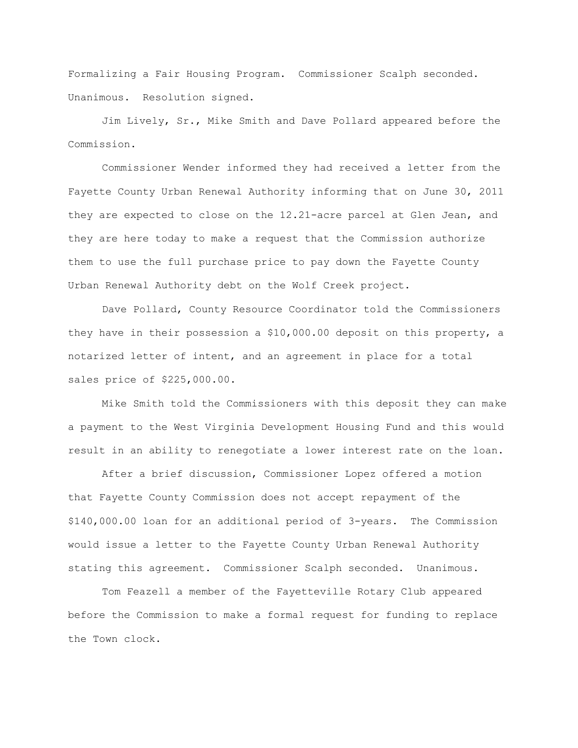Formalizing a Fair Housing Program. Commissioner Scalph seconded. Unanimous. Resolution signed.

Jim Lively, Sr., Mike Smith and Dave Pollard appeared before the Commission.

Commissioner Wender informed they had received a letter from the Fayette County Urban Renewal Authority informing that on June 30, 2011 they are expected to close on the 12.21-acre parcel at Glen Jean, and they are here today to make a request that the Commission authorize them to use the full purchase price to pay down the Fayette County Urban Renewal Authority debt on the Wolf Creek project.

Dave Pollard, County Resource Coordinator told the Commissioners they have in their possession a $10,000.00 deposit on this property, a notarized letter of intent, and an agreement in place for a total sales price of $225,000.00.

Mike Smith told the Commissioners with this deposit they can make a payment to the West Virginia Development Housing Fund and this would result in an ability to renegotiate a lower interest rate on the loan.

After a brief discussion, Commissioner Lopez offered a motion that Fayette County Commission does not accept repayment of the $140,000.00 loan for an additional period of 3-years. The Commission would issue a letter to the Fayette County Urban Renewal Authority stating this agreement. Commissioner Scalph seconded. Unanimous.

Tom Feazell a member of the Fayetteville Rotary Club appeared before the Commission to make a formal request for funding to replace the Town clock.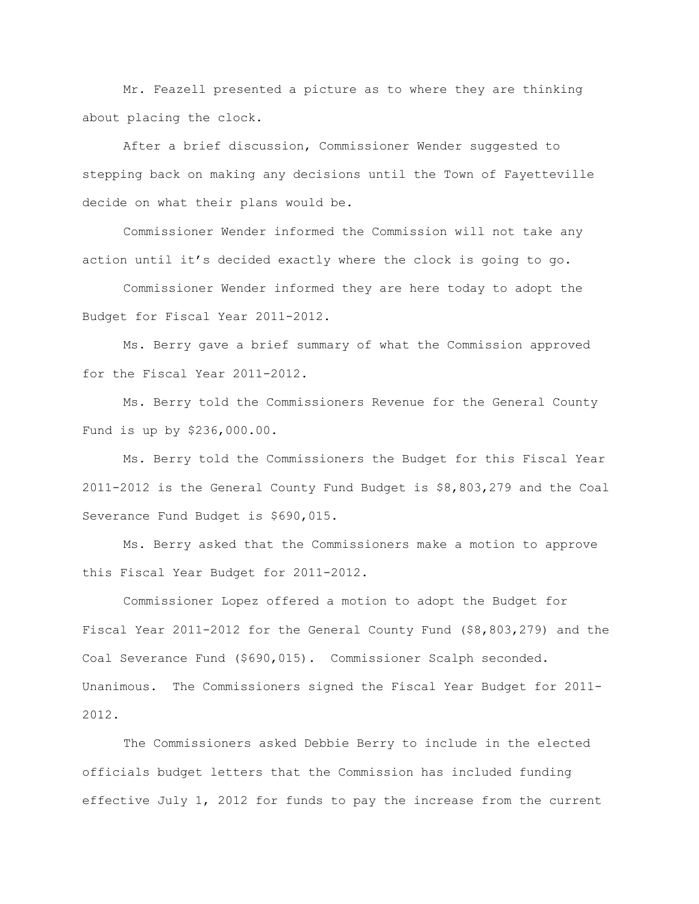Mr. Feazell presented a picture as to where they are thinking about placing the clock.

After a brief discussion, Commissioner Wender suggested to stepping back on making any decisions until the Town of Fayetteville decide on what their plans would be.

Commissioner Wender informed the Commission will not take any action until it's decided exactly where the clock is going to go.

Commissioner Wender informed they are here today to adopt the Budget for Fiscal Year 2011-2012.

Ms. Berry gave a brief summary of what the Commission approved for the Fiscal Year 2011-2012.

Ms. Berry told the Commissioners Revenue for the General County Fund is up by $236,000.00.

Ms. Berry told the Commissioners the Budget for this Fiscal Year 2011-2012 is the General County Fund Budget is $8,803,279 and the Coal Severance Fund Budget is $690,015.

Ms. Berry asked that the Commissioners make a motion to approve this Fiscal Year Budget for 2011-2012.

Commissioner Lopez offered a motion to adopt the Budget for Fiscal Year 2011-2012 for the General County Fund ($8,803,279) and the Coal Severance Fund ($690,015). Commissioner Scalph seconded. Unanimous. The Commissioners signed the Fiscal Year Budget for 2011-2012.

The Commissioners asked Debbie Berry to include in the elected officials budget letters that the Commission has included funding effective July 1, 2012 for funds to pay the increase from the current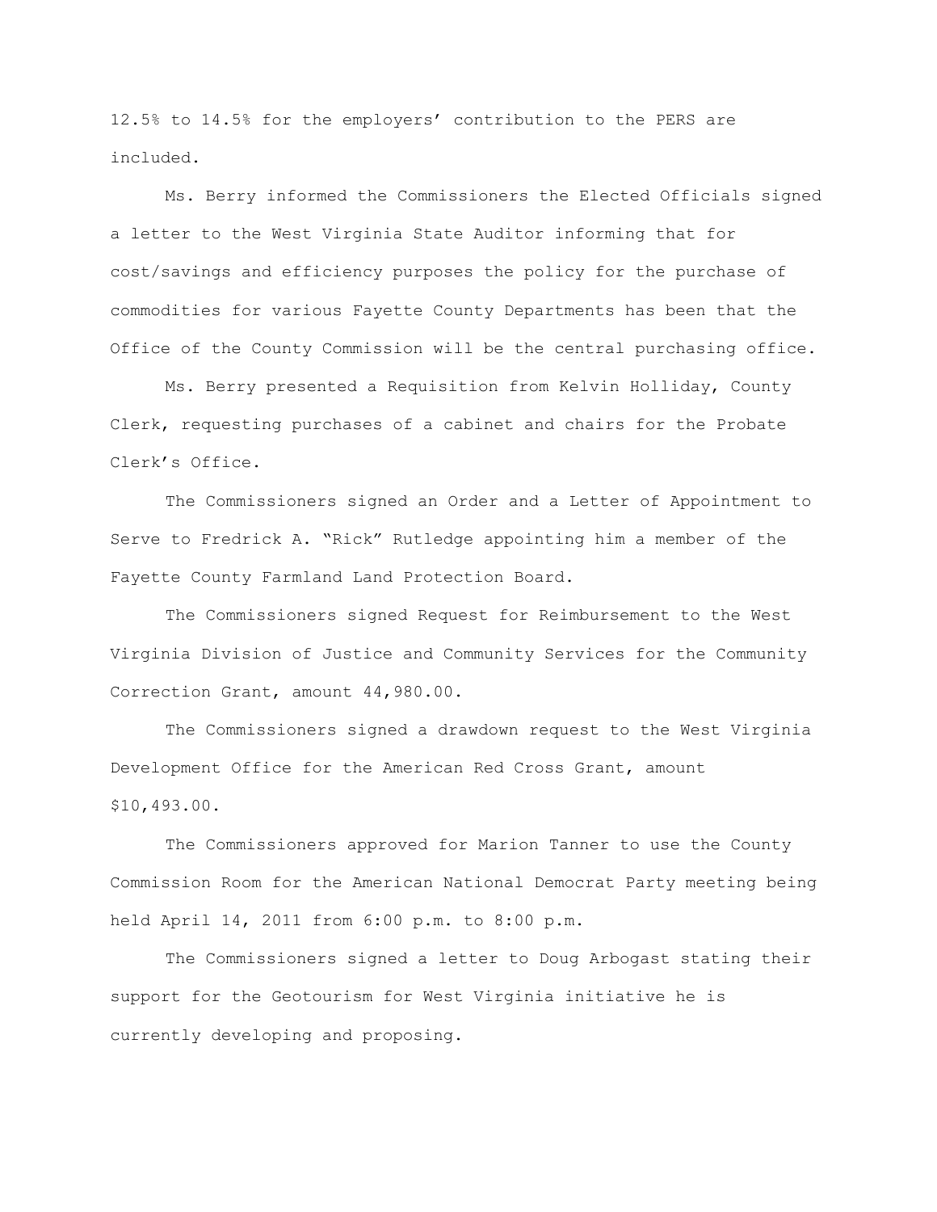12.5% to 14.5% for the employers' contribution to the PERS are included.

Ms. Berry informed the Commissioners the Elected Officials signed a letter to the West Virginia State Auditor informing that for cost/savings and efficiency purposes the policy for the purchase of commodities for various Fayette County Departments has been that the Office of the County Commission will be the central purchasing office.

Ms. Berry presented a Requisition from Kelvin Holliday, County Clerk, requesting purchases of a cabinet and chairs for the Probate Clerk's Office.

The Commissioners signed an Order and a Letter of Appointment to Serve to Fredrick A. "Rick" Rutledge appointing him a member of the Fayette County Farmland Land Protection Board.

The Commissioners signed Request for Reimbursement to the West Virginia Division of Justice and Community Services for the Community Correction Grant, amount 44,980.00.

The Commissioners signed a drawdown request to the West Virginia Development Office for the American Red Cross Grant, amount $10,493.00.

The Commissioners approved for Marion Tanner to use the County Commission Room for the American National Democrat Party meeting being held April 14, 2011 from 6:00 p.m. to 8:00 p.m.

The Commissioners signed a letter to Doug Arbogast stating their support for the Geotourism for West Virginia initiative he is currently developing and proposing.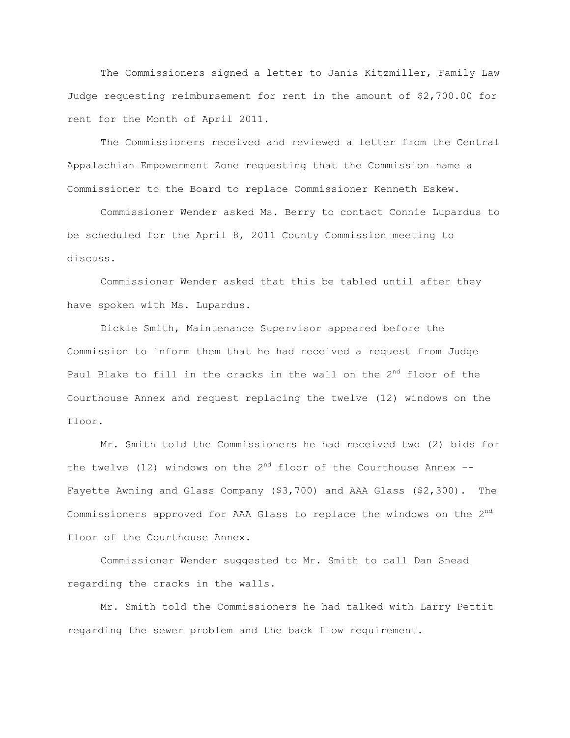The Commissioners signed a letter to Janis Kitzmiller, Family Law Judge requesting reimbursement for rent in the amount of $2,700.00 for rent for the Month of April 2011.

The Commissioners received and reviewed a letter from the Central Appalachian Empowerment Zone requesting that the Commission name a Commissioner to the Board to replace Commissioner Kenneth Eskew.

Commissioner Wender asked Ms. Berry to contact Connie Lupardus to be scheduled for the April 8, 2011 County Commission meeting to discuss.

Commissioner Wender asked that this be tabled until after they have spoken with Ms. Lupardus.

Dickie Smith, Maintenance Supervisor appeared before the Commission to inform them that he had received a request from Judge Paul Blake to fill in the cracks in the wall on the 2nd floor of the Courthouse Annex and request replacing the twelve (12) windows on the floor.

Mr. Smith told the Commissioners he had received two (2) bids for the twelve (12) windows on the 2nd floor of the Courthouse Annex -- Fayette Awning and Glass Company ($3,700) and AAA Glass ($2,300). The Commissioners approved for AAA Glass to replace the windows on the 2nd floor of the Courthouse Annex.

Commissioner Wender suggested to Mr. Smith to call Dan Snead regarding the cracks in the walls.

Mr. Smith told the Commissioners he had talked with Larry Pettit regarding the sewer problem and the back flow requirement.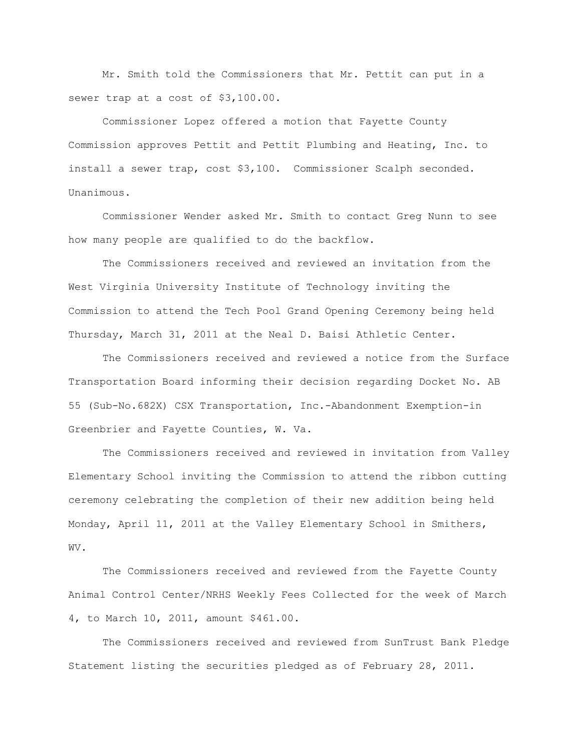Mr. Smith told the Commissioners that Mr. Pettit can put in a sewer trap at a cost of $3,100.00.

Commissioner Lopez offered a motion that Fayette County Commission approves Pettit and Pettit Plumbing and Heating, Inc. to install a sewer trap, cost $3,100. Commissioner Scalph seconded. Unanimous.

Commissioner Wender asked Mr. Smith to contact Greg Nunn to see how many people are qualified to do the backflow.

The Commissioners received and reviewed an invitation from the West Virginia University Institute of Technology inviting the Commission to attend the Tech Pool Grand Opening Ceremony being held Thursday, March 31, 2011 at the Neal D. Baisi Athletic Center.

The Commissioners received and reviewed a notice from the Surface Transportation Board informing their decision regarding Docket No. AB 55 (Sub-No.682X) CSX Transportation, Inc.-Abandonment Exemption-in Greenbrier and Fayette Counties, W. Va.

The Commissioners received and reviewed in invitation from Valley Elementary School inviting the Commission to attend the ribbon cutting ceremony celebrating the completion of their new addition being held Monday, April 11, 2011 at the Valley Elementary School in Smithers, WV.

The Commissioners received and reviewed from the Fayette County Animal Control Center/NRHS Weekly Fees Collected for the week of March 4, to March 10, 2011, amount $461.00.

The Commissioners received and reviewed from SunTrust Bank Pledge Statement listing the securities pledged as of February 28, 2011.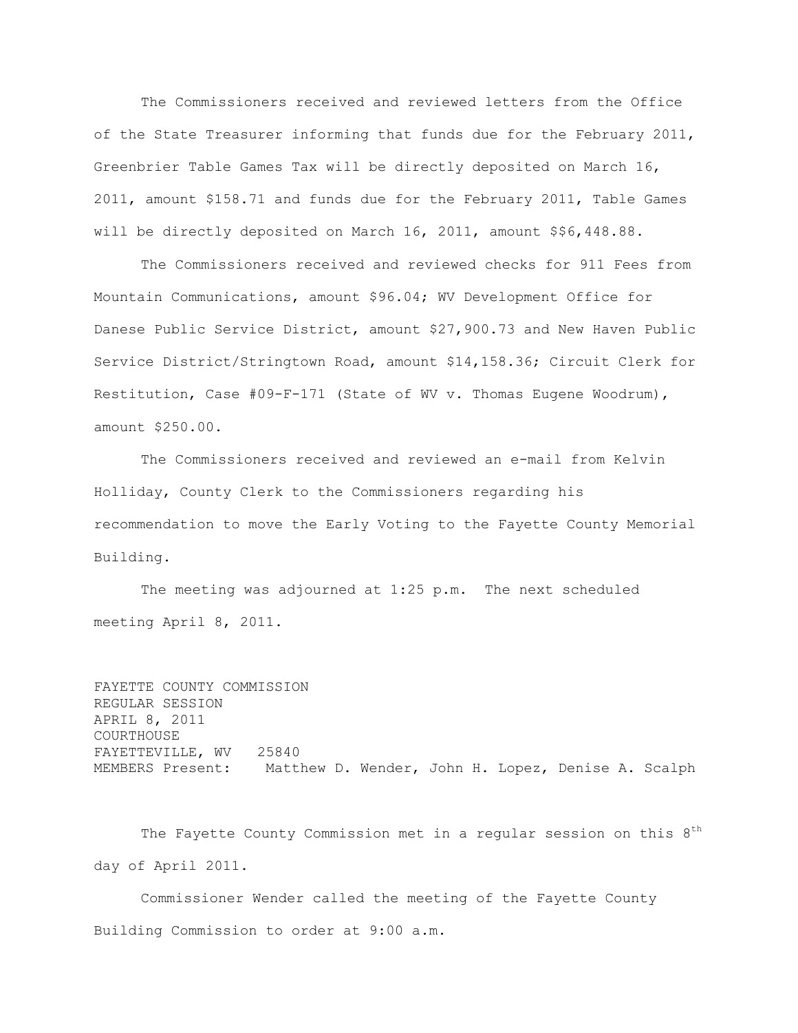The Commissioners received and reviewed letters from the Office of the State Treasurer informing that funds due for the February 2011, Greenbrier Table Games Tax will be directly deposited on March 16, 2011, amount $158.71 and funds due for the February 2011, Table Games will be directly deposited on March 16, 2011, amount $$6,448.88.

The Commissioners received and reviewed checks for 911 Fees from Mountain Communications, amount $96.04; WV Development Office for Danese Public Service District, amount $27,900.73 and New Haven Public Service District/Stringtown Road, amount $14,158.36; Circuit Clerk for Restitution, Case #09-F-171 (State of WV v. Thomas Eugene Woodrum), amount $250.00.

The Commissioners received and reviewed an e-mail from Kelvin Holliday, County Clerk to the Commissioners regarding his recommendation to move the Early Voting to the Fayette County Memorial Building.

The meeting was adjourned at 1:25 p.m. The next scheduled meeting April 8, 2011.

FAYETTE COUNTY COMMISSION
REGULAR SESSION
APRIL 8, 2011
COURTHOUSE
FAYETTEVILLE, WV 25840
MEMBERS Present: Matthew D. Wender, John H. Lopez, Denise A. Scalph

The Fayette County Commission met in a regular session on this 8th day of April 2011.

Commissioner Wender called the meeting of the Fayette County Building Commission to order at 9:00 a.m.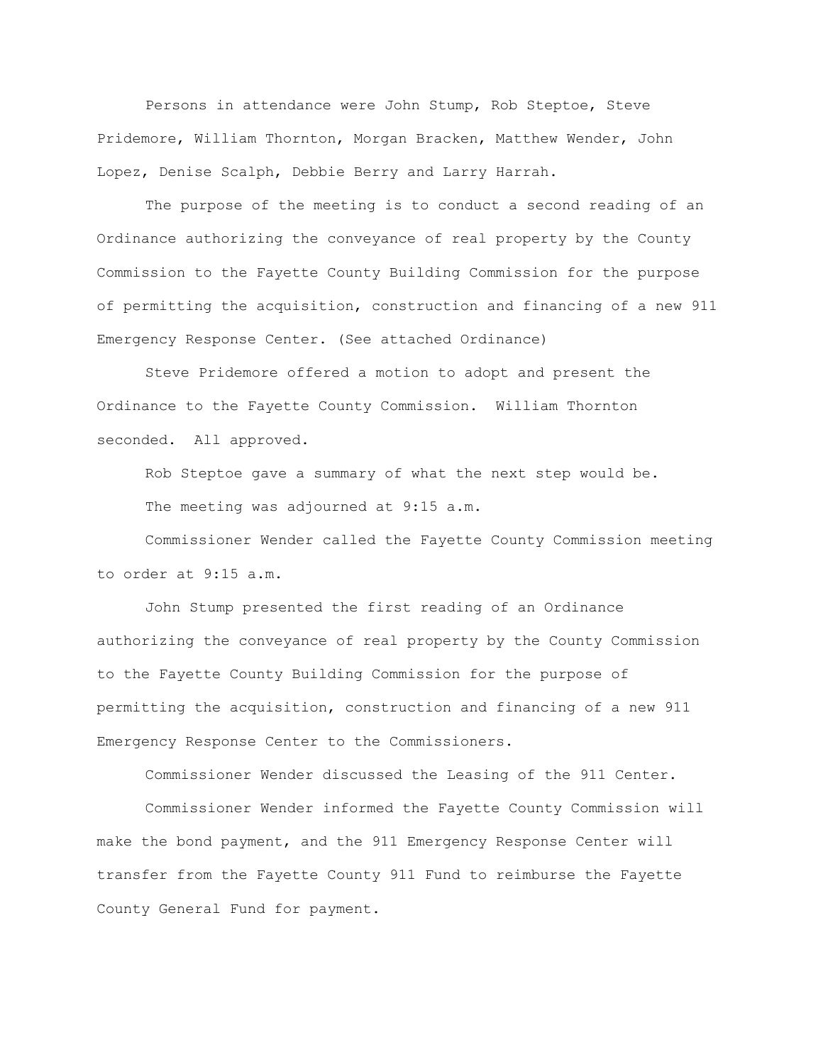Persons in attendance were John Stump, Rob Steptoe, Steve Pridemore, William Thornton, Morgan Bracken, Matthew Wender, John Lopez, Denise Scalph, Debbie Berry and Larry Harrah.

The purpose of the meeting is to conduct a second reading of an Ordinance authorizing the conveyance of real property by the County Commission to the Fayette County Building Commission for the purpose of permitting the acquisition, construction and financing of a new 911 Emergency Response Center. (See attached Ordinance)

Steve Pridemore offered a motion to adopt and present the Ordinance to the Fayette County Commission. William Thornton seconded. All approved.

Rob Steptoe gave a summary of what the next step would be.

The meeting was adjourned at 9:15 a.m.

Commissioner Wender called the Fayette County Commission meeting to order at 9:15 a.m.

John Stump presented the first reading of an Ordinance authorizing the conveyance of real property by the County Commission to the Fayette County Building Commission for the purpose of permitting the acquisition, construction and financing of a new 911 Emergency Response Center to the Commissioners.

Commissioner Wender discussed the Leasing of the 911 Center.

Commissioner Wender informed the Fayette County Commission will make the bond payment, and the 911 Emergency Response Center will transfer from the Fayette County 911 Fund to reimburse the Fayette County General Fund for payment.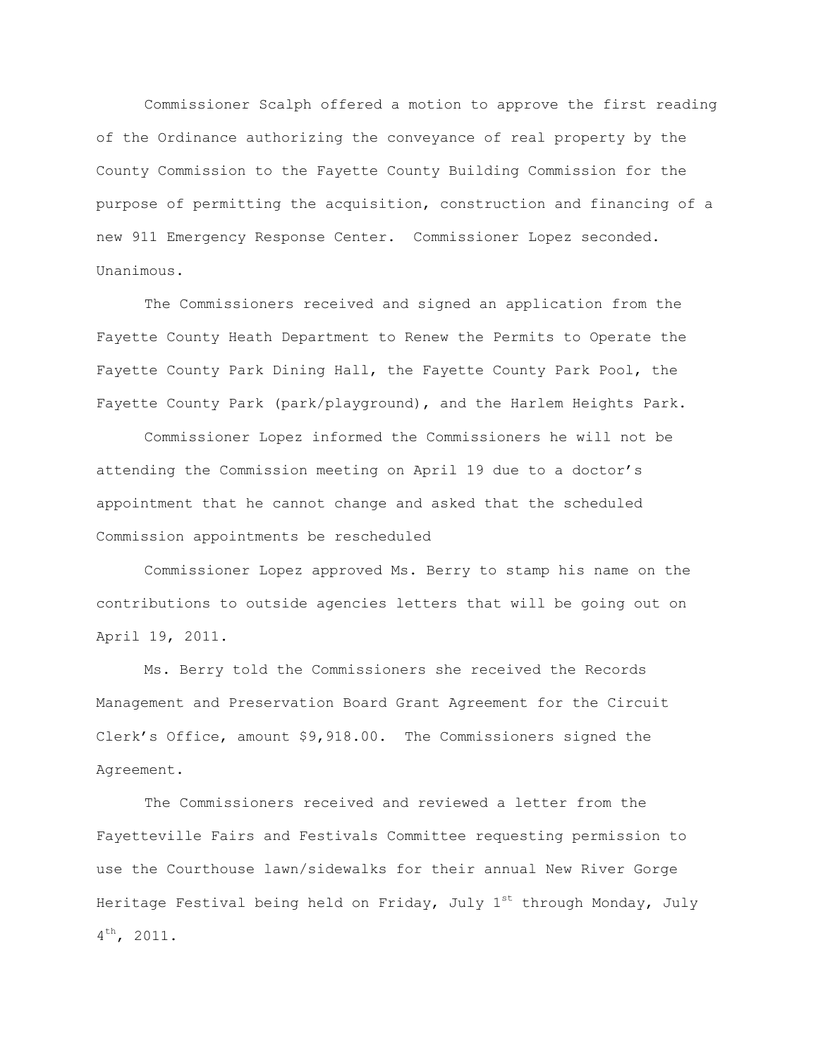Commissioner Scalph offered a motion to approve the first reading of the Ordinance authorizing the conveyance of real property by the County Commission to the Fayette County Building Commission for the purpose of permitting the acquisition, construction and financing of a new 911 Emergency Response Center. Commissioner Lopez seconded. Unanimous.

The Commissioners received and signed an application from the Fayette County Heath Department to Renew the Permits to Operate the Fayette County Park Dining Hall, the Fayette County Park Pool, the Fayette County Park (park/playground), and the Harlem Heights Park.

Commissioner Lopez informed the Commissioners he will not be attending the Commission meeting on April 19 due to a doctor's appointment that he cannot change and asked that the scheduled Commission appointments be rescheduled

Commissioner Lopez approved Ms. Berry to stamp his name on the contributions to outside agencies letters that will be going out on April 19, 2011.

Ms. Berry told the Commissioners she received the Records Management and Preservation Board Grant Agreement for the Circuit Clerk's Office, amount $9,918.00. The Commissioners signed the Agreement.

The Commissioners received and reviewed a letter from the Fayetteville Fairs and Festivals Committee requesting permission to use the Courthouse lawn/sidewalks for their annual New River Gorge Heritage Festival being held on Friday, July 1st through Monday, July 4th, 2011.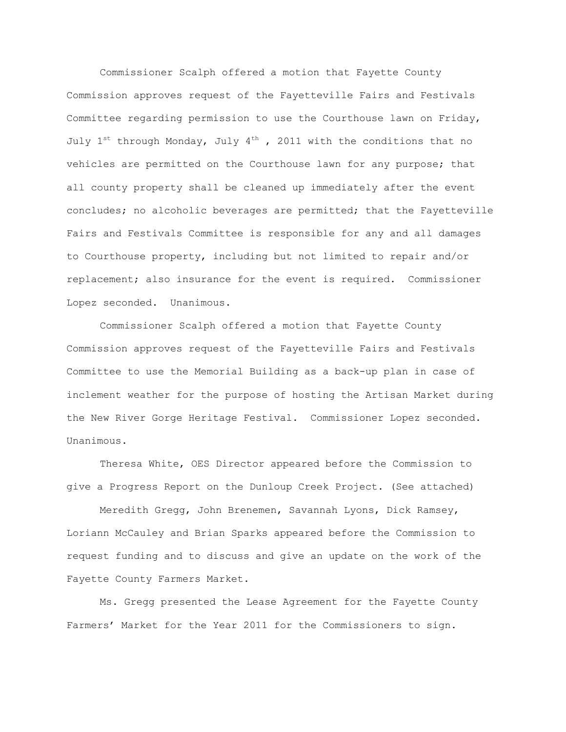Commissioner Scalph offered a motion that Fayette County Commission approves request of the Fayetteville Fairs and Festivals Committee regarding permission to use the Courthouse lawn on Friday, July 1st through Monday, July 4th , 2011 with the conditions that no vehicles are permitted on the Courthouse lawn for any purpose; that all county property shall be cleaned up immediately after the event concludes; no alcoholic beverages are permitted; that the Fayetteville Fairs and Festivals Committee is responsible for any and all damages to Courthouse property, including but not limited to repair and/or replacement; also insurance for the event is required. Commissioner Lopez seconded. Unanimous.

Commissioner Scalph offered a motion that Fayette County Commission approves request of the Fayetteville Fairs and Festivals Committee to use the Memorial Building as a back-up plan in case of inclement weather for the purpose of hosting the Artisan Market during the New River Gorge Heritage Festival. Commissioner Lopez seconded. Unanimous.

Theresa White, OES Director appeared before the Commission to give a Progress Report on the Dunloup Creek Project. (See attached)

Meredith Gregg, John Brenemen, Savannah Lyons, Dick Ramsey, Loriann McCauley and Brian Sparks appeared before the Commission to request funding and to discuss and give an update on the work of the Fayette County Farmers Market.

Ms. Gregg presented the Lease Agreement for the Fayette County Farmers' Market for the Year 2011 for the Commissioners to sign.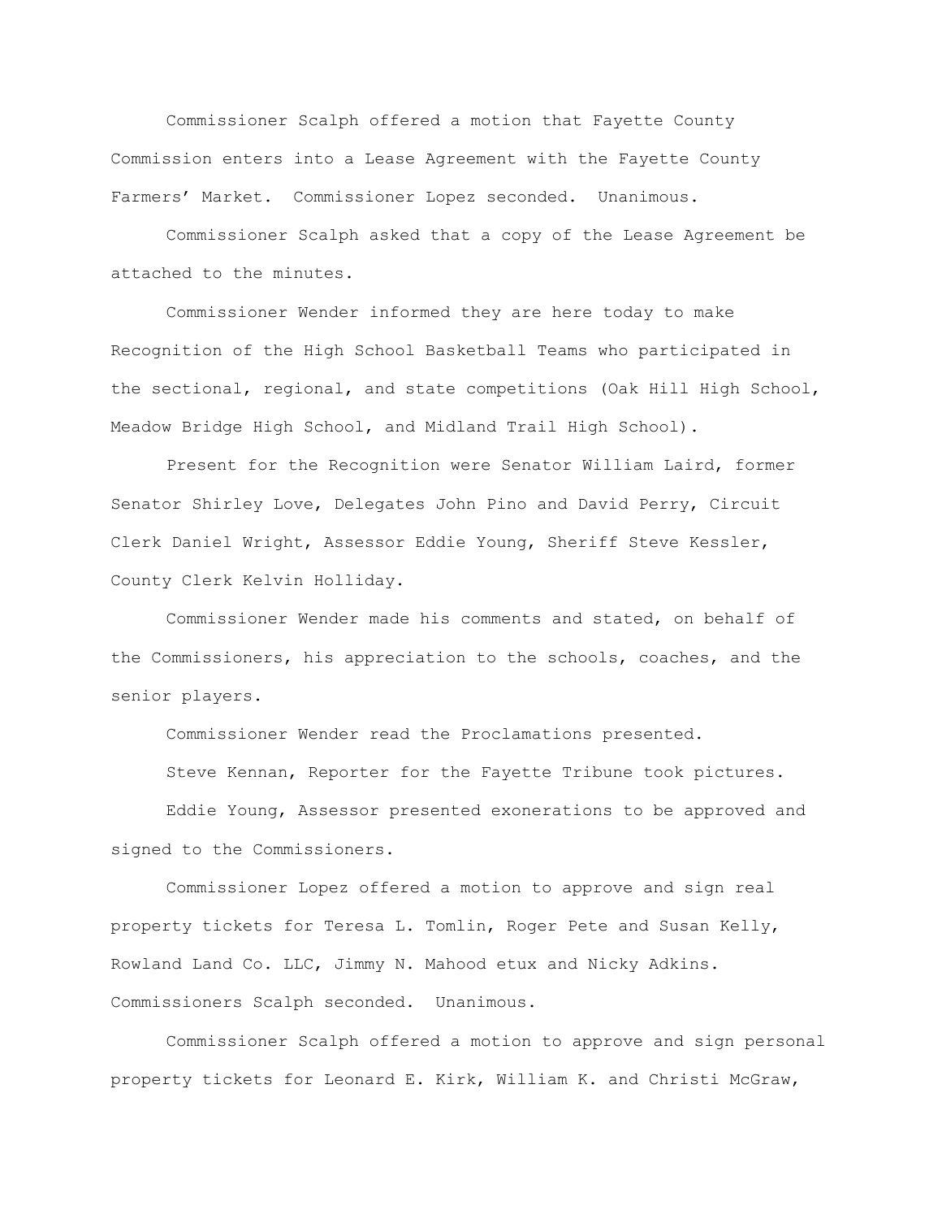Commissioner Scalph offered a motion that Fayette County Commission enters into a Lease Agreement with the Fayette County Farmers' Market. Commissioner Lopez seconded. Unanimous.

Commissioner Scalph asked that a copy of the Lease Agreement be attached to the minutes.

Commissioner Wender informed they are here today to make Recognition of the High School Basketball Teams who participated in the sectional, regional, and state competitions (Oak Hill High School, Meadow Bridge High School, and Midland Trail High School).

Present for the Recognition were Senator William Laird, former Senator Shirley Love, Delegates John Pino and David Perry, Circuit Clerk Daniel Wright, Assessor Eddie Young, Sheriff Steve Kessler, County Clerk Kelvin Holliday.

Commissioner Wender made his comments and stated, on behalf of the Commissioners, his appreciation to the schools, coaches, and the senior players.

Commissioner Wender read the Proclamations presented.

Steve Kennan, Reporter for the Fayette Tribune took pictures.

Eddie Young, Assessor presented exonerations to be approved and signed to the Commissioners.

Commissioner Lopez offered a motion to approve and sign real property tickets for Teresa L. Tomlin, Roger Pete and Susan Kelly, Rowland Land Co. LLC, Jimmy N. Mahood etux and Nicky Adkins. Commissioners Scalph seconded. Unanimous.

Commissioner Scalph offered a motion to approve and sign personal property tickets for Leonard E. Kirk, William K. and Christi McGraw,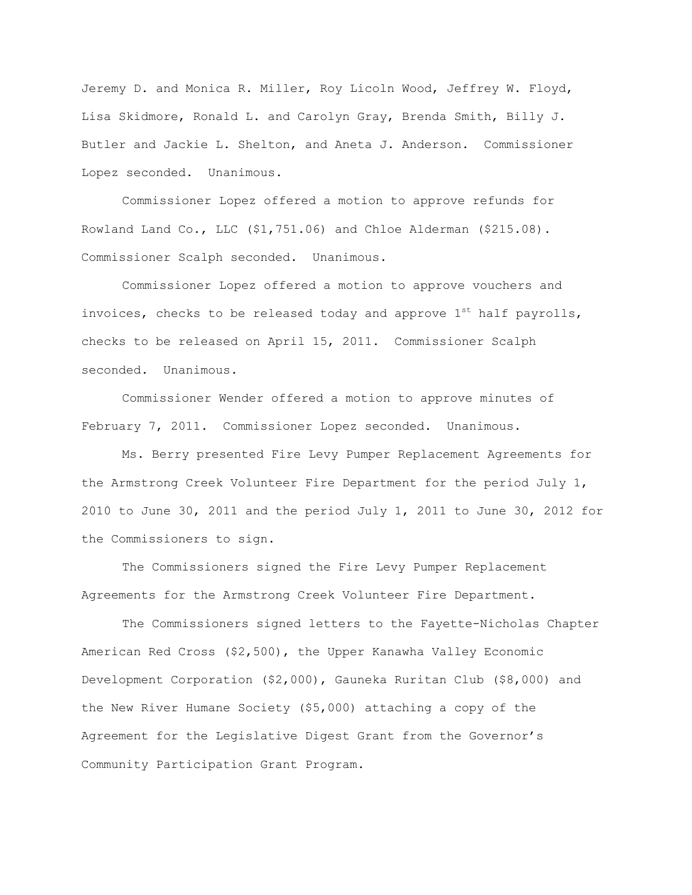Jeremy D. and Monica R. Miller, Roy Licoln Wood, Jeffrey W. Floyd, Lisa Skidmore, Ronald L. and Carolyn Gray, Brenda Smith, Billy J. Butler and Jackie L. Shelton, and Aneta J. Anderson. Commissioner Lopez seconded. Unanimous.

Commissioner Lopez offered a motion to approve refunds for Rowland Land Co., LLC ($1,751.06) and Chloe Alderman ($215.08). Commissioner Scalph seconded. Unanimous.

Commissioner Lopez offered a motion to approve vouchers and invoices, checks to be released today and approve 1st half payrolls, checks to be released on April 15, 2011. Commissioner Scalph seconded. Unanimous.

Commissioner Wender offered a motion to approve minutes of February 7, 2011. Commissioner Lopez seconded. Unanimous.

Ms. Berry presented Fire Levy Pumper Replacement Agreements for the Armstrong Creek Volunteer Fire Department for the period July 1, 2010 to June 30, 2011 and the period July 1, 2011 to June 30, 2012 for the Commissioners to sign.

The Commissioners signed the Fire Levy Pumper Replacement Agreements for the Armstrong Creek Volunteer Fire Department.

The Commissioners signed letters to the Fayette-Nicholas Chapter American Red Cross ($2,500), the Upper Kanawha Valley Economic Development Corporation ($2,000), Gauneka Ruritan Club ($8,000) and the New River Humane Society ($5,000) attaching a copy of the Agreement for the Legislative Digest Grant from the Governor's Community Participation Grant Program.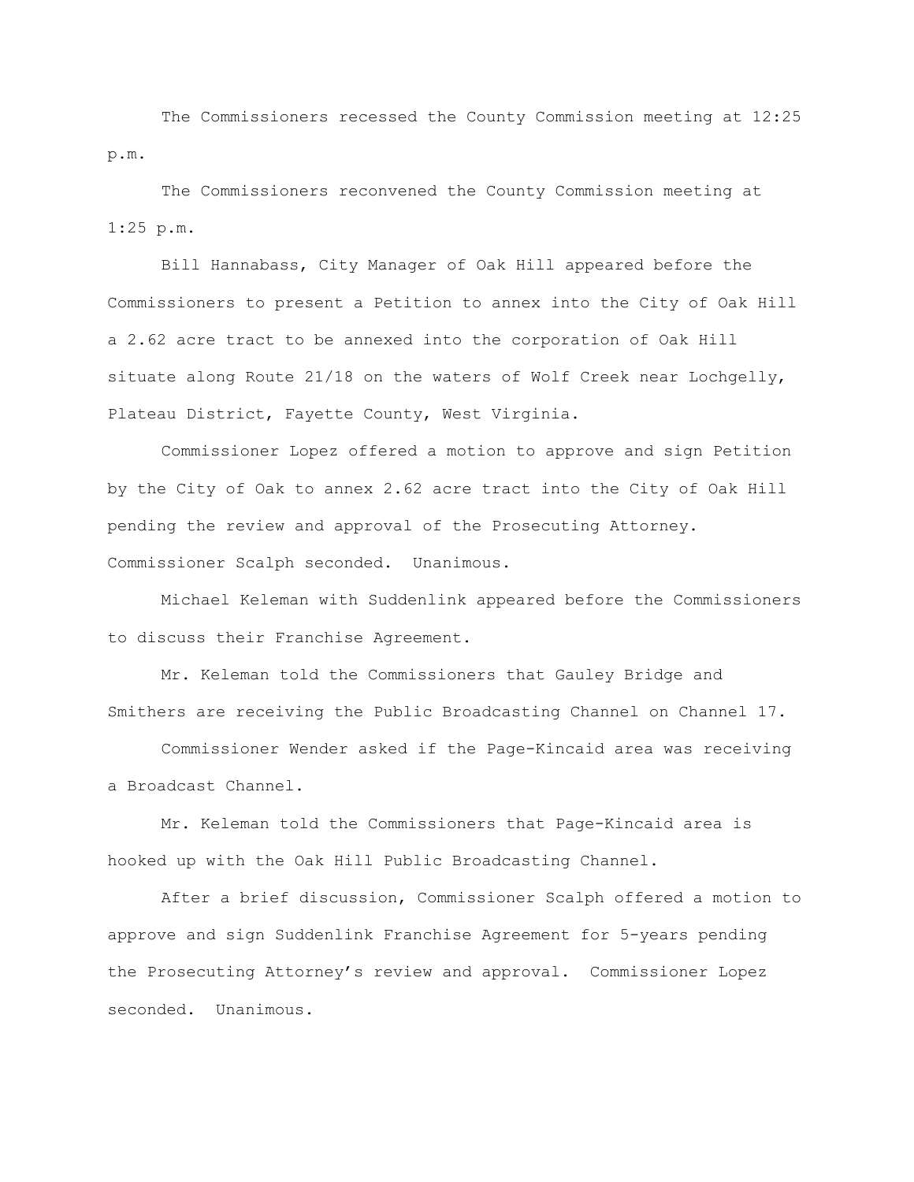The Commissioners recessed the County Commission meeting at 12:25 p.m.

The Commissioners reconvened the County Commission meeting at 1:25 p.m.

Bill Hannabass, City Manager of Oak Hill appeared before the Commissioners to present a Petition to annex into the City of Oak Hill a 2.62 acre tract to be annexed into the corporation of Oak Hill situate along Route 21/18 on the waters of Wolf Creek near Lochgelly, Plateau District, Fayette County, West Virginia.

Commissioner Lopez offered a motion to approve and sign Petition by the City of Oak to annex 2.62 acre tract into the City of Oak Hill pending the review and approval of the Prosecuting Attorney. Commissioner Scalph seconded. Unanimous.

Michael Keleman with Suddenlink appeared before the Commissioners to discuss their Franchise Agreement.

Mr. Keleman told the Commissioners that Gauley Bridge and Smithers are receiving the Public Broadcasting Channel on Channel 17.

Commissioner Wender asked if the Page-Kincaid area was receiving a Broadcast Channel.

Mr. Keleman told the Commissioners that Page-Kincaid area is hooked up with the Oak Hill Public Broadcasting Channel.

After a brief discussion, Commissioner Scalph offered a motion to approve and sign Suddenlink Franchise Agreement for 5-years pending the Prosecuting Attorney's review and approval. Commissioner Lopez seconded. Unanimous.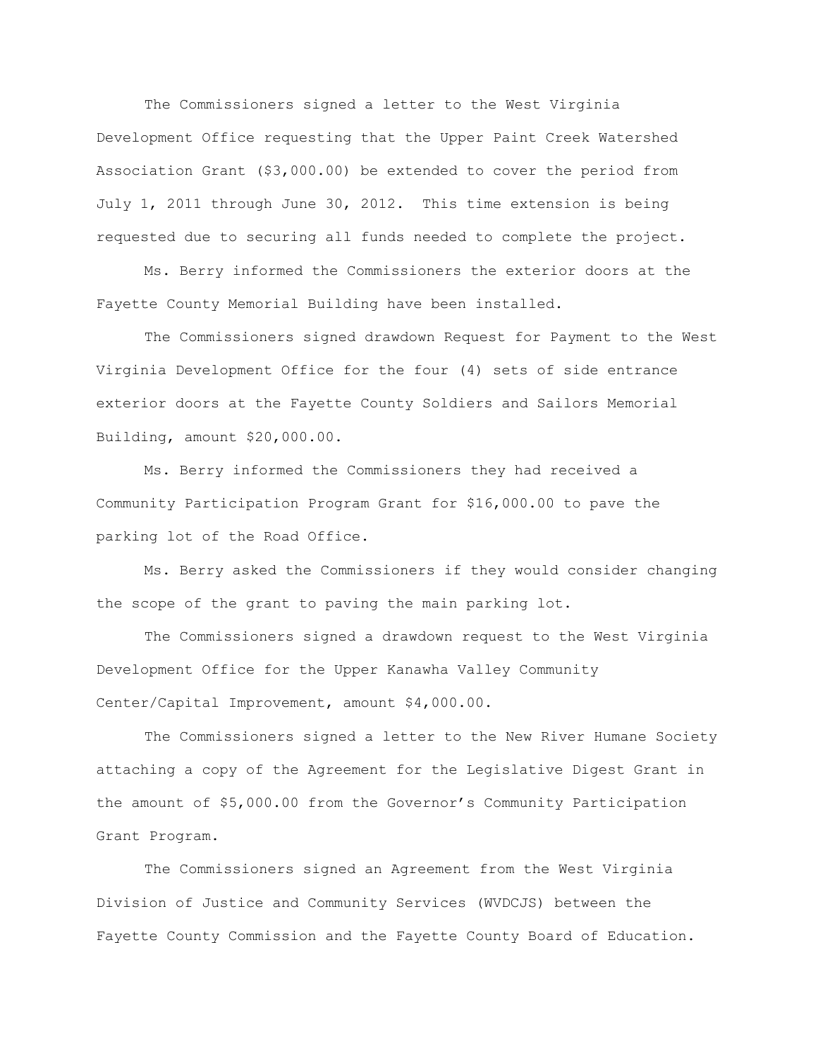The Commissioners signed a letter to the West Virginia Development Office requesting that the Upper Paint Creek Watershed Association Grant ($3,000.00) be extended to cover the period from July 1, 2011 through June 30, 2012. This time extension is being requested due to securing all funds needed to complete the project.

Ms. Berry informed the Commissioners the exterior doors at the Fayette County Memorial Building have been installed.

The Commissioners signed drawdown Request for Payment to the West Virginia Development Office for the four (4) sets of side entrance exterior doors at the Fayette County Soldiers and Sailors Memorial Building, amount $20,000.00.

Ms. Berry informed the Commissioners they had received a Community Participation Program Grant for $16,000.00 to pave the parking lot of the Road Office.

Ms. Berry asked the Commissioners if they would consider changing the scope of the grant to paving the main parking lot.

The Commissioners signed a drawdown request to the West Virginia Development Office for the Upper Kanawha Valley Community Center/Capital Improvement, amount $4,000.00.

The Commissioners signed a letter to the New River Humane Society attaching a copy of the Agreement for the Legislative Digest Grant in the amount of $5,000.00 from the Governor's Community Participation Grant Program.

The Commissioners signed an Agreement from the West Virginia Division of Justice and Community Services (WVDCJS) between the Fayette County Commission and the Fayette County Board of Education.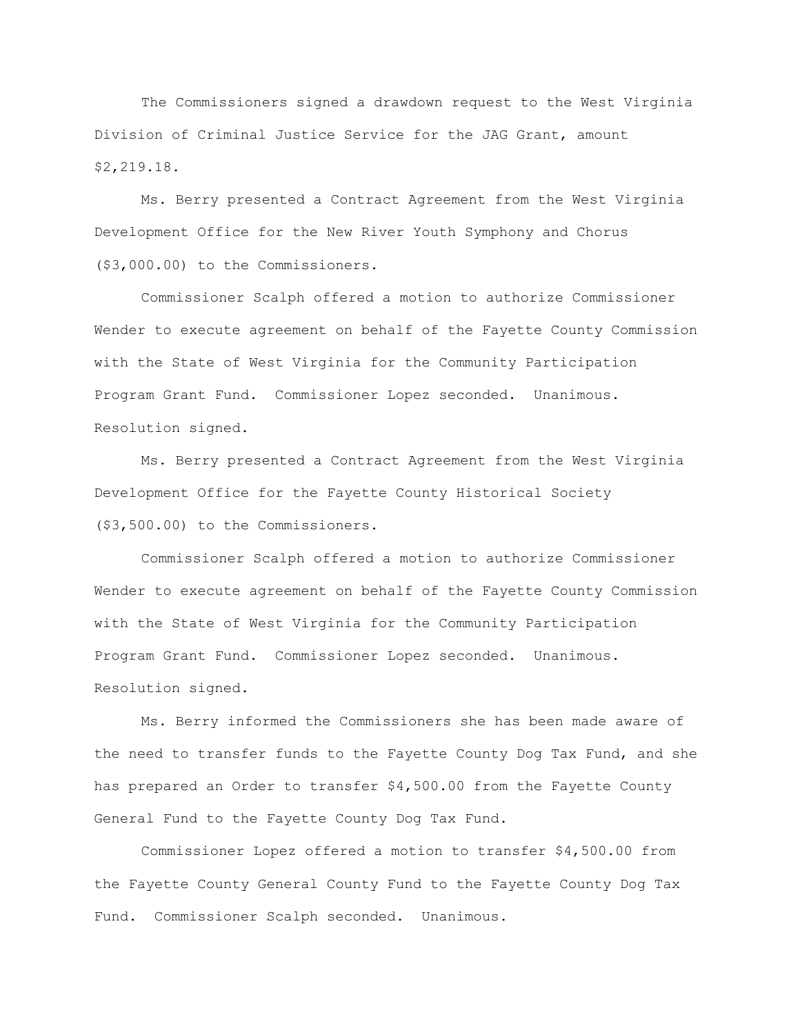The Commissioners signed a drawdown request to the West Virginia Division of Criminal Justice Service for the JAG Grant, amount $2,219.18.

Ms. Berry presented a Contract Agreement from the West Virginia Development Office for the New River Youth Symphony and Chorus ($3,000.00) to the Commissioners.

Commissioner Scalph offered a motion to authorize Commissioner Wender to execute agreement on behalf of the Fayette County Commission with the State of West Virginia for the Community Participation Program Grant Fund. Commissioner Lopez seconded. Unanimous. Resolution signed.

Ms. Berry presented a Contract Agreement from the West Virginia Development Office for the Fayette County Historical Society ($3,500.00) to the Commissioners.

Commissioner Scalph offered a motion to authorize Commissioner Wender to execute agreement on behalf of the Fayette County Commission with the State of West Virginia for the Community Participation Program Grant Fund. Commissioner Lopez seconded. Unanimous. Resolution signed.

Ms. Berry informed the Commissioners she has been made aware of the need to transfer funds to the Fayette County Dog Tax Fund, and she has prepared an Order to transfer $4,500.00 from the Fayette County General Fund to the Fayette County Dog Tax Fund.

Commissioner Lopez offered a motion to transfer $4,500.00 from the Fayette County General County Fund to the Fayette County Dog Tax Fund. Commissioner Scalph seconded. Unanimous.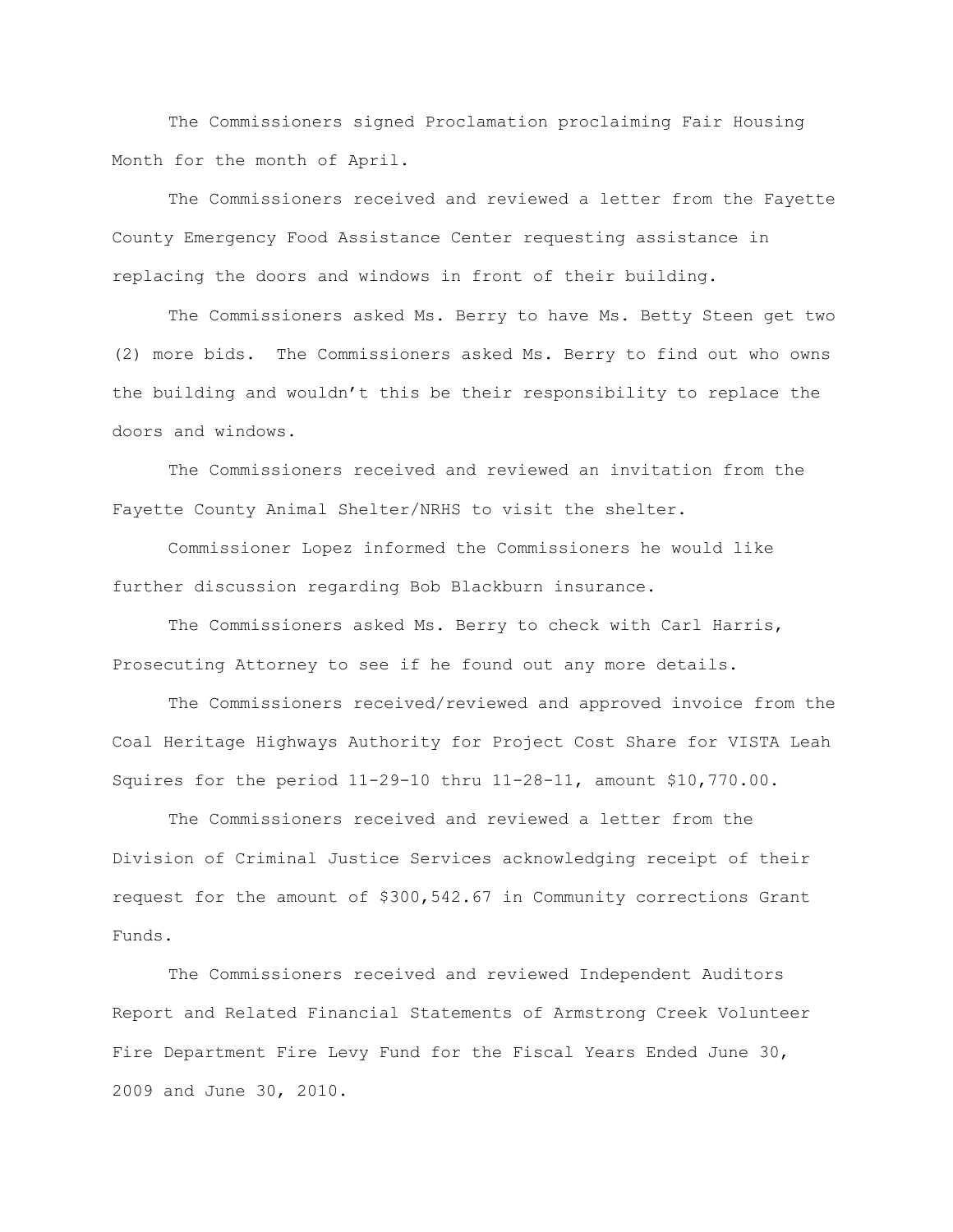The Commissioners signed Proclamation proclaiming Fair Housing Month for the month of April.

The Commissioners received and reviewed a letter from the Fayette County Emergency Food Assistance Center requesting assistance in replacing the doors and windows in front of their building.

The Commissioners asked Ms. Berry to have Ms. Betty Steen get two (2) more bids. The Commissioners asked Ms. Berry to find out who owns the building and wouldn't this be their responsibility to replace the doors and windows.

The Commissioners received and reviewed an invitation from the Fayette County Animal Shelter/NRHS to visit the shelter.

Commissioner Lopez informed the Commissioners he would like further discussion regarding Bob Blackburn insurance.

The Commissioners asked Ms. Berry to check with Carl Harris, Prosecuting Attorney to see if he found out any more details.

The Commissioners received/reviewed and approved invoice from the Coal Heritage Highways Authority for Project Cost Share for VISTA Leah Squires for the period 11-29-10 thru 11-28-11, amount $10,770.00.

The Commissioners received and reviewed a letter from the Division of Criminal Justice Services acknowledging receipt of their request for the amount of $300,542.67 in Community corrections Grant Funds.

The Commissioners received and reviewed Independent Auditors Report and Related Financial Statements of Armstrong Creek Volunteer Fire Department Fire Levy Fund for the Fiscal Years Ended June 30, 2009 and June 30, 2010.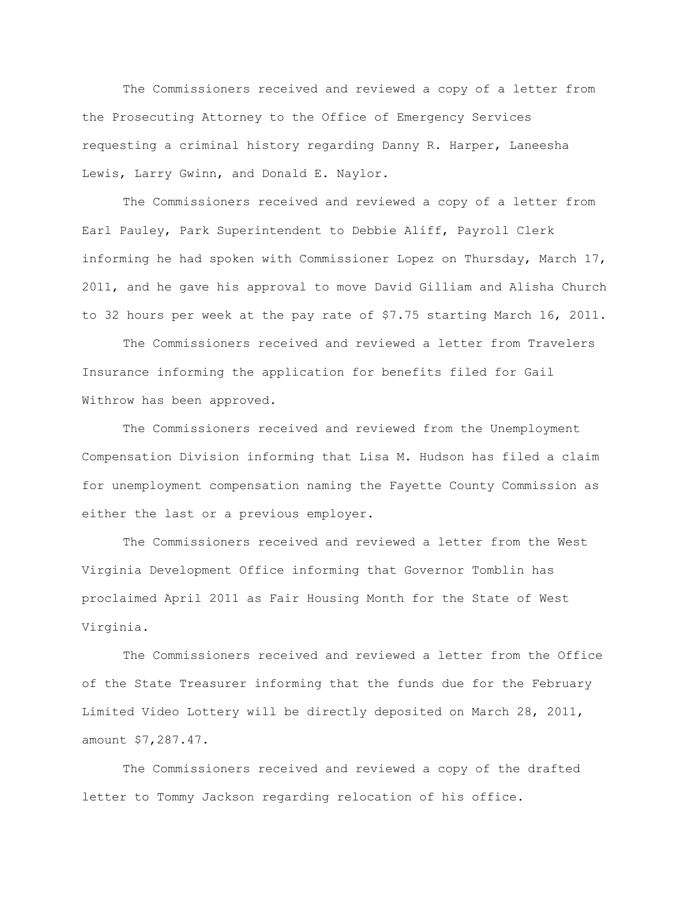The Commissioners received and reviewed a copy of a letter from the Prosecuting Attorney to the Office of Emergency Services requesting a criminal history regarding Danny R. Harper, Laneesha Lewis, Larry Gwinn, and Donald E. Naylor.

The Commissioners received and reviewed a copy of a letter from Earl Pauley, Park Superintendent to Debbie Aliff, Payroll Clerk informing he had spoken with Commissioner Lopez on Thursday, March 17, 2011, and he gave his approval to move David Gilliam and Alisha Church to 32 hours per week at the pay rate of $7.75 starting March 16, 2011.

The Commissioners received and reviewed a letter from Travelers Insurance informing the application for benefits filed for Gail Withrow has been approved.

The Commissioners received and reviewed from the Unemployment Compensation Division informing that Lisa M. Hudson has filed a claim for unemployment compensation naming the Fayette County Commission as either the last or a previous employer.

The Commissioners received and reviewed a letter from the West Virginia Development Office informing that Governor Tomblin has proclaimed April 2011 as Fair Housing Month for the State of West Virginia.

The Commissioners received and reviewed a letter from the Office of the State Treasurer informing that the funds due for the February Limited Video Lottery will be directly deposited on March 28, 2011, amount $7,287.47.

The Commissioners received and reviewed a copy of the drafted letter to Tommy Jackson regarding relocation of his office.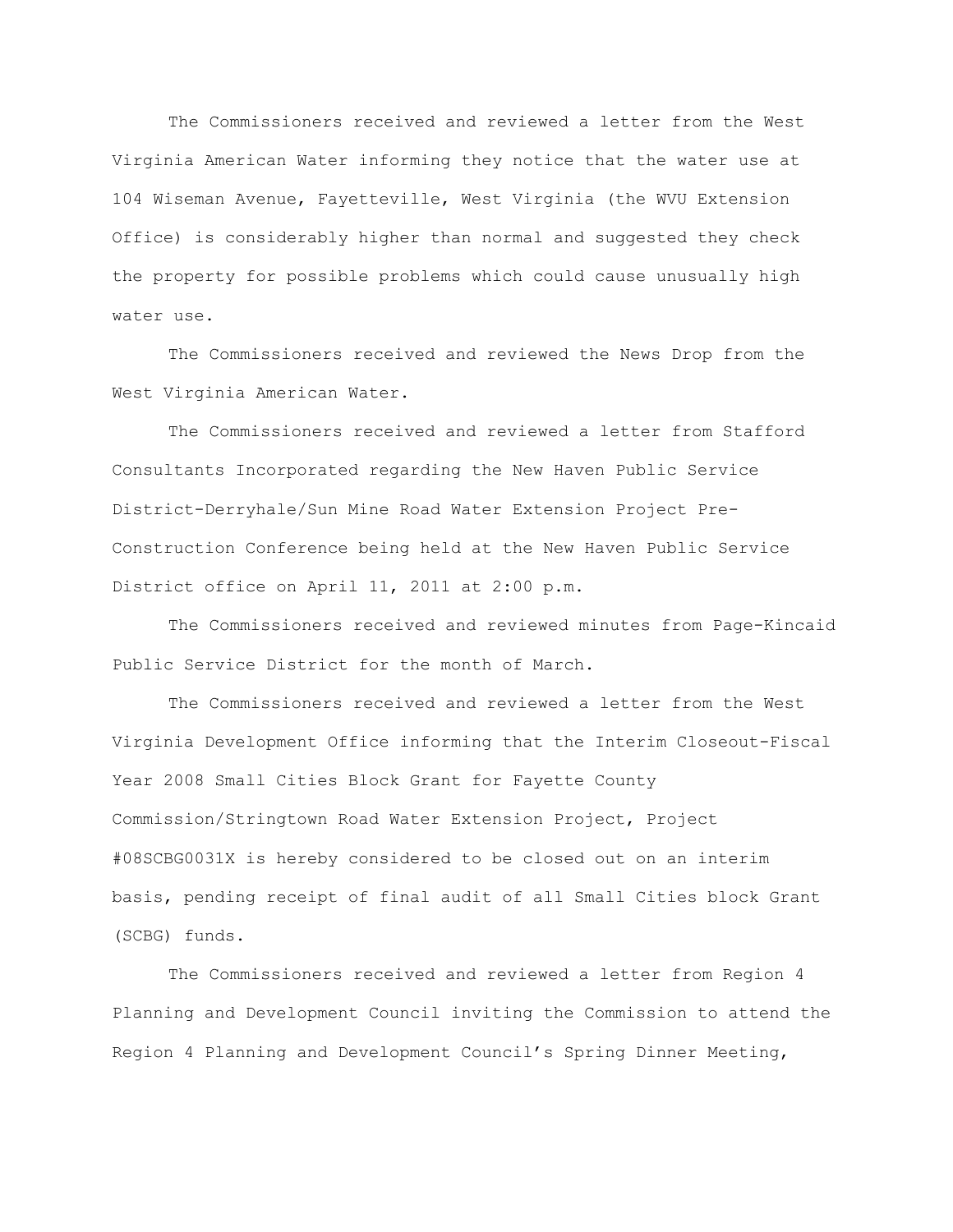The Commissioners received and reviewed a letter from the West Virginia American Water informing they notice that the water use at 104 Wiseman Avenue, Fayetteville, West Virginia (the WVU Extension Office) is considerably higher than normal and suggested they check the property for possible problems which could cause unusually high water use.

The Commissioners received and reviewed the News Drop from the West Virginia American Water.

The Commissioners received and reviewed a letter from Stafford Consultants Incorporated regarding the New Haven Public Service District-Derryhale/Sun Mine Road Water Extension Project Pre-Construction Conference being held at the New Haven Public Service District office on April 11, 2011 at 2:00 p.m.

The Commissioners received and reviewed minutes from Page-Kincaid Public Service District for the month of March.

The Commissioners received and reviewed a letter from the West Virginia Development Office informing that the Interim Closeout-Fiscal Year 2008 Small Cities Block Grant for Fayette County Commission/Stringtown Road Water Extension Project, Project #08SCBG0031X is hereby considered to be closed out on an interim basis, pending receipt of final audit of all Small Cities block Grant (SCBG) funds.

The Commissioners received and reviewed a letter from Region 4 Planning and Development Council inviting the Commission to attend the Region 4 Planning and Development Council's Spring Dinner Meeting,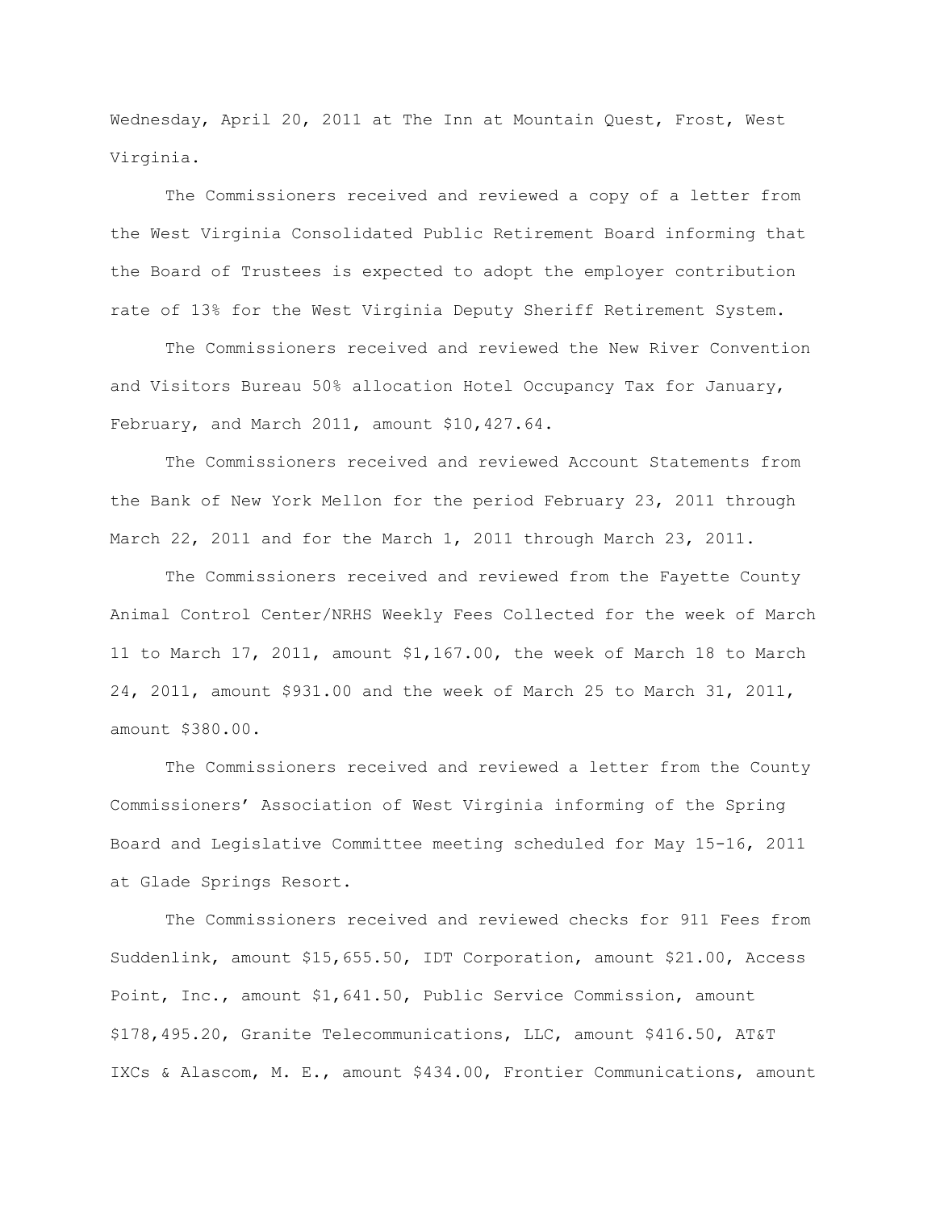Wednesday, April 20, 2011 at The Inn at Mountain Quest, Frost, West Virginia.

The Commissioners received and reviewed a copy of a letter from the West Virginia Consolidated Public Retirement Board informing that the Board of Trustees is expected to adopt the employer contribution rate of 13% for the West Virginia Deputy Sheriff Retirement System.

The Commissioners received and reviewed the New River Convention and Visitors Bureau 50% allocation Hotel Occupancy Tax for January, February, and March 2011, amount $10,427.64.

The Commissioners received and reviewed Account Statements from the Bank of New York Mellon for the period February 23, 2011 through March 22, 2011 and for the March 1, 2011 through March 23, 2011.

The Commissioners received and reviewed from the Fayette County Animal Control Center/NRHS Weekly Fees Collected for the week of March 11 to March 17, 2011, amount $1,167.00, the week of March 18 to March 24, 2011, amount $931.00 and the week of March 25 to March 31, 2011, amount $380.00.

The Commissioners received and reviewed a letter from the County Commissioners' Association of West Virginia informing of the Spring Board and Legislative Committee meeting scheduled for May 15-16, 2011 at Glade Springs Resort.

The Commissioners received and reviewed checks for 911 Fees from Suddenlink, amount $15,655.50, IDT Corporation, amount $21.00, Access Point, Inc., amount $1,641.50, Public Service Commission, amount $178,495.20, Granite Telecommunications, LLC, amount $416.50, AT&T IXCs & Alascom, M. E., amount $434.00, Frontier Communications, amount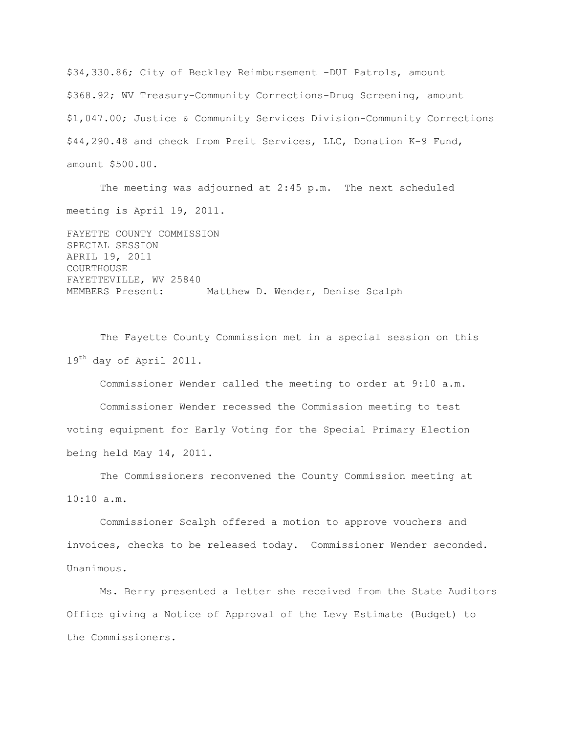$34,330.86; City of Beckley Reimbursement -DUI Patrols, amount $368.92; WV Treasury-Community Corrections-Drug Screening, amount $1,047.00; Justice & Community Services Division-Community Corrections $44,290.48 and check from Preit Services, LLC, Donation K-9 Fund, amount $500.00.

The meeting was adjourned at 2:45 p.m. The next scheduled meeting is April 19, 2011.

FAYETTE COUNTY COMMISSION
SPECIAL SESSION
APRIL 19, 2011
COURTHOUSE
FAYETTEVILLE, WV 25840
MEMBERS Present: Matthew D. Wender, Denise Scalph

The Fayette County Commission met in a special session on this 19th day of April 2011.

Commissioner Wender called the meeting to order at 9:10 a.m.

Commissioner Wender recessed the Commission meeting to test voting equipment for Early Voting for the Special Primary Election being held May 14, 2011.

The Commissioners reconvened the County Commission meeting at 10:10 a.m.

Commissioner Scalph offered a motion to approve vouchers and invoices, checks to be released today. Commissioner Wender seconded. Unanimous.

Ms. Berry presented a letter she received from the State Auditors Office giving a Notice of Approval of the Levy Estimate (Budget) to the Commissioners.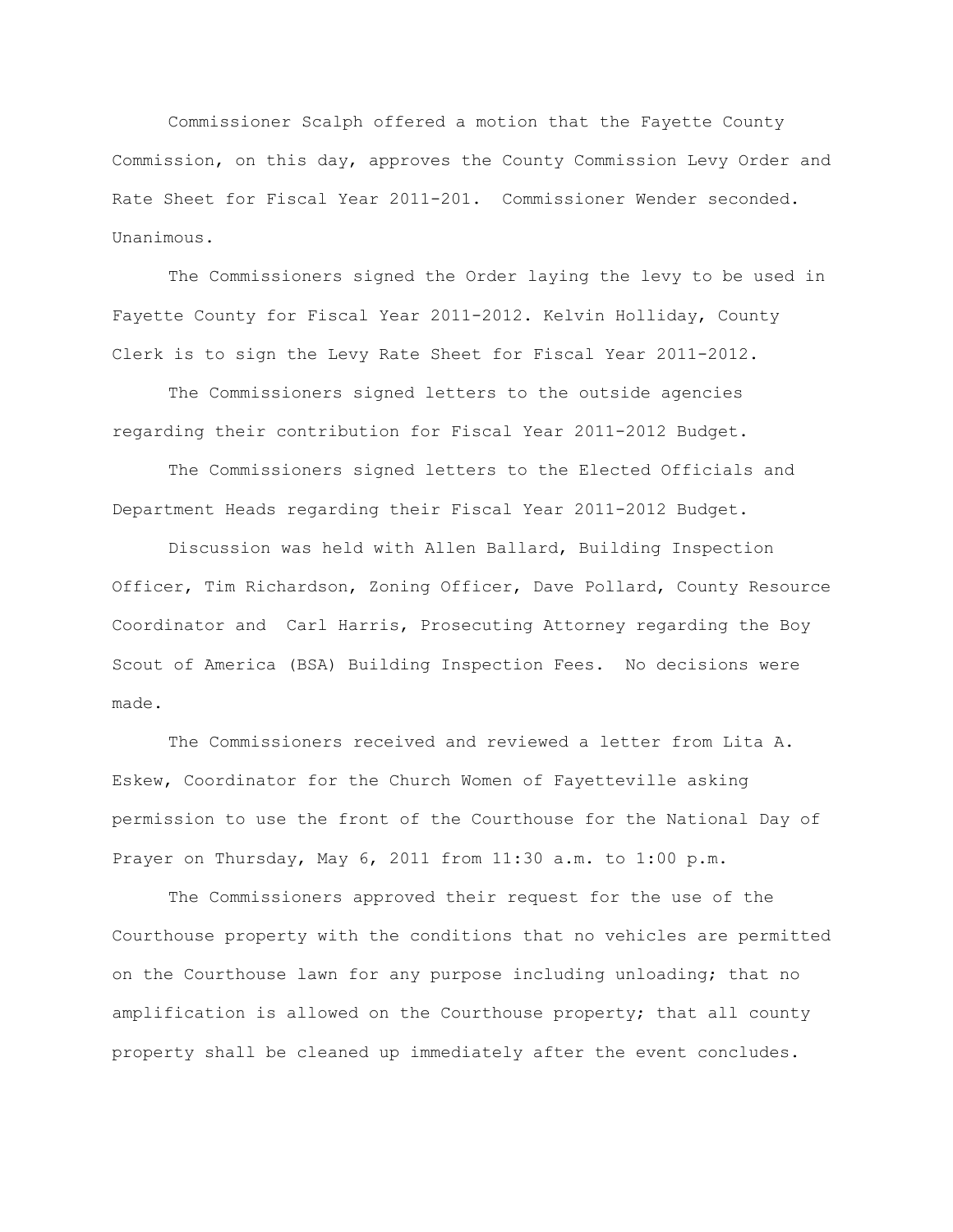Commissioner Scalph offered a motion that the Fayette County Commission, on this day, approves the County Commission Levy Order and Rate Sheet for Fiscal Year 2011-201. Commissioner Wender seconded. Unanimous.

The Commissioners signed the Order laying the levy to be used in Fayette County for Fiscal Year 2011-2012. Kelvin Holliday, County Clerk is to sign the Levy Rate Sheet for Fiscal Year 2011-2012.

The Commissioners signed letters to the outside agencies regarding their contribution for Fiscal Year 2011-2012 Budget.

The Commissioners signed letters to the Elected Officials and Department Heads regarding their Fiscal Year 2011-2012 Budget.

Discussion was held with Allen Ballard, Building Inspection Officer, Tim Richardson, Zoning Officer, Dave Pollard, County Resource Coordinator and Carl Harris, Prosecuting Attorney regarding the Boy Scout of America (BSA) Building Inspection Fees. No decisions were made.

The Commissioners received and reviewed a letter from Lita A. Eskew, Coordinator for the Church Women of Fayetteville asking permission to use the front of the Courthouse for the National Day of Prayer on Thursday, May 6, 2011 from 11:30 a.m. to 1:00 p.m.

The Commissioners approved their request for the use of the Courthouse property with the conditions that no vehicles are permitted on the Courthouse lawn for any purpose including unloading; that no amplification is allowed on the Courthouse property; that all county property shall be cleaned up immediately after the event concludes.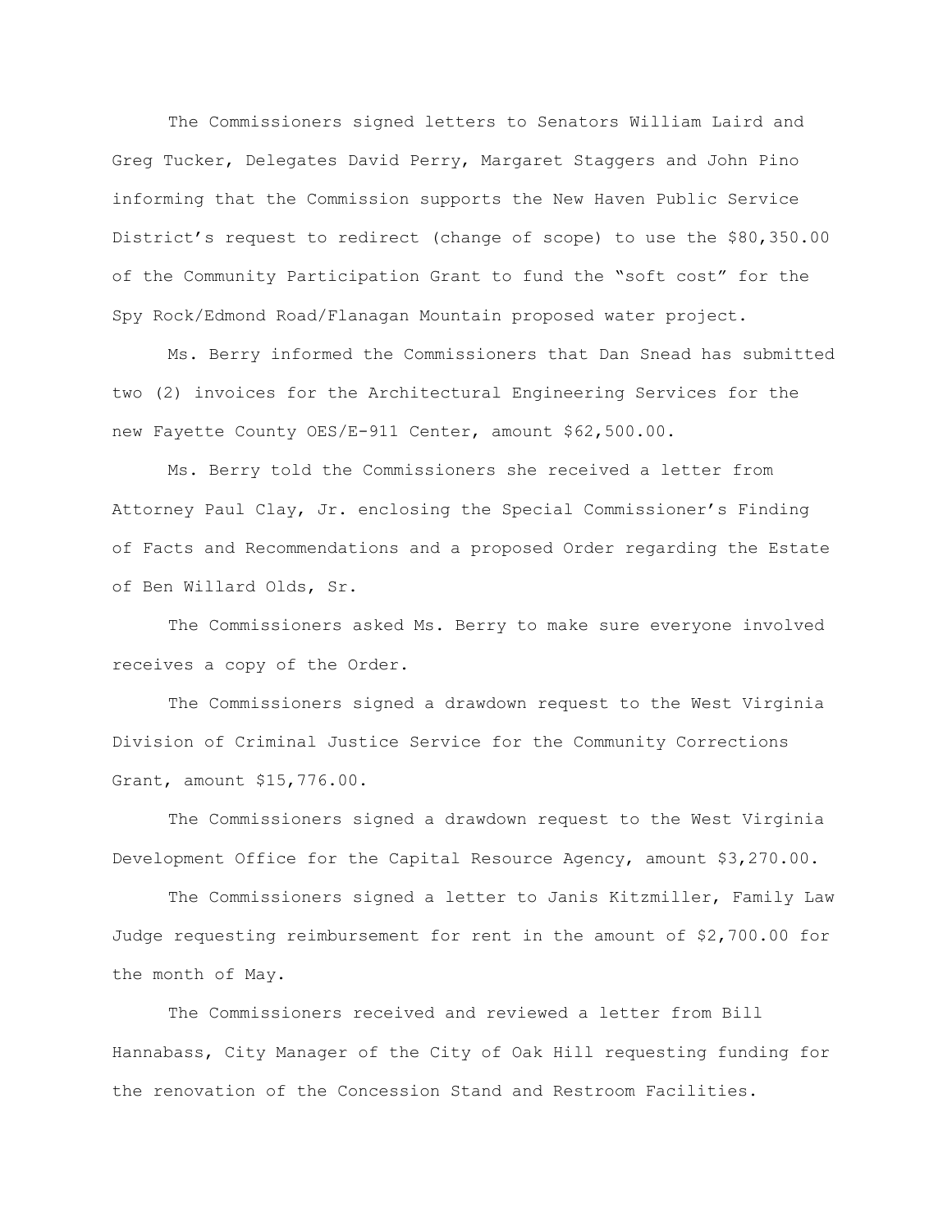The Commissioners signed letters to Senators William Laird and Greg Tucker, Delegates David Perry, Margaret Staggers and John Pino informing that the Commission supports the New Haven Public Service District's request to redirect (change of scope) to use the $80,350.00 of the Community Participation Grant to fund the "soft cost" for the Spy Rock/Edmond Road/Flanagan Mountain proposed water project.

Ms. Berry informed the Commissioners that Dan Snead has submitted two (2) invoices for the Architectural Engineering Services for the new Fayette County OES/E-911 Center, amount $62,500.00.

Ms. Berry told the Commissioners she received a letter from Attorney Paul Clay, Jr. enclosing the Special Commissioner's Finding of Facts and Recommendations and a proposed Order regarding the Estate of Ben Willard Olds, Sr.

The Commissioners asked Ms. Berry to make sure everyone involved receives a copy of the Order.

The Commissioners signed a drawdown request to the West Virginia Division of Criminal Justice Service for the Community Corrections Grant, amount $15,776.00.

The Commissioners signed a drawdown request to the West Virginia Development Office for the Capital Resource Agency, amount $3,270.00.

The Commissioners signed a letter to Janis Kitzmiller, Family Law Judge requesting reimbursement for rent in the amount of $2,700.00 for the month of May.

The Commissioners received and reviewed a letter from Bill Hannabass, City Manager of the City of Oak Hill requesting funding for the renovation of the Concession Stand and Restroom Facilities.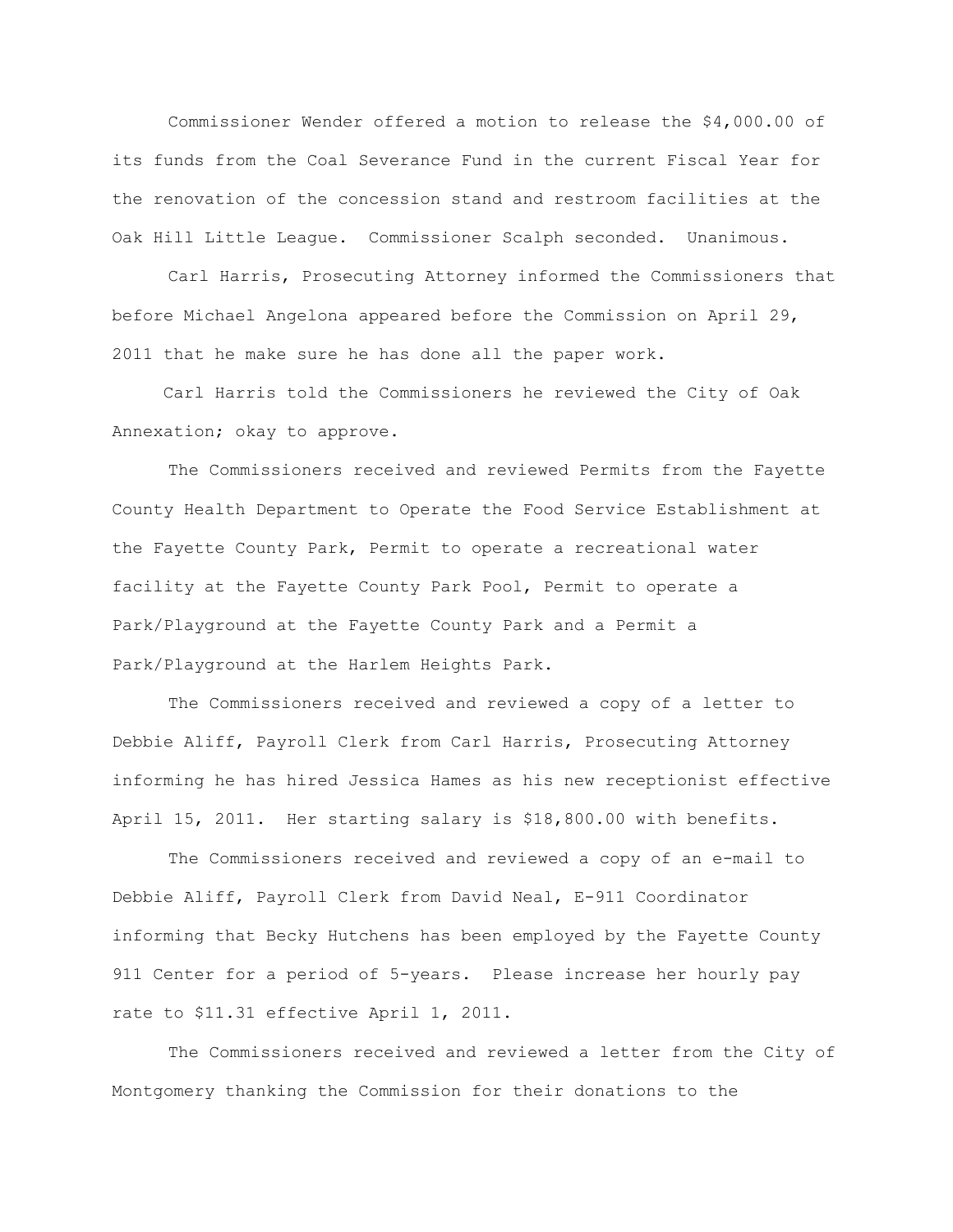Commissioner Wender offered a motion to release the $4,000.00 of its funds from the Coal Severance Fund in the current Fiscal Year for the renovation of the concession stand and restroom facilities at the Oak Hill Little League. Commissioner Scalph seconded. Unanimous.

Carl Harris, Prosecuting Attorney informed the Commissioners that before Michael Angelona appeared before the Commission on April 29, 2011 that he make sure he has done all the paper work.

Carl Harris told the Commissioners he reviewed the City of Oak Annexation; okay to approve.

The Commissioners received and reviewed Permits from the Fayette County Health Department to Operate the Food Service Establishment at the Fayette County Park, Permit to operate a recreational water facility at the Fayette County Park Pool, Permit to operate a Park/Playground at the Fayette County Park and a Permit a Park/Playground at the Harlem Heights Park.

The Commissioners received and reviewed a copy of a letter to Debbie Aliff, Payroll Clerk from Carl Harris, Prosecuting Attorney informing he has hired Jessica Hames as his new receptionist effective April 15, 2011. Her starting salary is $18,800.00 with benefits.

The Commissioners received and reviewed a copy of an e-mail to Debbie Aliff, Payroll Clerk from David Neal, E-911 Coordinator informing that Becky Hutchens has been employed by the Fayette County 911 Center for a period of 5-years. Please increase her hourly pay rate to $11.31 effective April 1, 2011.

The Commissioners received and reviewed a letter from the City of Montgomery thanking the Commission for their donations to the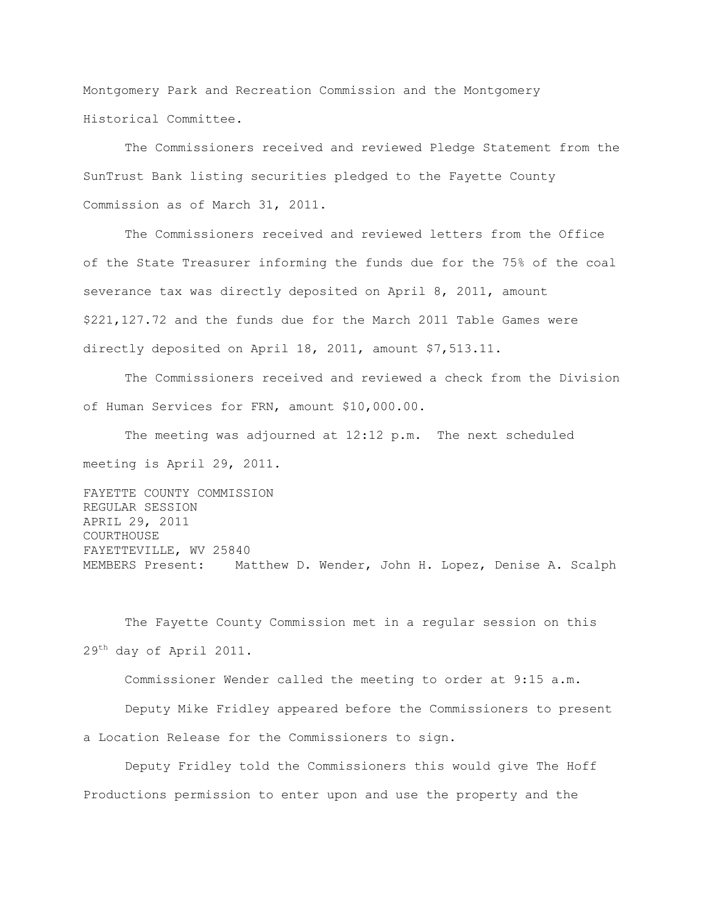Montgomery Park and Recreation Commission and the Montgomery Historical Committee.

The Commissioners received and reviewed Pledge Statement from the SunTrust Bank listing securities pledged to the Fayette County Commission as of March 31, 2011.

The Commissioners received and reviewed letters from the Office of the State Treasurer informing the funds due for the 75% of the coal severance tax was directly deposited on April 8, 2011, amount $221,127.72 and the funds due for the March 2011 Table Games were directly deposited on April 18, 2011, amount $7,513.11.

The Commissioners received and reviewed a check from the Division of Human Services for FRN, amount $10,000.00.

The meeting was adjourned at 12:12 p.m. The next scheduled meeting is April 29, 2011.

FAYETTE COUNTY COMMISSION
REGULAR SESSION
APRIL 29, 2011
COURTHOUSE
FAYETTEVILLE, WV 25840
MEMBERS Present: Matthew D. Wender, John H. Lopez, Denise A. Scalph

The Fayette County Commission met in a regular session on this 29th day of April 2011.

Commissioner Wender called the meeting to order at 9:15 a.m.

Deputy Mike Fridley appeared before the Commissioners to present a Location Release for the Commissioners to sign.

Deputy Fridley told the Commissioners this would give The Hoff Productions permission to enter upon and use the property and the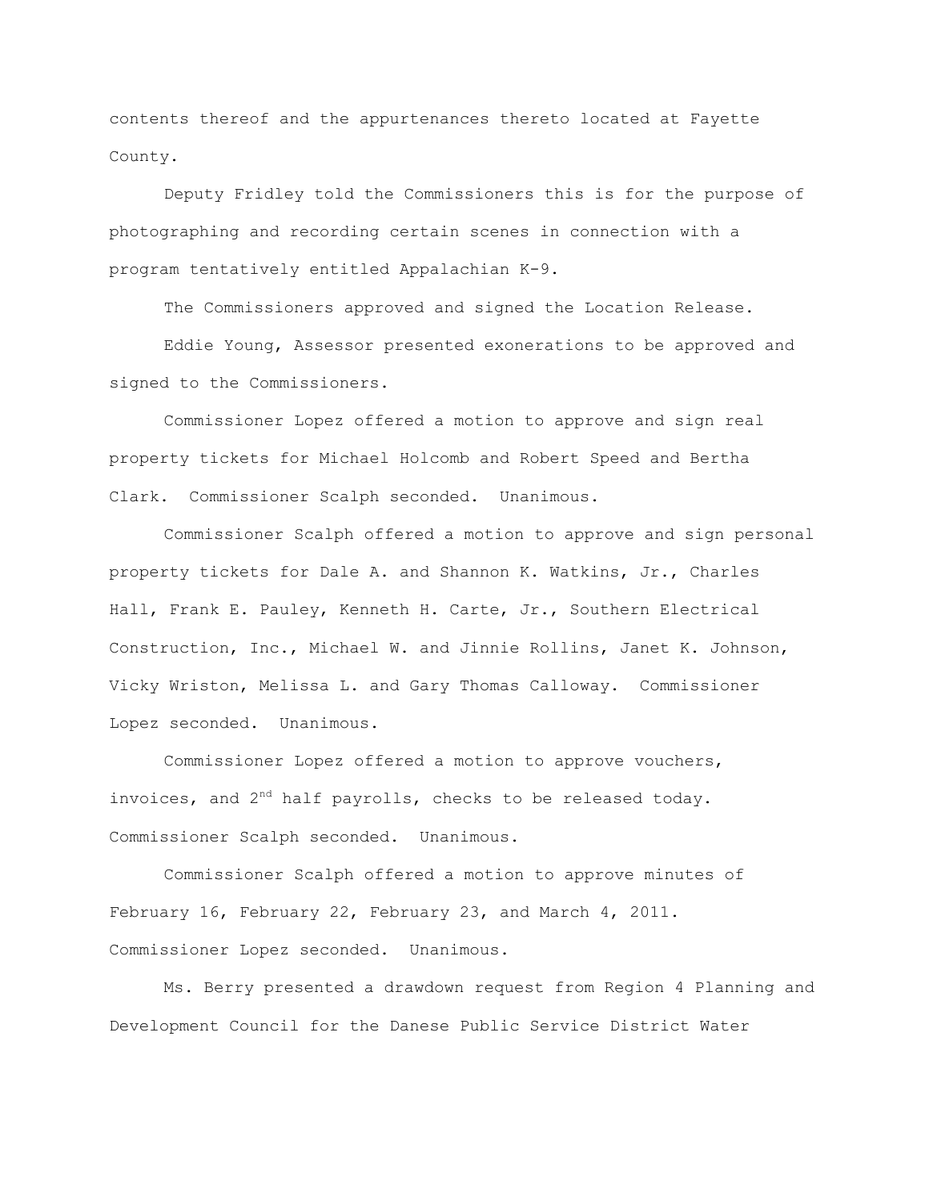contents thereof and the appurtenances thereto located at Fayette County.

Deputy Fridley told the Commissioners this is for the purpose of photographing and recording certain scenes in connection with a program tentatively entitled Appalachian K-9.

The Commissioners approved and signed the Location Release.

Eddie Young, Assessor presented exonerations to be approved and signed to the Commissioners.

Commissioner Lopez offered a motion to approve and sign real property tickets for Michael Holcomb and Robert Speed and Bertha Clark. Commissioner Scalph seconded. Unanimous.

Commissioner Scalph offered a motion to approve and sign personal property tickets for Dale A. and Shannon K. Watkins, Jr., Charles Hall, Frank E. Pauley, Kenneth H. Carte, Jr., Southern Electrical Construction, Inc., Michael W. and Jinnie Rollins, Janet K. Johnson, Vicky Wriston, Melissa L. and Gary Thomas Calloway. Commissioner Lopez seconded. Unanimous.

Commissioner Lopez offered a motion to approve vouchers, invoices, and 2nd half payrolls, checks to be released today. Commissioner Scalph seconded. Unanimous.

Commissioner Scalph offered a motion to approve minutes of February 16, February 22, February 23, and March 4, 2011. Commissioner Lopez seconded. Unanimous.

Ms. Berry presented a drawdown request from Region 4 Planning and Development Council for the Danese Public Service District Water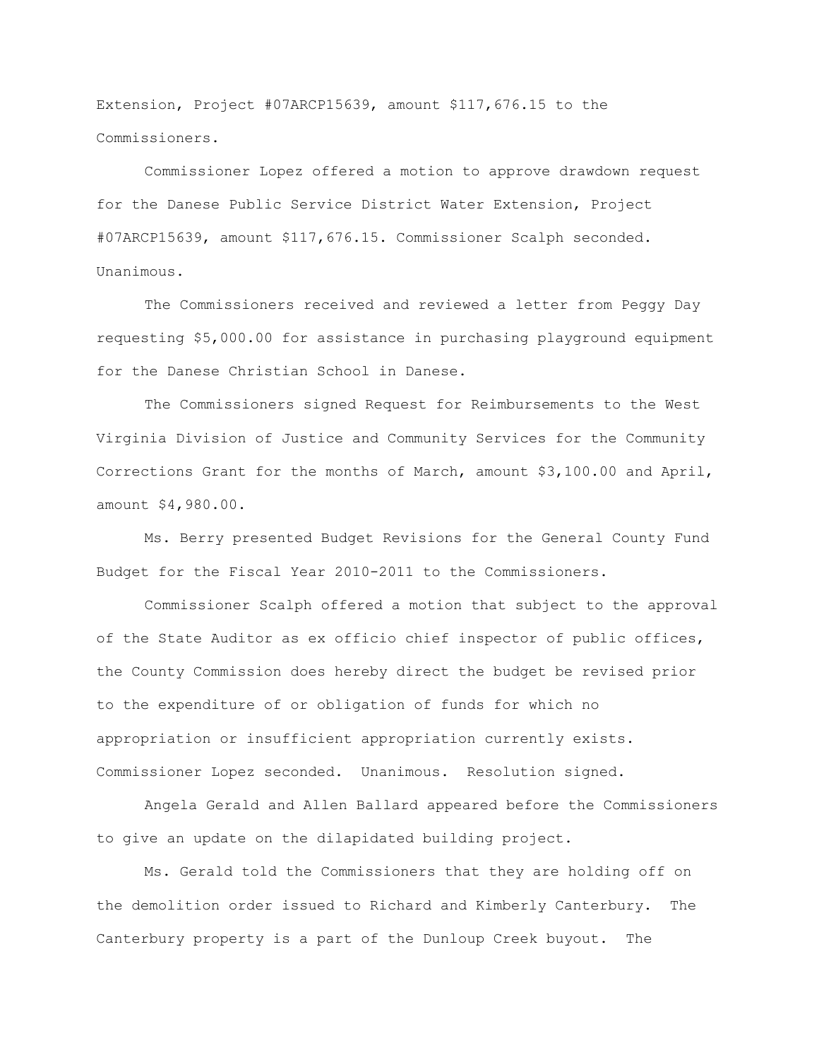Extension, Project #07ARCP15639, amount $117,676.15 to the Commissioners.

Commissioner Lopez offered a motion to approve drawdown request for the Danese Public Service District Water Extension, Project #07ARCP15639, amount $117,676.15. Commissioner Scalph seconded. Unanimous.

The Commissioners received and reviewed a letter from Peggy Day requesting $5,000.00 for assistance in purchasing playground equipment for the Danese Christian School in Danese.

The Commissioners signed Request for Reimbursements to the West Virginia Division of Justice and Community Services for the Community Corrections Grant for the months of March, amount $3,100.00 and April, amount $4,980.00.

Ms. Berry presented Budget Revisions for the General County Fund Budget for the Fiscal Year 2010-2011 to the Commissioners.

Commissioner Scalph offered a motion that subject to the approval of the State Auditor as ex officio chief inspector of public offices, the County Commission does hereby direct the budget be revised prior to the expenditure of or obligation of funds for which no appropriation or insufficient appropriation currently exists. Commissioner Lopez seconded. Unanimous. Resolution signed.

Angela Gerald and Allen Ballard appeared before the Commissioners to give an update on the dilapidated building project.

Ms. Gerald told the Commissioners that they are holding off on the demolition order issued to Richard and Kimberly Canterbury. The Canterbury property is a part of the Dunloup Creek buyout. The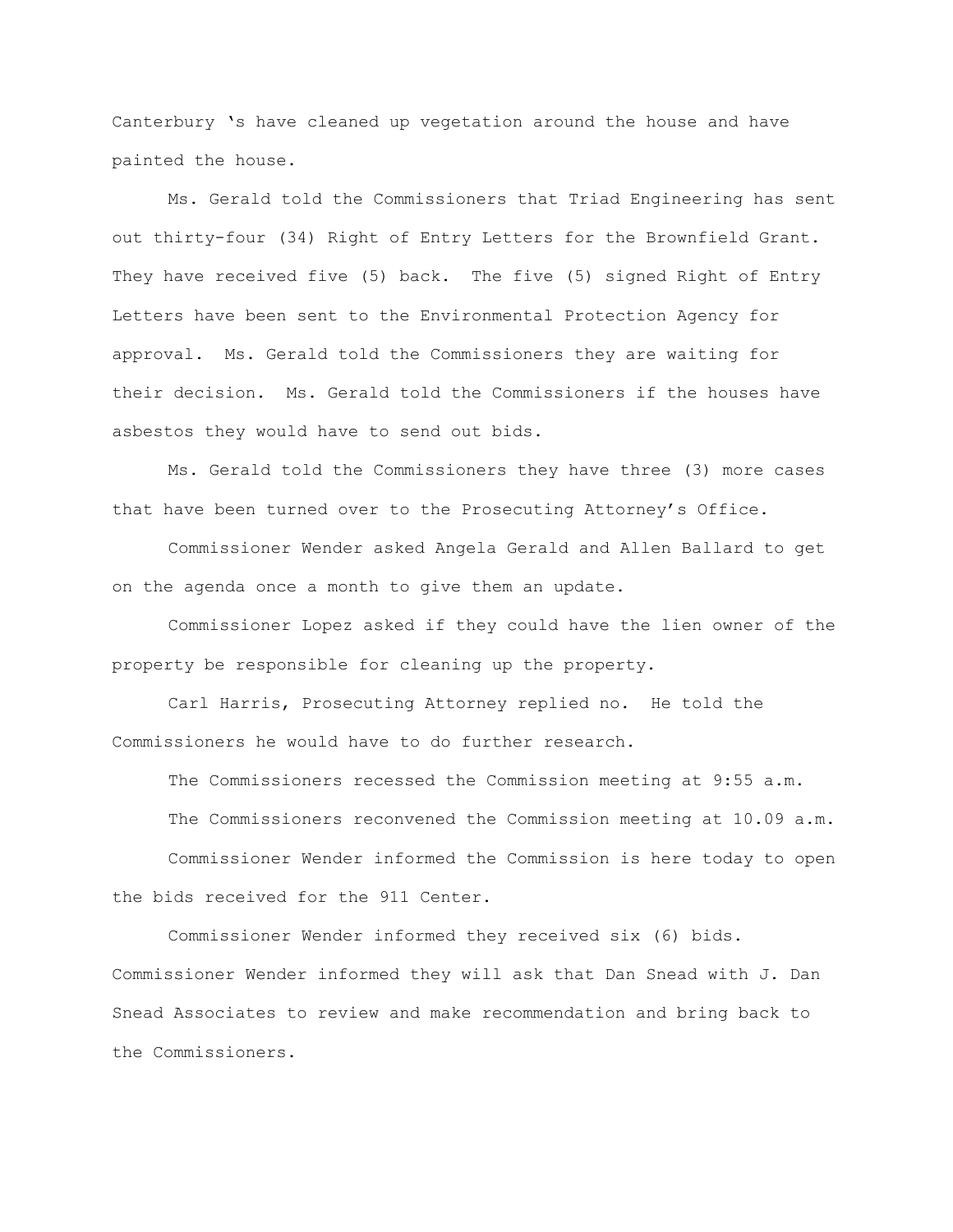Canterbury 's have cleaned up vegetation around the house and have painted the house.

Ms. Gerald told the Commissioners that Triad Engineering has sent out thirty-four (34) Right of Entry Letters for the Brownfield Grant. They have received five (5) back. The five (5) signed Right of Entry Letters have been sent to the Environmental Protection Agency for approval. Ms. Gerald told the Commissioners they are waiting for their decision. Ms. Gerald told the Commissioners if the houses have asbestos they would have to send out bids.

Ms. Gerald told the Commissioners they have three (3) more cases that have been turned over to the Prosecuting Attorney's Office.

Commissioner Wender asked Angela Gerald and Allen Ballard to get on the agenda once a month to give them an update.

Commissioner Lopez asked if they could have the lien owner of the property be responsible for cleaning up the property.

Carl Harris, Prosecuting Attorney replied no. He told the Commissioners he would have to do further research.

The Commissioners recessed the Commission meeting at 9:55 a.m.

The Commissioners reconvened the Commission meeting at 10.09 a.m.

Commissioner Wender informed the Commission is here today to open the bids received for the 911 Center.

Commissioner Wender informed they received six (6) bids. Commissioner Wender informed they will ask that Dan Snead with J. Dan Snead Associates to review and make recommendation and bring back to the Commissioners.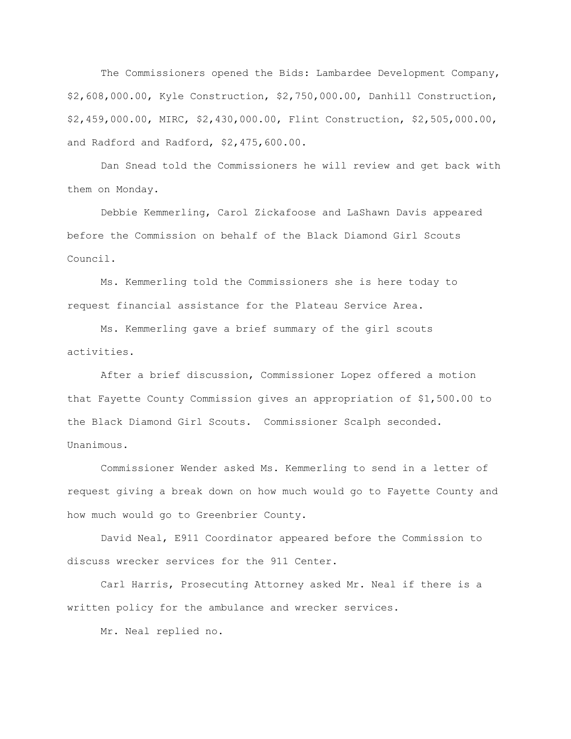The Commissioners opened the Bids: Lambardee Development Company, $2,608,000.00, Kyle Construction, $2,750,000.00, Danhill Construction, $2,459,000.00, MIRC, $2,430,000.00, Flint Construction, $2,505,000.00, and Radford and Radford, $2,475,600.00.

Dan Snead told the Commissioners he will review and get back with them on Monday.

Debbie Kemmerling, Carol Zickafoose and LaShawn Davis appeared before the Commission on behalf of the Black Diamond Girl Scouts Council.

Ms. Kemmerling told the Commissioners she is here today to request financial assistance for the Plateau Service Area.

Ms. Kemmerling gave a brief summary of the girl scouts activities.

After a brief discussion, Commissioner Lopez offered a motion that Fayette County Commission gives an appropriation of $1,500.00 to the Black Diamond Girl Scouts. Commissioner Scalph seconded. Unanimous.

Commissioner Wender asked Ms. Kemmerling to send in a letter of request giving a break down on how much would go to Fayette County and how much would go to Greenbrier County.

David Neal, E911 Coordinator appeared before the Commission to discuss wrecker services for the 911 Center.

Carl Harris, Prosecuting Attorney asked Mr. Neal if there is a written policy for the ambulance and wrecker services.

Mr. Neal replied no.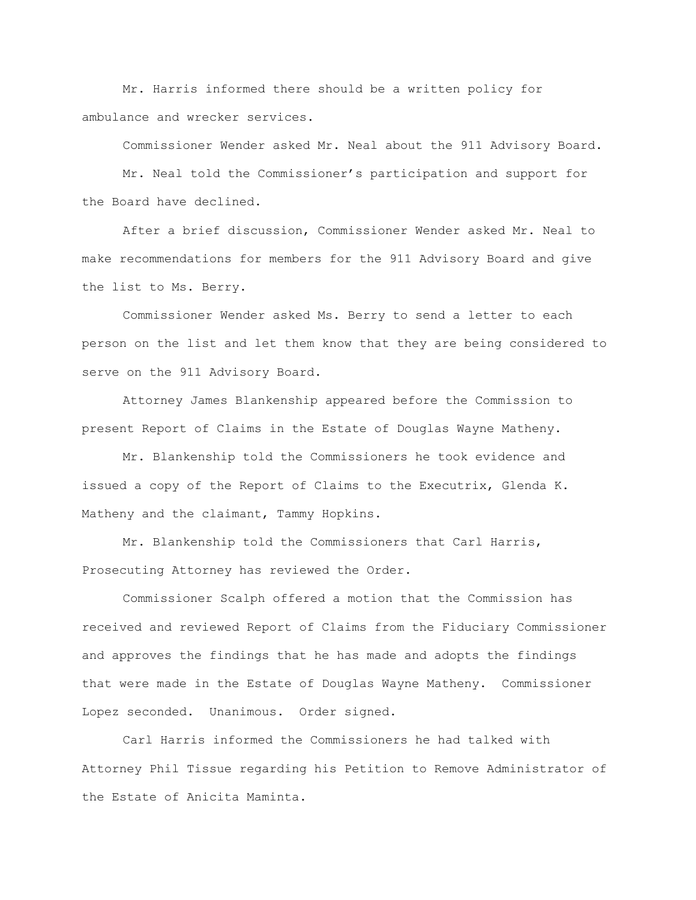Mr. Harris informed there should be a written policy for ambulance and wrecker services.

Commissioner Wender asked Mr. Neal about the 911 Advisory Board.

Mr. Neal told the Commissioner's participation and support for the Board have declined.

After a brief discussion, Commissioner Wender asked Mr. Neal to make recommendations for members for the 911 Advisory Board and give the list to Ms. Berry.

Commissioner Wender asked Ms. Berry to send a letter to each person on the list and let them know that they are being considered to serve on the 911 Advisory Board.

Attorney James Blankenship appeared before the Commission to present Report of Claims in the Estate of Douglas Wayne Matheny.

Mr. Blankenship told the Commissioners he took evidence and issued a copy of the Report of Claims to the Executrix, Glenda K. Matheny and the claimant, Tammy Hopkins.

Mr. Blankenship told the Commissioners that Carl Harris, Prosecuting Attorney has reviewed the Order.

Commissioner Scalph offered a motion that the Commission has received and reviewed Report of Claims from the Fiduciary Commissioner and approves the findings that he has made and adopts the findings that were made in the Estate of Douglas Wayne Matheny. Commissioner Lopez seconded. Unanimous. Order signed.

Carl Harris informed the Commissioners he had talked with Attorney Phil Tissue regarding his Petition to Remove Administrator of the Estate of Anicita Maminta.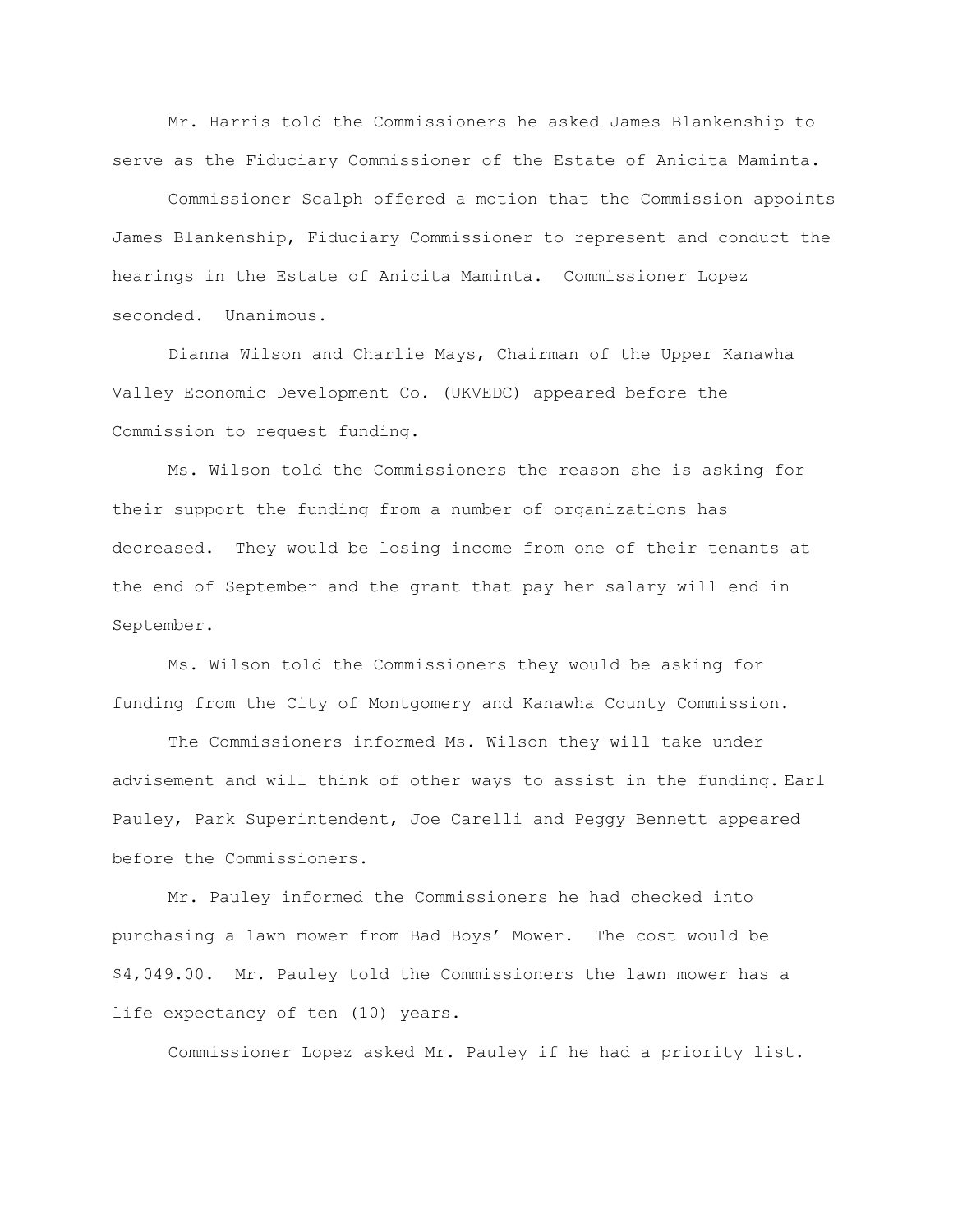Mr. Harris told the Commissioners he asked James Blankenship to serve as the Fiduciary Commissioner of the Estate of Anicita Maminta.

Commissioner Scalph offered a motion that the Commission appoints James Blankenship, Fiduciary Commissioner to represent and conduct the hearings in the Estate of Anicita Maminta. Commissioner Lopez seconded. Unanimous.

Dianna Wilson and Charlie Mays, Chairman of the Upper Kanawha Valley Economic Development Co. (UKVEDC) appeared before the Commission to request funding.

Ms. Wilson told the Commissioners the reason she is asking for their support the funding from a number of organizations has decreased. They would be losing income from one of their tenants at the end of September and the grant that pay her salary will end in September.

Ms. Wilson told the Commissioners they would be asking for funding from the City of Montgomery and Kanawha County Commission.

The Commissioners informed Ms. Wilson they will take under advisement and will think of other ways to assist in the funding. Earl Pauley, Park Superintendent, Joe Carelli and Peggy Bennett appeared before the Commissioners.

Mr. Pauley informed the Commissioners he had checked into purchasing a lawn mower from Bad Boys' Mower. The cost would be $4,049.00. Mr. Pauley told the Commissioners the lawn mower has a life expectancy of ten (10) years.

Commissioner Lopez asked Mr. Pauley if he had a priority list.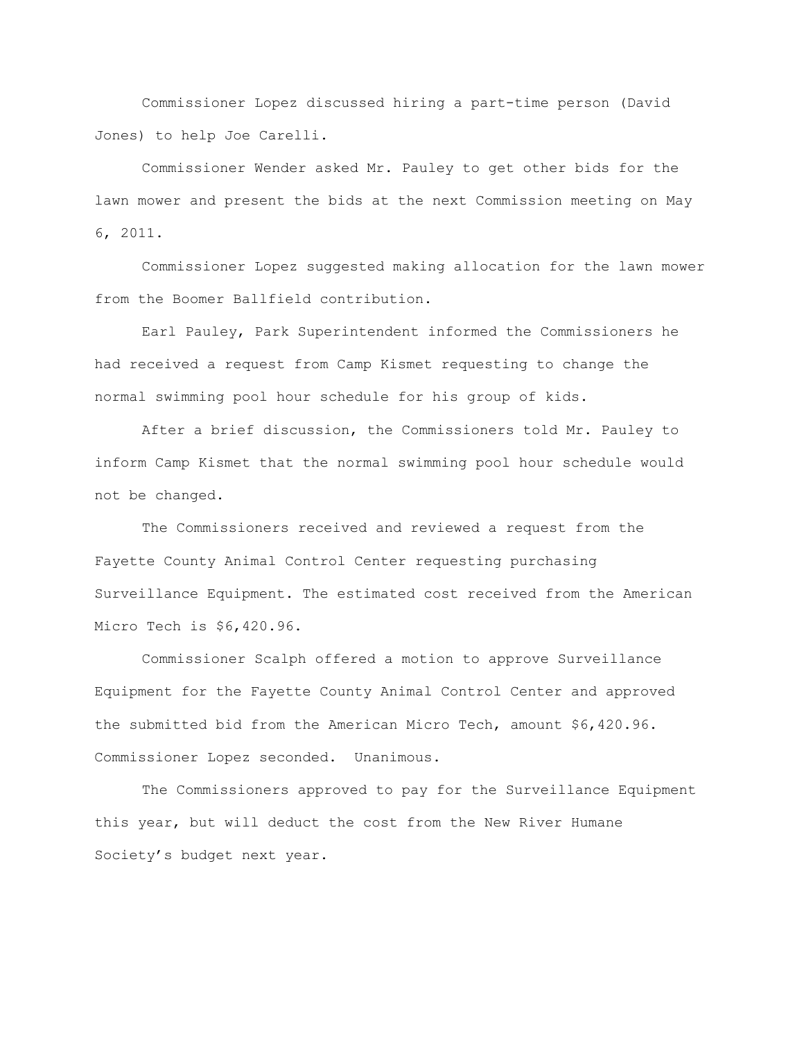Commissioner Lopez discussed hiring a part-time person (David Jones) to help Joe Carelli.

Commissioner Wender asked Mr. Pauley to get other bids for the lawn mower and present the bids at the next Commission meeting on May 6, 2011.

Commissioner Lopez suggested making allocation for the lawn mower from the Boomer Ballfield contribution.

Earl Pauley, Park Superintendent informed the Commissioners he had received a request from Camp Kismet requesting to change the normal swimming pool hour schedule for his group of kids.

After a brief discussion, the Commissioners told Mr. Pauley to inform Camp Kismet that the normal swimming pool hour schedule would not be changed.

The Commissioners received and reviewed a request from the Fayette County Animal Control Center requesting purchasing Surveillance Equipment. The estimated cost received from the American Micro Tech is $6,420.96.

Commissioner Scalph offered a motion to approve Surveillance Equipment for the Fayette County Animal Control Center and approved the submitted bid from the American Micro Tech, amount $6,420.96. Commissioner Lopez seconded. Unanimous.

The Commissioners approved to pay for the Surveillance Equipment this year, but will deduct the cost from the New River Humane Society's budget next year.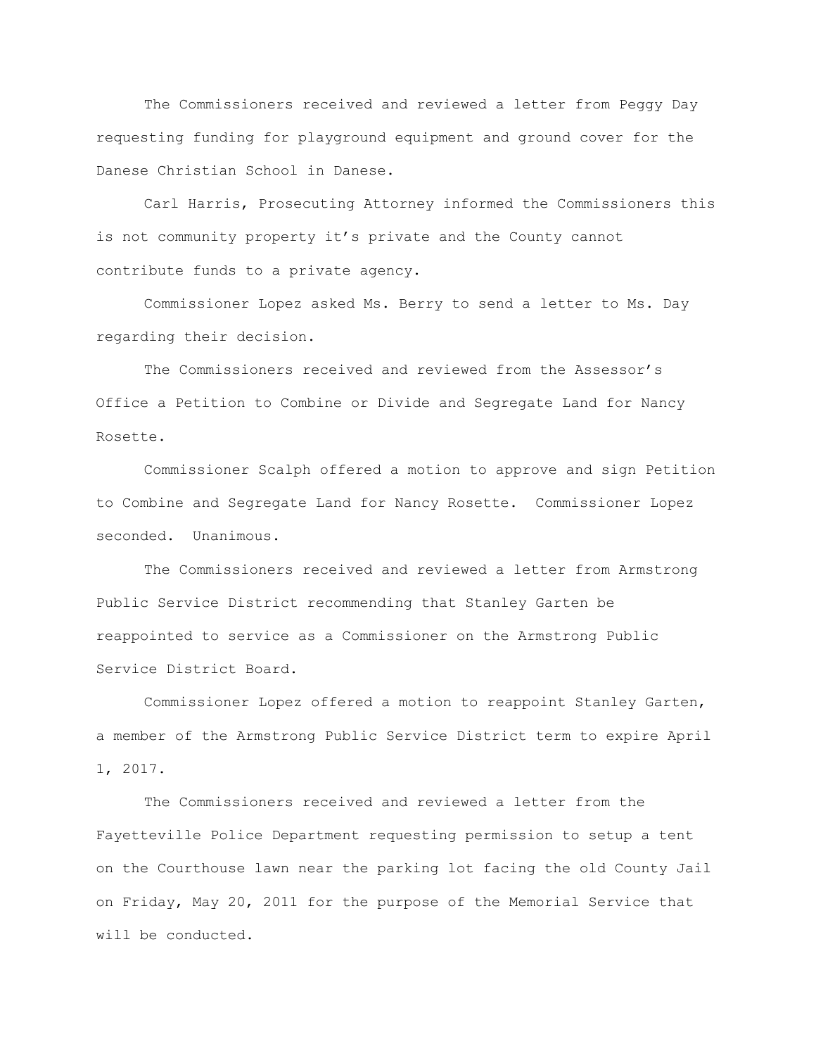The Commissioners received and reviewed a letter from Peggy Day requesting funding for playground equipment and ground cover for the Danese Christian School in Danese.

Carl Harris, Prosecuting Attorney informed the Commissioners this is not community property it's private and the County cannot contribute funds to a private agency.

Commissioner Lopez asked Ms. Berry to send a letter to Ms. Day regarding their decision.

The Commissioners received and reviewed from the Assessor's Office a Petition to Combine or Divide and Segregate Land for Nancy Rosette.

Commissioner Scalph offered a motion to approve and sign Petition to Combine and Segregate Land for Nancy Rosette. Commissioner Lopez seconded. Unanimous.

The Commissioners received and reviewed a letter from Armstrong Public Service District recommending that Stanley Garten be reappointed to service as a Commissioner on the Armstrong Public Service District Board.

Commissioner Lopez offered a motion to reappoint Stanley Garten, a member of the Armstrong Public Service District term to expire April 1, 2017.

The Commissioners received and reviewed a letter from the Fayetteville Police Department requesting permission to setup a tent on the Courthouse lawn near the parking lot facing the old County Jail on Friday, May 20, 2011 for the purpose of the Memorial Service that will be conducted.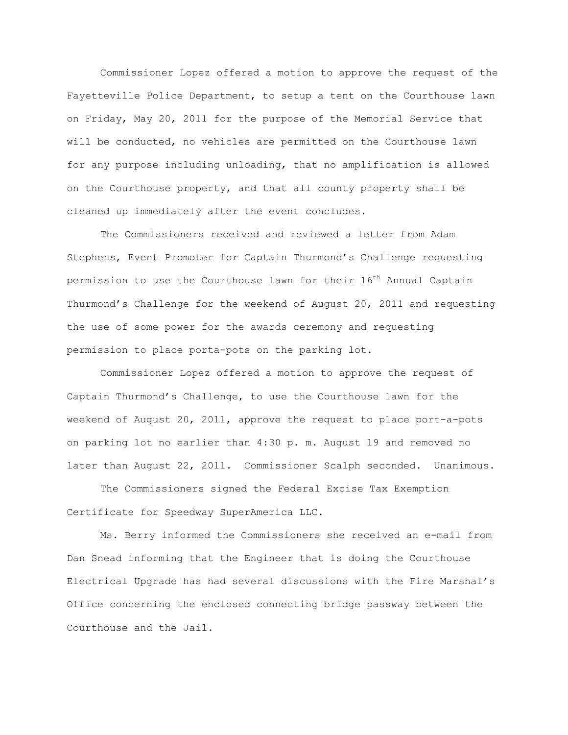Commissioner Lopez offered a motion to approve the request of the Fayetteville Police Department, to setup a tent on the Courthouse lawn on Friday, May 20, 2011 for the purpose of the Memorial Service that will be conducted, no vehicles are permitted on the Courthouse lawn for any purpose including unloading, that no amplification is allowed on the Courthouse property, and that all county property shall be cleaned up immediately after the event concludes.

The Commissioners received and reviewed a letter from Adam Stephens, Event Promoter for Captain Thurmond's Challenge requesting permission to use the Courthouse lawn for their 16th Annual Captain Thurmond's Challenge for the weekend of August 20, 2011 and requesting the use of some power for the awards ceremony and requesting permission to place porta-pots on the parking lot.

Commissioner Lopez offered a motion to approve the request of Captain Thurmond's Challenge, to use the Courthouse lawn for the weekend of August 20, 2011, approve the request to place port-a-pots on parking lot no earlier than 4:30 p. m. August 19 and removed no later than August 22, 2011. Commissioner Scalph seconded. Unanimous.

The Commissioners signed the Federal Excise Tax Exemption Certificate for Speedway SuperAmerica LLC.

Ms. Berry informed the Commissioners she received an e-mail from Dan Snead informing that the Engineer that is doing the Courthouse Electrical Upgrade has had several discussions with the Fire Marshal's Office concerning the enclosed connecting bridge passway between the Courthouse and the Jail.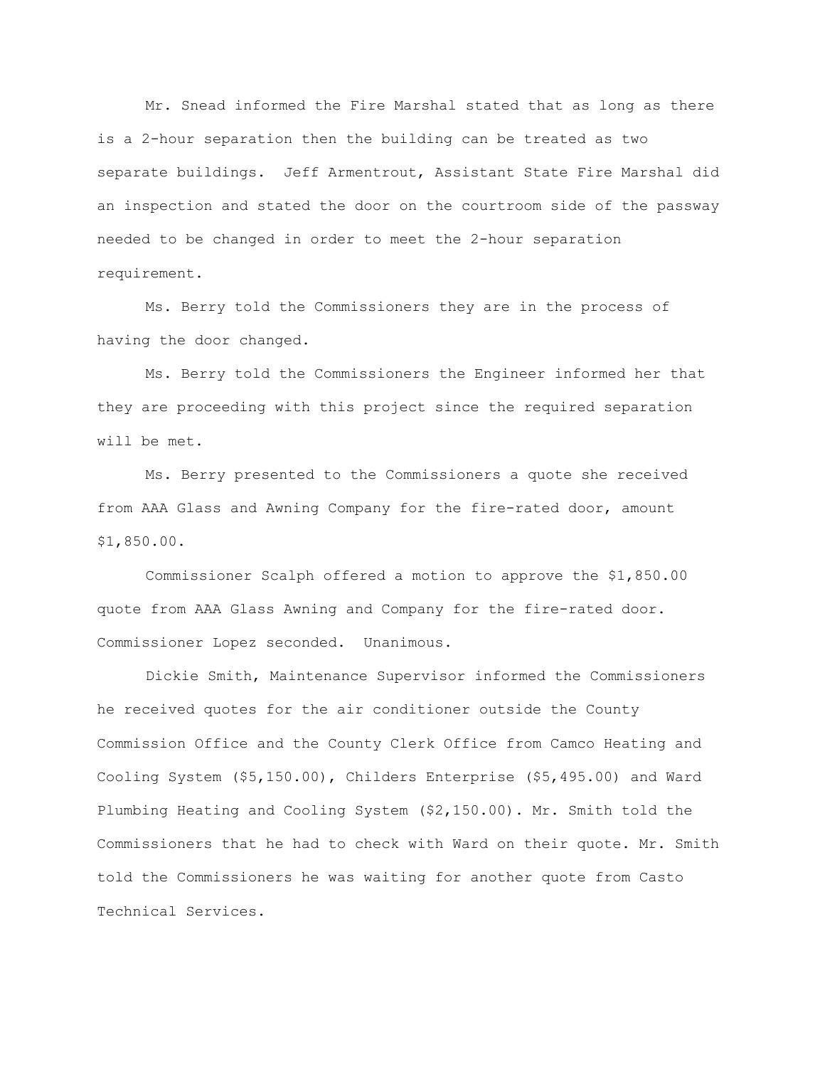Mr. Snead informed the Fire Marshal stated that as long as there is a 2-hour separation then the building can be treated as two separate buildings. Jeff Armentrout, Assistant State Fire Marshal did an inspection and stated the door on the courtroom side of the passway needed to be changed in order to meet the 2-hour separation requirement.

Ms. Berry told the Commissioners they are in the process of having the door changed.

Ms. Berry told the Commissioners the Engineer informed her that they are proceeding with this project since the required separation will be met.

Ms. Berry presented to the Commissioners a quote she received from AAA Glass and Awning Company for the fire-rated door, amount $1,850.00.

Commissioner Scalph offered a motion to approve the $1,850.00 quote from AAA Glass Awning and Company for the fire-rated door. Commissioner Lopez seconded. Unanimous.

Dickie Smith, Maintenance Supervisor informed the Commissioners he received quotes for the air conditioner outside the County Commission Office and the County Clerk Office from Camco Heating and Cooling System ($5,150.00), Childers Enterprise ($5,495.00) and Ward Plumbing Heating and Cooling System ($2,150.00). Mr. Smith told the Commissioners that he had to check with Ward on their quote. Mr. Smith told the Commissioners he was waiting for another quote from Casto Technical Services.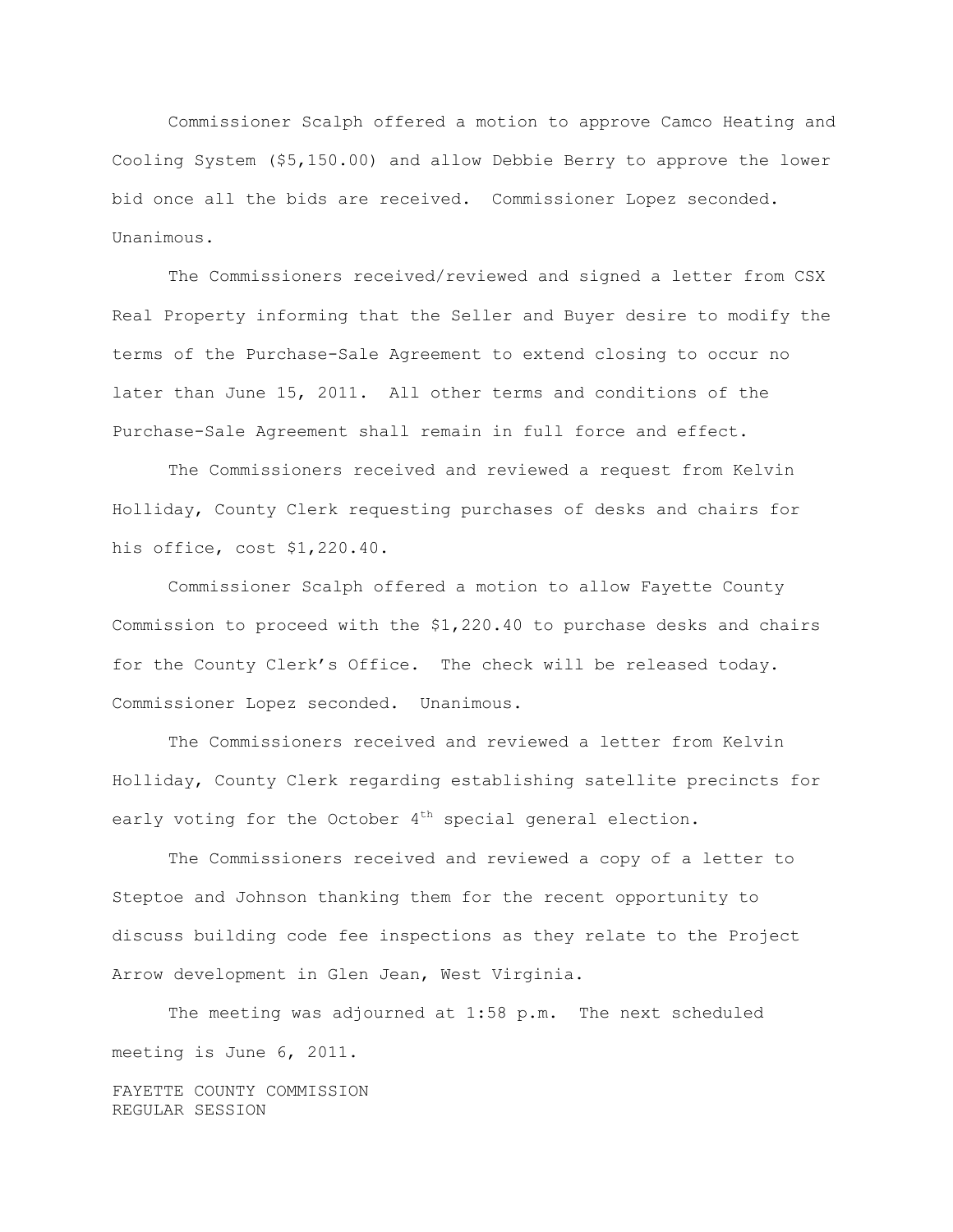Commissioner Scalph offered a motion to approve Camco Heating and Cooling System ($5,150.00) and allow Debbie Berry to approve the lower bid once all the bids are received. Commissioner Lopez seconded. Unanimous.

The Commissioners received/reviewed and signed a letter from CSX Real Property informing that the Seller and Buyer desire to modify the terms of the Purchase-Sale Agreement to extend closing to occur no later than June 15, 2011. All other terms and conditions of the Purchase-Sale Agreement shall remain in full force and effect.

The Commissioners received and reviewed a request from Kelvin Holliday, County Clerk requesting purchases of desks and chairs for his office, cost $1,220.40.

Commissioner Scalph offered a motion to allow Fayette County Commission to proceed with the $1,220.40 to purchase desks and chairs for the County Clerk's Office. The check will be released today. Commissioner Lopez seconded. Unanimous.

The Commissioners received and reviewed a letter from Kelvin Holliday, County Clerk regarding establishing satellite precincts for early voting for the October 4th special general election.

The Commissioners received and reviewed a copy of a letter to Steptoe and Johnson thanking them for the recent opportunity to discuss building code fee inspections as they relate to the Project Arrow development in Glen Jean, West Virginia.

The meeting was adjourned at 1:58 p.m. The next scheduled meeting is June 6, 2011.

FAYETTE COUNTY COMMISSION
REGULAR SESSION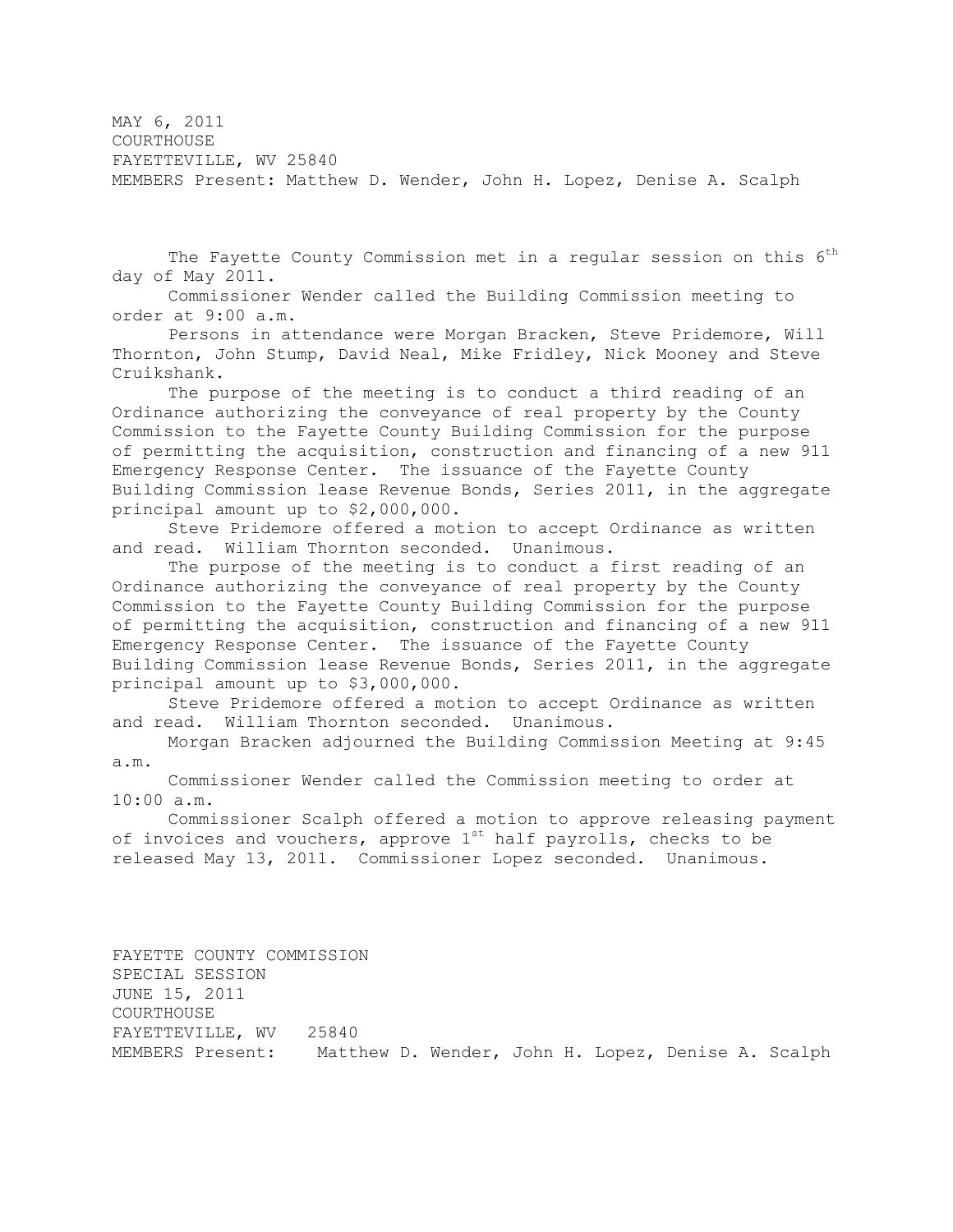MAY 6, 2011
COURTHOUSE
FAYETTEVILLE, WV 25840
MEMBERS Present: Matthew D. Wender, John H. Lopez, Denise A. Scalph

The Fayette County Commission met in a regular session on this 6th day of May 2011.

Commissioner Wender called the Building Commission meeting to order at 9:00 a.m.

Persons in attendance were Morgan Bracken, Steve Pridemore, Will Thornton, John Stump, David Neal, Mike Fridley, Nick Mooney and Steve Cruikshank.

The purpose of the meeting is to conduct a third reading of an Ordinance authorizing the conveyance of real property by the County Commission to the Fayette County Building Commission for the purpose of permitting the acquisition, construction and financing of a new 911 Emergency Response Center. The issuance of the Fayette County Building Commission lease Revenue Bonds, Series 2011, in the aggregate principal amount up to $2,000,000.

Steve Pridemore offered a motion to accept Ordinance as written and read. William Thornton seconded. Unanimous.

The purpose of the meeting is to conduct a first reading of an Ordinance authorizing the conveyance of real property by the County Commission to the Fayette County Building Commission for the purpose of permitting the acquisition, construction and financing of a new 911 Emergency Response Center. The issuance of the Fayette County Building Commission lease Revenue Bonds, Series 2011, in the aggregate principal amount up to $3,000,000.

Steve Pridemore offered a motion to accept Ordinance as written and read. William Thornton seconded. Unanimous.

Morgan Bracken adjourned the Building Commission Meeting at 9:45 a.m.

Commissioner Wender called the Commission meeting to order at 10:00 a.m.

Commissioner Scalph offered a motion to approve releasing payment of invoices and vouchers, approve 1st half payrolls, checks to be released May 13, 2011. Commissioner Lopez seconded. Unanimous.

FAYETTE COUNTY COMMISSION
SPECIAL SESSION
JUNE 15, 2011
COURTHOUSE
FAYETTEVILLE, WV 25840
MEMBERS Present: Matthew D. Wender, John H. Lopez, Denise A. Scalph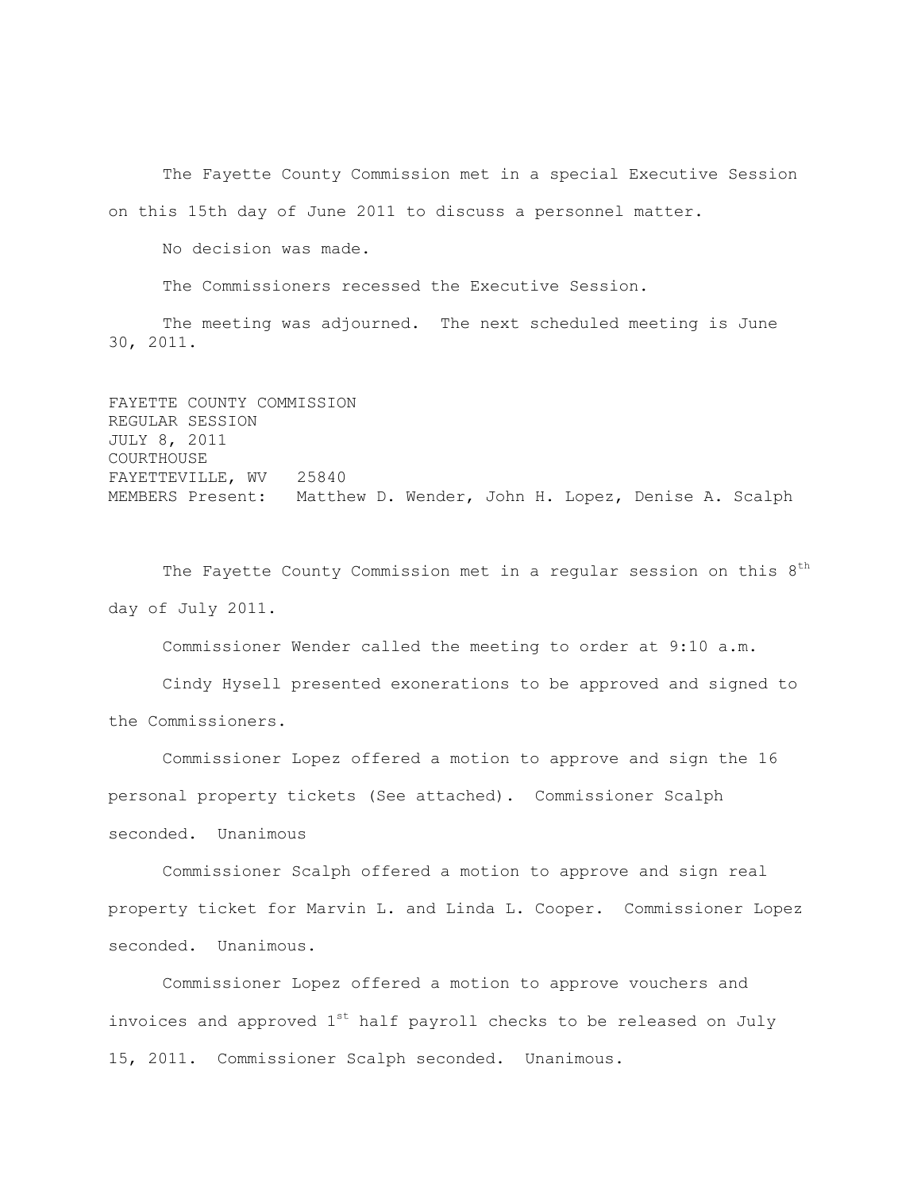The Fayette County Commission met in a special Executive Session on this 15th day of June 2011 to discuss a personnel matter.

No decision was made.

The Commissioners recessed the Executive Session.

The meeting was adjourned. The next scheduled meeting is June 30, 2011.

FAYETTE COUNTY COMMISSION
REGULAR SESSION
JULY 8, 2011
COURTHOUSE
FAYETTEVILLE, WV 25840
MEMBERS Present: Matthew D. Wender, John H. Lopez, Denise A. Scalph

The Fayette County Commission met in a regular session on this 8th day of July 2011.

Commissioner Wender called the meeting to order at 9:10 a.m.

Cindy Hysell presented exonerations to be approved and signed to the Commissioners.

Commissioner Lopez offered a motion to approve and sign the 16 personal property tickets (See attached). Commissioner Scalph seconded. Unanimous

Commissioner Scalph offered a motion to approve and sign real property ticket for Marvin L. and Linda L. Cooper. Commissioner Lopez seconded. Unanimous.

Commissioner Lopez offered a motion to approve vouchers and invoices and approved 1st half payroll checks to be released on July 15, 2011. Commissioner Scalph seconded. Unanimous.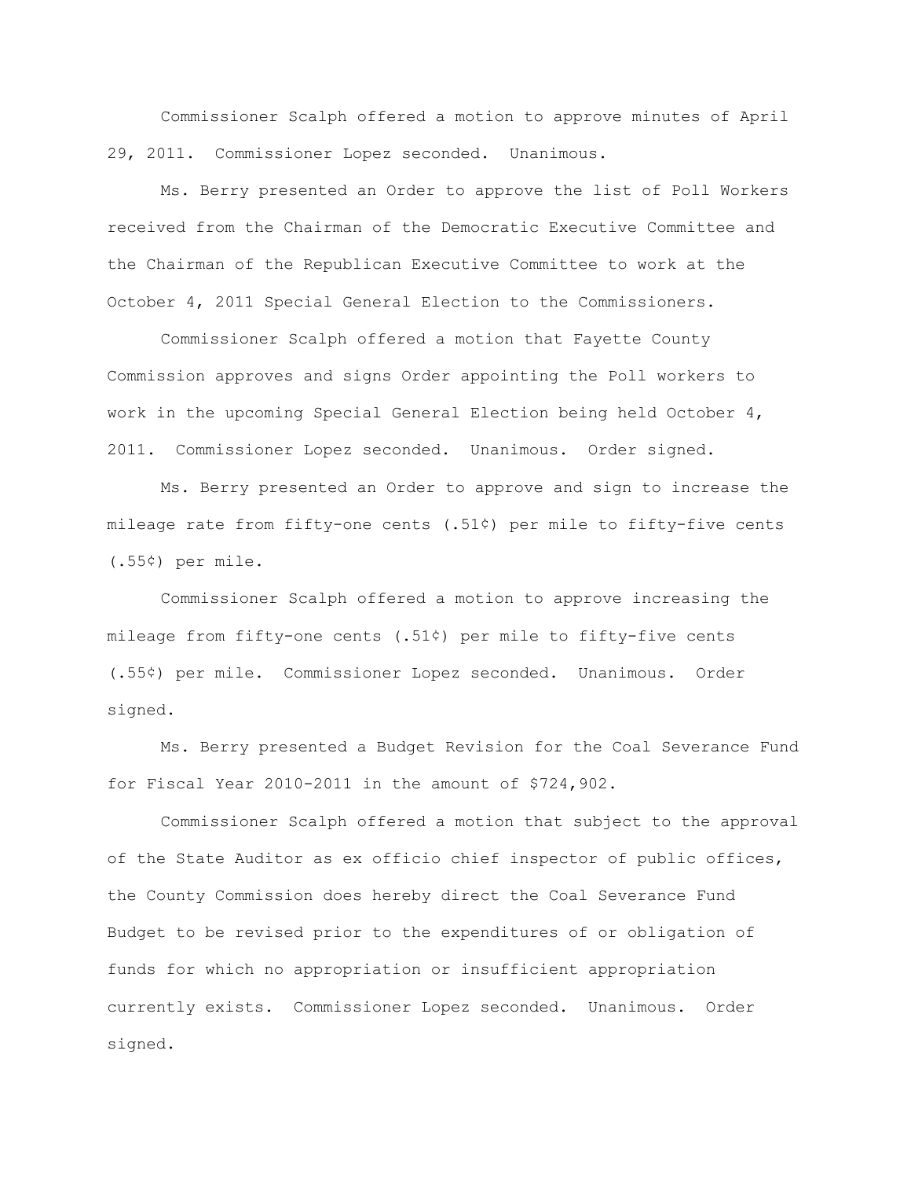Commissioner Scalph offered a motion to approve minutes of April 29, 2011. Commissioner Lopez seconded. Unanimous.

Ms. Berry presented an Order to approve the list of Poll Workers received from the Chairman of the Democratic Executive Committee and the Chairman of the Republican Executive Committee to work at the October 4, 2011 Special General Election to the Commissioners.

Commissioner Scalph offered a motion that Fayette County Commission approves and signs Order appointing the Poll workers to work in the upcoming Special General Election being held October 4, 2011. Commissioner Lopez seconded. Unanimous. Order signed.

Ms. Berry presented an Order to approve and sign to increase the mileage rate from fifty-one cents (.51¢) per mile to fifty-five cents (.55¢) per mile.

Commissioner Scalph offered a motion to approve increasing the mileage from fifty-one cents (.51¢) per mile to fifty-five cents (.55¢) per mile. Commissioner Lopez seconded. Unanimous. Order signed.

Ms. Berry presented a Budget Revision for the Coal Severance Fund for Fiscal Year 2010-2011 in the amount of $724,902.

Commissioner Scalph offered a motion that subject to the approval of the State Auditor as ex officio chief inspector of public offices, the County Commission does hereby direct the Coal Severance Fund Budget to be revised prior to the expenditures of or obligation of funds for which no appropriation or insufficient appropriation currently exists. Commissioner Lopez seconded. Unanimous. Order signed.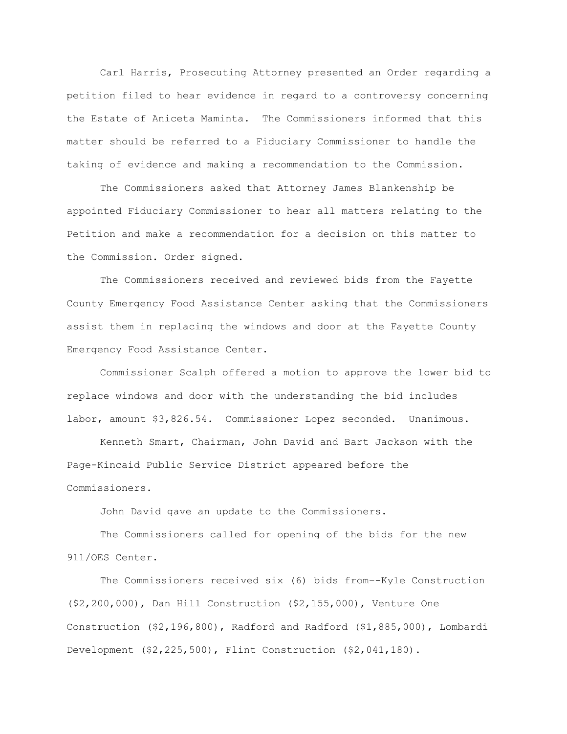Carl Harris, Prosecuting Attorney presented an Order regarding a petition filed to hear evidence in regard to a controversy concerning the Estate of Aniceta Maminta. The Commissioners informed that this matter should be referred to a Fiduciary Commissioner to handle the taking of evidence and making a recommendation to the Commission.

The Commissioners asked that Attorney James Blankenship be appointed Fiduciary Commissioner to hear all matters relating to the Petition and make a recommendation for a decision on this matter to the Commission. Order signed.

The Commissioners received and reviewed bids from the Fayette County Emergency Food Assistance Center asking that the Commissioners assist them in replacing the windows and door at the Fayette County Emergency Food Assistance Center.

Commissioner Scalph offered a motion to approve the lower bid to replace windows and door with the understanding the bid includes labor, amount $3,826.54. Commissioner Lopez seconded. Unanimous.

Kenneth Smart, Chairman, John David and Bart Jackson with the Page-Kincaid Public Service District appeared before the Commissioners.

John David gave an update to the Commissioners.

The Commissioners called for opening of the bids for the new 911/OES Center.

The Commissioners received six (6) bids from--Kyle Construction ($2,200,000), Dan Hill Construction ($2,155,000), Venture One Construction ($2,196,800), Radford and Radford ($1,885,000), Lombardi Development ($2,225,500), Flint Construction ($2,041,180).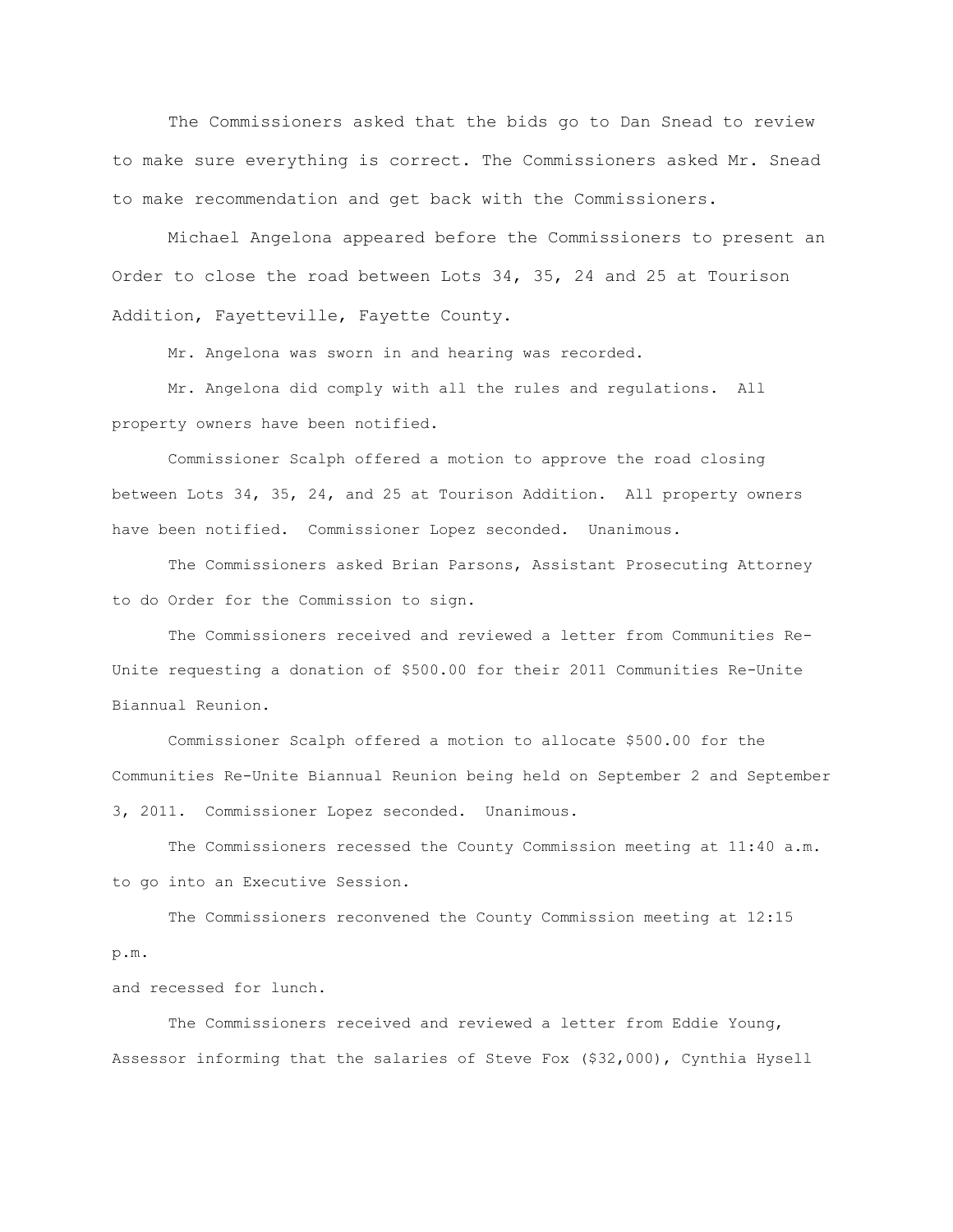The Commissioners asked that the bids go to Dan Snead to review to make sure everything is correct. The Commissioners asked Mr. Snead to make recommendation and get back with the Commissioners.

Michael Angelona appeared before the Commissioners to present an Order to close the road between Lots 34, 35, 24 and 25 at Tourison Addition, Fayetteville, Fayette County.

Mr. Angelona was sworn in and hearing was recorded.

Mr. Angelona did comply with all the rules and regulations. All property owners have been notified.

Commissioner Scalph offered a motion to approve the road closing between Lots 34, 35, 24, and 25 at Tourison Addition. All property owners have been notified. Commissioner Lopez seconded. Unanimous.

The Commissioners asked Brian Parsons, Assistant Prosecuting Attorney to do Order for the Commission to sign.

The Commissioners received and reviewed a letter from Communities Re-Unite requesting a donation of $500.00 for their 2011 Communities Re-Unite Biannual Reunion.

Commissioner Scalph offered a motion to allocate $500.00 for the Communities Re-Unite Biannual Reunion being held on September 2 and September 3, 2011. Commissioner Lopez seconded. Unanimous.

The Commissioners recessed the County Commission meeting at 11:40 a.m. to go into an Executive Session.

The Commissioners reconvened the County Commission meeting at 12:15 p.m.
and recessed for lunch.

The Commissioners received and reviewed a letter from Eddie Young, Assessor informing that the salaries of Steve Fox ($32,000), Cynthia Hysell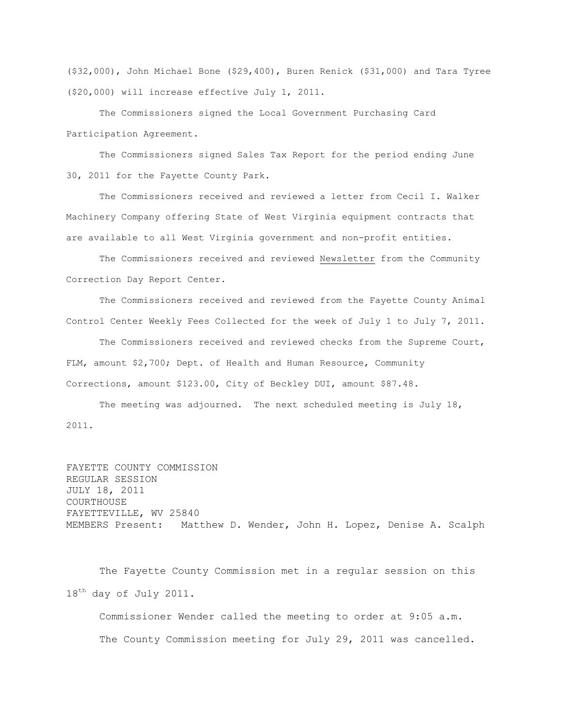($32,000), John Michael Bone ($29,400), Buren Renick ($31,000) and Tara Tyree ($20,000) will increase effective July 1, 2011.

The Commissioners signed the Local Government Purchasing Card Participation Agreement.

The Commissioners signed Sales Tax Report for the period ending June 30, 2011 for the Fayette County Park.

The Commissioners received and reviewed a letter from Cecil I. Walker Machinery Company offering State of West Virginia equipment contracts that are available to all West Virginia government and non-profit entities.

The Commissioners received and reviewed Newsletter from the Community Correction Day Report Center.

The Commissioners received and reviewed from the Fayette County Animal Control Center Weekly Fees Collected for the week of July 1 to July 7, 2011.

The Commissioners received and reviewed checks from the Supreme Court, FLM, amount $2,700; Dept. of Health and Human Resource, Community Corrections, amount $123.00, City of Beckley DUI, amount $87.48.

The meeting was adjourned. The next scheduled meeting is July 18, 2011.

FAYETTE COUNTY COMMISSION
REGULAR SESSION
JULY 18, 2011
COURTHOUSE
FAYETTEVILLE, WV 25840
MEMBERS Present: Matthew D. Wender, John H. Lopez, Denise A. Scalph

The Fayette County Commission met in a regular session on this 18th day of July 2011.

Commissioner Wender called the meeting to order at 9:05 a.m.

The County Commission meeting for July 29, 2011 was cancelled.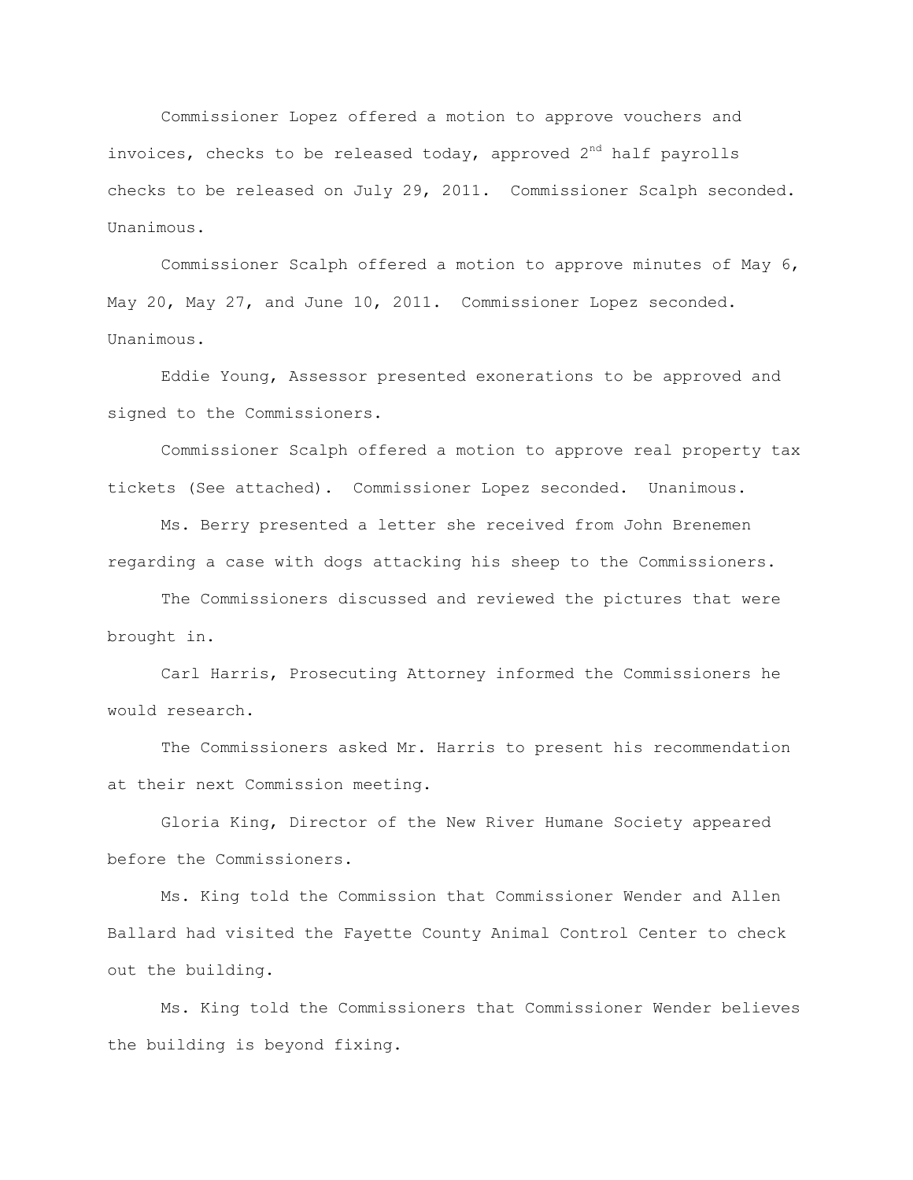Commissioner Lopez offered a motion to approve vouchers and invoices, checks to be released today, approved 2nd half payrolls checks to be released on July 29, 2011. Commissioner Scalph seconded. Unanimous.

Commissioner Scalph offered a motion to approve minutes of May 6, May 20, May 27, and June 10, 2011. Commissioner Lopez seconded. Unanimous.

Eddie Young, Assessor presented exonerations to be approved and signed to the Commissioners.

Commissioner Scalph offered a motion to approve real property tax tickets (See attached). Commissioner Lopez seconded. Unanimous.

Ms. Berry presented a letter she received from John Brenemen regarding a case with dogs attacking his sheep to the Commissioners.

The Commissioners discussed and reviewed the pictures that were brought in.

Carl Harris, Prosecuting Attorney informed the Commissioners he would research.

The Commissioners asked Mr. Harris to present his recommendation at their next Commission meeting.

Gloria King, Director of the New River Humane Society appeared before the Commissioners.

Ms. King told the Commission that Commissioner Wender and Allen Ballard had visited the Fayette County Animal Control Center to check out the building.

Ms. King told the Commissioners that Commissioner Wender believes the building is beyond fixing.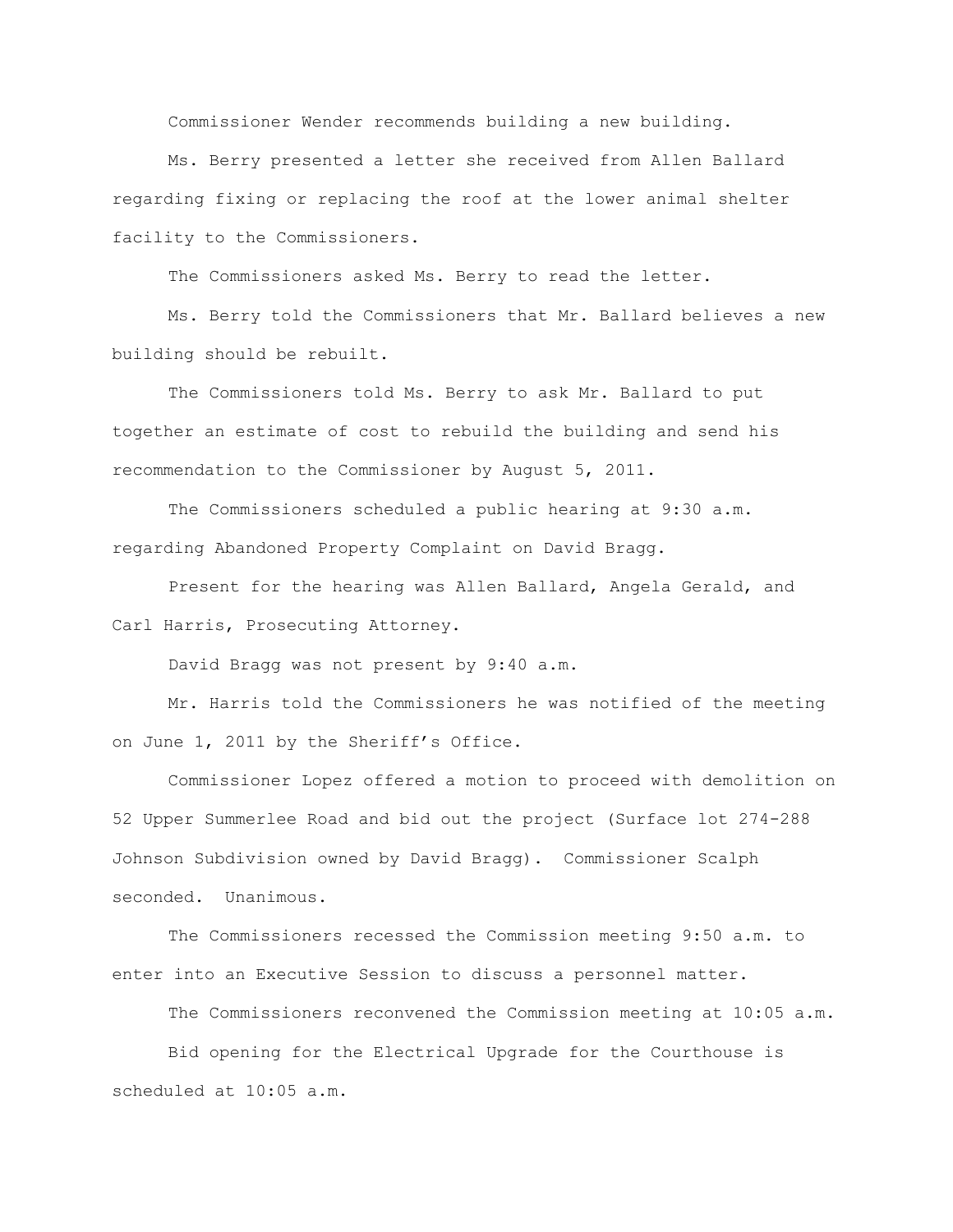Commissioner Wender recommends building a new building.

Ms. Berry presented a letter she received from Allen Ballard regarding fixing or replacing the roof at the lower animal shelter facility to the Commissioners.

The Commissioners asked Ms. Berry to read the letter.

Ms. Berry told the Commissioners that Mr. Ballard believes a new building should be rebuilt.

The Commissioners told Ms. Berry to ask Mr. Ballard to put together an estimate of cost to rebuild the building and send his recommendation to the Commissioner by August 5, 2011.

The Commissioners scheduled a public hearing at 9:30 a.m. regarding Abandoned Property Complaint on David Bragg.

Present for the hearing was Allen Ballard, Angela Gerald, and Carl Harris, Prosecuting Attorney.

David Bragg was not present by 9:40 a.m.

Mr. Harris told the Commissioners he was notified of the meeting on June 1, 2011 by the Sheriff's Office.

Commissioner Lopez offered a motion to proceed with demolition on 52 Upper Summerlee Road and bid out the project (Surface lot 274-288 Johnson Subdivision owned by David Bragg). Commissioner Scalph seconded. Unanimous.

The Commissioners recessed the Commission meeting 9:50 a.m. to enter into an Executive Session to discuss a personnel matter.

The Commissioners reconvened the Commission meeting at 10:05 a.m.

Bid opening for the Electrical Upgrade for the Courthouse is scheduled at 10:05 a.m.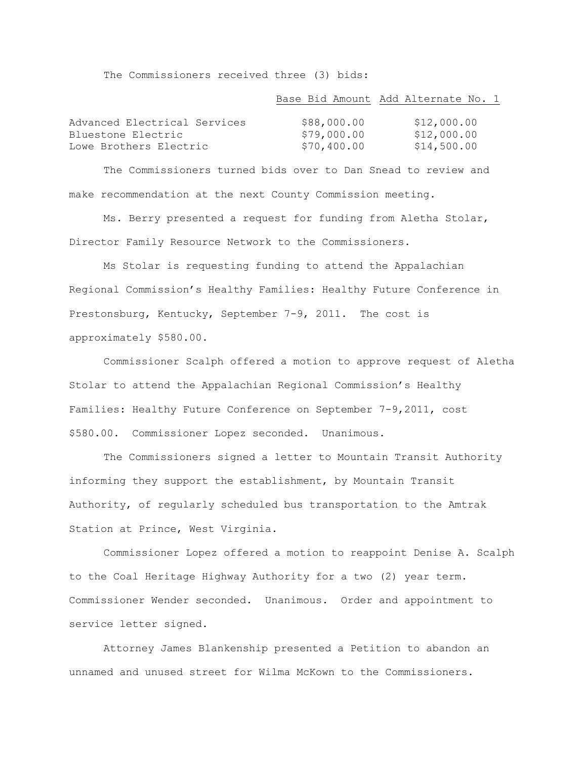The Commissioners received three (3) bids:

| | Base Bid Amount | Add Alternate No. 1 |
|---|---|---|
| Advanced Electrical Services | $88,000.00 | $12,000.00 |
| Bluestone Electric | $79,000.00 | $12,000.00 |
| Lowe Brothers Electric | $70,400.00 | $14,500.00 |

The Commissioners turned bids over to Dan Snead to review and make recommendation at the next County Commission meeting.

Ms. Berry presented a request for funding from Aletha Stolar, Director Family Resource Network to the Commissioners.

Ms Stolar is requesting funding to attend the Appalachian Regional Commission's Healthy Families: Healthy Future Conference in Prestonsburg, Kentucky, September 7-9, 2011. The cost is approximately $580.00.

Commissioner Scalph offered a motion to approve request of Aletha Stolar to attend the Appalachian Regional Commission's Healthy Families: Healthy Future Conference on September 7-9,2011, cost $580.00. Commissioner Lopez seconded. Unanimous.

The Commissioners signed a letter to Mountain Transit Authority informing they support the establishment, by Mountain Transit Authority, of regularly scheduled bus transportation to the Amtrak Station at Prince, West Virginia.

Commissioner Lopez offered a motion to reappoint Denise A. Scalph to the Coal Heritage Highway Authority for a two (2) year term. Commissioner Wender seconded. Unanimous. Order and appointment to service letter signed.

Attorney James Blankenship presented a Petition to abandon an unnamed and unused street for Wilma McKown to the Commissioners.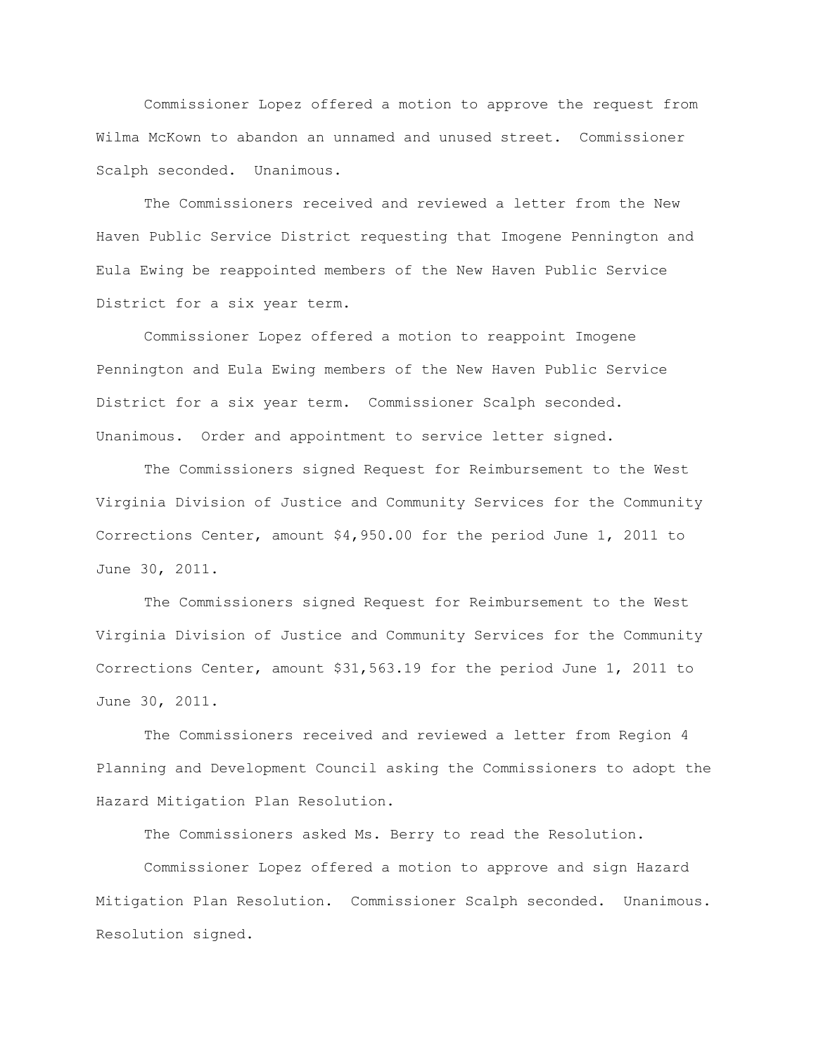Commissioner Lopez offered a motion to approve the request from Wilma McKown to abandon an unnamed and unused street. Commissioner Scalph seconded. Unanimous.

The Commissioners received and reviewed a letter from the New Haven Public Service District requesting that Imogene Pennington and Eula Ewing be reappointed members of the New Haven Public Service District for a six year term.

Commissioner Lopez offered a motion to reappoint Imogene Pennington and Eula Ewing members of the New Haven Public Service District for a six year term. Commissioner Scalph seconded. Unanimous. Order and appointment to service letter signed.

The Commissioners signed Request for Reimbursement to the West Virginia Division of Justice and Community Services for the Community Corrections Center, amount $4,950.00 for the period June 1, 2011 to June 30, 2011.

The Commissioners signed Request for Reimbursement to the West Virginia Division of Justice and Community Services for the Community Corrections Center, amount $31,563.19 for the period June 1, 2011 to June 30, 2011.

The Commissioners received and reviewed a letter from Region 4 Planning and Development Council asking the Commissioners to adopt the Hazard Mitigation Plan Resolution.

The Commissioners asked Ms. Berry to read the Resolution.

Commissioner Lopez offered a motion to approve and sign Hazard Mitigation Plan Resolution. Commissioner Scalph seconded. Unanimous. Resolution signed.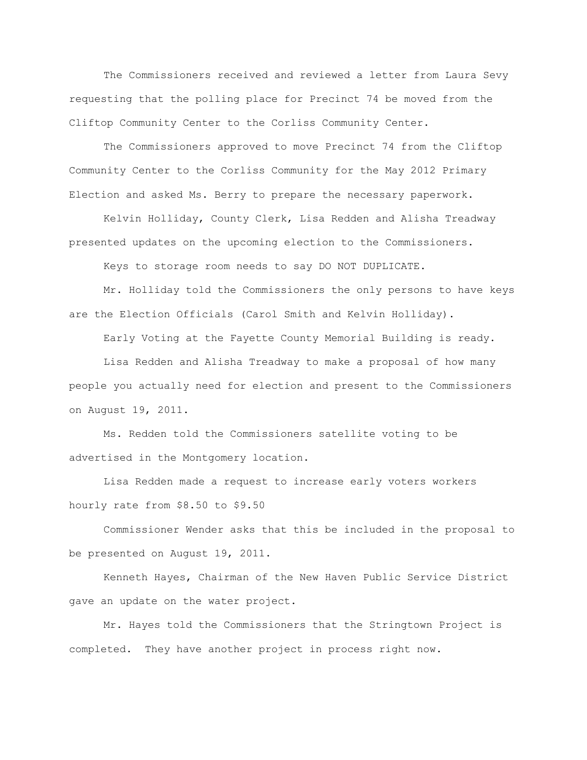The Commissioners received and reviewed a letter from Laura Sevy requesting that the polling place for Precinct 74 be moved from the Cliftop Community Center to the Corliss Community Center.

The Commissioners approved to move Precinct 74 from the Cliftop Community Center to the Corliss Community for the May 2012 Primary Election and asked Ms. Berry to prepare the necessary paperwork.

Kelvin Holliday, County Clerk, Lisa Redden and Alisha Treadway presented updates on the upcoming election to the Commissioners.

Keys to storage room needs to say DO NOT DUPLICATE.

Mr. Holliday told the Commissioners the only persons to have keys are the Election Officials (Carol Smith and Kelvin Holliday).

Early Voting at the Fayette County Memorial Building is ready.

Lisa Redden and Alisha Treadway to make a proposal of how many people you actually need for election and present to the Commissioners on August 19, 2011.

Ms. Redden told the Commissioners satellite voting to be advertised in the Montgomery location.

Lisa Redden made a request to increase early voters workers hourly rate from $8.50 to $9.50

Commissioner Wender asks that this be included in the proposal to be presented on August 19, 2011.

Kenneth Hayes, Chairman of the New Haven Public Service District gave an update on the water project.

Mr. Hayes told the Commissioners that the Stringtown Project is completed. They have another project in process right now.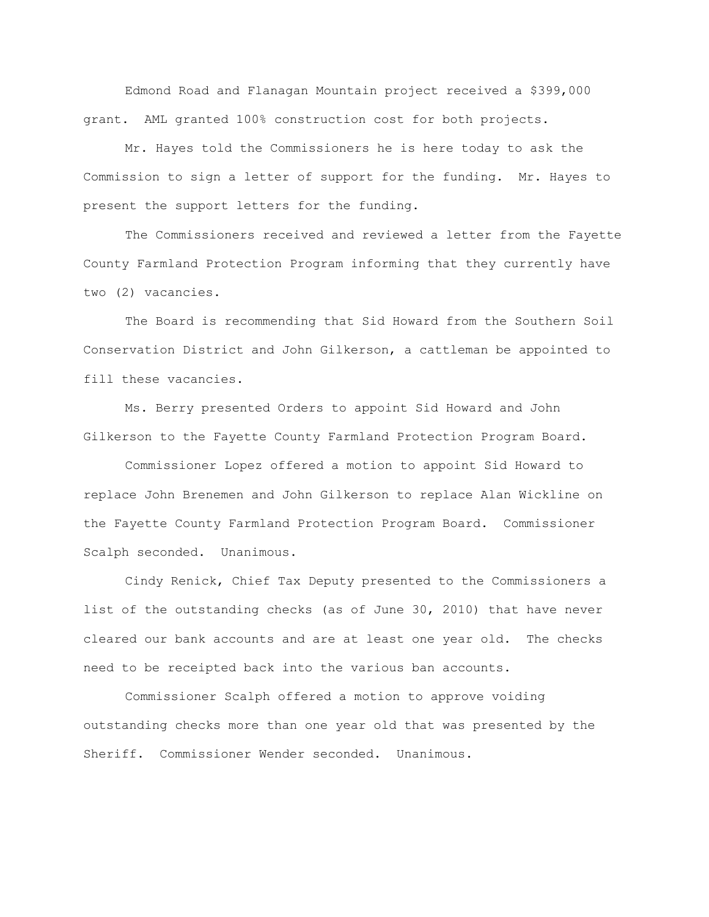Edmond Road and Flanagan Mountain project received a $399,000 grant. AML granted 100% construction cost for both projects.

Mr. Hayes told the Commissioners he is here today to ask the Commission to sign a letter of support for the funding. Mr. Hayes to present the support letters for the funding.

The Commissioners received and reviewed a letter from the Fayette County Farmland Protection Program informing that they currently have two (2) vacancies.

The Board is recommending that Sid Howard from the Southern Soil Conservation District and John Gilkerson, a cattleman be appointed to fill these vacancies.

Ms. Berry presented Orders to appoint Sid Howard and John Gilkerson to the Fayette County Farmland Protection Program Board.

Commissioner Lopez offered a motion to appoint Sid Howard to replace John Brenemen and John Gilkerson to replace Alan Wickline on the Fayette County Farmland Protection Program Board. Commissioner Scalph seconded. Unanimous.

Cindy Renick, Chief Tax Deputy presented to the Commissioners a list of the outstanding checks (as of June 30, 2010) that have never cleared our bank accounts and are at least one year old. The checks need to be receipted back into the various ban accounts.

Commissioner Scalph offered a motion to approve voiding outstanding checks more than one year old that was presented by the Sheriff. Commissioner Wender seconded. Unanimous.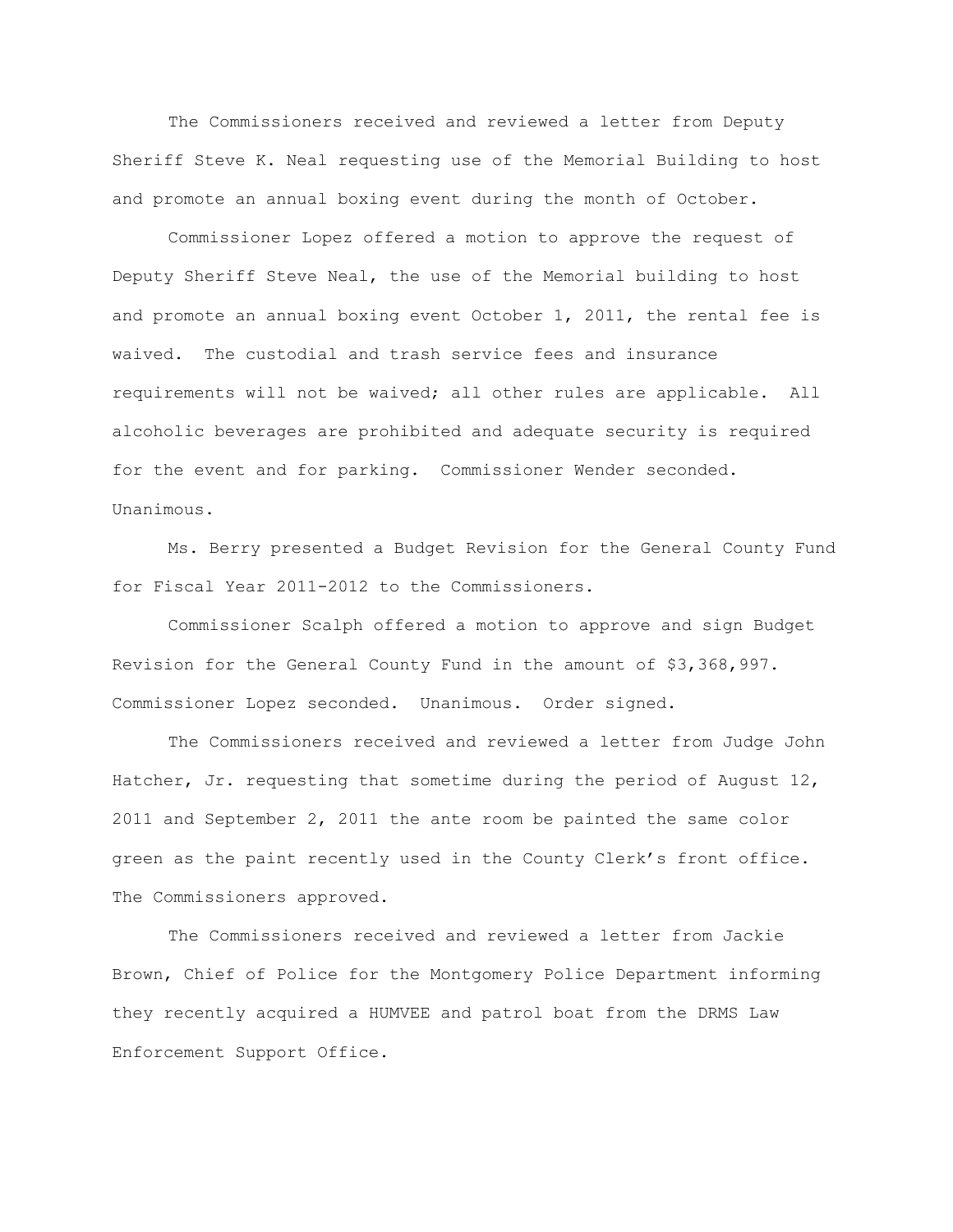The Commissioners received and reviewed a letter from Deputy Sheriff Steve K. Neal requesting use of the Memorial Building to host and promote an annual boxing event during the month of October.

Commissioner Lopez offered a motion to approve the request of Deputy Sheriff Steve Neal, the use of the Memorial building to host and promote an annual boxing event October 1, 2011, the rental fee is waived. The custodial and trash service fees and insurance requirements will not be waived; all other rules are applicable. All alcoholic beverages are prohibited and adequate security is required for the event and for parking. Commissioner Wender seconded. Unanimous.

Ms. Berry presented a Budget Revision for the General County Fund for Fiscal Year 2011-2012 to the Commissioners.

Commissioner Scalph offered a motion to approve and sign Budget Revision for the General County Fund in the amount of $3,368,997. Commissioner Lopez seconded. Unanimous. Order signed.

The Commissioners received and reviewed a letter from Judge John Hatcher, Jr. requesting that sometime during the period of August 12, 2011 and September 2, 2011 the ante room be painted the same color green as the paint recently used in the County Clerk's front office. The Commissioners approved.

The Commissioners received and reviewed a letter from Jackie Brown, Chief of Police for the Montgomery Police Department informing they recently acquired a HUMVEE and patrol boat from the DRMS Law Enforcement Support Office.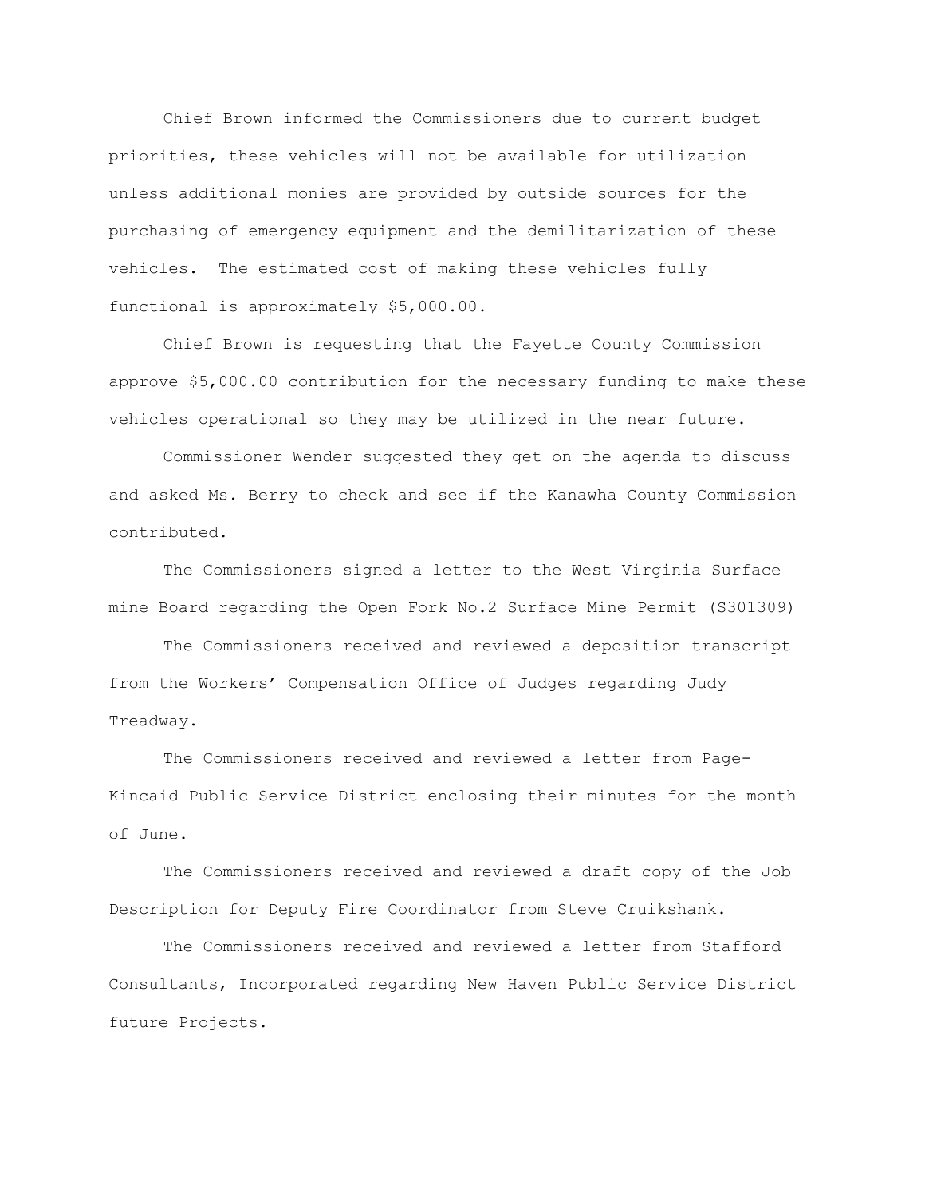Chief Brown informed the Commissioners due to current budget priorities, these vehicles will not be available for utilization unless additional monies are provided by outside sources for the purchasing of emergency equipment and the demilitarization of these vehicles. The estimated cost of making these vehicles fully functional is approximately $5,000.00.

Chief Brown is requesting that the Fayette County Commission approve $5,000.00 contribution for the necessary funding to make these vehicles operational so they may be utilized in the near future.

Commissioner Wender suggested they get on the agenda to discuss and asked Ms. Berry to check and see if the Kanawha County Commission contributed.

The Commissioners signed a letter to the West Virginia Surface mine Board regarding the Open Fork No.2 Surface Mine Permit (S301309)

The Commissioners received and reviewed a deposition transcript from the Workers' Compensation Office of Judges regarding Judy Treadway.

The Commissioners received and reviewed a letter from Page-Kincaid Public Service District enclosing their minutes for the month of June.

The Commissioners received and reviewed a draft copy of the Job Description for Deputy Fire Coordinator from Steve Cruikshank.

The Commissioners received and reviewed a letter from Stafford Consultants, Incorporated regarding New Haven Public Service District future Projects.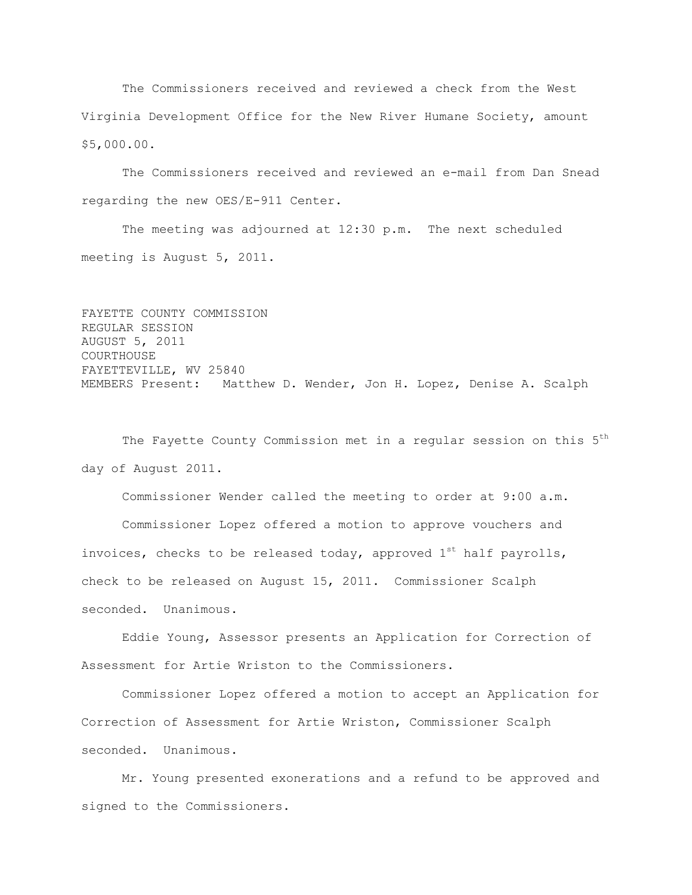The Commissioners received and reviewed a check from the West Virginia Development Office for the New River Humane Society, amount $5,000.00.

The Commissioners received and reviewed an e-mail from Dan Snead regarding the new OES/E-911 Center.

The meeting was adjourned at 12:30 p.m. The next scheduled meeting is August 5, 2011.

FAYETTE COUNTY COMMISSION
REGULAR SESSION
AUGUST 5, 2011
COURTHOUSE
FAYETTEVILLE, WV 25840
MEMBERS Present: Matthew D. Wender, Jon H. Lopez, Denise A. Scalph

The Fayette County Commission met in a regular session on this 5th day of August 2011.

Commissioner Wender called the meeting to order at 9:00 a.m.

Commissioner Lopez offered a motion to approve vouchers and invoices, checks to be released today, approved 1st half payrolls, check to be released on August 15, 2011. Commissioner Scalph seconded. Unanimous.

Eddie Young, Assessor presents an Application for Correction of Assessment for Artie Wriston to the Commissioners.

Commissioner Lopez offered a motion to accept an Application for Correction of Assessment for Artie Wriston, Commissioner Scalph seconded. Unanimous.

Mr. Young presented exonerations and a refund to be approved and signed to the Commissioners.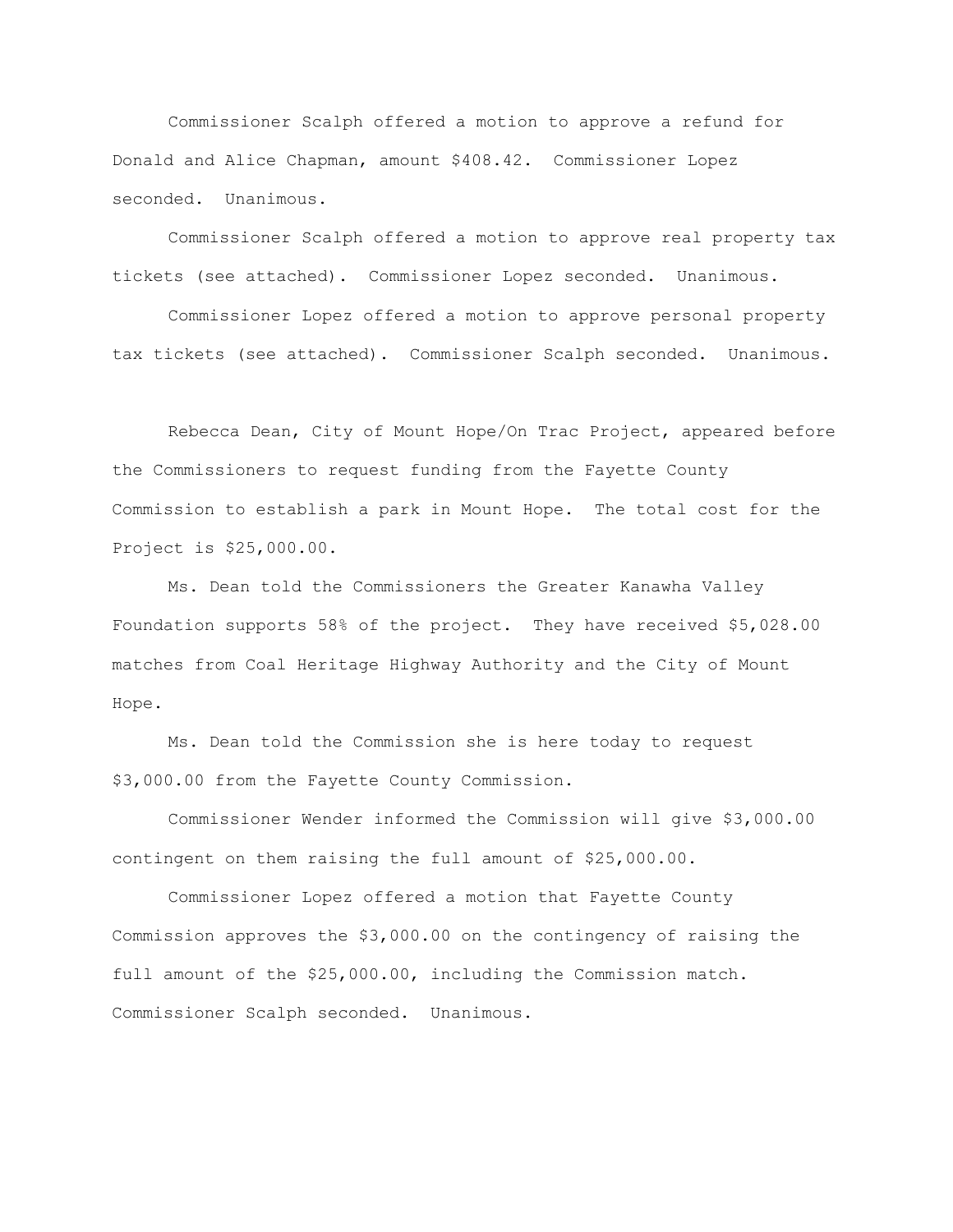Commissioner Scalph offered a motion to approve a refund for Donald and Alice Chapman, amount $408.42. Commissioner Lopez seconded. Unanimous.

Commissioner Scalph offered a motion to approve real property tax tickets (see attached). Commissioner Lopez seconded. Unanimous.

Commissioner Lopez offered a motion to approve personal property tax tickets (see attached). Commissioner Scalph seconded. Unanimous.

Rebecca Dean, City of Mount Hope/On Trac Project, appeared before the Commissioners to request funding from the Fayette County Commission to establish a park in Mount Hope. The total cost for the Project is $25,000.00.

Ms. Dean told the Commissioners the Greater Kanawha Valley Foundation supports 58% of the project. They have received $5,028.00 matches from Coal Heritage Highway Authority and the City of Mount Hope.

Ms. Dean told the Commission she is here today to request $3,000.00 from the Fayette County Commission.

Commissioner Wender informed the Commission will give $3,000.00 contingent on them raising the full amount of $25,000.00.

Commissioner Lopez offered a motion that Fayette County Commission approves the $3,000.00 on the contingency of raising the full amount of the $25,000.00, including the Commission match. Commissioner Scalph seconded. Unanimous.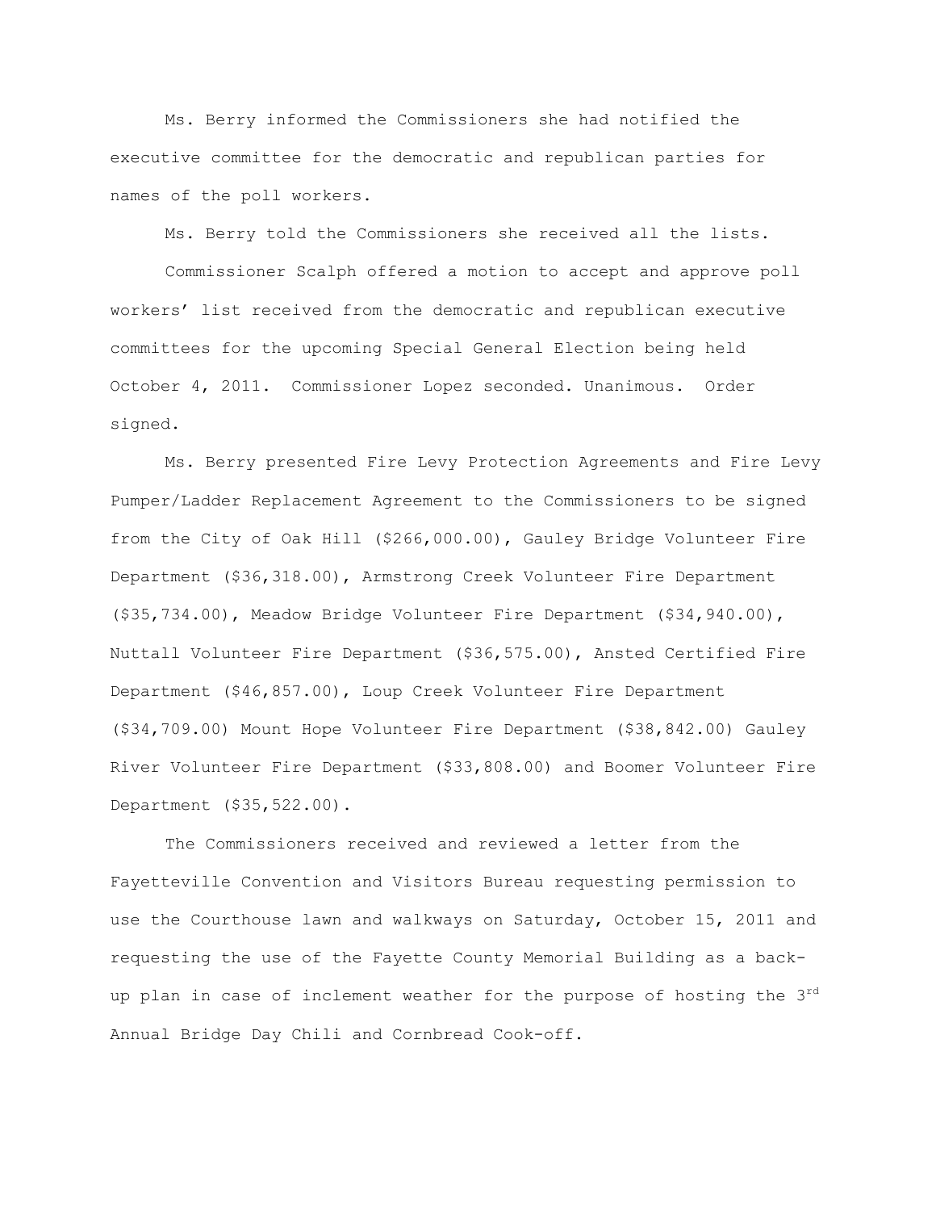Ms. Berry informed the Commissioners she had notified the executive committee for the democratic and republican parties for names of the poll workers.

Ms. Berry told the Commissioners she received all the lists.

Commissioner Scalph offered a motion to accept and approve poll workers' list received from the democratic and republican executive committees for the upcoming Special General Election being held October 4, 2011. Commissioner Lopez seconded. Unanimous. Order signed.

Ms. Berry presented Fire Levy Protection Agreements and Fire Levy Pumper/Ladder Replacement Agreement to the Commissioners to be signed from the City of Oak Hill ($266,000.00), Gauley Bridge Volunteer Fire Department ($36,318.00), Armstrong Creek Volunteer Fire Department ($35,734.00), Meadow Bridge Volunteer Fire Department ($34,940.00), Nuttall Volunteer Fire Department ($36,575.00), Ansted Certified Fire Department ($46,857.00), Loup Creek Volunteer Fire Department ($34,709.00) Mount Hope Volunteer Fire Department ($38,842.00) Gauley River Volunteer Fire Department ($33,808.00) and Boomer Volunteer Fire Department ($35,522.00).

The Commissioners received and reviewed a letter from the Fayetteville Convention and Visitors Bureau requesting permission to use the Courthouse lawn and walkways on Saturday, October 15, 2011 and requesting the use of the Fayette County Memorial Building as a back-up plan in case of inclement weather for the purpose of hosting the 3rd Annual Bridge Day Chili and Cornbread Cook-off.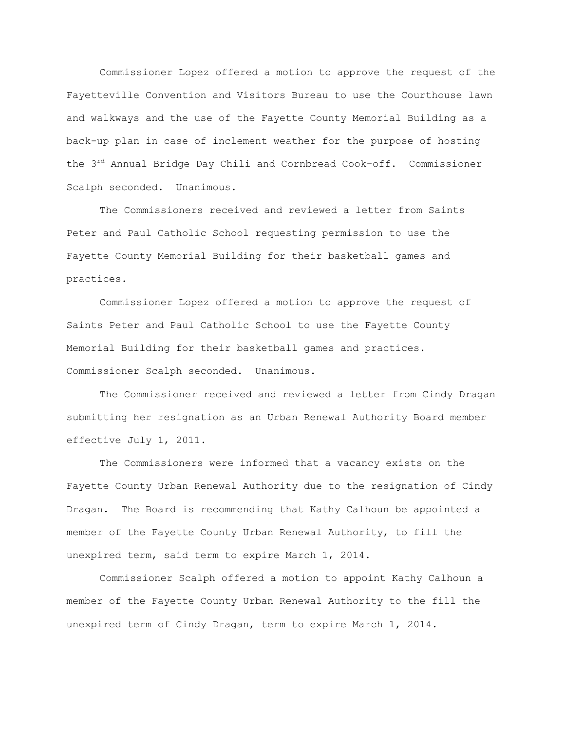Commissioner Lopez offered a motion to approve the request of the Fayetteville Convention and Visitors Bureau to use the Courthouse lawn and walkways and the use of the Fayette County Memorial Building as a back-up plan in case of inclement weather for the purpose of hosting the 3rd Annual Bridge Day Chili and Cornbread Cook-off. Commissioner Scalph seconded. Unanimous.

The Commissioners received and reviewed a letter from Saints Peter and Paul Catholic School requesting permission to use the Fayette County Memorial Building for their basketball games and practices.

Commissioner Lopez offered a motion to approve the request of Saints Peter and Paul Catholic School to use the Fayette County Memorial Building for their basketball games and practices. Commissioner Scalph seconded. Unanimous.

The Commissioner received and reviewed a letter from Cindy Dragan submitting her resignation as an Urban Renewal Authority Board member effective July 1, 2011.

The Commissioners were informed that a vacancy exists on the Fayette County Urban Renewal Authority due to the resignation of Cindy Dragan. The Board is recommending that Kathy Calhoun be appointed a member of the Fayette County Urban Renewal Authority, to fill the unexpired term, said term to expire March 1, 2014.

Commissioner Scalph offered a motion to appoint Kathy Calhoun a member of the Fayette County Urban Renewal Authority to the fill the unexpired term of Cindy Dragan, term to expire March 1, 2014.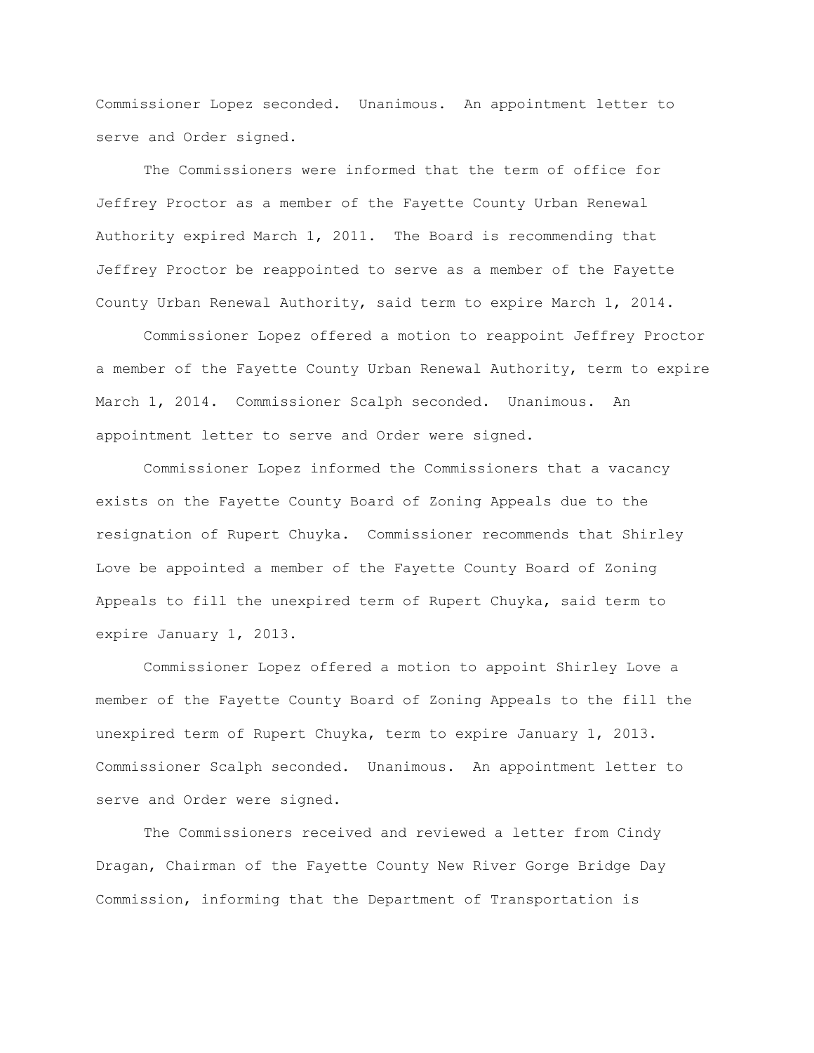Commissioner Lopez seconded. Unanimous. An appointment letter to serve and Order signed.

The Commissioners were informed that the term of office for Jeffrey Proctor as a member of the Fayette County Urban Renewal Authority expired March 1, 2011. The Board is recommending that Jeffrey Proctor be reappointed to serve as a member of the Fayette County Urban Renewal Authority, said term to expire March 1, 2014.

Commissioner Lopez offered a motion to reappoint Jeffrey Proctor a member of the Fayette County Urban Renewal Authority, term to expire March 1, 2014. Commissioner Scalph seconded. Unanimous. An appointment letter to serve and Order were signed.

Commissioner Lopez informed the Commissioners that a vacancy exists on the Fayette County Board of Zoning Appeals due to the resignation of Rupert Chuyka. Commissioner recommends that Shirley Love be appointed a member of the Fayette County Board of Zoning Appeals to fill the unexpired term of Rupert Chuyka, said term to expire January 1, 2013.

Commissioner Lopez offered a motion to appoint Shirley Love a member of the Fayette County Board of Zoning Appeals to the fill the unexpired term of Rupert Chuyka, term to expire January 1, 2013. Commissioner Scalph seconded. Unanimous. An appointment letter to serve and Order were signed.

The Commissioners received and reviewed a letter from Cindy Dragan, Chairman of the Fayette County New River Gorge Bridge Day Commission, informing that the Department of Transportation is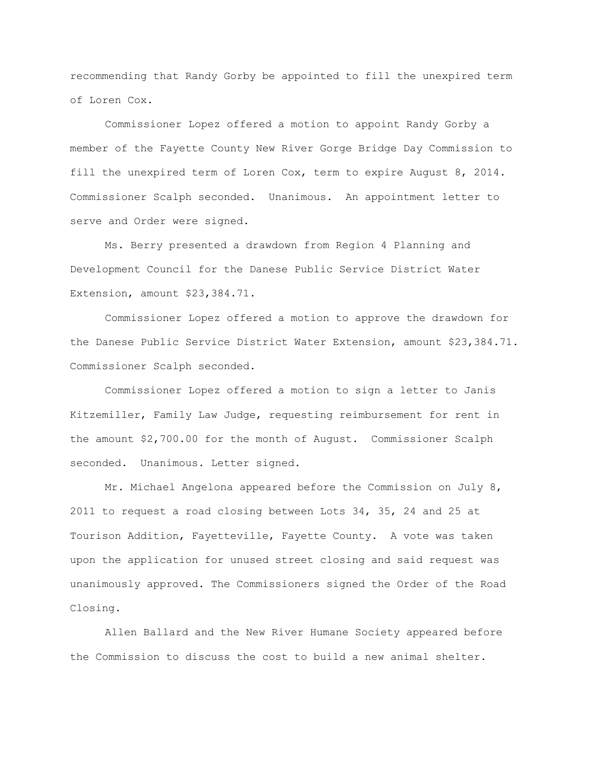recommending that Randy Gorby be appointed to fill the unexpired term of Loren Cox.

Commissioner Lopez offered a motion to appoint Randy Gorby a member of the Fayette County New River Gorge Bridge Day Commission to fill the unexpired term of Loren Cox, term to expire August 8, 2014. Commissioner Scalph seconded. Unanimous. An appointment letter to serve and Order were signed.

Ms. Berry presented a drawdown from Region 4 Planning and Development Council for the Danese Public Service District Water Extension, amount $23,384.71.

Commissioner Lopez offered a motion to approve the drawdown for the Danese Public Service District Water Extension, amount $23,384.71. Commissioner Scalph seconded.

Commissioner Lopez offered a motion to sign a letter to Janis Kitzemiller, Family Law Judge, requesting reimbursement for rent in the amount $2,700.00 for the month of August. Commissioner Scalph seconded. Unanimous. Letter signed.

Mr. Michael Angelona appeared before the Commission on July 8, 2011 to request a road closing between Lots 34, 35, 24 and 25 at Tourison Addition, Fayetteville, Fayette County. A vote was taken upon the application for unused street closing and said request was unanimously approved. The Commissioners signed the Order of the Road Closing.

Allen Ballard and the New River Humane Society appeared before the Commission to discuss the cost to build a new animal shelter.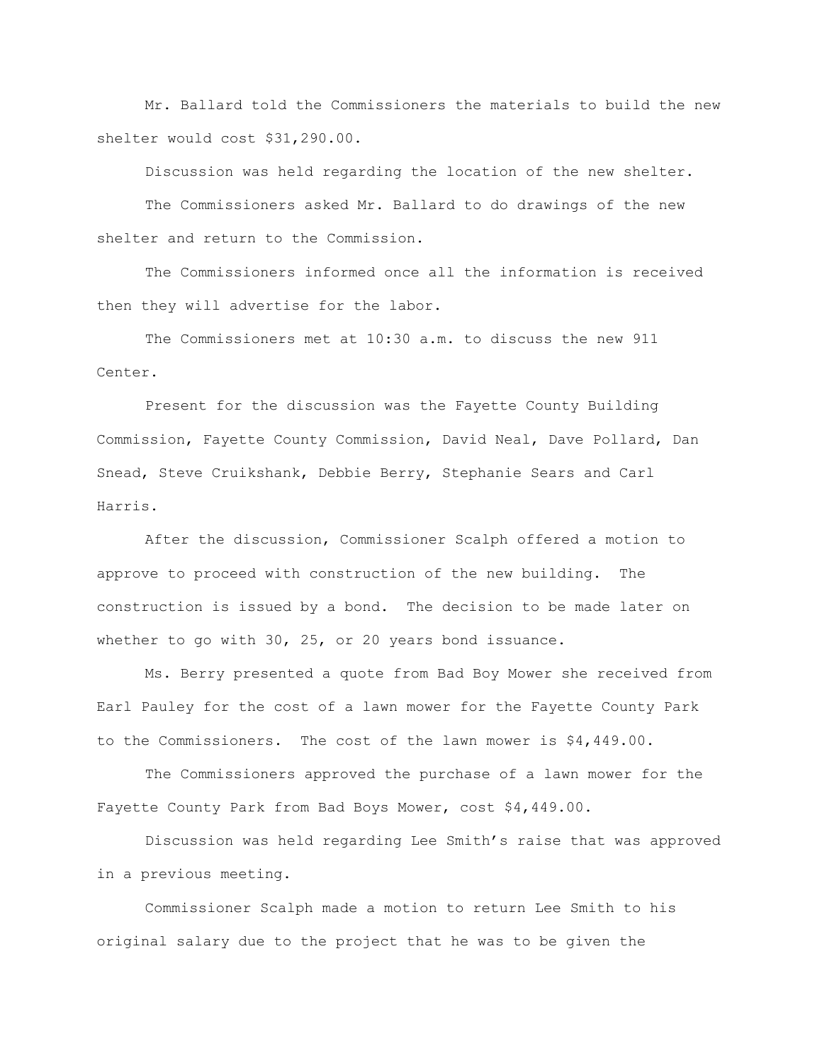Mr. Ballard told the Commissioners the materials to build the new shelter would cost $31,290.00.

Discussion was held regarding the location of the new shelter.

The Commissioners asked Mr. Ballard to do drawings of the new shelter and return to the Commission.

The Commissioners informed once all the information is received then they will advertise for the labor.

The Commissioners met at 10:30 a.m. to discuss the new 911 Center.

Present for the discussion was the Fayette County Building Commission, Fayette County Commission, David Neal, Dave Pollard, Dan Snead, Steve Cruikshank, Debbie Berry, Stephanie Sears and Carl Harris.

After the discussion, Commissioner Scalph offered a motion to approve to proceed with construction of the new building. The construction is issued by a bond. The decision to be made later on whether to go with 30, 25, or 20 years bond issuance.

Ms. Berry presented a quote from Bad Boy Mower she received from Earl Pauley for the cost of a lawn mower for the Fayette County Park to the Commissioners. The cost of the lawn mower is $4,449.00.

The Commissioners approved the purchase of a lawn mower for the Fayette County Park from Bad Boys Mower, cost $4,449.00.

Discussion was held regarding Lee Smith's raise that was approved in a previous meeting.

Commissioner Scalph made a motion to return Lee Smith to his original salary due to the project that he was to be given the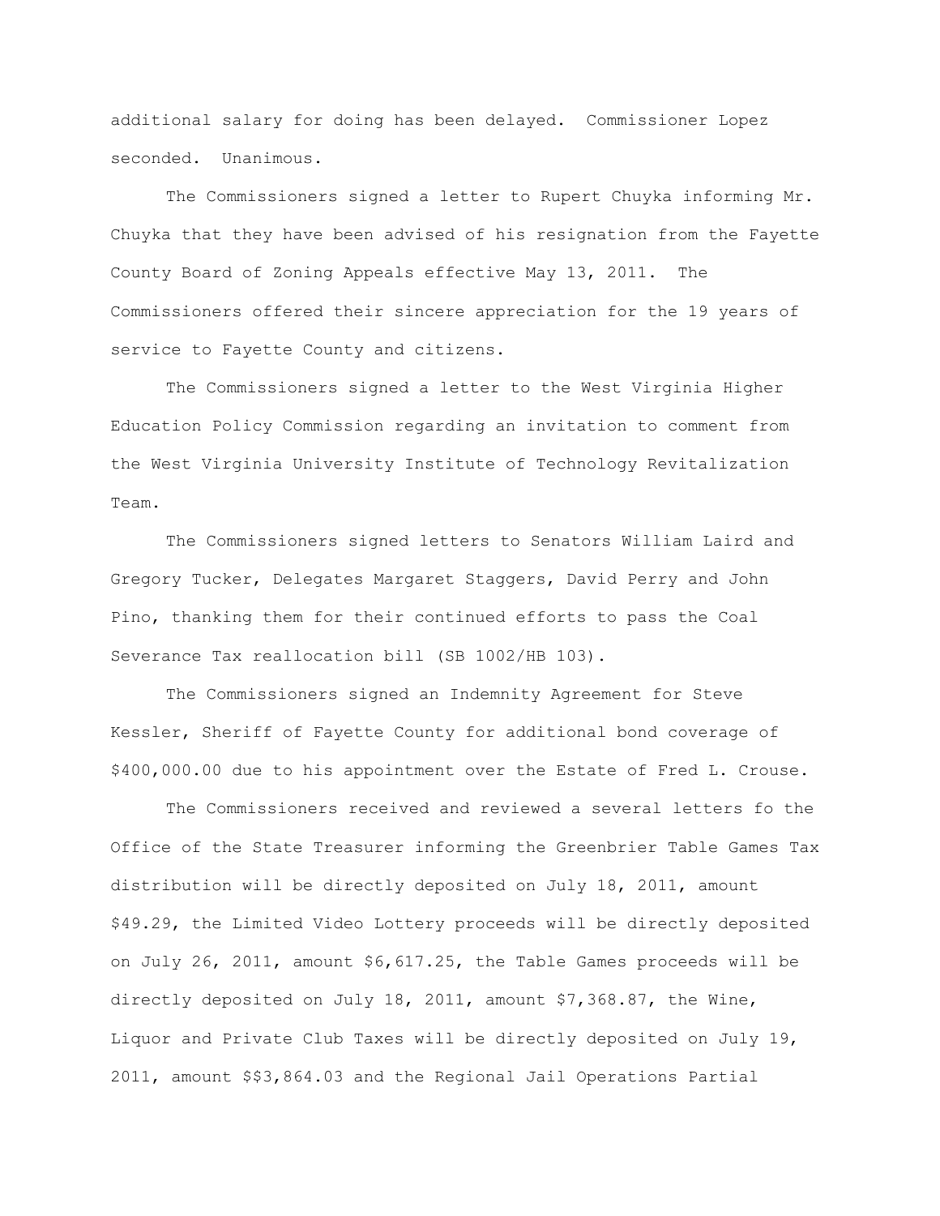additional salary for doing has been delayed. Commissioner Lopez seconded. Unanimous.

The Commissioners signed a letter to Rupert Chuyka informing Mr. Chuyka that they have been advised of his resignation from the Fayette County Board of Zoning Appeals effective May 13, 2011. The Commissioners offered their sincere appreciation for the 19 years of service to Fayette County and citizens.

The Commissioners signed a letter to the West Virginia Higher Education Policy Commission regarding an invitation to comment from the West Virginia University Institute of Technology Revitalization Team.

The Commissioners signed letters to Senators William Laird and Gregory Tucker, Delegates Margaret Staggers, David Perry and John Pino, thanking them for their continued efforts to pass the Coal Severance Tax reallocation bill (SB 1002/HB 103).

The Commissioners signed an Indemnity Agreement for Steve Kessler, Sheriff of Fayette County for additional bond coverage of $400,000.00 due to his appointment over the Estate of Fred L. Crouse.

The Commissioners received and reviewed a several letters fo the Office of the State Treasurer informing the Greenbrier Table Games Tax distribution will be directly deposited on July 18, 2011, amount $49.29, the Limited Video Lottery proceeds will be directly deposited on July 26, 2011, amount $6,617.25, the Table Games proceeds will be directly deposited on July 18, 2011, amount $7,368.87, the Wine, Liquor and Private Club Taxes will be directly deposited on July 19, 2011, amount $$3,864.03 and the Regional Jail Operations Partial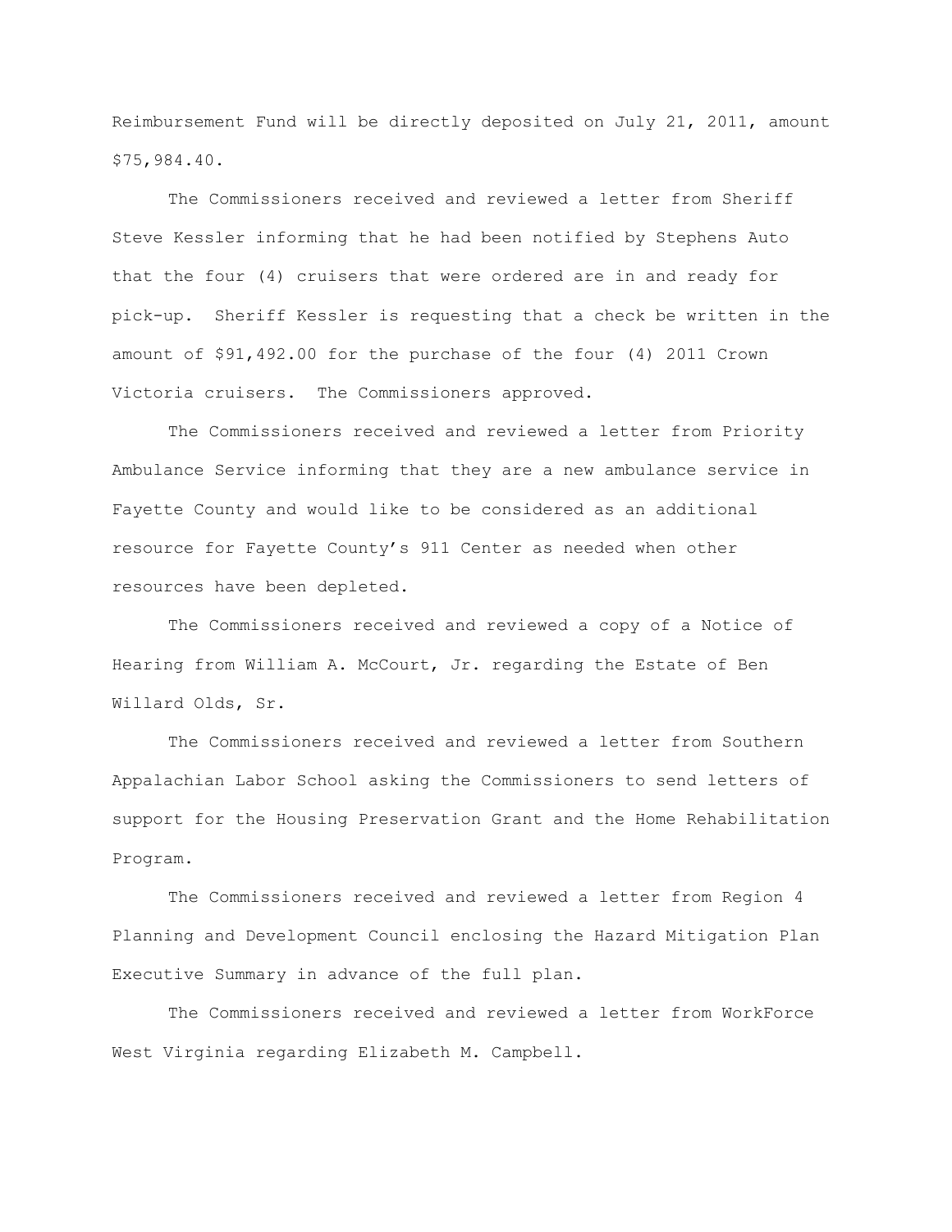Reimbursement Fund will be directly deposited on July 21, 2011, amount $75,984.40.

The Commissioners received and reviewed a letter from Sheriff Steve Kessler informing that he had been notified by Stephens Auto that the four (4) cruisers that were ordered are in and ready for pick-up. Sheriff Kessler is requesting that a check be written in the amount of $91,492.00 for the purchase of the four (4) 2011 Crown Victoria cruisers. The Commissioners approved.

The Commissioners received and reviewed a letter from Priority Ambulance Service informing that they are a new ambulance service in Fayette County and would like to be considered as an additional resource for Fayette County's 911 Center as needed when other resources have been depleted.

The Commissioners received and reviewed a copy of a Notice of Hearing from William A. McCourt, Jr. regarding the Estate of Ben Willard Olds, Sr.

The Commissioners received and reviewed a letter from Southern Appalachian Labor School asking the Commissioners to send letters of support for the Housing Preservation Grant and the Home Rehabilitation Program.

The Commissioners received and reviewed a letter from Region 4 Planning and Development Council enclosing the Hazard Mitigation Plan Executive Summary in advance of the full plan.

The Commissioners received and reviewed a letter from WorkForce West Virginia regarding Elizabeth M. Campbell.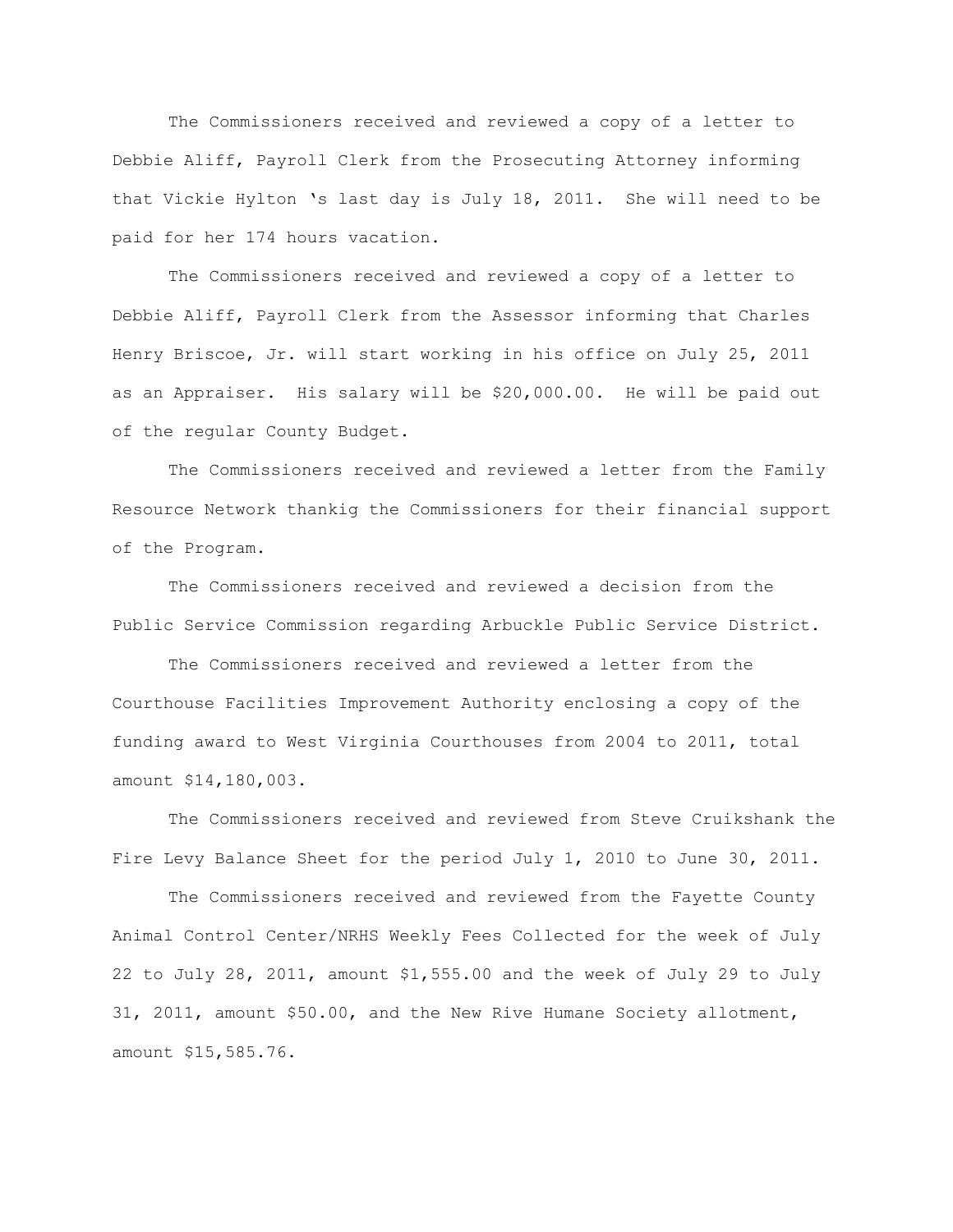The Commissioners received and reviewed a copy of a letter to Debbie Aliff, Payroll Clerk from the Prosecuting Attorney informing that Vickie Hylton 's last day is July 18, 2011. She will need to be paid for her 174 hours vacation.

The Commissioners received and reviewed a copy of a letter to Debbie Aliff, Payroll Clerk from the Assessor informing that Charles Henry Briscoe, Jr. will start working in his office on July 25, 2011 as an Appraiser. His salary will be $20,000.00. He will be paid out of the regular County Budget.

The Commissioners received and reviewed a letter from the Family Resource Network thankig the Commissioners for their financial support of the Program.

The Commissioners received and reviewed a decision from the Public Service Commission regarding Arbuckle Public Service District.

The Commissioners received and reviewed a letter from the Courthouse Facilities Improvement Authority enclosing a copy of the funding award to West Virginia Courthouses from 2004 to 2011, total amount $14,180,003.

The Commissioners received and reviewed from Steve Cruikshank the Fire Levy Balance Sheet for the period July 1, 2010 to June 30, 2011.

The Commissioners received and reviewed from the Fayette County Animal Control Center/NRHS Weekly Fees Collected for the week of July 22 to July 28, 2011, amount $1,555.00 and the week of July 29 to July 31, 2011, amount $50.00, and the New Rive Humane Society allotment, amount $15,585.76.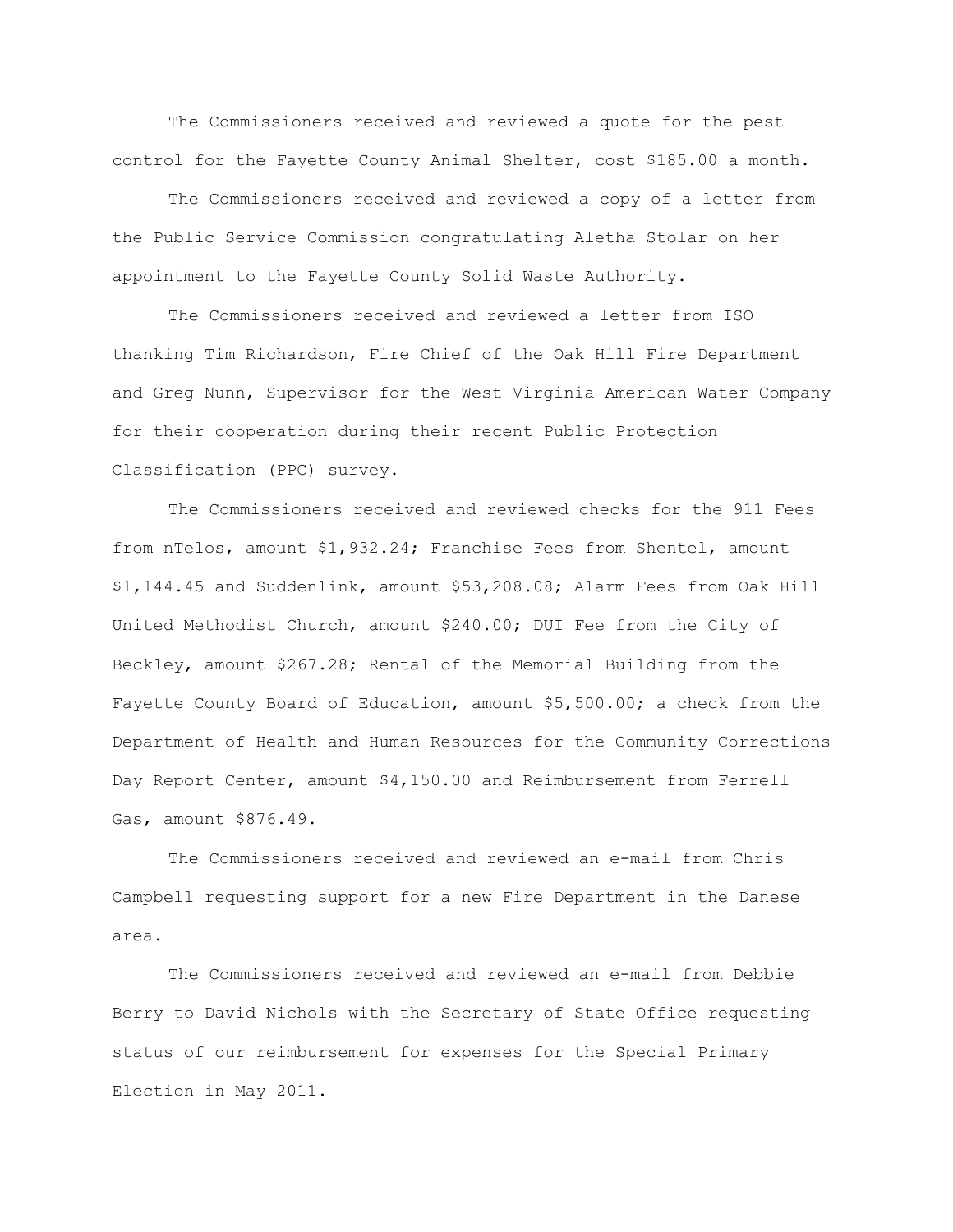The Commissioners received and reviewed a quote for the pest control for the Fayette County Animal Shelter, cost $185.00 a month.

The Commissioners received and reviewed a copy of a letter from the Public Service Commission congratulating Aletha Stolar on her appointment to the Fayette County Solid Waste Authority.

The Commissioners received and reviewed a letter from ISO thanking Tim Richardson, Fire Chief of the Oak Hill Fire Department and Greg Nunn, Supervisor for the West Virginia American Water Company for their cooperation during their recent Public Protection Classification (PPC) survey.

The Commissioners received and reviewed checks for the 911 Fees from nTelos, amount $1,932.24; Franchise Fees from Shentel, amount $1,144.45 and Suddenlink, amount $53,208.08; Alarm Fees from Oak Hill United Methodist Church, amount $240.00; DUI Fee from the City of Beckley, amount $267.28; Rental of the Memorial Building from the Fayette County Board of Education, amount $5,500.00; a check from the Department of Health and Human Resources for the Community Corrections Day Report Center, amount $4,150.00 and Reimbursement from Ferrell Gas, amount $876.49.

The Commissioners received and reviewed an e-mail from Chris Campbell requesting support for a new Fire Department in the Danese area.

The Commissioners received and reviewed an e-mail from Debbie Berry to David Nichols with the Secretary of State Office requesting status of our reimbursement for expenses for the Special Primary Election in May 2011.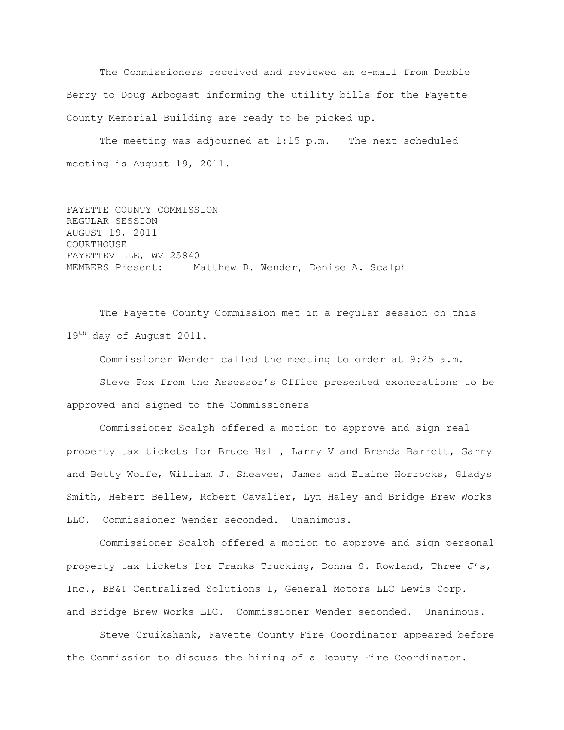The Commissioners received and reviewed an e-mail from Debbie Berry to Doug Arbogast informing the utility bills for the Fayette County Memorial Building are ready to be picked up.

The meeting was adjourned at 1:15 p.m. The next scheduled meeting is August 19, 2011.

FAYETTE COUNTY COMMISSION
REGULAR SESSION
AUGUST 19, 2011
COURTHOUSE
FAYETTEVILLE, WV 25840
MEMBERS Present: Matthew D. Wender, Denise A. Scalph

The Fayette County Commission met in a regular session on this 19th day of August 2011.

Commissioner Wender called the meeting to order at 9:25 a.m.

Steve Fox from the Assessor's Office presented exonerations to be approved and signed to the Commissioners

Commissioner Scalph offered a motion to approve and sign real property tax tickets for Bruce Hall, Larry V and Brenda Barrett, Garry and Betty Wolfe, William J. Sheaves, James and Elaine Horrocks, Gladys Smith, Hebert Bellew, Robert Cavalier, Lyn Haley and Bridge Brew Works LLC. Commissioner Wender seconded. Unanimous.

Commissioner Scalph offered a motion to approve and sign personal property tax tickets for Franks Trucking, Donna S. Rowland, Three J's, Inc., BB&T Centralized Solutions I, General Motors LLC Lewis Corp. and Bridge Brew Works LLC. Commissioner Wender seconded. Unanimous.

Steve Cruikshank, Fayette County Fire Coordinator appeared before the Commission to discuss the hiring of a Deputy Fire Coordinator.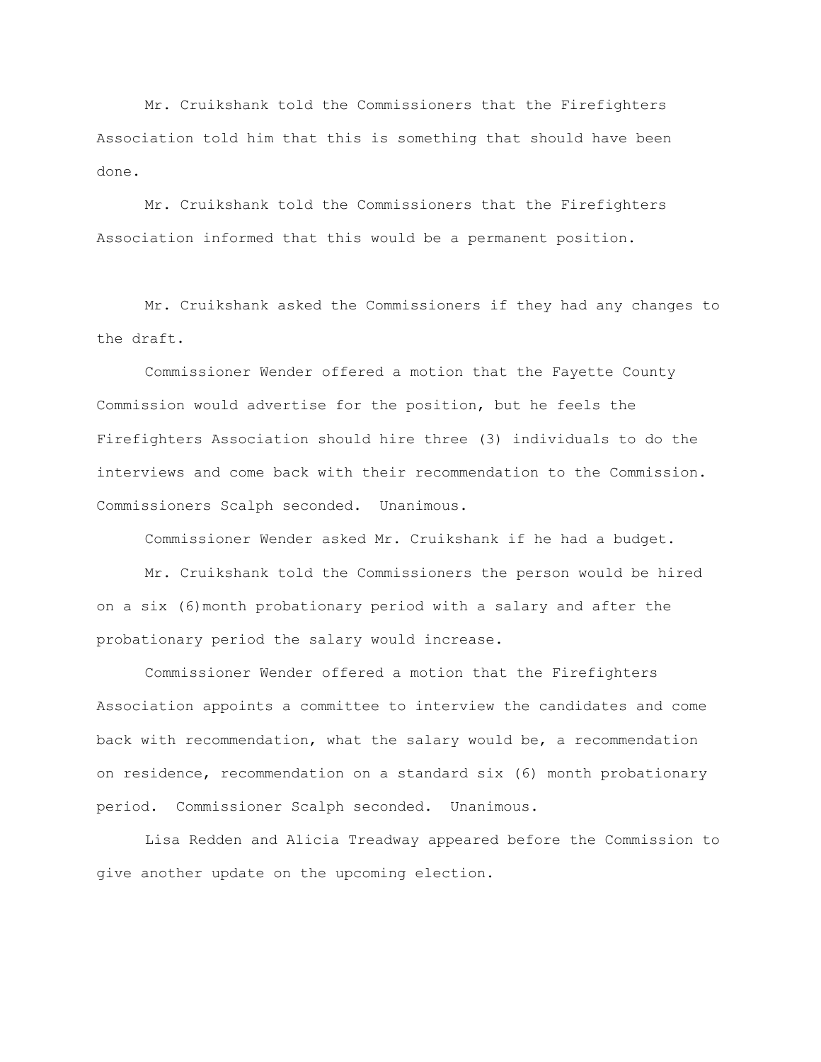Mr. Cruikshank told the Commissioners that the Firefighters Association told him that this is something that should have been done.

Mr. Cruikshank told the Commissioners that the Firefighters Association informed that this would be a permanent position.

Mr. Cruikshank asked the Commissioners if they had any changes to the draft.

Commissioner Wender offered a motion that the Fayette County Commission would advertise for the position, but he feels the Firefighters Association should hire three (3) individuals to do the interviews and come back with their recommendation to the Commission. Commissioners Scalph seconded. Unanimous.

Commissioner Wender asked Mr. Cruikshank if he had a budget.

Mr. Cruikshank told the Commissioners the person would be hired on a six (6)month probationary period with a salary and after the probationary period the salary would increase.

Commissioner Wender offered a motion that the Firefighters Association appoints a committee to interview the candidates and come back with recommendation, what the salary would be, a recommendation on residence, recommendation on a standard six (6) month probationary period. Commissioner Scalph seconded. Unanimous.

Lisa Redden and Alicia Treadway appeared before the Commission to give another update on the upcoming election.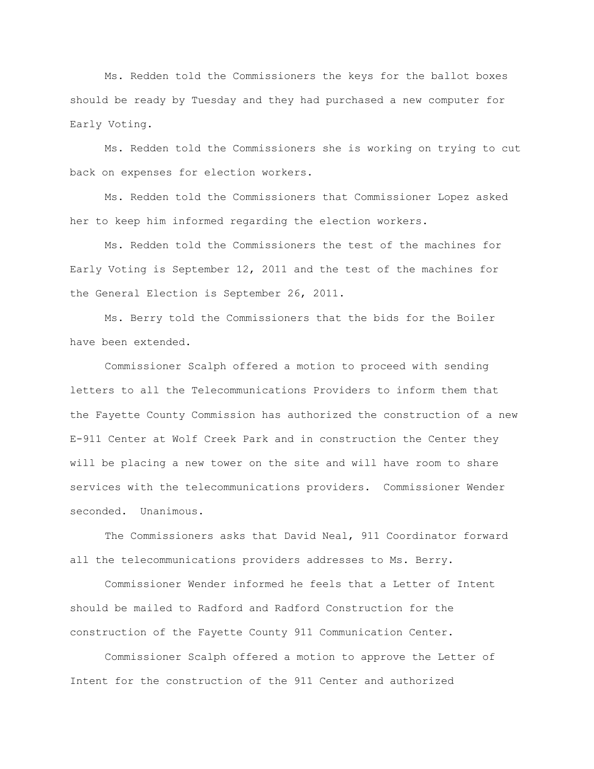Ms. Redden told the Commissioners the keys for the ballot boxes should be ready by Tuesday and they had purchased a new computer for Early Voting.

Ms. Redden told the Commissioners she is working on trying to cut back on expenses for election workers.

Ms. Redden told the Commissioners that Commissioner Lopez asked her to keep him informed regarding the election workers.

Ms. Redden told the Commissioners the test of the machines for Early Voting is September 12, 2011 and the test of the machines for the General Election is September 26, 2011.

Ms. Berry told the Commissioners that the bids for the Boiler have been extended.

Commissioner Scalph offered a motion to proceed with sending letters to all the Telecommunications Providers to inform them that the Fayette County Commission has authorized the construction of a new E-911 Center at Wolf Creek Park and in construction the Center they will be placing a new tower on the site and will have room to share services with the telecommunications providers. Commissioner Wender seconded. Unanimous.

The Commissioners asks that David Neal, 911 Coordinator forward all the telecommunications providers addresses to Ms. Berry.

Commissioner Wender informed he feels that a Letter of Intent should be mailed to Radford and Radford Construction for the construction of the Fayette County 911 Communication Center.

Commissioner Scalph offered a motion to approve the Letter of Intent for the construction of the 911 Center and authorized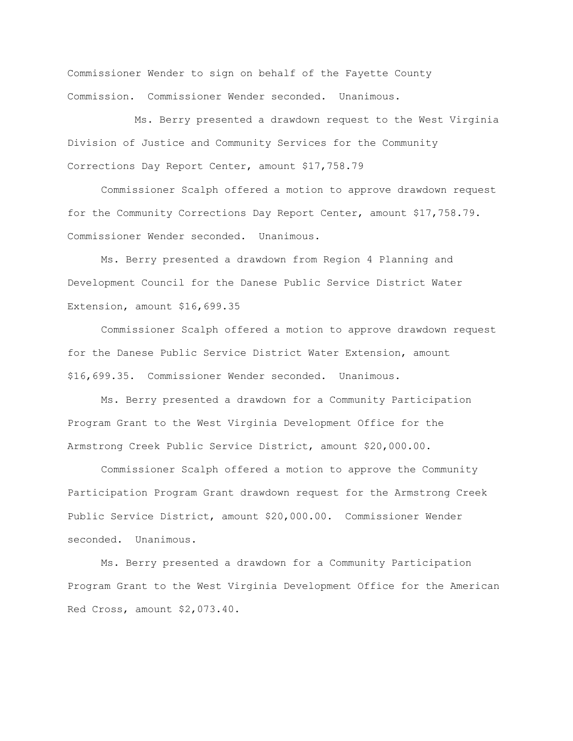Commissioner Wender to sign on behalf of the Fayette County Commission. Commissioner Wender seconded. Unanimous.

Ms. Berry presented a drawdown request to the West Virginia Division of Justice and Community Services for the Community Corrections Day Report Center, amount $17,758.79

Commissioner Scalph offered a motion to approve drawdown request for the Community Corrections Day Report Center, amount $17,758.79. Commissioner Wender seconded. Unanimous.

Ms. Berry presented a drawdown from Region 4 Planning and Development Council for the Danese Public Service District Water Extension, amount $16,699.35

Commissioner Scalph offered a motion to approve drawdown request for the Danese Public Service District Water Extension, amount $16,699.35. Commissioner Wender seconded. Unanimous.

Ms. Berry presented a drawdown for a Community Participation Program Grant to the West Virginia Development Office for the Armstrong Creek Public Service District, amount $20,000.00.

Commissioner Scalph offered a motion to approve the Community Participation Program Grant drawdown request for the Armstrong Creek Public Service District, amount $20,000.00. Commissioner Wender seconded. Unanimous.

Ms. Berry presented a drawdown for a Community Participation Program Grant to the West Virginia Development Office for the American Red Cross, amount $2,073.40.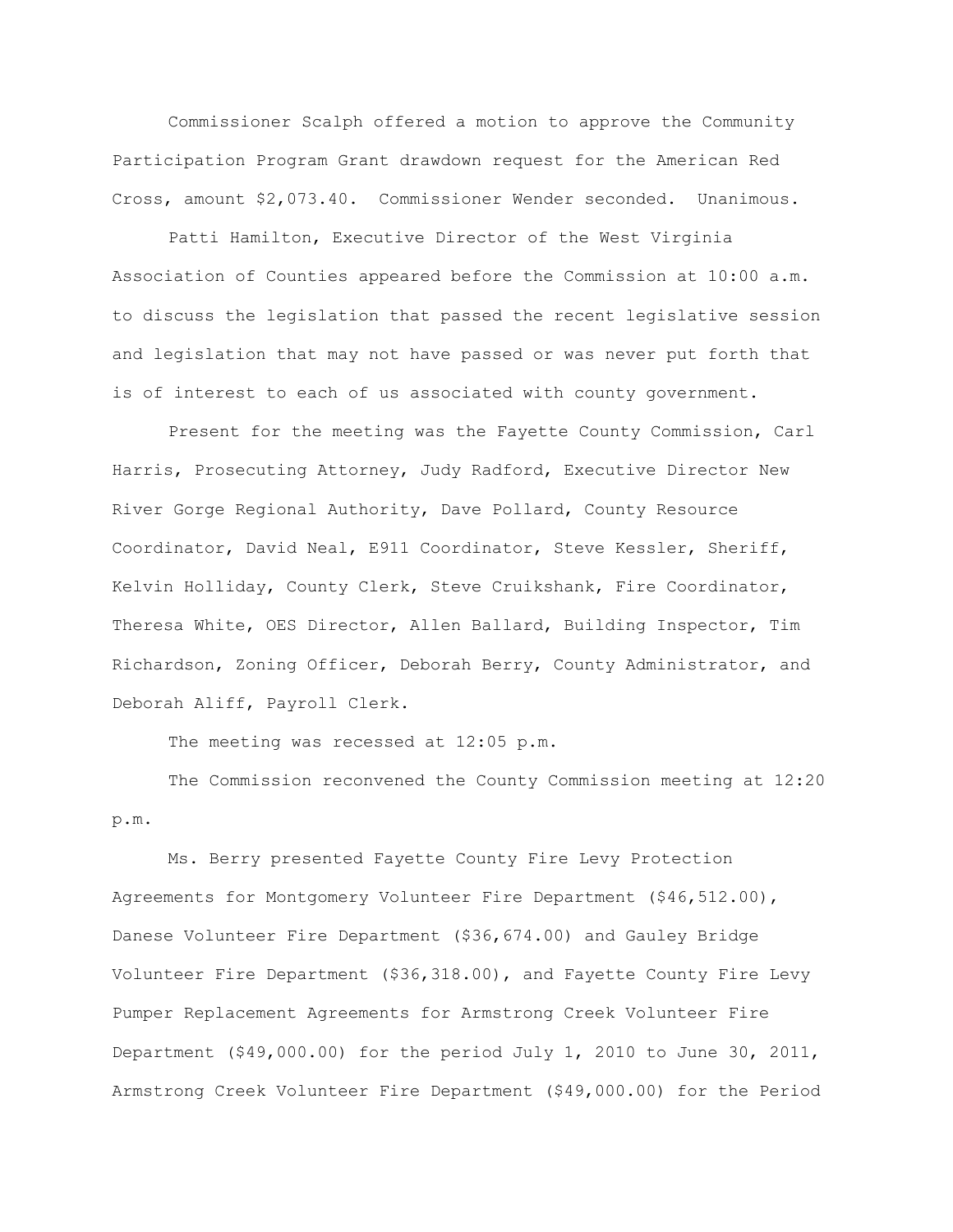Commissioner Scalph offered a motion to approve the Community Participation Program Grant drawdown request for the American Red Cross, amount $2,073.40. Commissioner Wender seconded. Unanimous.

Patti Hamilton, Executive Director of the West Virginia Association of Counties appeared before the Commission at 10:00 a.m. to discuss the legislation that passed the recent legislative session and legislation that may not have passed or was never put forth that is of interest to each of us associated with county government.

Present for the meeting was the Fayette County Commission, Carl Harris, Prosecuting Attorney, Judy Radford, Executive Director New River Gorge Regional Authority, Dave Pollard, County Resource Coordinator, David Neal, E911 Coordinator, Steve Kessler, Sheriff, Kelvin Holliday, County Clerk, Steve Cruikshank, Fire Coordinator, Theresa White, OES Director, Allen Ballard, Building Inspector, Tim Richardson, Zoning Officer, Deborah Berry, County Administrator, and Deborah Aliff, Payroll Clerk.

The meeting was recessed at 12:05 p.m.

The Commission reconvened the County Commission meeting at 12:20 p.m.

Ms. Berry presented Fayette County Fire Levy Protection Agreements for Montgomery Volunteer Fire Department ($46,512.00), Danese Volunteer Fire Department ($36,674.00) and Gauley Bridge Volunteer Fire Department ($36,318.00), and Fayette County Fire Levy Pumper Replacement Agreements for Armstrong Creek Volunteer Fire Department ($49,000.00) for the period July 1, 2010 to June 30, 2011, Armstrong Creek Volunteer Fire Department ($49,000.00) for the Period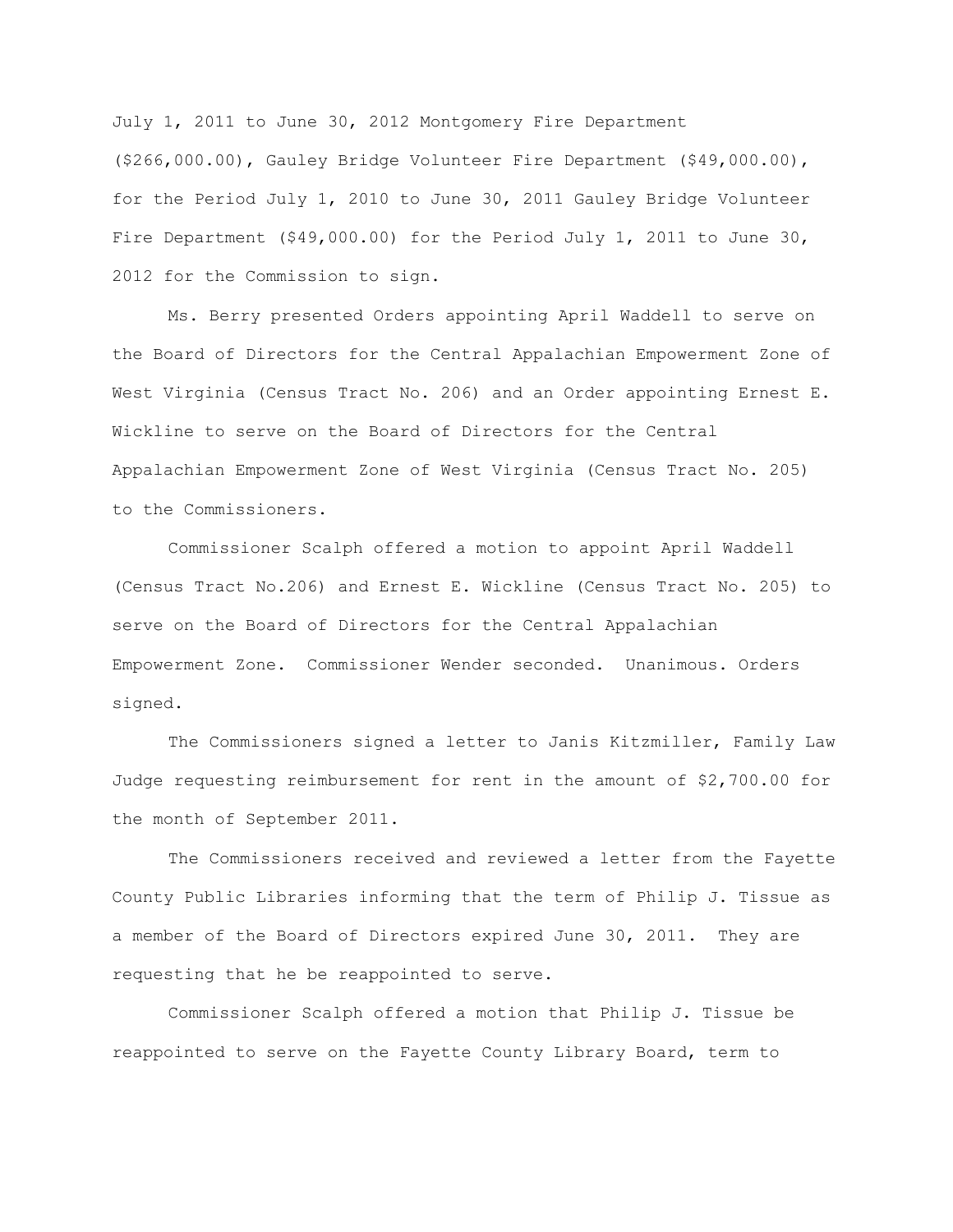July 1, 2011 to June 30, 2012 Montgomery Fire Department ($266,000.00), Gauley Bridge Volunteer Fire Department ($49,000.00), for the Period July 1, 2010 to June 30, 2011 Gauley Bridge Volunteer Fire Department ($49,000.00) for the Period July 1, 2011 to June 30, 2012 for the Commission to sign.

Ms. Berry presented Orders appointing April Waddell to serve on the Board of Directors for the Central Appalachian Empowerment Zone of West Virginia (Census Tract No. 206) and an Order appointing Ernest E. Wickline to serve on the Board of Directors for the Central Appalachian Empowerment Zone of West Virginia (Census Tract No. 205) to the Commissioners.

Commissioner Scalph offered a motion to appoint April Waddell (Census Tract No.206) and Ernest E. Wickline (Census Tract No. 205) to serve on the Board of Directors for the Central Appalachian Empowerment Zone. Commissioner Wender seconded. Unanimous. Orders signed.

The Commissioners signed a letter to Janis Kitzmiller, Family Law Judge requesting reimbursement for rent in the amount of $2,700.00 for the month of September 2011.

The Commissioners received and reviewed a letter from the Fayette County Public Libraries informing that the term of Philip J. Tissue as a member of the Board of Directors expired June 30, 2011. They are requesting that he be reappointed to serve.

Commissioner Scalph offered a motion that Philip J. Tissue be reappointed to serve on the Fayette County Library Board, term to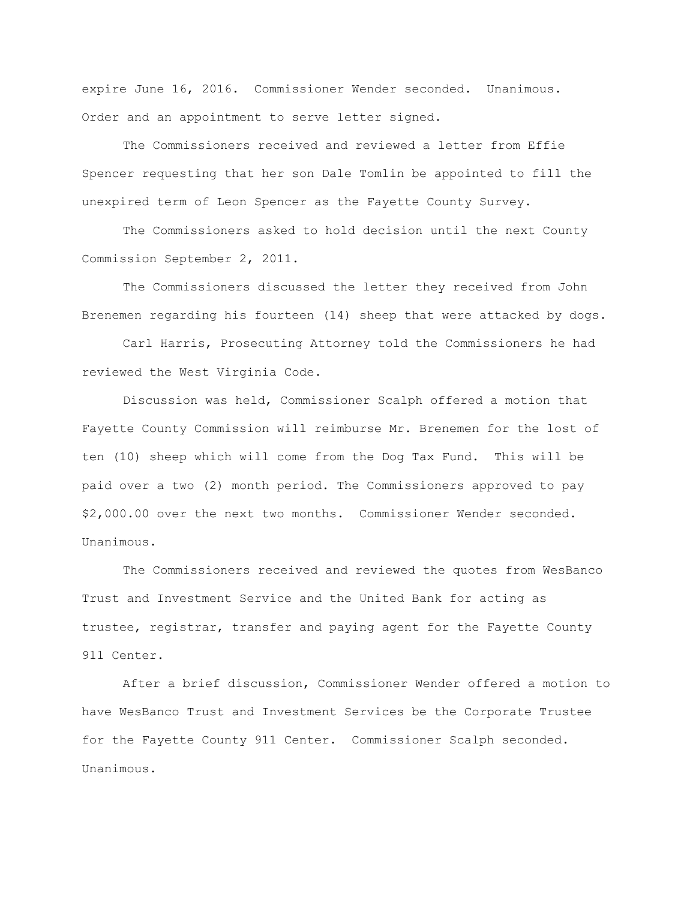expire June 16, 2016. Commissioner Wender seconded. Unanimous. Order and an appointment to serve letter signed.

The Commissioners received and reviewed a letter from Effie Spencer requesting that her son Dale Tomlin be appointed to fill the unexpired term of Leon Spencer as the Fayette County Survey.

The Commissioners asked to hold decision until the next County Commission September 2, 2011.

The Commissioners discussed the letter they received from John Brenemen regarding his fourteen (14) sheep that were attacked by dogs.

Carl Harris, Prosecuting Attorney told the Commissioners he had reviewed the West Virginia Code.

Discussion was held, Commissioner Scalph offered a motion that Fayette County Commission will reimburse Mr. Brenemen for the lost of ten (10) sheep which will come from the Dog Tax Fund. This will be paid over a two (2) month period. The Commissioners approved to pay $2,000.00 over the next two months. Commissioner Wender seconded. Unanimous.

The Commissioners received and reviewed the quotes from WesBanco Trust and Investment Service and the United Bank for acting as trustee, registrar, transfer and paying agent for the Fayette County 911 Center.

After a brief discussion, Commissioner Wender offered a motion to have WesBanco Trust and Investment Services be the Corporate Trustee for the Fayette County 911 Center. Commissioner Scalph seconded. Unanimous.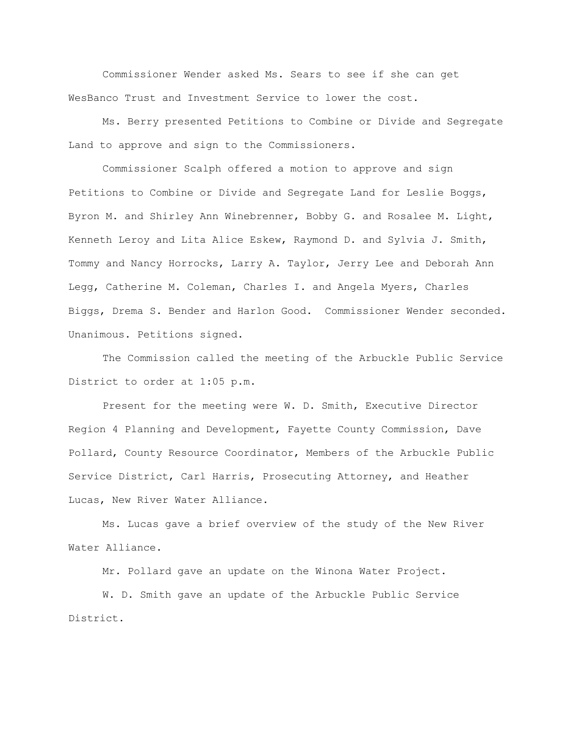Commissioner Wender asked Ms. Sears to see if she can get WesBanco Trust and Investment Service to lower the cost.

Ms. Berry presented Petitions to Combine or Divide and Segregate Land to approve and sign to the Commissioners.

Commissioner Scalph offered a motion to approve and sign Petitions to Combine or Divide and Segregate Land for Leslie Boggs, Byron M. and Shirley Ann Winebrenner, Bobby G. and Rosalee M. Light, Kenneth Leroy and Lita Alice Eskew, Raymond D. and Sylvia J. Smith, Tommy and Nancy Horrocks, Larry A. Taylor, Jerry Lee and Deborah Ann Legg, Catherine M. Coleman, Charles I. and Angela Myers, Charles Biggs, Drema S. Bender and Harlon Good. Commissioner Wender seconded. Unanimous. Petitions signed.

The Commission called the meeting of the Arbuckle Public Service District to order at 1:05 p.m.

Present for the meeting were W. D. Smith, Executive Director Region 4 Planning and Development, Fayette County Commission, Dave Pollard, County Resource Coordinator, Members of the Arbuckle Public Service District, Carl Harris, Prosecuting Attorney, and Heather Lucas, New River Water Alliance.

Ms. Lucas gave a brief overview of the study of the New River Water Alliance.

Mr. Pollard gave an update on the Winona Water Project.

W. D. Smith gave an update of the Arbuckle Public Service District.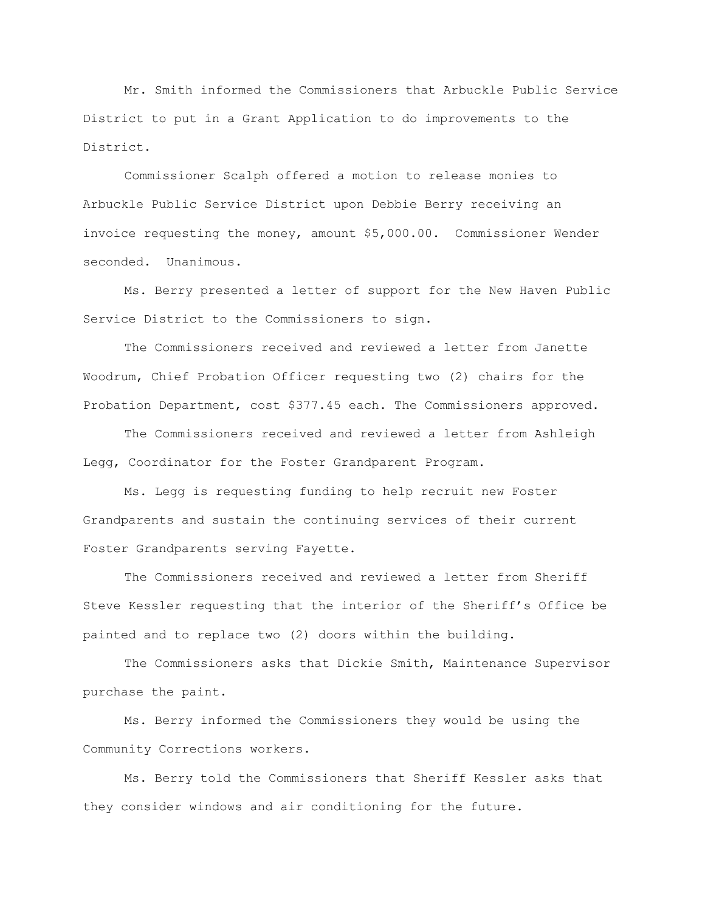Mr. Smith informed the Commissioners that Arbuckle Public Service District to put in a Grant Application to do improvements to the District.

Commissioner Scalph offered a motion to release monies to Arbuckle Public Service District upon Debbie Berry receiving an invoice requesting the money, amount $5,000.00. Commissioner Wender seconded. Unanimous.

Ms. Berry presented a letter of support for the New Haven Public Service District to the Commissioners to sign.

The Commissioners received and reviewed a letter from Janette Woodrum, Chief Probation Officer requesting two (2) chairs for the Probation Department, cost $377.45 each. The Commissioners approved.

The Commissioners received and reviewed a letter from Ashleigh Legg, Coordinator for the Foster Grandparent Program.

Ms. Legg is requesting funding to help recruit new Foster Grandparents and sustain the continuing services of their current Foster Grandparents serving Fayette.

The Commissioners received and reviewed a letter from Sheriff Steve Kessler requesting that the interior of the Sheriff's Office be painted and to replace two (2) doors within the building.

The Commissioners asks that Dickie Smith, Maintenance Supervisor purchase the paint.

Ms. Berry informed the Commissioners they would be using the Community Corrections workers.

Ms. Berry told the Commissioners that Sheriff Kessler asks that they consider windows and air conditioning for the future.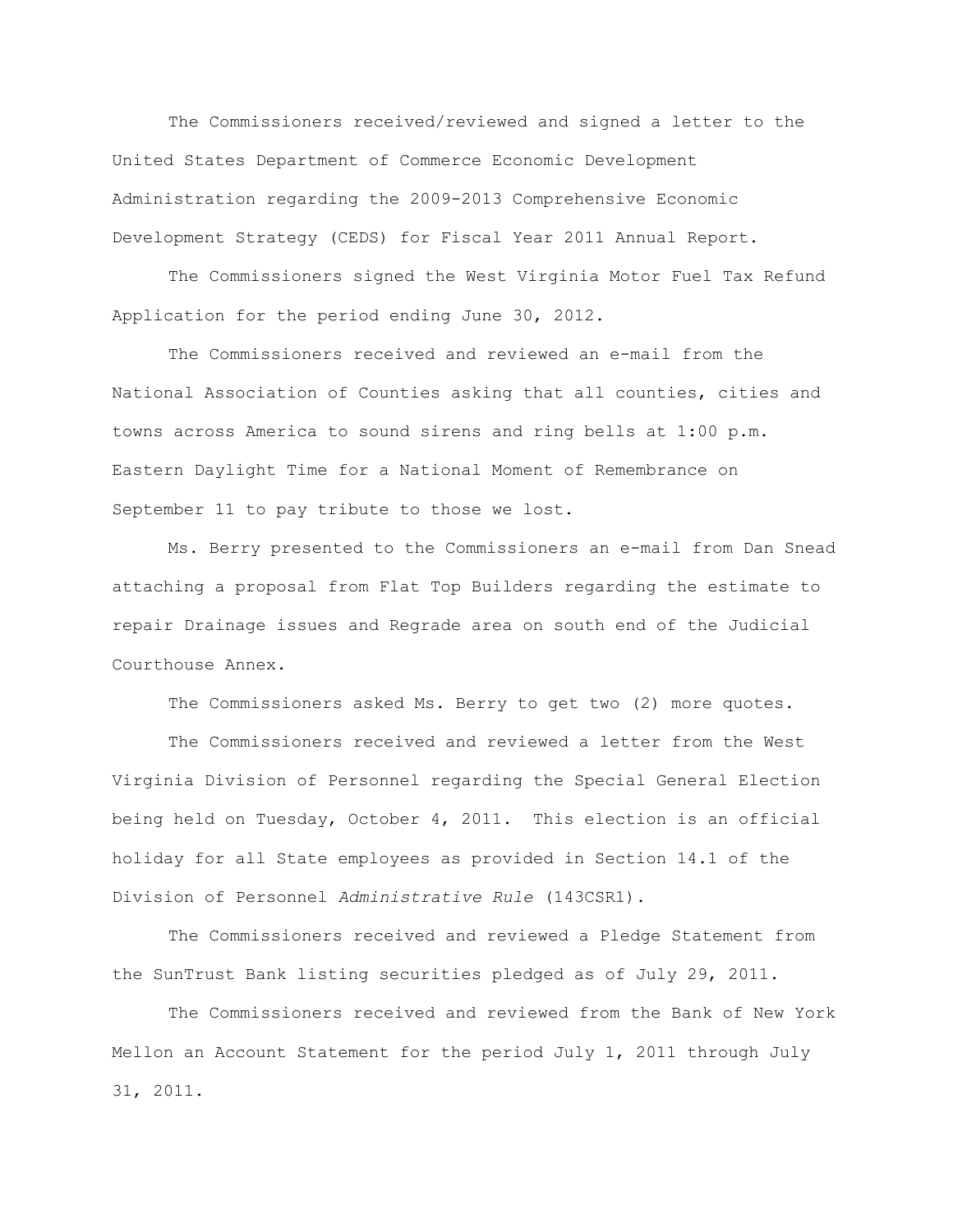The Commissioners received/reviewed and signed a letter to the United States Department of Commerce Economic Development Administration regarding the 2009-2013 Comprehensive Economic Development Strategy (CEDS) for Fiscal Year 2011 Annual Report.

The Commissioners signed the West Virginia Motor Fuel Tax Refund Application for the period ending June 30, 2012.

The Commissioners received and reviewed an e-mail from the National Association of Counties asking that all counties, cities and towns across America to sound sirens and ring bells at 1:00 p.m. Eastern Daylight Time for a National Moment of Remembrance on September 11 to pay tribute to those we lost.

Ms. Berry presented to the Commissioners an e-mail from Dan Snead attaching a proposal from Flat Top Builders regarding the estimate to repair Drainage issues and Regrade area on south end of the Judicial Courthouse Annex.

The Commissioners asked Ms. Berry to get two (2) more quotes.

The Commissioners received and reviewed a letter from the West Virginia Division of Personnel regarding the Special General Election being held on Tuesday, October 4, 2011. This election is an official holiday for all State employees as provided in Section 14.1 of the Division of Personnel *Administrative Rule* (143CSR1).

The Commissioners received and reviewed a Pledge Statement from the SunTrust Bank listing securities pledged as of July 29, 2011.

The Commissioners received and reviewed from the Bank of New York Mellon an Account Statement for the period July 1, 2011 through July 31, 2011.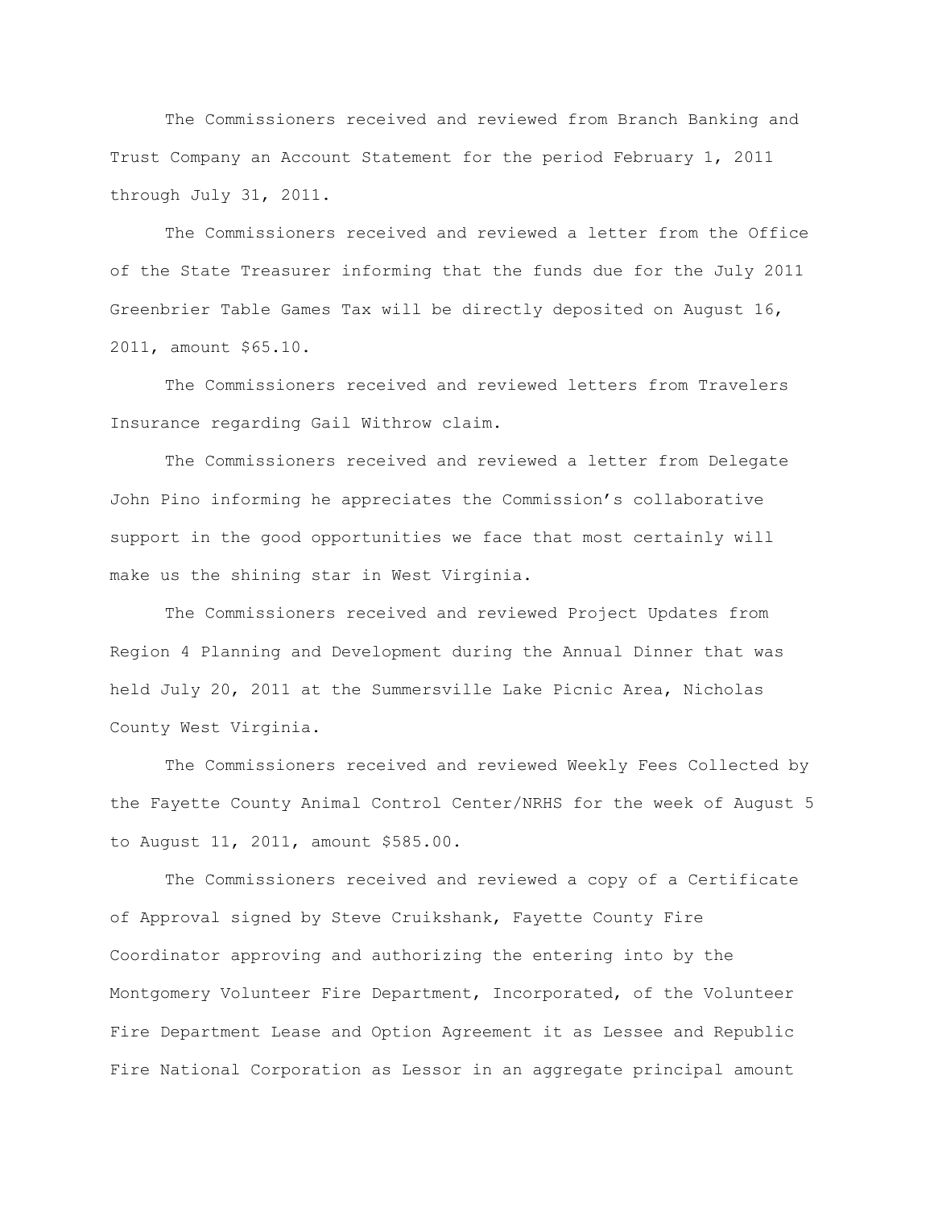The Commissioners received and reviewed from Branch Banking and Trust Company an Account Statement for the period February 1, 2011 through July 31, 2011.

The Commissioners received and reviewed a letter from the Office of the State Treasurer informing that the funds due for the July 2011 Greenbrier Table Games Tax will be directly deposited on August 16, 2011, amount $65.10.

The Commissioners received and reviewed letters from Travelers Insurance regarding Gail Withrow claim.

The Commissioners received and reviewed a letter from Delegate John Pino informing he appreciates the Commission's collaborative support in the good opportunities we face that most certainly will make us the shining star in West Virginia.

The Commissioners received and reviewed Project Updates from Region 4 Planning and Development during the Annual Dinner that was held July 20, 2011 at the Summersville Lake Picnic Area, Nicholas County West Virginia.

The Commissioners received and reviewed Weekly Fees Collected by the Fayette County Animal Control Center/NRHS for the week of August 5 to August 11, 2011, amount $585.00.

The Commissioners received and reviewed a copy of a Certificate of Approval signed by Steve Cruikshank, Fayette County Fire Coordinator approving and authorizing the entering into by the Montgomery Volunteer Fire Department, Incorporated, of the Volunteer Fire Department Lease and Option Agreement it as Lessee and Republic Fire National Corporation as Lessor in an aggregate principal amount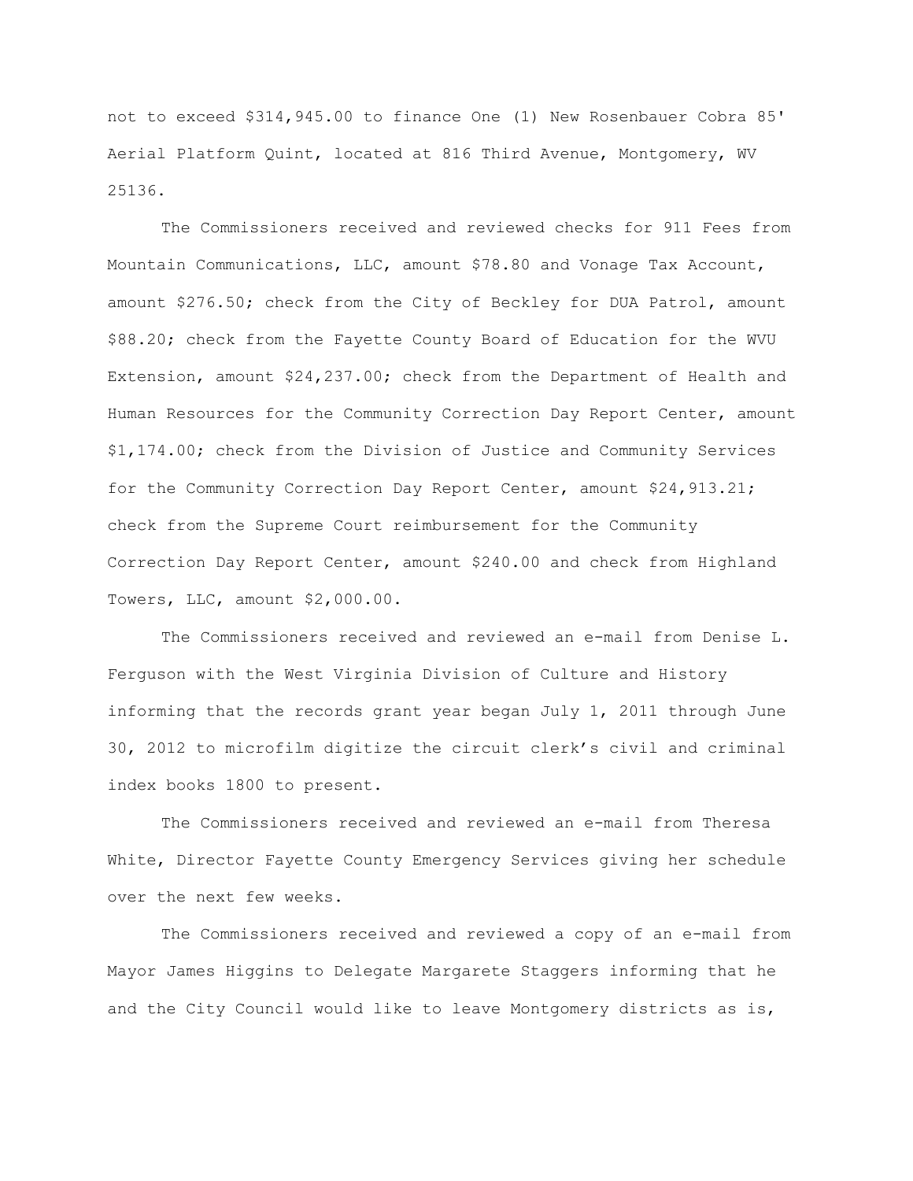not to exceed $314,945.00 to finance One (1) New Rosenbauer Cobra 85' Aerial Platform Quint, located at 816 Third Avenue, Montgomery, WV 25136.

The Commissioners received and reviewed checks for 911 Fees from Mountain Communications, LLC, amount $78.80 and Vonage Tax Account, amount $276.50; check from the City of Beckley for DUA Patrol, amount $88.20; check from the Fayette County Board of Education for the WVU Extension, amount $24,237.00; check from the Department of Health and Human Resources for the Community Correction Day Report Center, amount $1,174.00; check from the Division of Justice and Community Services for the Community Correction Day Report Center, amount $24,913.21; check from the Supreme Court reimbursement for the Community Correction Day Report Center, amount $240.00 and check from Highland Towers, LLC, amount $2,000.00.

The Commissioners received and reviewed an e-mail from Denise L. Ferguson with the West Virginia Division of Culture and History informing that the records grant year began July 1, 2011 through June 30, 2012 to microfilm digitize the circuit clerk's civil and criminal index books 1800 to present.

The Commissioners received and reviewed an e-mail from Theresa White, Director Fayette County Emergency Services giving her schedule over the next few weeks.

The Commissioners received and reviewed a copy of an e-mail from Mayor James Higgins to Delegate Margarete Staggers informing that he and the City Council would like to leave Montgomery districts as is,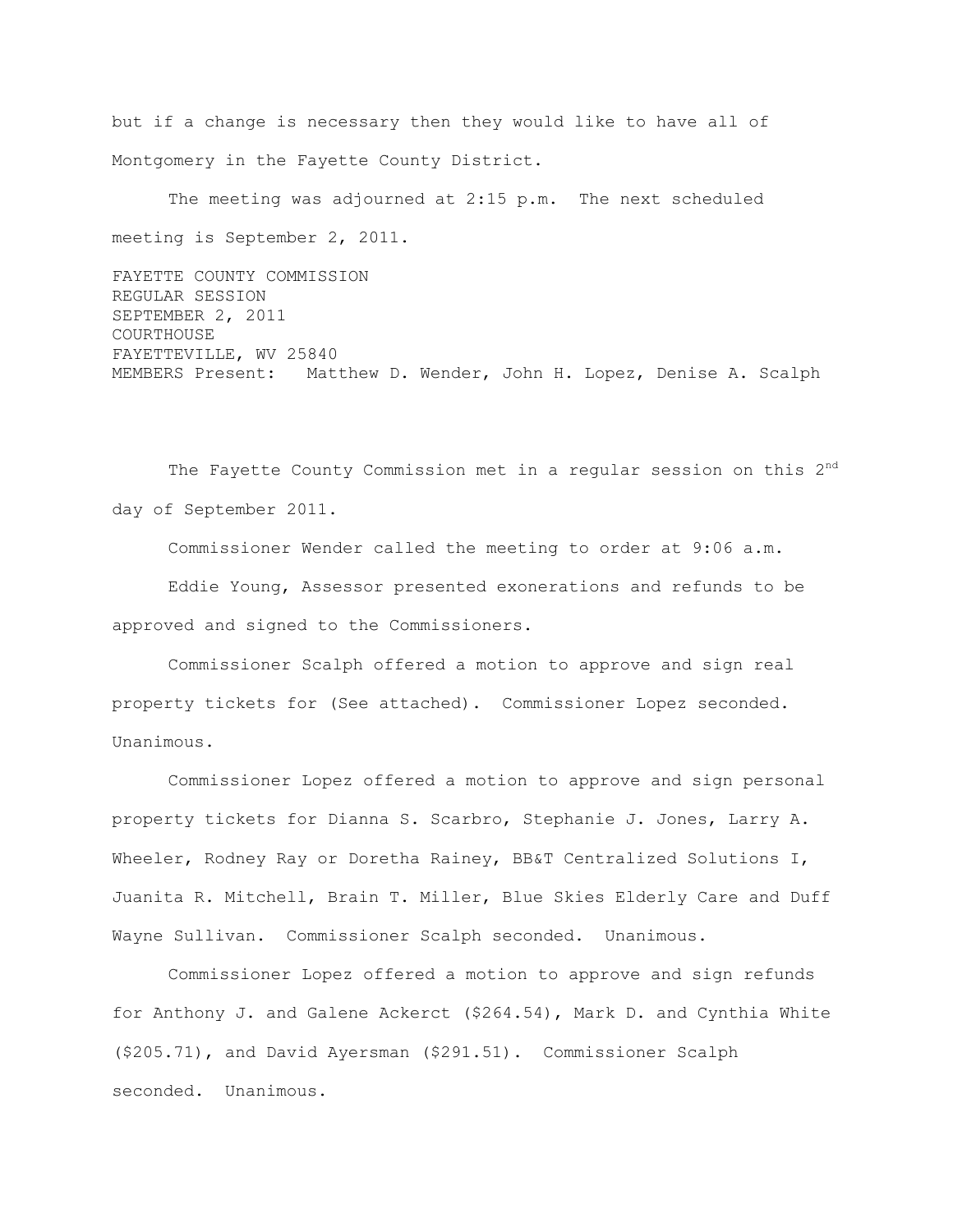but if a change is necessary then they would like to have all of Montgomery in the Fayette County District.

The meeting was adjourned at 2:15 p.m. The next scheduled meeting is September 2, 2011.

FAYETTE COUNTY COMMISSION
REGULAR SESSION
SEPTEMBER 2, 2011
COURTHOUSE
FAYETTEVILLE, WV 25840
MEMBERS Present: Matthew D. Wender, John H. Lopez, Denise A. Scalph

The Fayette County Commission met in a regular session on this 2nd day of September 2011.

Commissioner Wender called the meeting to order at 9:06 a.m.

Eddie Young, Assessor presented exonerations and refunds to be approved and signed to the Commissioners.

Commissioner Scalph offered a motion to approve and sign real property tickets for (See attached). Commissioner Lopez seconded. Unanimous.

Commissioner Lopez offered a motion to approve and sign personal property tickets for Dianna S. Scarbro, Stephanie J. Jones, Larry A. Wheeler, Rodney Ray or Doretha Rainey, BB&T Centralized Solutions I, Juanita R. Mitchell, Brain T. Miller, Blue Skies Elderly Care and Duff Wayne Sullivan. Commissioner Scalph seconded. Unanimous.

Commissioner Lopez offered a motion to approve and sign refunds for Anthony J. and Galene Ackerct ($264.54), Mark D. and Cynthia White ($205.71), and David Ayersman ($291.51). Commissioner Scalph seconded. Unanimous.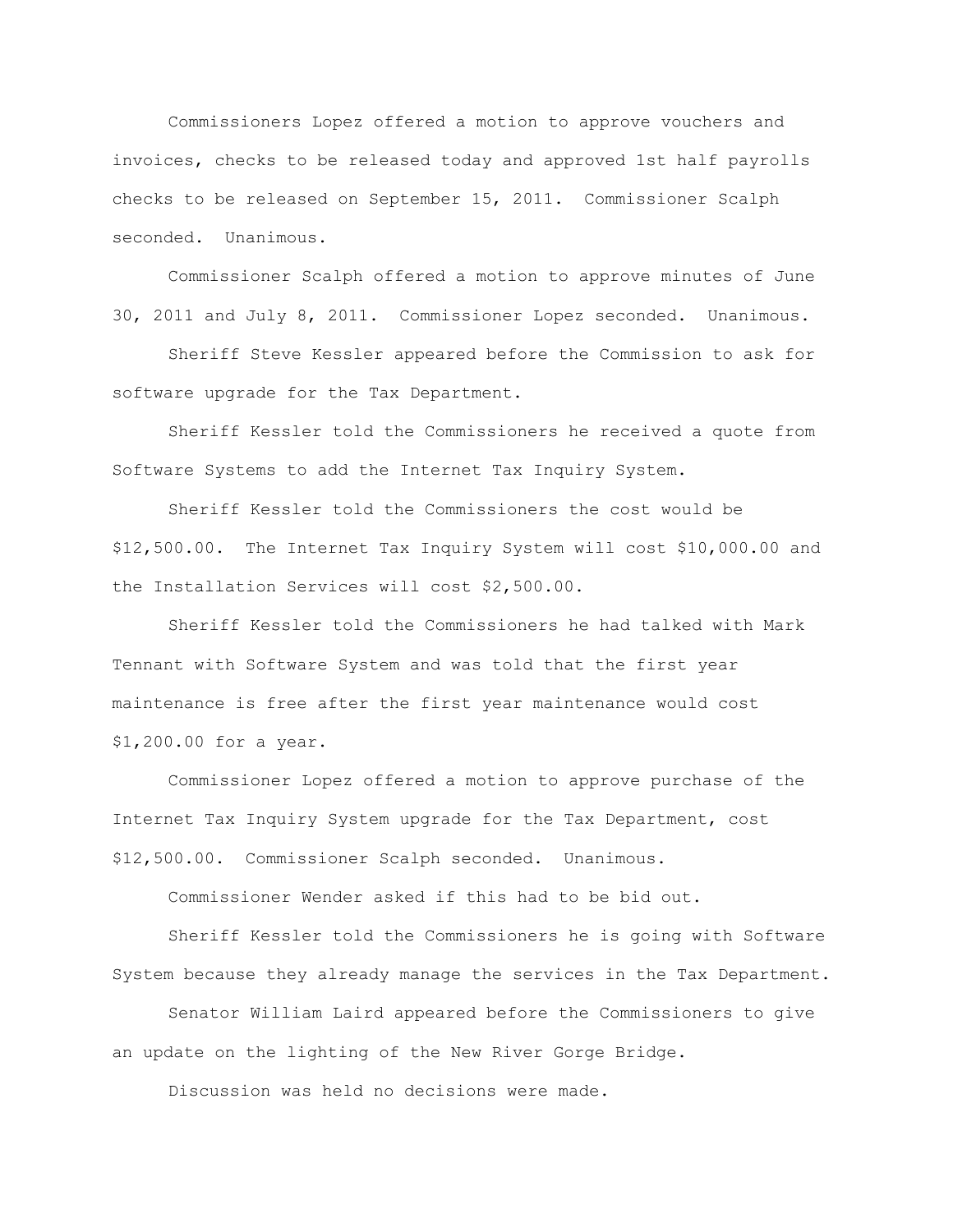Commissioners Lopez offered a motion to approve vouchers and invoices, checks to be released today and approved 1st half payrolls checks to be released on September 15, 2011. Commissioner Scalph seconded. Unanimous.

Commissioner Scalph offered a motion to approve minutes of June 30, 2011 and July 8, 2011. Commissioner Lopez seconded. Unanimous.

Sheriff Steve Kessler appeared before the Commission to ask for software upgrade for the Tax Department.

Sheriff Kessler told the Commissioners he received a quote from Software Systems to add the Internet Tax Inquiry System.

Sheriff Kessler told the Commissioners the cost would be $12,500.00. The Internet Tax Inquiry System will cost $10,000.00 and the Installation Services will cost $2,500.00.

Sheriff Kessler told the Commissioners he had talked with Mark Tennant with Software System and was told that the first year maintenance is free after the first year maintenance would cost $1,200.00 for a year.

Commissioner Lopez offered a motion to approve purchase of the Internet Tax Inquiry System upgrade for the Tax Department, cost $12,500.00. Commissioner Scalph seconded. Unanimous.

Commissioner Wender asked if this had to be bid out.

Sheriff Kessler told the Commissioners he is going with Software System because they already manage the services in the Tax Department.

Senator William Laird appeared before the Commissioners to give an update on the lighting of the New River Gorge Bridge.

Discussion was held no decisions were made.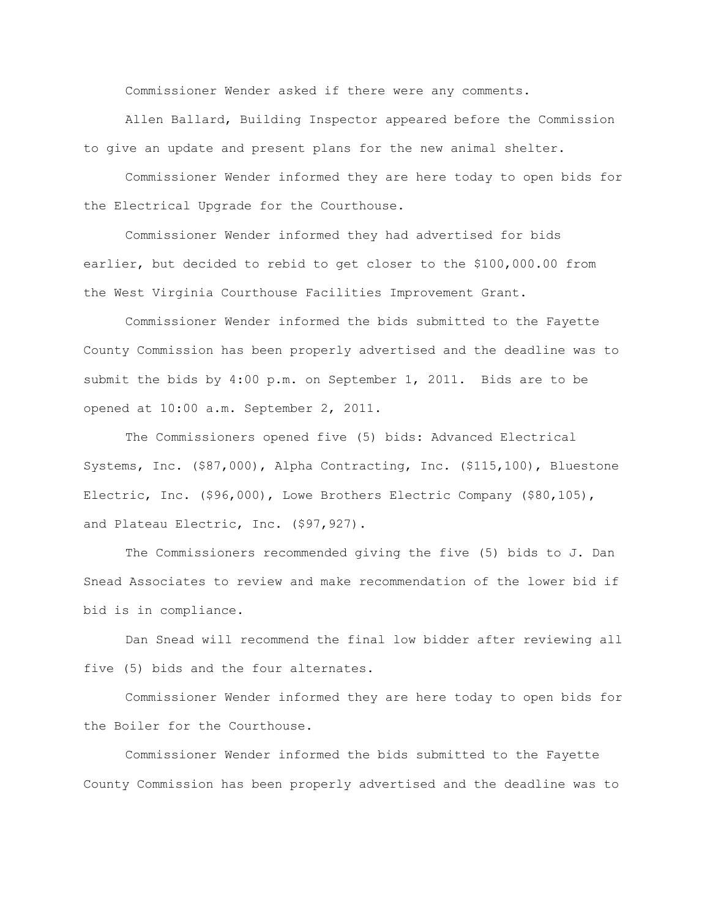Commissioner Wender asked if there were any comments.

Allen Ballard, Building Inspector appeared before the Commission to give an update and present plans for the new animal shelter.

Commissioner Wender informed they are here today to open bids for the Electrical Upgrade for the Courthouse.

Commissioner Wender informed they had advertised for bids earlier, but decided to rebid to get closer to the $100,000.00 from the West Virginia Courthouse Facilities Improvement Grant.

Commissioner Wender informed the bids submitted to the Fayette County Commission has been properly advertised and the deadline was to submit the bids by 4:00 p.m. on September 1, 2011. Bids are to be opened at 10:00 a.m. September 2, 2011.

The Commissioners opened five (5) bids: Advanced Electrical Systems, Inc. ($87,000), Alpha Contracting, Inc. ($115,100), Bluestone Electric, Inc. ($96,000), Lowe Brothers Electric Company ($80,105), and Plateau Electric, Inc. ($97,927).

The Commissioners recommended giving the five (5) bids to J. Dan Snead Associates to review and make recommendation of the lower bid if bid is in compliance.

Dan Snead will recommend the final low bidder after reviewing all five (5) bids and the four alternates.

Commissioner Wender informed they are here today to open bids for the Boiler for the Courthouse.

Commissioner Wender informed the bids submitted to the Fayette County Commission has been properly advertised and the deadline was to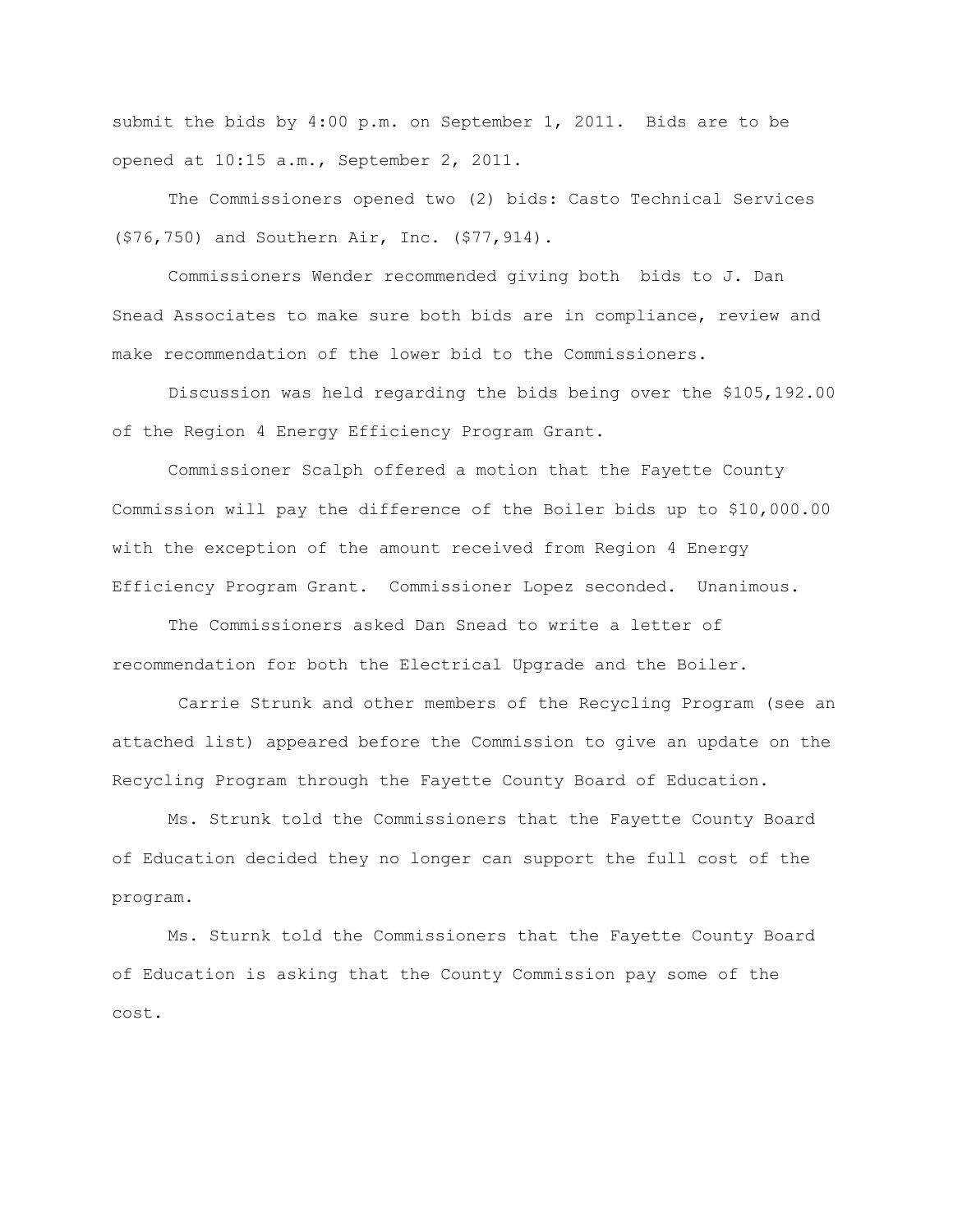submit the bids by 4:00 p.m. on September 1, 2011. Bids are to be opened at 10:15 a.m., September 2, 2011.

The Commissioners opened two (2) bids: Casto Technical Services ($76,750) and Southern Air, Inc. ($77,914).

Commissioners Wender recommended giving both bids to J. Dan Snead Associates to make sure both bids are in compliance, review and make recommendation of the lower bid to the Commissioners.

Discussion was held regarding the bids being over the $105,192.00 of the Region 4 Energy Efficiency Program Grant.

Commissioner Scalph offered a motion that the Fayette County Commission will pay the difference of the Boiler bids up to $10,000.00 with the exception of the amount received from Region 4 Energy Efficiency Program Grant. Commissioner Lopez seconded. Unanimous.

The Commissioners asked Dan Snead to write a letter of recommendation for both the Electrical Upgrade and the Boiler.

Carrie Strunk and other members of the Recycling Program (see an attached list) appeared before the Commission to give an update on the Recycling Program through the Fayette County Board of Education.

Ms. Strunk told the Commissioners that the Fayette County Board of Education decided they no longer can support the full cost of the program.

Ms. Sturnk told the Commissioners that the Fayette County Board of Education is asking that the County Commission pay some of the cost.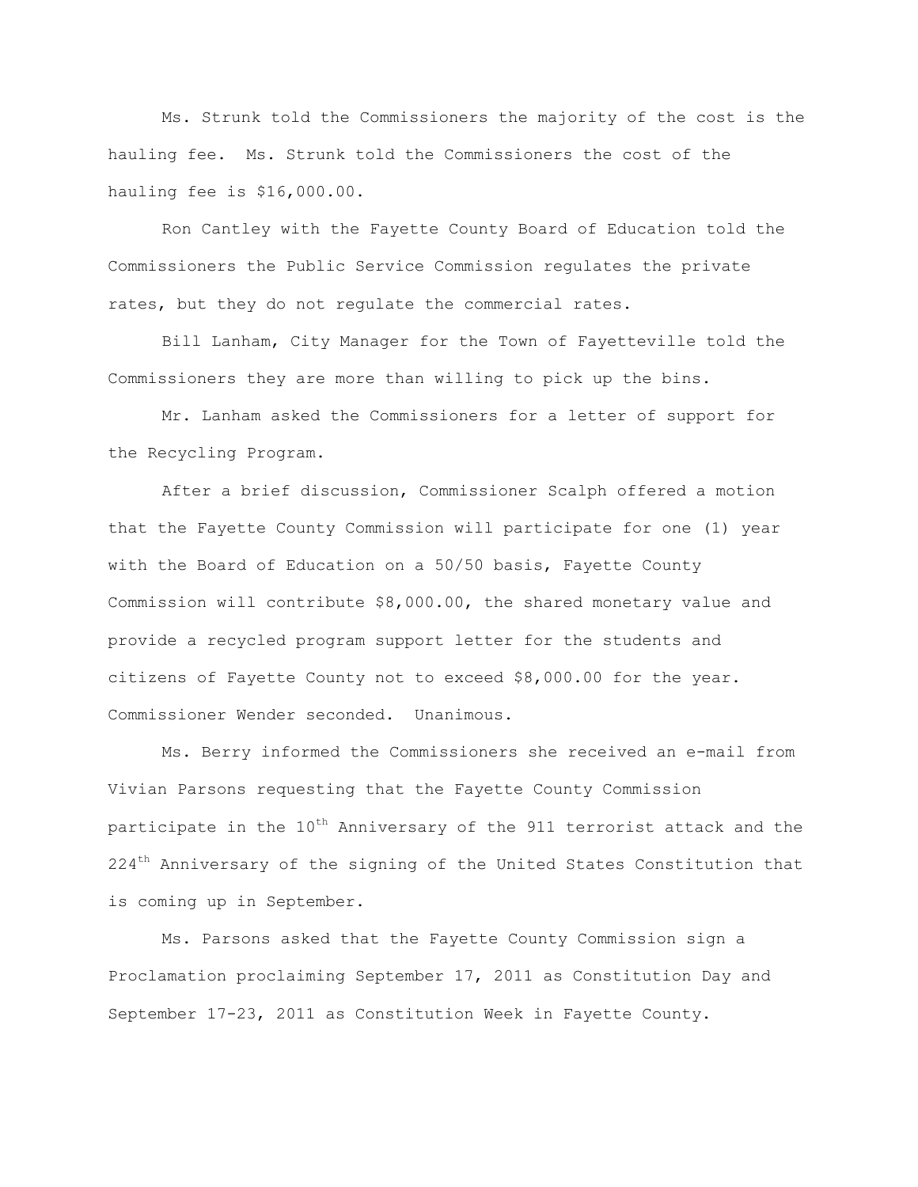Ms. Strunk told the Commissioners the majority of the cost is the hauling fee. Ms. Strunk told the Commissioners the cost of the hauling fee is $16,000.00.

Ron Cantley with the Fayette County Board of Education told the Commissioners the Public Service Commission regulates the private rates, but they do not regulate the commercial rates.

Bill Lanham, City Manager for the Town of Fayetteville told the Commissioners they are more than willing to pick up the bins.

Mr. Lanham asked the Commissioners for a letter of support for the Recycling Program.

After a brief discussion, Commissioner Scalph offered a motion that the Fayette County Commission will participate for one (1) year with the Board of Education on a 50/50 basis, Fayette County Commission will contribute $8,000.00, the shared monetary value and provide a recycled program support letter for the students and citizens of Fayette County not to exceed $8,000.00 for the year. Commissioner Wender seconded. Unanimous.

Ms. Berry informed the Commissioners she received an e-mail from Vivian Parsons requesting that the Fayette County Commission participate in the 10th Anniversary of the 911 terrorist attack and the 224th Anniversary of the signing of the United States Constitution that is coming up in September.

Ms. Parsons asked that the Fayette County Commission sign a Proclamation proclaiming September 17, 2011 as Constitution Day and September 17-23, 2011 as Constitution Week in Fayette County.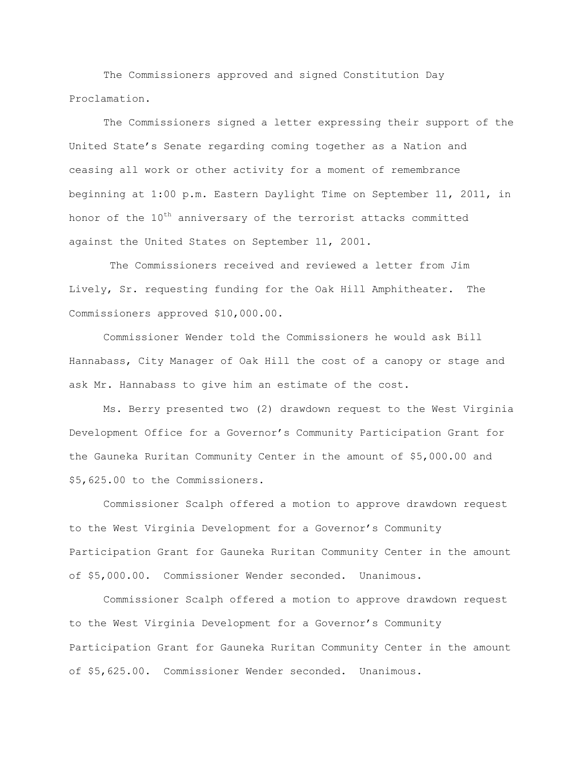The Commissioners approved and signed Constitution Day Proclamation.

The Commissioners signed a letter expressing their support of the United State's Senate regarding coming together as a Nation and ceasing all work or other activity for a moment of remembrance beginning at 1:00 p.m. Eastern Daylight Time on September 11, 2011, in honor of the $10^{th}$ anniversary of the terrorist attacks committed against the United States on September 11, 2001.

The Commissioners received and reviewed a letter from Jim Lively, Sr. requesting funding for the Oak Hill Amphitheater. The Commissioners approved $10,000.00.

Commissioner Wender told the Commissioners he would ask Bill Hannabass, City Manager of Oak Hill the cost of a canopy or stage and ask Mr. Hannabass to give him an estimate of the cost.

Ms. Berry presented two (2) drawdown request to the West Virginia Development Office for a Governor's Community Participation Grant for the Gauneka Ruritan Community Center in the amount of $5,000.00 and $5,625.00 to the Commissioners.

Commissioner Scalph offered a motion to approve drawdown request to the West Virginia Development for a Governor's Community Participation Grant for Gauneka Ruritan Community Center in the amount of $5,000.00. Commissioner Wender seconded. Unanimous.

Commissioner Scalph offered a motion to approve drawdown request to the West Virginia Development for a Governor's Community Participation Grant for Gauneka Ruritan Community Center in the amount of $5,625.00. Commissioner Wender seconded. Unanimous.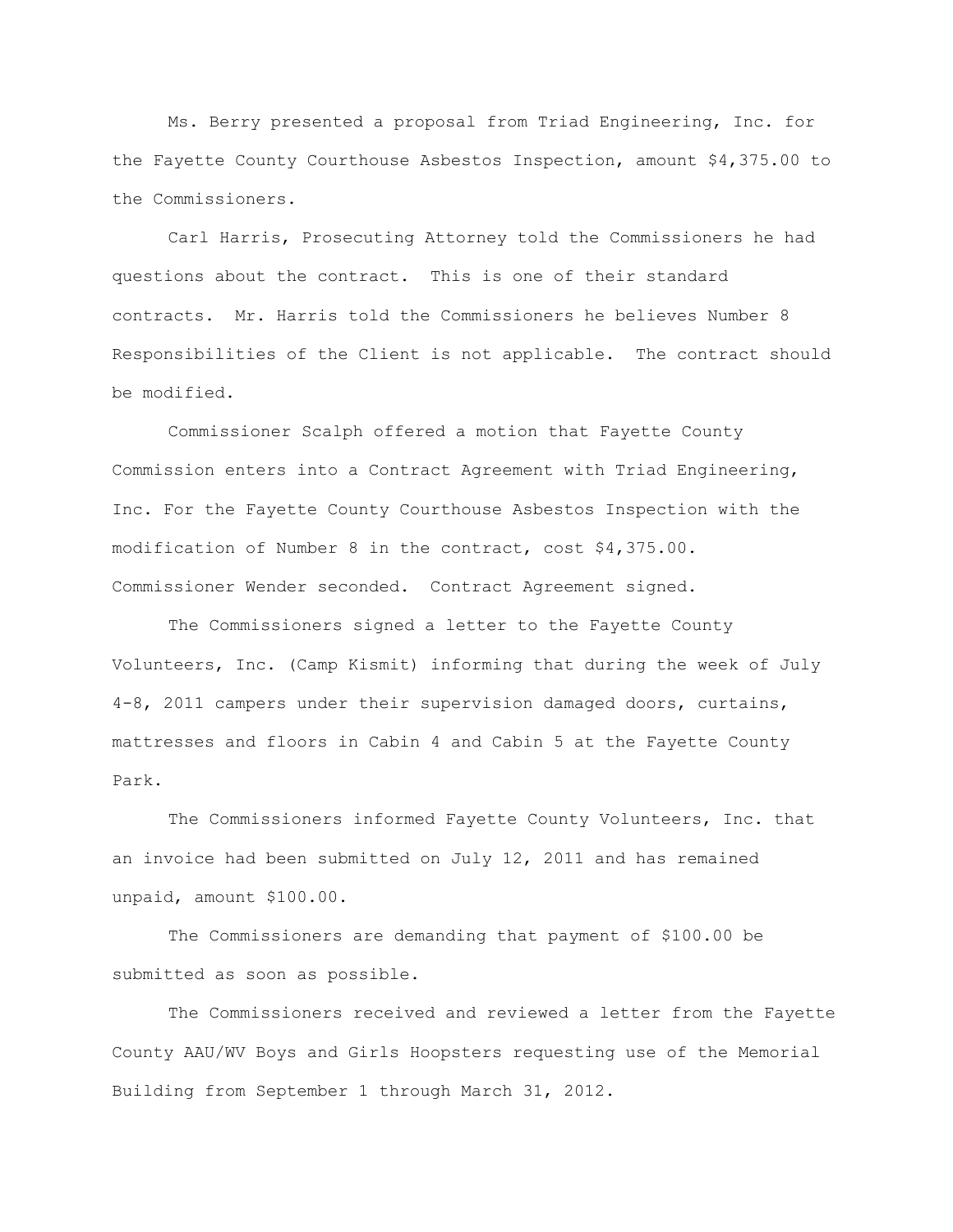Ms. Berry presented a proposal from Triad Engineering, Inc. for the Fayette County Courthouse Asbestos Inspection, amount $4,375.00 to the Commissioners.

Carl Harris, Prosecuting Attorney told the Commissioners he had questions about the contract. This is one of their standard contracts. Mr. Harris told the Commissioners he believes Number 8 Responsibilities of the Client is not applicable. The contract should be modified.

Commissioner Scalph offered a motion that Fayette County Commission enters into a Contract Agreement with Triad Engineering, Inc. For the Fayette County Courthouse Asbestos Inspection with the modification of Number 8 in the contract, cost $4,375.00. Commissioner Wender seconded. Contract Agreement signed.

The Commissioners signed a letter to the Fayette County Volunteers, Inc. (Camp Kismit) informing that during the week of July 4-8, 2011 campers under their supervision damaged doors, curtains, mattresses and floors in Cabin 4 and Cabin 5 at the Fayette County Park.

The Commissioners informed Fayette County Volunteers, Inc. that an invoice had been submitted on July 12, 2011 and has remained unpaid, amount $100.00.

The Commissioners are demanding that payment of $100.00 be submitted as soon as possible.

The Commissioners received and reviewed a letter from the Fayette County AAU/WV Boys and Girls Hoopsters requesting use of the Memorial Building from September 1 through March 31, 2012.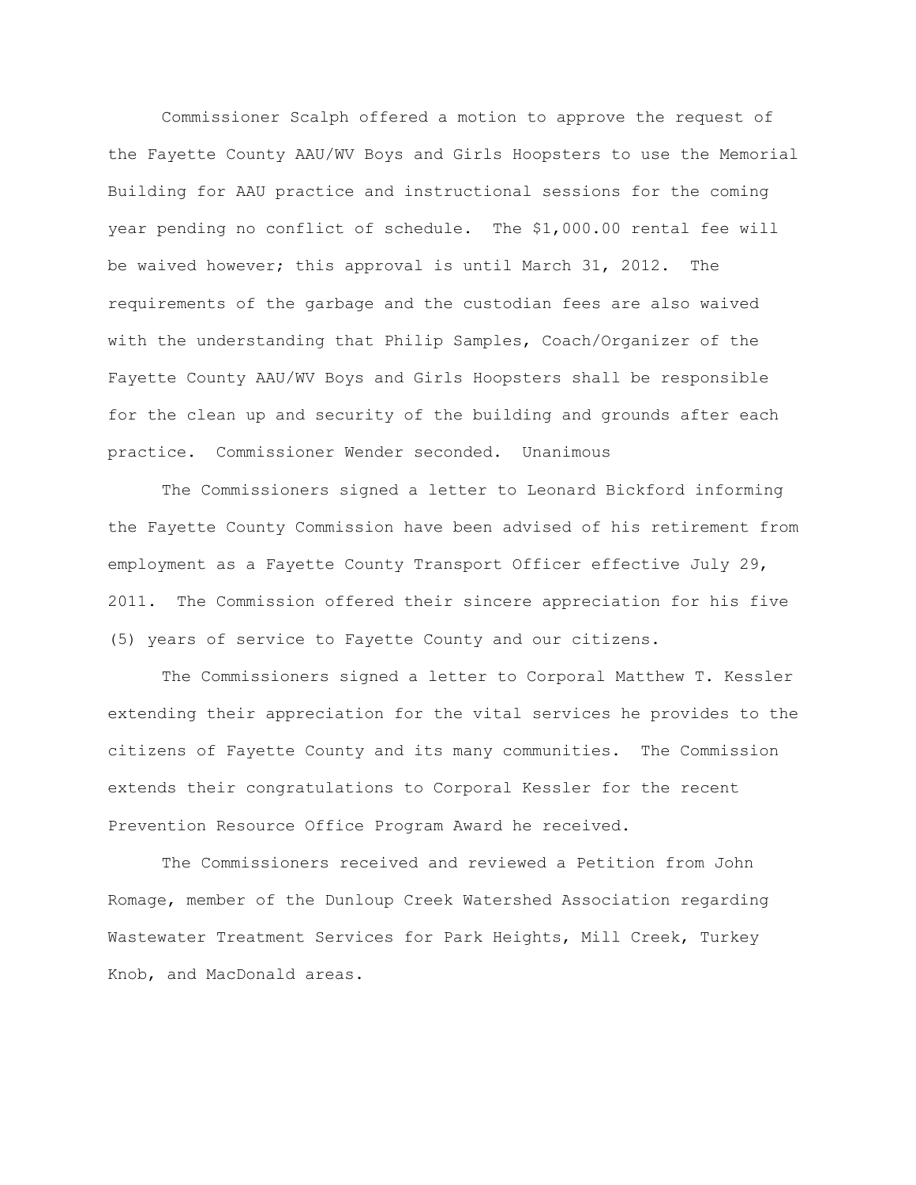Commissioner Scalph offered a motion to approve the request of the Fayette County AAU/WV Boys and Girls Hoopsters to use the Memorial Building for AAU practice and instructional sessions for the coming year pending no conflict of schedule. The $1,000.00 rental fee will be waived however; this approval is until March 31, 2012. The requirements of the garbage and the custodian fees are also waived with the understanding that Philip Samples, Coach/Organizer of the Fayette County AAU/WV Boys and Girls Hoopsters shall be responsible for the clean up and security of the building and grounds after each practice. Commissioner Wender seconded. Unanimous

The Commissioners signed a letter to Leonard Bickford informing the Fayette County Commission have been advised of his retirement from employment as a Fayette County Transport Officer effective July 29, 2011. The Commission offered their sincere appreciation for his five (5) years of service to Fayette County and our citizens.

The Commissioners signed a letter to Corporal Matthew T. Kessler extending their appreciation for the vital services he provides to the citizens of Fayette County and its many communities. The Commission extends their congratulations to Corporal Kessler for the recent Prevention Resource Office Program Award he received.

The Commissioners received and reviewed a Petition from John Romage, member of the Dunloup Creek Watershed Association regarding Wastewater Treatment Services for Park Heights, Mill Creek, Turkey Knob, and MacDonald areas.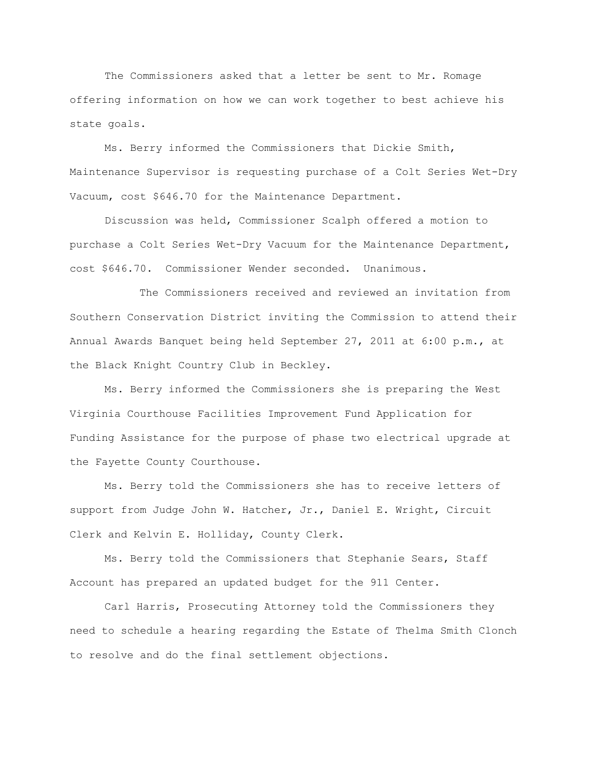The Commissioners asked that a letter be sent to Mr. Romage offering information on how we can work together to best achieve his state goals.

Ms. Berry informed the Commissioners that Dickie Smith, Maintenance Supervisor is requesting purchase of a Colt Series Wet-Dry Vacuum, cost $646.70 for the Maintenance Department.

Discussion was held, Commissioner Scalph offered a motion to purchase a Colt Series Wet-Dry Vacuum for the Maintenance Department, cost $646.70. Commissioner Wender seconded. Unanimous.

The Commissioners received and reviewed an invitation from Southern Conservation District inviting the Commission to attend their Annual Awards Banquet being held September 27, 2011 at 6:00 p.m., at the Black Knight Country Club in Beckley.

Ms. Berry informed the Commissioners she is preparing the West Virginia Courthouse Facilities Improvement Fund Application for Funding Assistance for the purpose of phase two electrical upgrade at the Fayette County Courthouse.

Ms. Berry told the Commissioners she has to receive letters of support from Judge John W. Hatcher, Jr., Daniel E. Wright, Circuit Clerk and Kelvin E. Holliday, County Clerk.

Ms. Berry told the Commissioners that Stephanie Sears, Staff Account has prepared an updated budget for the 911 Center.

Carl Harris, Prosecuting Attorney told the Commissioners they need to schedule a hearing regarding the Estate of Thelma Smith Clonch to resolve and do the final settlement objections.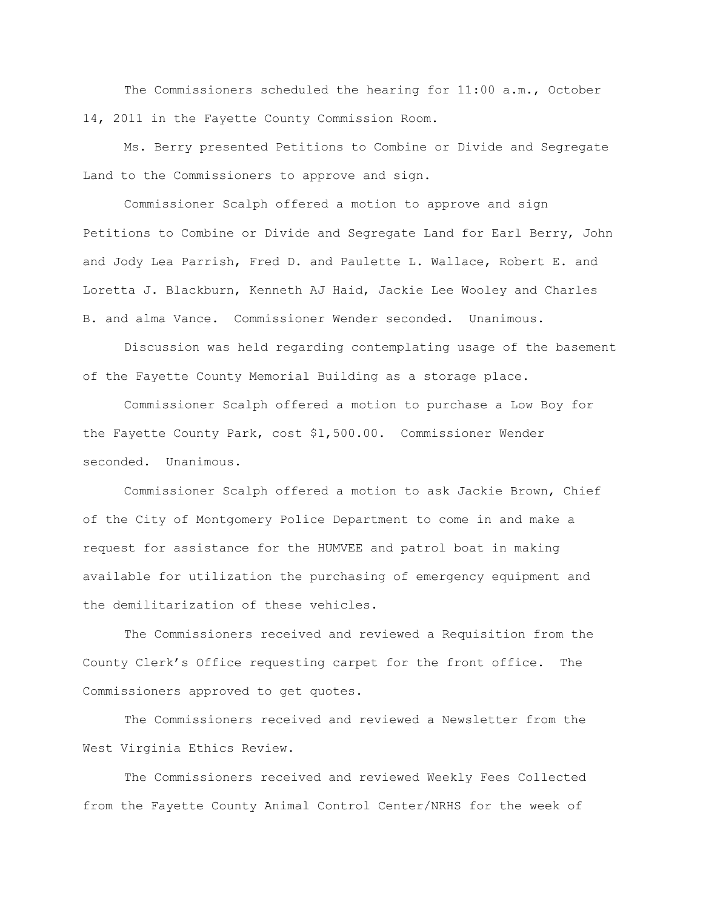The Commissioners scheduled the hearing for 11:00 a.m., October 14, 2011 in the Fayette County Commission Room.

Ms. Berry presented Petitions to Combine or Divide and Segregate Land to the Commissioners to approve and sign.

Commissioner Scalph offered a motion to approve and sign Petitions to Combine or Divide and Segregate Land for Earl Berry, John and Jody Lea Parrish, Fred D. and Paulette L. Wallace, Robert E. and Loretta J. Blackburn, Kenneth AJ Haid, Jackie Lee Wooley and Charles B. and alma Vance. Commissioner Wender seconded. Unanimous.

Discussion was held regarding contemplating usage of the basement of the Fayette County Memorial Building as a storage place.

Commissioner Scalph offered a motion to purchase a Low Boy for the Fayette County Park, cost $1,500.00. Commissioner Wender seconded. Unanimous.

Commissioner Scalph offered a motion to ask Jackie Brown, Chief of the City of Montgomery Police Department to come in and make a request for assistance for the HUMVEE and patrol boat in making available for utilization the purchasing of emergency equipment and the demilitarization of these vehicles.

The Commissioners received and reviewed a Requisition from the County Clerk's Office requesting carpet for the front office. The Commissioners approved to get quotes.

The Commissioners received and reviewed a Newsletter from the West Virginia Ethics Review.

The Commissioners received and reviewed Weekly Fees Collected from the Fayette County Animal Control Center/NRHS for the week of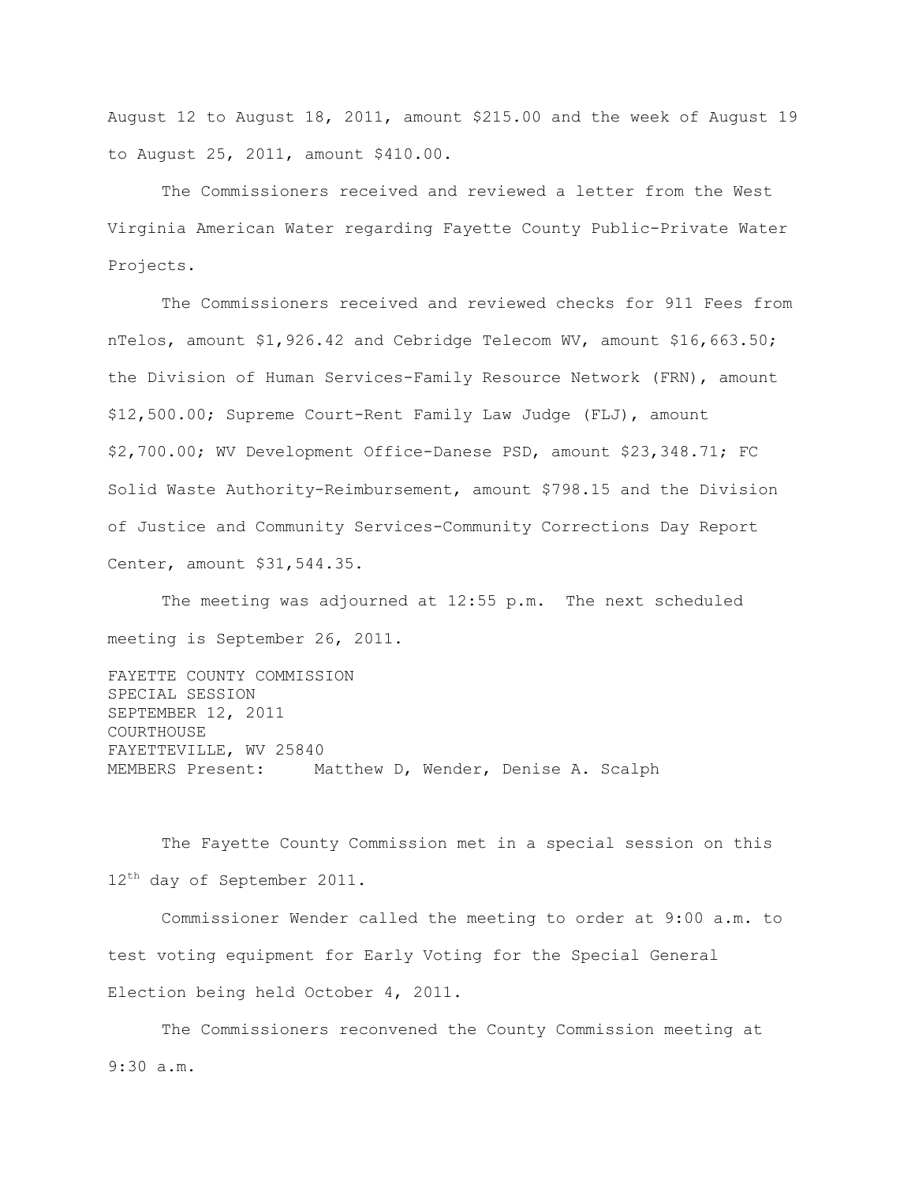August 12 to August 18, 2011, amount $215.00 and the week of August 19 to August 25, 2011, amount $410.00.

The Commissioners received and reviewed a letter from the West Virginia American Water regarding Fayette County Public-Private Water Projects.

The Commissioners received and reviewed checks for 911 Fees from nTelos, amount $1,926.42 and Cebridge Telecom WV, amount $16,663.50; the Division of Human Services-Family Resource Network (FRN), amount $12,500.00; Supreme Court-Rent Family Law Judge (FLJ), amount $2,700.00; WV Development Office-Danese PSD, amount $23,348.71; FC Solid Waste Authority-Reimbursement, amount $798.15 and the Division of Justice and Community Services-Community Corrections Day Report Center, amount $31,544.35.

The meeting was adjourned at 12:55 p.m. The next scheduled meeting is September 26, 2011.

FAYETTE COUNTY COMMISSION
SPECIAL SESSION
SEPTEMBER 12, 2011
COURTHOUSE
FAYETTEVILLE, WV 25840
MEMBERS Present: Matthew D, Wender, Denise A. Scalph

The Fayette County Commission met in a special session on this 12th day of September 2011.

Commissioner Wender called the meeting to order at 9:00 a.m. to test voting equipment for Early Voting for the Special General Election being held October 4, 2011.

The Commissioners reconvened the County Commission meeting at 9:30 a.m.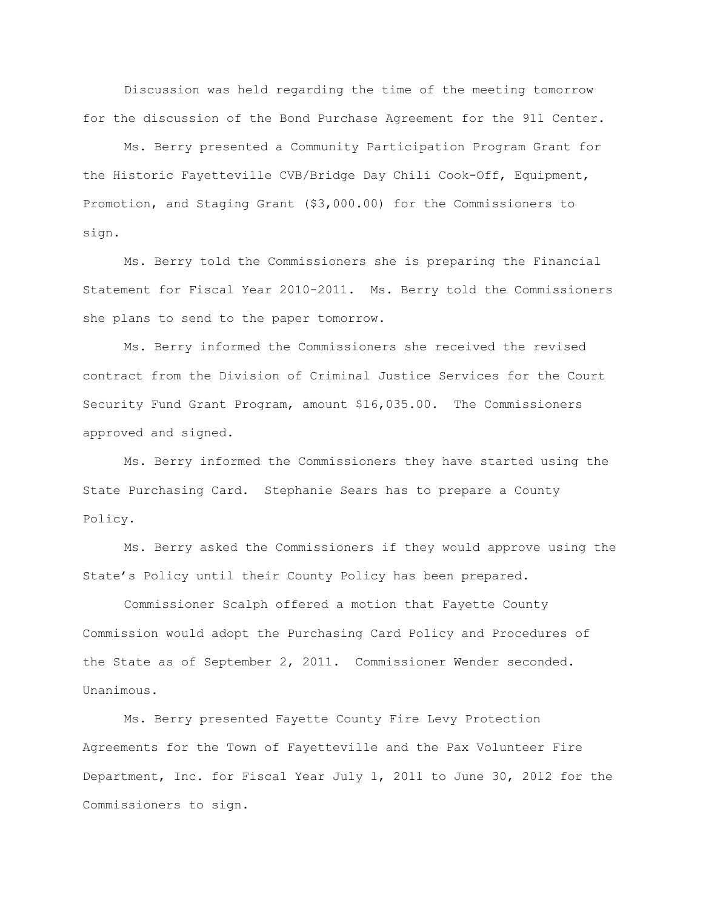Discussion was held regarding the time of the meeting tomorrow for the discussion of the Bond Purchase Agreement for the 911 Center.

Ms. Berry presented a Community Participation Program Grant for the Historic Fayetteville CVB/Bridge Day Chili Cook-Off, Equipment, Promotion, and Staging Grant ($3,000.00) for the Commissioners to sign.

Ms. Berry told the Commissioners she is preparing the Financial Statement for Fiscal Year 2010-2011. Ms. Berry told the Commissioners she plans to send to the paper tomorrow.

Ms. Berry informed the Commissioners she received the revised contract from the Division of Criminal Justice Services for the Court Security Fund Grant Program, amount $16,035.00. The Commissioners approved and signed.

Ms. Berry informed the Commissioners they have started using the State Purchasing Card. Stephanie Sears has to prepare a County Policy.

Ms. Berry asked the Commissioners if they would approve using the State's Policy until their County Policy has been prepared.

Commissioner Scalph offered a motion that Fayette County Commission would adopt the Purchasing Card Policy and Procedures of the State as of September 2, 2011. Commissioner Wender seconded. Unanimous.

Ms. Berry presented Fayette County Fire Levy Protection Agreements for the Town of Fayetteville and the Pax Volunteer Fire Department, Inc. for Fiscal Year July 1, 2011 to June 30, 2012 for the Commissioners to sign.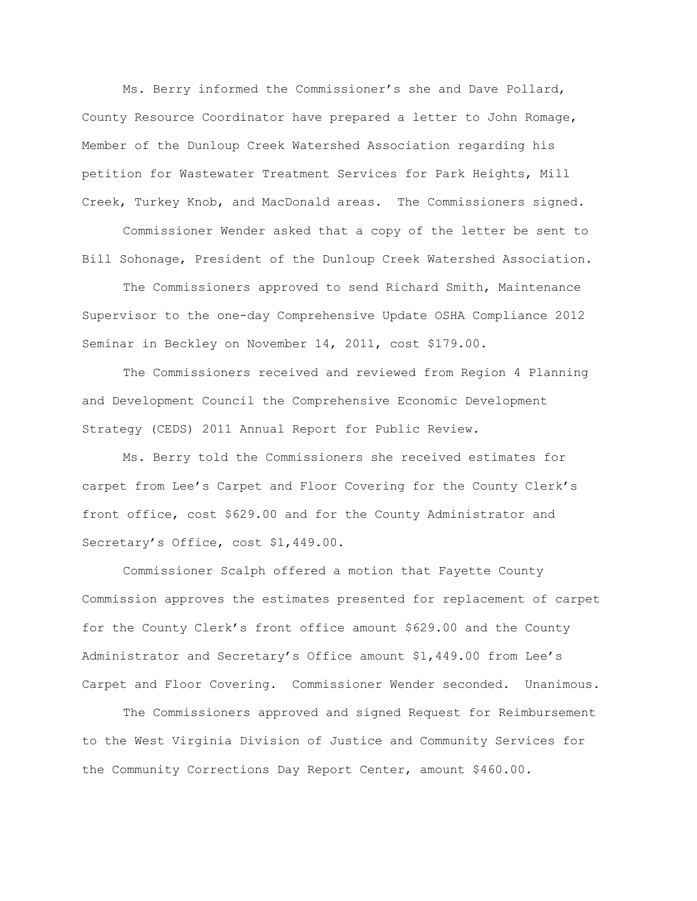Ms. Berry informed the Commissioner's she and Dave Pollard, County Resource Coordinator have prepared a letter to John Romage, Member of the Dunloup Creek Watershed Association regarding his petition for Wastewater Treatment Services for Park Heights, Mill Creek, Turkey Knob, and MacDonald areas. The Commissioners signed.

Commissioner Wender asked that a copy of the letter be sent to Bill Sohonage, President of the Dunloup Creek Watershed Association.

The Commissioners approved to send Richard Smith, Maintenance Supervisor to the one-day Comprehensive Update OSHA Compliance 2012 Seminar in Beckley on November 14, 2011, cost $179.00.

The Commissioners received and reviewed from Region 4 Planning and Development Council the Comprehensive Economic Development Strategy (CEDS) 2011 Annual Report for Public Review.

Ms. Berry told the Commissioners she received estimates for carpet from Lee's Carpet and Floor Covering for the County Clerk's front office, cost $629.00 and for the County Administrator and Secretary's Office, cost $1,449.00.

Commissioner Scalph offered a motion that Fayette County Commission approves the estimates presented for replacement of carpet for the County Clerk's front office amount $629.00 and the County Administrator and Secretary's Office amount $1,449.00 from Lee's Carpet and Floor Covering. Commissioner Wender seconded. Unanimous.

The Commissioners approved and signed Request for Reimbursement to the West Virginia Division of Justice and Community Services for the Community Corrections Day Report Center, amount $460.00.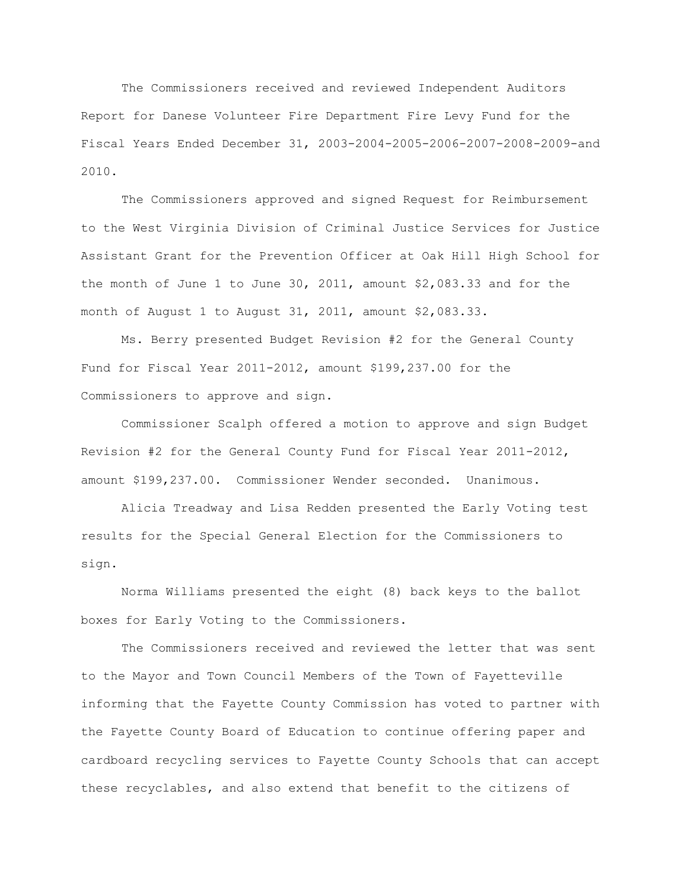The Commissioners received and reviewed Independent Auditors Report for Danese Volunteer Fire Department Fire Levy Fund for the Fiscal Years Ended December 31, 2003-2004-2005-2006-2007-2008-2009-and 2010.

The Commissioners approved and signed Request for Reimbursement to the West Virginia Division of Criminal Justice Services for Justice Assistant Grant for the Prevention Officer at Oak Hill High School for the month of June 1 to June 30, 2011, amount $2,083.33 and for the month of August 1 to August 31, 2011, amount $2,083.33.

Ms. Berry presented Budget Revision #2 for the General County Fund for Fiscal Year 2011-2012, amount $199,237.00 for the Commissioners to approve and sign.

Commissioner Scalph offered a motion to approve and sign Budget Revision #2 for the General County Fund for Fiscal Year 2011-2012, amount $199,237.00. Commissioner Wender seconded. Unanimous.

Alicia Treadway and Lisa Redden presented the Early Voting test results for the Special General Election for the Commissioners to sign.

Norma Williams presented the eight (8) back keys to the ballot boxes for Early Voting to the Commissioners.

The Commissioners received and reviewed the letter that was sent to the Mayor and Town Council Members of the Town of Fayetteville informing that the Fayette County Commission has voted to partner with the Fayette County Board of Education to continue offering paper and cardboard recycling services to Fayette County Schools that can accept these recyclables, and also extend that benefit to the citizens of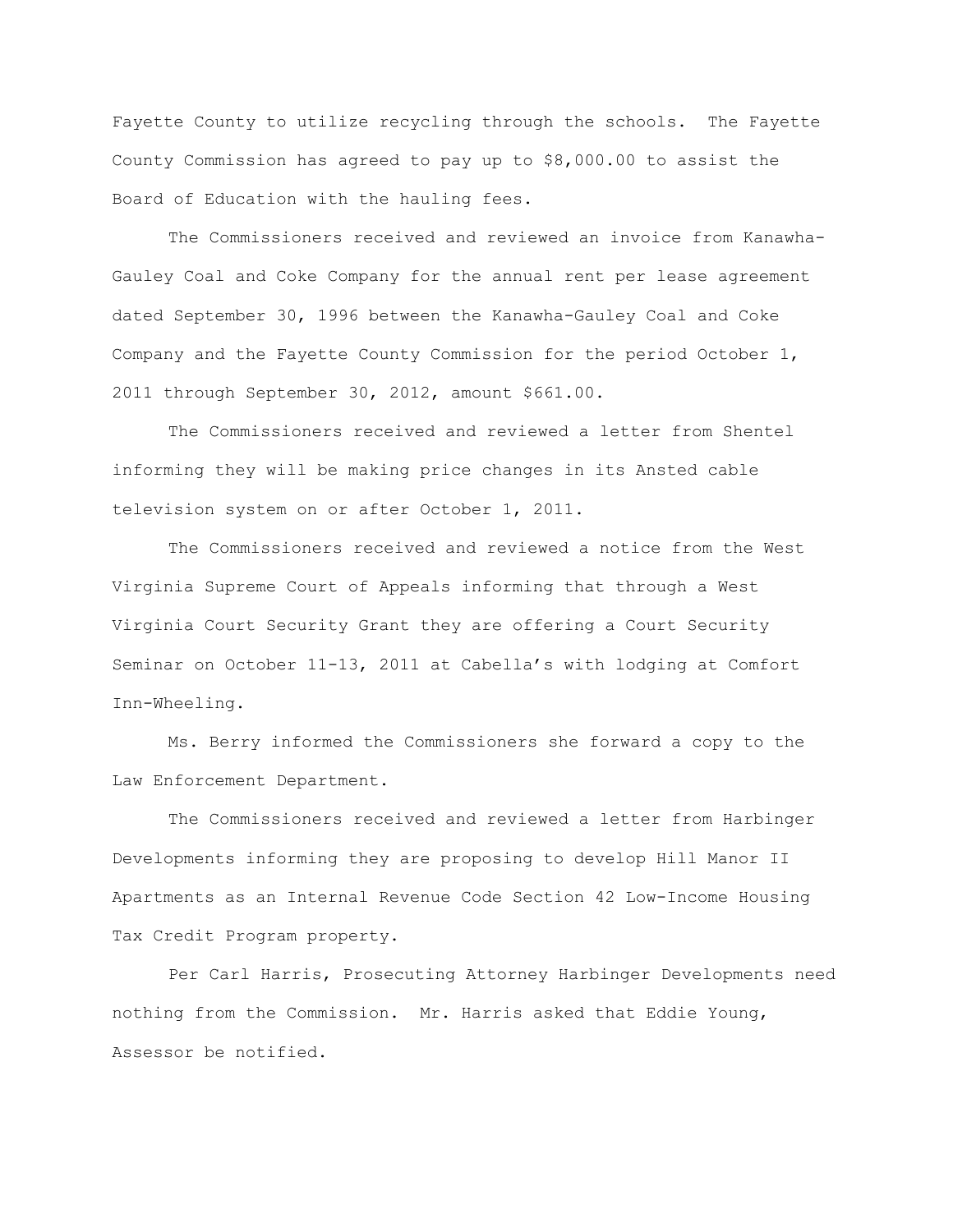Fayette County to utilize recycling through the schools. The Fayette County Commission has agreed to pay up to $8,000.00 to assist the Board of Education with the hauling fees.

The Commissioners received and reviewed an invoice from Kanawha-Gauley Coal and Coke Company for the annual rent per lease agreement dated September 30, 1996 between the Kanawha-Gauley Coal and Coke Company and the Fayette County Commission for the period October 1, 2011 through September 30, 2012, amount $661.00.

The Commissioners received and reviewed a letter from Shentel informing they will be making price changes in its Ansted cable television system on or after October 1, 2011.

The Commissioners received and reviewed a notice from the West Virginia Supreme Court of Appeals informing that through a West Virginia Court Security Grant they are offering a Court Security Seminar on October 11-13, 2011 at Cabella's with lodging at Comfort Inn-Wheeling.

Ms. Berry informed the Commissioners she forward a copy to the Law Enforcement Department.

The Commissioners received and reviewed a letter from Harbinger Developments informing they are proposing to develop Hill Manor II Apartments as an Internal Revenue Code Section 42 Low-Income Housing Tax Credit Program property.

Per Carl Harris, Prosecuting Attorney Harbinger Developments need nothing from the Commission. Mr. Harris asked that Eddie Young, Assessor be notified.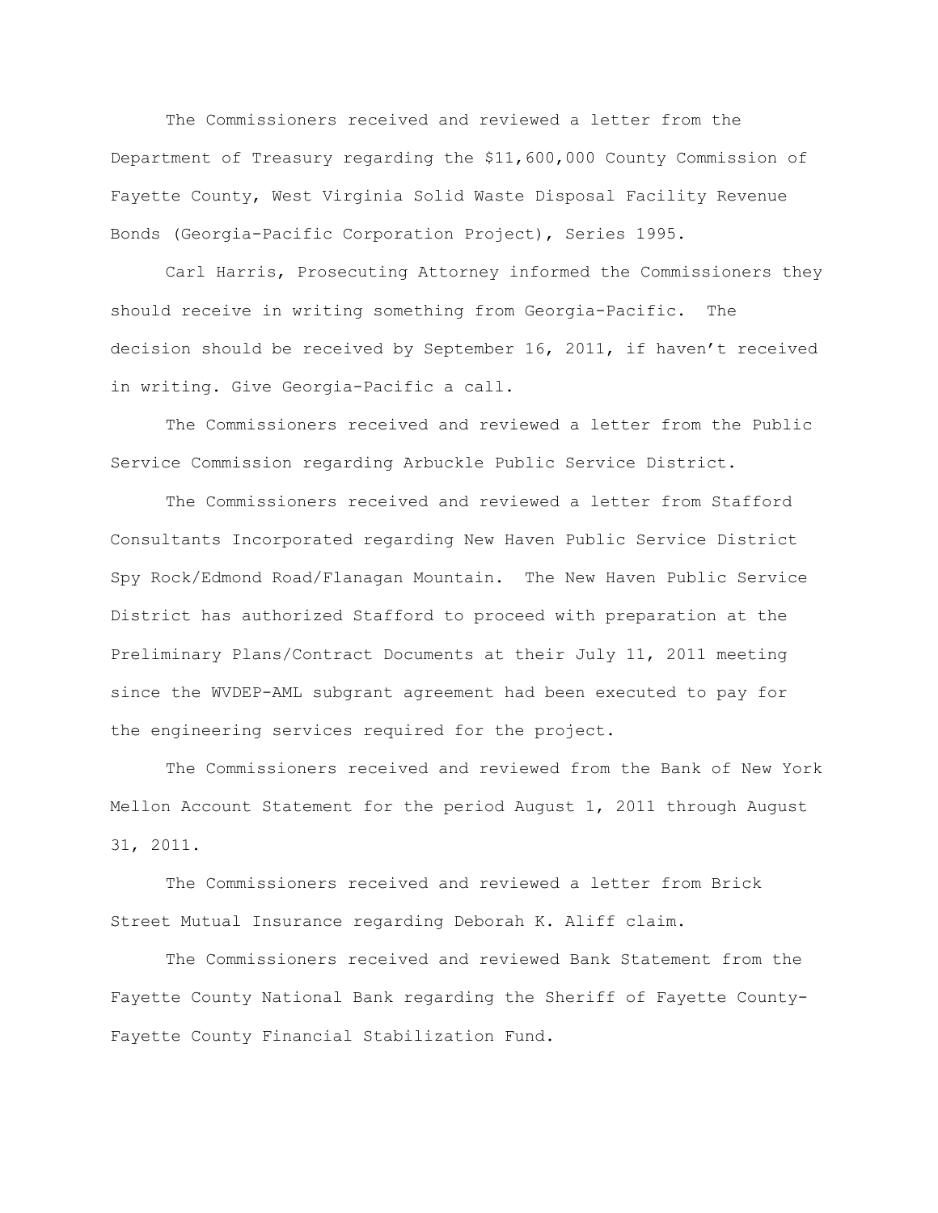The Commissioners received and reviewed a letter from the Department of Treasury regarding the $11,600,000 County Commission of Fayette County, West Virginia Solid Waste Disposal Facility Revenue Bonds (Georgia-Pacific Corporation Project), Series 1995.

Carl Harris, Prosecuting Attorney informed the Commissioners they should receive in writing something from Georgia-Pacific. The decision should be received by September 16, 2011, if haven't received in writing. Give Georgia-Pacific a call.

The Commissioners received and reviewed a letter from the Public Service Commission regarding Arbuckle Public Service District.

The Commissioners received and reviewed a letter from Stafford Consultants Incorporated regarding New Haven Public Service District Spy Rock/Edmond Road/Flanagan Mountain. The New Haven Public Service District has authorized Stafford to proceed with preparation at the Preliminary Plans/Contract Documents at their July 11, 2011 meeting since the WVDEP-AML subgrant agreement had been executed to pay for the engineering services required for the project.

The Commissioners received and reviewed from the Bank of New York Mellon Account Statement for the period August 1, 2011 through August 31, 2011.

The Commissioners received and reviewed a letter from Brick Street Mutual Insurance regarding Deborah K. Aliff claim.

The Commissioners received and reviewed Bank Statement from the Fayette County National Bank regarding the Sheriff of Fayette County-Fayette County Financial Stabilization Fund.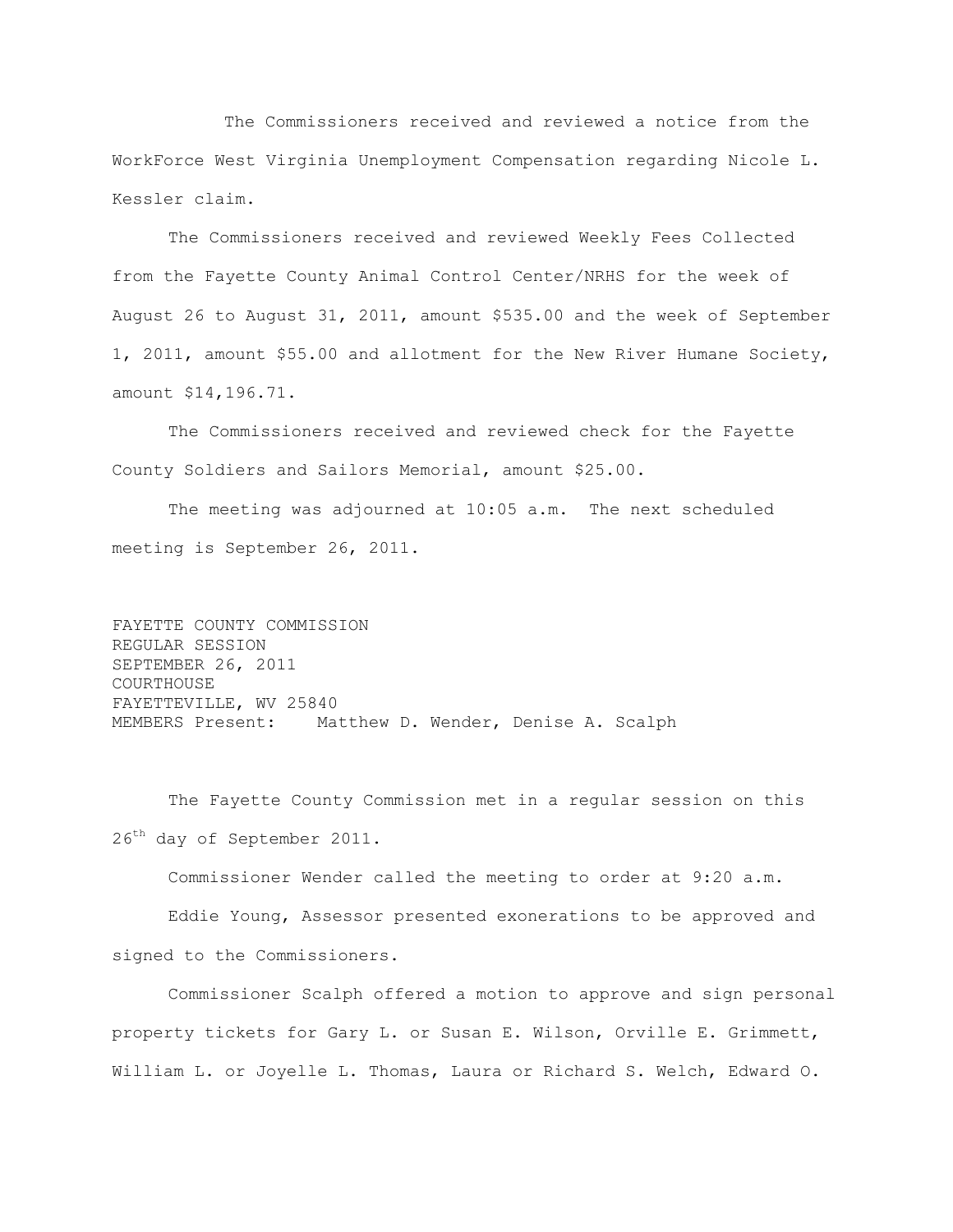The Commissioners received and reviewed a notice from the WorkForce West Virginia Unemployment Compensation regarding Nicole L. Kessler claim.

The Commissioners received and reviewed Weekly Fees Collected from the Fayette County Animal Control Center/NRHS for the week of August 26 to August 31, 2011, amount $535.00 and the week of September 1, 2011, amount $55.00 and allotment for the New River Humane Society, amount $14,196.71.

The Commissioners received and reviewed check for the Fayette County Soldiers and Sailors Memorial, amount $25.00.

The meeting was adjourned at 10:05 a.m. The next scheduled meeting is September 26, 2011.

FAYETTE COUNTY COMMISSION
REGULAR SESSION
SEPTEMBER 26, 2011
COURTHOUSE
FAYETTEVILLE, WV 25840
MEMBERS Present: Matthew D. Wender, Denise A. Scalph

The Fayette County Commission met in a regular session on this 26th day of September 2011.

Commissioner Wender called the meeting to order at 9:20 a.m.

Eddie Young, Assessor presented exonerations to be approved and signed to the Commissioners.

Commissioner Scalph offered a motion to approve and sign personal property tickets for Gary L. or Susan E. Wilson, Orville E. Grimmett, William L. or Joyelle L. Thomas, Laura or Richard S. Welch, Edward O.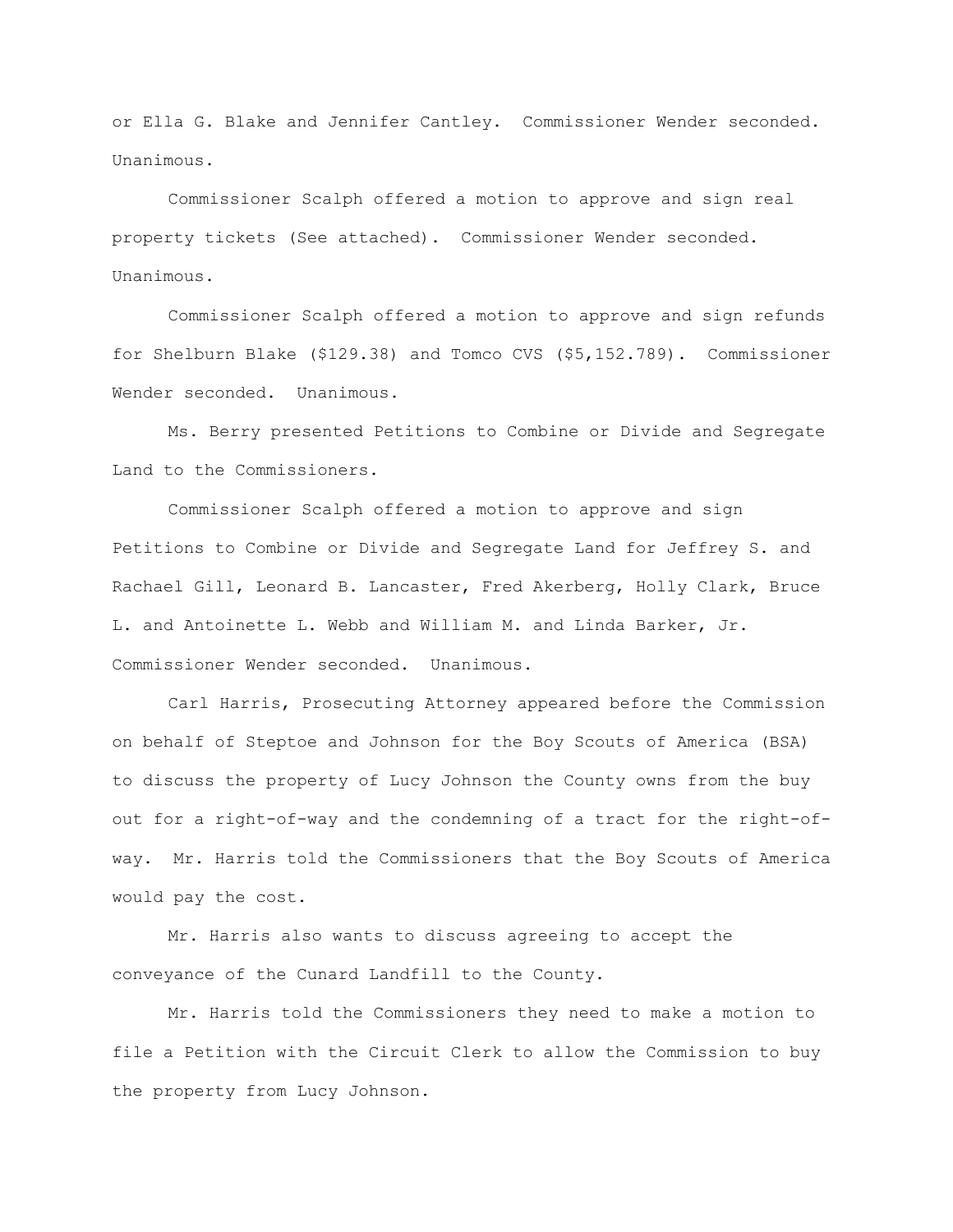or Ella G. Blake and Jennifer Cantley. Commissioner Wender seconded. Unanimous.

Commissioner Scalph offered a motion to approve and sign real property tickets (See attached). Commissioner Wender seconded. Unanimous.

Commissioner Scalph offered a motion to approve and sign refunds for Shelburn Blake ($129.38) and Tomco CVS ($5,152.789). Commissioner Wender seconded. Unanimous.

Ms. Berry presented Petitions to Combine or Divide and Segregate Land to the Commissioners.

Commissioner Scalph offered a motion to approve and sign Petitions to Combine or Divide and Segregate Land for Jeffrey S. and Rachael Gill, Leonard B. Lancaster, Fred Akerberg, Holly Clark, Bruce L. and Antoinette L. Webb and William M. and Linda Barker, Jr. Commissioner Wender seconded. Unanimous.

Carl Harris, Prosecuting Attorney appeared before the Commission on behalf of Steptoe and Johnson for the Boy Scouts of America (BSA) to discuss the property of Lucy Johnson the County owns from the buy out for a right-of-way and the condemning of a tract for the right-of-way. Mr. Harris told the Commissioners that the Boy Scouts of America would pay the cost.

Mr. Harris also wants to discuss agreeing to accept the conveyance of the Cunard Landfill to the County.

Mr. Harris told the Commissioners they need to make a motion to file a Petition with the Circuit Clerk to allow the Commission to buy the property from Lucy Johnson.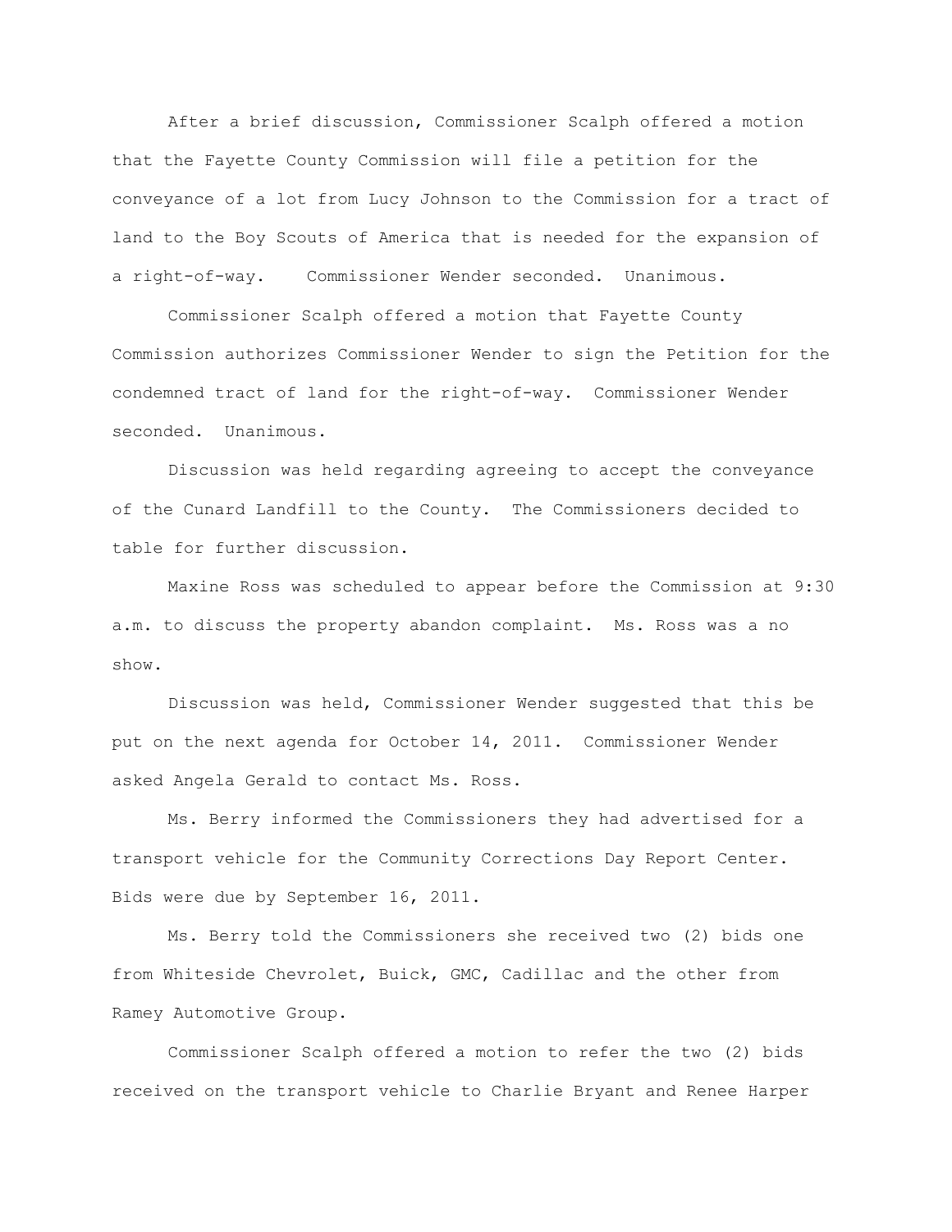After a brief discussion, Commissioner Scalph offered a motion that the Fayette County Commission will file a petition for the conveyance of a lot from Lucy Johnson to the Commission for a tract of land to the Boy Scouts of America that is needed for the expansion of a right-of-way. Commissioner Wender seconded. Unanimous.

Commissioner Scalph offered a motion that Fayette County Commission authorizes Commissioner Wender to sign the Petition for the condemned tract of land for the right-of-way. Commissioner Wender seconded. Unanimous.

Discussion was held regarding agreeing to accept the conveyance of the Cunard Landfill to the County. The Commissioners decided to table for further discussion.

Maxine Ross was scheduled to appear before the Commission at 9:30 a.m. to discuss the property abandon complaint. Ms. Ross was a no show.

Discussion was held, Commissioner Wender suggested that this be put on the next agenda for October 14, 2011. Commissioner Wender asked Angela Gerald to contact Ms. Ross.

Ms. Berry informed the Commissioners they had advertised for a transport vehicle for the Community Corrections Day Report Center. Bids were due by September 16, 2011.

Ms. Berry told the Commissioners she received two (2) bids one from Whiteside Chevrolet, Buick, GMC, Cadillac and the other from Ramey Automotive Group.

Commissioner Scalph offered a motion to refer the two (2) bids received on the transport vehicle to Charlie Bryant and Renee Harper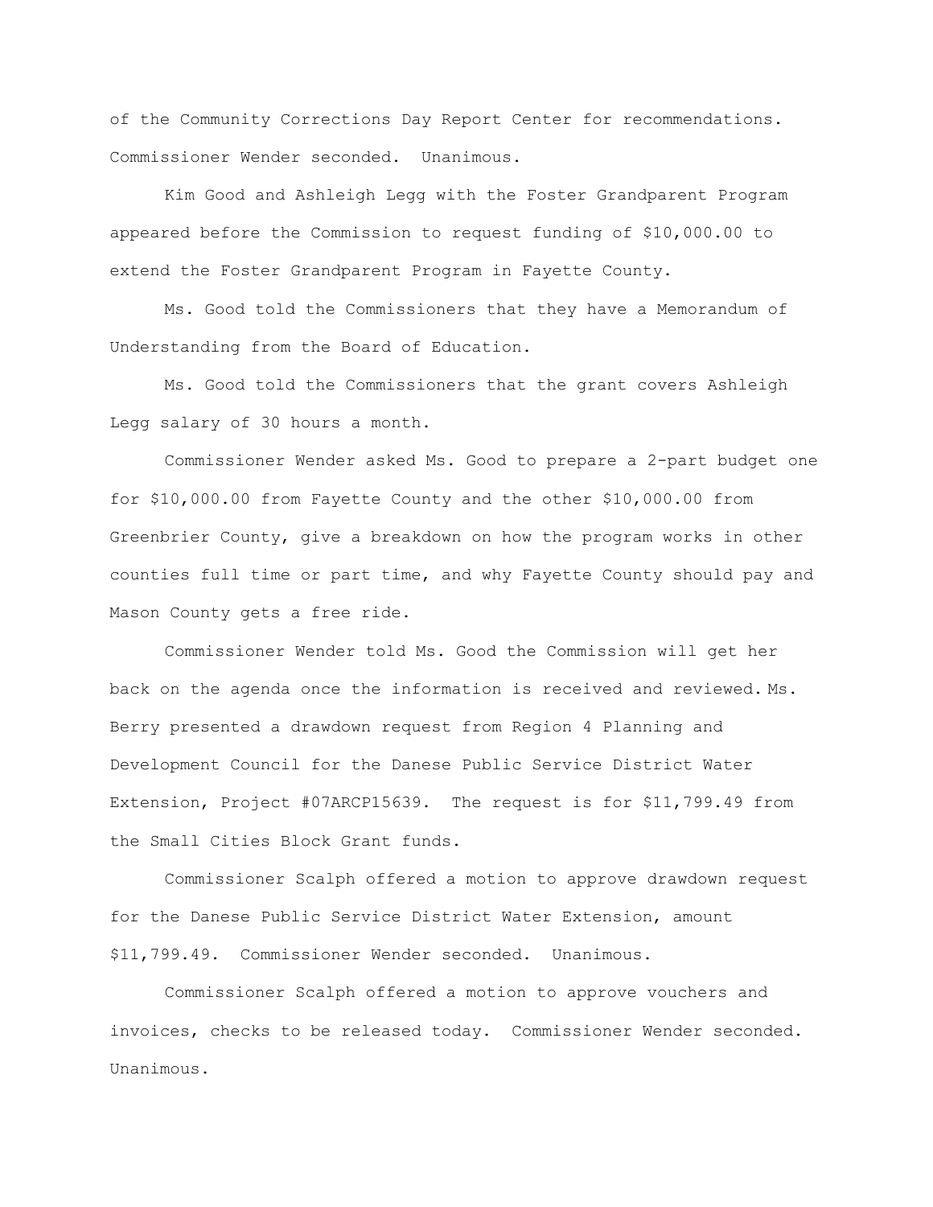of the Community Corrections Day Report Center for recommendations. Commissioner Wender seconded. Unanimous.

Kim Good and Ashleigh Legg with the Foster Grandparent Program appeared before the Commission to request funding of $10,000.00 to extend the Foster Grandparent Program in Fayette County.

Ms. Good told the Commissioners that they have a Memorandum of Understanding from the Board of Education.

Ms. Good told the Commissioners that the grant covers Ashleigh Legg salary of 30 hours a month.

Commissioner Wender asked Ms. Good to prepare a 2-part budget one for $10,000.00 from Fayette County and the other $10,000.00 from Greenbrier County, give a breakdown on how the program works in other counties full time or part time, and why Fayette County should pay and Mason County gets a free ride.

Commissioner Wender told Ms. Good the Commission will get her back on the agenda once the information is received and reviewed. Ms. Berry presented a drawdown request from Region 4 Planning and Development Council for the Danese Public Service District Water Extension, Project #07ARCP15639. The request is for $11,799.49 from the Small Cities Block Grant funds.

Commissioner Scalph offered a motion to approve drawdown request for the Danese Public Service District Water Extension, amount $11,799.49. Commissioner Wender seconded. Unanimous.

Commissioner Scalph offered a motion to approve vouchers and invoices, checks to be released today. Commissioner Wender seconded. Unanimous.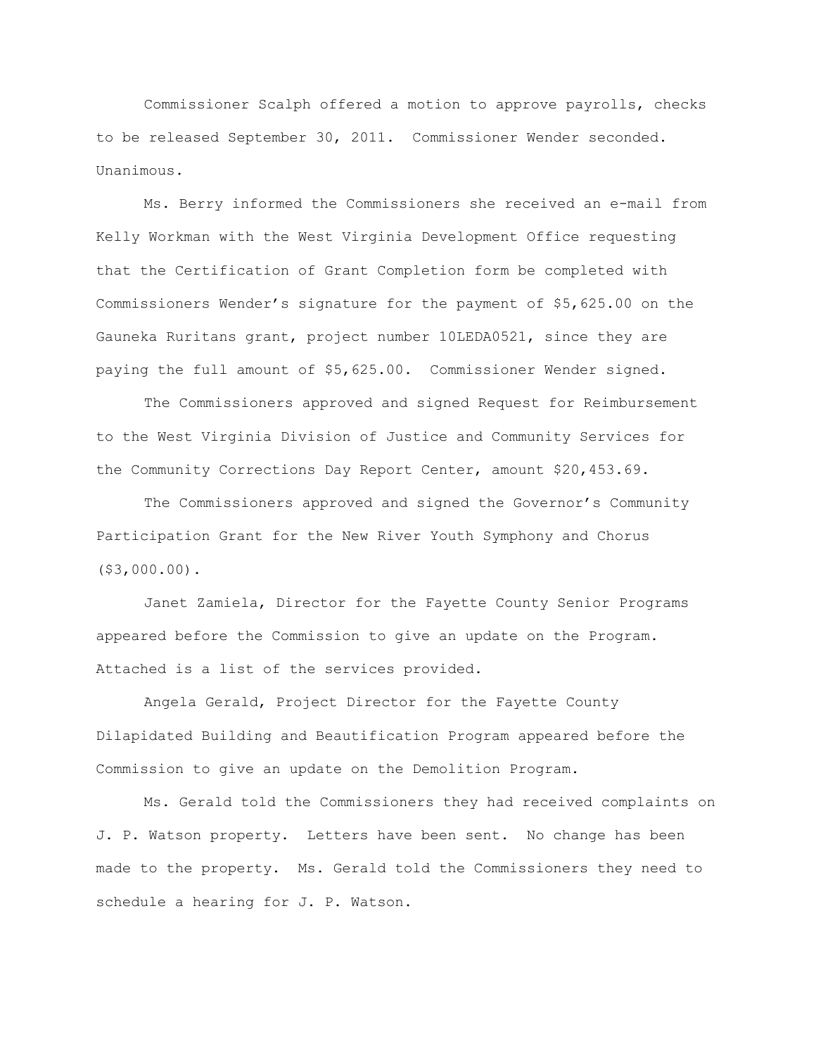Commissioner Scalph offered a motion to approve payrolls, checks to be released September 30, 2011. Commissioner Wender seconded. Unanimous.

Ms. Berry informed the Commissioners she received an e-mail from Kelly Workman with the West Virginia Development Office requesting that the Certification of Grant Completion form be completed with Commissioners Wender's signature for the payment of $5,625.00 on the Gauneka Ruritans grant, project number 10LEDA0521, since they are paying the full amount of $5,625.00. Commissioner Wender signed.

The Commissioners approved and signed Request for Reimbursement to the West Virginia Division of Justice and Community Services for the Community Corrections Day Report Center, amount $20,453.69.

The Commissioners approved and signed the Governor's Community Participation Grant for the New River Youth Symphony and Chorus ($3,000.00).

Janet Zamiela, Director for the Fayette County Senior Programs appeared before the Commission to give an update on the Program. Attached is a list of the services provided.

Angela Gerald, Project Director for the Fayette County Dilapidated Building and Beautification Program appeared before the Commission to give an update on the Demolition Program.

Ms. Gerald told the Commissioners they had received complaints on J. P. Watson property. Letters have been sent. No change has been made to the property. Ms. Gerald told the Commissioners they need to schedule a hearing for J. P. Watson.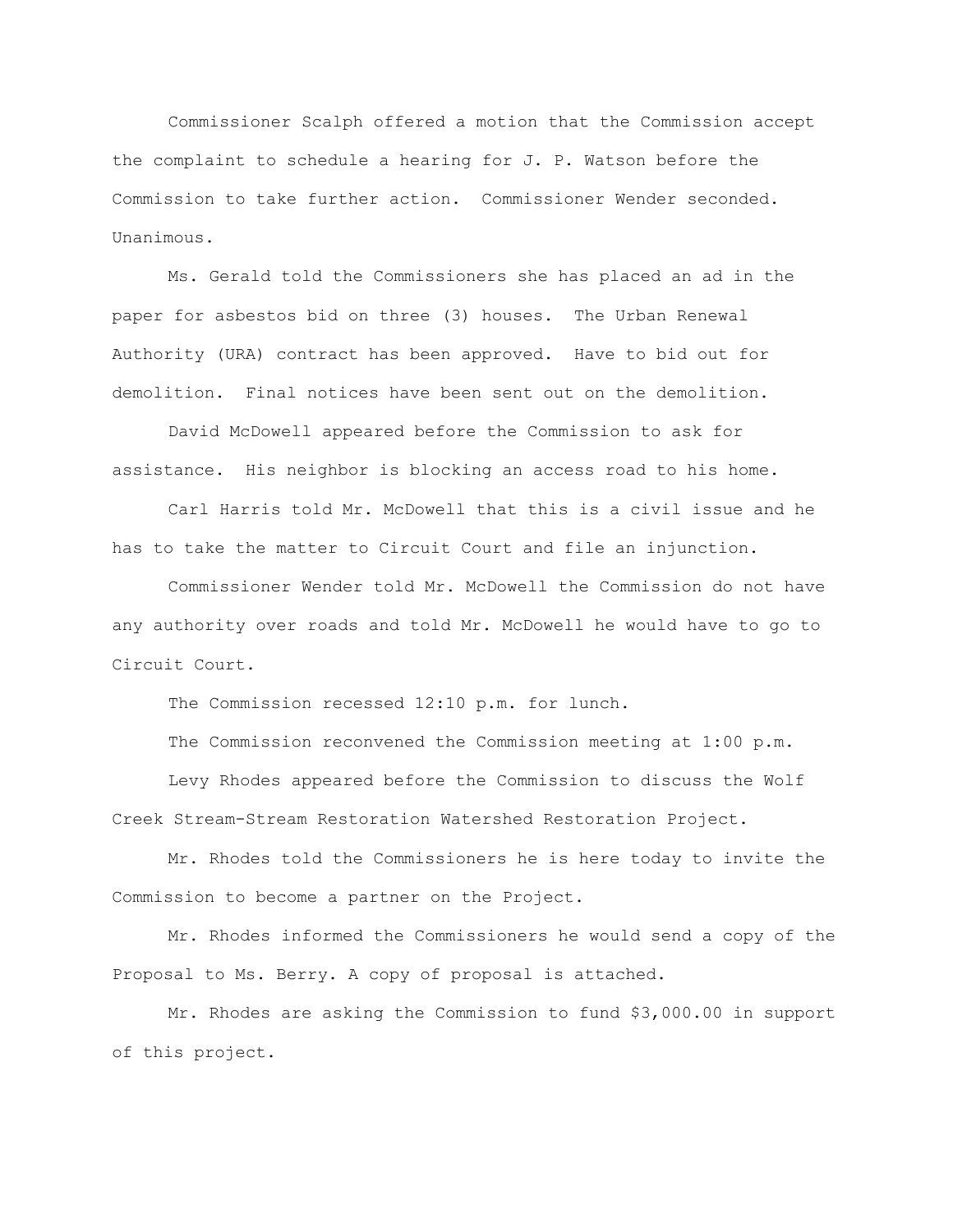Commissioner Scalph offered a motion that the Commission accept the complaint to schedule a hearing for J. P. Watson before the Commission to take further action. Commissioner Wender seconded. Unanimous.

Ms. Gerald told the Commissioners she has placed an ad in the paper for asbestos bid on three (3) houses. The Urban Renewal Authority (URA) contract has been approved. Have to bid out for demolition. Final notices have been sent out on the demolition.

David McDowell appeared before the Commission to ask for assistance. His neighbor is blocking an access road to his home.

Carl Harris told Mr. McDowell that this is a civil issue and he has to take the matter to Circuit Court and file an injunction.

Commissioner Wender told Mr. McDowell the Commission do not have any authority over roads and told Mr. McDowell he would have to go to Circuit Court.

The Commission recessed 12:10 p.m. for lunch.

The Commission reconvened the Commission meeting at 1:00 p.m.

Levy Rhodes appeared before the Commission to discuss the Wolf Creek Stream-Stream Restoration Watershed Restoration Project.

Mr. Rhodes told the Commissioners he is here today to invite the Commission to become a partner on the Project.

Mr. Rhodes informed the Commissioners he would send a copy of the Proposal to Ms. Berry. A copy of proposal is attached.

Mr. Rhodes are asking the Commission to fund $3,000.00 in support of this project.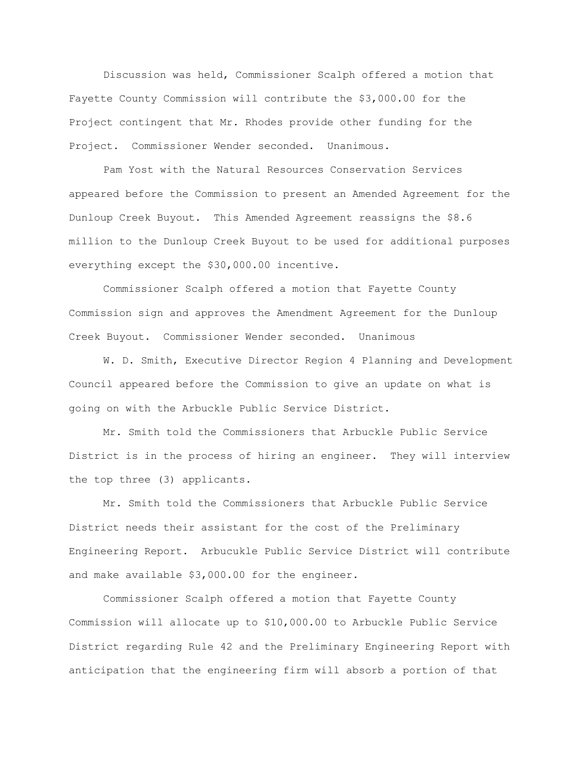Discussion was held, Commissioner Scalph offered a motion that Fayette County Commission will contribute the $3,000.00 for the Project contingent that Mr. Rhodes provide other funding for the Project. Commissioner Wender seconded. Unanimous.

Pam Yost with the Natural Resources Conservation Services appeared before the Commission to present an Amended Agreement for the Dunloup Creek Buyout. This Amended Agreement reassigns the $8.6 million to the Dunloup Creek Buyout to be used for additional purposes everything except the $30,000.00 incentive.

Commissioner Scalph offered a motion that Fayette County Commission sign and approves the Amendment Agreement for the Dunloup Creek Buyout. Commissioner Wender seconded. Unanimous

W. D. Smith, Executive Director Region 4 Planning and Development Council appeared before the Commission to give an update on what is going on with the Arbuckle Public Service District.

Mr. Smith told the Commissioners that Arbuckle Public Service District is in the process of hiring an engineer. They will interview the top three (3) applicants.

Mr. Smith told the Commissioners that Arbuckle Public Service District needs their assistant for the cost of the Preliminary Engineering Report. Arbucukle Public Service District will contribute and make available $3,000.00 for the engineer.

Commissioner Scalph offered a motion that Fayette County Commission will allocate up to $10,000.00 to Arbuckle Public Service District regarding Rule 42 and the Preliminary Engineering Report with anticipation that the engineering firm will absorb a portion of that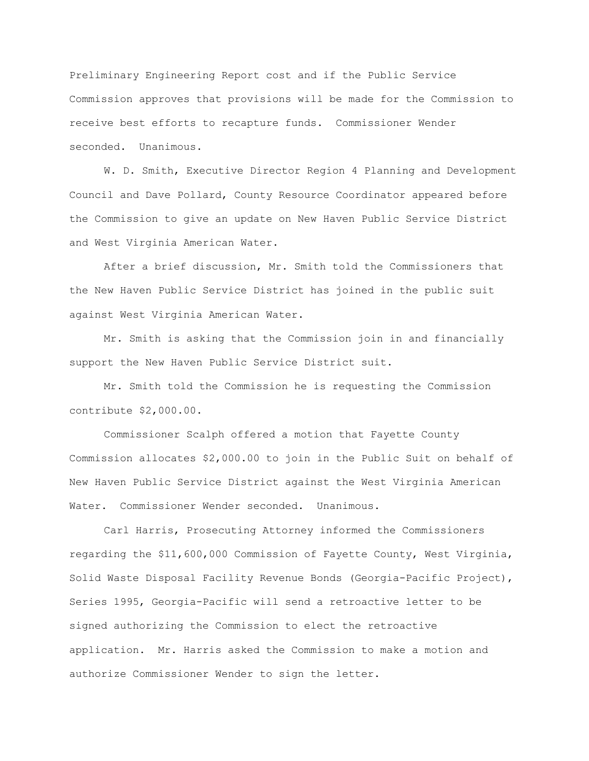Preliminary Engineering Report cost and if the Public Service Commission approves that provisions will be made for the Commission to receive best efforts to recapture funds. Commissioner Wender seconded. Unanimous.

W. D. Smith, Executive Director Region 4 Planning and Development Council and Dave Pollard, County Resource Coordinator appeared before the Commission to give an update on New Haven Public Service District and West Virginia American Water.

After a brief discussion, Mr. Smith told the Commissioners that the New Haven Public Service District has joined in the public suit against West Virginia American Water.

Mr. Smith is asking that the Commission join in and financially support the New Haven Public Service District suit.

Mr. Smith told the Commission he is requesting the Commission contribute $2,000.00.

Commissioner Scalph offered a motion that Fayette County Commission allocates $2,000.00 to join in the Public Suit on behalf of New Haven Public Service District against the West Virginia American Water. Commissioner Wender seconded. Unanimous.

Carl Harris, Prosecuting Attorney informed the Commissioners regarding the $11,600,000 Commission of Fayette County, West Virginia, Solid Waste Disposal Facility Revenue Bonds (Georgia-Pacific Project), Series 1995, Georgia-Pacific will send a retroactive letter to be signed authorizing the Commission to elect the retroactive application. Mr. Harris asked the Commission to make a motion and authorize Commissioner Wender to sign the letter.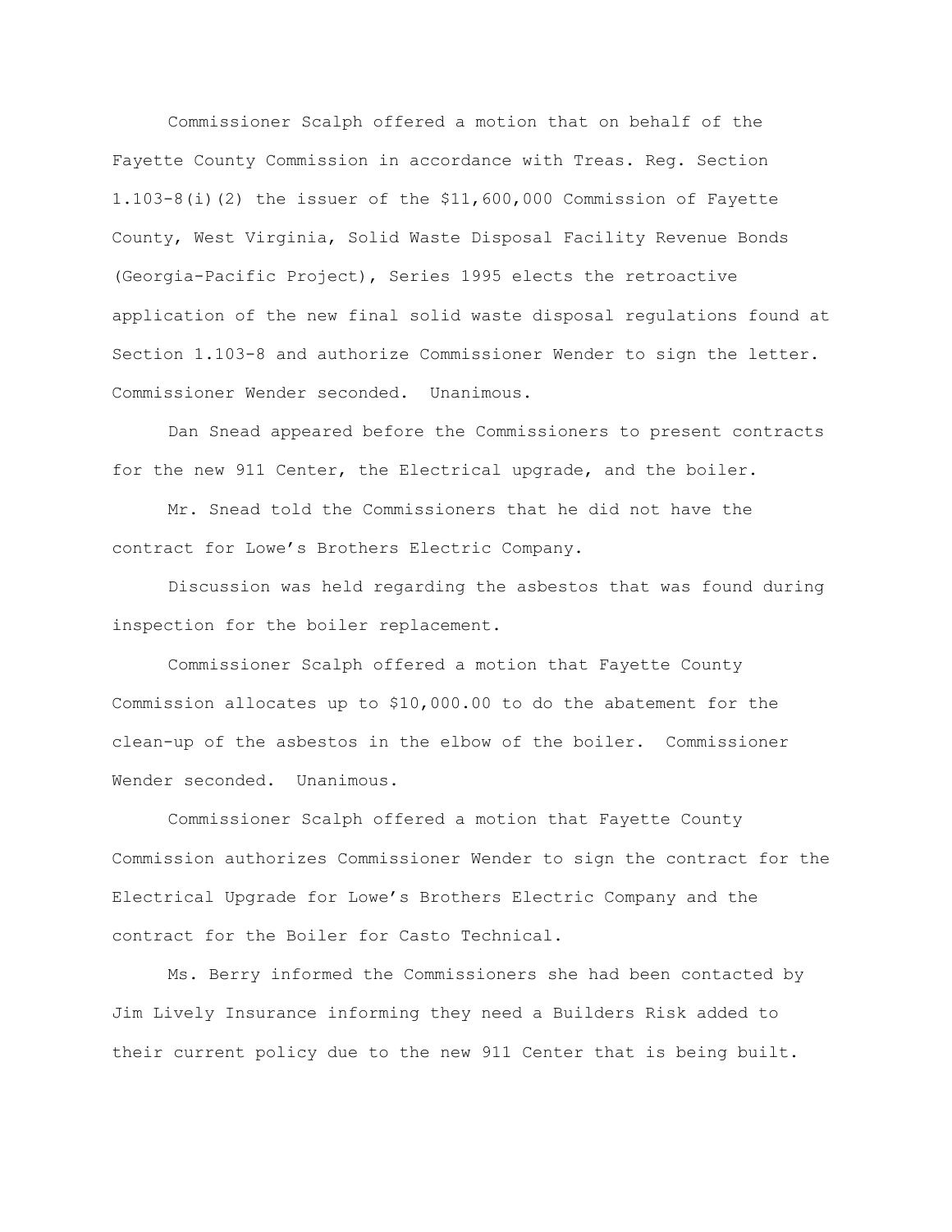Commissioner Scalph offered a motion that on behalf of the Fayette County Commission in accordance with Treas. Reg. Section 1.103-8(i)(2) the issuer of the $11,600,000 Commission of Fayette County, West Virginia, Solid Waste Disposal Facility Revenue Bonds (Georgia-Pacific Project), Series 1995 elects the retroactive application of the new final solid waste disposal regulations found at Section 1.103-8 and authorize Commissioner Wender to sign the letter. Commissioner Wender seconded. Unanimous.

Dan Snead appeared before the Commissioners to present contracts for the new 911 Center, the Electrical upgrade, and the boiler.

Mr. Snead told the Commissioners that he did not have the contract for Lowe's Brothers Electric Company.

Discussion was held regarding the asbestos that was found during inspection for the boiler replacement.

Commissioner Scalph offered a motion that Fayette County Commission allocates up to $10,000.00 to do the abatement for the clean-up of the asbestos in the elbow of the boiler. Commissioner Wender seconded. Unanimous.

Commissioner Scalph offered a motion that Fayette County Commission authorizes Commissioner Wender to sign the contract for the Electrical Upgrade for Lowe's Brothers Electric Company and the contract for the Boiler for Casto Technical.

Ms. Berry informed the Commissioners she had been contacted by Jim Lively Insurance informing they need a Builders Risk added to their current policy due to the new 911 Center that is being built.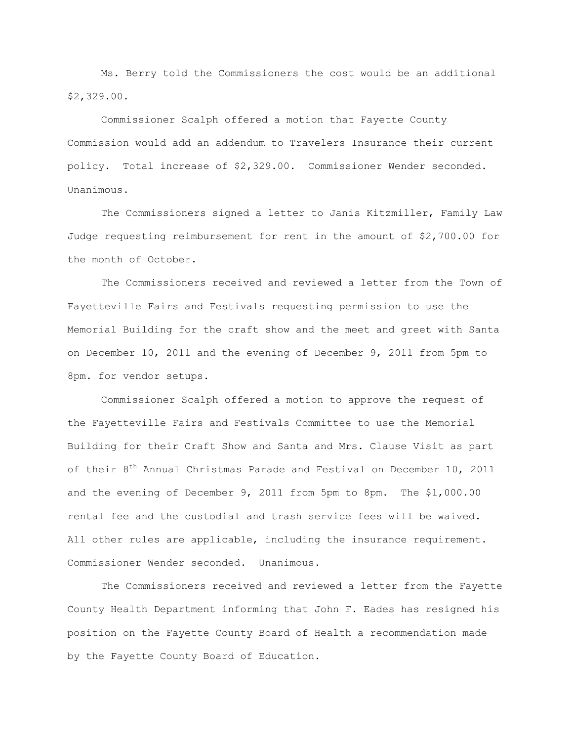Ms. Berry told the Commissioners the cost would be an additional $2,329.00.

Commissioner Scalph offered a motion that Fayette County Commission would add an addendum to Travelers Insurance their current policy. Total increase of $2,329.00. Commissioner Wender seconded. Unanimous.

The Commissioners signed a letter to Janis Kitzmiller, Family Law Judge requesting reimbursement for rent in the amount of $2,700.00 for the month of October.

The Commissioners received and reviewed a letter from the Town of Fayetteville Fairs and Festivals requesting permission to use the Memorial Building for the craft show and the meet and greet with Santa on December 10, 2011 and the evening of December 9, 2011 from 5pm to 8pm. for vendor setups.

Commissioner Scalph offered a motion to approve the request of the Fayetteville Fairs and Festivals Committee to use the Memorial Building for their Craft Show and Santa and Mrs. Clause Visit as part of their 8th Annual Christmas Parade and Festival on December 10, 2011 and the evening of December 9, 2011 from 5pm to 8pm. The $1,000.00 rental fee and the custodial and trash service fees will be waived. All other rules are applicable, including the insurance requirement. Commissioner Wender seconded. Unanimous.

The Commissioners received and reviewed a letter from the Fayette County Health Department informing that John F. Eades has resigned his position on the Fayette County Board of Health a recommendation made by the Fayette County Board of Education.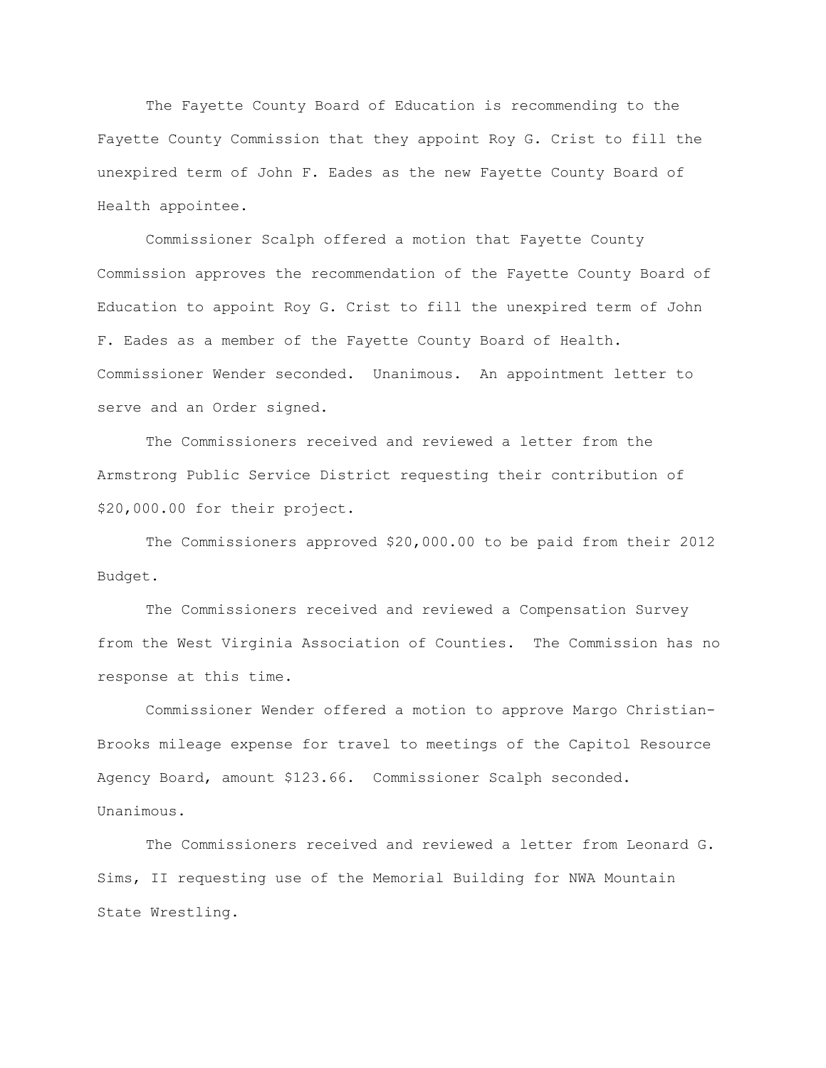The Fayette County Board of Education is recommending to the Fayette County Commission that they appoint Roy G. Crist to fill the unexpired term of John F. Eades as the new Fayette County Board of Health appointee.

Commissioner Scalph offered a motion that Fayette County Commission approves the recommendation of the Fayette County Board of Education to appoint Roy G. Crist to fill the unexpired term of John F. Eades as a member of the Fayette County Board of Health. Commissioner Wender seconded. Unanimous. An appointment letter to serve and an Order signed.

The Commissioners received and reviewed a letter from the Armstrong Public Service District requesting their contribution of $20,000.00 for their project.

The Commissioners approved $20,000.00 to be paid from their 2012 Budget.

The Commissioners received and reviewed a Compensation Survey from the West Virginia Association of Counties. The Commission has no response at this time.

Commissioner Wender offered a motion to approve Margo Christian-Brooks mileage expense for travel to meetings of the Capitol Resource Agency Board, amount $123.66. Commissioner Scalph seconded. Unanimous.

The Commissioners received and reviewed a letter from Leonard G. Sims, II requesting use of the Memorial Building for NWA Mountain State Wrestling.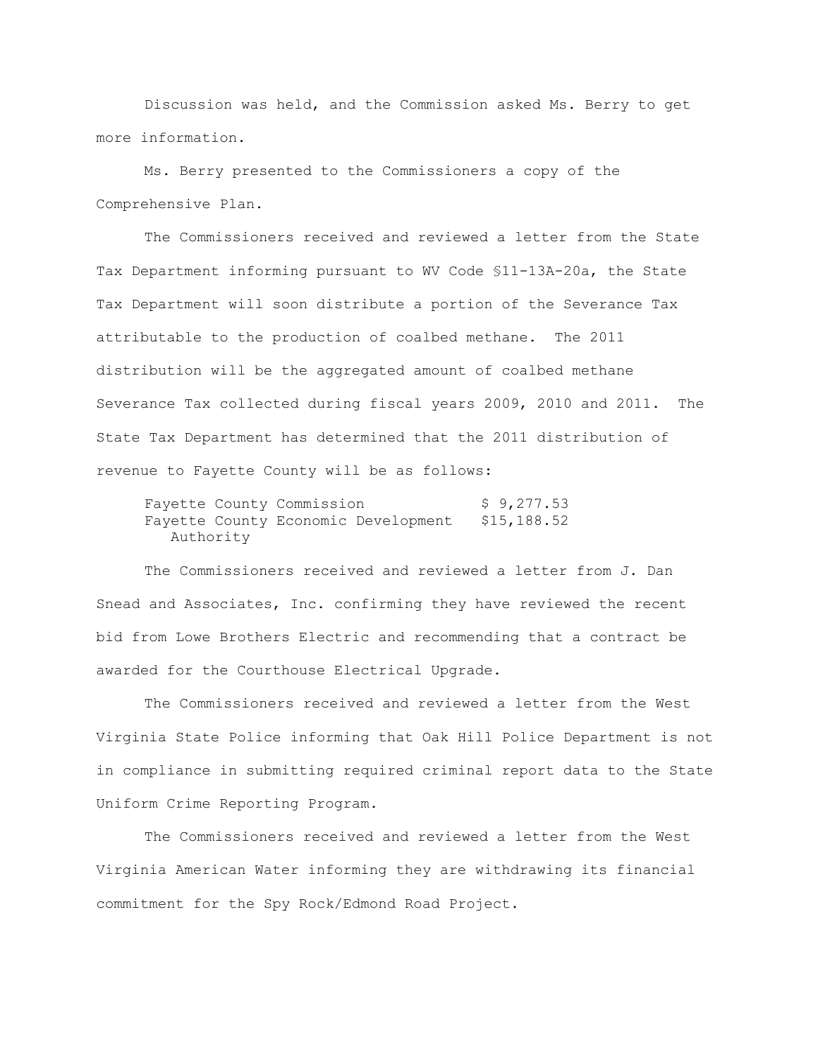Discussion was held, and the Commission asked Ms. Berry to get more information.

Ms. Berry presented to the Commissioners a copy of the Comprehensive Plan.

The Commissioners received and reviewed a letter from the State Tax Department informing pursuant to WV Code §11-13A-20a, the State Tax Department will soon distribute a portion of the Severance Tax attributable to the production of coalbed methane. The 2011 distribution will be the aggregated amount of coalbed methane Severance Tax collected during fiscal years 2009, 2010 and 2011. The State Tax Department has determined that the 2011 distribution of revenue to Fayette County will be as follows:

| | |
|---|---|
| Fayette County Commission | $ 9,277.53 |
| Fayette County Economic Development Authority | $15,188.52 |

The Commissioners received and reviewed a letter from J. Dan Snead and Associates, Inc. confirming they have reviewed the recent bid from Lowe Brothers Electric and recommending that a contract be awarded for the Courthouse Electrical Upgrade.

The Commissioners received and reviewed a letter from the West Virginia State Police informing that Oak Hill Police Department is not in compliance in submitting required criminal report data to the State Uniform Crime Reporting Program.

The Commissioners received and reviewed a letter from the West Virginia American Water informing they are withdrawing its financial commitment for the Spy Rock/Edmond Road Project.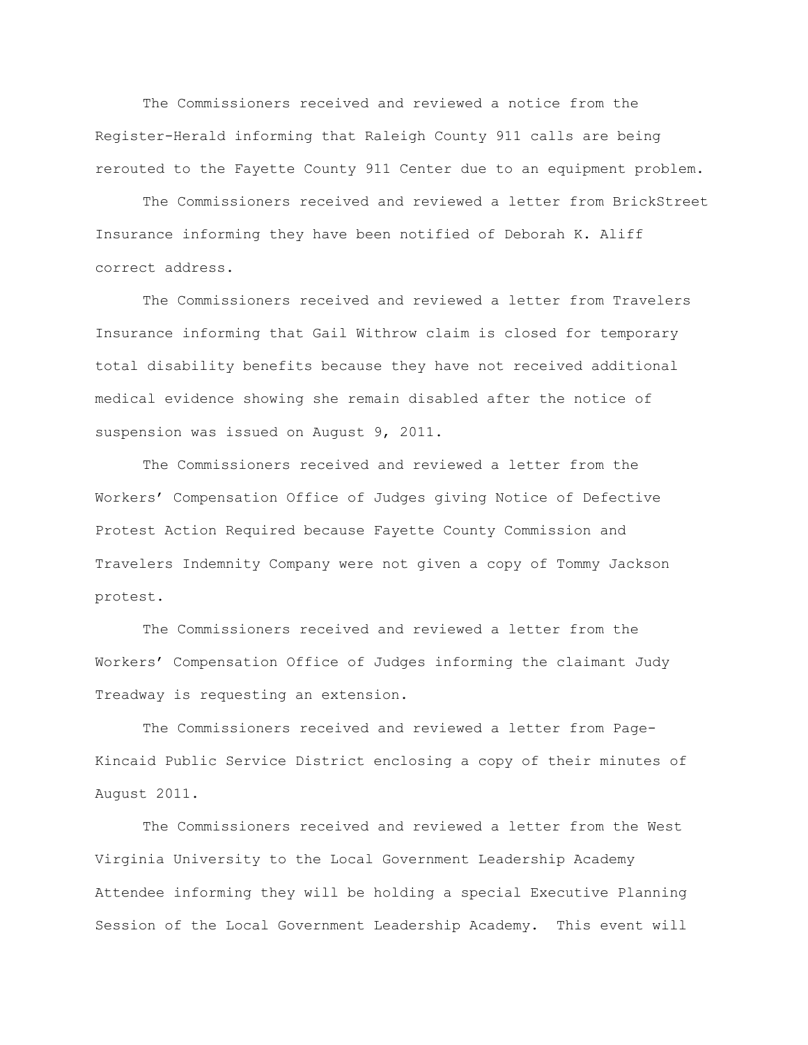The Commissioners received and reviewed a notice from the Register-Herald informing that Raleigh County 911 calls are being rerouted to the Fayette County 911 Center due to an equipment problem.

The Commissioners received and reviewed a letter from BrickStreet Insurance informing they have been notified of Deborah K. Aliff correct address.

The Commissioners received and reviewed a letter from Travelers Insurance informing that Gail Withrow claim is closed for temporary total disability benefits because they have not received additional medical evidence showing she remain disabled after the notice of suspension was issued on August 9, 2011.

The Commissioners received and reviewed a letter from the Workers' Compensation Office of Judges giving Notice of Defective Protest Action Required because Fayette County Commission and Travelers Indemnity Company were not given a copy of Tommy Jackson protest.

The Commissioners received and reviewed a letter from the Workers' Compensation Office of Judges informing the claimant Judy Treadway is requesting an extension.

The Commissioners received and reviewed a letter from Page-Kincaid Public Service District enclosing a copy of their minutes of August 2011.

The Commissioners received and reviewed a letter from the West Virginia University to the Local Government Leadership Academy Attendee informing they will be holding a special Executive Planning Session of the Local Government Leadership Academy. This event will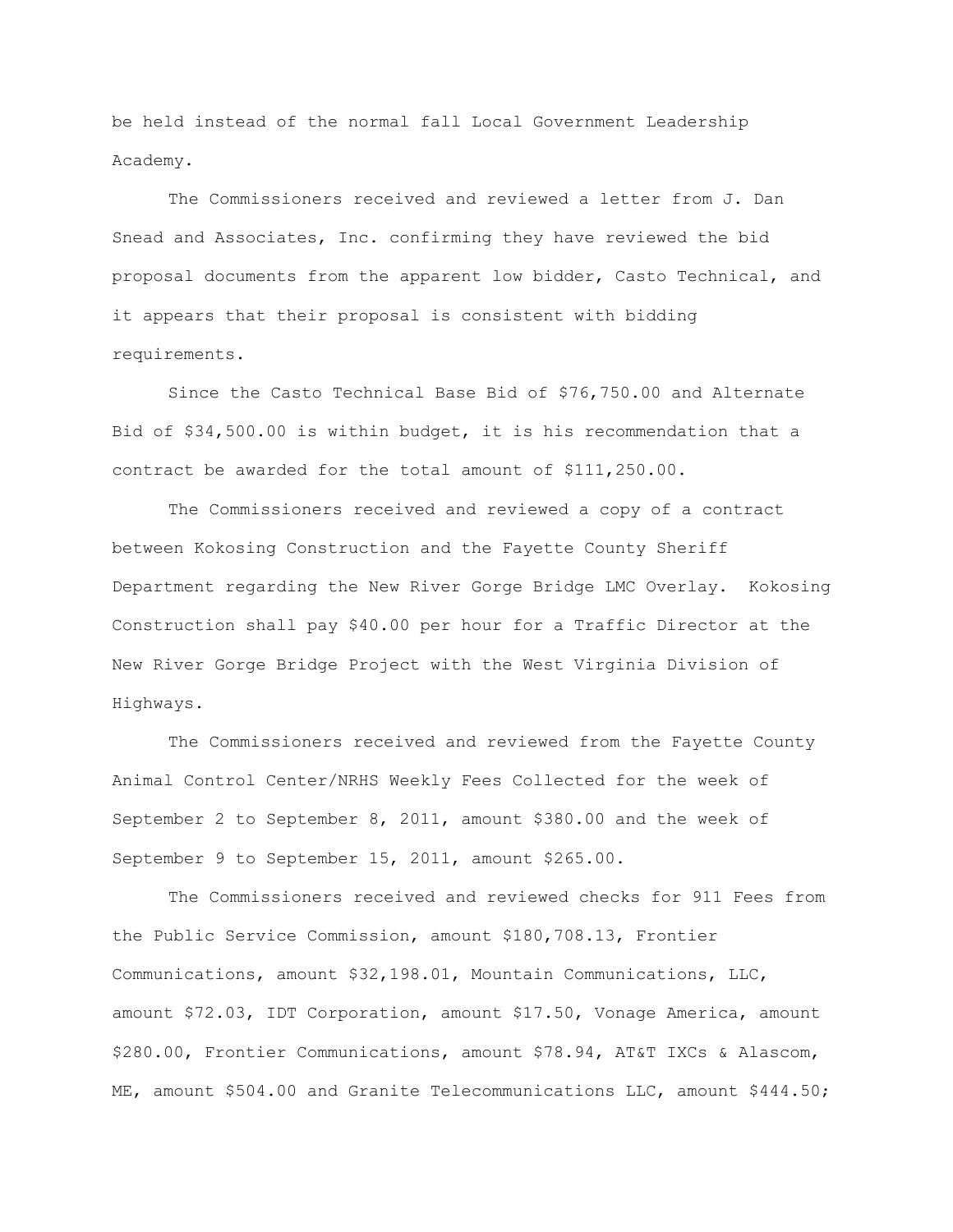be held instead of the normal fall Local Government Leadership Academy.

The Commissioners received and reviewed a letter from J. Dan Snead and Associates, Inc. confirming they have reviewed the bid proposal documents from the apparent low bidder, Casto Technical, and it appears that their proposal is consistent with bidding requirements.

Since the Casto Technical Base Bid of $76,750.00 and Alternate Bid of $34,500.00 is within budget, it is his recommendation that a contract be awarded for the total amount of $111,250.00.

The Commissioners received and reviewed a copy of a contract between Kokosing Construction and the Fayette County Sheriff Department regarding the New River Gorge Bridge LMC Overlay. Kokosing Construction shall pay $40.00 per hour for a Traffic Director at the New River Gorge Bridge Project with the West Virginia Division of Highways.

The Commissioners received and reviewed from the Fayette County Animal Control Center/NRHS Weekly Fees Collected for the week of September 2 to September 8, 2011, amount $380.00 and the week of September 9 to September 15, 2011, amount $265.00.

The Commissioners received and reviewed checks for 911 Fees from the Public Service Commission, amount $180,708.13, Frontier Communications, amount $32,198.01, Mountain Communications, LLC, amount $72.03, IDT Corporation, amount $17.50, Vonage America, amount $280.00, Frontier Communications, amount $78.94, AT&T IXCs & Alascom, ME, amount $504.00 and Granite Telecommunications LLC, amount $444.50;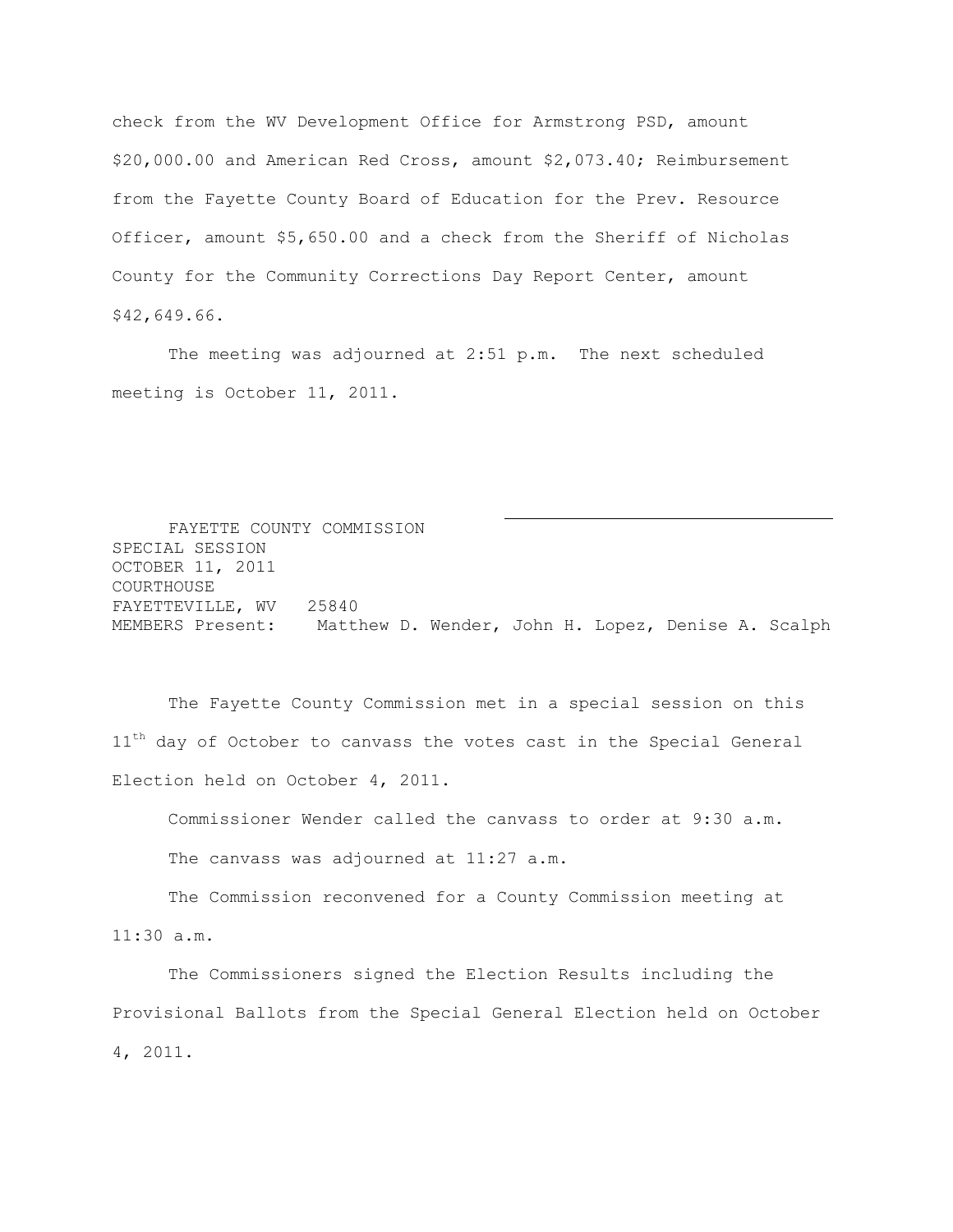check from the WV Development Office for Armstrong PSD, amount $20,000.00 and American Red Cross, amount $2,073.40; Reimbursement from the Fayette County Board of Education for the Prev. Resource Officer, amount $5,650.00 and a check from the Sheriff of Nicholas County for the Community Corrections Day Report Center, amount $42,649.66.

The meeting was adjourned at 2:51 p.m. The next scheduled meeting is October 11, 2011.

\_\_\_\_\_\_\_\_\_\_\_\_\_\_\_\_\_\_\_\_\_\_\_\_\_\_\_\_\_\_\_\_\_\_

FAYETTE COUNTY COMMISSION
SPECIAL SESSION
OCTOBER 11, 2011
COURTHOUSE
FAYETTEVILLE, WV 25840
MEMBERS Present: Matthew D. Wender, John H. Lopez, Denise A. Scalph

The Fayette County Commission met in a special session on this 11th day of October to canvass the votes cast in the Special General Election held on October 4, 2011.

Commissioner Wender called the canvass to order at 9:30 a.m.

The canvass was adjourned at 11:27 a.m.

The Commission reconvened for a County Commission meeting at 11:30 a.m.

The Commissioners signed the Election Results including the Provisional Ballots from the Special General Election held on October 4, 2011.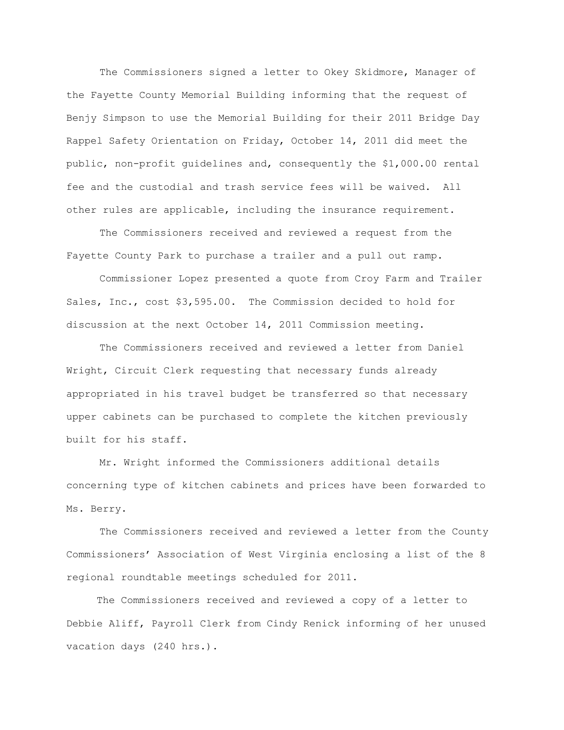The Commissioners signed a letter to Okey Skidmore, Manager of the Fayette County Memorial Building informing that the request of Benjy Simpson to use the Memorial Building for their 2011 Bridge Day Rappel Safety Orientation on Friday, October 14, 2011 did meet the public, non-profit guidelines and, consequently the $1,000.00 rental fee and the custodial and trash service fees will be waived. All other rules are applicable, including the insurance requirement.

The Commissioners received and reviewed a request from the Fayette County Park to purchase a trailer and a pull out ramp.

Commissioner Lopez presented a quote from Croy Farm and Trailer Sales, Inc., cost $3,595.00. The Commission decided to hold for discussion at the next October 14, 2011 Commission meeting.

The Commissioners received and reviewed a letter from Daniel Wright, Circuit Clerk requesting that necessary funds already appropriated in his travel budget be transferred so that necessary upper cabinets can be purchased to complete the kitchen previously built for his staff.

Mr. Wright informed the Commissioners additional details concerning type of kitchen cabinets and prices have been forwarded to Ms. Berry.

The Commissioners received and reviewed a letter from the County Commissioners' Association of West Virginia enclosing a list of the 8 regional roundtable meetings scheduled for 2011.

The Commissioners received and reviewed a copy of a letter to Debbie Aliff, Payroll Clerk from Cindy Renick informing of her unused vacation days (240 hrs.).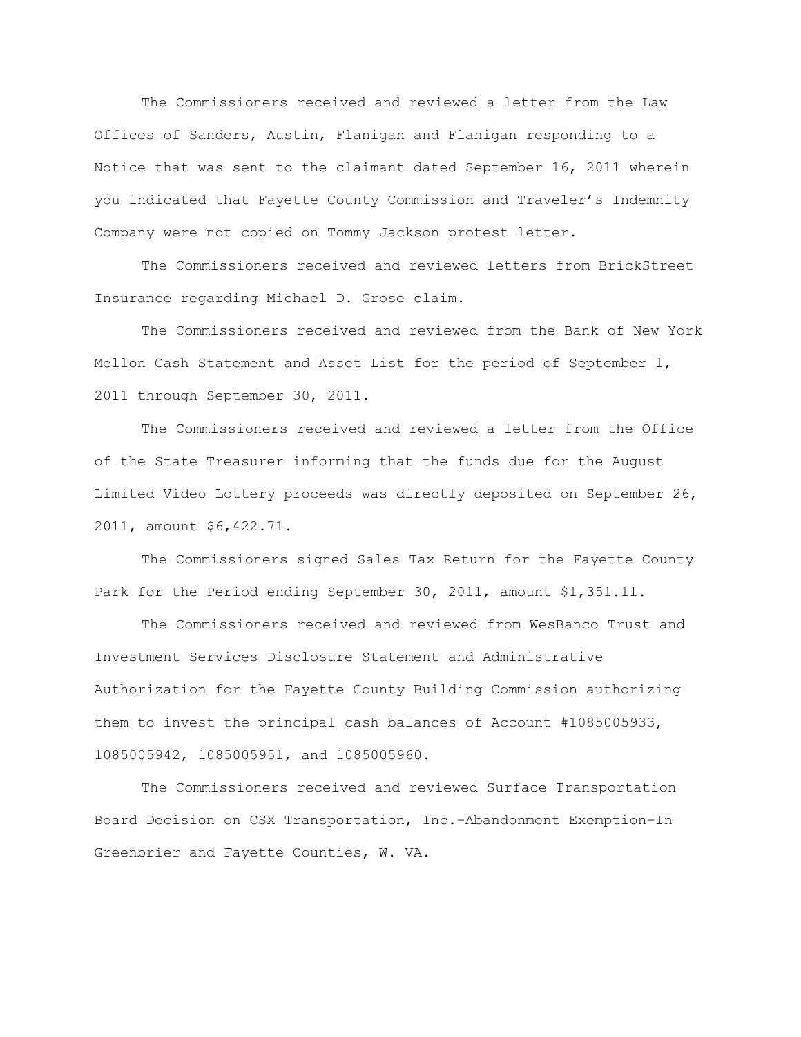The Commissioners received and reviewed a letter from the Law Offices of Sanders, Austin, Flanigan and Flanigan responding to a Notice that was sent to the claimant dated September 16, 2011 wherein you indicated that Fayette County Commission and Traveler's Indemnity Company were not copied on Tommy Jackson protest letter.

The Commissioners received and reviewed letters from BrickStreet Insurance regarding Michael D. Grose claim.

The Commissioners received and reviewed from the Bank of New York Mellon Cash Statement and Asset List for the period of September 1, 2011 through September 30, 2011.

The Commissioners received and reviewed a letter from the Office of the State Treasurer informing that the funds due for the August Limited Video Lottery proceeds was directly deposited on September 26, 2011, amount $6,422.71.

The Commissioners signed Sales Tax Return for the Fayette County Park for the Period ending September 30, 2011, amount $1,351.11.

The Commissioners received and reviewed from WesBanco Trust and Investment Services Disclosure Statement and Administrative Authorization for the Fayette County Building Commission authorizing them to invest the principal cash balances of Account #1085005933, 1085005942, 1085005951, and 1085005960.

The Commissioners received and reviewed Surface Transportation Board Decision on CSX Transportation, Inc.–Abandonment Exemption–In Greenbrier and Fayette Counties, W. VA.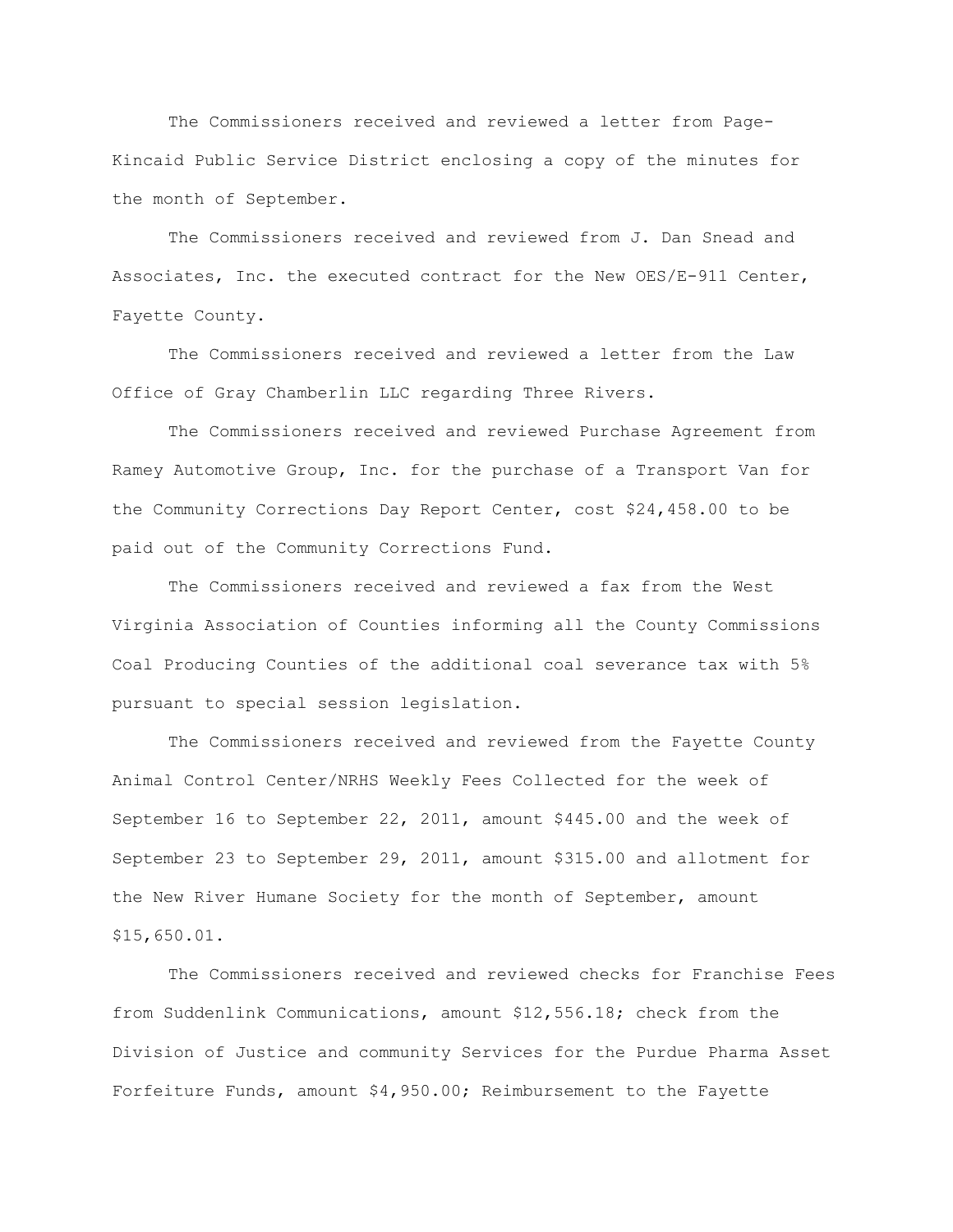The Commissioners received and reviewed a letter from Page-Kincaid Public Service District enclosing a copy of the minutes for the month of September.

The Commissioners received and reviewed from J. Dan Snead and Associates, Inc. the executed contract for the New OES/E-911 Center, Fayette County.

The Commissioners received and reviewed a letter from the Law Office of Gray Chamberlin LLC regarding Three Rivers.

The Commissioners received and reviewed Purchase Agreement from Ramey Automotive Group, Inc. for the purchase of a Transport Van for the Community Corrections Day Report Center, cost $24,458.00 to be paid out of the Community Corrections Fund.

The Commissioners received and reviewed a fax from the West Virginia Association of Counties informing all the County Commissions Coal Producing Counties of the additional coal severance tax with 5% pursuant to special session legislation.

The Commissioners received and reviewed from the Fayette County Animal Control Center/NRHS Weekly Fees Collected for the week of September 16 to September 22, 2011, amount $445.00 and the week of September 23 to September 29, 2011, amount $315.00 and allotment for the New River Humane Society for the month of September, amount $15,650.01.

The Commissioners received and reviewed checks for Franchise Fees from Suddenlink Communications, amount $12,556.18; check from the Division of Justice and community Services for the Purdue Pharma Asset Forfeiture Funds, amount $4,950.00; Reimbursement to the Fayette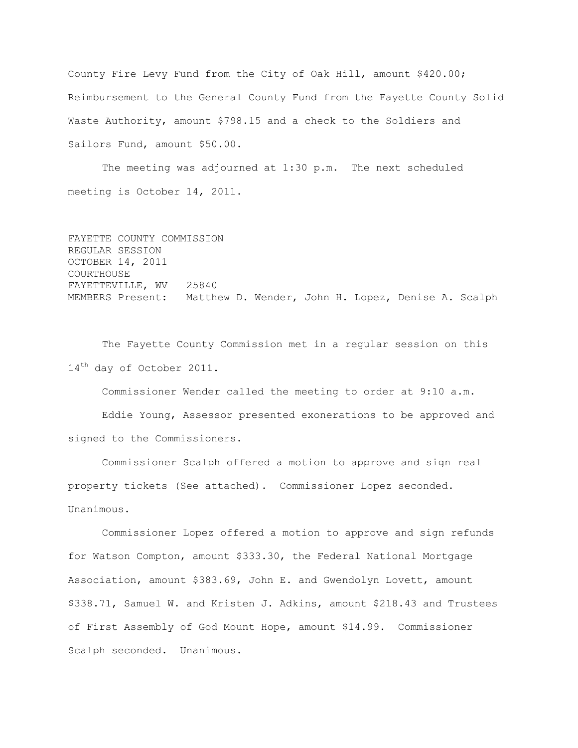County Fire Levy Fund from the City of Oak Hill, amount $420.00; Reimbursement to the General County Fund from the Fayette County Solid Waste Authority, amount $798.15 and a check to the Soldiers and Sailors Fund, amount $50.00.

The meeting was adjourned at 1:30 p.m. The next scheduled meeting is October 14, 2011.

FAYETTE COUNTY COMMISSION
REGULAR SESSION
OCTOBER 14, 2011
COURTHOUSE
FAYETTEVILLE, WV 25840
MEMBERS Present: Matthew D. Wender, John H. Lopez, Denise A. Scalph

The Fayette County Commission met in a regular session on this 14th day of October 2011.

Commissioner Wender called the meeting to order at 9:10 a.m.

Eddie Young, Assessor presented exonerations to be approved and signed to the Commissioners.

Commissioner Scalph offered a motion to approve and sign real property tickets (See attached). Commissioner Lopez seconded. Unanimous.

Commissioner Lopez offered a motion to approve and sign refunds for Watson Compton, amount $333.30, the Federal National Mortgage Association, amount $383.69, John E. and Gwendolyn Lovett, amount $338.71, Samuel W. and Kristen J. Adkins, amount $218.43 and Trustees of First Assembly of God Mount Hope, amount $14.99. Commissioner Scalph seconded. Unanimous.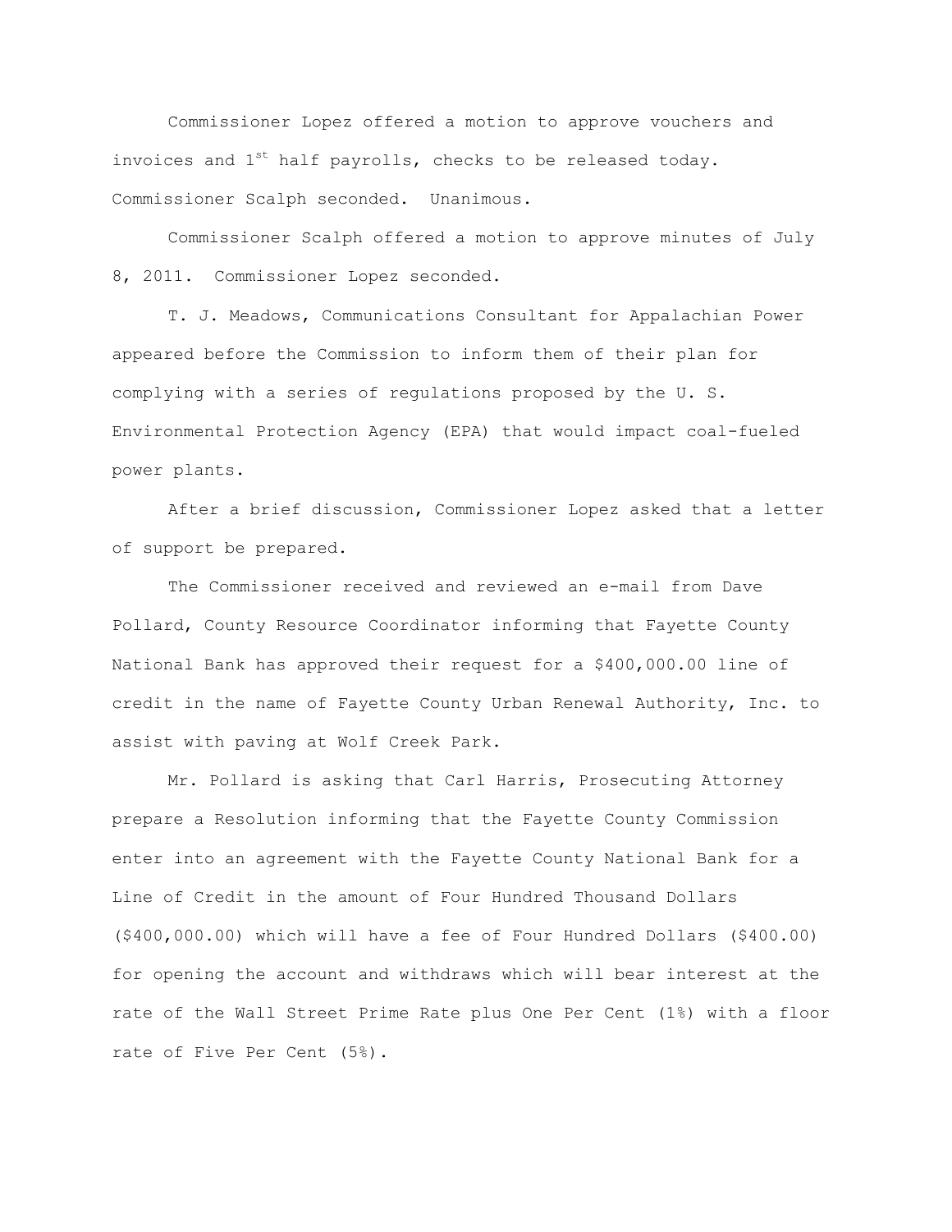Commissioner Lopez offered a motion to approve vouchers and invoices and 1st half payrolls, checks to be released today. Commissioner Scalph seconded. Unanimous.

Commissioner Scalph offered a motion to approve minutes of July 8, 2011. Commissioner Lopez seconded.

T. J. Meadows, Communications Consultant for Appalachian Power appeared before the Commission to inform them of their plan for complying with a series of regulations proposed by the U. S. Environmental Protection Agency (EPA) that would impact coal-fueled power plants.

After a brief discussion, Commissioner Lopez asked that a letter of support be prepared.

The Commissioner received and reviewed an e-mail from Dave Pollard, County Resource Coordinator informing that Fayette County National Bank has approved their request for a $400,000.00 line of credit in the name of Fayette County Urban Renewal Authority, Inc. to assist with paving at Wolf Creek Park.

Mr. Pollard is asking that Carl Harris, Prosecuting Attorney prepare a Resolution informing that the Fayette County Commission enter into an agreement with the Fayette County National Bank for a Line of Credit in the amount of Four Hundred Thousand Dollars ($400,000.00) which will have a fee of Four Hundred Dollars ($400.00) for opening the account and withdraws which will bear interest at the rate of the Wall Street Prime Rate plus One Per Cent (1%) with a floor rate of Five Per Cent (5%).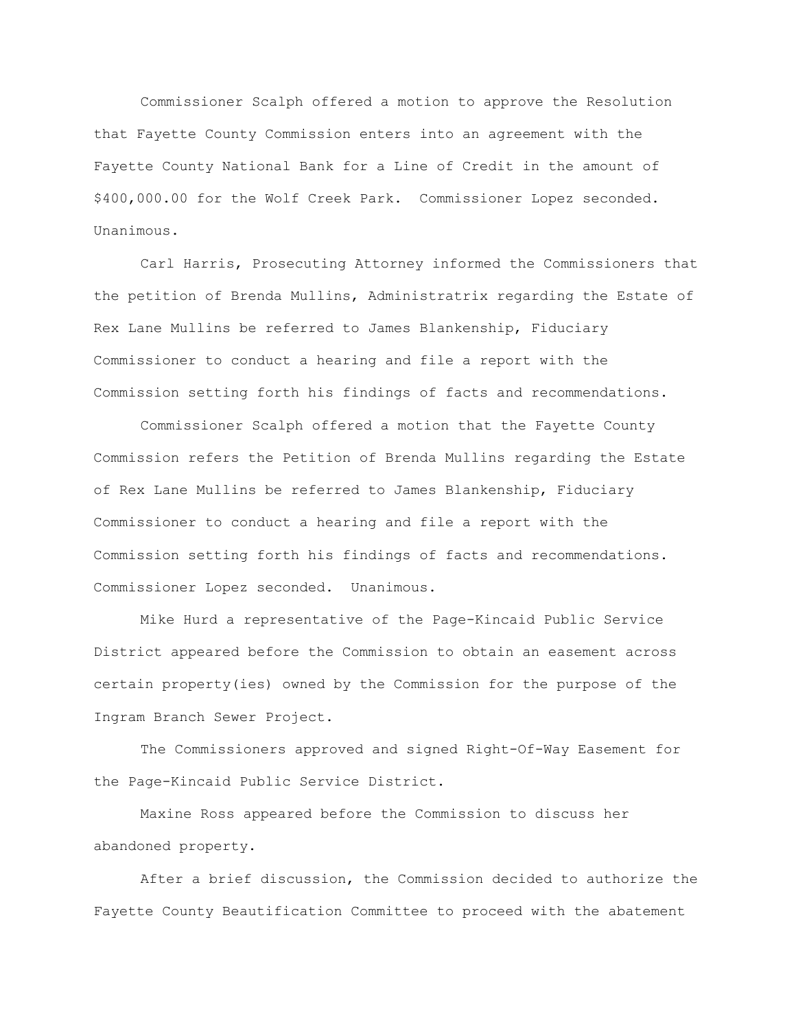Commissioner Scalph offered a motion to approve the Resolution that Fayette County Commission enters into an agreement with the Fayette County National Bank for a Line of Credit in the amount of $400,000.00 for the Wolf Creek Park. Commissioner Lopez seconded. Unanimous.

Carl Harris, Prosecuting Attorney informed the Commissioners that the petition of Brenda Mullins, Administratrix regarding the Estate of Rex Lane Mullins be referred to James Blankenship, Fiduciary Commissioner to conduct a hearing and file a report with the Commission setting forth his findings of facts and recommendations.

Commissioner Scalph offered a motion that the Fayette County Commission refers the Petition of Brenda Mullins regarding the Estate of Rex Lane Mullins be referred to James Blankenship, Fiduciary Commissioner to conduct a hearing and file a report with the Commission setting forth his findings of facts and recommendations. Commissioner Lopez seconded. Unanimous.

Mike Hurd a representative of the Page-Kincaid Public Service District appeared before the Commission to obtain an easement across certain property(ies) owned by the Commission for the purpose of the Ingram Branch Sewer Project.

The Commissioners approved and signed Right-Of-Way Easement for the Page-Kincaid Public Service District.

Maxine Ross appeared before the Commission to discuss her abandoned property.

After a brief discussion, the Commission decided to authorize the Fayette County Beautification Committee to proceed with the abatement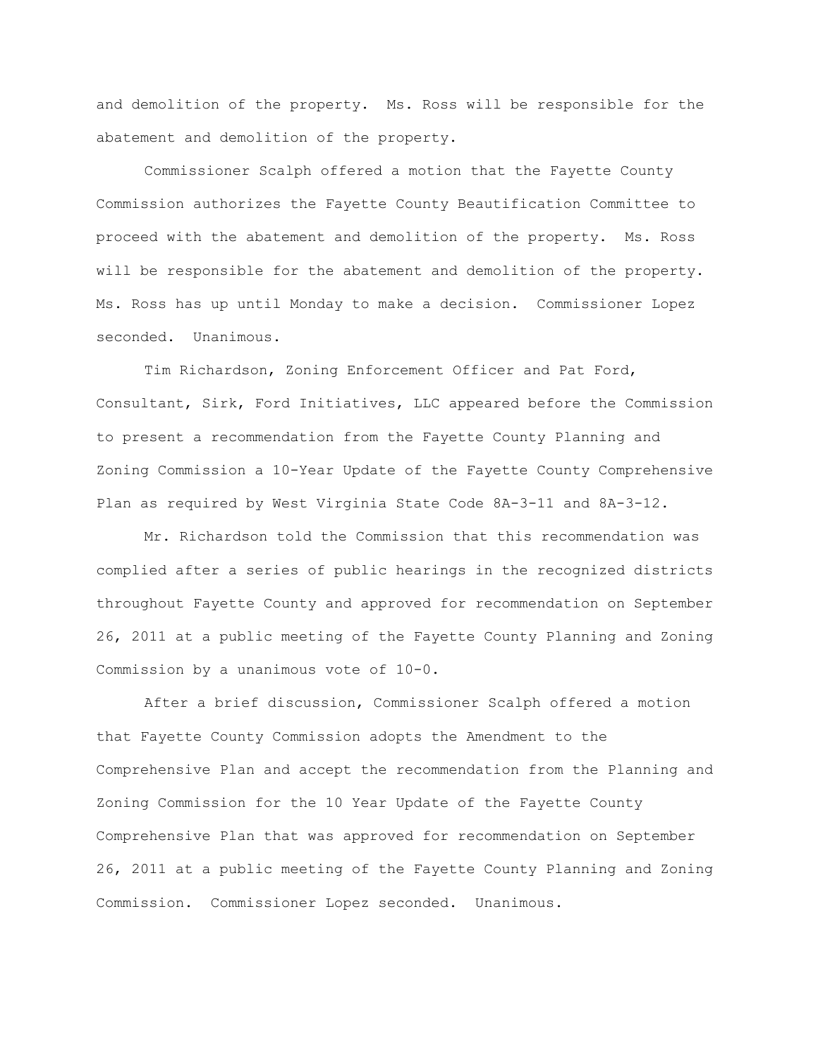and demolition of the property. Ms. Ross will be responsible for the abatement and demolition of the property.

Commissioner Scalph offered a motion that the Fayette County Commission authorizes the Fayette County Beautification Committee to proceed with the abatement and demolition of the property. Ms. Ross will be responsible for the abatement and demolition of the property. Ms. Ross has up until Monday to make a decision. Commissioner Lopez seconded. Unanimous.

Tim Richardson, Zoning Enforcement Officer and Pat Ford, Consultant, Sirk, Ford Initiatives, LLC appeared before the Commission to present a recommendation from the Fayette County Planning and Zoning Commission a 10-Year Update of the Fayette County Comprehensive Plan as required by West Virginia State Code 8A-3-11 and 8A-3-12.

Mr. Richardson told the Commission that this recommendation was complied after a series of public hearings in the recognized districts throughout Fayette County and approved for recommendation on September 26, 2011 at a public meeting of the Fayette County Planning and Zoning Commission by a unanimous vote of 10-0.

After a brief discussion, Commissioner Scalph offered a motion that Fayette County Commission adopts the Amendment to the Comprehensive Plan and accept the recommendation from the Planning and Zoning Commission for the 10 Year Update of the Fayette County Comprehensive Plan that was approved for recommendation on September 26, 2011 at a public meeting of the Fayette County Planning and Zoning Commission. Commissioner Lopez seconded. Unanimous.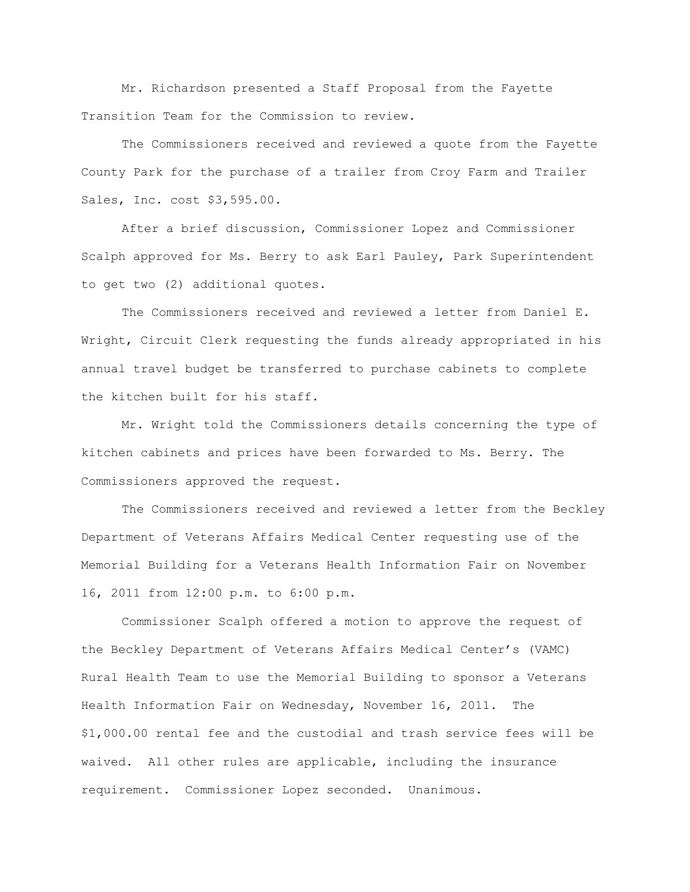Mr. Richardson presented a Staff Proposal from the Fayette Transition Team for the Commission to review.

The Commissioners received and reviewed a quote from the Fayette County Park for the purchase of a trailer from Croy Farm and Trailer Sales, Inc. cost $3,595.00.

After a brief discussion, Commissioner Lopez and Commissioner Scalph approved for Ms. Berry to ask Earl Pauley, Park Superintendent to get two (2) additional quotes.

The Commissioners received and reviewed a letter from Daniel E. Wright, Circuit Clerk requesting the funds already appropriated in his annual travel budget be transferred to purchase cabinets to complete the kitchen built for his staff.

Mr. Wright told the Commissioners details concerning the type of kitchen cabinets and prices have been forwarded to Ms. Berry. The Commissioners approved the request.

The Commissioners received and reviewed a letter from the Beckley Department of Veterans Affairs Medical Center requesting use of the Memorial Building for a Veterans Health Information Fair on November 16, 2011 from 12:00 p.m. to 6:00 p.m.

Commissioner Scalph offered a motion to approve the request of the Beckley Department of Veterans Affairs Medical Center's (VAMC) Rural Health Team to use the Memorial Building to sponsor a Veterans Health Information Fair on Wednesday, November 16, 2011. The $1,000.00 rental fee and the custodial and trash service fees will be waived. All other rules are applicable, including the insurance requirement. Commissioner Lopez seconded. Unanimous.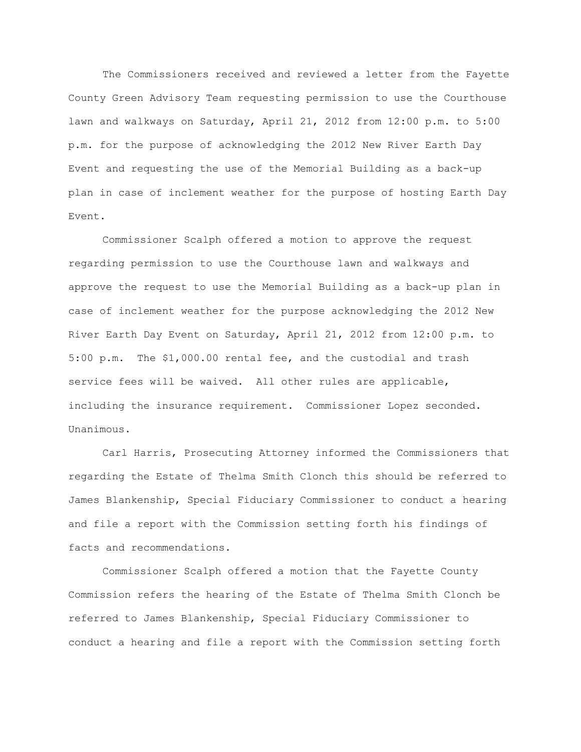The Commissioners received and reviewed a letter from the Fayette County Green Advisory Team requesting permission to use the Courthouse lawn and walkways on Saturday, April 21, 2012 from 12:00 p.m. to 5:00 p.m. for the purpose of acknowledging the 2012 New River Earth Day Event and requesting the use of the Memorial Building as a back-up plan in case of inclement weather for the purpose of hosting Earth Day Event.

Commissioner Scalph offered a motion to approve the request regarding permission to use the Courthouse lawn and walkways and approve the request to use the Memorial Building as a back-up plan in case of inclement weather for the purpose acknowledging the 2012 New River Earth Day Event on Saturday, April 21, 2012 from 12:00 p.m. to 5:00 p.m. The $1,000.00 rental fee, and the custodial and trash service fees will be waived. All other rules are applicable, including the insurance requirement. Commissioner Lopez seconded. Unanimous.

Carl Harris, Prosecuting Attorney informed the Commissioners that regarding the Estate of Thelma Smith Clonch this should be referred to James Blankenship, Special Fiduciary Commissioner to conduct a hearing and file a report with the Commission setting forth his findings of facts and recommendations.

Commissioner Scalph offered a motion that the Fayette County Commission refers the hearing of the Estate of Thelma Smith Clonch be referred to James Blankenship, Special Fiduciary Commissioner to conduct a hearing and file a report with the Commission setting forth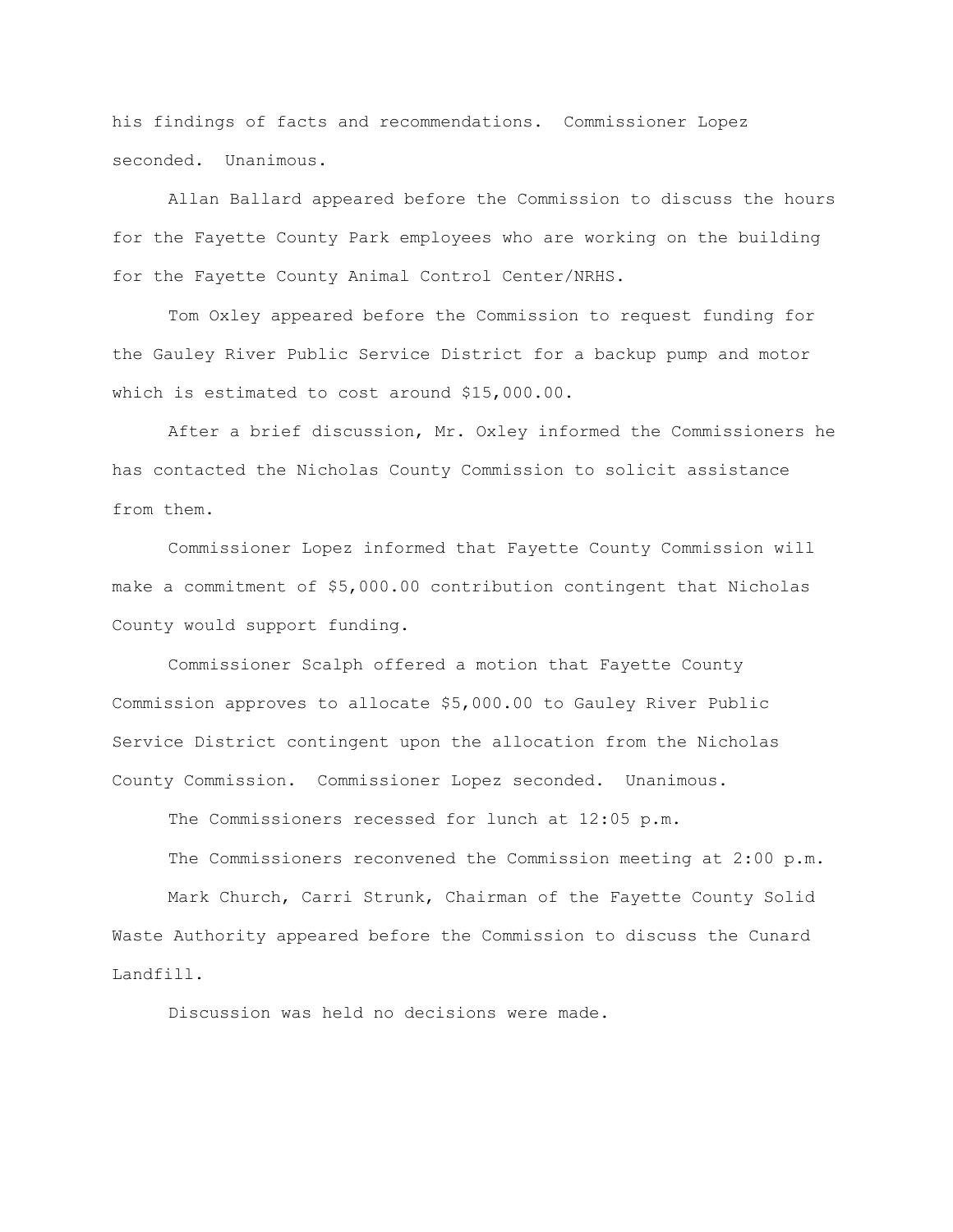his findings of facts and recommendations. Commissioner Lopez seconded. Unanimous.

Allan Ballard appeared before the Commission to discuss the hours for the Fayette County Park employees who are working on the building for the Fayette County Animal Control Center/NRHS.

Tom Oxley appeared before the Commission to request funding for the Gauley River Public Service District for a backup pump and motor which is estimated to cost around $15,000.00.

After a brief discussion, Mr. Oxley informed the Commissioners he has contacted the Nicholas County Commission to solicit assistance from them.

Commissioner Lopez informed that Fayette County Commission will make a commitment of $5,000.00 contribution contingent that Nicholas County would support funding.

Commissioner Scalph offered a motion that Fayette County Commission approves to allocate $5,000.00 to Gauley River Public Service District contingent upon the allocation from the Nicholas County Commission. Commissioner Lopez seconded. Unanimous.

The Commissioners recessed for lunch at 12:05 p.m.

The Commissioners reconvened the Commission meeting at 2:00 p.m.

Mark Church, Carri Strunk, Chairman of the Fayette County Solid Waste Authority appeared before the Commission to discuss the Cunard Landfill.

Discussion was held no decisions were made.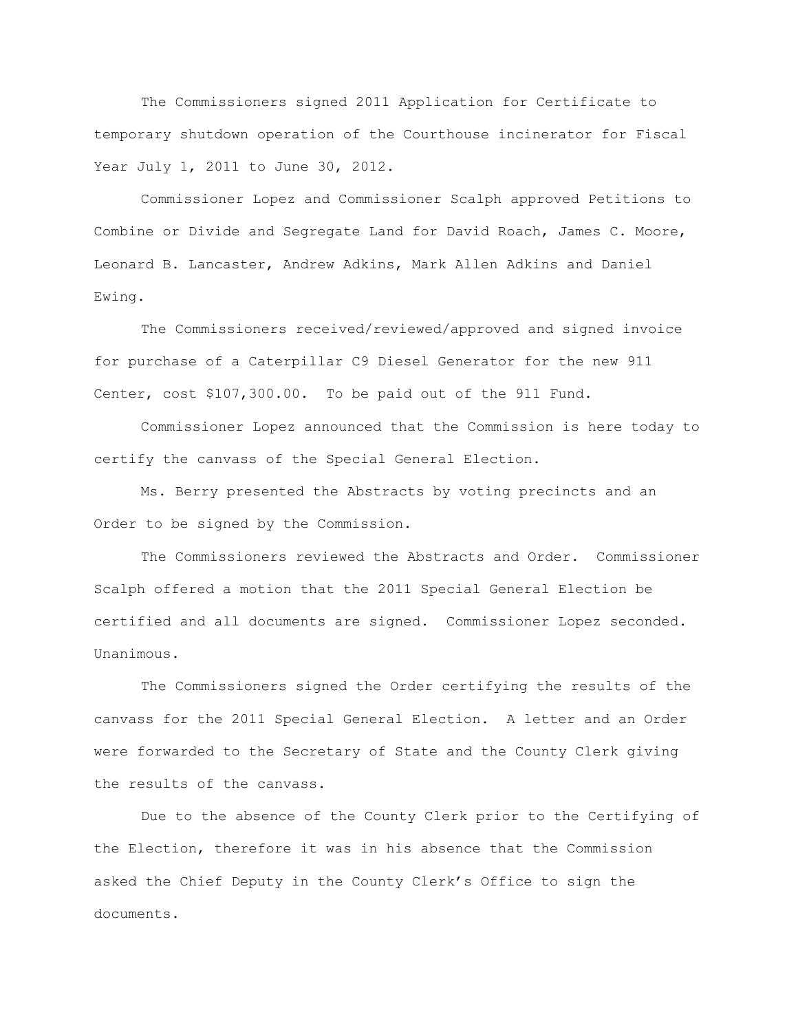The Commissioners signed 2011 Application for Certificate to temporary shutdown operation of the Courthouse incinerator for Fiscal Year July 1, 2011 to June 30, 2012.

Commissioner Lopez and Commissioner Scalph approved Petitions to Combine or Divide and Segregate Land for David Roach, James C. Moore, Leonard B. Lancaster, Andrew Adkins, Mark Allen Adkins and Daniel Ewing.

The Commissioners received/reviewed/approved and signed invoice for purchase of a Caterpillar C9 Diesel Generator for the new 911 Center, cost $107,300.00. To be paid out of the 911 Fund.

Commissioner Lopez announced that the Commission is here today to certify the canvass of the Special General Election.

Ms. Berry presented the Abstracts by voting precincts and an Order to be signed by the Commission.

The Commissioners reviewed the Abstracts and Order. Commissioner Scalph offered a motion that the 2011 Special General Election be certified and all documents are signed. Commissioner Lopez seconded. Unanimous.

The Commissioners signed the Order certifying the results of the canvass for the 2011 Special General Election. A letter and an Order were forwarded to the Secretary of State and the County Clerk giving the results of the canvass.

Due to the absence of the County Clerk prior to the Certifying of the Election, therefore it was in his absence that the Commission asked the Chief Deputy in the County Clerk's Office to sign the documents.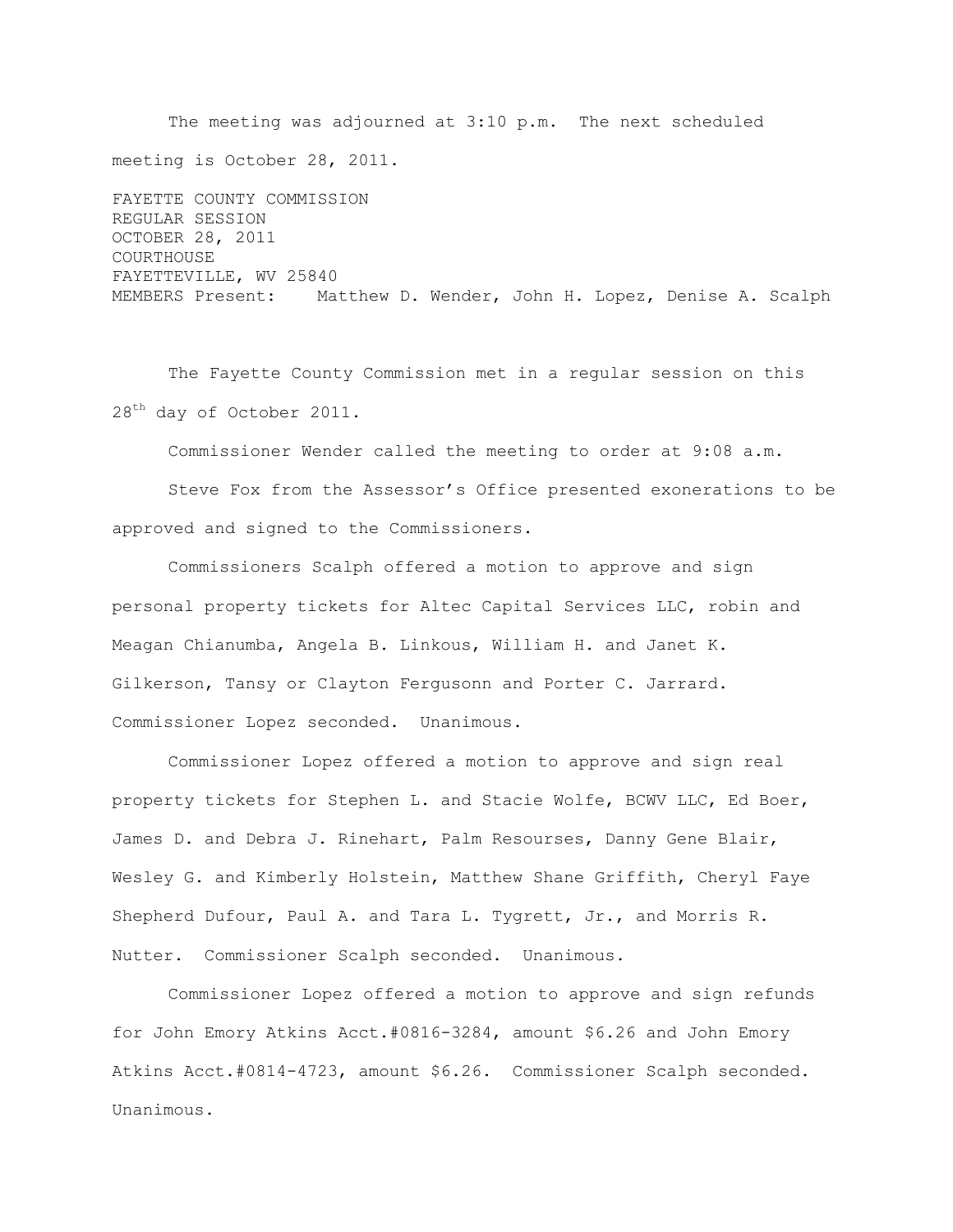The meeting was adjourned at 3:10 p.m. The next scheduled meeting is October 28, 2011.

FAYETTE COUNTY COMMISSION
REGULAR SESSION
OCTOBER 28, 2011
COURTHOUSE
FAYETTEVILLE, WV 25840
MEMBERS Present: Matthew D. Wender, John H. Lopez, Denise A. Scalph

The Fayette County Commission met in a regular session on this 28th day of October 2011.

Commissioner Wender called the meeting to order at 9:08 a.m.

Steve Fox from the Assessor's Office presented exonerations to be approved and signed to the Commissioners.

Commissioners Scalph offered a motion to approve and sign personal property tickets for Altec Capital Services LLC, robin and Meagan Chianumba, Angela B. Linkous, William H. and Janet K. Gilkerson, Tansy or Clayton Fergusonn and Porter C. Jarrard. Commissioner Lopez seconded. Unanimous.

Commissioner Lopez offered a motion to approve and sign real property tickets for Stephen L. and Stacie Wolfe, BCWV LLC, Ed Boer, James D. and Debra J. Rinehart, Palm Resourses, Danny Gene Blair, Wesley G. and Kimberly Holstein, Matthew Shane Griffith, Cheryl Faye Shepherd Dufour, Paul A. and Tara L. Tygrett, Jr., and Morris R. Nutter. Commissioner Scalph seconded. Unanimous.

Commissioner Lopez offered a motion to approve and sign refunds for John Emory Atkins Acct.#0816-3284, amount $6.26 and John Emory Atkins Acct.#0814-4723, amount $6.26. Commissioner Scalph seconded. Unanimous.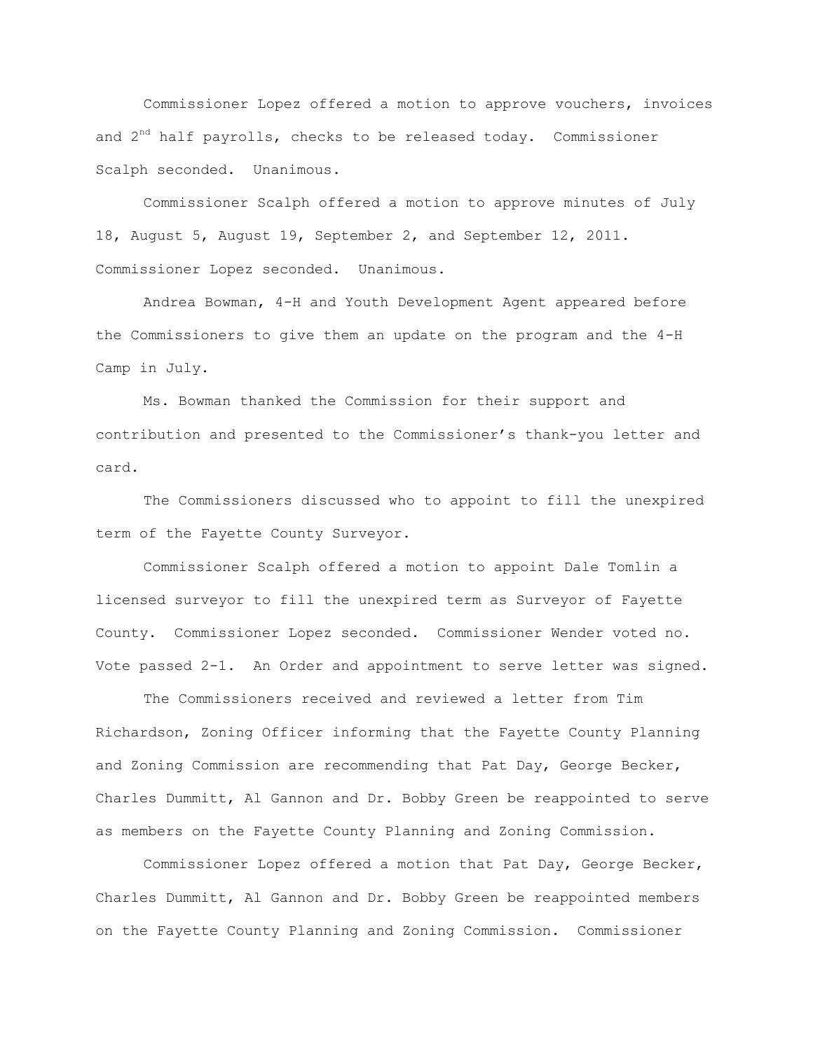Commissioner Lopez offered a motion to approve vouchers, invoices and 2nd half payrolls, checks to be released today. Commissioner Scalph seconded. Unanimous.

Commissioner Scalph offered a motion to approve minutes of July 18, August 5, August 19, September 2, and September 12, 2011. Commissioner Lopez seconded. Unanimous.

Andrea Bowman, 4-H and Youth Development Agent appeared before the Commissioners to give them an update on the program and the 4-H Camp in July.

Ms. Bowman thanked the Commission for their support and contribution and presented to the Commissioner's thank-you letter and card.

The Commissioners discussed who to appoint to fill the unexpired term of the Fayette County Surveyor.

Commissioner Scalph offered a motion to appoint Dale Tomlin a licensed surveyor to fill the unexpired term as Surveyor of Fayette County. Commissioner Lopez seconded. Commissioner Wender voted no. Vote passed 2-1. An Order and appointment to serve letter was signed.

The Commissioners received and reviewed a letter from Tim Richardson, Zoning Officer informing that the Fayette County Planning and Zoning Commission are recommending that Pat Day, George Becker, Charles Dummitt, Al Gannon and Dr. Bobby Green be reappointed to serve as members on the Fayette County Planning and Zoning Commission.

Commissioner Lopez offered a motion that Pat Day, George Becker, Charles Dummitt, Al Gannon and Dr. Bobby Green be reappointed members on the Fayette County Planning and Zoning Commission. Commissioner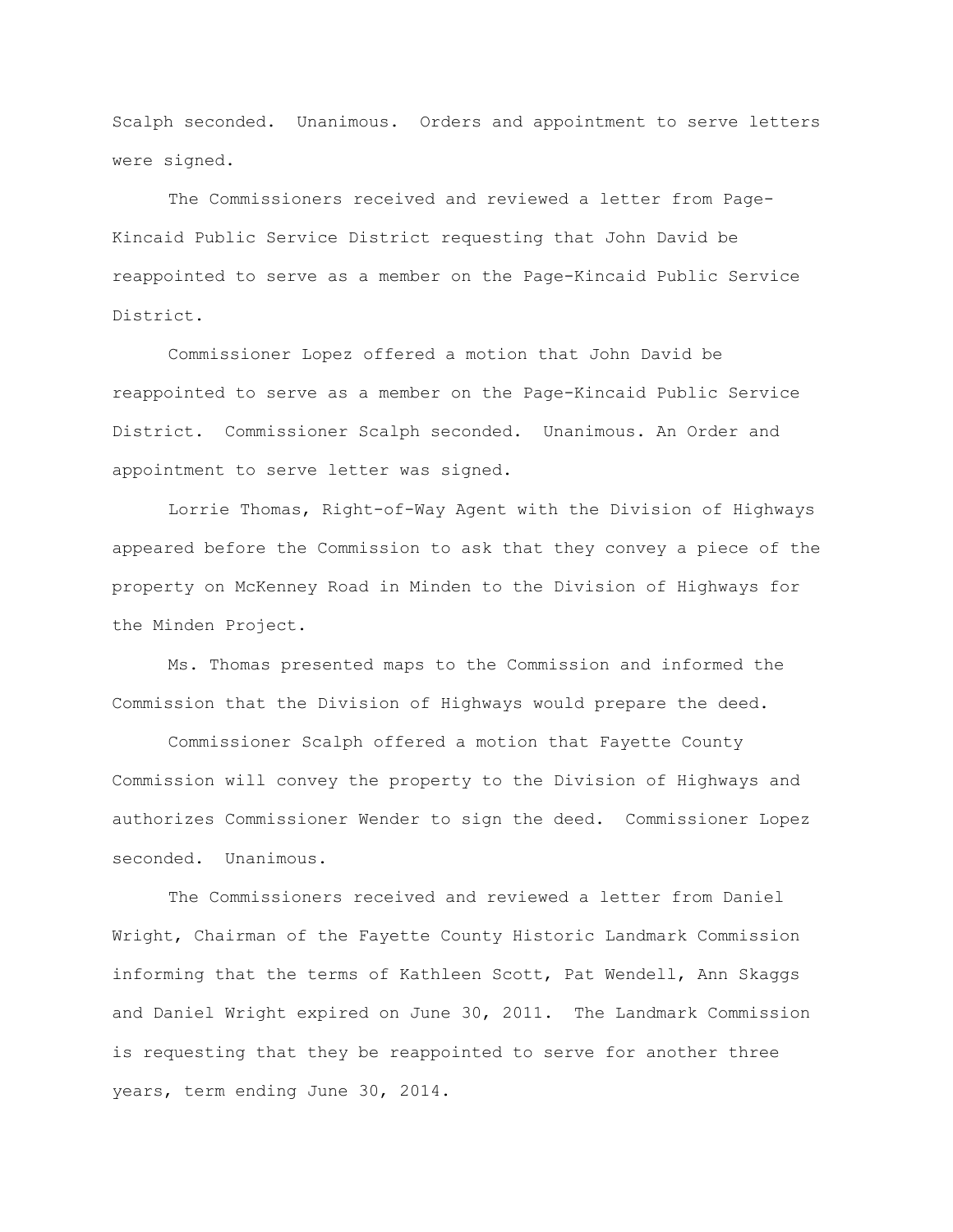Scalph seconded. Unanimous. Orders and appointment to serve letters were signed.

The Commissioners received and reviewed a letter from Page-Kincaid Public Service District requesting that John David be reappointed to serve as a member on the Page-Kincaid Public Service District.

Commissioner Lopez offered a motion that John David be reappointed to serve as a member on the Page-Kincaid Public Service District. Commissioner Scalph seconded. Unanimous. An Order and appointment to serve letter was signed.

Lorrie Thomas, Right-of-Way Agent with the Division of Highways appeared before the Commission to ask that they convey a piece of the property on McKenney Road in Minden to the Division of Highways for the Minden Project.

Ms. Thomas presented maps to the Commission and informed the Commission that the Division of Highways would prepare the deed.

Commissioner Scalph offered a motion that Fayette County Commission will convey the property to the Division of Highways and authorizes Commissioner Wender to sign the deed. Commissioner Lopez seconded. Unanimous.

The Commissioners received and reviewed a letter from Daniel Wright, Chairman of the Fayette County Historic Landmark Commission informing that the terms of Kathleen Scott, Pat Wendell, Ann Skaggs and Daniel Wright expired on June 30, 2011. The Landmark Commission is requesting that they be reappointed to serve for another three years, term ending June 30, 2014.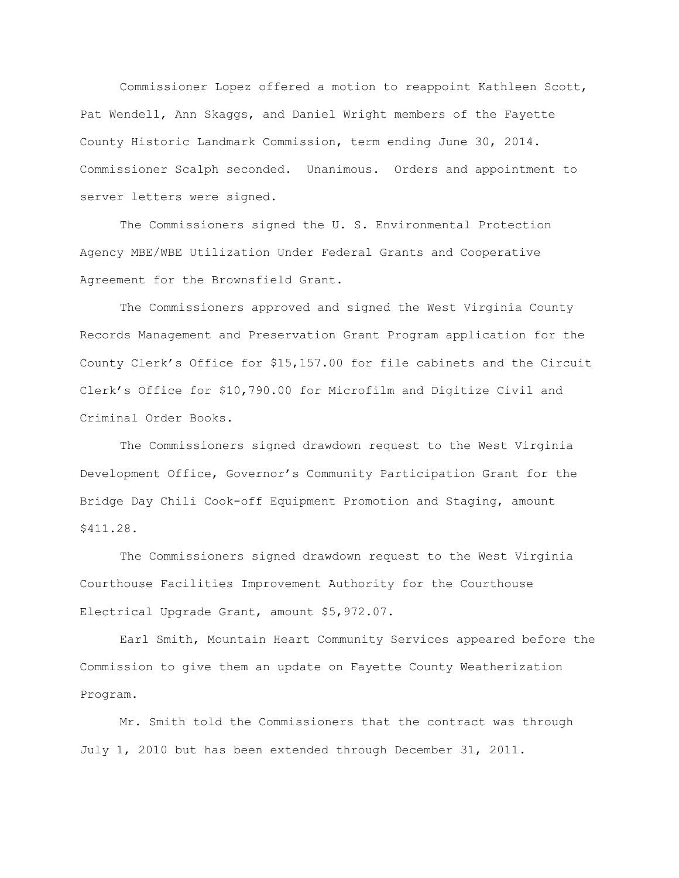Commissioner Lopez offered a motion to reappoint Kathleen Scott, Pat Wendell, Ann Skaggs, and Daniel Wright members of the Fayette County Historic Landmark Commission, term ending June 30, 2014. Commissioner Scalph seconded. Unanimous. Orders and appointment to server letters were signed.

The Commissioners signed the U. S. Environmental Protection Agency MBE/WBE Utilization Under Federal Grants and Cooperative Agreement for the Brownsfield Grant.

The Commissioners approved and signed the West Virginia County Records Management and Preservation Grant Program application for the County Clerk's Office for $15,157.00 for file cabinets and the Circuit Clerk's Office for $10,790.00 for Microfilm and Digitize Civil and Criminal Order Books.

The Commissioners signed drawdown request to the West Virginia Development Office, Governor's Community Participation Grant for the Bridge Day Chili Cook-off Equipment Promotion and Staging, amount $411.28.

The Commissioners signed drawdown request to the West Virginia Courthouse Facilities Improvement Authority for the Courthouse Electrical Upgrade Grant, amount $5,972.07.

Earl Smith, Mountain Heart Community Services appeared before the Commission to give them an update on Fayette County Weatherization Program.

Mr. Smith told the Commissioners that the contract was through July 1, 2010 but has been extended through December 31, 2011.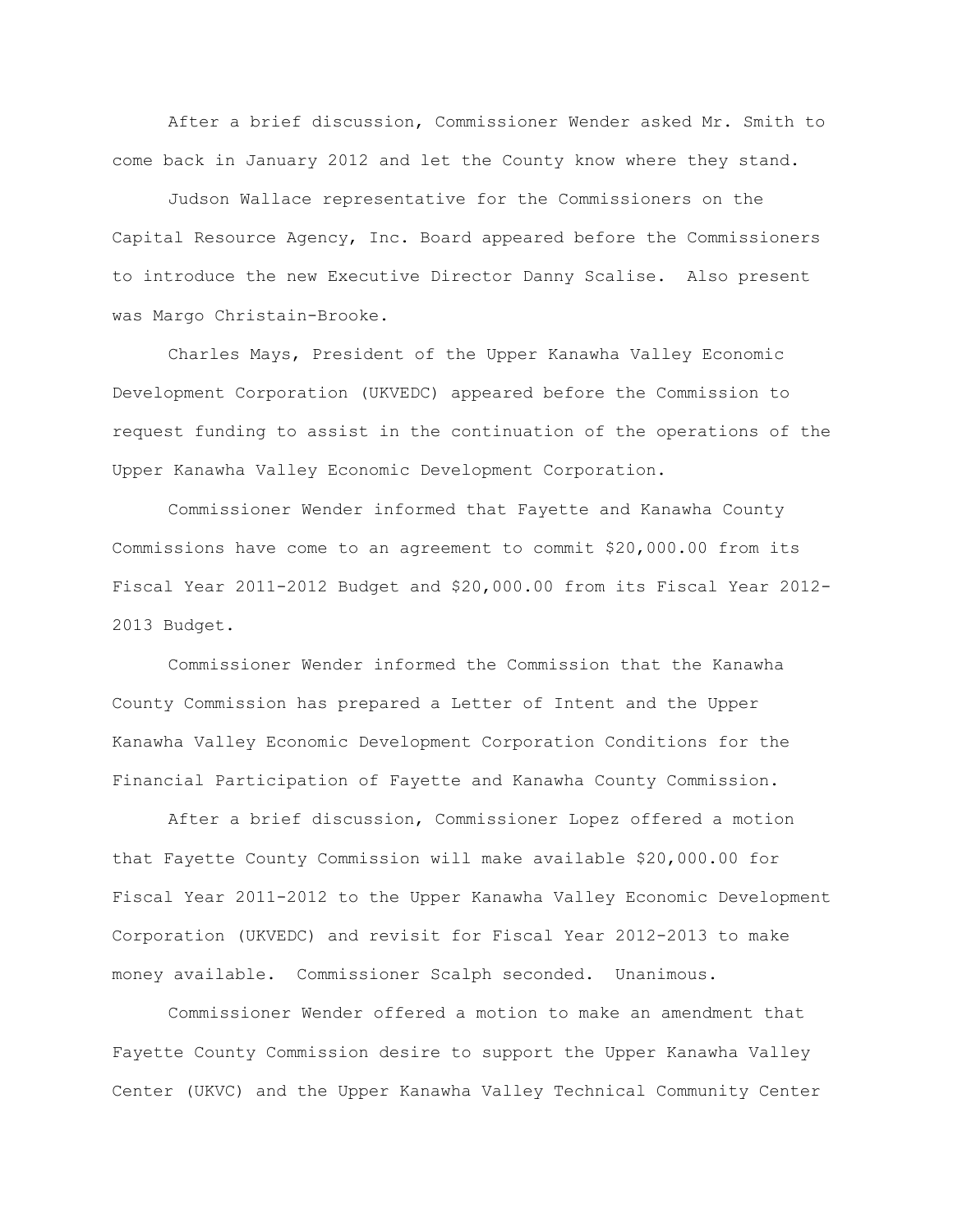After a brief discussion, Commissioner Wender asked Mr. Smith to come back in January 2012 and let the County know where they stand.

Judson Wallace representative for the Commissioners on the Capital Resource Agency, Inc. Board appeared before the Commissioners to introduce the new Executive Director Danny Scalise. Also present was Margo Christain-Brooke.

Charles Mays, President of the Upper Kanawha Valley Economic Development Corporation (UKVEDC) appeared before the Commission to request funding to assist in the continuation of the operations of the Upper Kanawha Valley Economic Development Corporation.

Commissioner Wender informed that Fayette and Kanawha County Commissions have come to an agreement to commit $20,000.00 from its Fiscal Year 2011-2012 Budget and $20,000.00 from its Fiscal Year 2012-2013 Budget.

Commissioner Wender informed the Commission that the Kanawha County Commission has prepared a Letter of Intent and the Upper Kanawha Valley Economic Development Corporation Conditions for the Financial Participation of Fayette and Kanawha County Commission.

After a brief discussion, Commissioner Lopez offered a motion that Fayette County Commission will make available $20,000.00 for Fiscal Year 2011-2012 to the Upper Kanawha Valley Economic Development Corporation (UKVEDC) and revisit for Fiscal Year 2012-2013 to make money available. Commissioner Scalph seconded. Unanimous.

Commissioner Wender offered a motion to make an amendment that Fayette County Commission desire to support the Upper Kanawha Valley Center (UKVC) and the Upper Kanawha Valley Technical Community Center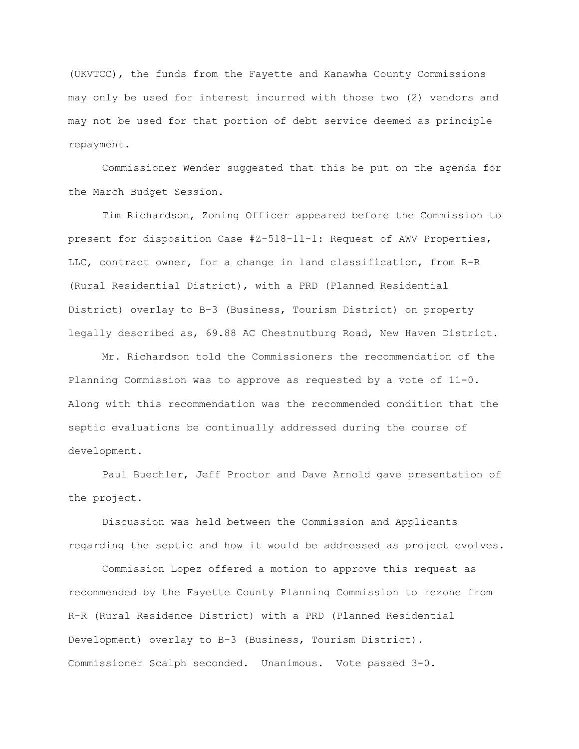(UKVTCC), the funds from the Fayette and Kanawha County Commissions may only be used for interest incurred with those two (2) vendors and may not be used for that portion of debt service deemed as principle repayment.

Commissioner Wender suggested that this be put on the agenda for the March Budget Session.

Tim Richardson, Zoning Officer appeared before the Commission to present for disposition Case #Z-518-11-1: Request of AWV Properties, LLC, contract owner, for a change in land classification, from R-R (Rural Residential District), with a PRD (Planned Residential District) overlay to B-3 (Business, Tourism District) on property legally described as, 69.88 AC Chestnutburg Road, New Haven District.

Mr. Richardson told the Commissioners the recommendation of the Planning Commission was to approve as requested by a vote of 11-0. Along with this recommendation was the recommended condition that the septic evaluations be continually addressed during the course of development.

Paul Buechler, Jeff Proctor and Dave Arnold gave presentation of the project.

Discussion was held between the Commission and Applicants regarding the septic and how it would be addressed as project evolves.

Commission Lopez offered a motion to approve this request as recommended by the Fayette County Planning Commission to rezone from R-R (Rural Residence District) with a PRD (Planned Residential Development) overlay to B-3 (Business, Tourism District). Commissioner Scalph seconded. Unanimous. Vote passed 3-0.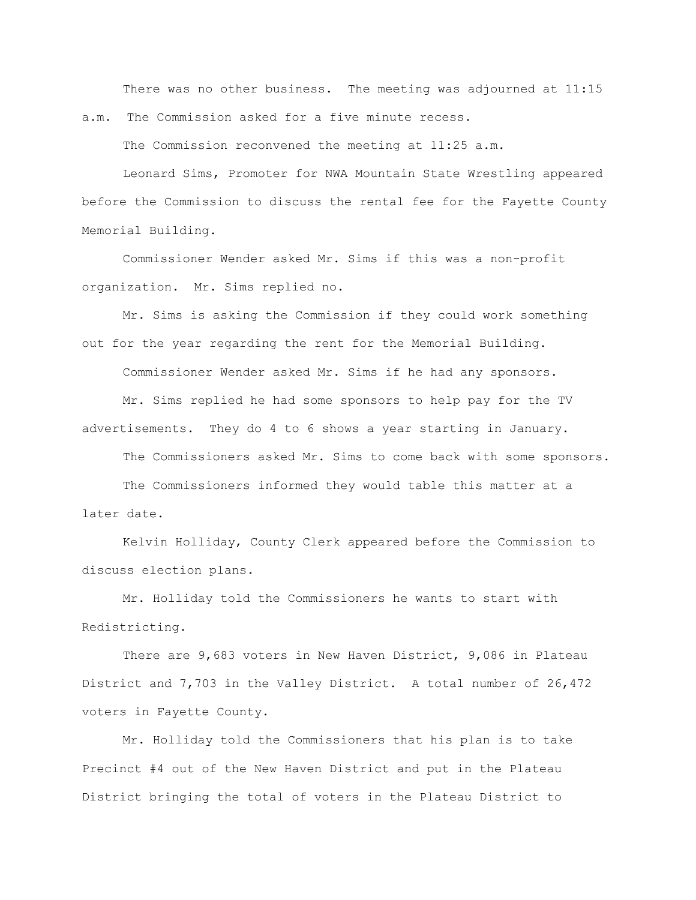There was no other business. The meeting was adjourned at 11:15 a.m. The Commission asked for a five minute recess.

The Commission reconvened the meeting at 11:25 a.m.

Leonard Sims, Promoter for NWA Mountain State Wrestling appeared before the Commission to discuss the rental fee for the Fayette County Memorial Building.

Commissioner Wender asked Mr. Sims if this was a non-profit organization. Mr. Sims replied no.

Mr. Sims is asking the Commission if they could work something out for the year regarding the rent for the Memorial Building.

Commissioner Wender asked Mr. Sims if he had any sponsors.

Mr. Sims replied he had some sponsors to help pay for the TV advertisements. They do 4 to 6 shows a year starting in January.

The Commissioners asked Mr. Sims to come back with some sponsors.

The Commissioners informed they would table this matter at a later date.

Kelvin Holliday, County Clerk appeared before the Commission to discuss election plans.

Mr. Holliday told the Commissioners he wants to start with Redistricting.

There are 9,683 voters in New Haven District, 9,086 in Plateau District and 7,703 in the Valley District. A total number of 26,472 voters in Fayette County.

Mr. Holliday told the Commissioners that his plan is to take Precinct #4 out of the New Haven District and put in the Plateau District bringing the total of voters in the Plateau District to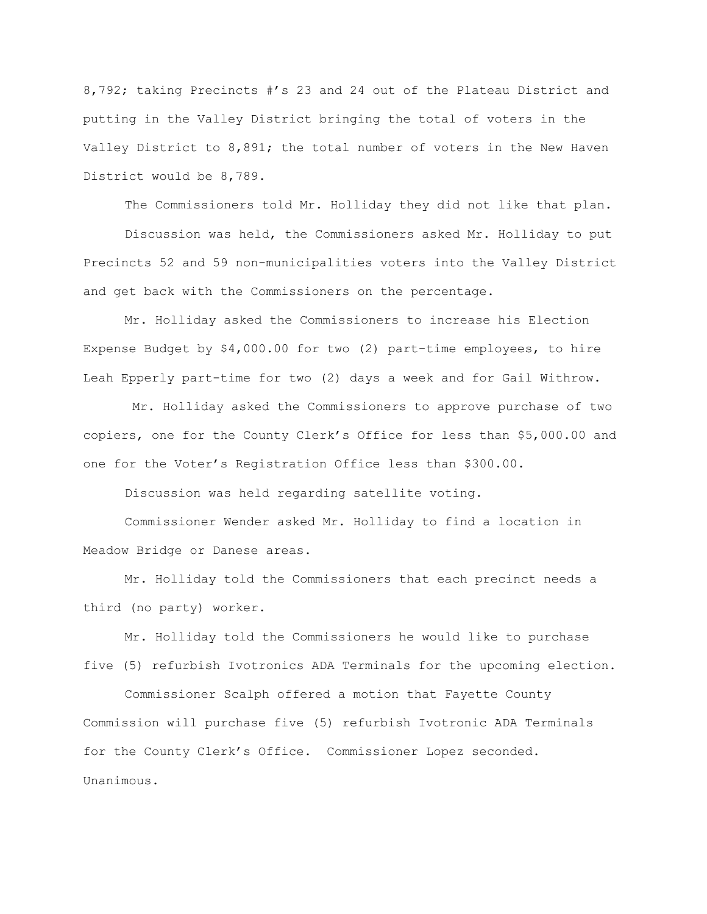8,792; taking Precincts #'s 23 and 24 out of the Plateau District and putting in the Valley District bringing the total of voters in the Valley District to 8,891; the total number of voters in the New Haven District would be 8,789.

The Commissioners told Mr. Holliday they did not like that plan.

Discussion was held, the Commissioners asked Mr. Holliday to put Precincts 52 and 59 non-municipalities voters into the Valley District and get back with the Commissioners on the percentage.

Mr. Holliday asked the Commissioners to increase his Election Expense Budget by $4,000.00 for two (2) part-time employees, to hire Leah Epperly part-time for two (2) days a week and for Gail Withrow.

Mr. Holliday asked the Commissioners to approve purchase of two copiers, one for the County Clerk's Office for less than $5,000.00 and one for the Voter's Registration Office less than $300.00.

Discussion was held regarding satellite voting.

Commissioner Wender asked Mr. Holliday to find a location in Meadow Bridge or Danese areas.

Mr. Holliday told the Commissioners that each precinct needs a third (no party) worker.

Mr. Holliday told the Commissioners he would like to purchase five (5) refurbish Ivotronics ADA Terminals for the upcoming election.

Commissioner Scalph offered a motion that Fayette County Commission will purchase five (5) refurbish Ivotronic ADA Terminals for the County Clerk's Office. Commissioner Lopez seconded. Unanimous.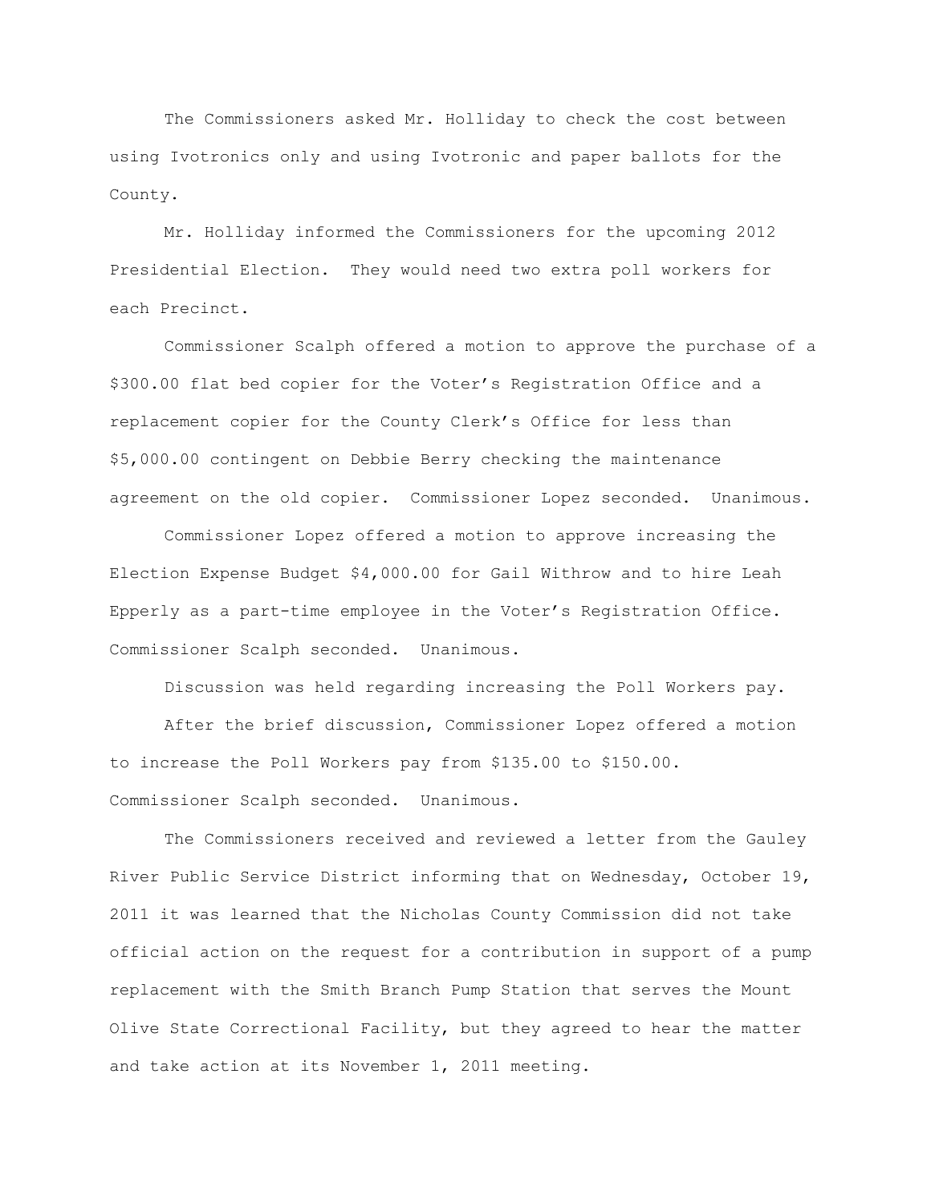The Commissioners asked Mr. Holliday to check the cost between using Ivotronics only and using Ivotronic and paper ballots for the County.

Mr. Holliday informed the Commissioners for the upcoming 2012 Presidential Election. They would need two extra poll workers for each Precinct.

Commissioner Scalph offered a motion to approve the purchase of a $300.00 flat bed copier for the Voter's Registration Office and a replacement copier for the County Clerk's Office for less than $5,000.00 contingent on Debbie Berry checking the maintenance agreement on the old copier. Commissioner Lopez seconded. Unanimous.

Commissioner Lopez offered a motion to approve increasing the Election Expense Budget $4,000.00 for Gail Withrow and to hire Leah Epperly as a part-time employee in the Voter's Registration Office. Commissioner Scalph seconded. Unanimous.

Discussion was held regarding increasing the Poll Workers pay.

After the brief discussion, Commissioner Lopez offered a motion to increase the Poll Workers pay from $135.00 to $150.00. Commissioner Scalph seconded. Unanimous.

The Commissioners received and reviewed a letter from the Gauley River Public Service District informing that on Wednesday, October 19, 2011 it was learned that the Nicholas County Commission did not take official action on the request for a contribution in support of a pump replacement with the Smith Branch Pump Station that serves the Mount Olive State Correctional Facility, but they agreed to hear the matter and take action at its November 1, 2011 meeting.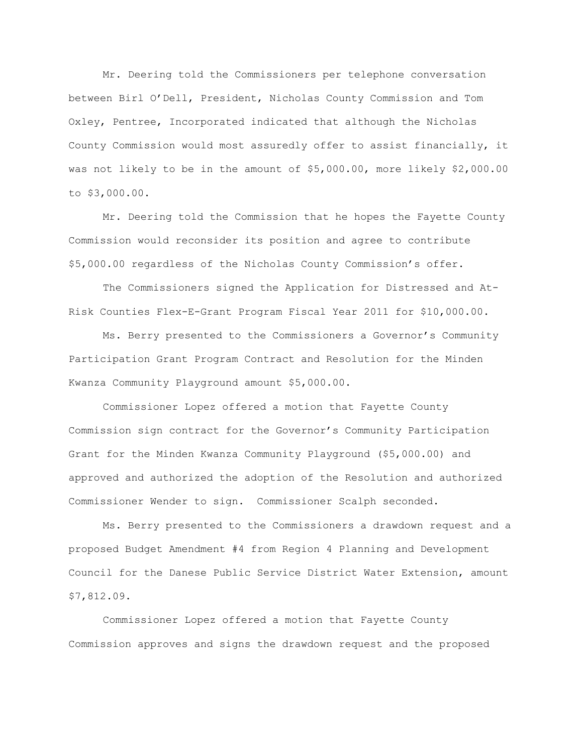Mr. Deering told the Commissioners per telephone conversation between Birl O'Dell, President, Nicholas County Commission and Tom Oxley, Pentree, Incorporated indicated that although the Nicholas County Commission would most assuredly offer to assist financially, it was not likely to be in the amount of $5,000.00, more likely $2,000.00 to $3,000.00.

Mr. Deering told the Commission that he hopes the Fayette County Commission would reconsider its position and agree to contribute $5,000.00 regardless of the Nicholas County Commission's offer.

The Commissioners signed the Application for Distressed and At-Risk Counties Flex-E-Grant Program Fiscal Year 2011 for $10,000.00.

Ms. Berry presented to the Commissioners a Governor's Community Participation Grant Program Contract and Resolution for the Minden Kwanza Community Playground amount $5,000.00.

Commissioner Lopez offered a motion that Fayette County Commission sign contract for the Governor's Community Participation Grant for the Minden Kwanza Community Playground ($5,000.00) and approved and authorized the adoption of the Resolution and authorized Commissioner Wender to sign. Commissioner Scalph seconded.

Ms. Berry presented to the Commissioners a drawdown request and a proposed Budget Amendment #4 from Region 4 Planning and Development Council for the Danese Public Service District Water Extension, amount $7,812.09.

Commissioner Lopez offered a motion that Fayette County Commission approves and signs the drawdown request and the proposed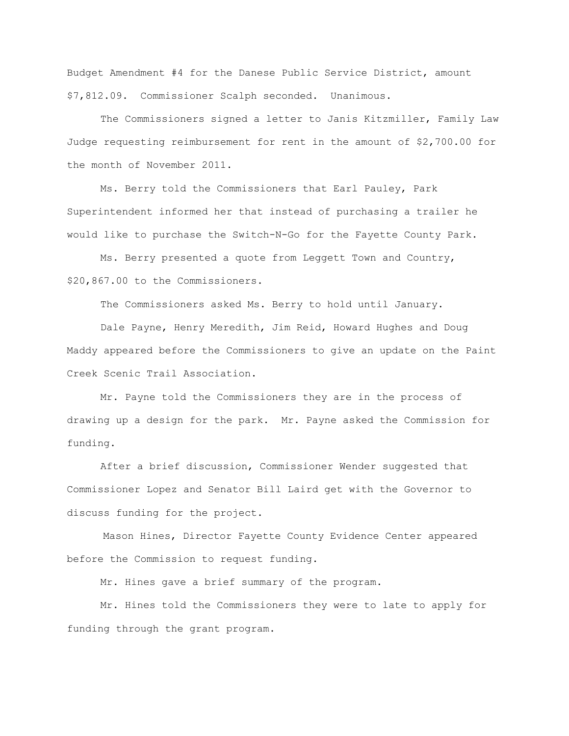Budget Amendment #4 for the Danese Public Service District, amount $7,812.09. Commissioner Scalph seconded. Unanimous.

The Commissioners signed a letter to Janis Kitzmiller, Family Law Judge requesting reimbursement for rent in the amount of $2,700.00 for the month of November 2011.

Ms. Berry told the Commissioners that Earl Pauley, Park Superintendent informed her that instead of purchasing a trailer he would like to purchase the Switch-N-Go for the Fayette County Park.

Ms. Berry presented a quote from Leggett Town and Country, $20,867.00 to the Commissioners.

The Commissioners asked Ms. Berry to hold until January.

Dale Payne, Henry Meredith, Jim Reid, Howard Hughes and Doug Maddy appeared before the Commissioners to give an update on the Paint Creek Scenic Trail Association.

Mr. Payne told the Commissioners they are in the process of drawing up a design for the park. Mr. Payne asked the Commission for funding.

After a brief discussion, Commissioner Wender suggested that Commissioner Lopez and Senator Bill Laird get with the Governor to discuss funding for the project.

Mason Hines, Director Fayette County Evidence Center appeared before the Commission to request funding.

Mr. Hines gave a brief summary of the program.

Mr. Hines told the Commissioners they were to late to apply for funding through the grant program.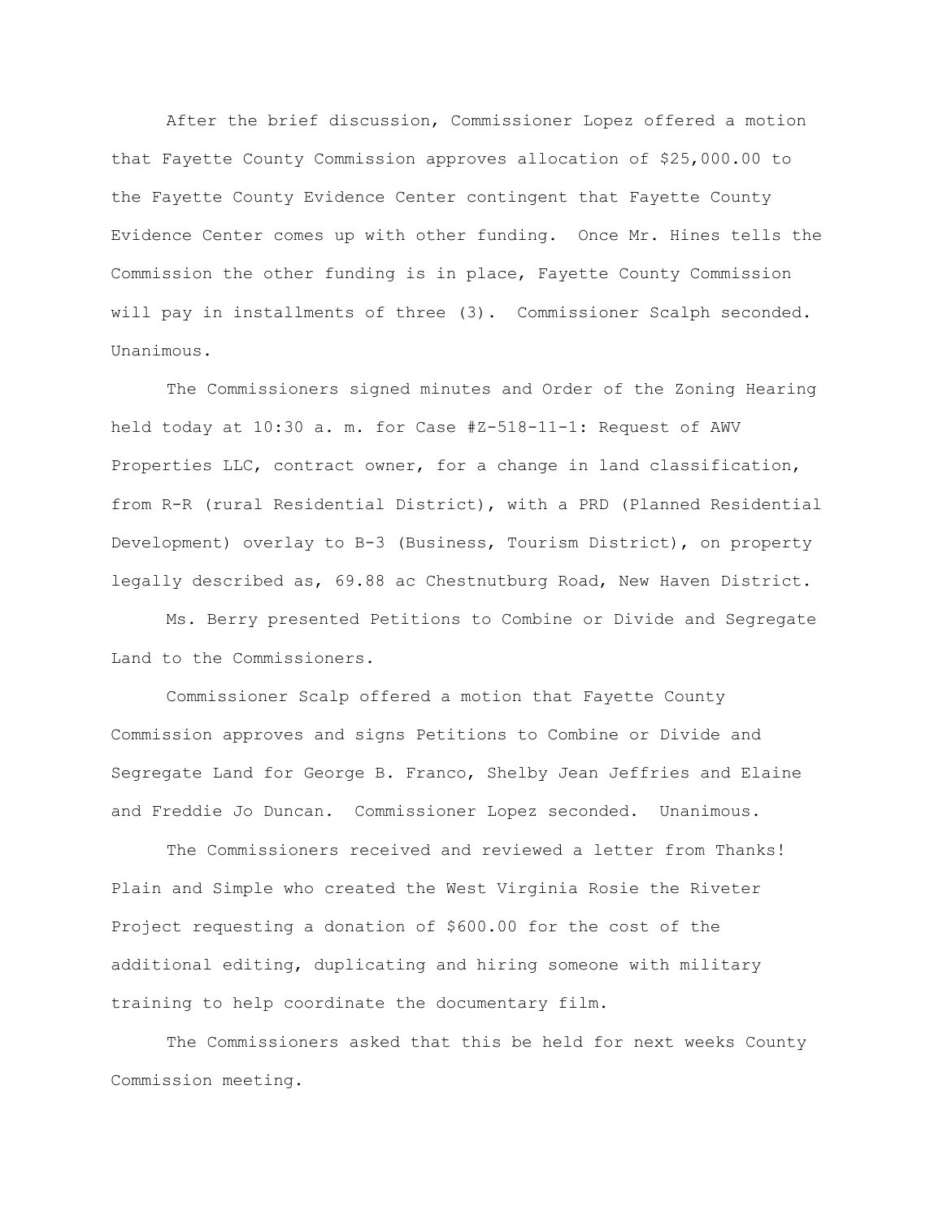After the brief discussion, Commissioner Lopez offered a motion that Fayette County Commission approves allocation of $25,000.00 to the Fayette County Evidence Center contingent that Fayette County Evidence Center comes up with other funding. Once Mr. Hines tells the Commission the other funding is in place, Fayette County Commission will pay in installments of three (3). Commissioner Scalph seconded. Unanimous.

The Commissioners signed minutes and Order of the Zoning Hearing held today at 10:30 a. m. for Case #Z-518-11-1: Request of AWV Properties LLC, contract owner, for a change in land classification, from R-R (rural Residential District), with a PRD (Planned Residential Development) overlay to B-3 (Business, Tourism District), on property legally described as, 69.88 ac Chestnutburg Road, New Haven District.

Ms. Berry presented Petitions to Combine or Divide and Segregate Land to the Commissioners.

Commissioner Scalp offered a motion that Fayette County Commission approves and signs Petitions to Combine or Divide and Segregate Land for George B. Franco, Shelby Jean Jeffries and Elaine and Freddie Jo Duncan. Commissioner Lopez seconded. Unanimous.

The Commissioners received and reviewed a letter from Thanks! Plain and Simple who created the West Virginia Rosie the Riveter Project requesting a donation of $600.00 for the cost of the additional editing, duplicating and hiring someone with military training to help coordinate the documentary film.

The Commissioners asked that this be held for next weeks County Commission meeting.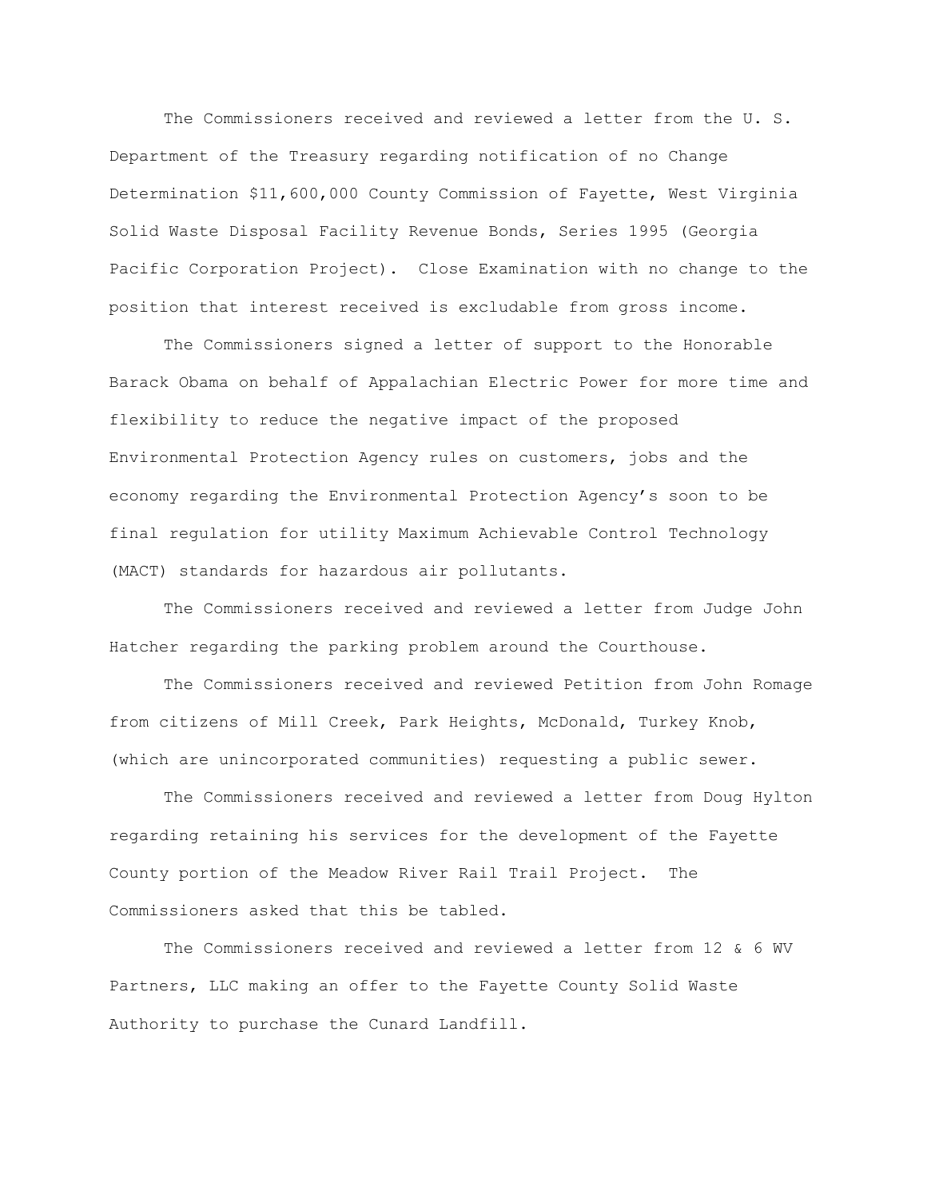The Commissioners received and reviewed a letter from the U. S. Department of the Treasury regarding notification of no Change Determination $11,600,000 County Commission of Fayette, West Virginia Solid Waste Disposal Facility Revenue Bonds, Series 1995 (Georgia Pacific Corporation Project). Close Examination with no change to the position that interest received is excludable from gross income.

The Commissioners signed a letter of support to the Honorable Barack Obama on behalf of Appalachian Electric Power for more time and flexibility to reduce the negative impact of the proposed Environmental Protection Agency rules on customers, jobs and the economy regarding the Environmental Protection Agency's soon to be final regulation for utility Maximum Achievable Control Technology (MACT) standards for hazardous air pollutants.

The Commissioners received and reviewed a letter from Judge John Hatcher regarding the parking problem around the Courthouse.

The Commissioners received and reviewed Petition from John Romage from citizens of Mill Creek, Park Heights, McDonald, Turkey Knob, (which are unincorporated communities) requesting a public sewer.

The Commissioners received and reviewed a letter from Doug Hylton regarding retaining his services for the development of the Fayette County portion of the Meadow River Rail Trail Project. The Commissioners asked that this be tabled.

The Commissioners received and reviewed a letter from 12 & 6 WV Partners, LLC making an offer to the Fayette County Solid Waste Authority to purchase the Cunard Landfill.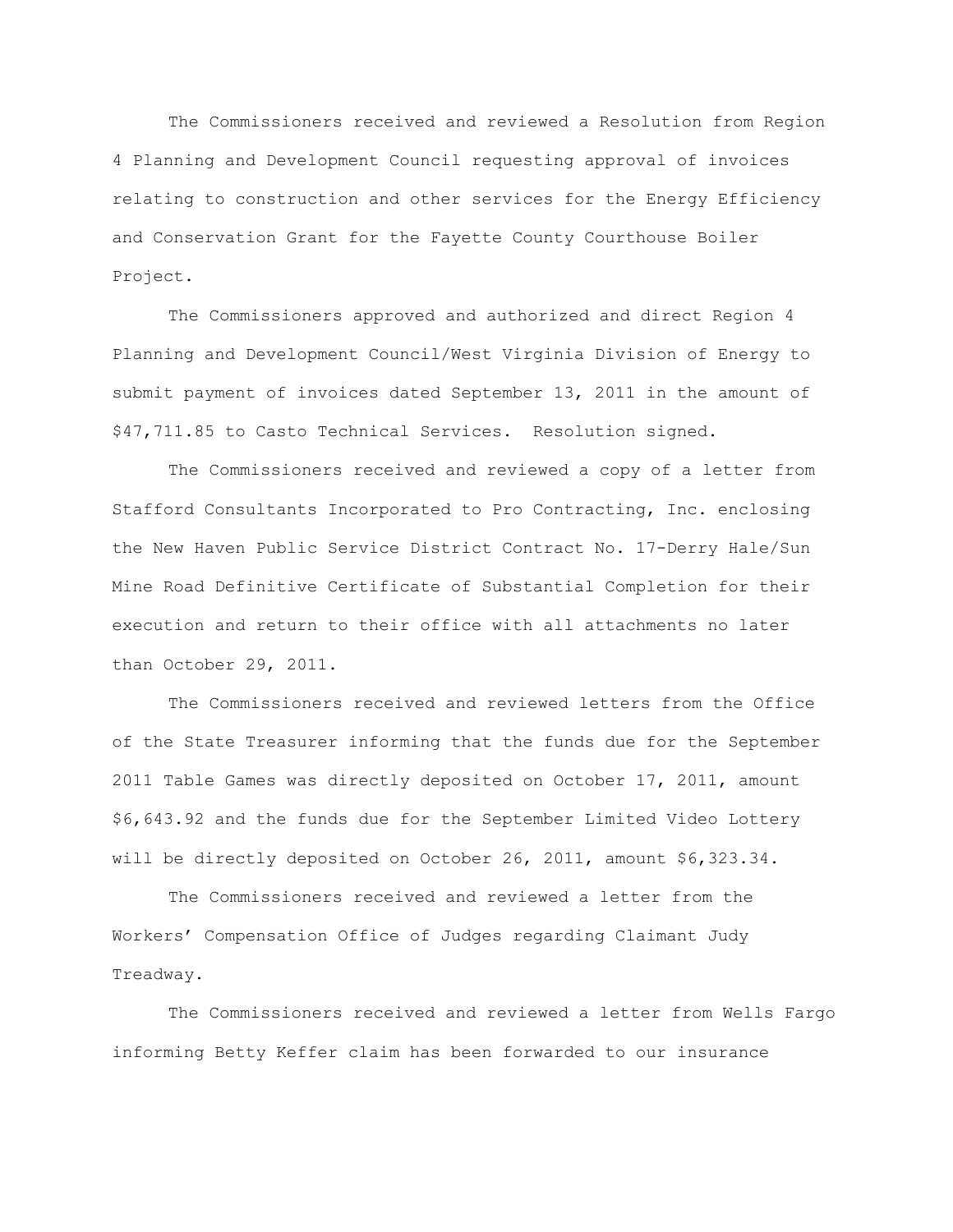The Commissioners received and reviewed a Resolution from Region 4 Planning and Development Council requesting approval of invoices relating to construction and other services for the Energy Efficiency and Conservation Grant for the Fayette County Courthouse Boiler Project.

The Commissioners approved and authorized and direct Region 4 Planning and Development Council/West Virginia Division of Energy to submit payment of invoices dated September 13, 2011 in the amount of $47,711.85 to Casto Technical Services. Resolution signed.

The Commissioners received and reviewed a copy of a letter from Stafford Consultants Incorporated to Pro Contracting, Inc. enclosing the New Haven Public Service District Contract No. 17-Derry Hale/Sun Mine Road Definitive Certificate of Substantial Completion for their execution and return to their office with all attachments no later than October 29, 2011.

The Commissioners received and reviewed letters from the Office of the State Treasurer informing that the funds due for the September 2011 Table Games was directly deposited on October 17, 2011, amount $6,643.92 and the funds due for the September Limited Video Lottery will be directly deposited on October 26, 2011, amount $6,323.34.

The Commissioners received and reviewed a letter from the Workers' Compensation Office of Judges regarding Claimant Judy Treadway.

The Commissioners received and reviewed a letter from Wells Fargo informing Betty Keffer claim has been forwarded to our insurance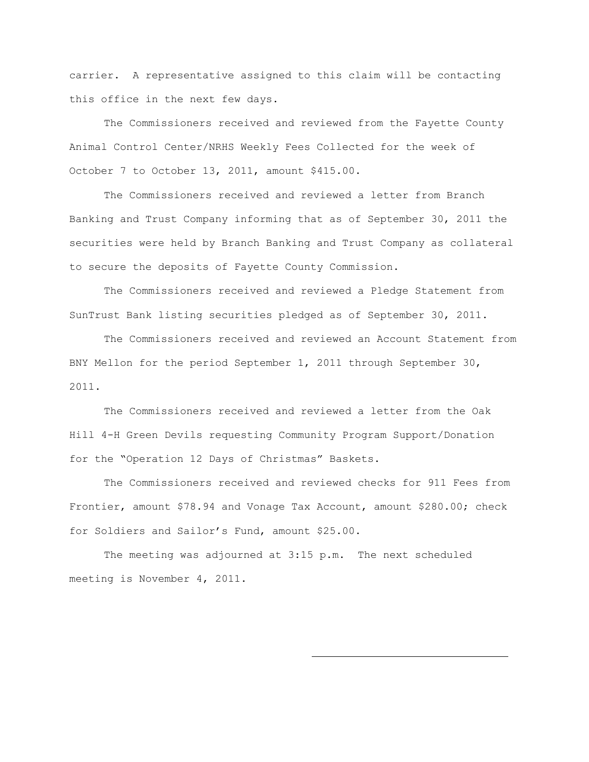carrier. A representative assigned to this claim will be contacting this office in the next few days.

The Commissioners received and reviewed from the Fayette County Animal Control Center/NRHS Weekly Fees Collected for the week of October 7 to October 13, 2011, amount $415.00.

The Commissioners received and reviewed a letter from Branch Banking and Trust Company informing that as of September 30, 2011 the securities were held by Branch Banking and Trust Company as collateral to secure the deposits of Fayette County Commission.

The Commissioners received and reviewed a Pledge Statement from SunTrust Bank listing securities pledged as of September 30, 2011.

The Commissioners received and reviewed an Account Statement from BNY Mellon for the period September 1, 2011 through September 30, 2011.

The Commissioners received and reviewed a letter from the Oak Hill 4-H Green Devils requesting Community Program Support/Donation for the "Operation 12 Days of Christmas" Baskets.

The Commissioners received and reviewed checks for 911 Fees from Frontier, amount $78.94 and Vonage Tax Account, amount $280.00; check for Soldiers and Sailor's Fund, amount $25.00.

The meeting was adjourned at 3:15 p.m. The next scheduled meeting is November 4, 2011.

\_\_\_\_\_\_\_\_\_\_\_\_\_\_\_\_\_\_\_\_\_\_\_\_\_\_\_\_\_\_\_\_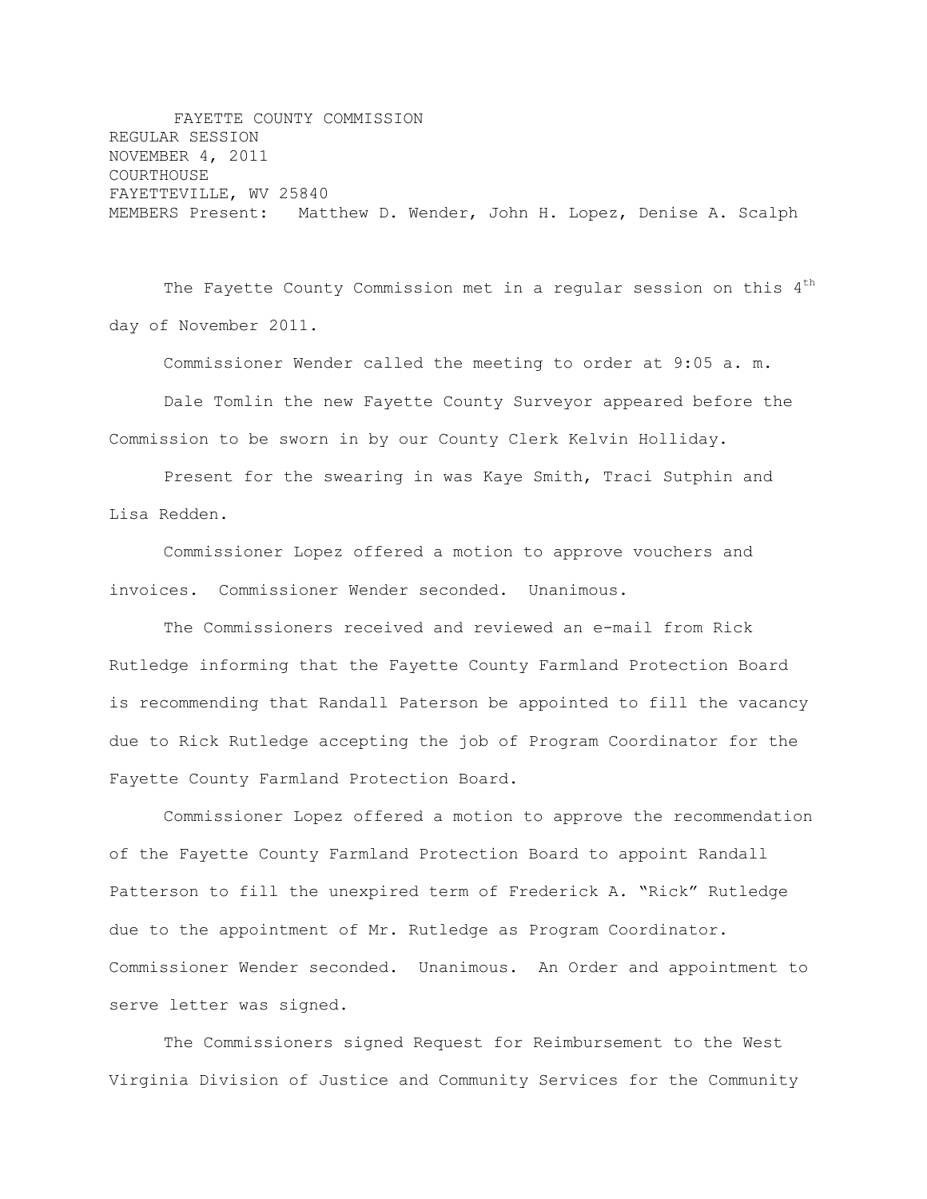FAYETTE COUNTY COMMISSION
REGULAR SESSION
NOVEMBER 4, 2011
COURTHOUSE
FAYETTEVILLE, WV 25840
MEMBERS Present: Matthew D. Wender, John H. Lopez, Denise A. Scalph

The Fayette County Commission met in a regular session on this 4th day of November 2011.

Commissioner Wender called the meeting to order at 9:05 a. m.

Dale Tomlin the new Fayette County Surveyor appeared before the Commission to be sworn in by our County Clerk Kelvin Holliday.

Present for the swearing in was Kaye Smith, Traci Sutphin and Lisa Redden.

Commissioner Lopez offered a motion to approve vouchers and invoices. Commissioner Wender seconded. Unanimous.

The Commissioners received and reviewed an e-mail from Rick Rutledge informing that the Fayette County Farmland Protection Board is recommending that Randall Paterson be appointed to fill the vacancy due to Rick Rutledge accepting the job of Program Coordinator for the Fayette County Farmland Protection Board.

Commissioner Lopez offered a motion to approve the recommendation of the Fayette County Farmland Protection Board to appoint Randall Patterson to fill the unexpired term of Frederick A. "Rick" Rutledge due to the appointment of Mr. Rutledge as Program Coordinator. Commissioner Wender seconded. Unanimous. An Order and appointment to serve letter was signed.

The Commissioners signed Request for Reimbursement to the West Virginia Division of Justice and Community Services for the Community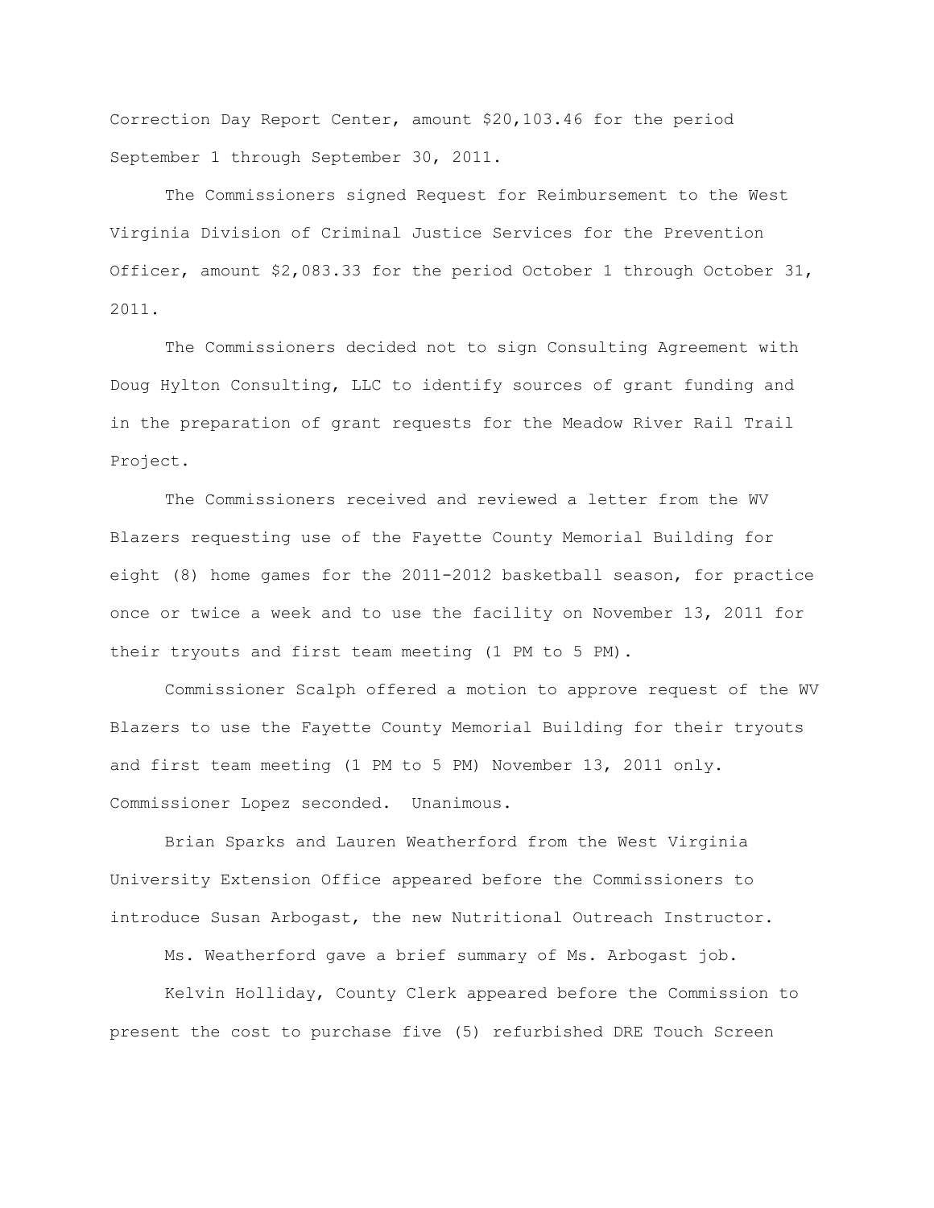Correction Day Report Center, amount $20,103.46 for the period September 1 through September 30, 2011.

The Commissioners signed Request for Reimbursement to the West Virginia Division of Criminal Justice Services for the Prevention Officer, amount $2,083.33 for the period October 1 through October 31, 2011.

The Commissioners decided not to sign Consulting Agreement with Doug Hylton Consulting, LLC to identify sources of grant funding and in the preparation of grant requests for the Meadow River Rail Trail Project.

The Commissioners received and reviewed a letter from the WV Blazers requesting use of the Fayette County Memorial Building for eight (8) home games for the 2011-2012 basketball season, for practice once or twice a week and to use the facility on November 13, 2011 for their tryouts and first team meeting (1 PM to 5 PM).

Commissioner Scalph offered a motion to approve request of the WV Blazers to use the Fayette County Memorial Building for their tryouts and first team meeting (1 PM to 5 PM) November 13, 2011 only. Commissioner Lopez seconded. Unanimous.

Brian Sparks and Lauren Weatherford from the West Virginia University Extension Office appeared before the Commissioners to introduce Susan Arbogast, the new Nutritional Outreach Instructor.

Ms. Weatherford gave a brief summary of Ms. Arbogast job.

Kelvin Holliday, County Clerk appeared before the Commission to present the cost to purchase five (5) refurbished DRE Touch Screen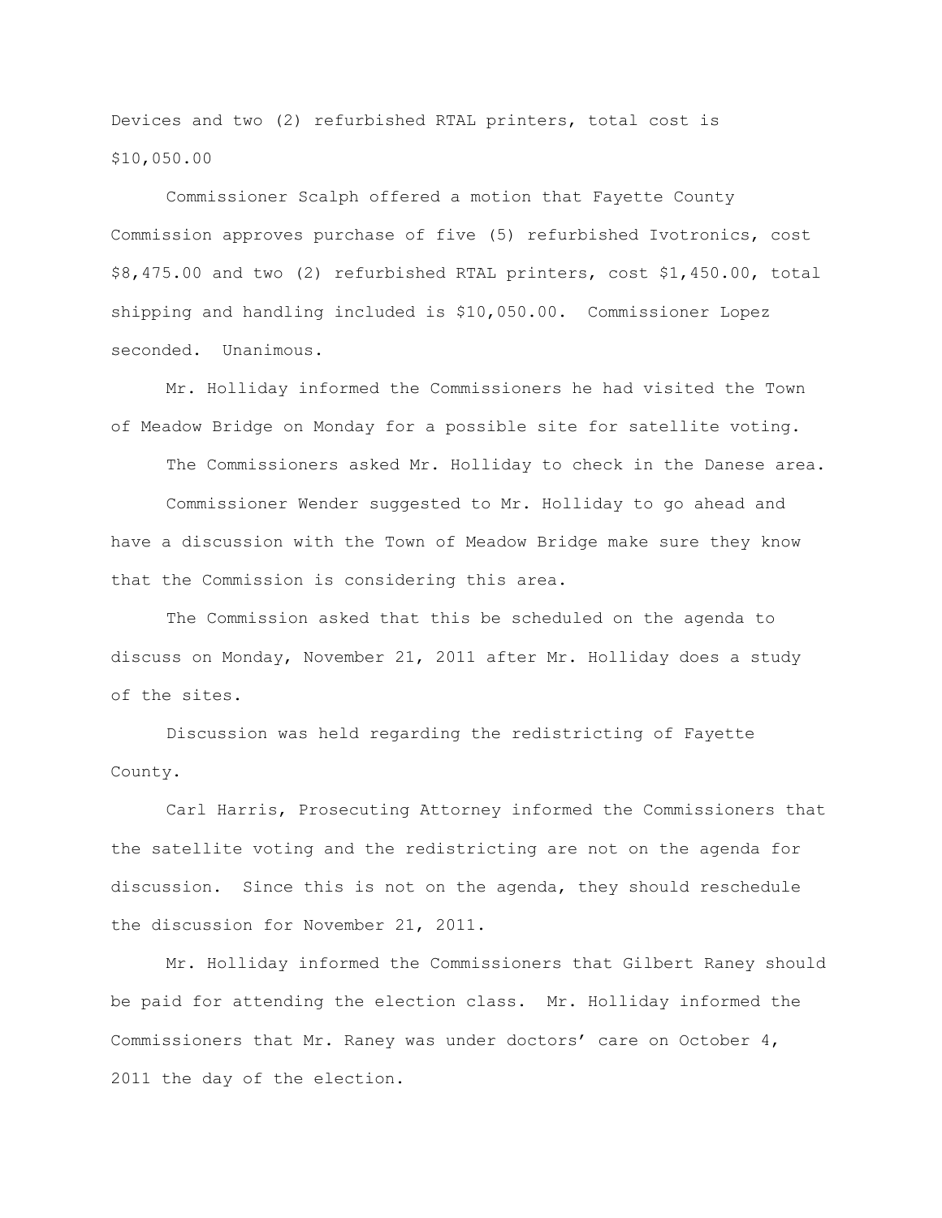Devices and two (2) refurbished RTAL printers, total cost is $10,050.00

Commissioner Scalph offered a motion that Fayette County Commission approves purchase of five (5) refurbished Ivotronics, cost $8,475.00 and two (2) refurbished RTAL printers, cost $1,450.00, total shipping and handling included is $10,050.00. Commissioner Lopez seconded. Unanimous.

Mr. Holliday informed the Commissioners he had visited the Town of Meadow Bridge on Monday for a possible site for satellite voting.

The Commissioners asked Mr. Holliday to check in the Danese area.

Commissioner Wender suggested to Mr. Holliday to go ahead and have a discussion with the Town of Meadow Bridge make sure they know that the Commission is considering this area.

The Commission asked that this be scheduled on the agenda to discuss on Monday, November 21, 2011 after Mr. Holliday does a study of the sites.

Discussion was held regarding the redistricting of Fayette County.

Carl Harris, Prosecuting Attorney informed the Commissioners that the satellite voting and the redistricting are not on the agenda for discussion. Since this is not on the agenda, they should reschedule the discussion for November 21, 2011.

Mr. Holliday informed the Commissioners that Gilbert Raney should be paid for attending the election class. Mr. Holliday informed the Commissioners that Mr. Raney was under doctors' care on October 4, 2011 the day of the election.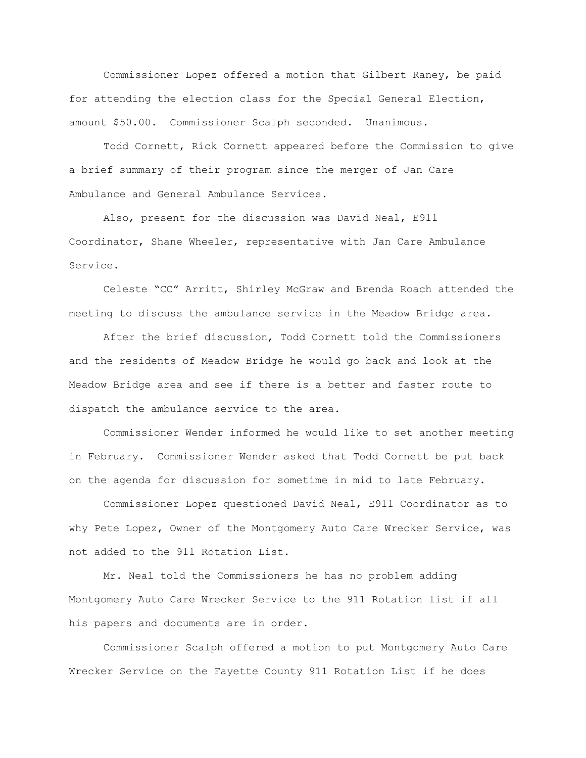Commissioner Lopez offered a motion that Gilbert Raney, be paid for attending the election class for the Special General Election, amount $50.00. Commissioner Scalph seconded. Unanimous.

Todd Cornett, Rick Cornett appeared before the Commission to give a brief summary of their program since the merger of Jan Care Ambulance and General Ambulance Services.

Also, present for the discussion was David Neal, E911 Coordinator, Shane Wheeler, representative with Jan Care Ambulance Service.

Celeste "CC" Arritt, Shirley McGraw and Brenda Roach attended the meeting to discuss the ambulance service in the Meadow Bridge area.

After the brief discussion, Todd Cornett told the Commissioners and the residents of Meadow Bridge he would go back and look at the Meadow Bridge area and see if there is a better and faster route to dispatch the ambulance service to the area.

Commissioner Wender informed he would like to set another meeting in February. Commissioner Wender asked that Todd Cornett be put back on the agenda for discussion for sometime in mid to late February.

Commissioner Lopez questioned David Neal, E911 Coordinator as to why Pete Lopez, Owner of the Montgomery Auto Care Wrecker Service, was not added to the 911 Rotation List.

Mr. Neal told the Commissioners he has no problem adding Montgomery Auto Care Wrecker Service to the 911 Rotation list if all his papers and documents are in order.

Commissioner Scalph offered a motion to put Montgomery Auto Care Wrecker Service on the Fayette County 911 Rotation List if he does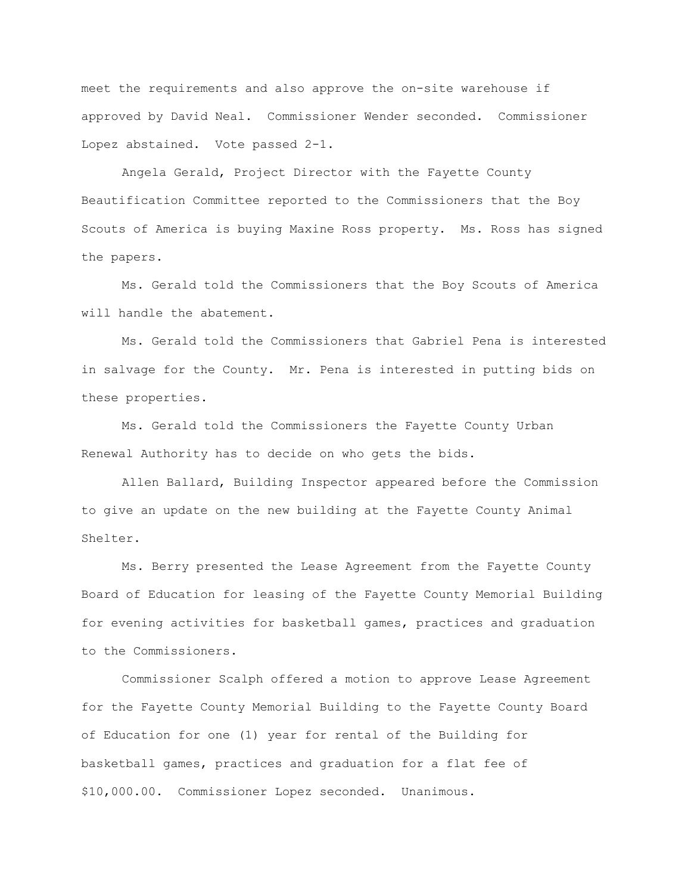meet the requirements and also approve the on-site warehouse if approved by David Neal. Commissioner Wender seconded. Commissioner Lopez abstained. Vote passed 2-1.

Angela Gerald, Project Director with the Fayette County Beautification Committee reported to the Commissioners that the Boy Scouts of America is buying Maxine Ross property. Ms. Ross has signed the papers.

Ms. Gerald told the Commissioners that the Boy Scouts of America will handle the abatement.

Ms. Gerald told the Commissioners that Gabriel Pena is interested in salvage for the County. Mr. Pena is interested in putting bids on these properties.

Ms. Gerald told the Commissioners the Fayette County Urban Renewal Authority has to decide on who gets the bids.

Allen Ballard, Building Inspector appeared before the Commission to give an update on the new building at the Fayette County Animal Shelter.

Ms. Berry presented the Lease Agreement from the Fayette County Board of Education for leasing of the Fayette County Memorial Building for evening activities for basketball games, practices and graduation to the Commissioners.

Commissioner Scalph offered a motion to approve Lease Agreement for the Fayette County Memorial Building to the Fayette County Board of Education for one (1) year for rental of the Building for basketball games, practices and graduation for a flat fee of $10,000.00. Commissioner Lopez seconded. Unanimous.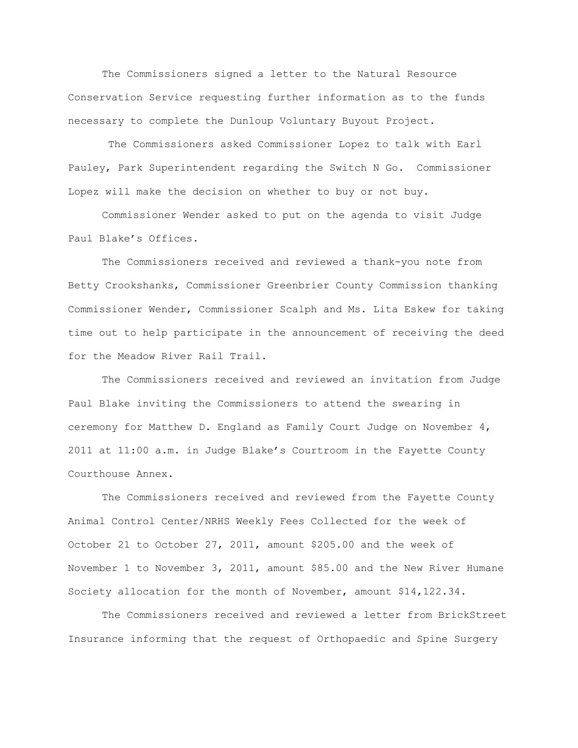The Commissioners signed a letter to the Natural Resource Conservation Service requesting further information as to the funds necessary to complete the Dunloup Voluntary Buyout Project.

The Commissioners asked Commissioner Lopez to talk with Earl Pauley, Park Superintendent regarding the Switch N Go. Commissioner Lopez will make the decision on whether to buy or not buy.

Commissioner Wender asked to put on the agenda to visit Judge Paul Blake's Offices.

The Commissioners received and reviewed a thank-you note from Betty Crookshanks, Commissioner Greenbrier County Commission thanking Commissioner Wender, Commissioner Scalph and Ms. Lita Eskew for taking time out to help participate in the announcement of receiving the deed for the Meadow River Rail Trail.

The Commissioners received and reviewed an invitation from Judge Paul Blake inviting the Commissioners to attend the swearing in ceremony for Matthew D. England as Family Court Judge on November 4, 2011 at 11:00 a.m. in Judge Blake's Courtroom in the Fayette County Courthouse Annex.

The Commissioners received and reviewed from the Fayette County Animal Control Center/NRHS Weekly Fees Collected for the week of October 21 to October 27, 2011, amount $205.00 and the week of November 1 to November 3, 2011, amount $85.00 and the New River Humane Society allocation for the month of November, amount $14,122.34.

The Commissioners received and reviewed a letter from BrickStreet Insurance informing that the request of Orthopaedic and Spine Surgery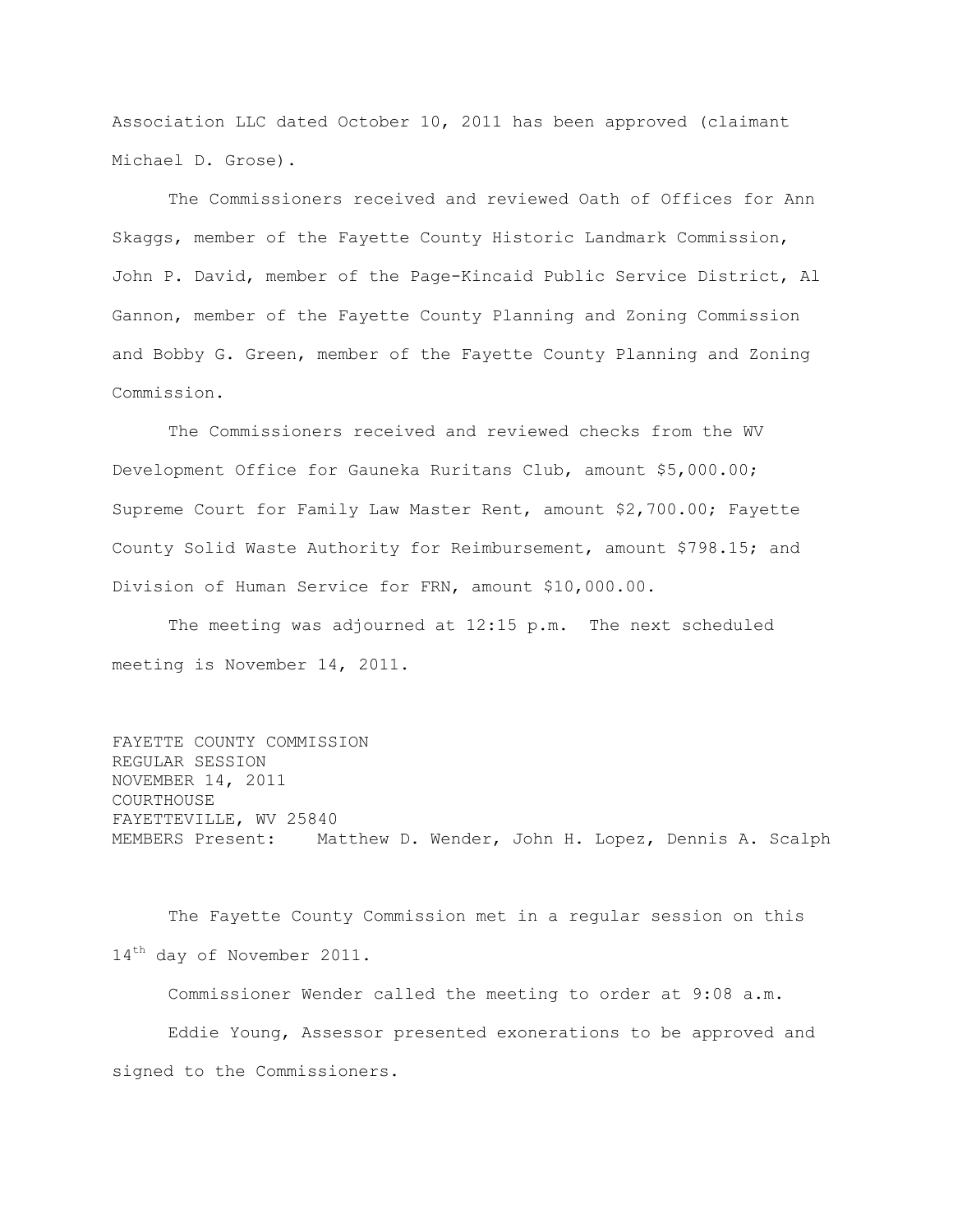Association LLC dated October 10, 2011 has been approved (claimant Michael D. Grose).

The Commissioners received and reviewed Oath of Offices for Ann Skaggs, member of the Fayette County Historic Landmark Commission, John P. David, member of the Page-Kincaid Public Service District, Al Gannon, member of the Fayette County Planning and Zoning Commission and Bobby G. Green, member of the Fayette County Planning and Zoning Commission.

The Commissioners received and reviewed checks from the WV Development Office for Gauneka Ruritans Club, amount $5,000.00; Supreme Court for Family Law Master Rent, amount $2,700.00; Fayette County Solid Waste Authority for Reimbursement, amount $798.15; and Division of Human Service for FRN, amount $10,000.00.

The meeting was adjourned at 12:15 p.m. The next scheduled meeting is November 14, 2011.

FAYETTE COUNTY COMMISSION
REGULAR SESSION
NOVEMBER 14, 2011
COURTHOUSE
FAYETTEVILLE, WV 25840
MEMBERS Present: Matthew D. Wender, John H. Lopez, Dennis A. Scalph

The Fayette County Commission met in a regular session on this 14th day of November 2011.

Commissioner Wender called the meeting to order at 9:08 a.m.

Eddie Young, Assessor presented exonerations to be approved and signed to the Commissioners.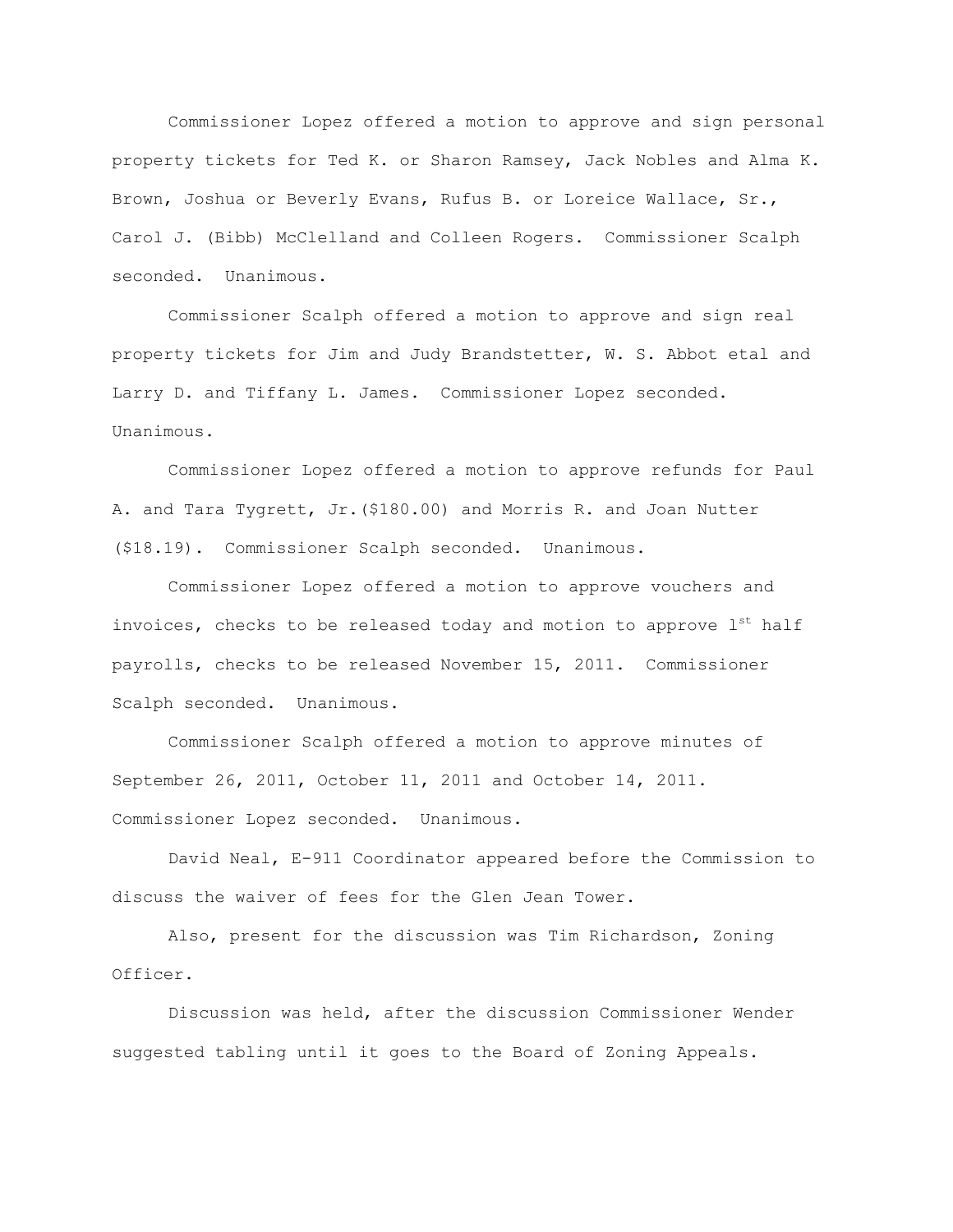Commissioner Lopez offered a motion to approve and sign personal property tickets for Ted K. or Sharon Ramsey, Jack Nobles and Alma K. Brown, Joshua or Beverly Evans, Rufus B. or Loreice Wallace, Sr., Carol J. (Bibb) McClelland and Colleen Rogers. Commissioner Scalph seconded. Unanimous.

Commissioner Scalph offered a motion to approve and sign real property tickets for Jim and Judy Brandstetter, W. S. Abbot etal and Larry D. and Tiffany L. James. Commissioner Lopez seconded. Unanimous.

Commissioner Lopez offered a motion to approve refunds for Paul A. and Tara Tygrett, Jr.($180.00) and Morris R. and Joan Nutter ($18.19). Commissioner Scalph seconded. Unanimous.

Commissioner Lopez offered a motion to approve vouchers and invoices, checks to be released today and motion to approve 1st half payrolls, checks to be released November 15, 2011. Commissioner Scalph seconded. Unanimous.

Commissioner Scalph offered a motion to approve minutes of September 26, 2011, October 11, 2011 and October 14, 2011. Commissioner Lopez seconded. Unanimous.

David Neal, E-911 Coordinator appeared before the Commission to discuss the waiver of fees for the Glen Jean Tower.

Also, present for the discussion was Tim Richardson, Zoning Officer.

Discussion was held, after the discussion Commissioner Wender suggested tabling until it goes to the Board of Zoning Appeals.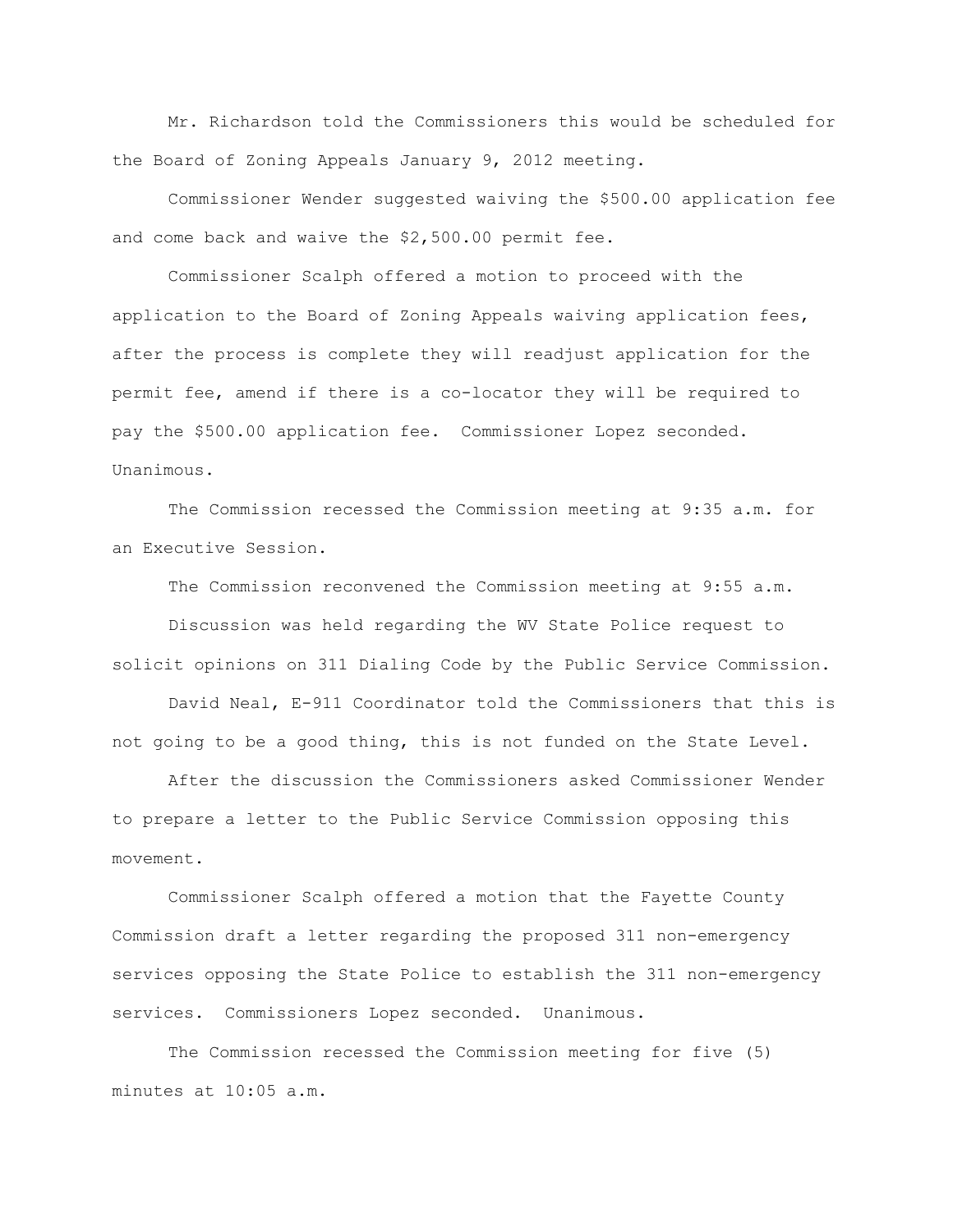Mr. Richardson told the Commissioners this would be scheduled for the Board of Zoning Appeals January 9, 2012 meeting.

Commissioner Wender suggested waiving the $500.00 application fee and come back and waive the $2,500.00 permit fee.

Commissioner Scalph offered a motion to proceed with the application to the Board of Zoning Appeals waiving application fees, after the process is complete they will readjust application for the permit fee, amend if there is a co-locator they will be required to pay the $500.00 application fee. Commissioner Lopez seconded. Unanimous.

The Commission recessed the Commission meeting at 9:35 a.m. for an Executive Session.

The Commission reconvened the Commission meeting at 9:55 a.m.

Discussion was held regarding the WV State Police request to solicit opinions on 311 Dialing Code by the Public Service Commission.

David Neal, E-911 Coordinator told the Commissioners that this is not going to be a good thing, this is not funded on the State Level.

After the discussion the Commissioners asked Commissioner Wender to prepare a letter to the Public Service Commission opposing this movement.

Commissioner Scalph offered a motion that the Fayette County Commission draft a letter regarding the proposed 311 non-emergency services opposing the State Police to establish the 311 non-emergency services. Commissioners Lopez seconded. Unanimous.

The Commission recessed the Commission meeting for five (5) minutes at 10:05 a.m.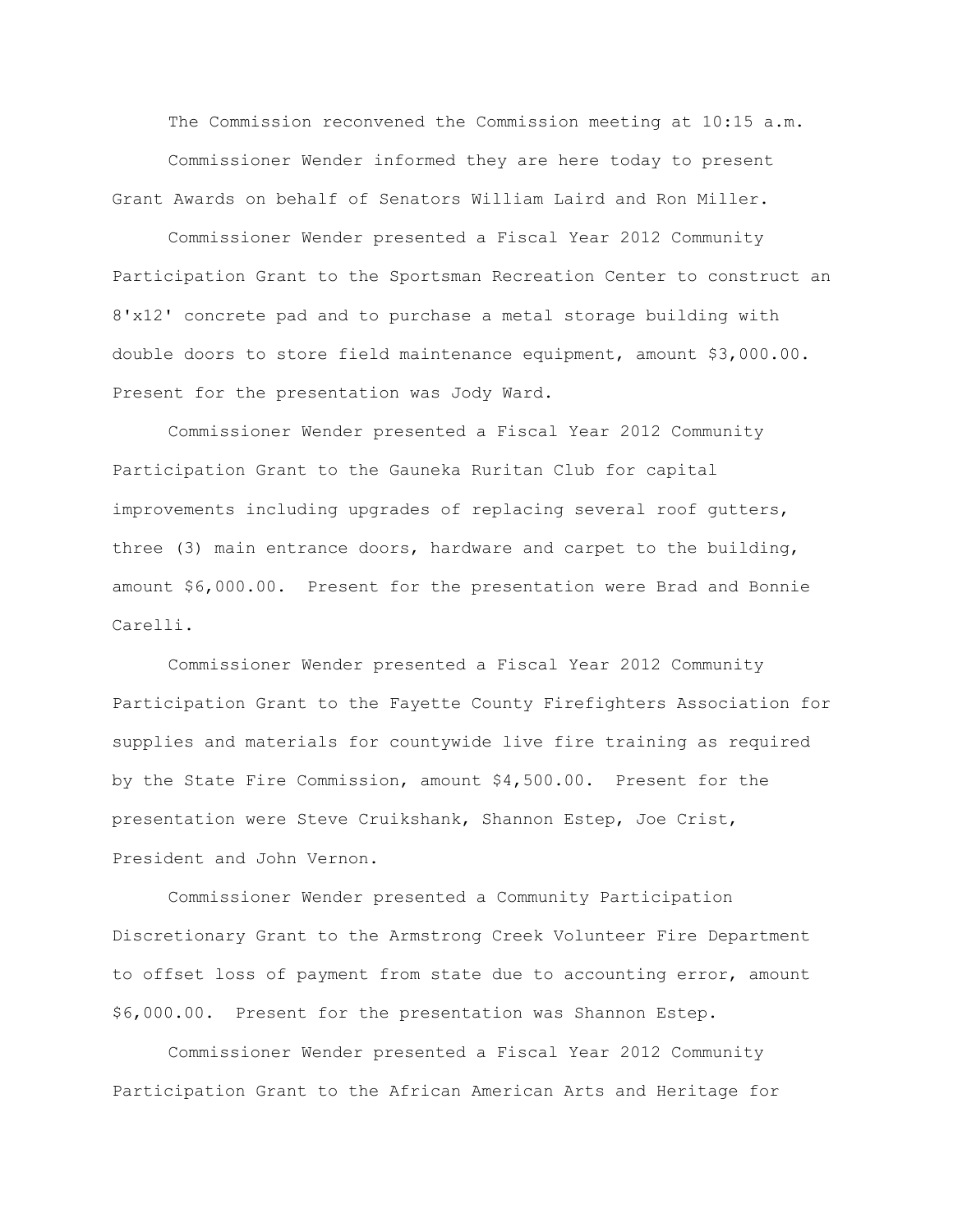The Commission reconvened the Commission meeting at 10:15 a.m.

Commissioner Wender informed they are here today to present Grant Awards on behalf of Senators William Laird and Ron Miller.

Commissioner Wender presented a Fiscal Year 2012 Community Participation Grant to the Sportsman Recreation Center to construct an 8'x12' concrete pad and to purchase a metal storage building with double doors to store field maintenance equipment, amount $3,000.00. Present for the presentation was Jody Ward.

Commissioner Wender presented a Fiscal Year 2012 Community Participation Grant to the Gauneka Ruritan Club for capital improvements including upgrades of replacing several roof gutters, three (3) main entrance doors, hardware and carpet to the building, amount $6,000.00. Present for the presentation were Brad and Bonnie Carelli.

Commissioner Wender presented a Fiscal Year 2012 Community Participation Grant to the Fayette County Firefighters Association for supplies and materials for countywide live fire training as required by the State Fire Commission, amount $4,500.00. Present for the presentation were Steve Cruikshank, Shannon Estep, Joe Crist, President and John Vernon.

Commissioner Wender presented a Community Participation Discretionary Grant to the Armstrong Creek Volunteer Fire Department to offset loss of payment from state due to accounting error, amount $6,000.00. Present for the presentation was Shannon Estep.

Commissioner Wender presented a Fiscal Year 2012 Community Participation Grant to the African American Arts and Heritage for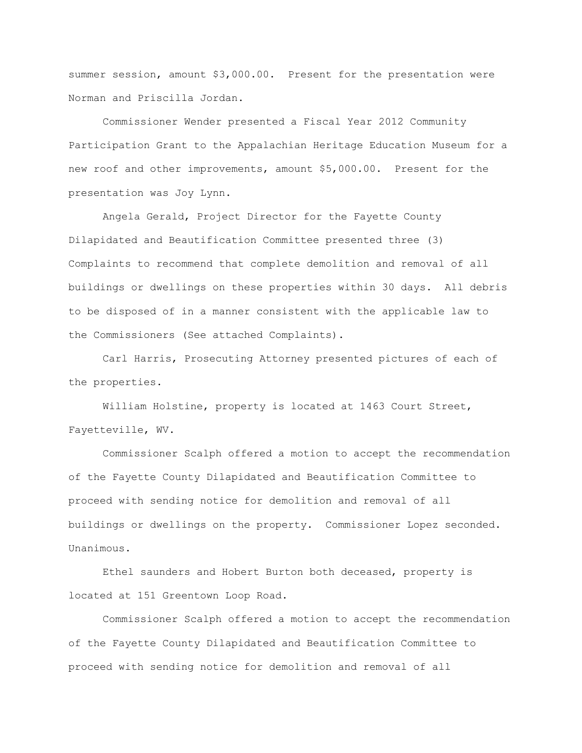summer session, amount $3,000.00. Present for the presentation were Norman and Priscilla Jordan.

Commissioner Wender presented a Fiscal Year 2012 Community Participation Grant to the Appalachian Heritage Education Museum for a new roof and other improvements, amount $5,000.00. Present for the presentation was Joy Lynn.

Angela Gerald, Project Director for the Fayette County Dilapidated and Beautification Committee presented three (3) Complaints to recommend that complete demolition and removal of all buildings or dwellings on these properties within 30 days. All debris to be disposed of in a manner consistent with the applicable law to the Commissioners (See attached Complaints).

Carl Harris, Prosecuting Attorney presented pictures of each of the properties.

William Holstine, property is located at 1463 Court Street, Fayetteville, WV.

Commissioner Scalph offered a motion to accept the recommendation of the Fayette County Dilapidated and Beautification Committee to proceed with sending notice for demolition and removal of all buildings or dwellings on the property. Commissioner Lopez seconded. Unanimous.

Ethel saunders and Hobert Burton both deceased, property is located at 151 Greentown Loop Road.

Commissioner Scalph offered a motion to accept the recommendation of the Fayette County Dilapidated and Beautification Committee to proceed with sending notice for demolition and removal of all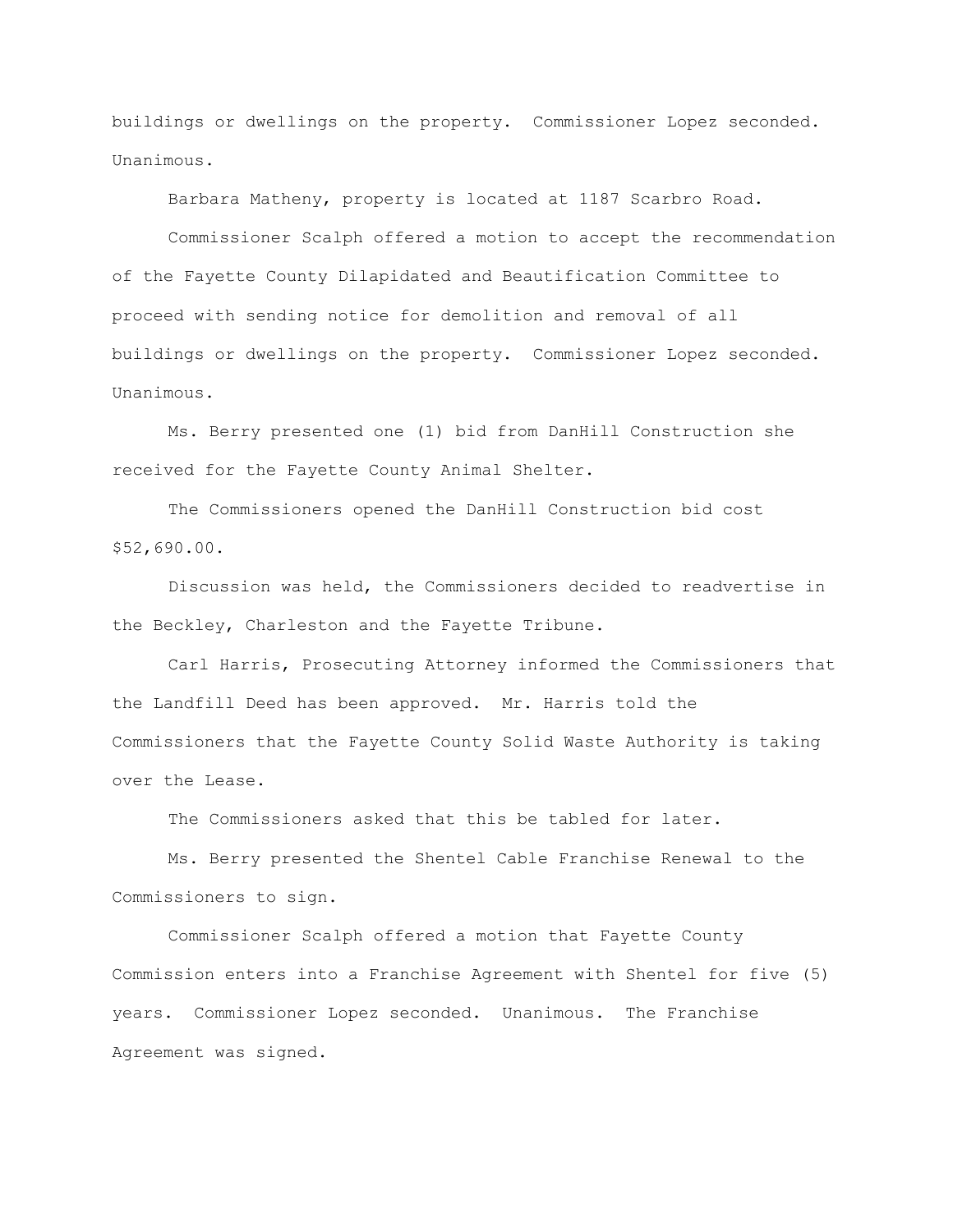buildings or dwellings on the property. Commissioner Lopez seconded. Unanimous.

Barbara Matheny, property is located at 1187 Scarbro Road.

Commissioner Scalph offered a motion to accept the recommendation of the Fayette County Dilapidated and Beautification Committee to proceed with sending notice for demolition and removal of all buildings or dwellings on the property. Commissioner Lopez seconded. Unanimous.

Ms. Berry presented one (1) bid from DanHill Construction she received for the Fayette County Animal Shelter.

The Commissioners opened the DanHill Construction bid cost $52,690.00.

Discussion was held, the Commissioners decided to readvertise in the Beckley, Charleston and the Fayette Tribune.

Carl Harris, Prosecuting Attorney informed the Commissioners that the Landfill Deed has been approved. Mr. Harris told the Commissioners that the Fayette County Solid Waste Authority is taking over the Lease.

The Commissioners asked that this be tabled for later.

Ms. Berry presented the Shentel Cable Franchise Renewal to the Commissioners to sign.

Commissioner Scalph offered a motion that Fayette County Commission enters into a Franchise Agreement with Shentel for five (5) years. Commissioner Lopez seconded. Unanimous. The Franchise Agreement was signed.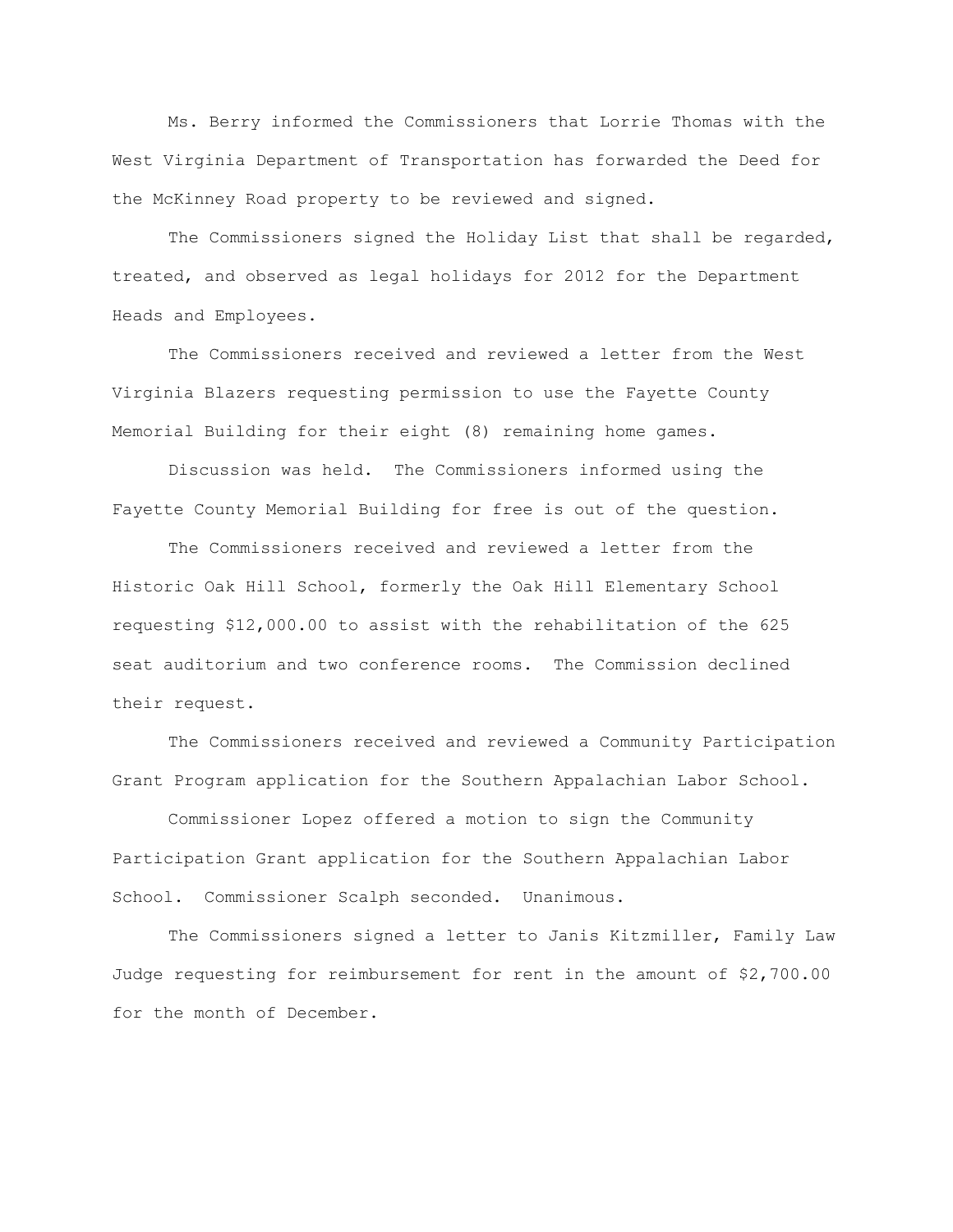Ms. Berry informed the Commissioners that Lorrie Thomas with the West Virginia Department of Transportation has forwarded the Deed for the McKinney Road property to be reviewed and signed.

The Commissioners signed the Holiday List that shall be regarded, treated, and observed as legal holidays for 2012 for the Department Heads and Employees.

The Commissioners received and reviewed a letter from the West Virginia Blazers requesting permission to use the Fayette County Memorial Building for their eight (8) remaining home games.

Discussion was held. The Commissioners informed using the Fayette County Memorial Building for free is out of the question.

The Commissioners received and reviewed a letter from the Historic Oak Hill School, formerly the Oak Hill Elementary School requesting $12,000.00 to assist with the rehabilitation of the 625 seat auditorium and two conference rooms. The Commission declined their request.

The Commissioners received and reviewed a Community Participation Grant Program application for the Southern Appalachian Labor School.

Commissioner Lopez offered a motion to sign the Community Participation Grant application for the Southern Appalachian Labor School. Commissioner Scalph seconded. Unanimous.

The Commissioners signed a letter to Janis Kitzmiller, Family Law Judge requesting for reimbursement for rent in the amount of $2,700.00 for the month of December.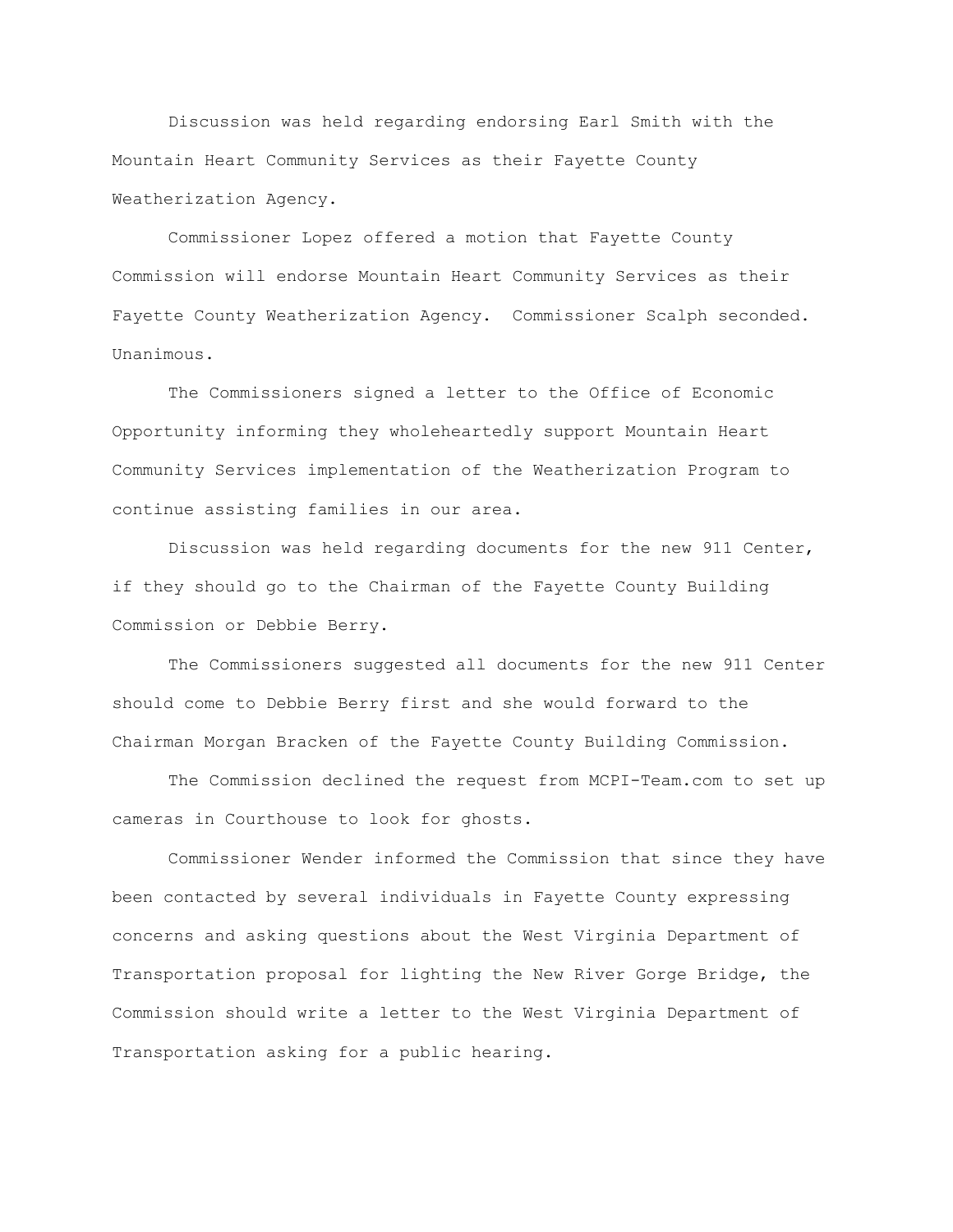Discussion was held regarding endorsing Earl Smith with the Mountain Heart Community Services as their Fayette County Weatherization Agency.

Commissioner Lopez offered a motion that Fayette County Commission will endorse Mountain Heart Community Services as their Fayette County Weatherization Agency. Commissioner Scalph seconded. Unanimous.

The Commissioners signed a letter to the Office of Economic Opportunity informing they wholeheartedly support Mountain Heart Community Services implementation of the Weatherization Program to continue assisting families in our area.

Discussion was held regarding documents for the new 911 Center, if they should go to the Chairman of the Fayette County Building Commission or Debbie Berry.

The Commissioners suggested all documents for the new 911 Center should come to Debbie Berry first and she would forward to the Chairman Morgan Bracken of the Fayette County Building Commission.

The Commission declined the request from MCPI-Team.com to set up cameras in Courthouse to look for ghosts.

Commissioner Wender informed the Commission that since they have been contacted by several individuals in Fayette County expressing concerns and asking questions about the West Virginia Department of Transportation proposal for lighting the New River Gorge Bridge, the Commission should write a letter to the West Virginia Department of Transportation asking for a public hearing.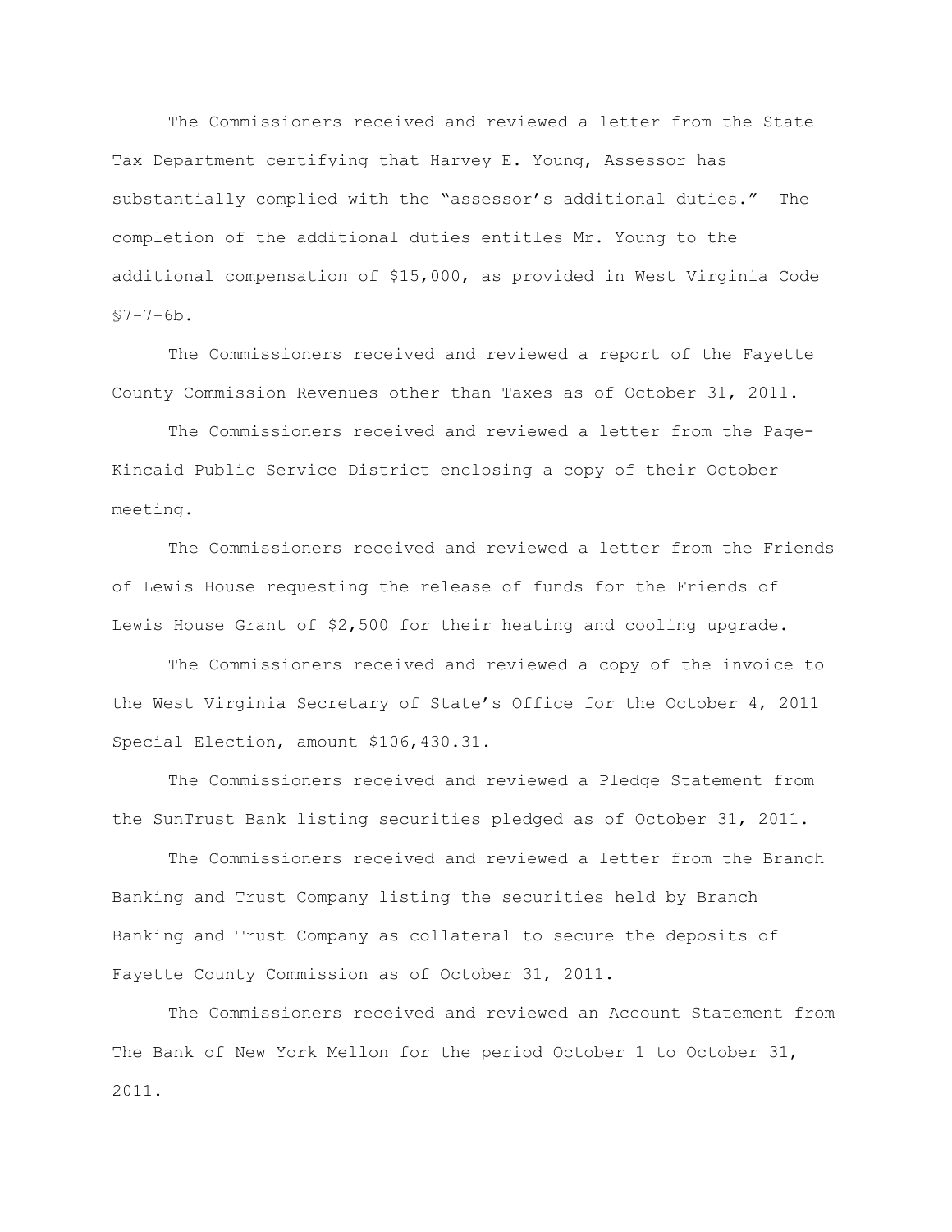The Commissioners received and reviewed a letter from the State Tax Department certifying that Harvey E. Young, Assessor has substantially complied with the "assessor's additional duties." The completion of the additional duties entitles Mr. Young to the additional compensation of $15,000, as provided in West Virginia Code §7-7-6b.

The Commissioners received and reviewed a report of the Fayette County Commission Revenues other than Taxes as of October 31, 2011.

The Commissioners received and reviewed a letter from the Page-Kincaid Public Service District enclosing a copy of their October meeting.

The Commissioners received and reviewed a letter from the Friends of Lewis House requesting the release of funds for the Friends of Lewis House Grant of $2,500 for their heating and cooling upgrade.

The Commissioners received and reviewed a copy of the invoice to the West Virginia Secretary of State's Office for the October 4, 2011 Special Election, amount $106,430.31.

The Commissioners received and reviewed a Pledge Statement from the SunTrust Bank listing securities pledged as of October 31, 2011.

The Commissioners received and reviewed a letter from the Branch Banking and Trust Company listing the securities held by Branch Banking and Trust Company as collateral to secure the deposits of Fayette County Commission as of October 31, 2011.

The Commissioners received and reviewed an Account Statement from The Bank of New York Mellon for the period October 1 to October 31, 2011.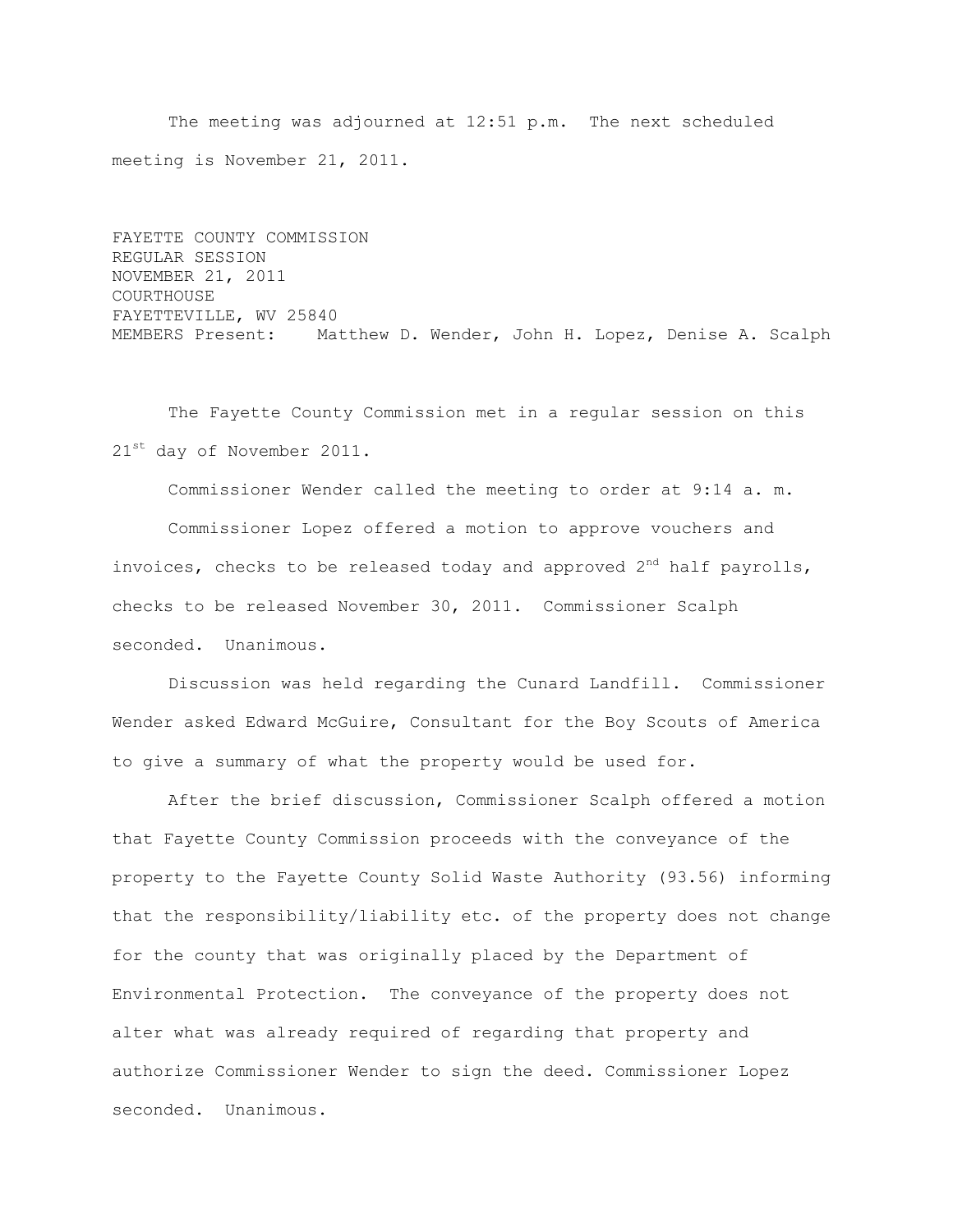The meeting was adjourned at 12:51 p.m. The next scheduled meeting is November 21, 2011.

FAYETTE COUNTY COMMISSION
REGULAR SESSION
NOVEMBER 21, 2011
COURTHOUSE
FAYETTEVILLE, WV 25840
MEMBERS Present: Matthew D. Wender, John H. Lopez, Denise A. Scalph

The Fayette County Commission met in a regular session on this 21st day of November 2011.

Commissioner Wender called the meeting to order at 9:14 a. m.

Commissioner Lopez offered a motion to approve vouchers and invoices, checks to be released today and approved 2nd half payrolls, checks to be released November 30, 2011. Commissioner Scalph seconded. Unanimous.

Discussion was held regarding the Cunard Landfill. Commissioner Wender asked Edward McGuire, Consultant for the Boy Scouts of America to give a summary of what the property would be used for.

After the brief discussion, Commissioner Scalph offered a motion that Fayette County Commission proceeds with the conveyance of the property to the Fayette County Solid Waste Authority (93.56) informing that the responsibility/liability etc. of the property does not change for the county that was originally placed by the Department of Environmental Protection. The conveyance of the property does not alter what was already required of regarding that property and authorize Commissioner Wender to sign the deed. Commissioner Lopez seconded. Unanimous.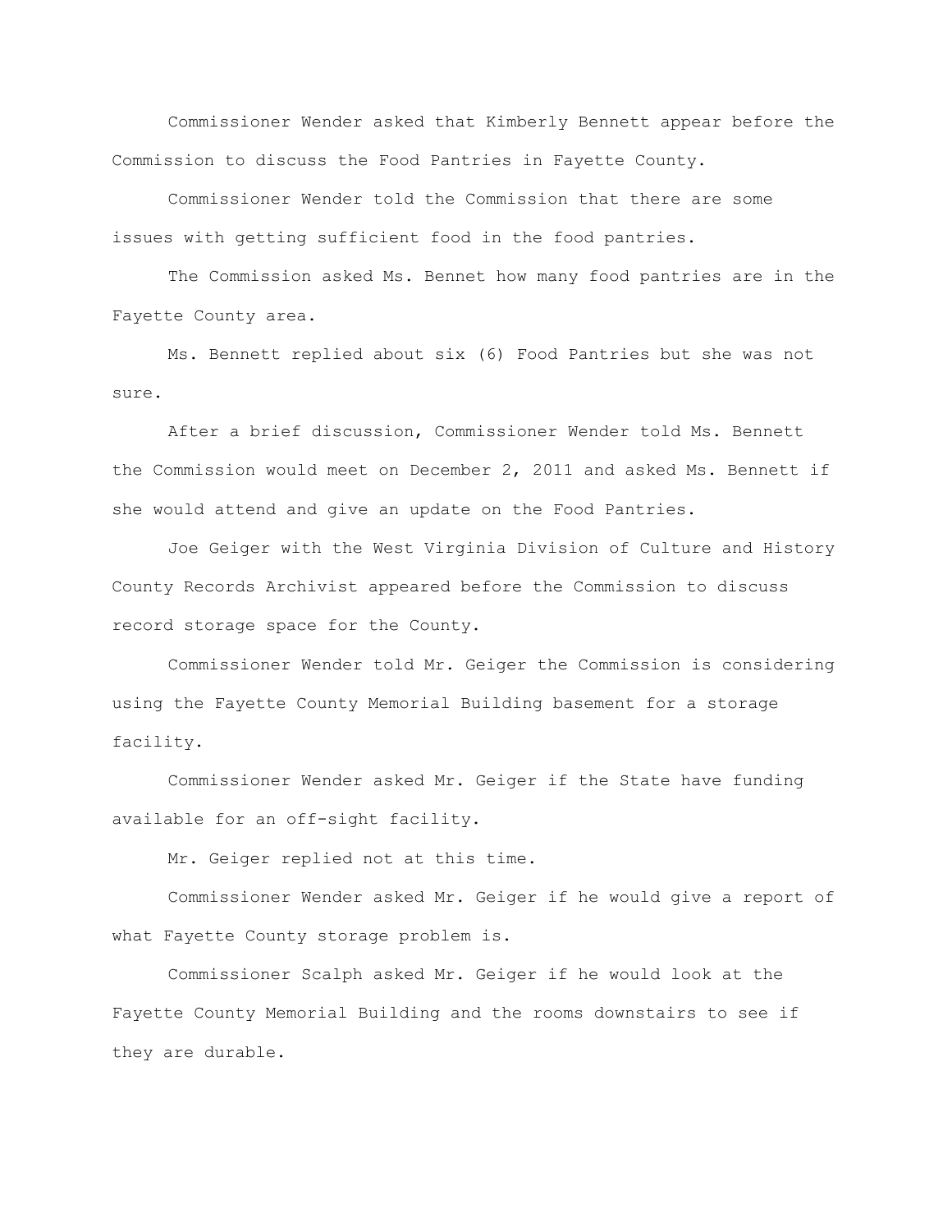Commissioner Wender asked that Kimberly Bennett appear before the Commission to discuss the Food Pantries in Fayette County.

Commissioner Wender told the Commission that there are some issues with getting sufficient food in the food pantries.

The Commission asked Ms. Bennet how many food pantries are in the Fayette County area.

Ms. Bennett replied about six (6) Food Pantries but she was not sure.

After a brief discussion, Commissioner Wender told Ms. Bennett the Commission would meet on December 2, 2011 and asked Ms. Bennett if she would attend and give an update on the Food Pantries.

Joe Geiger with the West Virginia Division of Culture and History County Records Archivist appeared before the Commission to discuss record storage space for the County.

Commissioner Wender told Mr. Geiger the Commission is considering using the Fayette County Memorial Building basement for a storage facility.

Commissioner Wender asked Mr. Geiger if the State have funding available for an off-sight facility.

Mr. Geiger replied not at this time.

Commissioner Wender asked Mr. Geiger if he would give a report of what Fayette County storage problem is.

Commissioner Scalph asked Mr. Geiger if he would look at the Fayette County Memorial Building and the rooms downstairs to see if they are durable.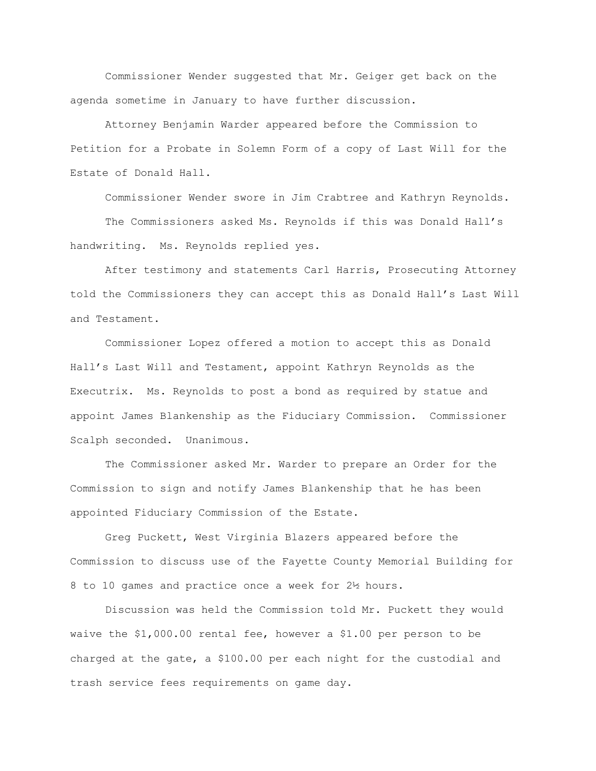Commissioner Wender suggested that Mr. Geiger get back on the agenda sometime in January to have further discussion.

Attorney Benjamin Warder appeared before the Commission to Petition for a Probate in Solemn Form of a copy of Last Will for the Estate of Donald Hall.

Commissioner Wender swore in Jim Crabtree and Kathryn Reynolds.

The Commissioners asked Ms. Reynolds if this was Donald Hall's handwriting. Ms. Reynolds replied yes.

After testimony and statements Carl Harris, Prosecuting Attorney told the Commissioners they can accept this as Donald Hall's Last Will and Testament.

Commissioner Lopez offered a motion to accept this as Donald Hall's Last Will and Testament, appoint Kathryn Reynolds as the Executrix. Ms. Reynolds to post a bond as required by statue and appoint James Blankenship as the Fiduciary Commission. Commissioner Scalph seconded. Unanimous.

The Commissioner asked Mr. Warder to prepare an Order for the Commission to sign and notify James Blankenship that he has been appointed Fiduciary Commission of the Estate.

Greg Puckett, West Virginia Blazers appeared before the Commission to discuss use of the Fayette County Memorial Building for 8 to 10 games and practice once a week for 2½ hours.

Discussion was held the Commission told Mr. Puckett they would waive the $1,000.00 rental fee, however a $1.00 per person to be charged at the gate, a $100.00 per each night for the custodial and trash service fees requirements on game day.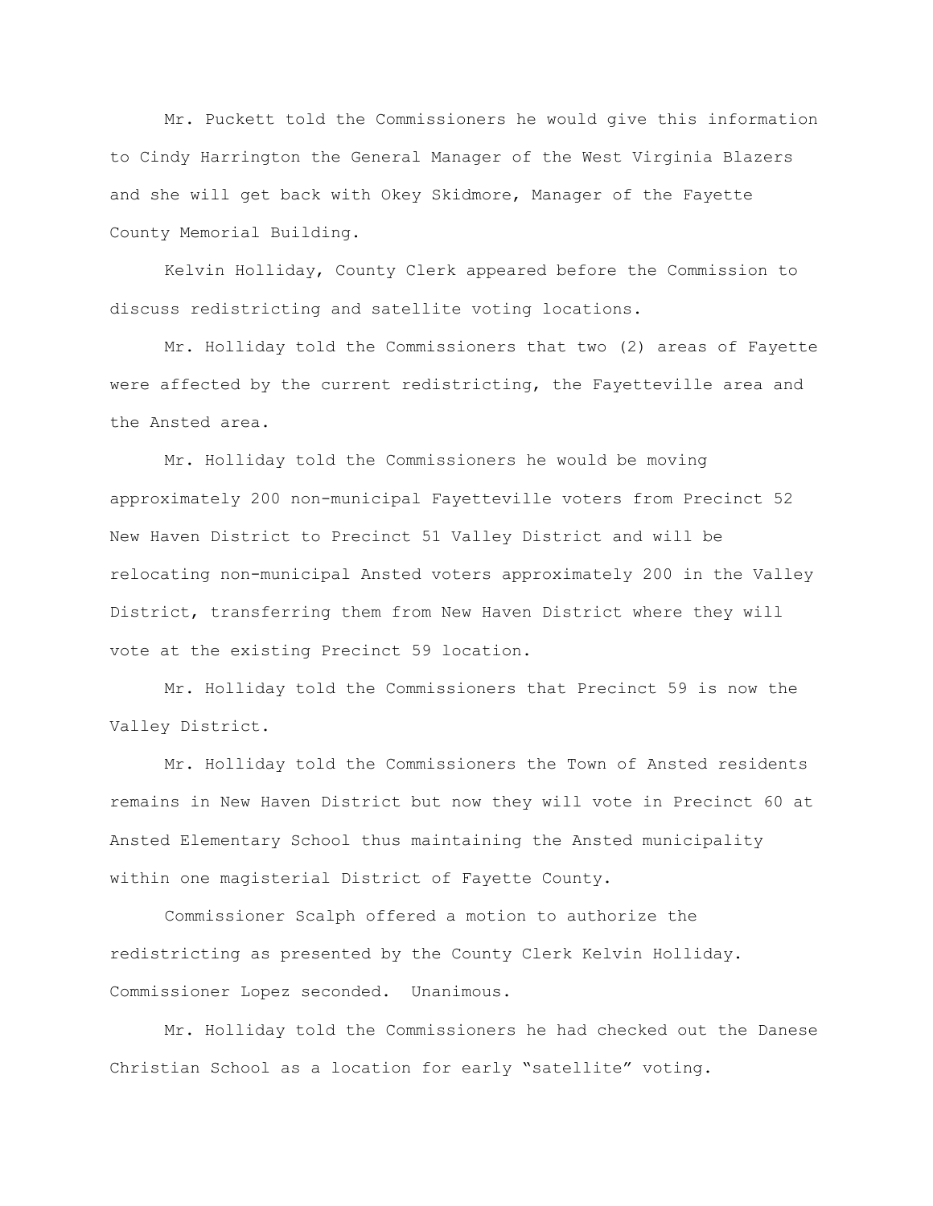Mr. Puckett told the Commissioners he would give this information to Cindy Harrington the General Manager of the West Virginia Blazers and she will get back with Okey Skidmore, Manager of the Fayette County Memorial Building.

Kelvin Holliday, County Clerk appeared before the Commission to discuss redistricting and satellite voting locations.

Mr. Holliday told the Commissioners that two (2) areas of Fayette were affected by the current redistricting, the Fayetteville area and the Ansted area.

Mr. Holliday told the Commissioners he would be moving approximately 200 non-municipal Fayetteville voters from Precinct 52 New Haven District to Precinct 51 Valley District and will be relocating non-municipal Ansted voters approximately 200 in the Valley District, transferring them from New Haven District where they will vote at the existing Precinct 59 location.

Mr. Holliday told the Commissioners that Precinct 59 is now the Valley District.

Mr. Holliday told the Commissioners the Town of Ansted residents remains in New Haven District but now they will vote in Precinct 60 at Ansted Elementary School thus maintaining the Ansted municipality within one magisterial District of Fayette County.

Commissioner Scalph offered a motion to authorize the redistricting as presented by the County Clerk Kelvin Holliday. Commissioner Lopez seconded. Unanimous.

Mr. Holliday told the Commissioners he had checked out the Danese Christian School as a location for early "satellite" voting.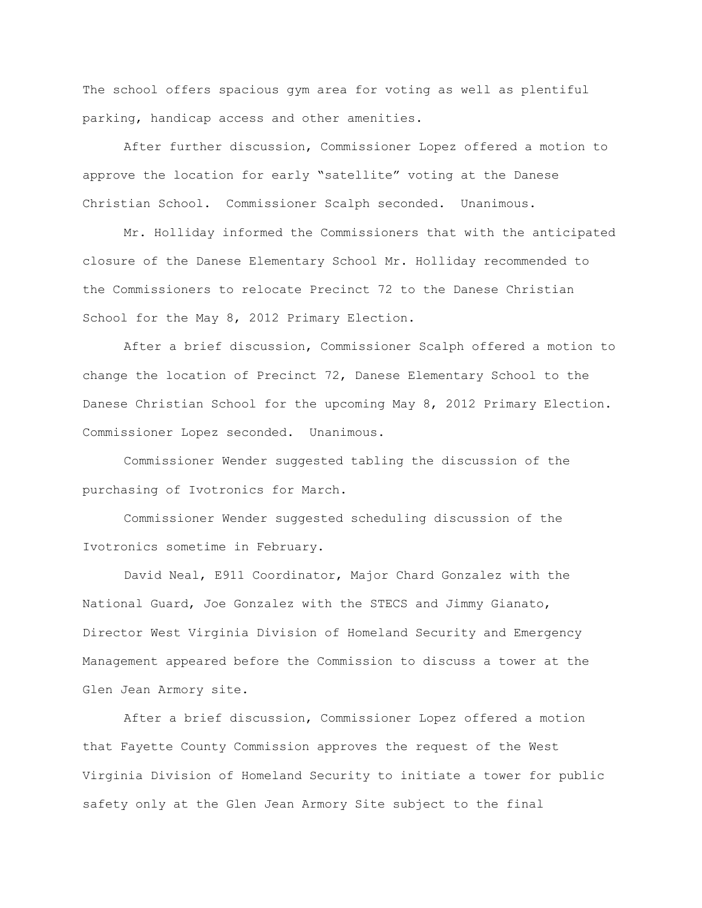The school offers spacious gym area for voting as well as plentiful parking, handicap access and other amenities.

After further discussion, Commissioner Lopez offered a motion to approve the location for early "satellite" voting at the Danese Christian School. Commissioner Scalph seconded. Unanimous.

Mr. Holliday informed the Commissioners that with the anticipated closure of the Danese Elementary School Mr. Holliday recommended to the Commissioners to relocate Precinct 72 to the Danese Christian School for the May 8, 2012 Primary Election.

After a brief discussion, Commissioner Scalph offered a motion to change the location of Precinct 72, Danese Elementary School to the Danese Christian School for the upcoming May 8, 2012 Primary Election. Commissioner Lopez seconded. Unanimous.

Commissioner Wender suggested tabling the discussion of the purchasing of Ivotronics for March.

Commissioner Wender suggested scheduling discussion of the Ivotronics sometime in February.

David Neal, E911 Coordinator, Major Chard Gonzalez with the National Guard, Joe Gonzalez with the STECS and Jimmy Gianato, Director West Virginia Division of Homeland Security and Emergency Management appeared before the Commission to discuss a tower at the Glen Jean Armory site.

After a brief discussion, Commissioner Lopez offered a motion that Fayette County Commission approves the request of the West Virginia Division of Homeland Security to initiate a tower for public safety only at the Glen Jean Armory Site subject to the final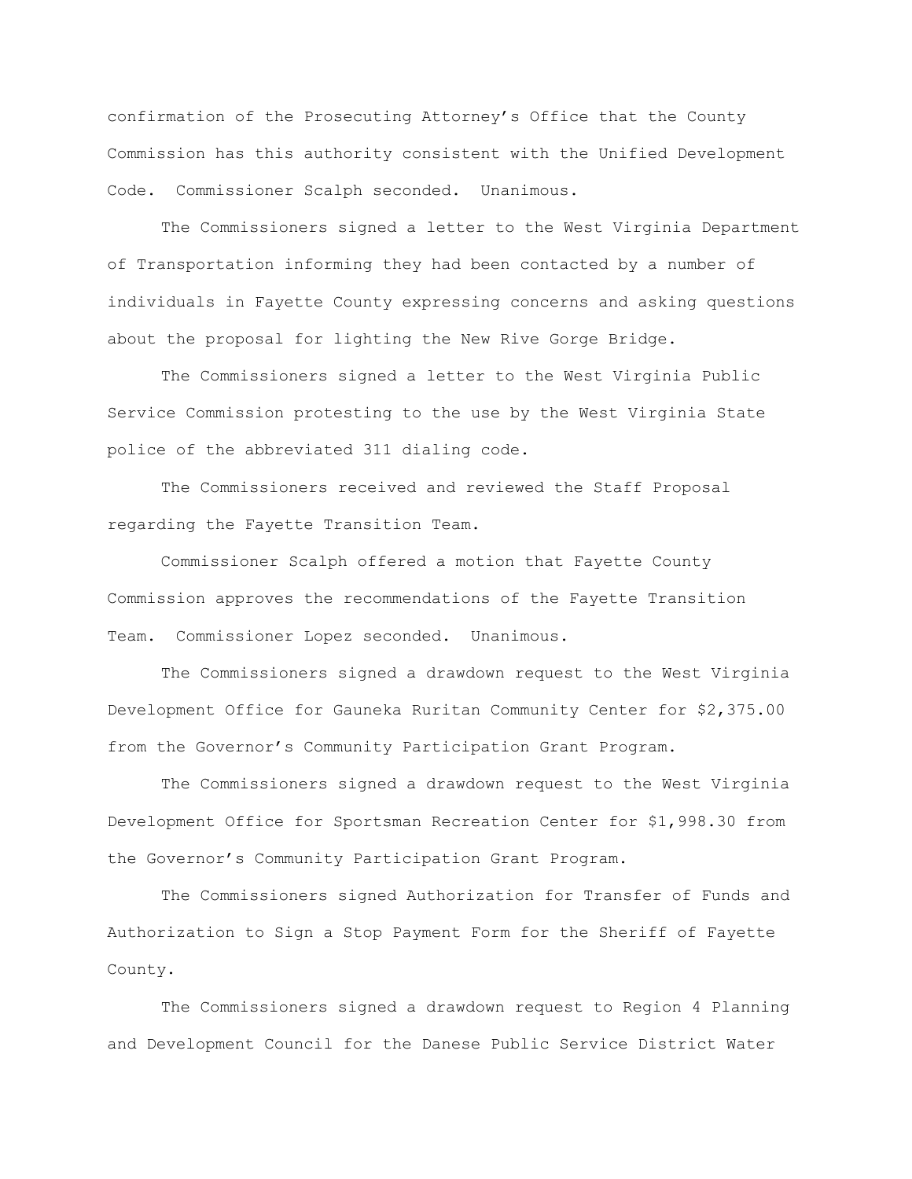confirmation of the Prosecuting Attorney's Office that the County Commission has this authority consistent with the Unified Development Code. Commissioner Scalph seconded. Unanimous.

The Commissioners signed a letter to the West Virginia Department of Transportation informing they had been contacted by a number of individuals in Fayette County expressing concerns and asking questions about the proposal for lighting the New Rive Gorge Bridge.

The Commissioners signed a letter to the West Virginia Public Service Commission protesting to the use by the West Virginia State police of the abbreviated 311 dialing code.

The Commissioners received and reviewed the Staff Proposal regarding the Fayette Transition Team.

Commissioner Scalph offered a motion that Fayette County Commission approves the recommendations of the Fayette Transition Team. Commissioner Lopez seconded. Unanimous.

The Commissioners signed a drawdown request to the West Virginia Development Office for Gauneka Ruritan Community Center for $2,375.00 from the Governor's Community Participation Grant Program.

The Commissioners signed a drawdown request to the West Virginia Development Office for Sportsman Recreation Center for $1,998.30 from the Governor's Community Participation Grant Program.

The Commissioners signed Authorization for Transfer of Funds and Authorization to Sign a Stop Payment Form for the Sheriff of Fayette County.

The Commissioners signed a drawdown request to Region 4 Planning and Development Council for the Danese Public Service District Water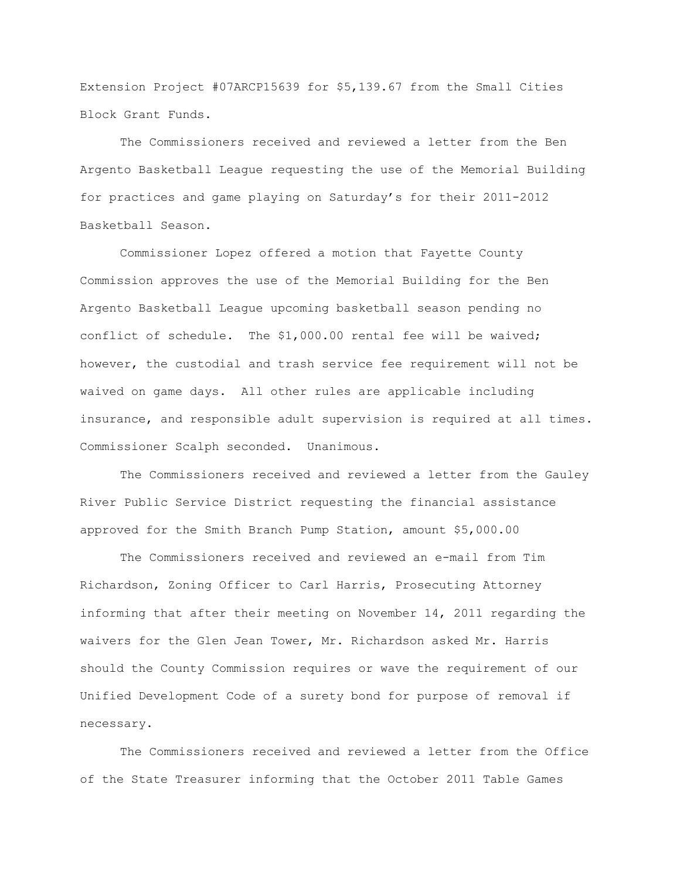Extension Project #07ARCP15639 for $5,139.67 from the Small Cities Block Grant Funds.

The Commissioners received and reviewed a letter from the Ben Argento Basketball League requesting the use of the Memorial Building for practices and game playing on Saturday's for their 2011-2012 Basketball Season.

Commissioner Lopez offered a motion that Fayette County Commission approves the use of the Memorial Building for the Ben Argento Basketball League upcoming basketball season pending no conflict of schedule. The $1,000.00 rental fee will be waived; however, the custodial and trash service fee requirement will not be waived on game days. All other rules are applicable including insurance, and responsible adult supervision is required at all times. Commissioner Scalph seconded. Unanimous.

The Commissioners received and reviewed a letter from the Gauley River Public Service District requesting the financial assistance approved for the Smith Branch Pump Station, amount $5,000.00

The Commissioners received and reviewed an e-mail from Tim Richardson, Zoning Officer to Carl Harris, Prosecuting Attorney informing that after their meeting on November 14, 2011 regarding the waivers for the Glen Jean Tower, Mr. Richardson asked Mr. Harris should the County Commission requires or wave the requirement of our Unified Development Code of a surety bond for purpose of removal if necessary.

The Commissioners received and reviewed a letter from the Office of the State Treasurer informing that the October 2011 Table Games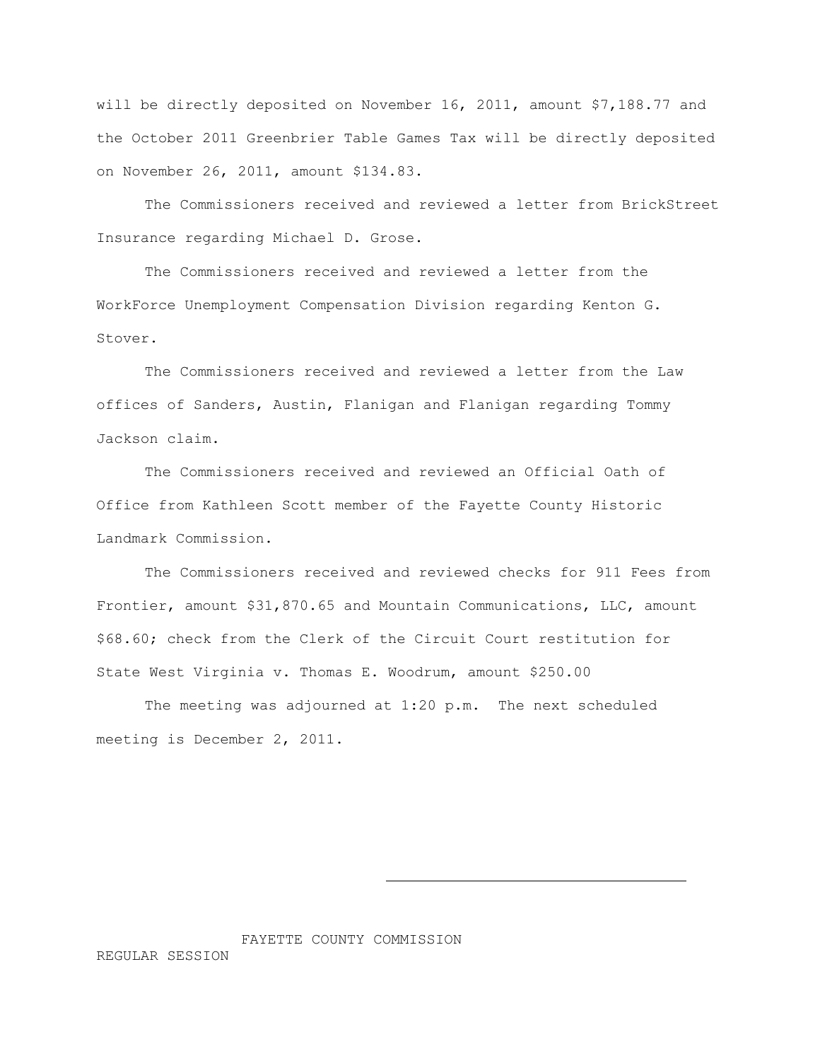will be directly deposited on November 16, 2011, amount $7,188.77 and the October 2011 Greenbrier Table Games Tax will be directly deposited on November 26, 2011, amount $134.83.

The Commissioners received and reviewed a letter from BrickStreet Insurance regarding Michael D. Grose.

The Commissioners received and reviewed a letter from the WorkForce Unemployment Compensation Division regarding Kenton G. Stover.

The Commissioners received and reviewed a letter from the Law offices of Sanders, Austin, Flanigan and Flanigan regarding Tommy Jackson claim.

The Commissioners received and reviewed an Official Oath of Office from Kathleen Scott member of the Fayette County Historic Landmark Commission.

The Commissioners received and reviewed checks for 911 Fees from Frontier, amount $31,870.65 and Mountain Communications, LLC, amount $68.60; check from the Clerk of the Circuit Court restitution for State West Virginia v. Thomas E. Woodrum, amount $250.00

The meeting was adjourned at 1:20 p.m. The next scheduled meeting is December 2, 2011.

\_\_\_\_\_\_\_\_\_\_\_\_\_\_\_\_\_\_\_\_\_\_\_\_\_\_\_\_\_\_\_\_\_\_\_\_

FAYETTE COUNTY COMMISSION

REGULAR SESSION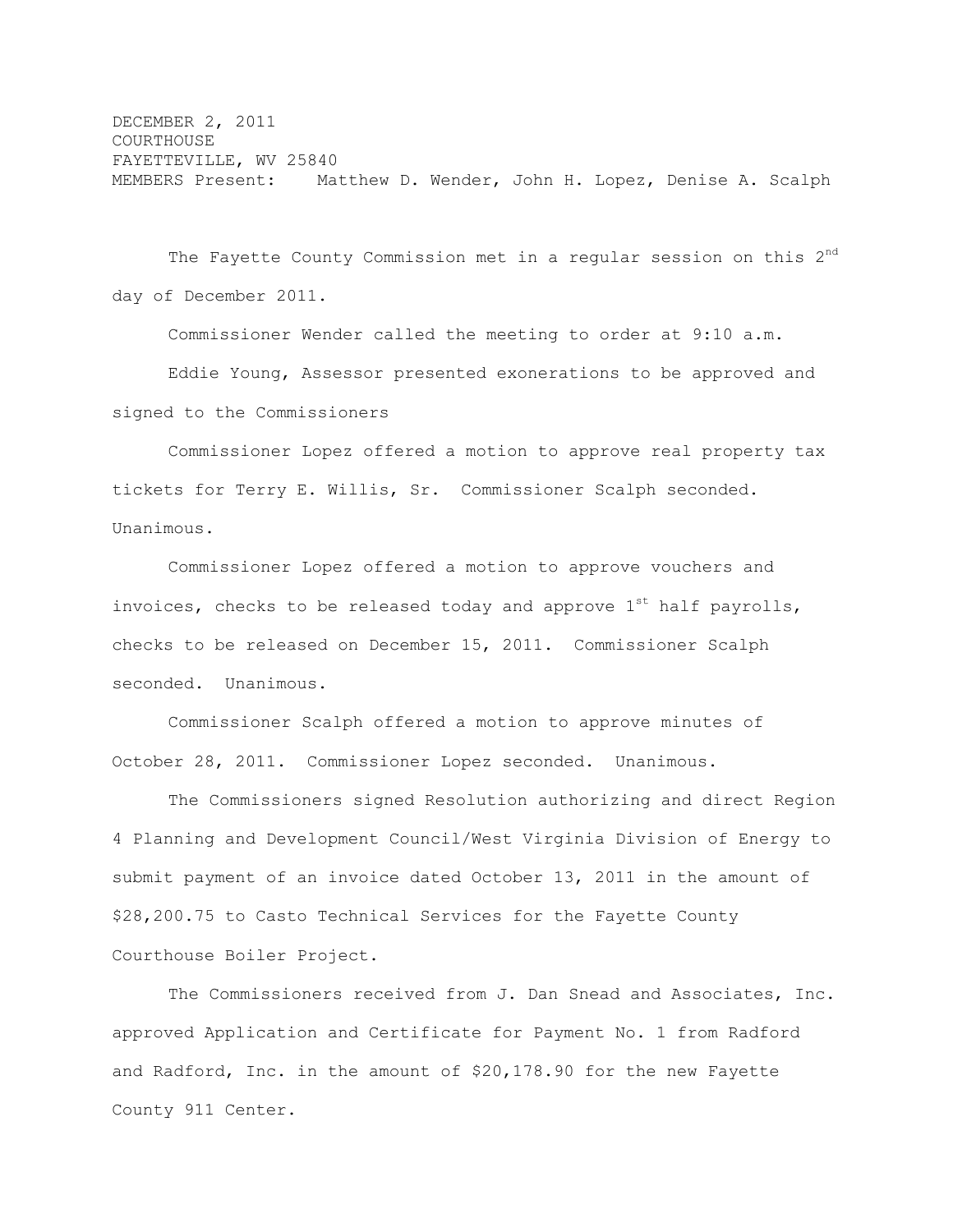DECEMBER 2, 2011
COURTHOUSE
FAYETTEVILLE, WV 25840
MEMBERS Present: Matthew D. Wender, John H. Lopez, Denise A. Scalph

The Fayette County Commission met in a regular session on this 2nd day of December 2011.

Commissioner Wender called the meeting to order at 9:10 a.m.

Eddie Young, Assessor presented exonerations to be approved and signed to the Commissioners

Commissioner Lopez offered a motion to approve real property tax tickets for Terry E. Willis, Sr. Commissioner Scalph seconded. Unanimous.

Commissioner Lopez offered a motion to approve vouchers and invoices, checks to be released today and approve 1st half payrolls, checks to be released on December 15, 2011. Commissioner Scalph seconded. Unanimous.

Commissioner Scalph offered a motion to approve minutes of October 28, 2011. Commissioner Lopez seconded. Unanimous.

The Commissioners signed Resolution authorizing and direct Region 4 Planning and Development Council/West Virginia Division of Energy to submit payment of an invoice dated October 13, 2011 in the amount of $28,200.75 to Casto Technical Services for the Fayette County Courthouse Boiler Project.

The Commissioners received from J. Dan Snead and Associates, Inc. approved Application and Certificate for Payment No. 1 from Radford and Radford, Inc. in the amount of $20,178.90 for the new Fayette County 911 Center.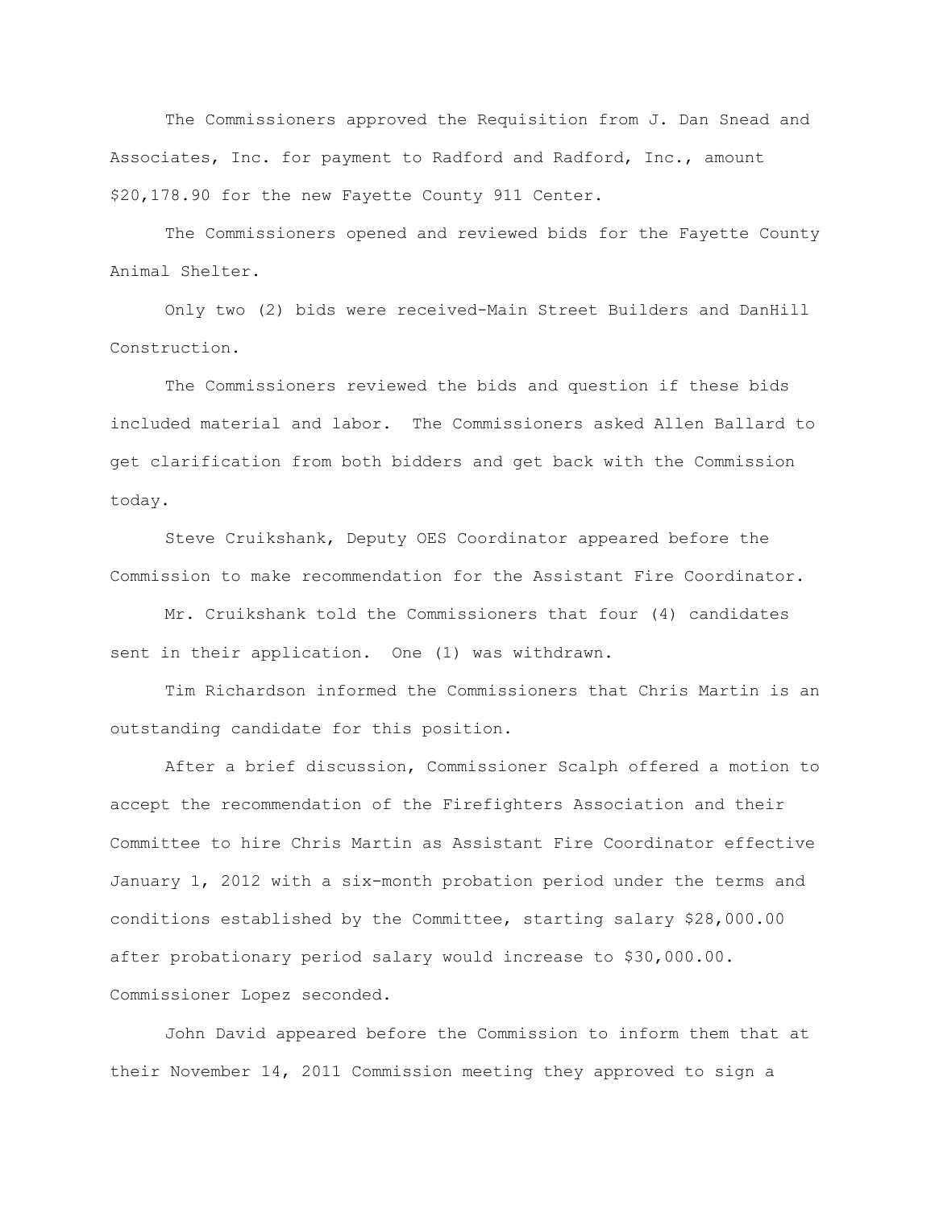The Commissioners approved the Requisition from J. Dan Snead and Associates, Inc. for payment to Radford and Radford, Inc., amount $20,178.90 for the new Fayette County 911 Center.

The Commissioners opened and reviewed bids for the Fayette County Animal Shelter.

Only two (2) bids were received-Main Street Builders and DanHill Construction.

The Commissioners reviewed the bids and question if these bids included material and labor. The Commissioners asked Allen Ballard to get clarification from both bidders and get back with the Commission today.

Steve Cruikshank, Deputy OES Coordinator appeared before the Commission to make recommendation for the Assistant Fire Coordinator.

Mr. Cruikshank told the Commissioners that four (4) candidates sent in their application. One (1) was withdrawn.

Tim Richardson informed the Commissioners that Chris Martin is an outstanding candidate for this position.

After a brief discussion, Commissioner Scalph offered a motion to accept the recommendation of the Firefighters Association and their Committee to hire Chris Martin as Assistant Fire Coordinator effective January 1, 2012 with a six-month probation period under the terms and conditions established by the Committee, starting salary $28,000.00 after probationary period salary would increase to $30,000.00. Commissioner Lopez seconded.

John David appeared before the Commission to inform them that at their November 14, 2011 Commission meeting they approved to sign a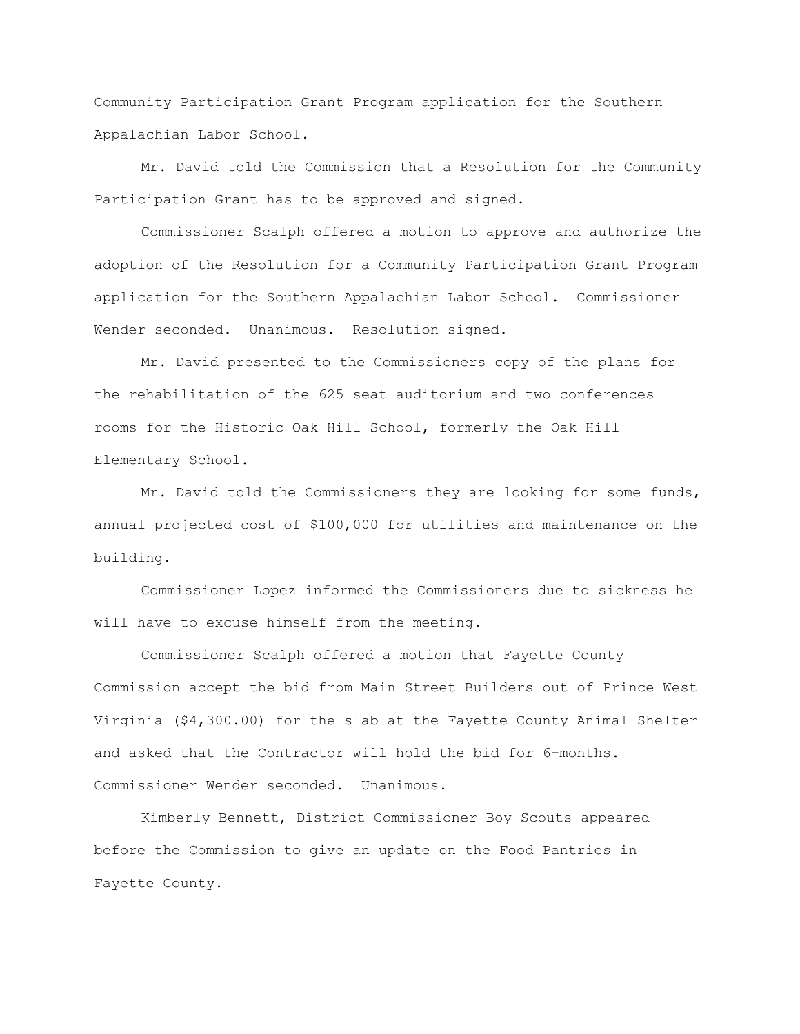Community Participation Grant Program application for the Southern Appalachian Labor School.

Mr. David told the Commission that a Resolution for the Community Participation Grant has to be approved and signed.

Commissioner Scalph offered a motion to approve and authorize the adoption of the Resolution for a Community Participation Grant Program application for the Southern Appalachian Labor School. Commissioner Wender seconded. Unanimous. Resolution signed.

Mr. David presented to the Commissioners copy of the plans for the rehabilitation of the 625 seat auditorium and two conferences rooms for the Historic Oak Hill School, formerly the Oak Hill Elementary School.

Mr. David told the Commissioners they are looking for some funds, annual projected cost of $100,000 for utilities and maintenance on the building.

Commissioner Lopez informed the Commissioners due to sickness he will have to excuse himself from the meeting.

Commissioner Scalph offered a motion that Fayette County Commission accept the bid from Main Street Builders out of Prince West Virginia ($4,300.00) for the slab at the Fayette County Animal Shelter and asked that the Contractor will hold the bid for 6-months. Commissioner Wender seconded. Unanimous.

Kimberly Bennett, District Commissioner Boy Scouts appeared before the Commission to give an update on the Food Pantries in Fayette County.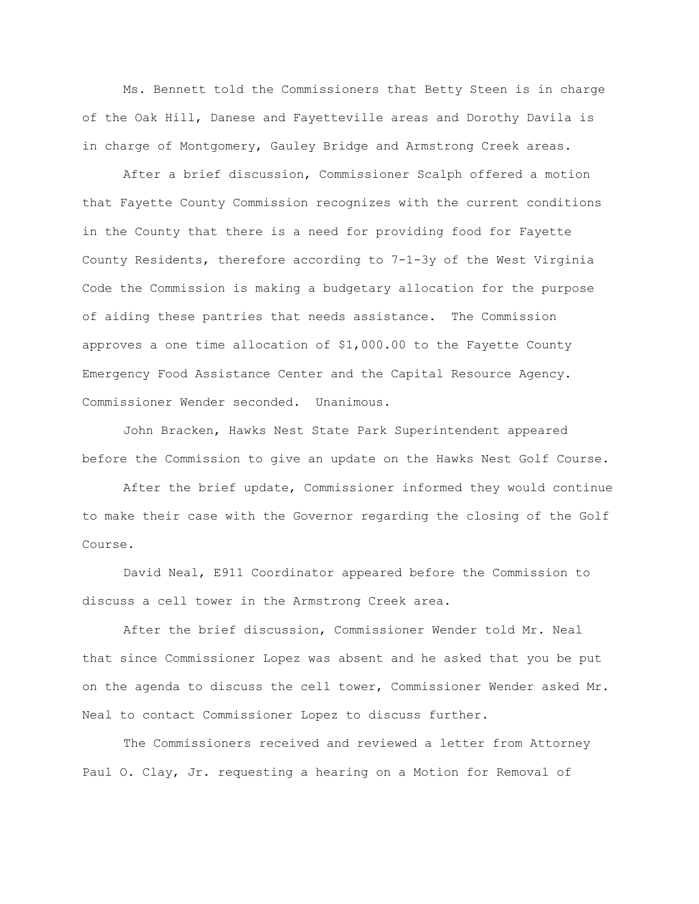Ms. Bennett told the Commissioners that Betty Steen is in charge of the Oak Hill, Danese and Fayetteville areas and Dorothy Davila is in charge of Montgomery, Gauley Bridge and Armstrong Creek areas.

After a brief discussion, Commissioner Scalph offered a motion that Fayette County Commission recognizes with the current conditions in the County that there is a need for providing food for Fayette County Residents, therefore according to 7-1-3y of the West Virginia Code the Commission is making a budgetary allocation for the purpose of aiding these pantries that needs assistance. The Commission approves a one time allocation of $1,000.00 to the Fayette County Emergency Food Assistance Center and the Capital Resource Agency. Commissioner Wender seconded. Unanimous.

John Bracken, Hawks Nest State Park Superintendent appeared before the Commission to give an update on the Hawks Nest Golf Course.

After the brief update, Commissioner informed they would continue to make their case with the Governor regarding the closing of the Golf Course.

David Neal, E911 Coordinator appeared before the Commission to discuss a cell tower in the Armstrong Creek area.

After the brief discussion, Commissioner Wender told Mr. Neal that since Commissioner Lopez was absent and he asked that you be put on the agenda to discuss the cell tower, Commissioner Wender asked Mr. Neal to contact Commissioner Lopez to discuss further.

The Commissioners received and reviewed a letter from Attorney Paul O. Clay, Jr. requesting a hearing on a Motion for Removal of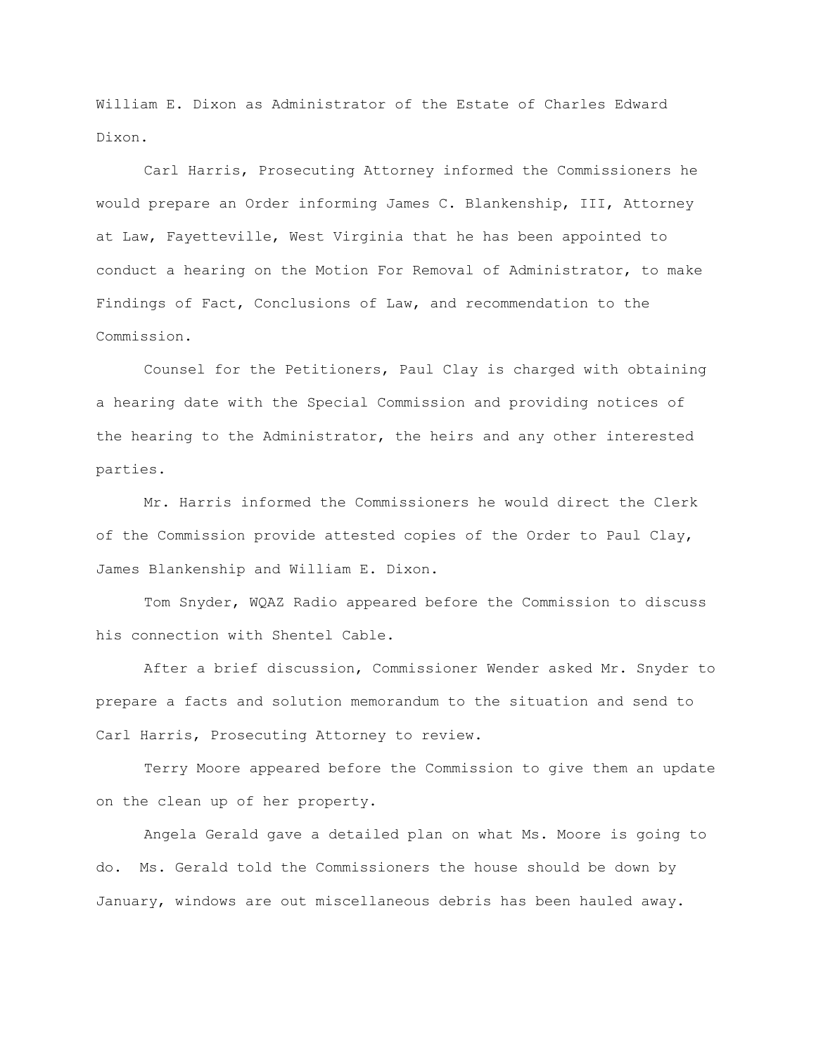William E. Dixon as Administrator of the Estate of Charles Edward Dixon.

Carl Harris, Prosecuting Attorney informed the Commissioners he would prepare an Order informing James C. Blankenship, III, Attorney at Law, Fayetteville, West Virginia that he has been appointed to conduct a hearing on the Motion For Removal of Administrator, to make Findings of Fact, Conclusions of Law, and recommendation to the Commission.

Counsel for the Petitioners, Paul Clay is charged with obtaining a hearing date with the Special Commission and providing notices of the hearing to the Administrator, the heirs and any other interested parties.

Mr. Harris informed the Commissioners he would direct the Clerk of the Commission provide attested copies of the Order to Paul Clay, James Blankenship and William E. Dixon.

Tom Snyder, WQAZ Radio appeared before the Commission to discuss his connection with Shentel Cable.

After a brief discussion, Commissioner Wender asked Mr. Snyder to prepare a facts and solution memorandum to the situation and send to Carl Harris, Prosecuting Attorney to review.

Terry Moore appeared before the Commission to give them an update on the clean up of her property.

Angela Gerald gave a detailed plan on what Ms. Moore is going to do. Ms. Gerald told the Commissioners the house should be down by January, windows are out miscellaneous debris has been hauled away.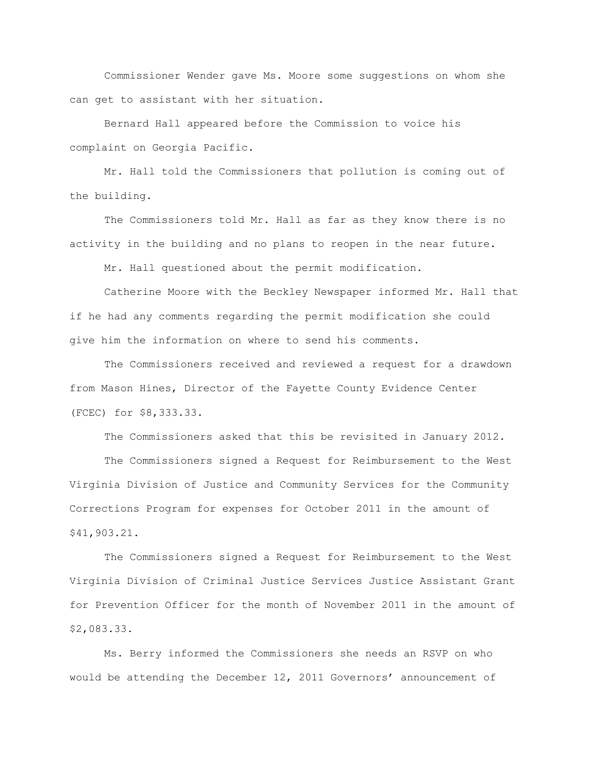Commissioner Wender gave Ms. Moore some suggestions on whom she can get to assistant with her situation.

Bernard Hall appeared before the Commission to voice his complaint on Georgia Pacific.

Mr. Hall told the Commissioners that pollution is coming out of the building.

The Commissioners told Mr. Hall as far as they know there is no activity in the building and no plans to reopen in the near future.

Mr. Hall questioned about the permit modification.

Catherine Moore with the Beckley Newspaper informed Mr. Hall that if he had any comments regarding the permit modification she could give him the information on where to send his comments.

The Commissioners received and reviewed a request for a drawdown from Mason Hines, Director of the Fayette County Evidence Center (FCEC) for $8,333.33.

The Commissioners asked that this be revisited in January 2012.

The Commissioners signed a Request for Reimbursement to the West Virginia Division of Justice and Community Services for the Community Corrections Program for expenses for October 2011 in the amount of $41,903.21.

The Commissioners signed a Request for Reimbursement to the West Virginia Division of Criminal Justice Services Justice Assistant Grant for Prevention Officer for the month of November 2011 in the amount of $2,083.33.

Ms. Berry informed the Commissioners she needs an RSVP on who would be attending the December 12, 2011 Governors' announcement of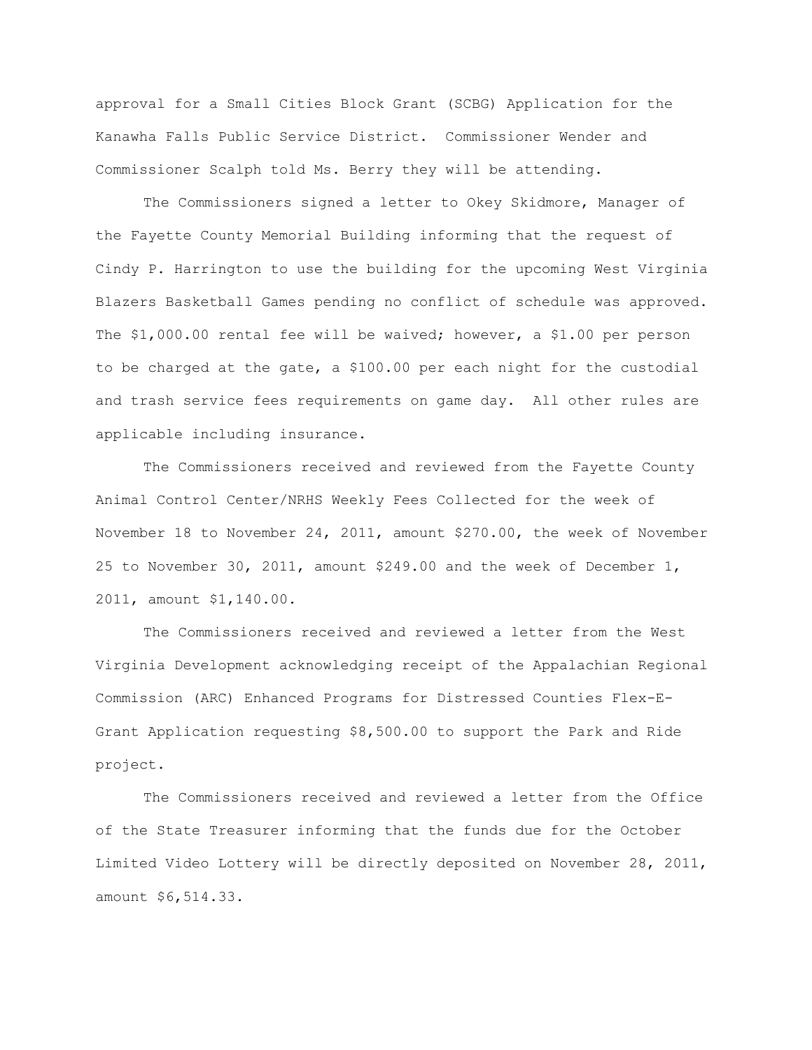approval for a Small Cities Block Grant (SCBG) Application for the Kanawha Falls Public Service District. Commissioner Wender and Commissioner Scalph told Ms. Berry they will be attending.

The Commissioners signed a letter to Okey Skidmore, Manager of the Fayette County Memorial Building informing that the request of Cindy P. Harrington to use the building for the upcoming West Virginia Blazers Basketball Games pending no conflict of schedule was approved. The $1,000.00 rental fee will be waived; however, a $1.00 per person to be charged at the gate, a $100.00 per each night for the custodial and trash service fees requirements on game day. All other rules are applicable including insurance.

The Commissioners received and reviewed from the Fayette County Animal Control Center/NRHS Weekly Fees Collected for the week of November 18 to November 24, 2011, amount $270.00, the week of November 25 to November 30, 2011, amount $249.00 and the week of December 1, 2011, amount $1,140.00.

The Commissioners received and reviewed a letter from the West Virginia Development acknowledging receipt of the Appalachian Regional Commission (ARC) Enhanced Programs for Distressed Counties Flex-E-Grant Application requesting $8,500.00 to support the Park and Ride project.

The Commissioners received and reviewed a letter from the Office of the State Treasurer informing that the funds due for the October Limited Video Lottery will be directly deposited on November 28, 2011, amount $6,514.33.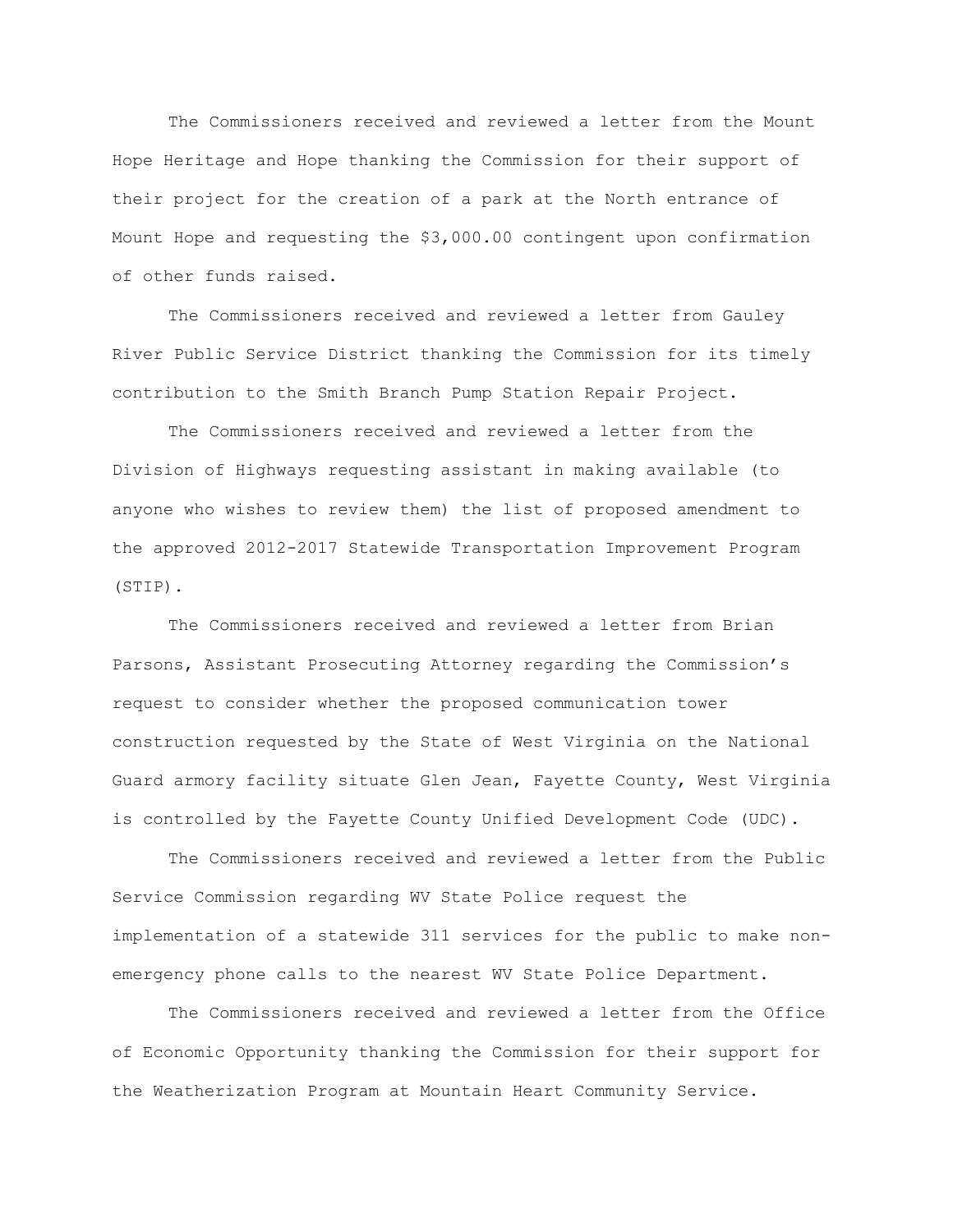The Commissioners received and reviewed a letter from the Mount Hope Heritage and Hope thanking the Commission for their support of their project for the creation of a park at the North entrance of Mount Hope and requesting the $3,000.00 contingent upon confirmation of other funds raised.

The Commissioners received and reviewed a letter from Gauley River Public Service District thanking the Commission for its timely contribution to the Smith Branch Pump Station Repair Project.

The Commissioners received and reviewed a letter from the Division of Highways requesting assistant in making available (to anyone who wishes to review them) the list of proposed amendment to the approved 2012-2017 Statewide Transportation Improvement Program (STIP).

The Commissioners received and reviewed a letter from Brian Parsons, Assistant Prosecuting Attorney regarding the Commission's request to consider whether the proposed communication tower construction requested by the State of West Virginia on the National Guard armory facility situate Glen Jean, Fayette County, West Virginia is controlled by the Fayette County Unified Development Code (UDC).

The Commissioners received and reviewed a letter from the Public Service Commission regarding WV State Police request the implementation of a statewide 311 services for the public to make non-emergency phone calls to the nearest WV State Police Department.

The Commissioners received and reviewed a letter from the Office of Economic Opportunity thanking the Commission for their support for the Weatherization Program at Mountain Heart Community Service.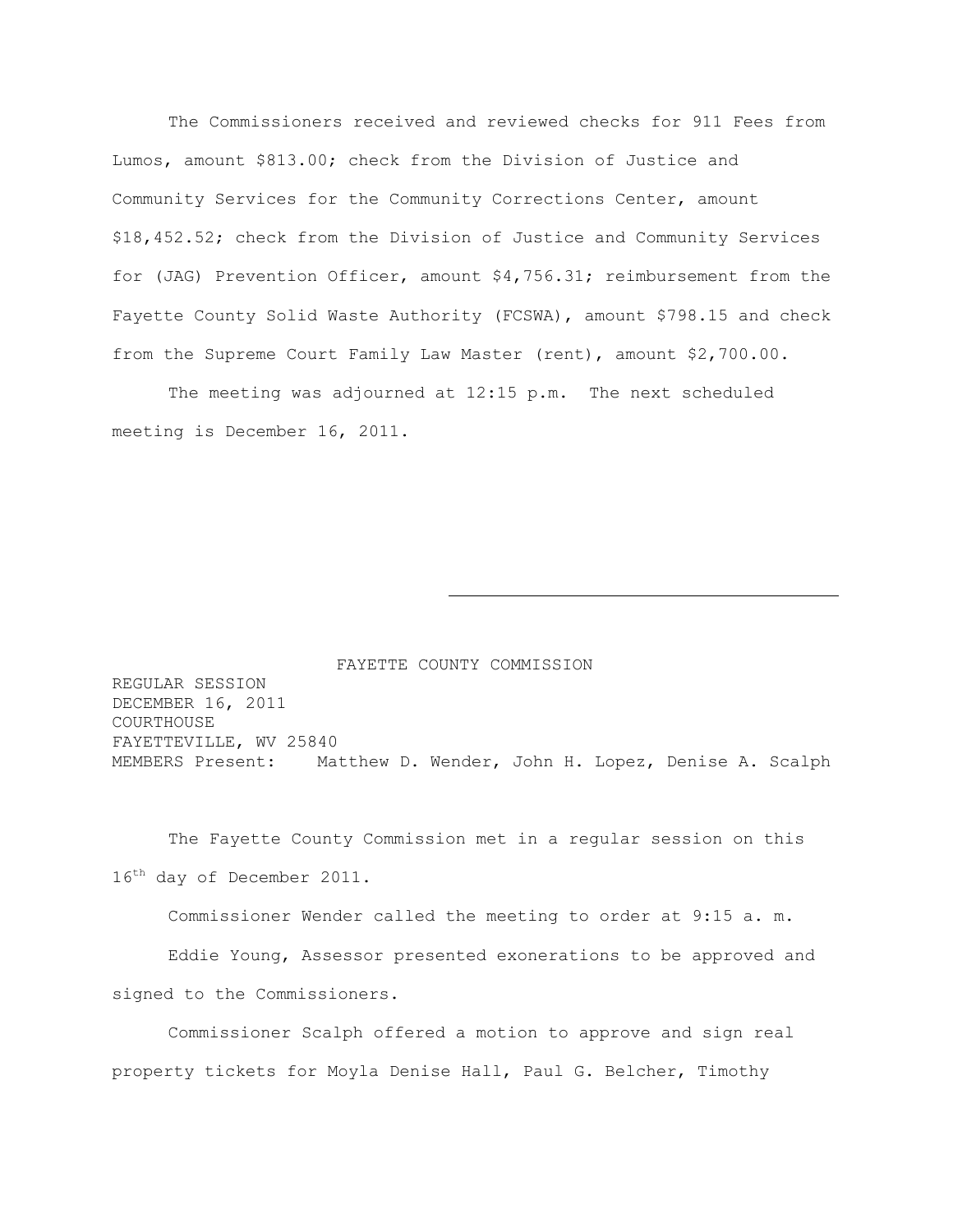The Commissioners received and reviewed checks for 911 Fees from Lumos, amount $813.00; check from the Division of Justice and Community Services for the Community Corrections Center, amount $18,452.52; check from the Division of Justice and Community Services for (JAG) Prevention Officer, amount $4,756.31; reimbursement from the Fayette County Solid Waste Authority (FCSWA), amount $798.15 and check from the Supreme Court Family Law Master (rent), amount $2,700.00.

The meeting was adjourned at 12:15 p.m. The next scheduled meeting is December 16, 2011.

\_\_\_\_\_\_\_\_\_\_\_\_\_\_\_\_\_\_\_\_\_\_\_\_\_\_\_\_\_\_\_\_\_\_\_\_\_\_\_\_

FAYETTE COUNTY COMMISSION

REGULAR SESSION
DECEMBER 16, 2011
COURTHOUSE
FAYETTEVILLE, WV 25840
MEMBERS Present: Matthew D. Wender, John H. Lopez, Denise A. Scalph

The Fayette County Commission met in a regular session on this 16th day of December 2011.

Commissioner Wender called the meeting to order at 9:15 a. m.

Eddie Young, Assessor presented exonerations to be approved and signed to the Commissioners.

Commissioner Scalph offered a motion to approve and sign real property tickets for Moyla Denise Hall, Paul G. Belcher, Timothy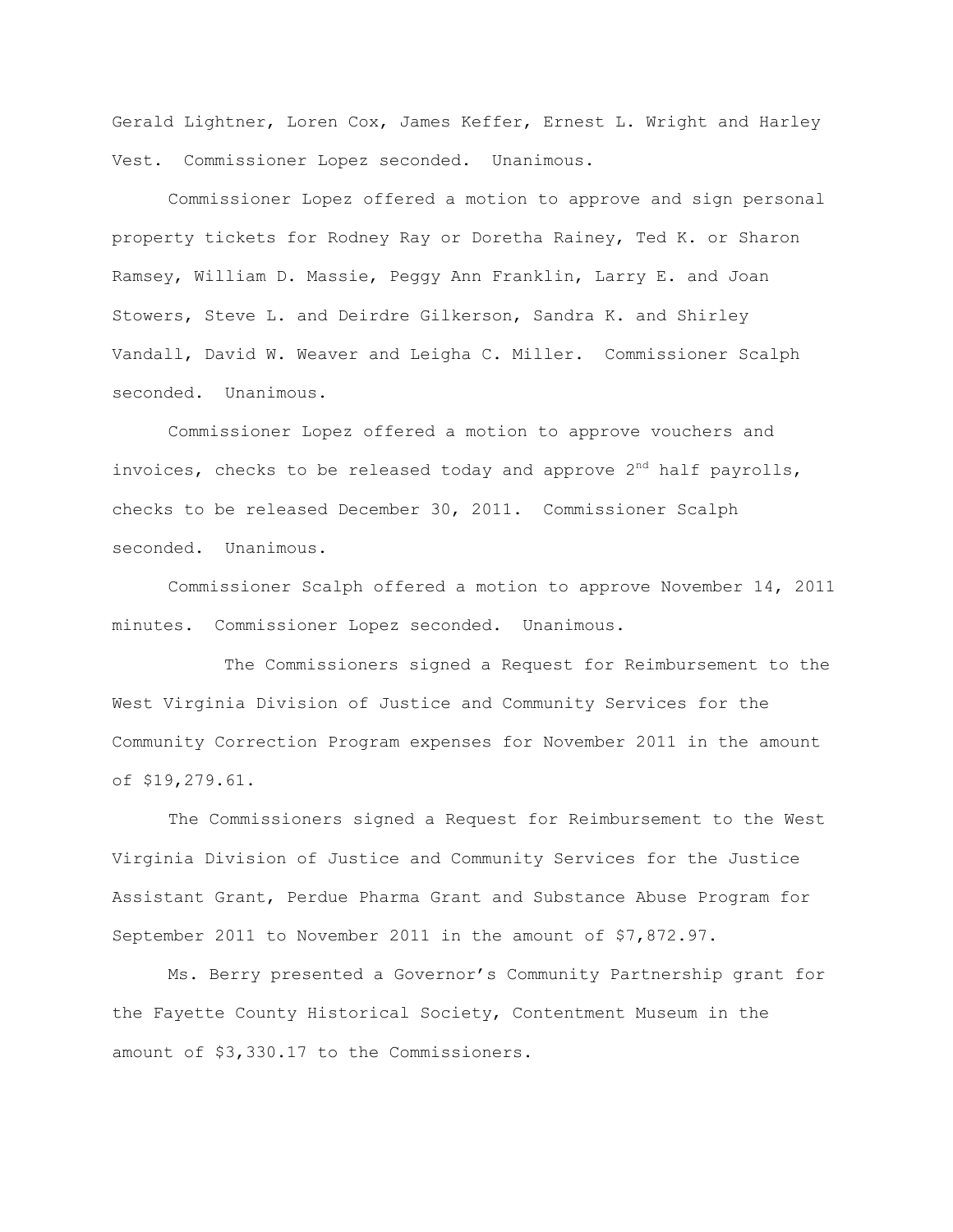Gerald Lightner, Loren Cox, James Keffer, Ernest L. Wright and Harley Vest. Commissioner Lopez seconded. Unanimous.

Commissioner Lopez offered a motion to approve and sign personal property tickets for Rodney Ray or Doretha Rainey, Ted K. or Sharon Ramsey, William D. Massie, Peggy Ann Franklin, Larry E. and Joan Stowers, Steve L. and Deirdre Gilkerson, Sandra K. and Shirley Vandall, David W. Weaver and Leigha C. Miller. Commissioner Scalph seconded. Unanimous.

Commissioner Lopez offered a motion to approve vouchers and invoices, checks to be released today and approve 2nd half payrolls, checks to be released December 30, 2011. Commissioner Scalph seconded. Unanimous.

Commissioner Scalph offered a motion to approve November 14, 2011 minutes. Commissioner Lopez seconded. Unanimous.

The Commissioners signed a Request for Reimbursement to the West Virginia Division of Justice and Community Services for the Community Correction Program expenses for November 2011 in the amount of $19,279.61.

The Commissioners signed a Request for Reimbursement to the West Virginia Division of Justice and Community Services for the Justice Assistant Grant, Perdue Pharma Grant and Substance Abuse Program for September 2011 to November 2011 in the amount of $7,872.97.

Ms. Berry presented a Governor's Community Partnership grant for the Fayette County Historical Society, Contentment Museum in the amount of $3,330.17 to the Commissioners.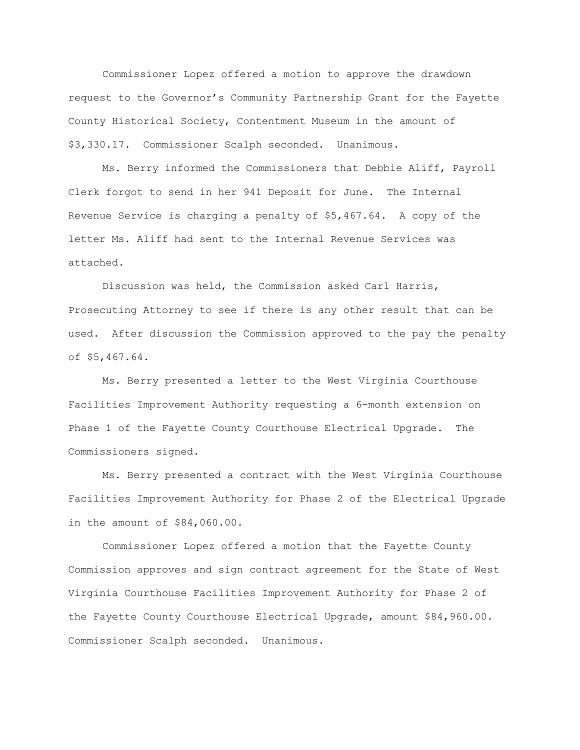Commissioner Lopez offered a motion to approve the drawdown request to the Governor's Community Partnership Grant for the Fayette County Historical Society, Contentment Museum in the amount of $3,330.17. Commissioner Scalph seconded. Unanimous.

Ms. Berry informed the Commissioners that Debbie Aliff, Payroll Clerk forgot to send in her 941 Deposit for June. The Internal Revenue Service is charging a penalty of $5,467.64. A copy of the letter Ms. Aliff had sent to the Internal Revenue Services was attached.

Discussion was held, the Commission asked Carl Harris, Prosecuting Attorney to see if there is any other result that can be used. After discussion the Commission approved to the pay the penalty of $5,467.64.

Ms. Berry presented a letter to the West Virginia Courthouse Facilities Improvement Authority requesting a 6-month extension on Phase 1 of the Fayette County Courthouse Electrical Upgrade. The Commissioners signed.

Ms. Berry presented a contract with the West Virginia Courthouse Facilities Improvement Authority for Phase 2 of the Electrical Upgrade in the amount of $84,060.00.

Commissioner Lopez offered a motion that the Fayette County Commission approves and sign contract agreement for the State of West Virginia Courthouse Facilities Improvement Authority for Phase 2 of the Fayette County Courthouse Electrical Upgrade, amount $84,960.00. Commissioner Scalph seconded. Unanimous.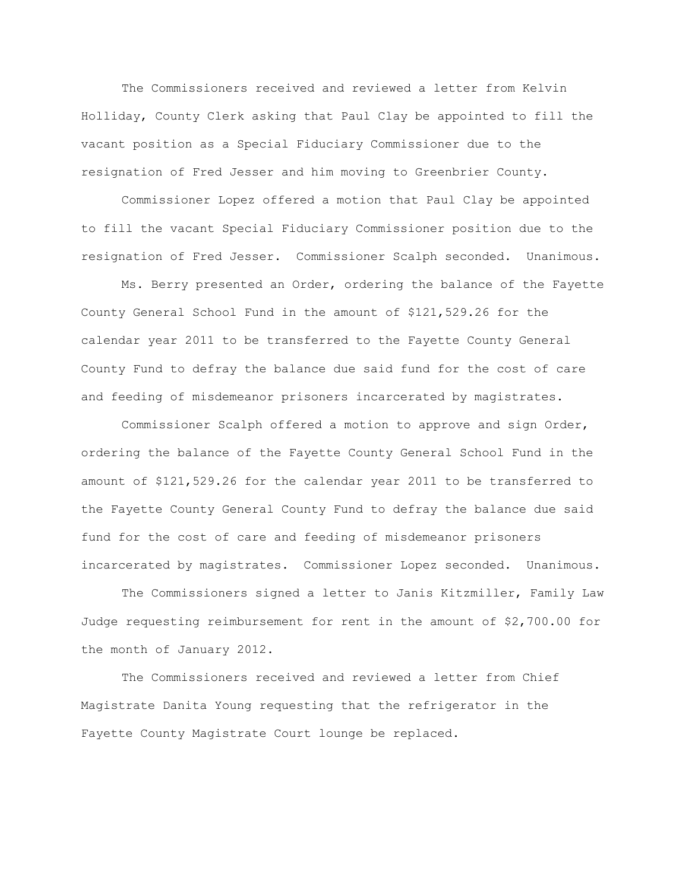The Commissioners received and reviewed a letter from Kelvin Holliday, County Clerk asking that Paul Clay be appointed to fill the vacant position as a Special Fiduciary Commissioner due to the resignation of Fred Jesser and him moving to Greenbrier County.

Commissioner Lopez offered a motion that Paul Clay be appointed to fill the vacant Special Fiduciary Commissioner position due to the resignation of Fred Jesser. Commissioner Scalph seconded. Unanimous.

Ms. Berry presented an Order, ordering the balance of the Fayette County General School Fund in the amount of $121,529.26 for the calendar year 2011 to be transferred to the Fayette County General County Fund to defray the balance due said fund for the cost of care and feeding of misdemeanor prisoners incarcerated by magistrates.

Commissioner Scalph offered a motion to approve and sign Order, ordering the balance of the Fayette County General School Fund in the amount of $121,529.26 for the calendar year 2011 to be transferred to the Fayette County General County Fund to defray the balance due said fund for the cost of care and feeding of misdemeanor prisoners incarcerated by magistrates. Commissioner Lopez seconded. Unanimous.

The Commissioners signed a letter to Janis Kitzmiller, Family Law Judge requesting reimbursement for rent in the amount of $2,700.00 for the month of January 2012.

The Commissioners received and reviewed a letter from Chief Magistrate Danita Young requesting that the refrigerator in the Fayette County Magistrate Court lounge be replaced.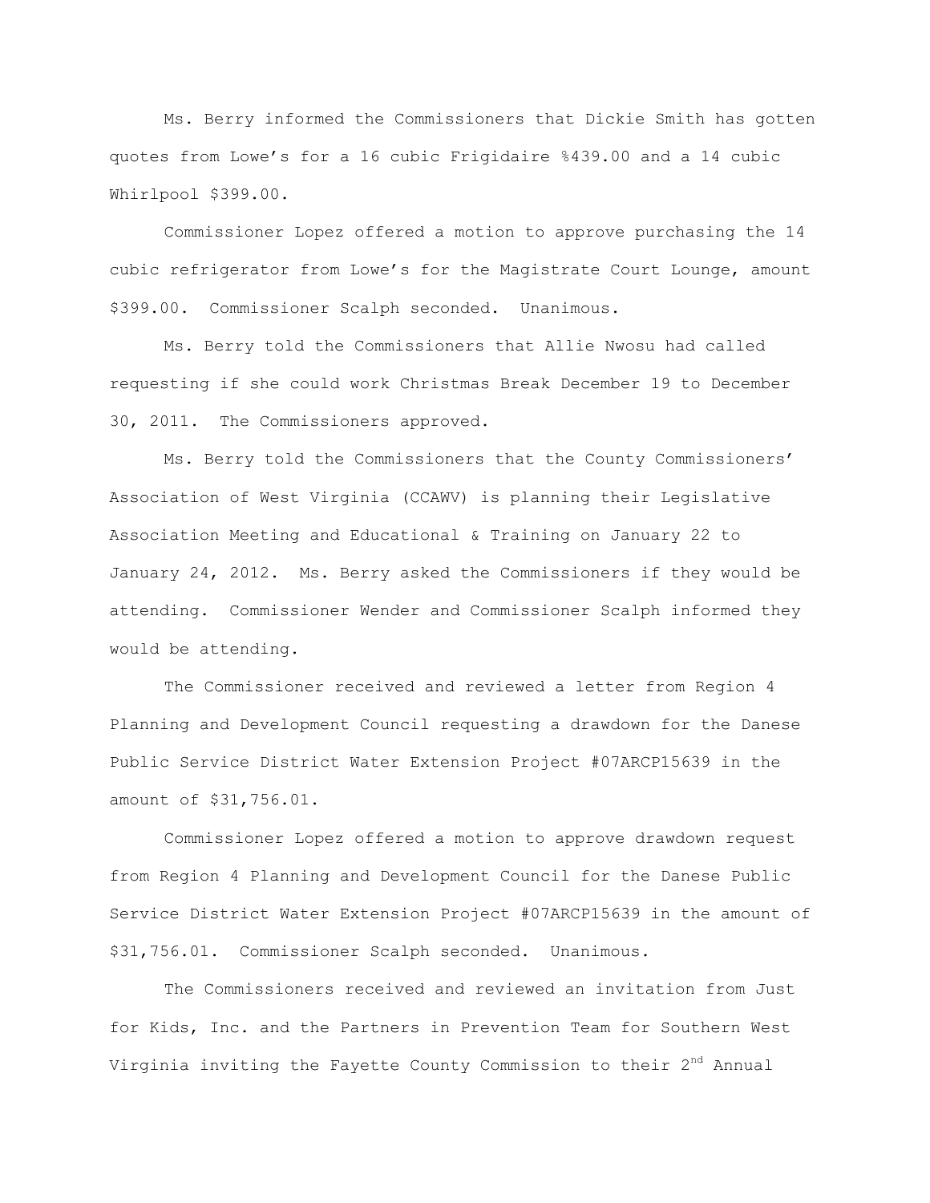Ms. Berry informed the Commissioners that Dickie Smith has gotten quotes from Lowe's for a 16 cubic Frigidaire %439.00 and a 14 cubic Whirlpool $399.00.

Commissioner Lopez offered a motion to approve purchasing the 14 cubic refrigerator from Lowe's for the Magistrate Court Lounge, amount $399.00. Commissioner Scalph seconded. Unanimous.

Ms. Berry told the Commissioners that Allie Nwosu had called requesting if she could work Christmas Break December 19 to December 30, 2011. The Commissioners approved.

Ms. Berry told the Commissioners that the County Commissioners' Association of West Virginia (CCAWV) is planning their Legislative Association Meeting and Educational & Training on January 22 to January 24, 2012. Ms. Berry asked the Commissioners if they would be attending. Commissioner Wender and Commissioner Scalph informed they would be attending.

The Commissioner received and reviewed a letter from Region 4 Planning and Development Council requesting a drawdown for the Danese Public Service District Water Extension Project #07ARCP15639 in the amount of $31,756.01.

Commissioner Lopez offered a motion to approve drawdown request from Region 4 Planning and Development Council for the Danese Public Service District Water Extension Project #07ARCP15639 in the amount of $31,756.01. Commissioner Scalph seconded. Unanimous.

The Commissioners received and reviewed an invitation from Just for Kids, Inc. and the Partners in Prevention Team for Southern West Virginia inviting the Fayette County Commission to their 2nd Annual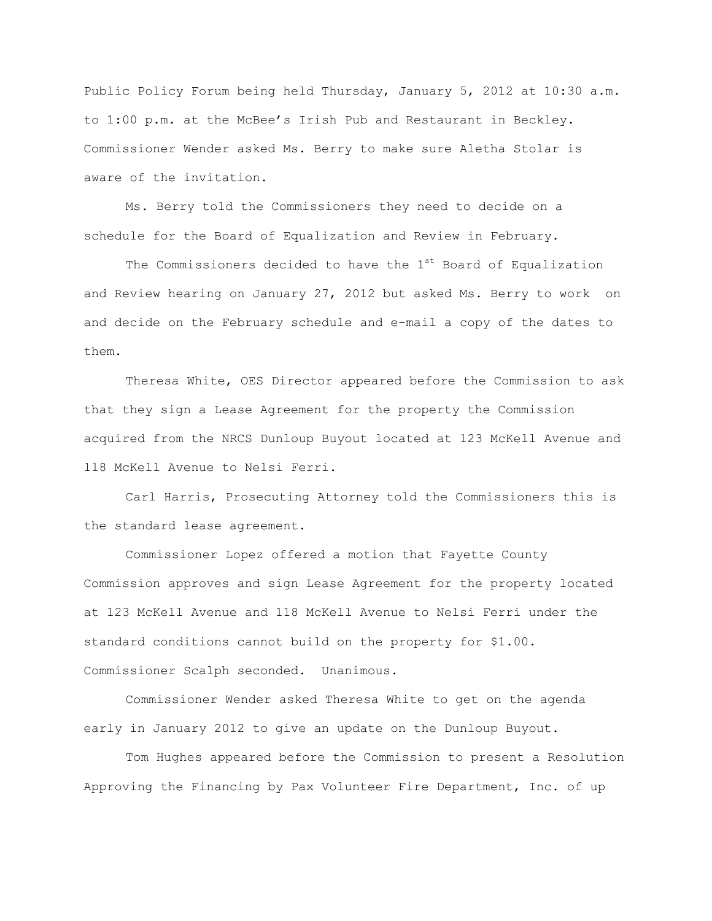Public Policy Forum being held Thursday, January 5, 2012 at 10:30 a.m. to 1:00 p.m. at the McBee's Irish Pub and Restaurant in Beckley. Commissioner Wender asked Ms. Berry to make sure Aletha Stolar is aware of the invitation.

Ms. Berry told the Commissioners they need to decide on a schedule for the Board of Equalization and Review in February.

The Commissioners decided to have the 1st Board of Equalization and Review hearing on January 27, 2012 but asked Ms. Berry to work on and decide on the February schedule and e-mail a copy of the dates to them.

Theresa White, OES Director appeared before the Commission to ask that they sign a Lease Agreement for the property the Commission acquired from the NRCS Dunloup Buyout located at 123 McKell Avenue and 118 McKell Avenue to Nelsi Ferri.

Carl Harris, Prosecuting Attorney told the Commissioners this is the standard lease agreement.

Commissioner Lopez offered a motion that Fayette County Commission approves and sign Lease Agreement for the property located at 123 McKell Avenue and 118 McKell Avenue to Nelsi Ferri under the standard conditions cannot build on the property for $1.00. Commissioner Scalph seconded. Unanimous.

Commissioner Wender asked Theresa White to get on the agenda early in January 2012 to give an update on the Dunloup Buyout.

Tom Hughes appeared before the Commission to present a Resolution Approving the Financing by Pax Volunteer Fire Department, Inc. of up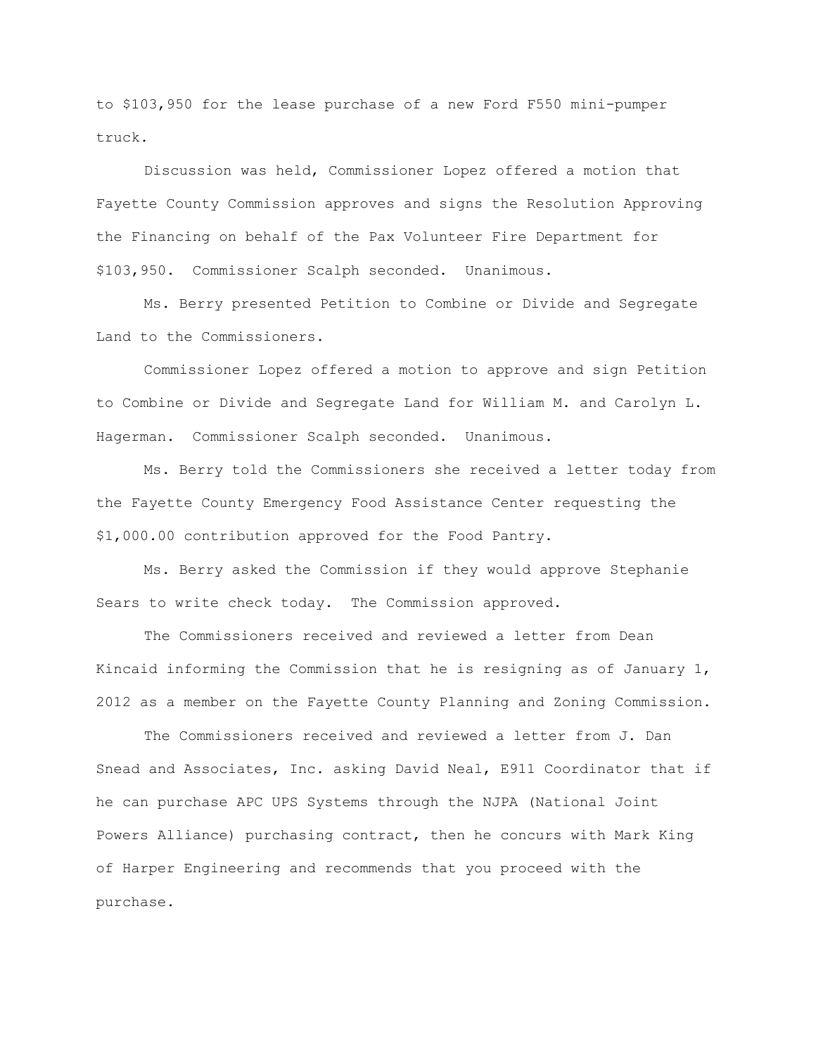to $103,950 for the lease purchase of a new Ford F550 mini-pumper truck.

Discussion was held, Commissioner Lopez offered a motion that Fayette County Commission approves and signs the Resolution Approving the Financing on behalf of the Pax Volunteer Fire Department for $103,950. Commissioner Scalph seconded. Unanimous.

Ms. Berry presented Petition to Combine or Divide and Segregate Land to the Commissioners.

Commissioner Lopez offered a motion to approve and sign Petition to Combine or Divide and Segregate Land for William M. and Carolyn L. Hagerman. Commissioner Scalph seconded. Unanimous.

Ms. Berry told the Commissioners she received a letter today from the Fayette County Emergency Food Assistance Center requesting the $1,000.00 contribution approved for the Food Pantry.

Ms. Berry asked the Commission if they would approve Stephanie Sears to write check today. The Commission approved.

The Commissioners received and reviewed a letter from Dean Kincaid informing the Commission that he is resigning as of January 1, 2012 as a member on the Fayette County Planning and Zoning Commission.

The Commissioners received and reviewed a letter from J. Dan Snead and Associates, Inc. asking David Neal, E911 Coordinator that if he can purchase APC UPS Systems through the NJPA (National Joint Powers Alliance) purchasing contract, then he concurs with Mark King of Harper Engineering and recommends that you proceed with the purchase.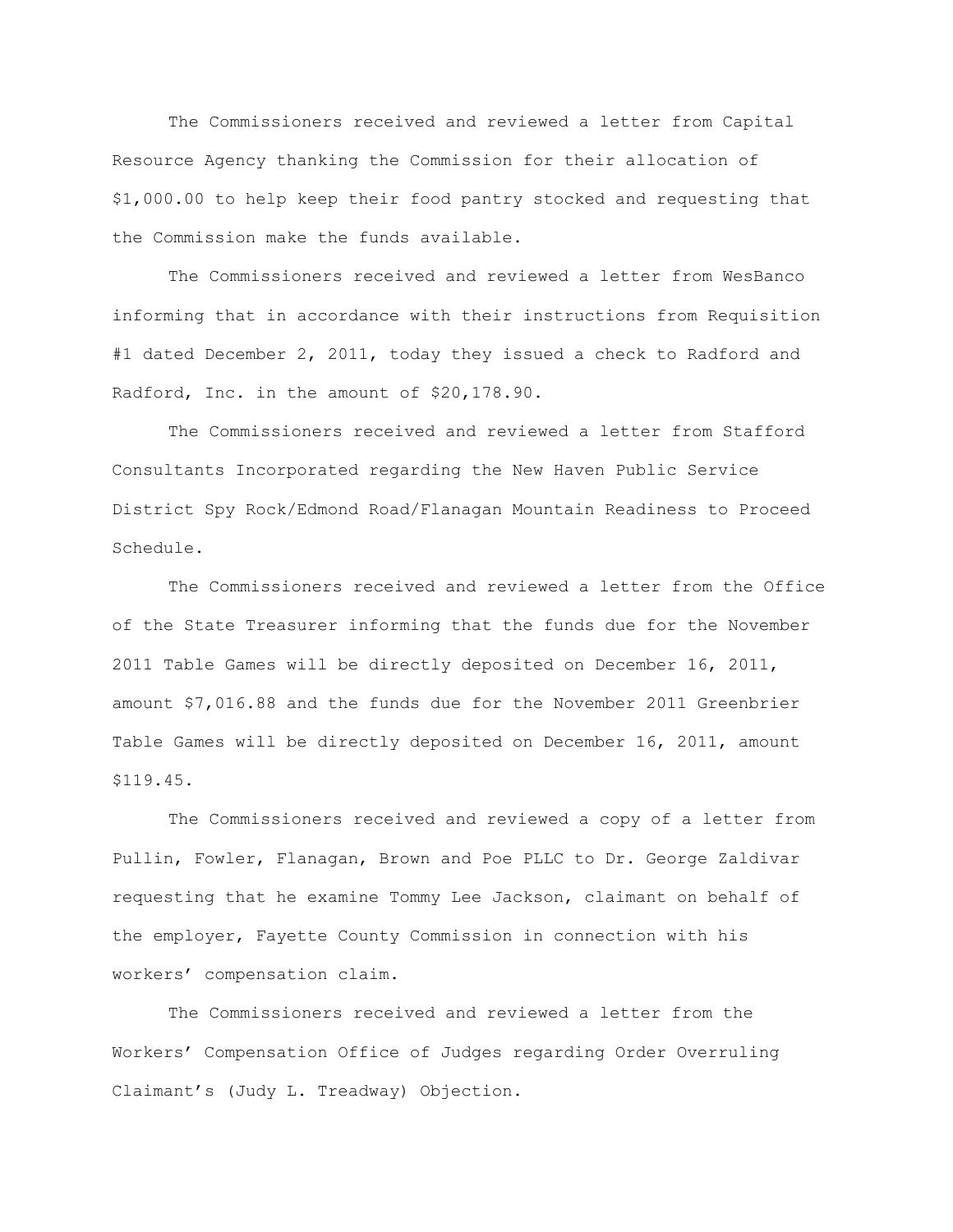The Commissioners received and reviewed a letter from Capital Resource Agency thanking the Commission for their allocation of $1,000.00 to help keep their food pantry stocked and requesting that the Commission make the funds available.

The Commissioners received and reviewed a letter from WesBanco informing that in accordance with their instructions from Requisition #1 dated December 2, 2011, today they issued a check to Radford and Radford, Inc. in the amount of $20,178.90.

The Commissioners received and reviewed a letter from Stafford Consultants Incorporated regarding the New Haven Public Service District Spy Rock/Edmond Road/Flanagan Mountain Readiness to Proceed Schedule.

The Commissioners received and reviewed a letter from the Office of the State Treasurer informing that the funds due for the November 2011 Table Games will be directly deposited on December 16, 2011, amount $7,016.88 and the funds due for the November 2011 Greenbrier Table Games will be directly deposited on December 16, 2011, amount $119.45.

The Commissioners received and reviewed a copy of a letter from Pullin, Fowler, Flanagan, Brown and Poe PLLC to Dr. George Zaldivar requesting that he examine Tommy Lee Jackson, claimant on behalf of the employer, Fayette County Commission in connection with his workers' compensation claim.

The Commissioners received and reviewed a letter from the Workers' Compensation Office of Judges regarding Order Overruling Claimant's (Judy L. Treadway) Objection.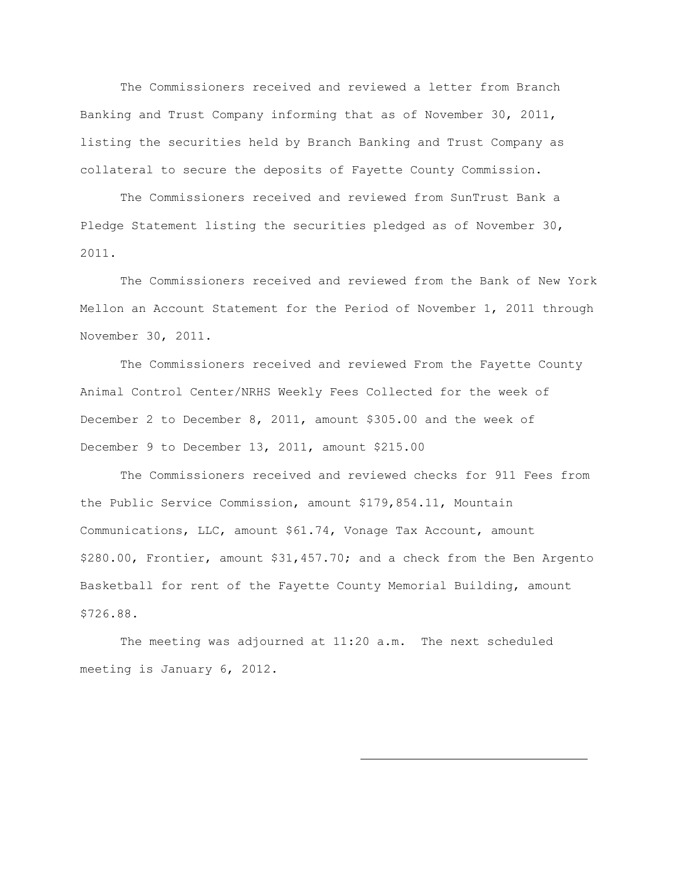The Commissioners received and reviewed a letter from Branch Banking and Trust Company informing that as of November 30, 2011, listing the securities held by Branch Banking and Trust Company as collateral to secure the deposits of Fayette County Commission.

The Commissioners received and reviewed from SunTrust Bank a Pledge Statement listing the securities pledged as of November 30, 2011.

The Commissioners received and reviewed from the Bank of New York Mellon an Account Statement for the Period of November 1, 2011 through November 30, 2011.

The Commissioners received and reviewed From the Fayette County Animal Control Center/NRHS Weekly Fees Collected for the week of December 2 to December 8, 2011, amount $305.00 and the week of December 9 to December 13, 2011, amount $215.00

The Commissioners received and reviewed checks for 911 Fees from the Public Service Commission, amount $179,854.11, Mountain Communications, LLC, amount $61.74, Vonage Tax Account, amount $280.00, Frontier, amount $31,457.70; and a check from the Ben Argento Basketball for rent of the Fayette County Memorial Building, amount $726.88.

The meeting was adjourned at 11:20 a.m. The next scheduled meeting is January 6, 2012.

\_\_\_\_\_\_\_\_\_\_\_\_\_\_\_\_\_\_\_\_\_\_\_\_\_\_\_\_\_\_\_\_\_\_